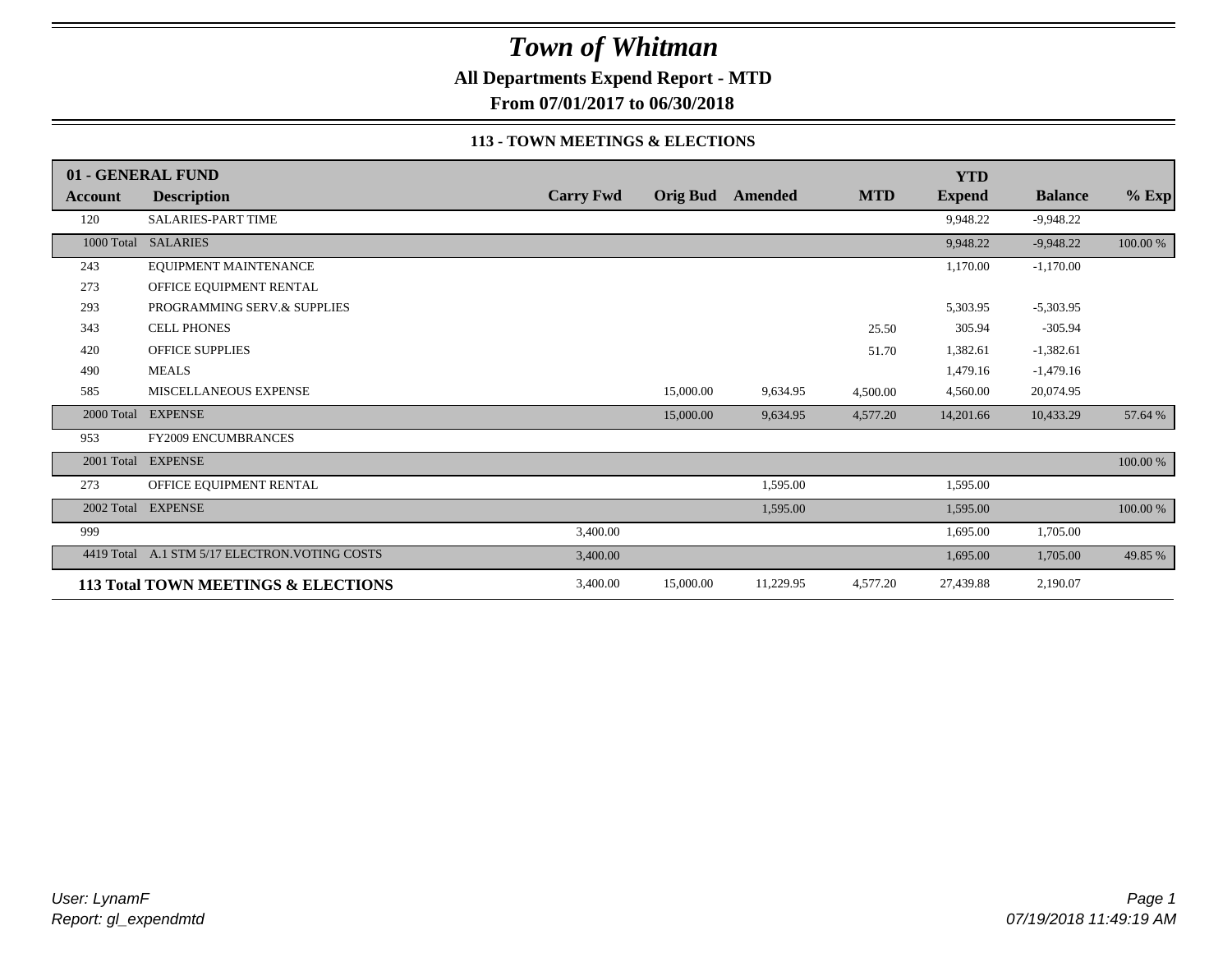# Town of Whitman

**All Departments Expend Report - MTD**

**From 07/01/2017 to 06/30/2018**

**113 - TOWN MEETINGS & ELECTIONS**

| Account | Description | Carry Fwd | Orig Bud | Amended | MTD | YTD Expend | Balance | % Exp |
|---|---|---|---|---|---|---|---|---|
| **01 - GENERAL FUND** | | | | | | | | |
| 120 | SALARIES-PART TIME | | | | | 9,948.22 | -9,948.22 | |
| 1000 Total | SALARIES | | | | | 9,948.22 | -9,948.22 | 100.00 % |
| 243 | EQUIPMENT MAINTENANCE | | | | | 1,170.00 | -1,170.00 | |
| 273 | OFFICE EQUIPMENT RENTAL | | | | | | | |
| 293 | PROGRAMMING SERV.& SUPPLIES | | | | | 5,303.95 | -5,303.95 | |
| 343 | CELL PHONES | | | | 25.50 | 305.94 | -305.94 | |
| 420 | OFFICE SUPPLIES | | | | 51.70 | 1,382.61 | -1,382.61 | |
| 490 | MEALS | | | | | 1,479.16 | -1,479.16 | |
| 585 | MISCELLANEOUS EXPENSE | | 15,000.00 | 9,634.95 | 4,500.00 | 4,560.00 | 20,074.95 | |
| 2000 Total | EXPENSE | | 15,000.00 | 9,634.95 | 4,577.20 | 14,201.66 | 10,433.29 | 57.64 % |
| 953 | FY2009 ENCUMBRANCES | | | | | | | |
| 2001 Total | EXPENSE | | | | | | | 100.00 % |
| 273 | OFFICE EQUIPMENT RENTAL | | | 1,595.00 | | 1,595.00 | | |
| 2002 Total | EXPENSE | | | 1,595.00 | | 1,595.00 | | 100.00 % |
| 999 | | 3,400.00 | | | | 1,695.00 | 1,705.00 | |
| 4419 Total | A.1 STM 5/17 ELECTRON.VOTING COSTS | 3,400.00 | | | | 1,695.00 | 1,705.00 | 49.85 % |
| **113 Total TOWN MEETINGS & ELECTIONS** | | 3,400.00 | 15,000.00 | 11,229.95 | 4,577.20 | 27,439.88 | 2,190.07 | |

*User: LynamF*
*Report: gl_expendmtd*

*07/19/2018 11:49:19 AM*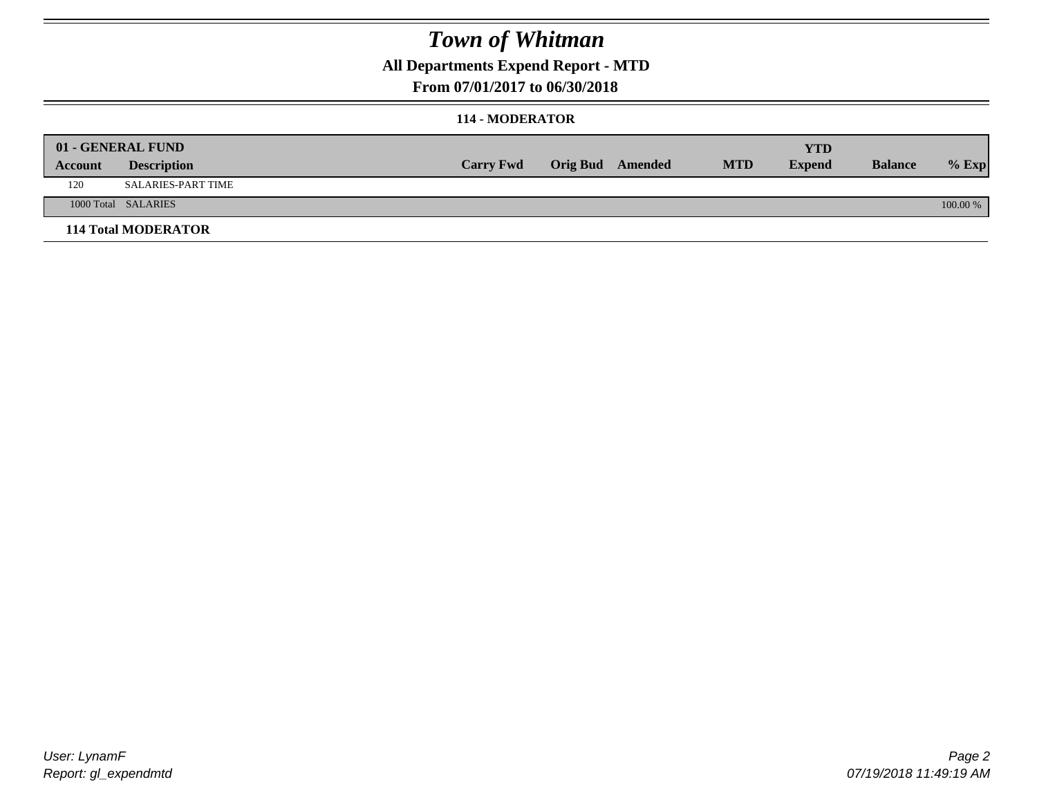# *Town of Whitman*

**All Departments Expend Report - MTD**

**From 07/01/2017 to 06/30/2018**

**114 - MODERATOR**

| 01 - GENERAL FUND | | | | | | | | |
|---|---|---|---|---|---|---|---|---|
| **Account** | **Description** | **Carry Fwd** | **Orig Bud** | **Amended** | **MTD** | **YTD Expend** | **Balance** | **% Exp** |
| 120 | SALARIES-PART TIME | | | | | | | |
| 1000 Total | SALARIES | | | | | | | 100.00 % |
| **114 Total MODERATOR** | | | | | | | | |

*User: LynamF*
*Report: gl_expendmtd*

*07/19/2018 11:49:19 AM*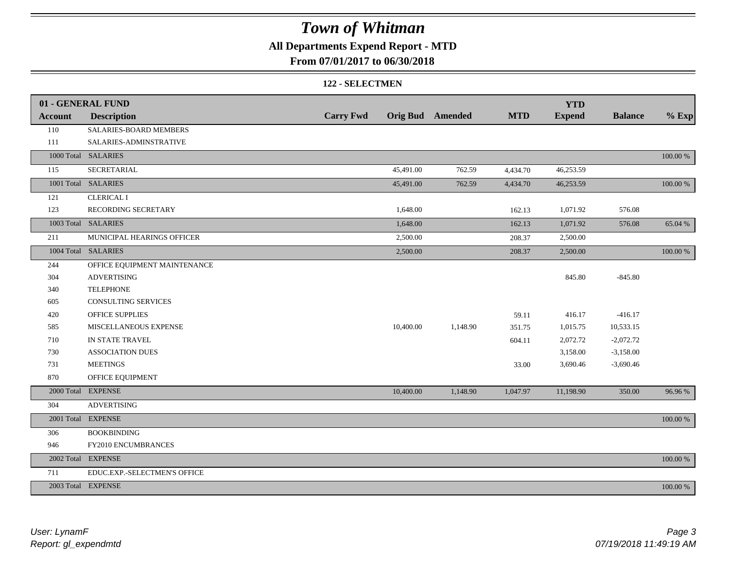# Town of Whitman

## All Departments Expend Report - MTD

### From 07/01/2017 to 06/30/2018

### 122 - SELECTMEN

| 01 - GENERAL FUND | | | | | | | | |
|---|---|---|---|---|---|---|---|---|
| **Account** | **Description** | **Carry Fwd** | **Orig Bud** | **Amended** | **MTD** | **YTD Expend** | **Balance** | **% Exp** |
| 110 | SALARIES-BOARD MEMBERS | | | | | | | |
| 111 | SALARIES-ADMINSTRATIVE | | | | | | | |
| 1000 Total | SALARIES | | | | | | | 100.00 % |
| 115 | SECRETARIAL | | 45,491.00 | 762.59 | 4,434.70 | 46,253.59 | | |
| 1001 Total | SALARIES | | 45,491.00 | 762.59 | 4,434.70 | 46,253.59 | | 100.00 % |
| 121 | CLERICAL I | | | | | | | |
| 123 | RECORDING SECRETARY | | 1,648.00 | | 162.13 | 1,071.92 | 576.08 | |
| 1003 Total | SALARIES | | 1,648.00 | | 162.13 | 1,071.92 | 576.08 | 65.04 % |
| 211 | MUNICIPAL HEARINGS OFFICER | | 2,500.00 | | 208.37 | 2,500.00 | | |
| 1004 Total | SALARIES | | 2,500.00 | | 208.37 | 2,500.00 | | 100.00 % |
| 244 | OFFICE EQUIPMENT MAINTENANCE | | | | | | | |
| 304 | ADVERTISING | | | | | 845.80 | -845.80 | |
| 340 | TELEPHONE | | | | | | | |
| 605 | CONSULTING SERVICES | | | | | | | |
| 420 | OFFICE SUPPLIES | | | | 59.11 | 416.17 | -416.17 | |
| 585 | MISCELLANEOUS EXPENSE | | 10,400.00 | 1,148.90 | 351.75 | 1,015.75 | 10,533.15 | |
| 710 | IN STATE TRAVEL | | | | 604.11 | 2,072.72 | -2,072.72 | |
| 730 | ASSOCIATION DUES | | | | | 3,158.00 | -3,158.00 | |
| 731 | MEETINGS | | | | 33.00 | 3,690.46 | -3,690.46 | |
| 870 | OFFICE EQUIPMENT | | | | | | | |
| 2000 Total | EXPENSE | | 10,400.00 | 1,148.90 | 1,047.97 | 11,198.90 | 350.00 | 96.96 % |
| 304 | ADVERTISING | | | | | | | |
| 2001 Total | EXPENSE | | | | | | | 100.00 % |
| 306 | BOOKBINDING | | | | | | | |
| 946 | FY2010 ENCUMBRANCES | | | | | | | |
| 2002 Total | EXPENSE | | | | | | | 100.00 % |
| 711 | EDUC.EXP.-SELECTMEN'S OFFICE | | | | | | | |
| 2003 Total | EXPENSE | | | | | | | 100.00 % |

*User: LynamF*
*Report: gl_expendmtd*

*07/19/2018 11:49:19 AM*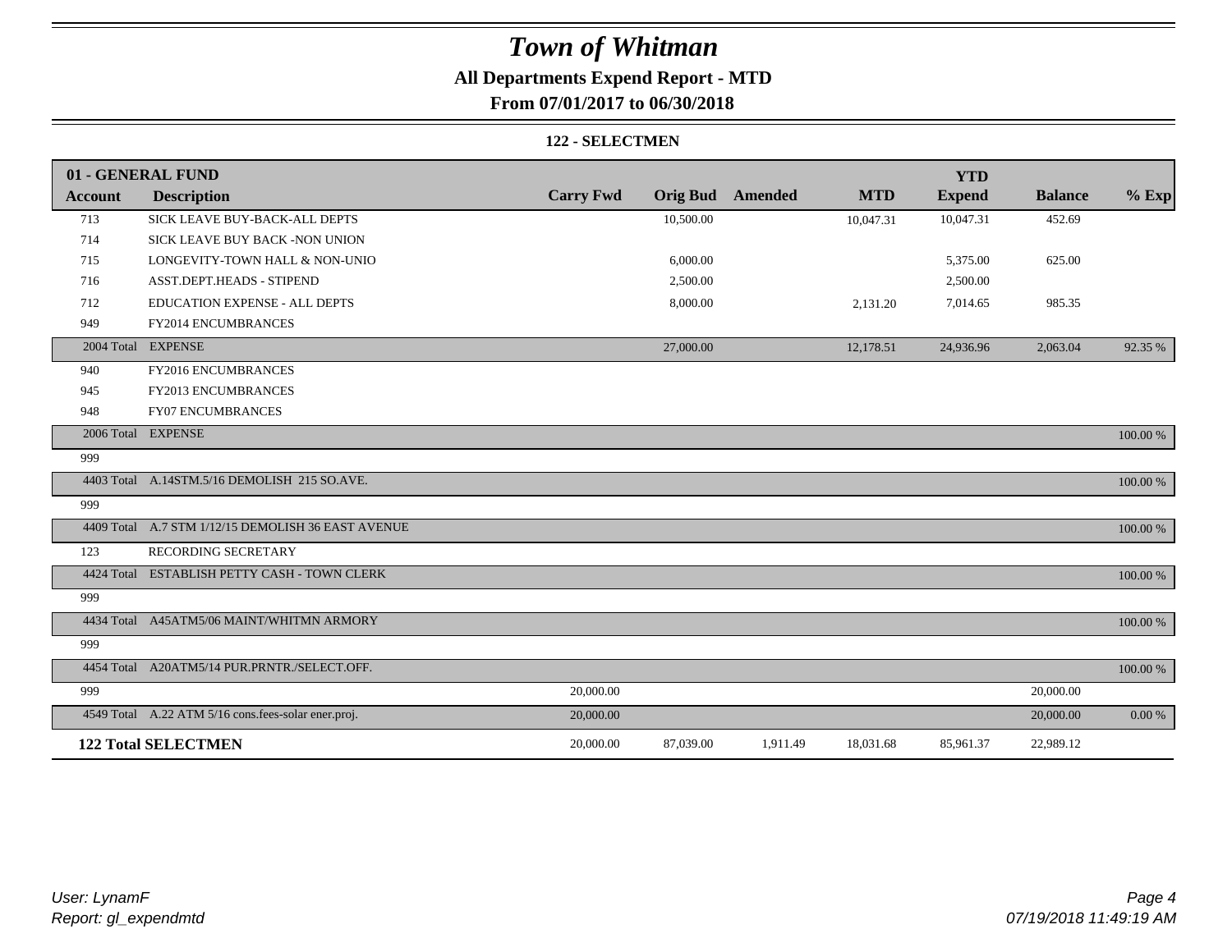# Town of Whitman

## All Departments Expend Report - MTD

### From 07/01/2017 to 06/30/2018

#### 122 - SELECTMEN

| 01 - GENERAL FUND | | | | | | YTD | | |
|---|---|---|---|---|---|---|---|---|
| **Account** | **Description** | **Carry Fwd** | **Orig Bud** | **Amended** | **MTD** | **Expend** | **Balance** | **% Exp** |
| 713 | SICK LEAVE BUY-BACK-ALL DEPTS | | 10,500.00 | | 10,047.31 | 10,047.31 | 452.69 | |
| 714 | SICK LEAVE BUY BACK -NON UNION | | | | | | | |
| 715 | LONGEVITY-TOWN HALL & NON-UNIO | | 6,000.00 | | | 5,375.00 | 625.00 | |
| 716 | ASST.DEPT.HEADS - STIPEND | | 2,500.00 | | | 2,500.00 | | |
| 712 | EDUCATION EXPENSE - ALL DEPTS | | 8,000.00 | | 2,131.20 | 7,014.65 | 985.35 | |
| 949 | FY2014 ENCUMBRANCES | | | | | | | |
| 2004 Total | EXPENSE | | 27,000.00 | | 12,178.51 | 24,936.96 | 2,063.04 | 92.35 % |
| 940 | FY2016 ENCUMBRANCES | | | | | | | |
| 945 | FY2013 ENCUMBRANCES | | | | | | | |
| 948 | FY07 ENCUMBRANCES | | | | | | | |
| 2006 Total | EXPENSE | | | | | | | 100.00 % |
| 999 | | | | | | | | |
| 4403 Total | A.14STM.5/16 DEMOLISH 215 SO.AVE. | | | | | | | 100.00 % |
| 999 | | | | | | | | |
| 4409 Total | A.7 STM 1/12/15 DEMOLISH 36 EAST AVENUE | | | | | | | 100.00 % |
| 123 | RECORDING SECRETARY | | | | | | | |
| 4424 Total | ESTABLISH PETTY CASH - TOWN CLERK | | | | | | | 100.00 % |
| 999 | | | | | | | | |
| 4434 Total | A45ATM5/06 MAINT/WHITMN ARMORY | | | | | | | 100.00 % |
| 999 | | | | | | | | |
| 4454 Total | A20ATM5/14 PUR.PRNTR./SELECT.OFF. | | | | | | | 100.00 % |
| 999 | | 20,000.00 | | | | | 20,000.00 | |
| 4549 Total | A.22 ATM 5/16 cons.fees-solar ener.proj. | 20,000.00 | | | | | 20,000.00 | 0.00 % |
| **122 Total SELECTMEN** | | 20,000.00 | 87,039.00 | 1,911.49 | 18,031.68 | 85,961.37 | 22,989.12 | |

*User: LynamF*
*Report: gl_expendmtd*

*07/19/2018 11:49:19 AM*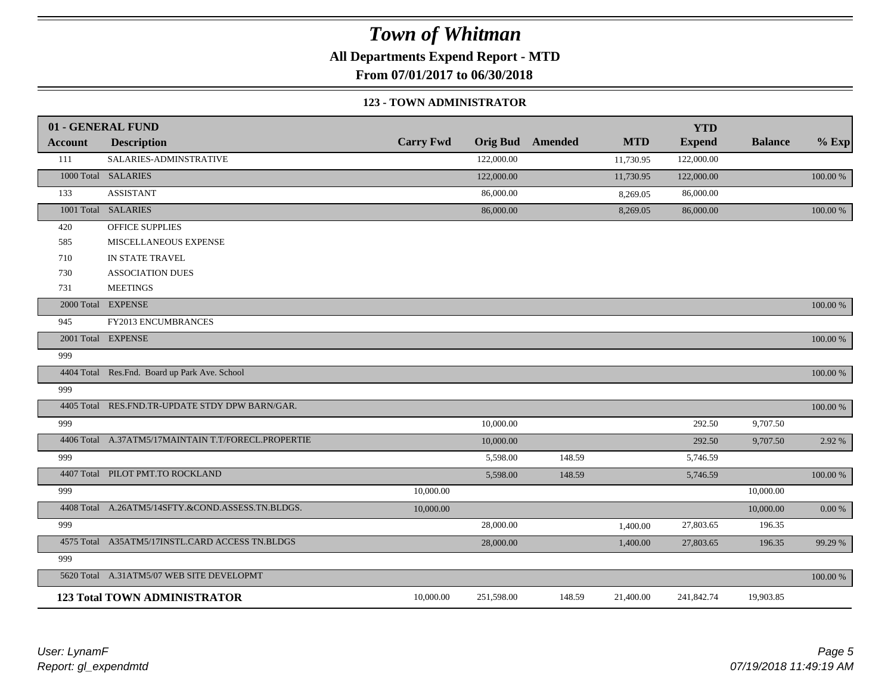# Town of Whitman

**All Departments Expend Report - MTD**

**From 07/01/2017 to 06/30/2018**

**123 - TOWN ADMINISTRATOR**

| 01 - GENERAL FUND | | | | | | YTD | | |
|---|---|---|---|---|---|---|---|---|
| **Account** | **Description** | **Carry Fwd** | **Orig Bud** | **Amended** | **MTD** | **Expend** | **Balance** | **% Exp** |
| 111 | SALARIES-ADMINSTRATIVE | | 122,000.00 | | 11,730.95 | 122,000.00 | | |
| 1000 Total | SALARIES | | 122,000.00 | | 11,730.95 | 122,000.00 | | 100.00 % |
| 133 | ASSISTANT | | 86,000.00 | | 8,269.05 | 86,000.00 | | |
| 1001 Total | SALARIES | | 86,000.00 | | 8,269.05 | 86,000.00 | | 100.00 % |
| 420 | OFFICE SUPPLIES | | | | | | | |
| 585 | MISCELLANEOUS EXPENSE | | | | | | | |
| 710 | IN STATE TRAVEL | | | | | | | |
| 730 | ASSOCIATION DUES | | | | | | | |
| 731 | MEETINGS | | | | | | | |
| 2000 Total | EXPENSE | | | | | | | 100.00 % |
| 945 | FY2013 ENCUMBRANCES | | | | | | | |
| 2001 Total | EXPENSE | | | | | | | 100.00 % |
| 999 | | | | | | | | |
| 4404 Total | Res.Fnd. Board up Park Ave. School | | | | | | | 100.00 % |
| 999 | | | | | | | | |
| 4405 Total | RES.FND.TR-UPDATE STDY DPW BARN/GAR. | | | | | | | 100.00 % |
| 999 | | | 10,000.00 | | | 292.50 | 9,707.50 | |
| 4406 Total | A.37ATM5/17MAINTAIN T.T/FORECL.PROPERTIE | | 10,000.00 | | | 292.50 | 9,707.50 | 2.92 % |
| 999 | | | 5,598.00 | 148.59 | | 5,746.59 | | |
| 4407 Total | PILOT PMT.TO ROCKLAND | | 5,598.00 | 148.59 | | 5,746.59 | | 100.00 % |
| 999 | | 10,000.00 | | | | | 10,000.00 | |
| 4408 Total | A.26ATM5/14SFTY.&COND.ASSESS.TN.BLDGS. | 10,000.00 | | | | | 10,000.00 | 0.00 % |
| 999 | | | 28,000.00 | | 1,400.00 | 27,803.65 | 196.35 | |
| 4575 Total | A35ATM5/17INSTL.CARD ACCESS TN.BLDGS | | 28,000.00 | | 1,400.00 | 27,803.65 | 196.35 | 99.29 % |
| 999 | | | | | | | | |
| 5620 Total | A.31ATM5/07 WEB SITE DEVELOPMT | | | | | | | 100.00 % |
| **123 Total TOWN ADMINISTRATOR** | | 10,000.00 | 251,598.00 | 148.59 | 21,400.00 | 241,842.74 | 19,903.85 | |

User: LynamF
Report: gl_expendmtd

07/19/2018 11:49:19 AM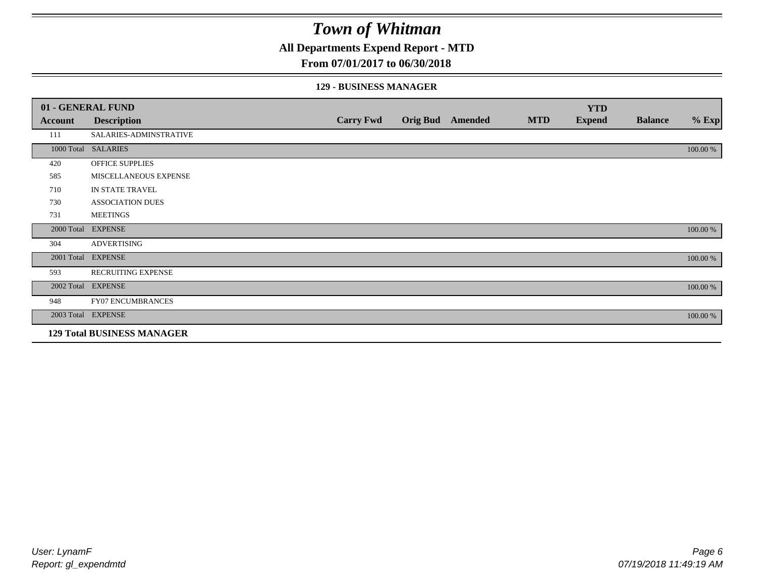# Town of Whitman

**All Departments Expend Report - MTD**

**From 07/01/2017 to 06/30/2018**

**129 - BUSINESS MANAGER**

| **01 - GENERAL FUND** | | | | | | | | |
|---|---|---|---|---|---|---|---|---|
| **Account** | **Description** | **Carry Fwd** | **Orig Bud** | **Amended** | **MTD** | **YTD Expend** | **Balance** | **% Exp** |
| 111 | SALARIES-ADMINSTRATIVE | | | | | | | |
| 1000 Total | SALARIES | | | | | | | 100.00 % |
| 420 | OFFICE SUPPLIES | | | | | | | |
| 585 | MISCELLANEOUS EXPENSE | | | | | | | |
| 710 | IN STATE TRAVEL | | | | | | | |
| 730 | ASSOCIATION DUES | | | | | | | |
| 731 | MEETINGS | | | | | | | |
| 2000 Total | EXPENSE | | | | | | | 100.00 % |
| 304 | ADVERTISING | | | | | | | |
| 2001 Total | EXPENSE | | | | | | | 100.00 % |
| 593 | RECRUITING EXPENSE | | | | | | | |
| 2002 Total | EXPENSE | | | | | | | 100.00 % |
| 948 | FY07 ENCUMBRANCES | | | | | | | |
| 2003 Total | EXPENSE | | | | | | | 100.00 % |
| **129 Total BUSINESS MANAGER** | | | | | | | | |

*User: LynamF*
*Report: gl_expendmtd*

*07/19/2018 11:49:19 AM*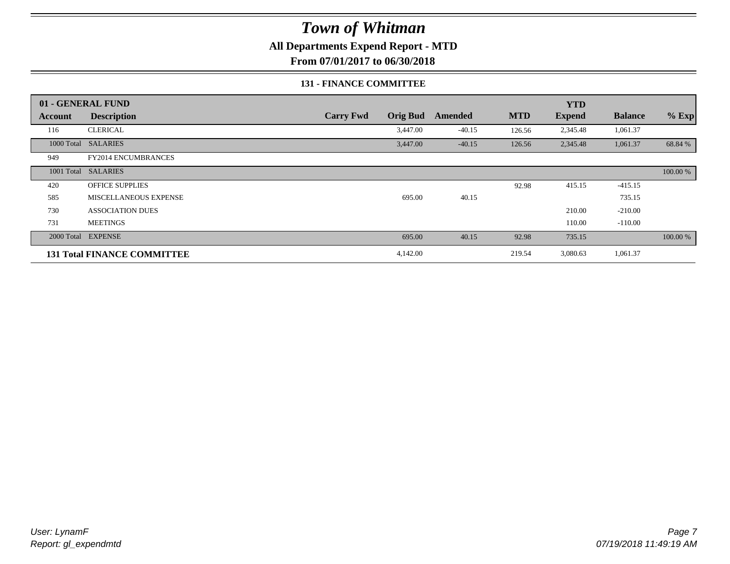# Town of Whitman

## All Departments Expend Report - MTD

### From 07/01/2017 to 06/30/2018

#### 131 - FINANCE COMMITTEE

| 01 - GENERAL FUND | | | | | | YTD | | |
|---|---|---|---|---|---|---|---|---|
| Account | Description | Carry Fwd | Orig Bud | Amended | MTD | Expend | Balance | % Exp |
| 116 | CLERICAL | | 3,447.00 | -40.15 | 126.56 | 2,345.48 | 1,061.37 | |
| 1000 Total | SALARIES | | 3,447.00 | -40.15 | 126.56 | 2,345.48 | 1,061.37 | 68.84 % |
| 949 | FY2014 ENCUMBRANCES | | | | | | | |
| 1001 Total | SALARIES | | | | | | | 100.00 % |
| 420 | OFFICE SUPPLIES | | | | 92.98 | 415.15 | -415.15 | |
| 585 | MISCELLANEOUS EXPENSE | | 695.00 | 40.15 | | | 735.15 | |
| 730 | ASSOCIATION DUES | | | | | 210.00 | -210.00 | |
| 731 | MEETINGS | | | | | 110.00 | -110.00 | |
| 2000 Total | EXPENSE | | 695.00 | 40.15 | 92.98 | 735.15 | | 100.00 % |
| **131 Total FINANCE COMMITTEE** | | | 4,142.00 | | 219.54 | 3,080.63 | 1,061.37 | |

*User: LynamF*
*Report: gl_expendmtd*

*07/19/2018 11:49:19 AM*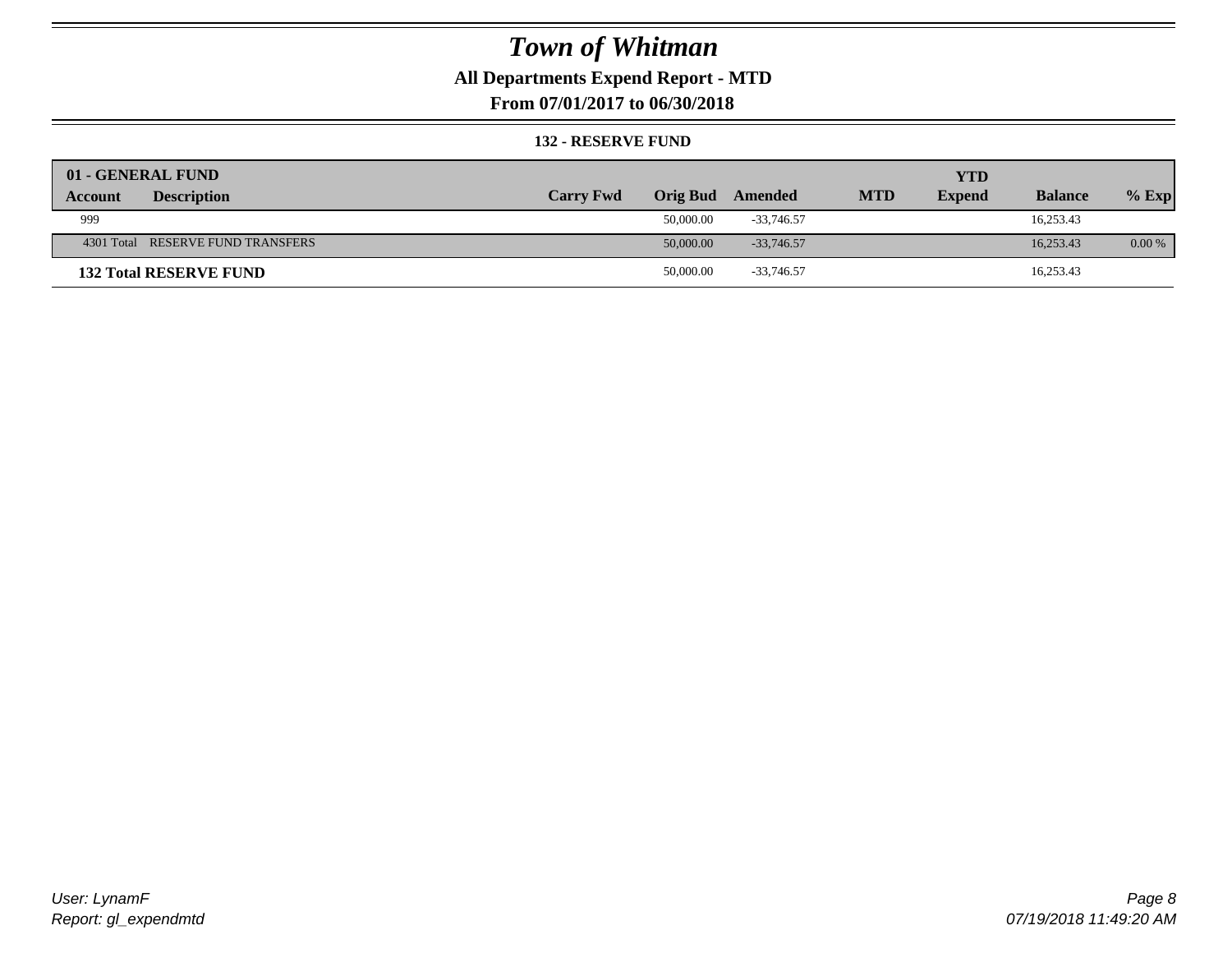# Town of Whitman

## All Departments Expend Report - MTD

### From 07/01/2017 to 06/30/2018

#### 132 - RESERVE FUND

| 01 - GENERAL FUND | | | | | | YTD | | |
|---|---|---|---|---|---|---|---|---|
| **Account** | **Description** | **Carry Fwd** | **Orig Bud** | **Amended** | **MTD** | **Expend** | **Balance** | **% Exp** |
| 999 | | | 50,000.00 | -33,746.57 | | | 16,253.43 | |
| 4301 Total | RESERVE FUND TRANSFERS | | 50,000.00 | -33,746.57 | | | 16,253.43 | 0.00 % |
| **132 Total RESERVE FUND** | | | 50,000.00 | -33,746.57 | | | 16,253.43 | |

User: LynamF
Report: gl_expendmtd

07/19/2018 11:49:20 AM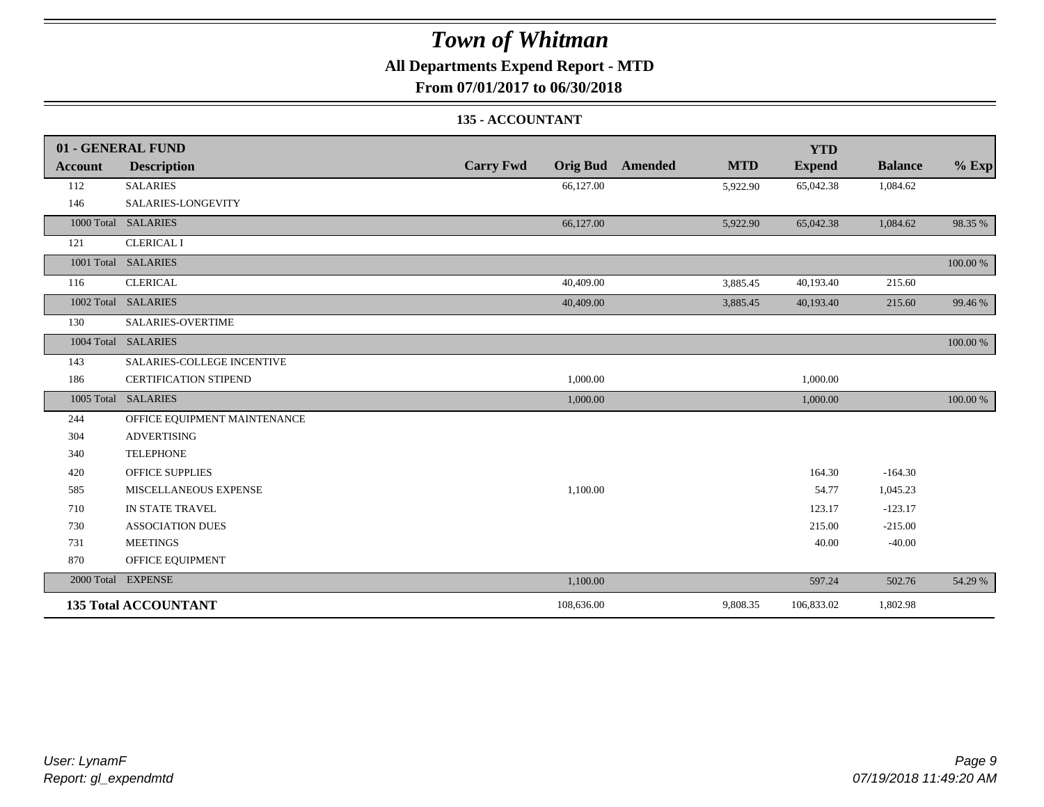# Town of Whitman

## All Departments Expend Report - MTD

## From 07/01/2017 to 06/30/2018

### 135 - ACCOUNTANT

| 01 - GENERAL FUND | | | | | | YTD | | |
|---|---|---|---|---|---|---|---|---|
| **Account** | **Description** | **Carry Fwd** | **Orig Bud** | **Amended** | **MTD** | **Expend** | **Balance** | **% Exp** |
| 112 | SALARIES | | 66,127.00 | | 5,922.90 | 65,042.38 | 1,084.62 | |
| 146 | SALARIES-LONGEVITY | | | | | | | |
| 1000 Total | SALARIES | | 66,127.00 | | 5,922.90 | 65,042.38 | 1,084.62 | 98.35 % |
| 121 | CLERICAL I | | | | | | | |
| 1001 Total | SALARIES | | | | | | | 100.00 % |
| 116 | CLERICAL | | 40,409.00 | | 3,885.45 | 40,193.40 | 215.60 | |
| 1002 Total | SALARIES | | 40,409.00 | | 3,885.45 | 40,193.40 | 215.60 | 99.46 % |
| 130 | SALARIES-OVERTIME | | | | | | | |
| 1004 Total | SALARIES | | | | | | | 100.00 % |
| 143 | SALARIES-COLLEGE INCENTIVE | | | | | | | |
| 186 | CERTIFICATION STIPEND | | 1,000.00 | | | 1,000.00 | | |
| 1005 Total | SALARIES | | 1,000.00 | | | 1,000.00 | | 100.00 % |
| 244 | OFFICE EQUIPMENT MAINTENANCE | | | | | | | |
| 304 | ADVERTISING | | | | | | | |
| 340 | TELEPHONE | | | | | | | |
| 420 | OFFICE SUPPLIES | | | | | 164.30 | -164.30 | |
| 585 | MISCELLANEOUS EXPENSE | | 1,100.00 | | | 54.77 | 1,045.23 | |
| 710 | IN STATE TRAVEL | | | | | 123.17 | -123.17 | |
| 730 | ASSOCIATION DUES | | | | | 215.00 | -215.00 | |
| 731 | MEETINGS | | | | | 40.00 | -40.00 | |
| 870 | OFFICE EQUIPMENT | | | | | | | |
| 2000 Total | EXPENSE | | 1,100.00 | | | 597.24 | 502.76 | 54.29 % |
| **135 Total ACCOUNTANT** | | | 108,636.00 | | 9,808.35 | 106,833.02 | 1,802.98 | |

*User: LynamF*
*Report: gl_expendmtd*

*07/19/2018 11:49:20 AM*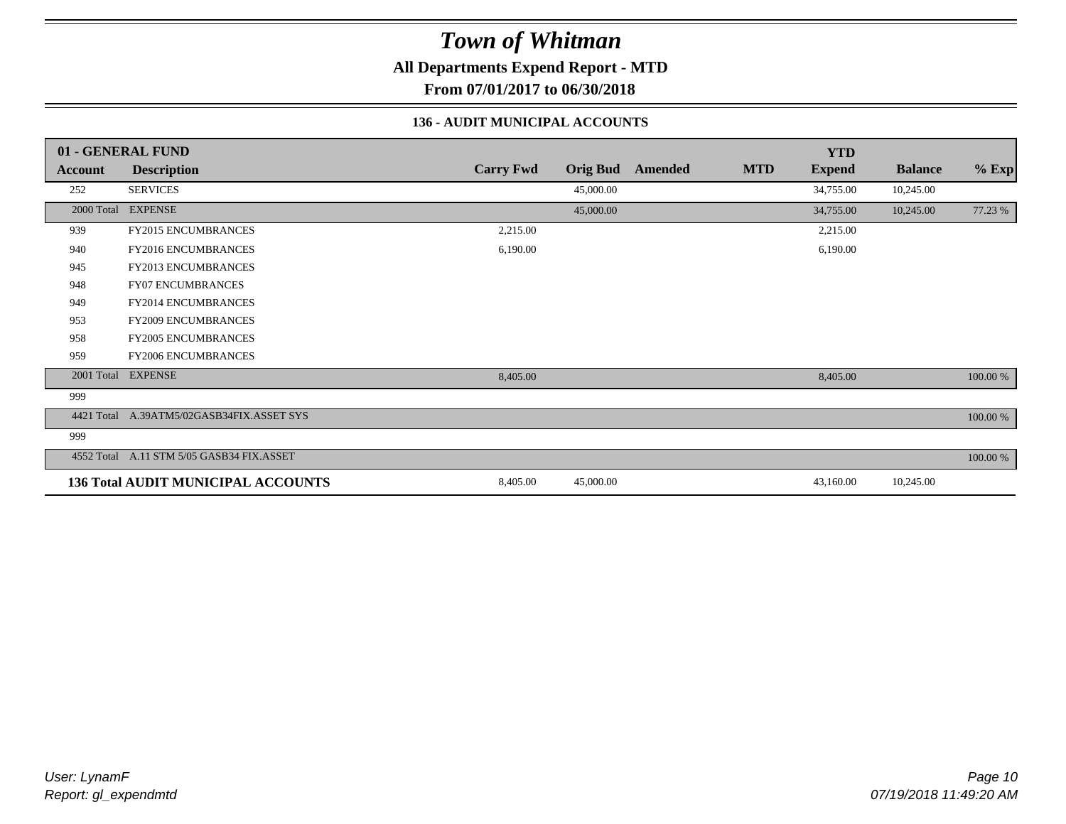# Town of Whitman

**All Departments Expend Report - MTD**

**From 07/01/2017 to 06/30/2018**

### 136 - AUDIT MUNICIPAL ACCOUNTS

| 01 - GENERAL FUND | | | | | | YTD | | |
|---|---|---|---|---|---|---|---|---|
| **Account** | **Description** | **Carry Fwd** | **Orig Bud** | **Amended** | **MTD** | **Expend** | **Balance** | **% Exp** |
| 252 | SERVICES | | 45,000.00 | | | 34,755.00 | 10,245.00 | |
| 2000 Total | EXPENSE | | 45,000.00 | | | 34,755.00 | 10,245.00 | 77.23 % |
| 939 | FY2015 ENCUMBRANCES | 2,215.00 | | | | 2,215.00 | | |
| 940 | FY2016 ENCUMBRANCES | 6,190.00 | | | | 6,190.00 | | |
| 945 | FY2013 ENCUMBRANCES | | | | | | | |
| 948 | FY07 ENCUMBRANCES | | | | | | | |
| 949 | FY2014 ENCUMBRANCES | | | | | | | |
| 953 | FY2009 ENCUMBRANCES | | | | | | | |
| 958 | FY2005 ENCUMBRANCES | | | | | | | |
| 959 | FY2006 ENCUMBRANCES | | | | | | | |
| 2001 Total | EXPENSE | 8,405.00 | | | | 8,405.00 | | 100.00 % |
| 999 | | | | | | | | |
| 4421 Total | A.39ATM5/02GASB34FIX.ASSET SYS | | | | | | | 100.00 % |
| 999 | | | | | | | | |
| 4552 Total | A.11 STM 5/05 GASB34 FIX.ASSET | | | | | | | 100.00 % |
| **136 Total AUDIT MUNICIPAL ACCOUNTS** | | 8,405.00 | 45,000.00 | | | 43,160.00 | 10,245.00 | |

*User: LynamF*
*Report: gl_expendmtd*

*07/19/2018 11:49:20 AM*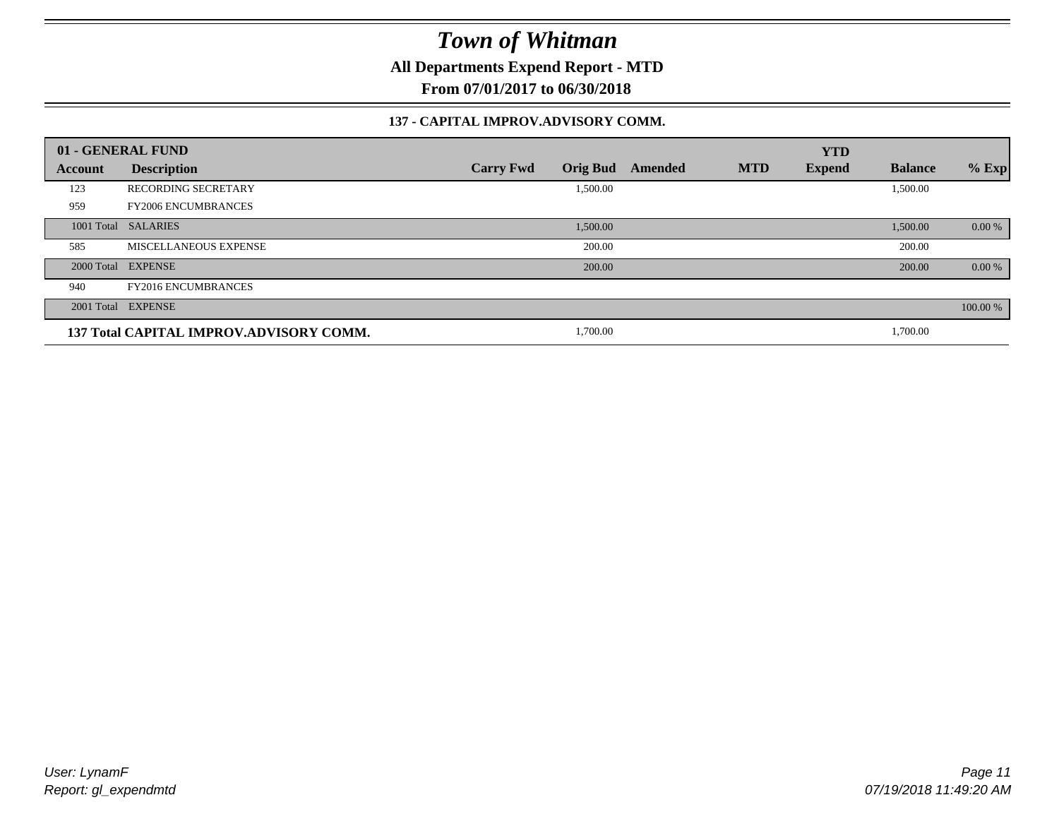# Town of Whitman

**All Departments Expend Report - MTD**

**From 07/01/2017 to 06/30/2018**

**137 - CAPITAL IMPROV.ADVISORY COMM.**

| 01 - GENERAL FUND | | | | | | YTD | | |
|---|---|---|---|---|---|---|---|---|
| **Account** | **Description** | **Carry Fwd** | **Orig Bud** | **Amended** | **MTD** | **Expend** | **Balance** | **% Exp** |
| 123 | RECORDING SECRETARY | | 1,500.00 | | | | 1,500.00 | |
| 959 | FY2006 ENCUMBRANCES | | | | | | | |
| 1001 Total | SALARIES | | 1,500.00 | | | | 1,500.00 | 0.00 % |
| 585 | MISCELLANEOUS EXPENSE | | 200.00 | | | | 200.00 | |
| 2000 Total | EXPENSE | | 200.00 | | | | 200.00 | 0.00 % |
| 940 | FY2016 ENCUMBRANCES | | | | | | | |
| 2001 Total | EXPENSE | | | | | | | 100.00 % |
| **137 Total CAPITAL IMPROV.ADVISORY COMM.** | | | 1,700.00 | | | | 1,700.00 | |

User: LynamF
Report: gl_expendmtd

07/19/2018 11:49:20 AM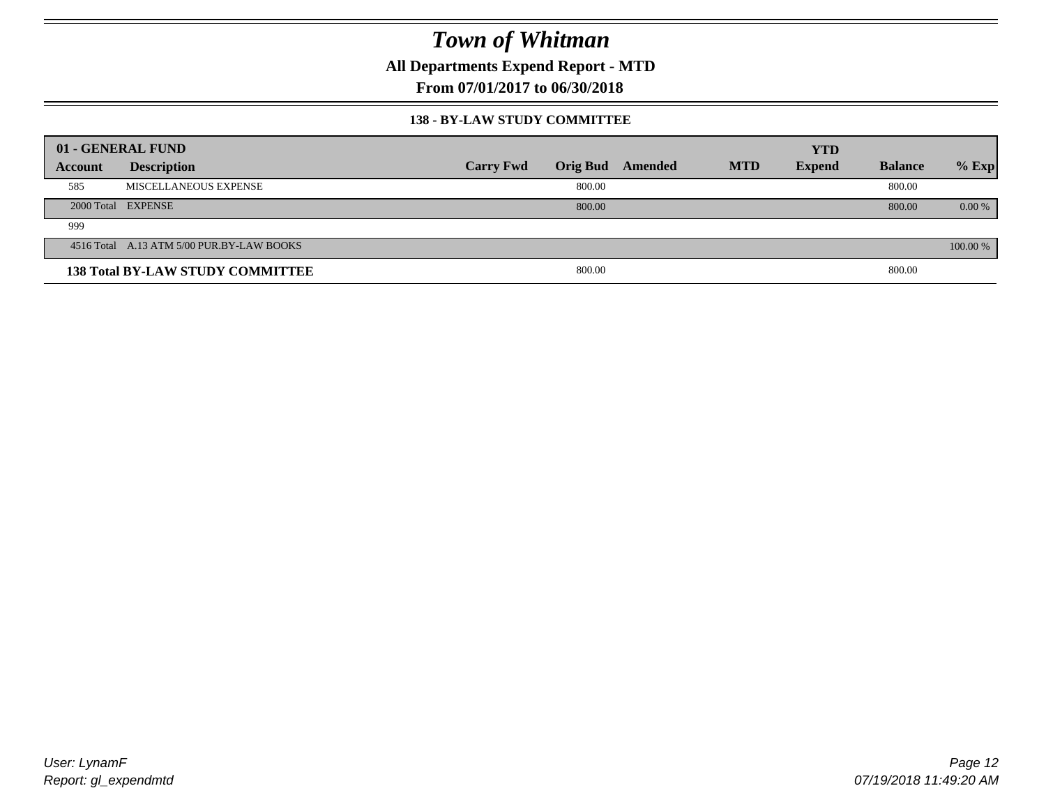# Town of Whitman

**All Departments Expend Report - MTD**

**From 07/01/2017 to 06/30/2018**

### 138 - BY-LAW STUDY COMMITTEE

| 01 - GENERAL FUND | | | | | | | | |
|---|---|---|---|---|---|---|---|---|
| **Account** | **Description** | **Carry Fwd** | **Orig Bud** | **Amended** | **MTD** | **YTD Expend** | **Balance** | **% Exp** |
| 585 | MISCELLANEOUS EXPENSE | | 800.00 | | | | 800.00 | |
| 2000 Total | EXPENSE | | 800.00 | | | | 800.00 | 0.00 % |
| 999 | | | | | | | | |
| 4516 Total | A.13 ATM 5/00 PUR.BY-LAW BOOKS | | | | | | | 100.00 % |
| **138 Total BY-LAW STUDY COMMITTEE** | | | 800.00 | | | | 800.00 | |

User: LynamF
Report: gl_expendmtd

07/19/2018 11:49:20 AM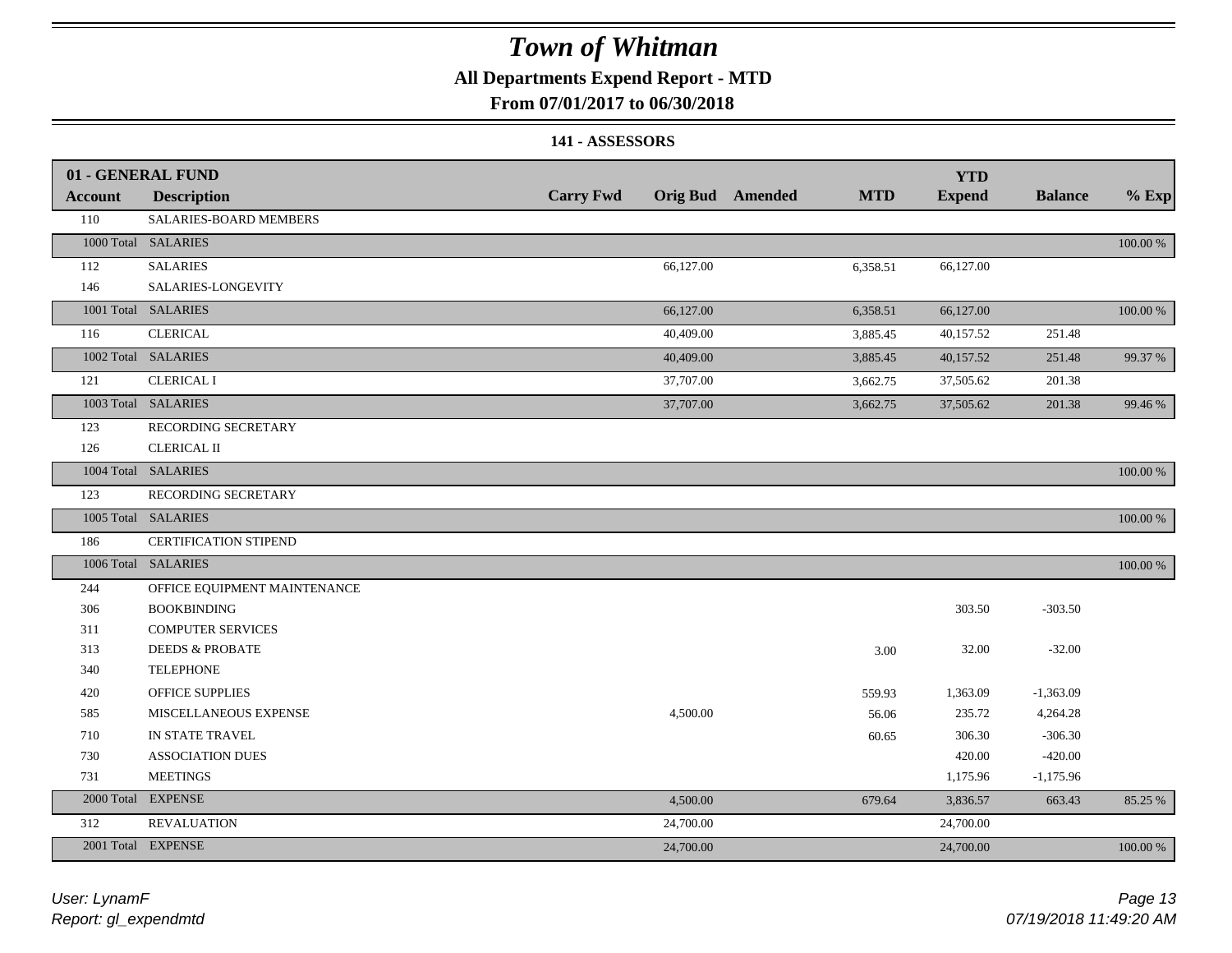# Town of Whitman

## All Departments Expend Report - MTD

## From 07/01/2017 to 06/30/2018

### 141 - ASSESSORS

| 01 - GENERAL FUND | | | | | | YTD | | |
|---|---|---|---|---|---|---|---|---|
| **Account** | **Description** | **Carry Fwd** | **Orig Bud** | **Amended** | **MTD** | **Expend** | **Balance** | **% Exp** |
| 110 | SALARIES-BOARD MEMBERS | | | | | | | |
| 1000 Total | SALARIES | | | | | | | 100.00 % |
| 112 | SALARIES | | 66,127.00 | | 6,358.51 | 66,127.00 | | |
| 146 | SALARIES-LONGEVITY | | | | | | | |
| 1001 Total | SALARIES | | 66,127.00 | | 6,358.51 | 66,127.00 | | 100.00 % |
| 116 | CLERICAL | | 40,409.00 | | 3,885.45 | 40,157.52 | 251.48 | |
| 1002 Total | SALARIES | | 40,409.00 | | 3,885.45 | 40,157.52 | 251.48 | 99.37 % |
| 121 | CLERICAL I | | 37,707.00 | | 3,662.75 | 37,505.62 | 201.38 | |
| 1003 Total | SALARIES | | 37,707.00 | | 3,662.75 | 37,505.62 | 201.38 | 99.46 % |
| 123 | RECORDING SECRETARY | | | | | | | |
| 126 | CLERICAL II | | | | | | | |
| 1004 Total | SALARIES | | | | | | | 100.00 % |
| 123 | RECORDING SECRETARY | | | | | | | |
| 1005 Total | SALARIES | | | | | | | 100.00 % |
| 186 | CERTIFICATION STIPEND | | | | | | | |
| 1006 Total | SALARIES | | | | | | | 100.00 % |
| 244 | OFFICE EQUIPMENT MAINTENANCE | | | | | | | |
| 306 | BOOKBINDING | | | | | 303.50 | -303.50 | |
| 311 | COMPUTER SERVICES | | | | | | | |
| 313 | DEEDS & PROBATE | | | | 3.00 | 32.00 | -32.00 | |
| 340 | TELEPHONE | | | | | | | |
| 420 | OFFICE SUPPLIES | | | | 559.93 | 1,363.09 | -1,363.09 | |
| 585 | MISCELLANEOUS EXPENSE | | 4,500.00 | | 56.06 | 235.72 | 4,264.28 | |
| 710 | IN STATE TRAVEL | | | | 60.65 | 306.30 | -306.30 | |
| 730 | ASSOCIATION DUES | | | | | 420.00 | -420.00 | |
| 731 | MEETINGS | | | | | 1,175.96 | -1,175.96 | |
| 2000 Total | EXPENSE | | 4,500.00 | | 679.64 | 3,836.57 | 663.43 | 85.25 % |
| 312 | REVALUATION | | 24,700.00 | | | 24,700.00 | | |
| 2001 Total | EXPENSE | | 24,700.00 | | | 24,700.00 | | 100.00 % |

*User: LynamF*
*Report: gl_expendmtd*

*07/19/2018 11:49:20 AM*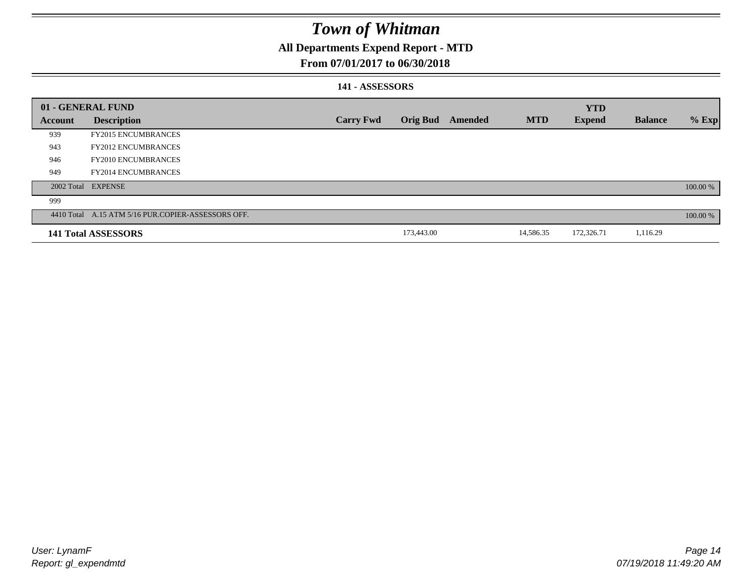# Town of Whitman

## All Departments Expend Report - MTD

### From 07/01/2017 to 06/30/2018

#### 141 - ASSESSORS

| 01 - GENERAL FUND | | | | | | | | |
|---|---|---|---|---|---|---|---|---|
| **Account** | **Description** | **Carry Fwd** | **Orig Bud** | **Amended** | **MTD** | **YTD Expend** | **Balance** | **% Exp** |
| 939 | FY2015 ENCUMBRANCES | | | | | | | |
| 943 | FY2012 ENCUMBRANCES | | | | | | | |
| 946 | FY2010 ENCUMBRANCES | | | | | | | |
| 949 | FY2014 ENCUMBRANCES | | | | | | | |
| 2002 Total | EXPENSE | | | | | | | 100.00 % |
| 999 | | | | | | | | |
| 4410 Total | A.15 ATM 5/16 PUR.COPIER-ASSESSORS OFF. | | | | | | | 100.00 % |
| **141 Total ASSESSORS** | | | 173,443.00 | | 14,586.35 | 172,326.71 | 1,116.29 | |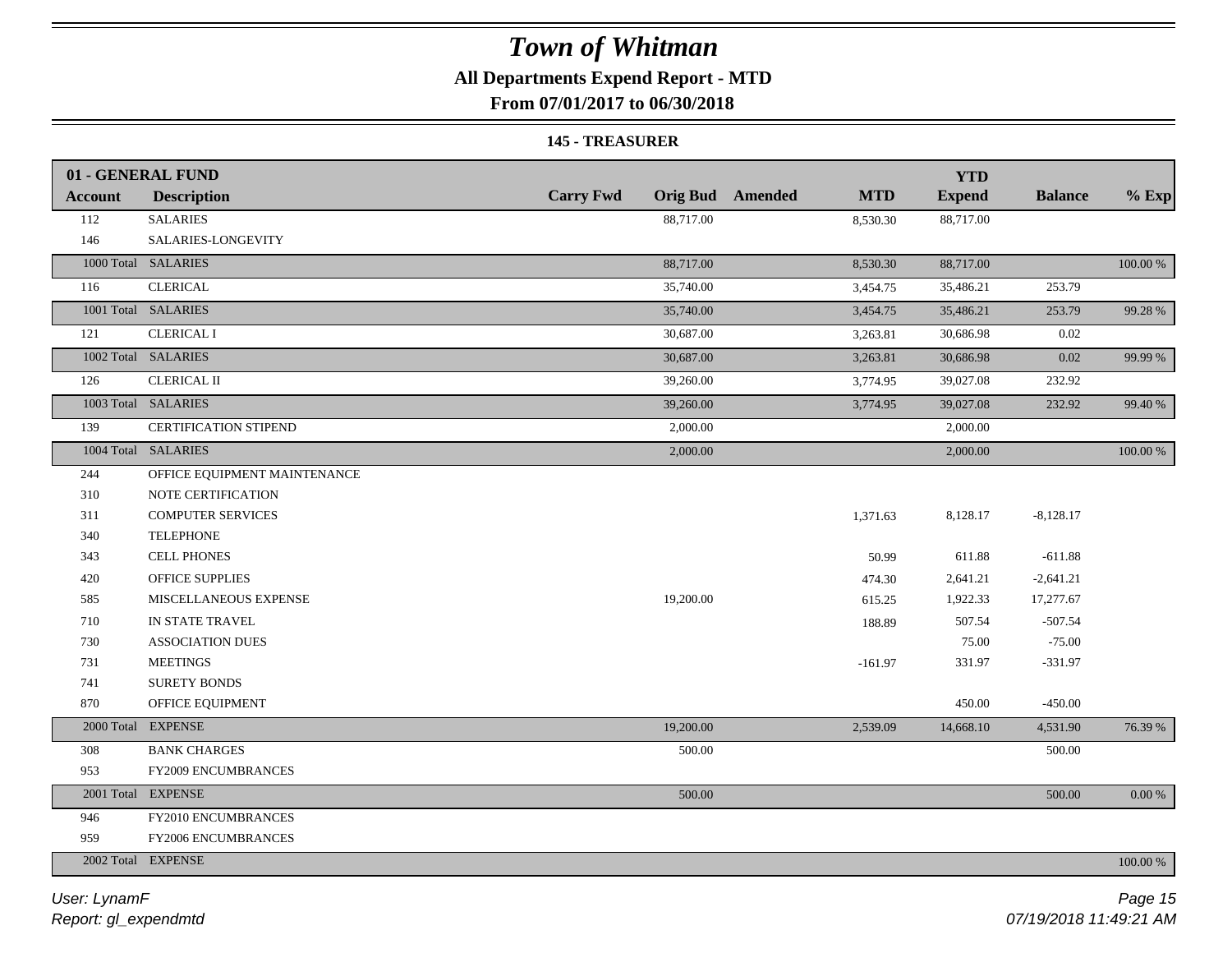# Town of Whitman

**All Departments Expend Report - MTD**

**From 07/01/2017 to 06/30/2018**

**145 - TREASURER**

| 01 - GENERAL FUND | | | | | | YTD | | |
|---|---|---|---|---|---|---|---|---|
| **Account** | **Description** | **Carry Fwd** | **Orig Bud** | **Amended** | **MTD** | **Expend** | **Balance** | **% Exp** |
| 112 | SALARIES | | 88,717.00 | | 8,530.30 | 88,717.00 | | |
| 146 | SALARIES-LONGEVITY | | | | | | | |
| 1000 Total | SALARIES | | 88,717.00 | | 8,530.30 | 88,717.00 | | 100.00 % |
| 116 | CLERICAL | | 35,740.00 | | 3,454.75 | 35,486.21 | 253.79 | |
| 1001 Total | SALARIES | | 35,740.00 | | 3,454.75 | 35,486.21 | 253.79 | 99.28 % |
| 121 | CLERICAL I | | 30,687.00 | | 3,263.81 | 30,686.98 | 0.02 | |
| 1002 Total | SALARIES | | 30,687.00 | | 3,263.81 | 30,686.98 | 0.02 | 99.99 % |
| 126 | CLERICAL II | | 39,260.00 | | 3,774.95 | 39,027.08 | 232.92 | |
| 1003 Total | SALARIES | | 39,260.00 | | 3,774.95 | 39,027.08 | 232.92 | 99.40 % |
| 139 | CERTIFICATION STIPEND | | 2,000.00 | | | 2,000.00 | | |
| 1004 Total | SALARIES | | 2,000.00 | | | 2,000.00 | | 100.00 % |
| 244 | OFFICE EQUIPMENT MAINTENANCE | | | | | | | |
| 310 | NOTE CERTIFICATION | | | | | | | |
| 311 | COMPUTER SERVICES | | | | 1,371.63 | 8,128.17 | -8,128.17 | |
| 340 | TELEPHONE | | | | | | | |
| 343 | CELL PHONES | | | | 50.99 | 611.88 | -611.88 | |
| 420 | OFFICE SUPPLIES | | | | 474.30 | 2,641.21 | -2,641.21 | |
| 585 | MISCELLANEOUS EXPENSE | | 19,200.00 | | 615.25 | 1,922.33 | 17,277.67 | |
| 710 | IN STATE TRAVEL | | | | 188.89 | 507.54 | -507.54 | |
| 730 | ASSOCIATION DUES | | | | | 75.00 | -75.00 | |
| 731 | MEETINGS | | | | -161.97 | 331.97 | -331.97 | |
| 741 | SURETY BONDS | | | | | | | |
| 870 | OFFICE EQUIPMENT | | | | | 450.00 | -450.00 | |
| 2000 Total | EXPENSE | | 19,200.00 | | 2,539.09 | 14,668.10 | 4,531.90 | 76.39 % |
| 308 | BANK CHARGES | | 500.00 | | | | 500.00 | |
| 953 | FY2009 ENCUMBRANCES | | | | | | | |
| 2001 Total | EXPENSE | | 500.00 | | | | 500.00 | 0.00 % |
| 946 | FY2010 ENCUMBRANCES | | | | | | | |
| 959 | FY2006 ENCUMBRANCES | | | | | | | |
| 2002 Total | EXPENSE | | | | | | | 100.00 % |

*User: LynamF*

*Report: gl_expendmtd*

*07/19/2018 11:49:21 AM*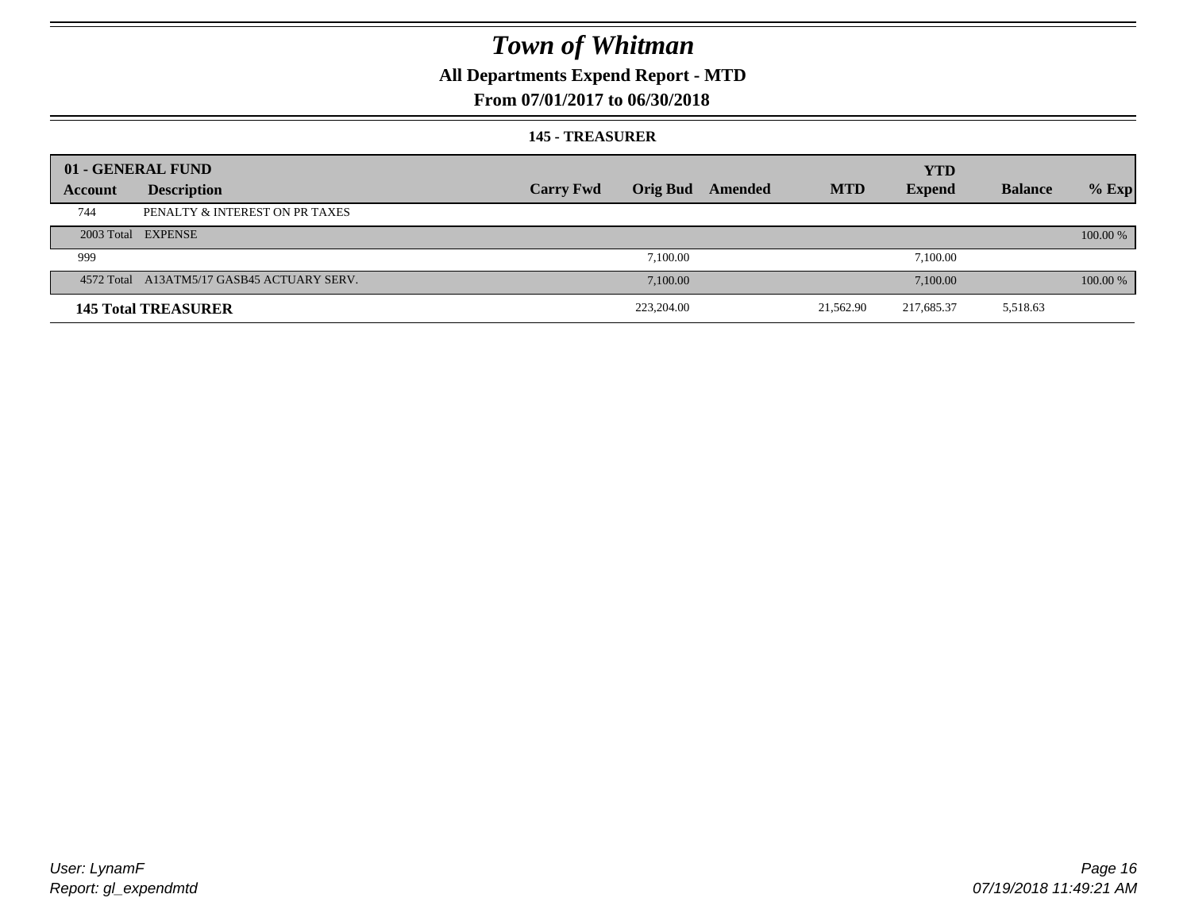# Town of Whitman

## All Departments Expend Report - MTD

### From 07/01/2017 to 06/30/2018

#### 145 - TREASURER

| 01 - GENERAL FUND | | | | | | YTD | | |
|---|---|---|---|---|---|---|---|---|
| Account | Description | Carry Fwd | Orig Bud | Amended | MTD | Expend | Balance | % Exp |
| 744 | PENALTY & INTEREST ON PR TAXES | | | | | | | |
| 2003 Total | EXPENSE | | | | | | | 100.00 % |
| 999 | | | 7,100.00 | | | 7,100.00 | | |
| 4572 Total | A13ATM5/17 GASB45 ACTUARY SERV. | | 7,100.00 | | | 7,100.00 | | 100.00 % |
| **145 Total TREASURER** | | | 223,204.00 | | 21,562.90 | 217,685.37 | 5,518.63 | |

User: LynamF
Report: gl_expendmtd

07/19/2018 11:49:21 AM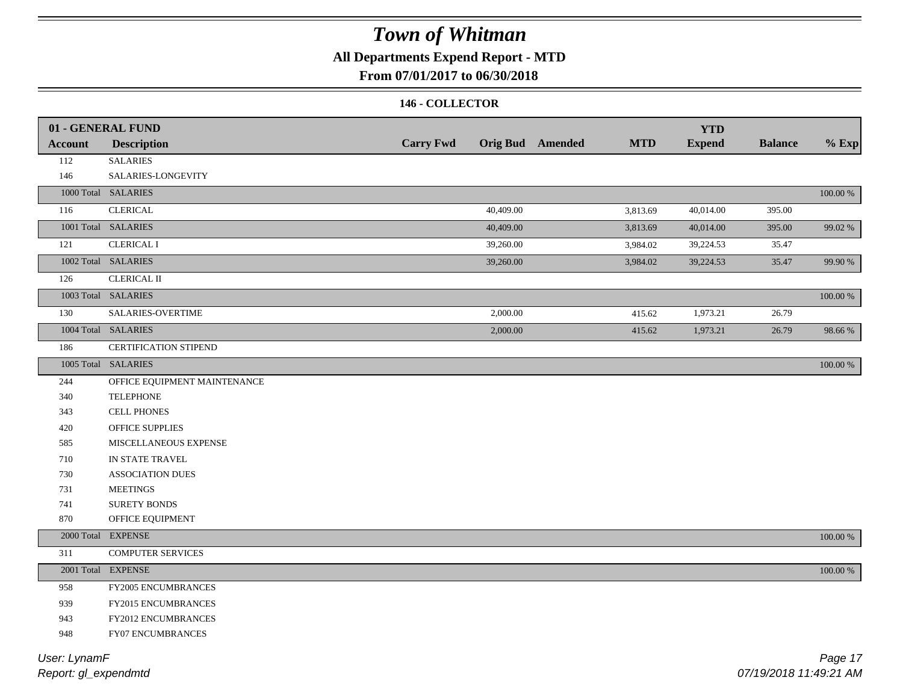# Town of Whitman

## All Departments Expend Report - MTD

## From 07/01/2017 to 06/30/2018

### 146 - COLLECTOR

| 01 - GENERAL FUND | | | | | | | | |
|---|---|---|---|---|---|---|---|---|
| **Account** | **Description** | **Carry Fwd** | **Orig Bud** | **Amended** | **MTD** | **YTD Expend** | **Balance** | **% Exp** |
| 112 | SALARIES | | | | | | | |
| 146 | SALARIES-LONGEVITY | | | | | | | |
| 1000 Total | SALARIES | | | | | | | 100.00 % |
| 116 | CLERICAL | | 40,409.00 | | 3,813.69 | 40,014.00 | 395.00 | |
| 1001 Total | SALARIES | | 40,409.00 | | 3,813.69 | 40,014.00 | 395.00 | 99.02 % |
| 121 | CLERICAL I | | 39,260.00 | | 3,984.02 | 39,224.53 | 35.47 | |
| 1002 Total | SALARIES | | 39,260.00 | | 3,984.02 | 39,224.53 | 35.47 | 99.90 % |
| 126 | CLERICAL II | | | | | | | |
| 1003 Total | SALARIES | | | | | | | 100.00 % |
| 130 | SALARIES-OVERTIME | | 2,000.00 | | 415.62 | 1,973.21 | 26.79 | |
| 1004 Total | SALARIES | | 2,000.00 | | 415.62 | 1,973.21 | 26.79 | 98.66 % |
| 186 | CERTIFICATION STIPEND | | | | | | | |
| 1005 Total | SALARIES | | | | | | | 100.00 % |
| 244 | OFFICE EQUIPMENT MAINTENANCE | | | | | | | |
| 340 | TELEPHONE | | | | | | | |
| 343 | CELL PHONES | | | | | | | |
| 420 | OFFICE SUPPLIES | | | | | | | |
| 585 | MISCELLANEOUS EXPENSE | | | | | | | |
| 710 | IN STATE TRAVEL | | | | | | | |
| 730 | ASSOCIATION DUES | | | | | | | |
| 731 | MEETINGS | | | | | | | |
| 741 | SURETY BONDS | | | | | | | |
| 870 | OFFICE EQUIPMENT | | | | | | | |
| 2000 Total | EXPENSE | | | | | | | 100.00 % |
| 311 | COMPUTER SERVICES | | | | | | | |
| 2001 Total | EXPENSE | | | | | | | 100.00 % |
| 958 | FY2005 ENCUMBRANCES | | | | | | | |
| 939 | FY2015 ENCUMBRANCES | | | | | | | |
| 943 | FY2012 ENCUMBRANCES | | | | | | | |
| 948 | FY07 ENCUMBRANCES | | | | | | | |

User: LynamF
Report: gl_expendmtd
07/19/2018 11:49:21 AM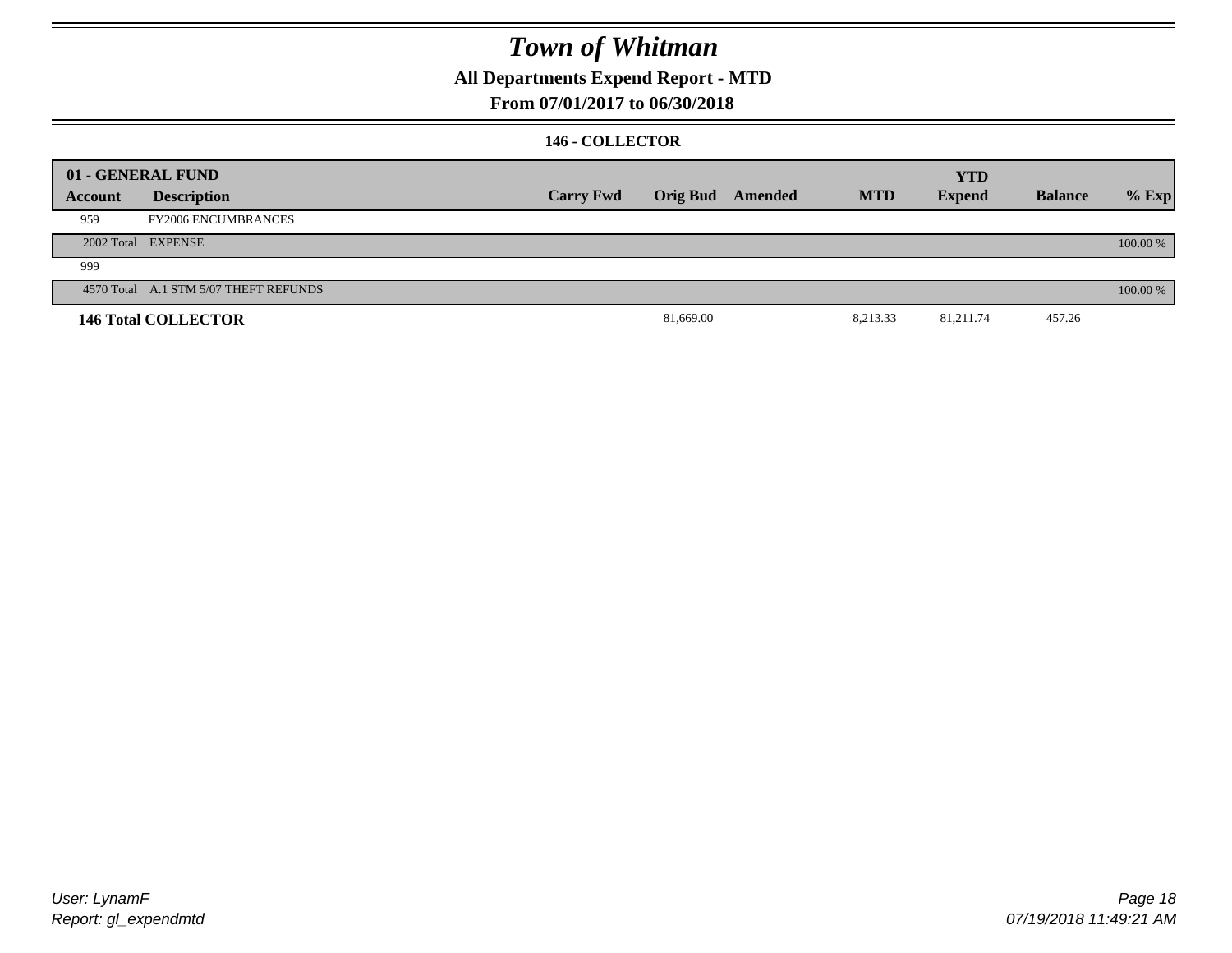# Town of Whitman

## All Departments Expend Report - MTD

### From 07/01/2017 to 06/30/2018

#### 146 - COLLECTOR

| 01 - GENERAL FUND | | | | | | YTD | | |
|---|---|---|---|---|---|---|---|---|
| Account | Description | Carry Fwd | Orig Bud | Amended | MTD | Expend | Balance | % Exp |
| 959 | FY2006 ENCUMBRANCES | | | | | | | |
| 2002 Total | EXPENSE | | | | | | | 100.00 % |
| 999 | | | | | | | | |
| 4570 Total | A.1 STM 5/07 THEFT REFUNDS | | | | | | | 100.00 % |
| **146 Total COLLECTOR** | | | 81,669.00 | | 8,213.33 | 81,211.74 | 457.26 | |

User: LynamF
Report: gl_expendmtd

07/19/2018 11:49:21 AM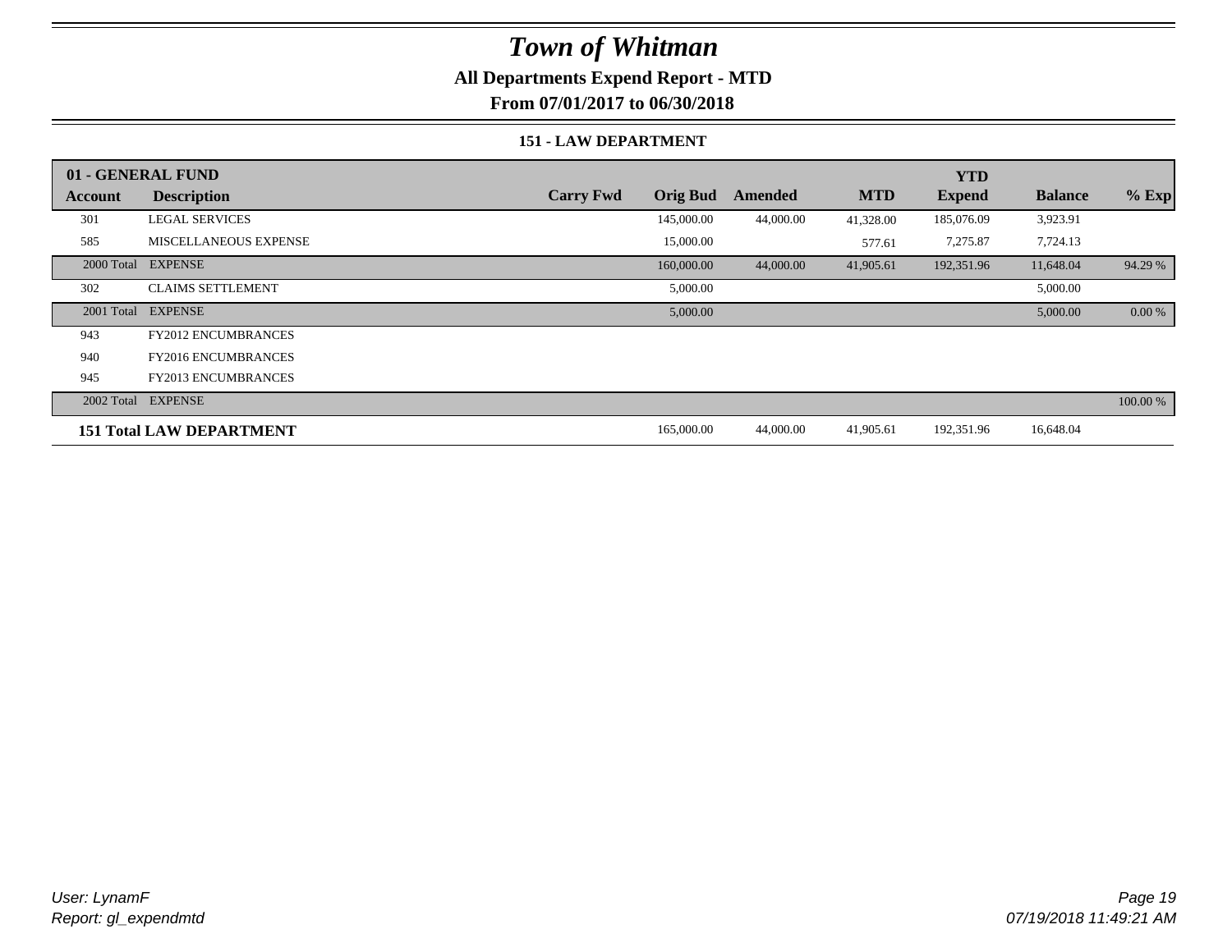# Town of Whitman

## All Departments Expend Report - MTD

### From 07/01/2017 to 06/30/2018

#### 151 - LAW DEPARTMENT

| 01 - GENERAL FUND | | | | | | | | |
|---|---|---|---|---|---|---|---|---|
| **Account** | **Description** | **Carry Fwd** | **Orig Bud** | **Amended** | **MTD** | **YTD Expend** | **Balance** | **% Exp** |
| 301 | LEGAL SERVICES | | 145,000.00 | 44,000.00 | 41,328.00 | 185,076.09 | 3,923.91 | |
| 585 | MISCELLANEOUS EXPENSE | | 15,000.00 | | 577.61 | 7,275.87 | 7,724.13 | |
| 2000 Total | EXPENSE | | 160,000.00 | 44,000.00 | 41,905.61 | 192,351.96 | 11,648.04 | 94.29 % |
| 302 | CLAIMS SETTLEMENT | | 5,000.00 | | | | 5,000.00 | |
| 2001 Total | EXPENSE | | 5,000.00 | | | | 5,000.00 | 0.00 % |
| 943 | FY2012 ENCUMBRANCES | | | | | | | |
| 940 | FY2016 ENCUMBRANCES | | | | | | | |
| 945 | FY2013 ENCUMBRANCES | | | | | | | |
| 2002 Total | EXPENSE | | | | | | | 100.00 % |
| **151 Total LAW DEPARTMENT** | | | 165,000.00 | 44,000.00 | 41,905.61 | 192,351.96 | 16,648.04 | |

*User: LynamF*
*Report: gl_expendmtd*

*07/19/2018 11:49:21 AM*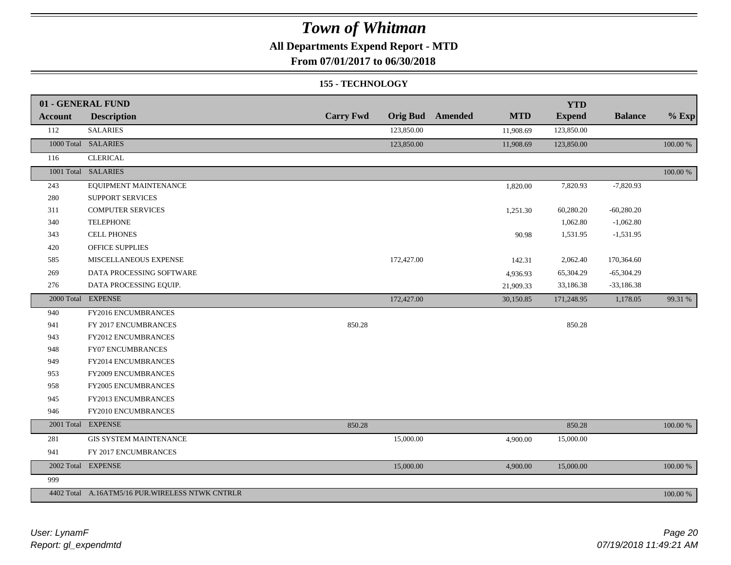# Town of Whitman

## All Departments Expend Report - MTD

### From 07/01/2017 to 06/30/2018

#### 155 - TECHNOLOGY

| 01 - GENERAL FUND | | | | | | YTD | | |
|---|---|---|---|---|---|---|---|---|
| Account | Description | Carry Fwd | Orig Bud | Amended | MTD | Expend | Balance | % Exp |
| 112 | SALARIES | | 123,850.00 | | 11,908.69 | 123,850.00 | | |
| 1000 Total | SALARIES | | 123,850.00 | | 11,908.69 | 123,850.00 | | 100.00 % |
| 116 | CLERICAL | | | | | | | |
| 1001 Total | SALARIES | | | | | | | 100.00 % |
| 243 | EQUIPMENT MAINTENANCE | | | | 1,820.00 | 7,820.93 | -7,820.93 | |
| 280 | SUPPORT SERVICES | | | | | | | |
| 311 | COMPUTER SERVICES | | | | 1,251.30 | 60,280.20 | -60,280.20 | |
| 340 | TELEPHONE | | | | | 1,062.80 | -1,062.80 | |
| 343 | CELL PHONES | | | | 90.98 | 1,531.95 | -1,531.95 | |
| 420 | OFFICE SUPPLIES | | | | | | | |
| 585 | MISCELLANEOUS EXPENSE | | 172,427.00 | | 142.31 | 2,062.40 | 170,364.60 | |
| 269 | DATA PROCESSING SOFTWARE | | | | 4,936.93 | 65,304.29 | -65,304.29 | |
| 276 | DATA PROCESSING EQUIP. | | | | 21,909.33 | 33,186.38 | -33,186.38 | |
| 2000 Total | EXPENSE | | 172,427.00 | | 30,150.85 | 171,248.95 | 1,178.05 | 99.31 % |
| 940 | FY2016 ENCUMBRANCES | | | | | | | |
| 941 | FY 2017 ENCUMBRANCES | 850.28 | | | | 850.28 | | |
| 943 | FY2012 ENCUMBRANCES | | | | | | | |
| 948 | FY07 ENCUMBRANCES | | | | | | | |
| 949 | FY2014 ENCUMBRANCES | | | | | | | |
| 953 | FY2009 ENCUMBRANCES | | | | | | | |
| 958 | FY2005 ENCUMBRANCES | | | | | | | |
| 945 | FY2013 ENCUMBRANCES | | | | | | | |
| 946 | FY2010 ENCUMBRANCES | | | | | | | |
| 2001 Total | EXPENSE | 850.28 | | | | 850.28 | | 100.00 % |
| 281 | GIS SYSTEM MAINTENANCE | | 15,000.00 | | 4,900.00 | 15,000.00 | | |
| 941 | FY 2017 ENCUMBRANCES | | | | | | | |
| 2002 Total | EXPENSE | | 15,000.00 | | 4,900.00 | 15,000.00 | | 100.00 % |
| 999 | | | | | | | | |
| 4402 Total | A.16ATM5/16 PUR.WIRELESS NTWK CNTRLR | | | | | | | 100.00 % |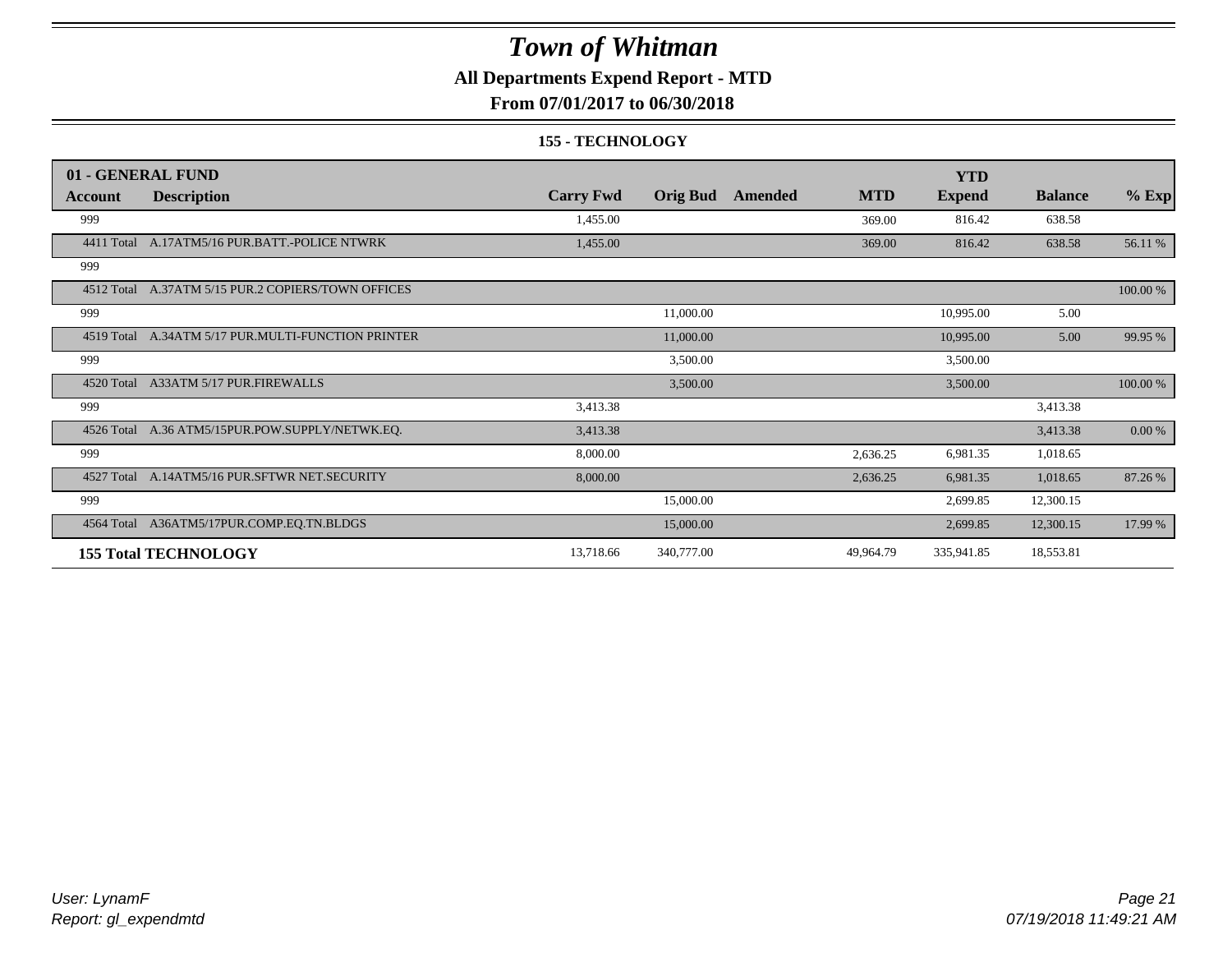# Town of Whitman

## All Departments Expend Report - MTD

## From 07/01/2017 to 06/30/2018

### 155 - TECHNOLOGY

| 01 - GENERAL FUND | | | | | | | | |
|---|---|---|---|---|---|---|---|---|
| **Account** | **Description** | **Carry Fwd** | **Orig Bud** | **Amended** | **MTD** | **YTD Expend** | **Balance** | **% Exp** |
| 999 | | 1,455.00 | | | 369.00 | 816.42 | 638.58 | |
| 4411 Total | A.17ATM5/16 PUR.BATT.-POLICE NTWRK | 1,455.00 | | | 369.00 | 816.42 | 638.58 | 56.11 % |
| 999 | | | | | | | | |
| 4512 Total | A.37ATM 5/15 PUR.2 COPIERS/TOWN OFFICES | | | | | | | 100.00 % |
| 999 | | | 11,000.00 | | | 10,995.00 | 5.00 | |
| 4519 Total | A.34ATM 5/17 PUR.MULTI-FUNCTION PRINTER | | 11,000.00 | | | 10,995.00 | 5.00 | 99.95 % |
| 999 | | | 3,500.00 | | | 3,500.00 | | |
| 4520 Total | A33ATM 5/17 PUR.FIREWALLS | | 3,500.00 | | | 3,500.00 | | 100.00 % |
| 999 | | 3,413.38 | | | | | 3,413.38 | |
| 4526 Total | A.36 ATM5/15PUR.POW.SUPPLY/NETWK.EQ. | 3,413.38 | | | | | 3,413.38 | 0.00 % |
| 999 | | 8,000.00 | | | 2,636.25 | 6,981.35 | 1,018.65 | |
| 4527 Total | A.14ATM5/16 PUR.SFTWR NET.SECURITY | 8,000.00 | | | 2,636.25 | 6,981.35 | 1,018.65 | 87.26 % |
| 999 | | | 15,000.00 | | | 2,699.85 | 12,300.15 | |
| 4564 Total | A36ATM5/17PUR.COMP.EQ.TN.BLDGS | | 15,000.00 | | | 2,699.85 | 12,300.15 | 17.99 % |
| **155 Total TECHNOLOGY** | | 13,718.66 | 340,777.00 | | 49,964.79 | 335,941.85 | 18,553.81 | |

*User: LynamF*
*Report: gl_expendmtd*

*07/19/2018 11:49:21 AM*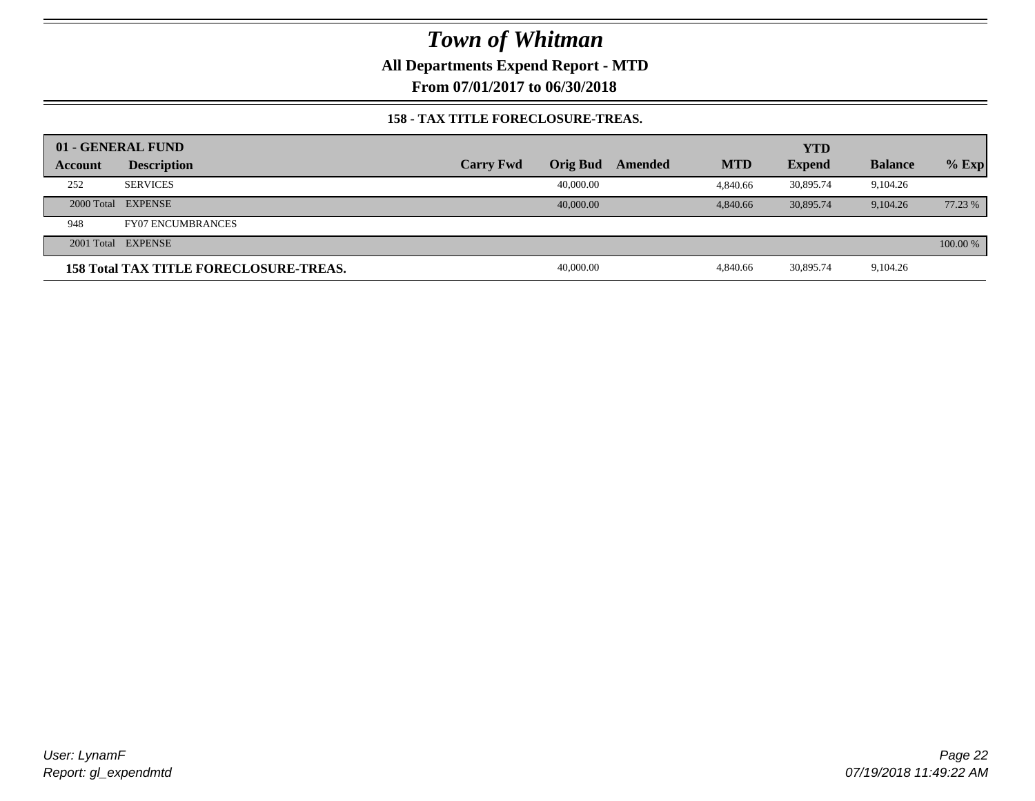# Town of Whitman

**All Departments Expend Report - MTD**

**From 07/01/2017 to 06/30/2018**

**158 - TAX TITLE FORECLOSURE-TREAS.**

| 01 - GENERAL FUND | | | | | | YTD | | |
|---|---|---|---|---|---|---|---|---|
| **Account** | **Description** | **Carry Fwd** | **Orig Bud** | **Amended** | **MTD** | **Expend** | **Balance** | **% Exp** |
| 252 | SERVICES | | 40,000.00 | | 4,840.66 | 30,895.74 | 9,104.26 | |
| 2000 Total | EXPENSE | | 40,000.00 | | 4,840.66 | 30,895.74 | 9,104.26 | 77.23 % |
| 948 | FY07 ENCUMBRANCES | | | | | | | |
| 2001 Total | EXPENSE | | | | | | | 100.00 % |
| **158 Total TAX TITLE FORECLOSURE-TREAS.** | | | 40,000.00 | | 4,840.66 | 30,895.74 | 9,104.26 | |

*User: LynamF*
*Report: gl_expendmtd*

*07/19/2018 11:49:22 AM*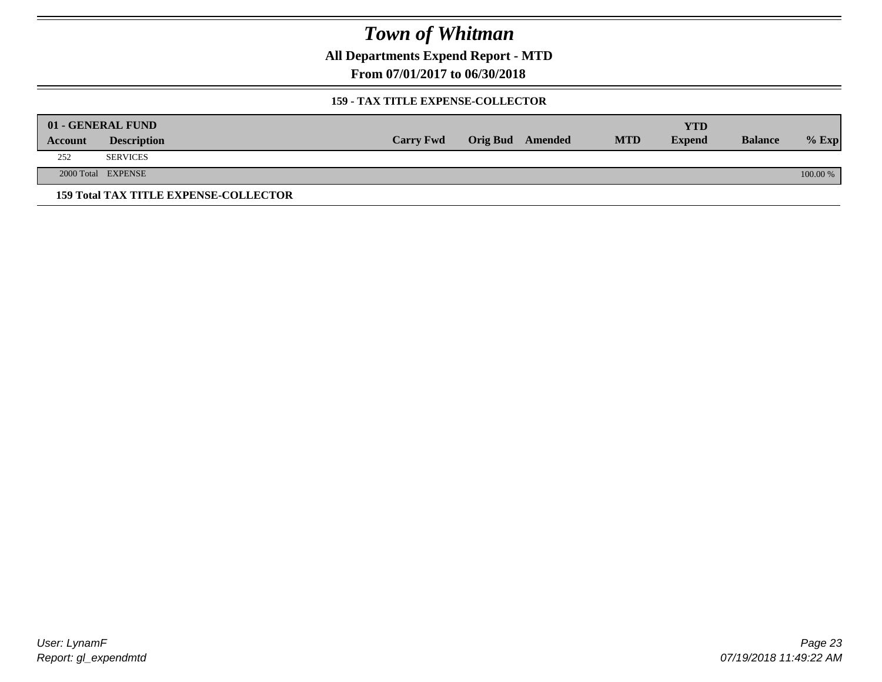# Town of Whitman

## All Departments Expend Report - MTD

### From 07/01/2017 to 06/30/2018

#### 159 - TAX TITLE EXPENSE-COLLECTOR

| 01 - GENERAL FUND | | | | | | YTD | | |
|---|---|---|---|---|---|---|---|---|
| **Account** | **Description** | **Carry Fwd** | **Orig Bud** | **Amended** | **MTD** | **Expend** | **Balance** | **% Exp** |
| 252 | SERVICES | | | | | | | |
| 2000 Total | EXPENSE | | | | | | | 100.00 % |

**159 Total TAX TITLE EXPENSE-COLLECTOR**

*User: LynamF*
*Report: gl_expendmtd*

*07/19/2018 11:49:22 AM*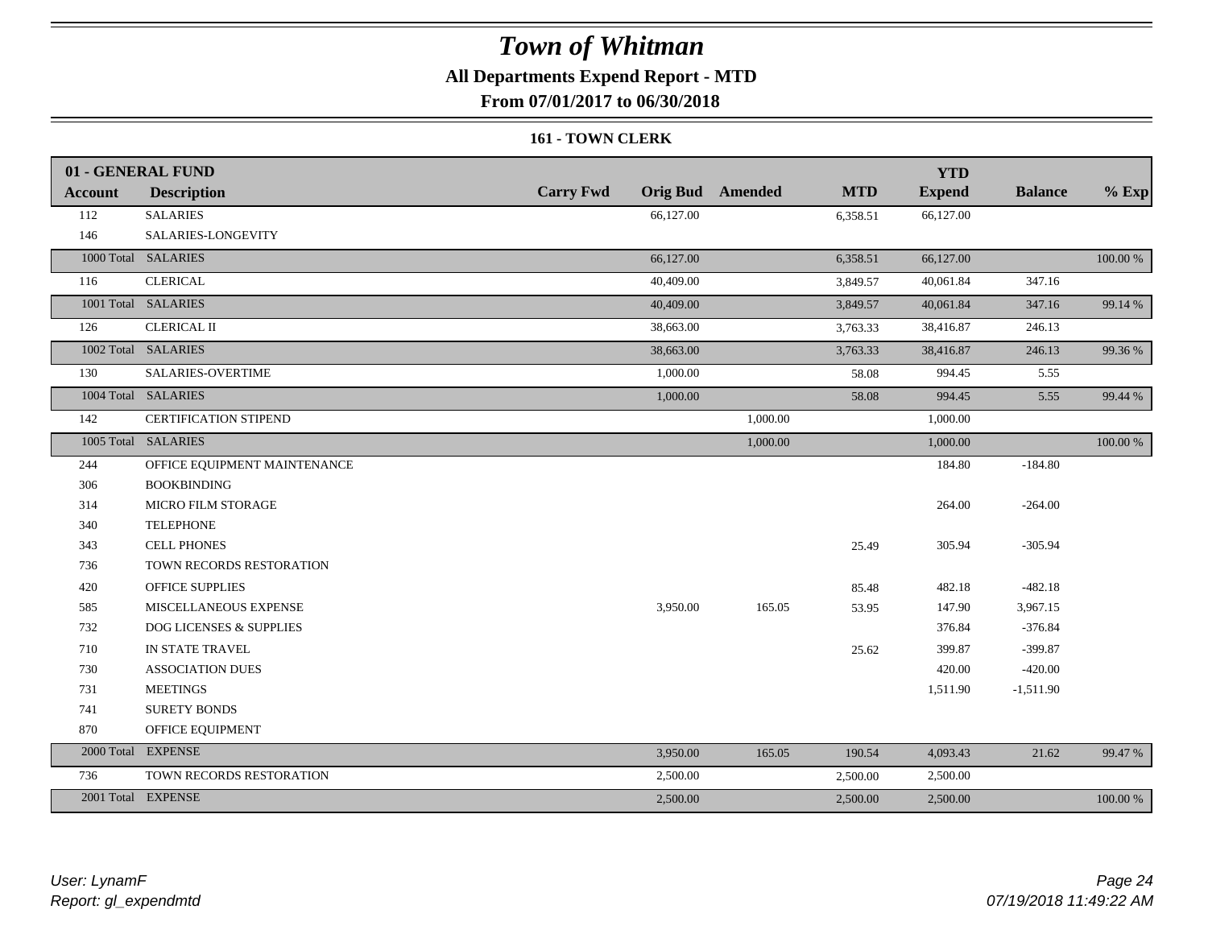# *Town of Whitman*

**All Departments Expend Report - MTD**

**From 07/01/2017 to 06/30/2018**

**161 - TOWN CLERK**

| Account | Description | Carry Fwd | Orig Bud | Amended | MTD | YTD Expend | Balance | % Exp |
|---|---|---|---|---|---|---|---|---|
| **01 - GENERAL FUND** | | | | | | | | |
| 112 | SALARIES | | 66,127.00 | | 6,358.51 | 66,127.00 | | |
| 146 | SALARIES-LONGEVITY | | | | | | | |
| 1000 Total | SALARIES | | 66,127.00 | | 6,358.51 | 66,127.00 | | 100.00 % |
| 116 | CLERICAL | | 40,409.00 | | 3,849.57 | 40,061.84 | 347.16 | |
| 1001 Total | SALARIES | | 40,409.00 | | 3,849.57 | 40,061.84 | 347.16 | 99.14 % |
| 126 | CLERICAL II | | 38,663.00 | | 3,763.33 | 38,416.87 | 246.13 | |
| 1002 Total | SALARIES | | 38,663.00 | | 3,763.33 | 38,416.87 | 246.13 | 99.36 % |
| 130 | SALARIES-OVERTIME | | 1,000.00 | | 58.08 | 994.45 | 5.55 | |
| 1004 Total | SALARIES | | 1,000.00 | | 58.08 | 994.45 | 5.55 | 99.44 % |
| 142 | CERTIFICATION STIPEND | | | 1,000.00 | | 1,000.00 | | |
| 1005 Total | SALARIES | | | 1,000.00 | | 1,000.00 | | 100.00 % |
| 244 | OFFICE EQUIPMENT MAINTENANCE | | | | | 184.80 | -184.80 | |
| 306 | BOOKBINDING | | | | | | | |
| 314 | MICRO FILM STORAGE | | | | | 264.00 | -264.00 | |
| 340 | TELEPHONE | | | | | | | |
| 343 | CELL PHONES | | | | 25.49 | 305.94 | -305.94 | |
| 736 | TOWN RECORDS RESTORATION | | | | | | | |
| 420 | OFFICE SUPPLIES | | | | 85.48 | 482.18 | -482.18 | |
| 585 | MISCELLANEOUS EXPENSE | | 3,950.00 | 165.05 | 53.95 | 147.90 | 3,967.15 | |
| 732 | DOG LICENSES & SUPPLIES | | | | | 376.84 | -376.84 | |
| 710 | IN STATE TRAVEL | | | | 25.62 | 399.87 | -399.87 | |
| 730 | ASSOCIATION DUES | | | | | 420.00 | -420.00 | |
| 731 | MEETINGS | | | | | 1,511.90 | -1,511.90 | |
| 741 | SURETY BONDS | | | | | | | |
| 870 | OFFICE EQUIPMENT | | | | | | | |
| 2000 Total | EXPENSE | | 3,950.00 | 165.05 | 190.54 | 4,093.43 | 21.62 | 99.47 % |
| 736 | TOWN RECORDS RESTORATION | | 2,500.00 | | 2,500.00 | 2,500.00 | | |
| 2001 Total | EXPENSE | | 2,500.00 | | 2,500.00 | 2,500.00 | | 100.00 % |

*User: LynamF*
*Report: gl_expendmtd*

*07/19/2018 11:49:22 AM*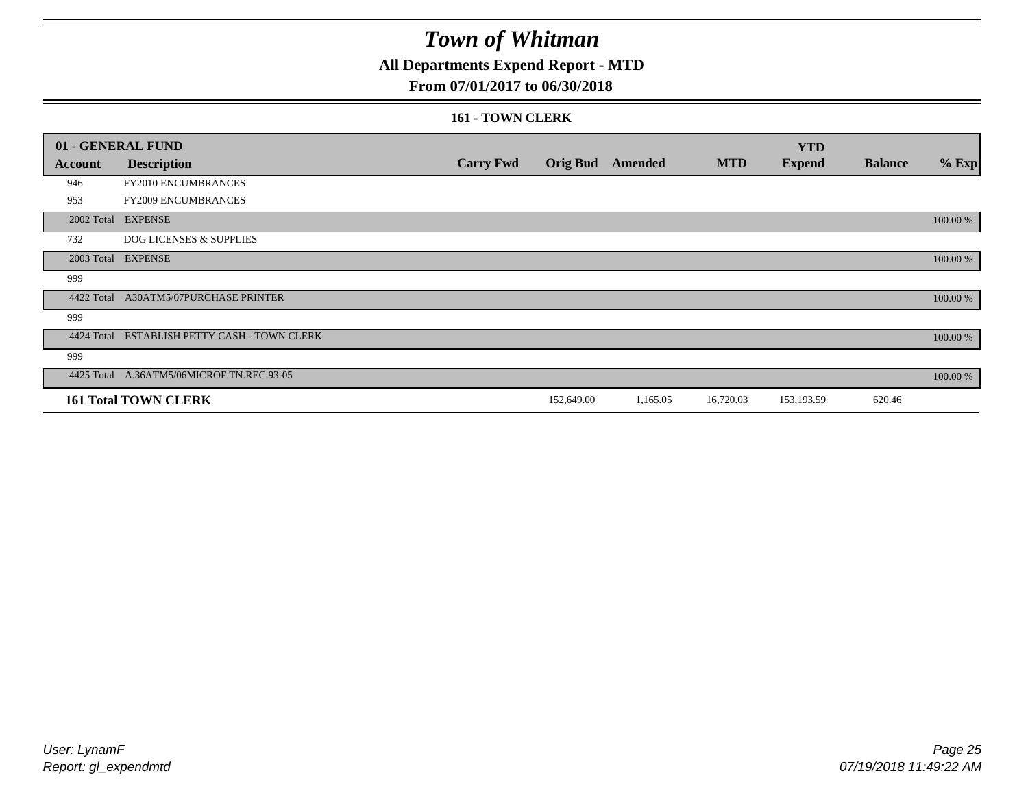# Town of Whitman

## All Departments Expend Report - MTD

## From 07/01/2017 to 06/30/2018

### 161 - TOWN CLERK

| 01 - GENERAL FUND | | | | | | YTD | | |
|---|---|---|---|---|---|---|---|---|
| **Account** | **Description** | **Carry Fwd** | **Orig Bud** | **Amended** | **MTD** | **Expend** | **Balance** | **% Exp** |
| 946 | FY2010 ENCUMBRANCES | | | | | | | |
| 953 | FY2009 ENCUMBRANCES | | | | | | | |
| 2002 Total | EXPENSE | | | | | | | 100.00 % |
| 732 | DOG LICENSES & SUPPLIES | | | | | | | |
| 2003 Total | EXPENSE | | | | | | | 100.00 % |
| 999 | | | | | | | | |
| 4422 Total | A30ATM5/07PURCHASE PRINTER | | | | | | | 100.00 % |
| 999 | | | | | | | | |
| 4424 Total | ESTABLISH PETTY CASH - TOWN CLERK | | | | | | | 100.00 % |
| 999 | | | | | | | | |
| 4425 Total | A.36ATM5/06MICROF.TN.REC.93-05 | | | | | | | 100.00 % |
| **161 Total TOWN CLERK** | | | 152,649.00 | 1,165.05 | 16,720.03 | 153,193.59 | 620.46 | |

*User: LynamF*
*Report: gl_expendmtd*

*07/19/2018 11:49:22 AM*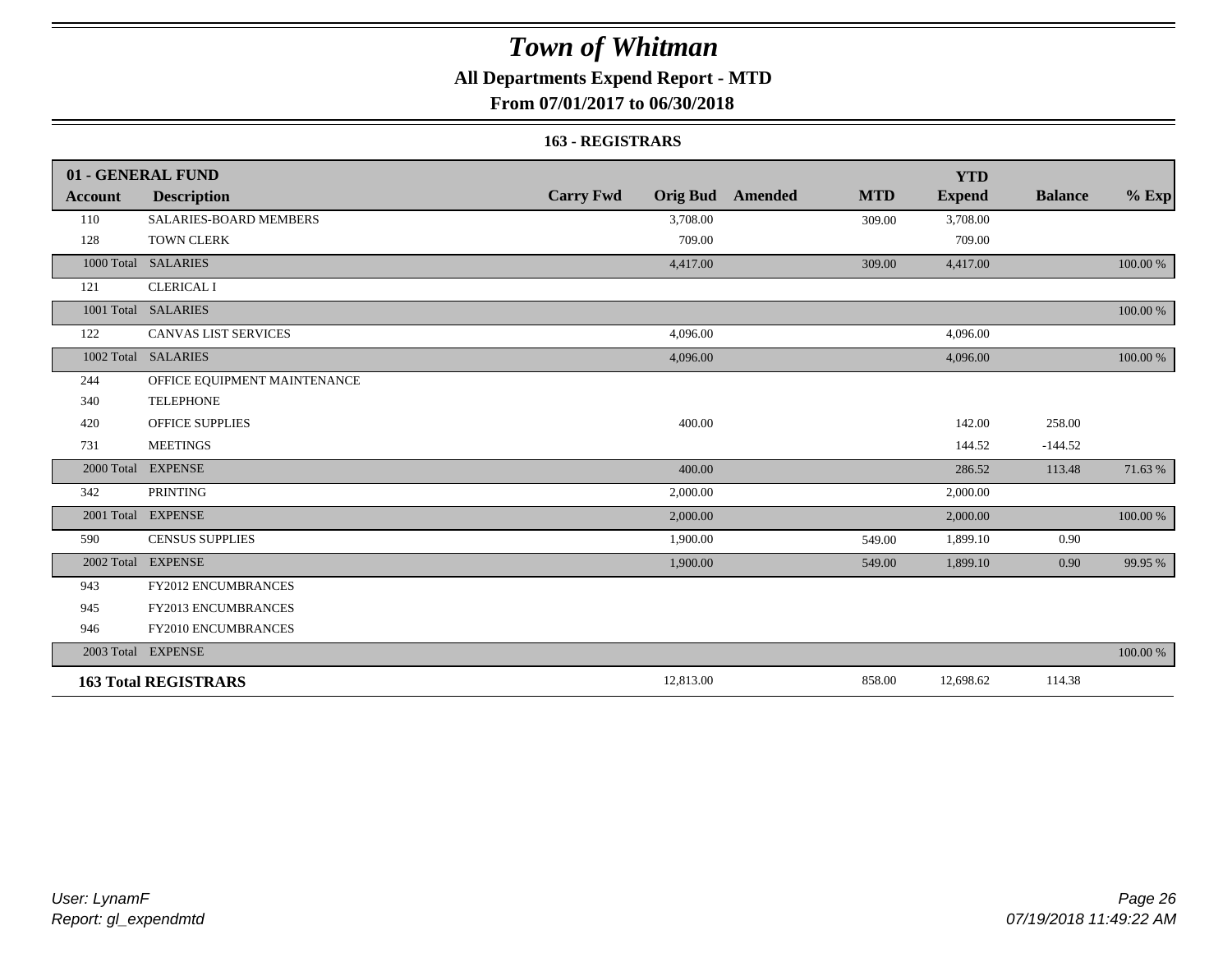# Town of Whitman

## All Departments Expend Report - MTD

### From 07/01/2017 to 06/30/2018

#### 163 - REGISTRARS

| Account | Description | Carry Fwd | Orig Bud | Amended | MTD | YTD Expend | Balance | % Exp |
|---|---|---|---|---|---|---|---|---|
| **01 - GENERAL FUND** | | | | | | | | |
| 110 | SALARIES-BOARD MEMBERS | | 3,708.00 | | 309.00 | 3,708.00 | | |
| 128 | TOWN CLERK | | 709.00 | | | 709.00 | | |
| 1000 Total | SALARIES | | 4,417.00 | | 309.00 | 4,417.00 | | 100.00 % |
| 121 | CLERICAL I | | | | | | | |
| 1001 Total | SALARIES | | | | | | | 100.00 % |
| 122 | CANVAS LIST SERVICES | | 4,096.00 | | | 4,096.00 | | |
| 1002 Total | SALARIES | | 4,096.00 | | | 4,096.00 | | 100.00 % |
| 244 | OFFICE EQUIPMENT MAINTENANCE | | | | | | | |
| 340 | TELEPHONE | | | | | | | |
| 420 | OFFICE SUPPLIES | | 400.00 | | | 142.00 | 258.00 | |
| 731 | MEETINGS | | | | | 144.52 | -144.52 | |
| 2000 Total | EXPENSE | | 400.00 | | | 286.52 | 113.48 | 71.63 % |
| 342 | PRINTING | | 2,000.00 | | | 2,000.00 | | |
| 2001 Total | EXPENSE | | 2,000.00 | | | 2,000.00 | | 100.00 % |
| 590 | CENSUS SUPPLIES | | 1,900.00 | | 549.00 | 1,899.10 | 0.90 | |
| 2002 Total | EXPENSE | | 1,900.00 | | 549.00 | 1,899.10 | 0.90 | 99.95 % |
| 943 | FY2012 ENCUMBRANCES | | | | | | | |
| 945 | FY2013 ENCUMBRANCES | | | | | | | |
| 946 | FY2010 ENCUMBRANCES | | | | | | | |
| 2003 Total | EXPENSE | | | | | | | 100.00 % |
| **163 Total REGISTRARS** | | | 12,813.00 | | 858.00 | 12,698.62 | 114.38 | |

User: LynamF
Report: gl_expendmtd

07/19/2018 11:49:22 AM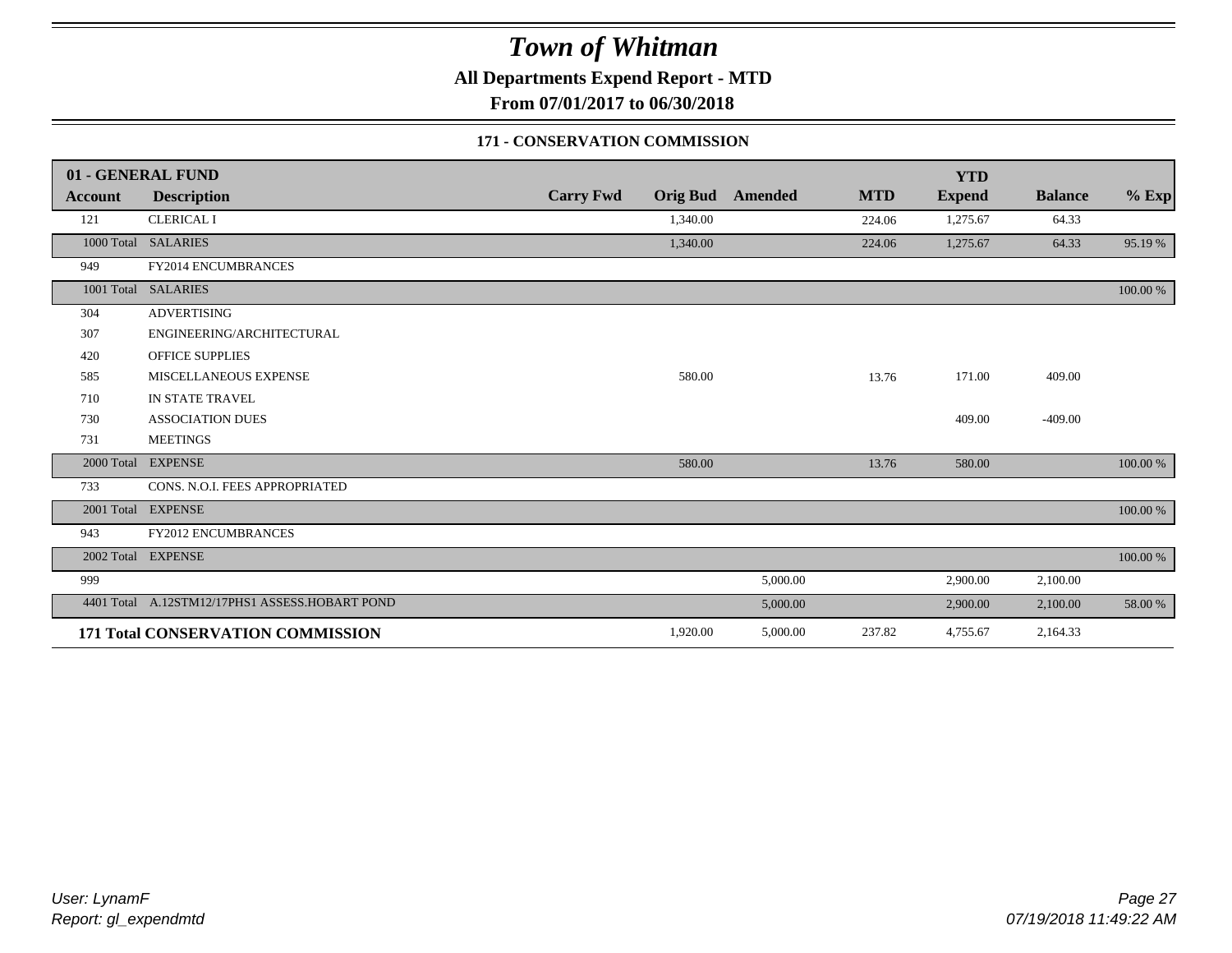# Town of Whitman

**All Departments Expend Report - MTD**

**From 07/01/2017 to 06/30/2018**

**171 - CONSERVATION COMMISSION**

| 01 - GENERAL FUND | | | | | | YTD | | |
|---|---|---|---|---|---|---|---|---|
| **Account** | **Description** | **Carry Fwd** | **Orig Bud** | **Amended** | **MTD** | **Expend** | **Balance** | **% Exp** |
| 121 | CLERICAL I | | 1,340.00 | | 224.06 | 1,275.67 | 64.33 | |
| 1000 Total | SALARIES | | 1,340.00 | | 224.06 | 1,275.67 | 64.33 | 95.19 % |
| 949 | FY2014 ENCUMBRANCES | | | | | | | |
| 1001 Total | SALARIES | | | | | | | 100.00 % |
| 304 | ADVERTISING | | | | | | | |
| 307 | ENGINEERING/ARCHITECTURAL | | | | | | | |
| 420 | OFFICE SUPPLIES | | | | | | | |
| 585 | MISCELLANEOUS EXPENSE | | 580.00 | | 13.76 | 171.00 | 409.00 | |
| 710 | IN STATE TRAVEL | | | | | | | |
| 730 | ASSOCIATION DUES | | | | | 409.00 | -409.00 | |
| 731 | MEETINGS | | | | | | | |
| 2000 Total | EXPENSE | | 580.00 | | 13.76 | 580.00 | | 100.00 % |
| 733 | CONS. N.O.I. FEES APPROPRIATED | | | | | | | |
| 2001 Total | EXPENSE | | | | | | | 100.00 % |
| 943 | FY2012 ENCUMBRANCES | | | | | | | |
| 2002 Total | EXPENSE | | | | | | | 100.00 % |
| 999 | | | | 5,000.00 | | 2,900.00 | 2,100.00 | |
| 4401 Total | A.12STM12/17PHS1 ASSESS.HOBART POND | | | 5,000.00 | | 2,900.00 | 2,100.00 | 58.00 % |
| **171 Total CONSERVATION COMMISSION** | | | 1,920.00 | 5,000.00 | 237.82 | 4,755.67 | 2,164.33 | |

*User: LynamF*
*Report: gl_expendmtd*

*07/19/2018 11:49:22 AM*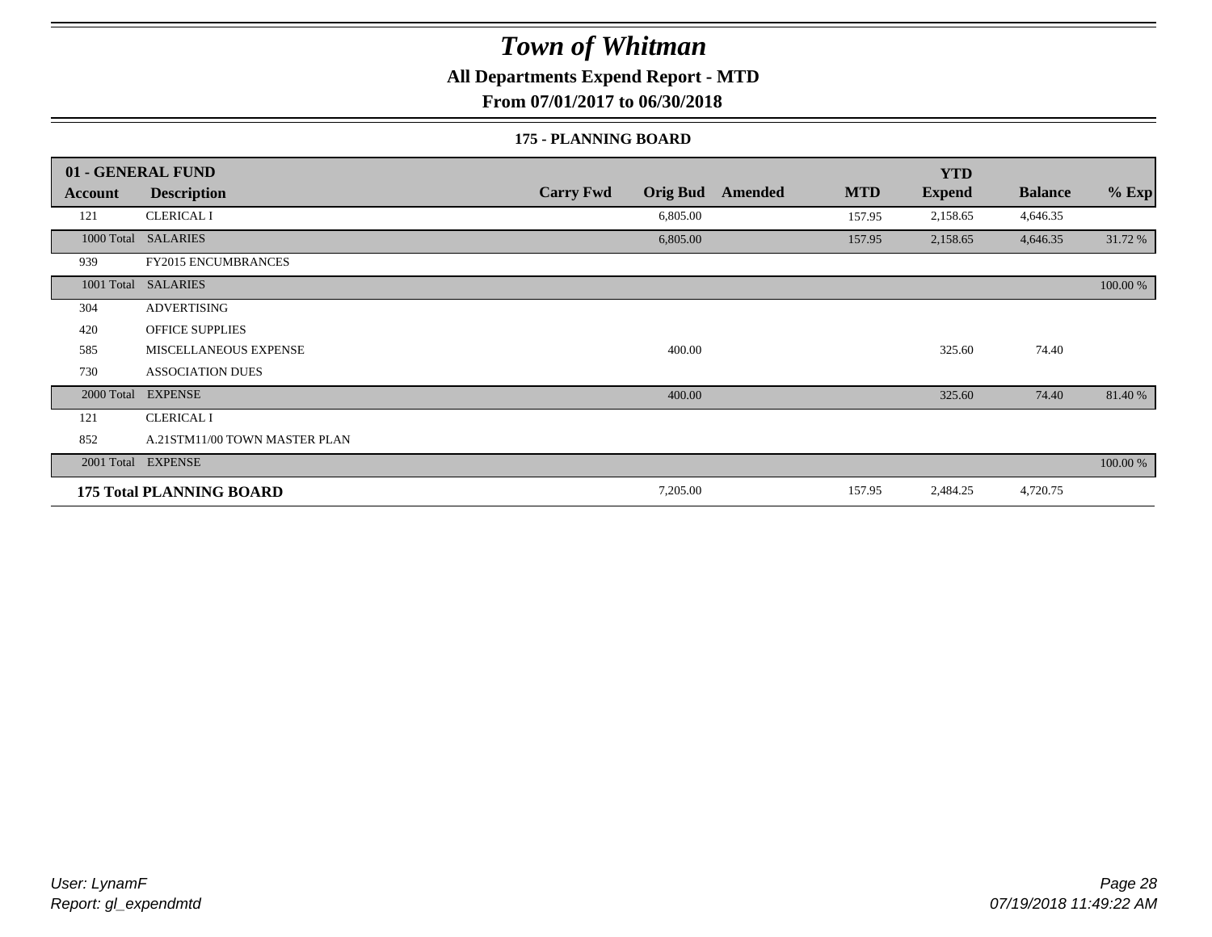# Town of Whitman

**All Departments Expend Report - MTD**

**From 07/01/2017 to 06/30/2018**

### 175 - PLANNING BOARD

| 01 - GENERAL FUND | | | | | | | | |
|---|---|---|---|---|---|---|---|---|
| **Account** | **Description** | **Carry Fwd** | **Orig Bud** | **Amended** | **MTD** | **YTD Expend** | **Balance** | **% Exp** |
| 121 | CLERICAL I | | 6,805.00 | | 157.95 | 2,158.65 | 4,646.35 | |
| 1000 Total | SALARIES | | 6,805.00 | | 157.95 | 2,158.65 | 4,646.35 | 31.72 % |
| 939 | FY2015 ENCUMBRANCES | | | | | | | |
| 1001 Total | SALARIES | | | | | | | 100.00 % |
| 304 | ADVERTISING | | | | | | | |
| 420 | OFFICE SUPPLIES | | | | | | | |
| 585 | MISCELLANEOUS EXPENSE | | 400.00 | | | 325.60 | 74.40 | |
| 730 | ASSOCIATION DUES | | | | | | | |
| 2000 Total | EXPENSE | | 400.00 | | | 325.60 | 74.40 | 81.40 % |
| 121 | CLERICAL I | | | | | | | |
| 852 | A.21STM11/00 TOWN MASTER PLAN | | | | | | | |
| 2001 Total | EXPENSE | | | | | | | 100.00 % |
| **175 Total PLANNING BOARD** | | | 7,205.00 | | 157.95 | 2,484.25 | 4,720.75 | |

*User: LynamF*
*Report: gl_expendmtd*

*07/19/2018 11:49:22 AM*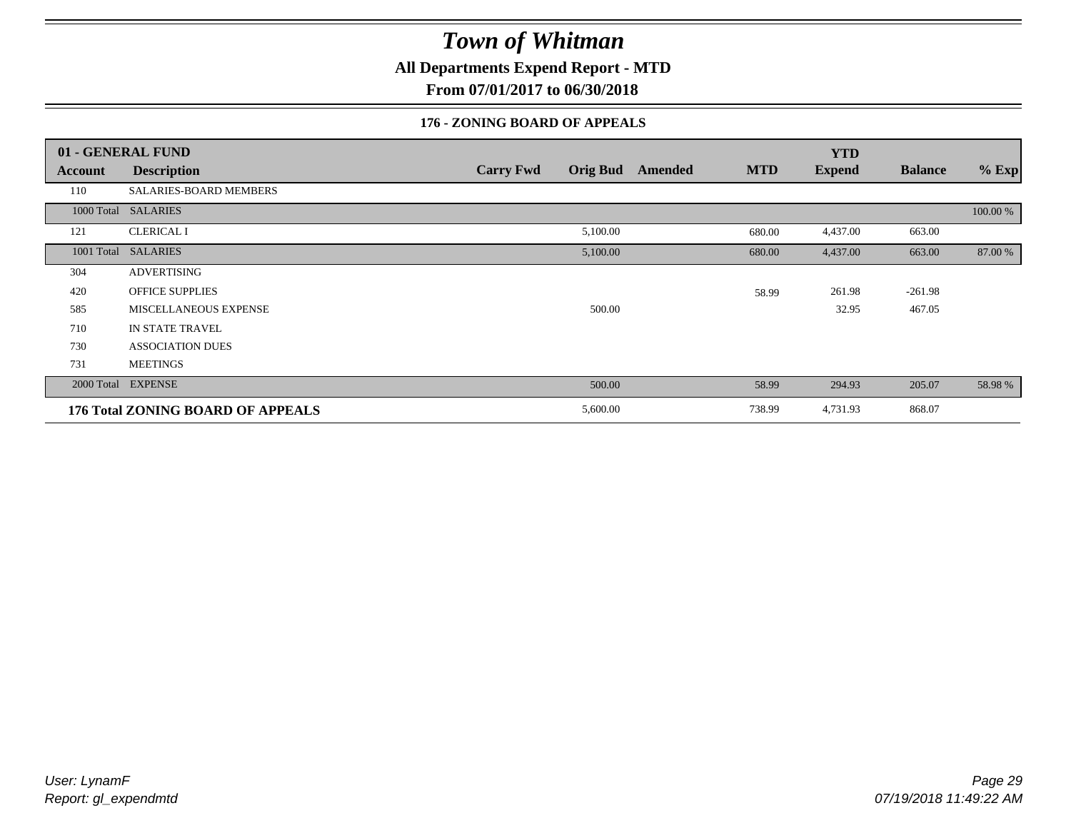# Town of Whitman

**All Departments Expend Report - MTD**

**From 07/01/2017 to 06/30/2018**

### 176 - ZONING BOARD OF APPEALS

| 01 - GENERAL FUND | | | | | | YTD | | |
|---|---|---|---|---|---|---|---|---|
| **Account** | **Description** | **Carry Fwd** | **Orig Bud** | **Amended** | **MTD** | **Expend** | **Balance** | **% Exp** |
| 110 | SALARIES-BOARD MEMBERS | | | | | | | |
| 1000 Total | SALARIES | | | | | | | 100.00 % |
| 121 | CLERICAL I | | 5,100.00 | | 680.00 | 4,437.00 | 663.00 | |
| 1001 Total | SALARIES | | 5,100.00 | | 680.00 | 4,437.00 | 663.00 | 87.00 % |
| 304 | ADVERTISING | | | | | | | |
| 420 | OFFICE SUPPLIES | | | | 58.99 | 261.98 | -261.98 | |
| 585 | MISCELLANEOUS EXPENSE | | 500.00 | | | 32.95 | 467.05 | |
| 710 | IN STATE TRAVEL | | | | | | | |
| 730 | ASSOCIATION DUES | | | | | | | |
| 731 | MEETINGS | | | | | | | |
| 2000 Total | EXPENSE | | 500.00 | | 58.99 | 294.93 | 205.07 | 58.98 % |
| **176 Total ZONING BOARD OF APPEALS** | | | 5,600.00 | | 738.99 | 4,731.93 | 868.07 | |

*User: LynamF*
*Report: gl_expendmtd*

*07/19/2018 11:49:22 AM*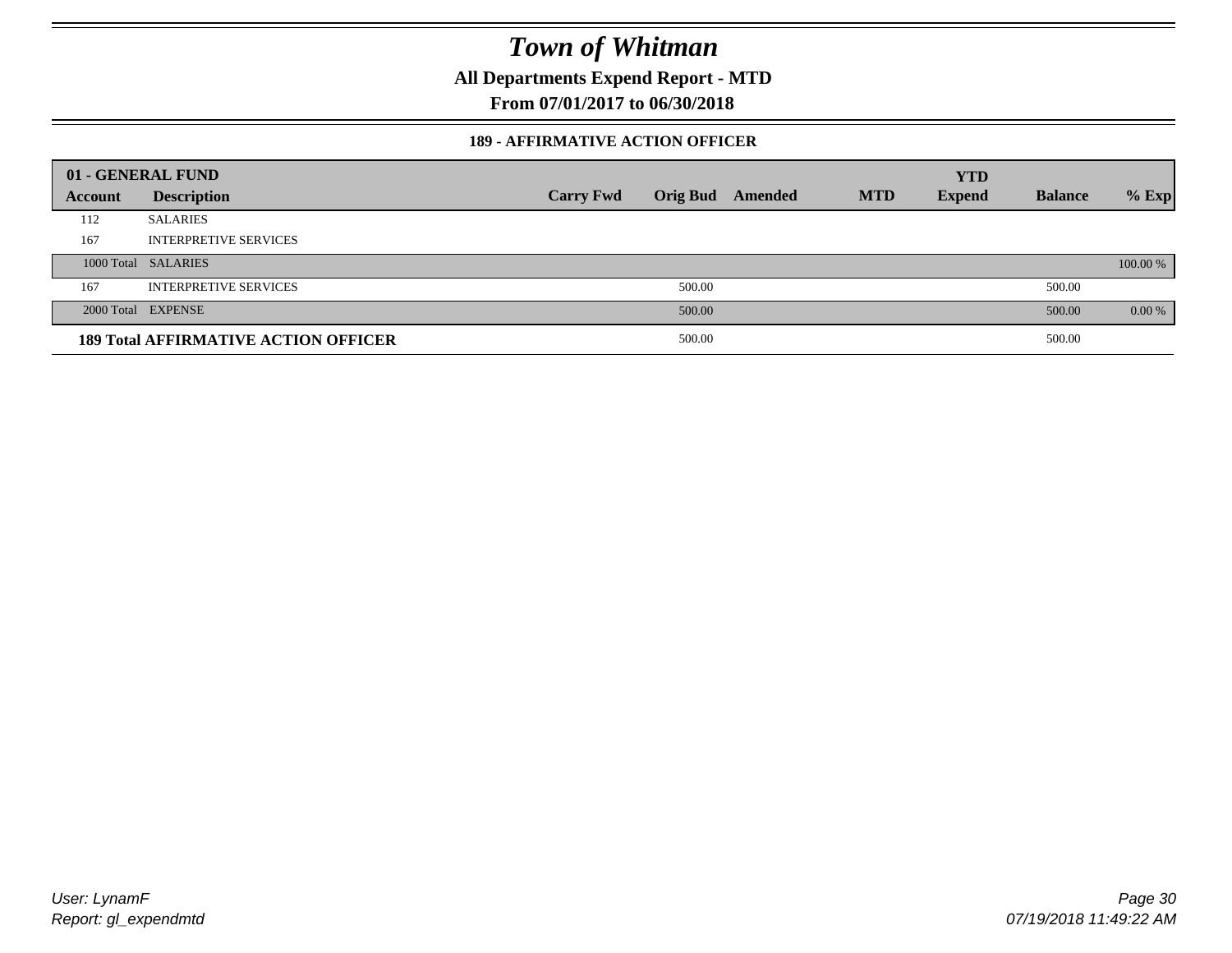# Town of Whitman

**All Departments Expend Report - MTD**

**From 07/01/2017 to 06/30/2018**

### 189 - AFFIRMATIVE ACTION OFFICER

| Account | Description | Carry Fwd | Orig Bud | Amended | MTD | YTD Expend | Balance | % Exp |
|---|---|---|---|---|---|---|---|---|
| **01 - GENERAL FUND** | | | | | | | | |
| 112 | SALARIES | | | | | | | |
| 167 | INTERPRETIVE SERVICES | | | | | | | |
| 1000 Total | SALARIES | | | | | | | 100.00 % |
| 167 | INTERPRETIVE SERVICES | | 500.00 | | | | 500.00 | |
| 2000 Total | EXPENSE | | 500.00 | | | | 500.00 | 0.00 % |
| **189 Total AFFIRMATIVE ACTION OFFICER** | | | 500.00 | | | | 500.00 | |

*User: LynamF*
*Report: gl_expendmtd*

*07/19/2018 11:49:22 AM*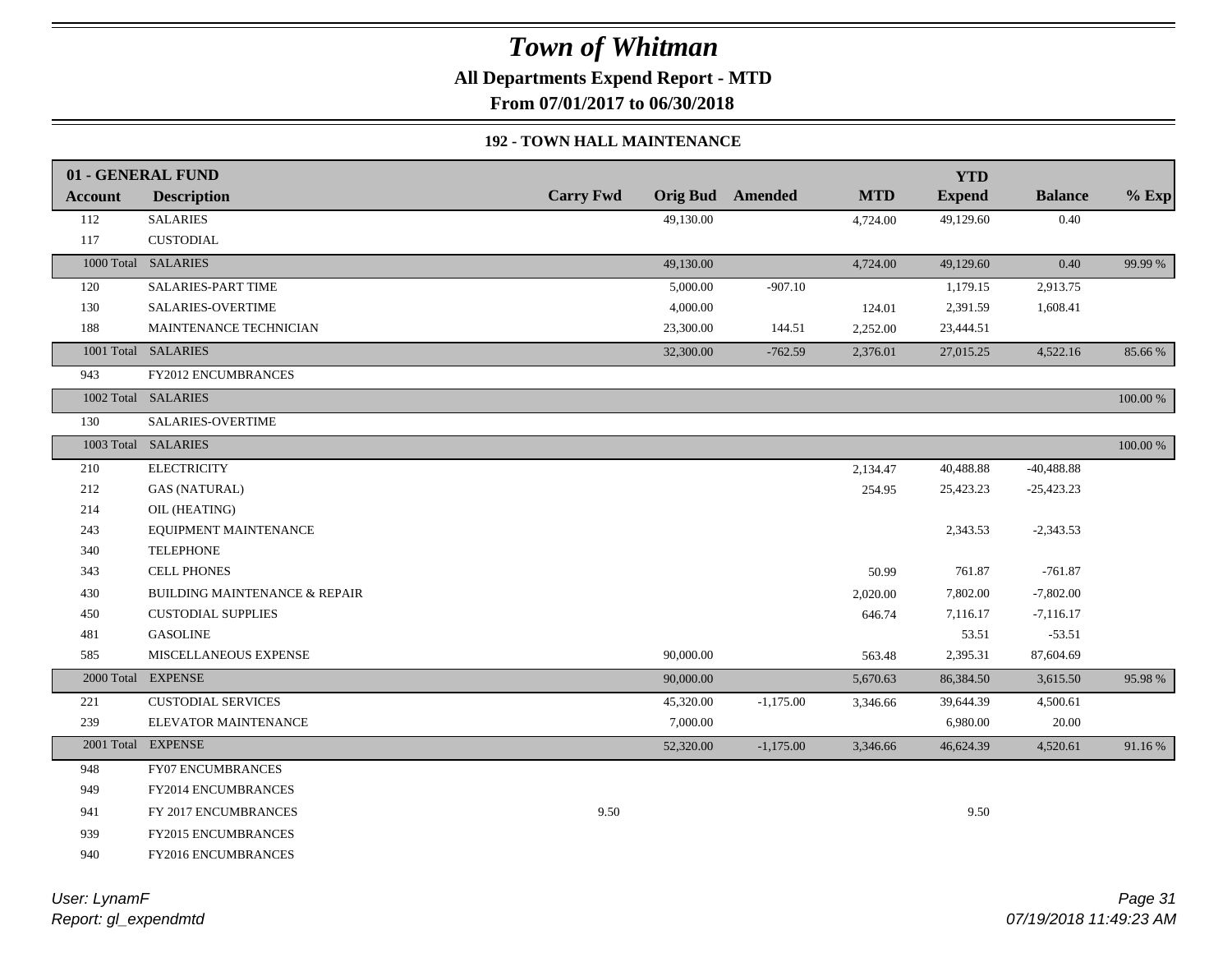# Town of Whitman

**All Departments Expend Report - MTD**

**From 07/01/2017 to 06/30/2018**

**192 - TOWN HALL MAINTENANCE**

| 01 - GENERAL FUND | | | | | | YTD | | |
|---|---|---|---|---|---|---|---|---|
| **Account** | **Description** | **Carry Fwd** | **Orig Bud** | **Amended** | **MTD** | **Expend** | **Balance** | **% Exp** |
| 112 | SALARIES | | 49,130.00 | | 4,724.00 | 49,129.60 | 0.40 | |
| 117 | CUSTODIAL | | | | | | | |
| 1000 Total | SALARIES | | 49,130.00 | | 4,724.00 | 49,129.60 | 0.40 | 99.99 % |
| 120 | SALARIES-PART TIME | | 5,000.00 | -907.10 | | 1,179.15 | 2,913.75 | |
| 130 | SALARIES-OVERTIME | | 4,000.00 | | 124.01 | 2,391.59 | 1,608.41 | |
| 188 | MAINTENANCE TECHNICIAN | | 23,300.00 | 144.51 | 2,252.00 | 23,444.51 | | |
| 1001 Total | SALARIES | | 32,300.00 | -762.59 | 2,376.01 | 27,015.25 | 4,522.16 | 85.66 % |
| 943 | FY2012 ENCUMBRANCES | | | | | | | |
| 1002 Total | SALARIES | | | | | | | 100.00 % |
| 130 | SALARIES-OVERTIME | | | | | | | |
| 1003 Total | SALARIES | | | | | | | 100.00 % |
| 210 | ELECTRICITY | | | | 2,134.47 | 40,488.88 | -40,488.88 | |
| 212 | GAS (NATURAL) | | | | 254.95 | 25,423.23 | -25,423.23 | |
| 214 | OIL (HEATING) | | | | | | | |
| 243 | EQUIPMENT MAINTENANCE | | | | | 2,343.53 | -2,343.53 | |
| 340 | TELEPHONE | | | | | | | |
| 343 | CELL PHONES | | | | 50.99 | 761.87 | -761.87 | |
| 430 | BUILDING MAINTENANCE & REPAIR | | | | 2,020.00 | 7,802.00 | -7,802.00 | |
| 450 | CUSTODIAL SUPPLIES | | | | 646.74 | 7,116.17 | -7,116.17 | |
| 481 | GASOLINE | | | | | 53.51 | -53.51 | |
| 585 | MISCELLANEOUS EXPENSE | | 90,000.00 | | 563.48 | 2,395.31 | 87,604.69 | |
| 2000 Total | EXPENSE | | 90,000.00 | | 5,670.63 | 86,384.50 | 3,615.50 | 95.98 % |
| 221 | CUSTODIAL SERVICES | | 45,320.00 | -1,175.00 | 3,346.66 | 39,644.39 | 4,500.61 | |
| 239 | ELEVATOR MAINTENANCE | | 7,000.00 | | | 6,980.00 | 20.00 | |
| 2001 Total | EXPENSE | | 52,320.00 | -1,175.00 | 3,346.66 | 46,624.39 | 4,520.61 | 91.16 % |
| 948 | FY07 ENCUMBRANCES | | | | | | | |
| 949 | FY2014 ENCUMBRANCES | | | | | | | |
| 941 | FY 2017 ENCUMBRANCES | 9.50 | | | | 9.50 | | |
| 939 | FY2015 ENCUMBRANCES | | | | | | | |
| 940 | FY2016 ENCUMBRANCES | | | | | | | |

*User: LynamF*
*Report: gl_expendmtd*

*07/19/2018 11:49:23 AM*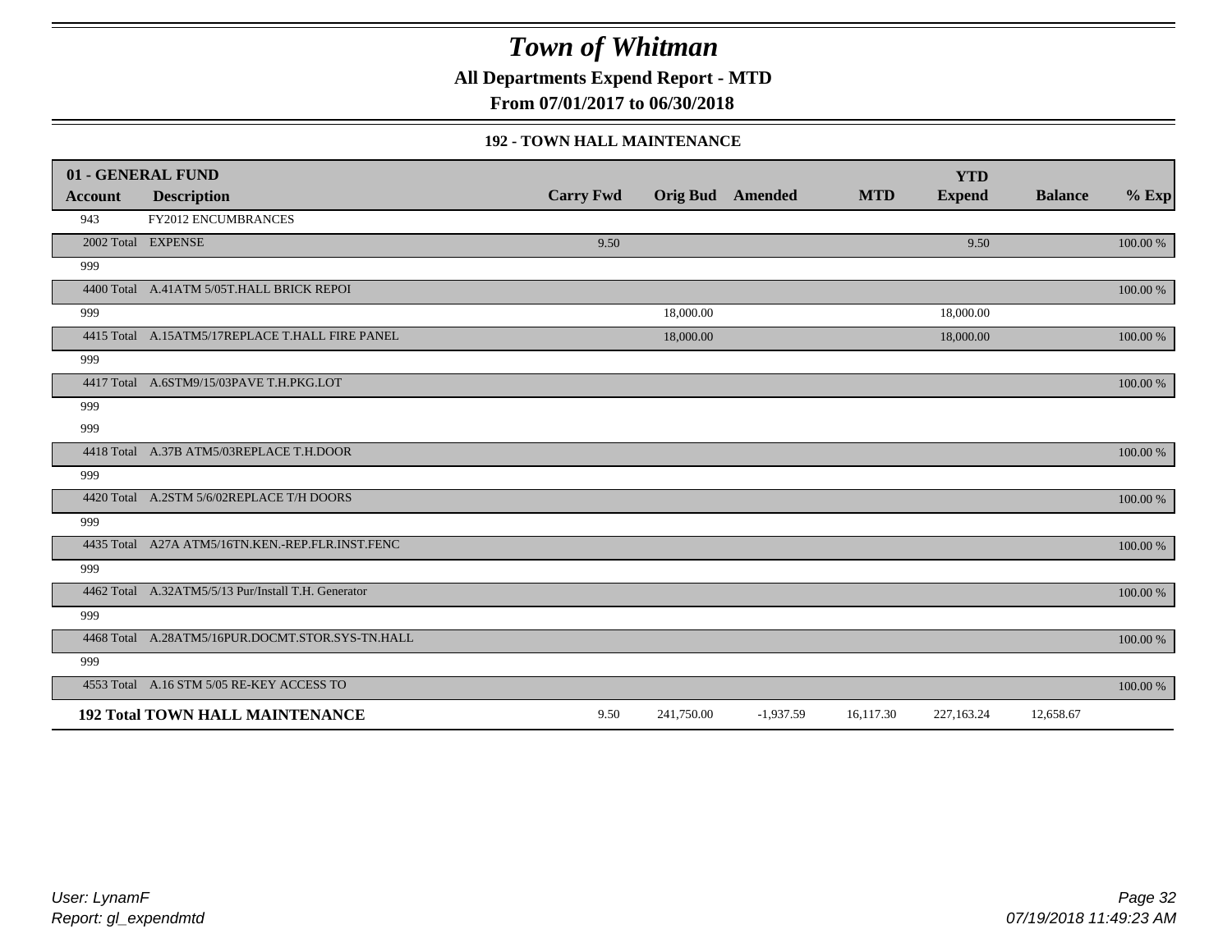# Town of Whitman

**All Departments Expend Report - MTD**

**From 07/01/2017 to 06/30/2018**

**192 - TOWN HALL MAINTENANCE**

| 01 - GENERAL FUND | | | | | | | | |
|---|---|---|---|---|---|---|---|---|
| **Account** | **Description** | **Carry Fwd** | **Orig Bud** | **Amended** | **MTD** | **YTD Expend** | **Balance** | **% Exp** |
| 943 | FY2012 ENCUMBRANCES | | | | | | | |
| 2002 Total | EXPENSE | 9.50 | | | | 9.50 | | 100.00 % |
| 999 | | | | | | | | |
| 4400 Total | A.41ATM 5/05T.HALL BRICK REPOI | | | | | | | 100.00 % |
| 999 | | | 18,000.00 | | | 18,000.00 | | |
| 4415 Total | A.15ATM5/17REPLACE T.HALL FIRE PANEL | | 18,000.00 | | | 18,000.00 | | 100.00 % |
| 999 | | | | | | | | |
| 4417 Total | A.6STM9/15/03PAVE T.H.PKG.LOT | | | | | | | 100.00 % |
| 999 | | | | | | | | |
| 999 | | | | | | | | |
| 4418 Total | A.37B ATM5/03REPLACE T.H.DOOR | | | | | | | 100.00 % |
| 999 | | | | | | | | |
| 4420 Total | A.2STM 5/6/02REPLACE T/H DOORS | | | | | | | 100.00 % |
| 999 | | | | | | | | |
| 4435 Total | A27A ATM5/16TN.KEN.-REP.FLR.INST.FENC | | | | | | | 100.00 % |
| 999 | | | | | | | | |
| 4462 Total | A.32ATM5/5/13 Pur/Install T.H. Generator | | | | | | | 100.00 % |
| 999 | | | | | | | | |
| 4468 Total | A.28ATM5/16PUR.DOCMT.STOR.SYS-TN.HALL | | | | | | | 100.00 % |
| 999 | | | | | | | | |
| 4553 Total | A.16 STM 5/05 RE-KEY ACCESS TO | | | | | | | 100.00 % |
| **192 Total TOWN HALL MAINTENANCE** | | 9.50 | 241,750.00 | -1,937.59 | 16,117.30 | 227,163.24 | 12,658.67 | |

*User: LynamF*
*Report: gl_expendmtd*

07/19/2018 11:49:23 AM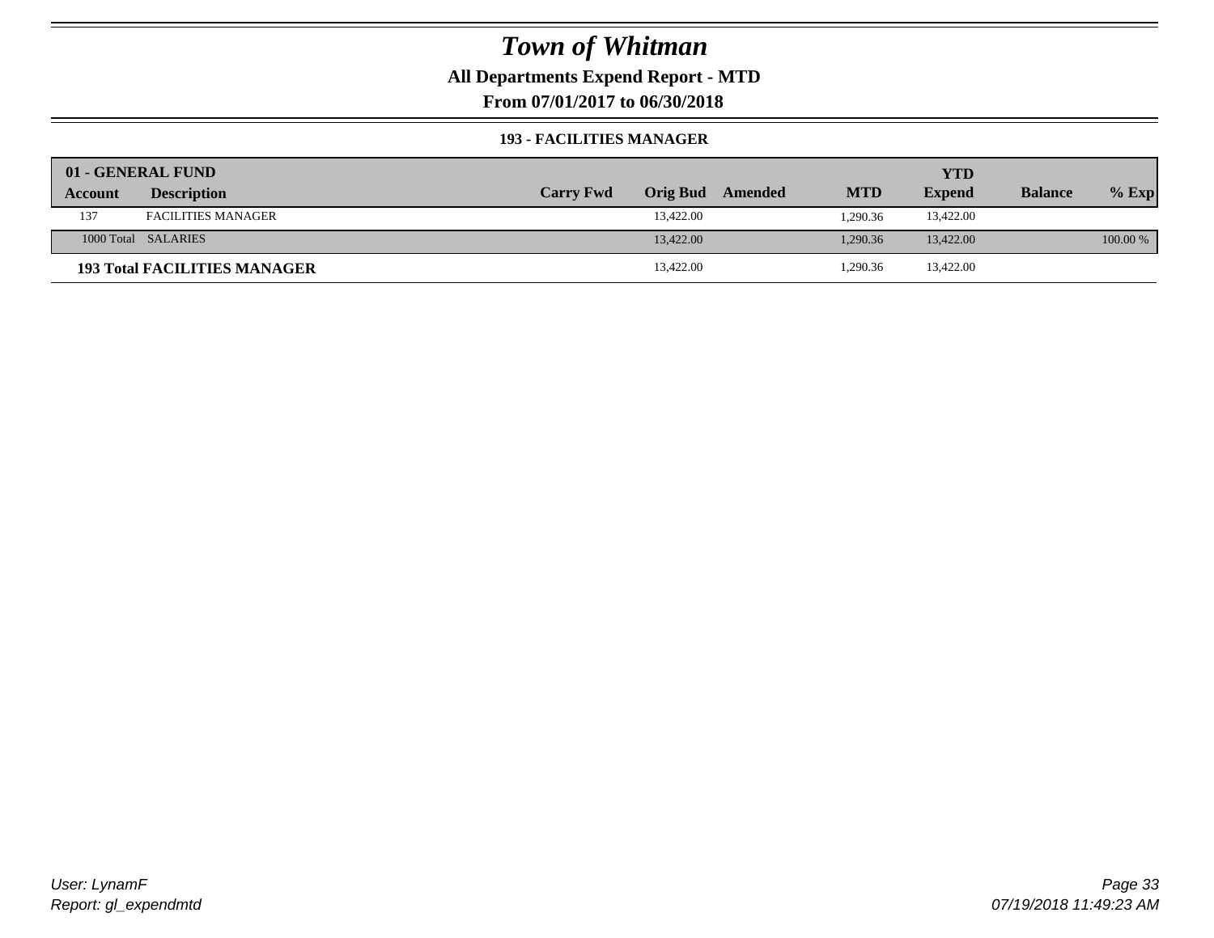# Town of Whitman

**All Departments Expend Report - MTD**

**From 07/01/2017 to 06/30/2018**

**193 - FACILITIES MANAGER**

| 01 - GENERAL FUND | | | | | | YTD | | |
|---|---|---|---|---|---|---|---|---|
| Account | Description | Carry Fwd | Orig Bud | Amended | MTD | Expend | Balance | % Exp |
| 137 | FACILITIES MANAGER | | 13,422.00 | | 1,290.36 | 13,422.00 | | |
| 1000 Total | SALARIES | | 13,422.00 | | 1,290.36 | 13,422.00 | | 100.00 % |
| **193 Total FACILITIES MANAGER** | | | 13,422.00 | | 1,290.36 | 13,422.00 | | |

*User: LynamF*
*Report: gl_expendmtd*

*07/19/2018 11:49:23 AM*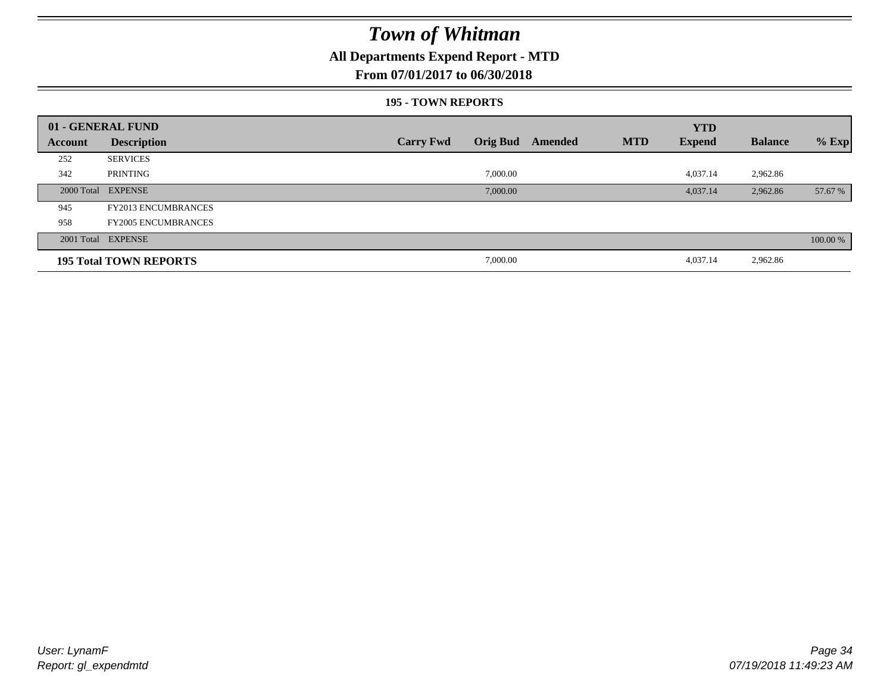# Town of Whitman

**All Departments Expend Report - MTD**

**From 07/01/2017 to 06/30/2018**

**195 - TOWN REPORTS**

| 01 - GENERAL FUND | | | | | | YTD | | |
|---|---|---|---|---|---|---|---|---|
| **Account** | **Description** | **Carry Fwd** | **Orig Bud** | **Amended** | **MTD** | **Expend** | **Balance** | **% Exp** |
| 252 | SERVICES | | | | | | | |
| 342 | PRINTING | | 7,000.00 | | | 4,037.14 | 2,962.86 | |
| 2000 Total | EXPENSE | | 7,000.00 | | | 4,037.14 | 2,962.86 | 57.67 % |
| 945 | FY2013 ENCUMBRANCES | | | | | | | |
| 958 | FY2005 ENCUMBRANCES | | | | | | | |
| 2001 Total | EXPENSE | | | | | | | 100.00 % |
| **195 Total TOWN REPORTS** | | | 7,000.00 | | | 4,037.14 | 2,962.86 | |

User: LynamF
Report: gl_expendmtd

07/19/2018 11:49:23 AM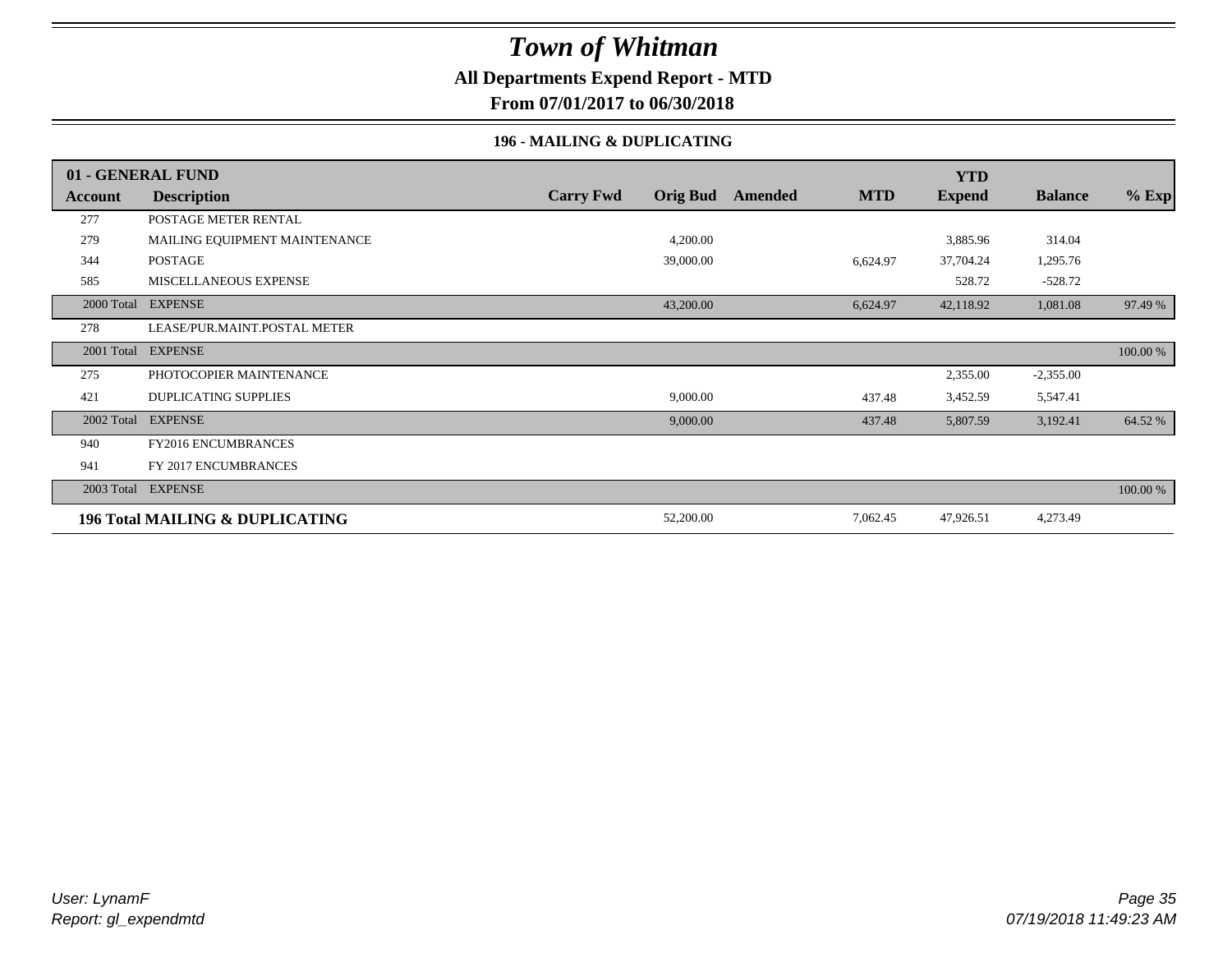# Town of Whitman

**All Departments Expend Report - MTD**

**From 07/01/2017 to 06/30/2018**

### 196 - MAILING & DUPLICATING

| Account | Description | Carry Fwd | Orig Bud | Amended | MTD | YTD Expend | Balance | % Exp |
|---|---|---|---|---|---|---|---|---|
| **01 - GENERAL FUND** | | | | | | | | |
| 277 | POSTAGE METER RENTAL | | | | | | | |
| 279 | MAILING EQUIPMENT MAINTENANCE | | 4,200.00 | | | 3,885.96 | 314.04 | |
| 344 | POSTAGE | | 39,000.00 | | 6,624.97 | 37,704.24 | 1,295.76 | |
| 585 | MISCELLANEOUS EXPENSE | | | | | 528.72 | -528.72 | |
| 2000 Total | EXPENSE | | 43,200.00 | | 6,624.97 | 42,118.92 | 1,081.08 | 97.49 % |
| 278 | LEASE/PUR.MAINT.POSTAL METER | | | | | | | |
| 2001 Total | EXPENSE | | | | | | | 100.00 % |
| 275 | PHOTOCOPIER MAINTENANCE | | | | | 2,355.00 | -2,355.00 | |
| 421 | DUPLICATING SUPPLIES | | 9,000.00 | | 437.48 | 3,452.59 | 5,547.41 | |
| 2002 Total | EXPENSE | | 9,000.00 | | 437.48 | 5,807.59 | 3,192.41 | 64.52 % |
| 940 | FY2016 ENCUMBRANCES | | | | | | | |
| 941 | FY 2017 ENCUMBRANCES | | | | | | | |
| 2003 Total | EXPENSE | | | | | | | 100.00 % |
| **196 Total MAILING & DUPLICATING** | | | 52,200.00 | | 7,062.45 | 47,926.51 | 4,273.49 | |

*User: LynamF*
*Report: gl_expendmtd*
*07/19/2018 11:49:23 AM*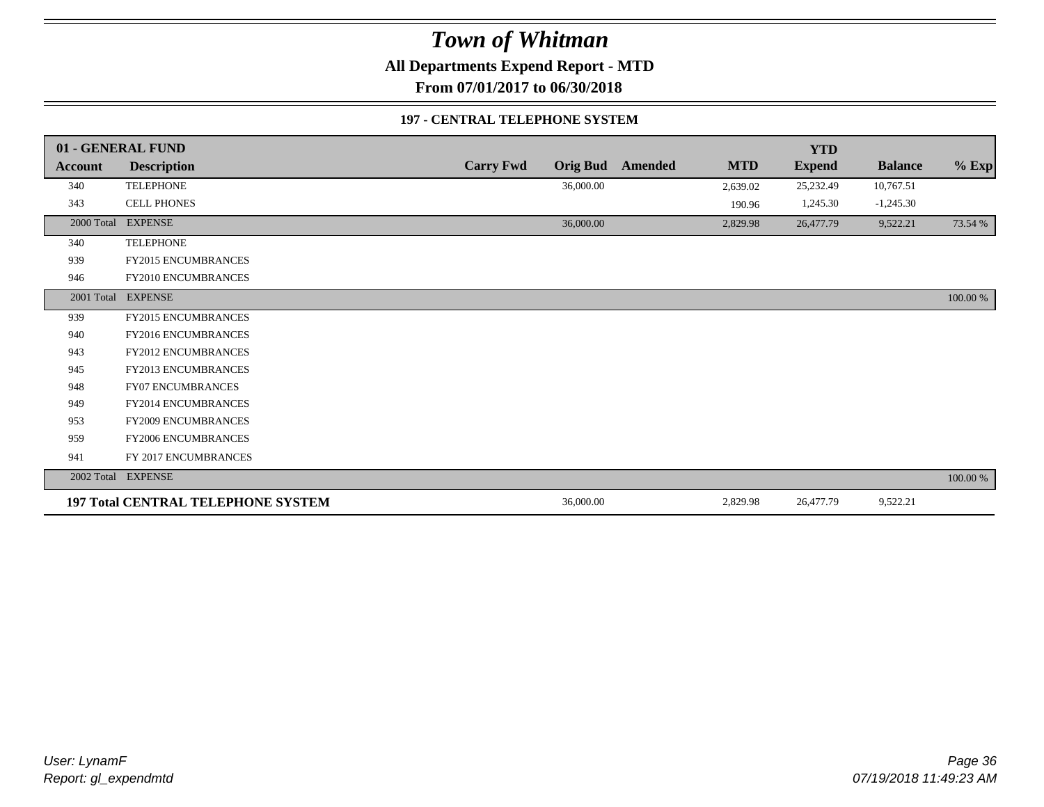# Town of Whitman

## All Departments Expend Report - MTD

### From 07/01/2017 to 06/30/2018

#### 197 - CENTRAL TELEPHONE SYSTEM

| 01 - GENERAL FUND | | | | | | YTD | | |
|---|---|---|---|---|---|---|---|---|
| **Account** | **Description** | **Carry Fwd** | **Orig Bud** | **Amended** | **MTD** | **Expend** | **Balance** | **% Exp** |
| 340 | TELEPHONE | | 36,000.00 | | 2,639.02 | 25,232.49 | 10,767.51 | |
| 343 | CELL PHONES | | | | 190.96 | 1,245.30 | -1,245.30 | |
| 2000 Total | EXPENSE | | 36,000.00 | | 2,829.98 | 26,477.79 | 9,522.21 | 73.54 % |
| 340 | TELEPHONE | | | | | | | |
| 939 | FY2015 ENCUMBRANCES | | | | | | | |
| 946 | FY2010 ENCUMBRANCES | | | | | | | |
| 2001 Total | EXPENSE | | | | | | | 100.00 % |
| 939 | FY2015 ENCUMBRANCES | | | | | | | |
| 940 | FY2016 ENCUMBRANCES | | | | | | | |
| 943 | FY2012 ENCUMBRANCES | | | | | | | |
| 945 | FY2013 ENCUMBRANCES | | | | | | | |
| 948 | FY07 ENCUMBRANCES | | | | | | | |
| 949 | FY2014 ENCUMBRANCES | | | | | | | |
| 953 | FY2009 ENCUMBRANCES | | | | | | | |
| 959 | FY2006 ENCUMBRANCES | | | | | | | |
| 941 | FY 2017 ENCUMBRANCES | | | | | | | |
| 2002 Total | EXPENSE | | | | | | | 100.00 % |
| **197 Total CENTRAL TELEPHONE SYSTEM** | | | 36,000.00 | | 2,829.98 | 26,477.79 | 9,522.21 | |

*User: LynamF*
*Report: gl_expendmtd*

*07/19/2018 11:49:23 AM*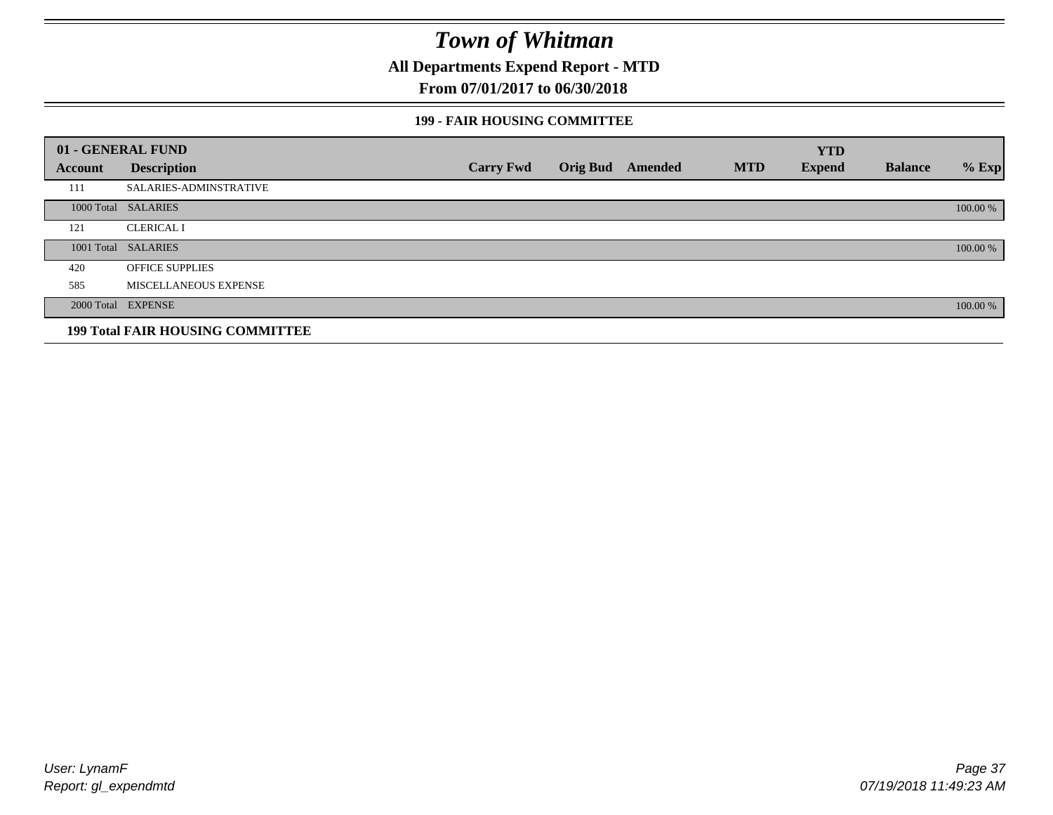# Town of Whitman

**All Departments Expend Report - MTD**

**From 07/01/2017 to 06/30/2018**

### 199 - FAIR HOUSING COMMITTEE

| 01 - GENERAL FUND | | | | | | YTD | | |
|---|---|---|---|---|---|---|---|---|
| Account | Description | Carry Fwd | Orig Bud | Amended | MTD | Expend | Balance | % Exp |
| 111 | SALARIES-ADMINSTRATIVE | | | | | | | |
| 1000 Total | SALARIES | | | | | | | 100.00 % |
| 121 | CLERICAL I | | | | | | | |
| 1001 Total | SALARIES | | | | | | | 100.00 % |
| 420 | OFFICE SUPPLIES | | | | | | | |
| 585 | MISCELLANEOUS EXPENSE | | | | | | | |
| 2000 Total | EXPENSE | | | | | | | 100.00 % |
| **199 Total FAIR HOUSING COMMITTEE** | | | | | | | | |

User: LynamF

Report: gl_expendmtd

07/19/2018 11:49:23 AM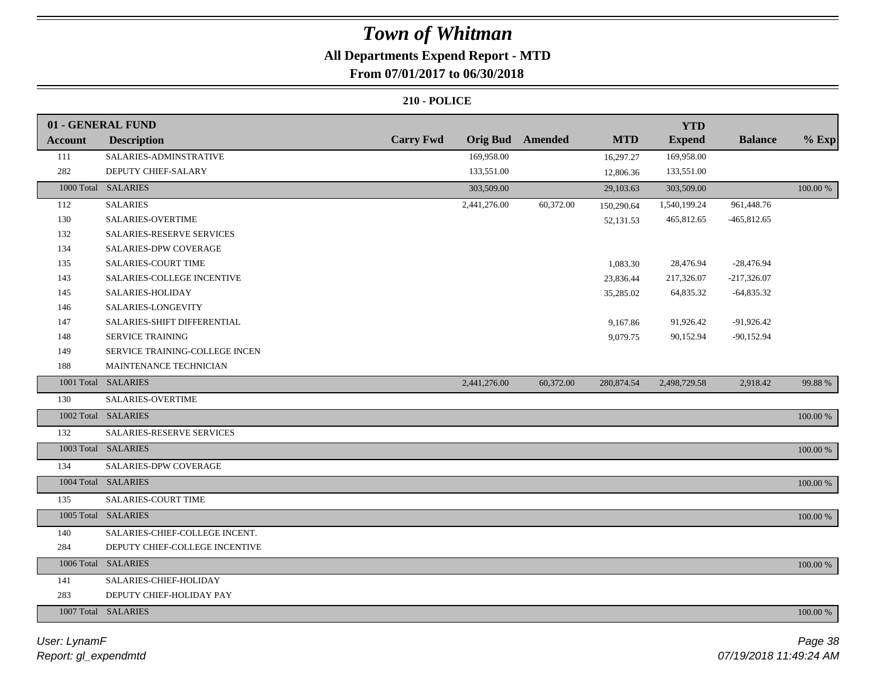# Town of Whitman

## All Departments Expend Report - MTD

### From 07/01/2017 to 06/30/2018

#### 210 - POLICE

| 01 - GENERAL FUND | | | | | | YTD | | |
|---|---|---|---|---|---|---|---|---|
| Account | Description | Carry Fwd | Orig Bud | Amended | MTD | Expend | Balance | % Exp |
| 111 | SALARIES-ADMINSTRATIVE | | 169,958.00 | | 16,297.27 | 169,958.00 | | |
| 282 | DEPUTY CHIEF-SALARY | | 133,551.00 | | 12,806.36 | 133,551.00 | | |
| 1000 Total | SALARIES | | 303,509.00 | | 29,103.63 | 303,509.00 | | 100.00 % |
| 112 | SALARIES | | 2,441,276.00 | 60,372.00 | 150,290.64 | 1,540,199.24 | 961,448.76 | |
| 130 | SALARIES-OVERTIME | | | | 52,131.53 | 465,812.65 | -465,812.65 | |
| 132 | SALARIES-RESERVE SERVICES | | | | | | | |
| 134 | SALARIES-DPW COVERAGE | | | | | | | |
| 135 | SALARIES-COURT TIME | | | | 1,083.30 | 28,476.94 | -28,476.94 | |
| 143 | SALARIES-COLLEGE INCENTIVE | | | | 23,836.44 | 217,326.07 | -217,326.07 | |
| 145 | SALARIES-HOLIDAY | | | | 35,285.02 | 64,835.32 | -64,835.32 | |
| 146 | SALARIES-LONGEVITY | | | | | | | |
| 147 | SALARIES-SHIFT DIFFERENTIAL | | | | 9,167.86 | 91,926.42 | -91,926.42 | |
| 148 | SERVICE TRAINING | | | | 9,079.75 | 90,152.94 | -90,152.94 | |
| 149 | SERVICE TRAINING-COLLEGE INCEN | | | | | | | |
| 188 | MAINTENANCE TECHNICIAN | | | | | | | |
| 1001 Total | SALARIES | | 2,441,276.00 | 60,372.00 | 280,874.54 | 2,498,729.58 | 2,918.42 | 99.88 % |
| 130 | SALARIES-OVERTIME | | | | | | | |
| 1002 Total | SALARIES | | | | | | | 100.00 % |
| 132 | SALARIES-RESERVE SERVICES | | | | | | | |
| 1003 Total | SALARIES | | | | | | | 100.00 % |
| 134 | SALARIES-DPW COVERAGE | | | | | | | |
| 1004 Total | SALARIES | | | | | | | 100.00 % |
| 135 | SALARIES-COURT TIME | | | | | | | |
| 1005 Total | SALARIES | | | | | | | 100.00 % |
| 140 | SALARIES-CHIEF-COLLEGE INCENT. | | | | | | | |
| 284 | DEPUTY CHIEF-COLLEGE INCENTIVE | | | | | | | |
| 1006 Total | SALARIES | | | | | | | 100.00 % |
| 141 | SALARIES-CHIEF-HOLIDAY | | | | | | | |
| 283 | DEPUTY CHIEF-HOLIDAY PAY | | | | | | | |
| 1007 Total | SALARIES | | | | | | | 100.00 % |

*User: LynamF*
*Report: gl_expendmtd*

*07/19/2018 11:49:24 AM*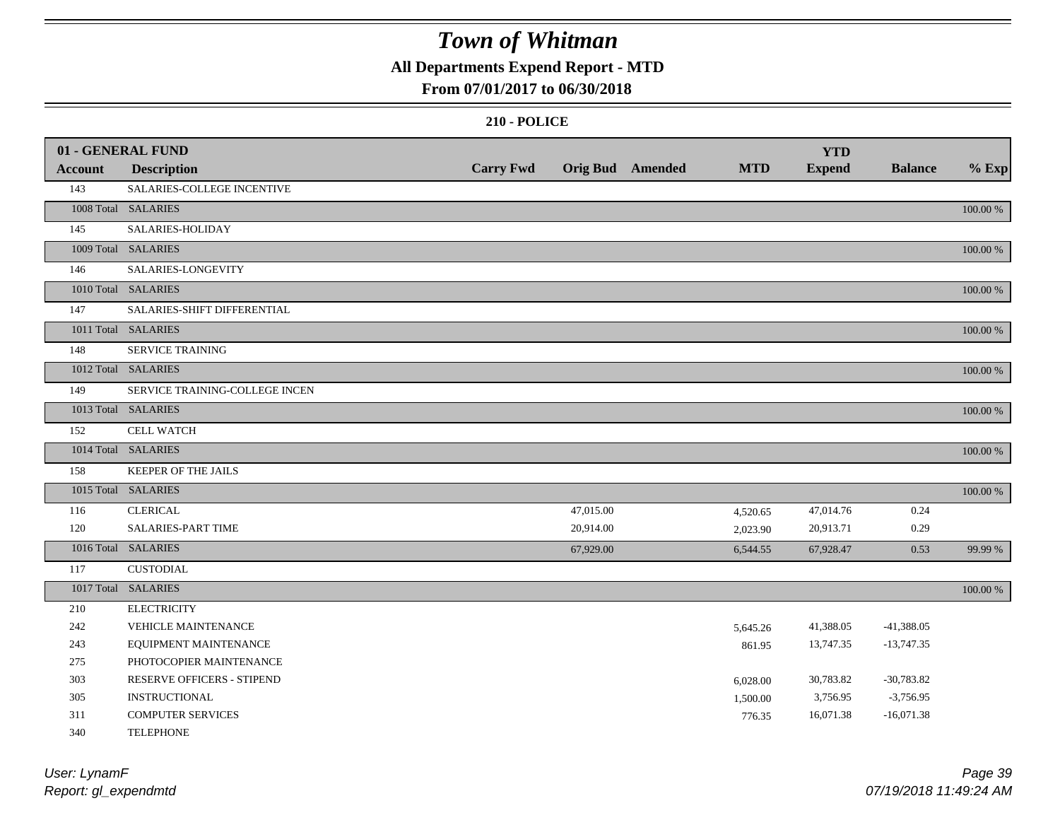# *Town of Whitman*

**All Departments Expend Report - MTD**

**From 07/01/2017 to 06/30/2018**

**210 - POLICE**

| 01 - GENERAL FUND | | | | | | YTD | | |
|---|---|---|---|---|---|---|---|---|
| **Account** | **Description** | **Carry Fwd** | **Orig Bud** | **Amended** | **MTD** | **Expend** | **Balance** | **% Exp** |
| 143 | SALARIES-COLLEGE INCENTIVE | | | | | | | |
| 1008 Total | SALARIES | | | | | | | 100.00 % |
| 145 | SALARIES-HOLIDAY | | | | | | | |
| 1009 Total | SALARIES | | | | | | | 100.00 % |
| 146 | SALARIES-LONGEVITY | | | | | | | |
| 1010 Total | SALARIES | | | | | | | 100.00 % |
| 147 | SALARIES-SHIFT DIFFERENTIAL | | | | | | | |
| 1011 Total | SALARIES | | | | | | | 100.00 % |
| 148 | SERVICE TRAINING | | | | | | | |
| 1012 Total | SALARIES | | | | | | | 100.00 % |
| 149 | SERVICE TRAINING-COLLEGE INCEN | | | | | | | |
| 1013 Total | SALARIES | | | | | | | 100.00 % |
| 152 | CELL WATCH | | | | | | | |
| 1014 Total | SALARIES | | | | | | | 100.00 % |
| 158 | KEEPER OF THE JAILS | | | | | | | |
| 1015 Total | SALARIES | | | | | | | 100.00 % |
| 116 | CLERICAL | | 47,015.00 | | 4,520.65 | 47,014.76 | 0.24 | |
| 120 | SALARIES-PART TIME | | 20,914.00 | | 2,023.90 | 20,913.71 | 0.29 | |
| 1016 Total | SALARIES | | 67,929.00 | | 6,544.55 | 67,928.47 | 0.53 | 99.99 % |
| 117 | CUSTODIAL | | | | | | | |
| 1017 Total | SALARIES | | | | | | | 100.00 % |
| 210 | ELECTRICITY | | | | | | | |
| 242 | VEHICLE MAINTENANCE | | | | 5,645.26 | 41,388.05 | -41,388.05 | |
| 243 | EQUIPMENT MAINTENANCE | | | | 861.95 | 13,747.35 | -13,747.35 | |
| 275 | PHOTOCOPIER MAINTENANCE | | | | | | | |
| 303 | RESERVE OFFICERS - STIPEND | | | | 6,028.00 | 30,783.82 | -30,783.82 | |
| 305 | INSTRUCTIONAL | | | | 1,500.00 | 3,756.95 | -3,756.95 | |
| 311 | COMPUTER SERVICES | | | | 776.35 | 16,071.38 | -16,071.38 | |
| 340 | TELEPHONE | | | | | | | |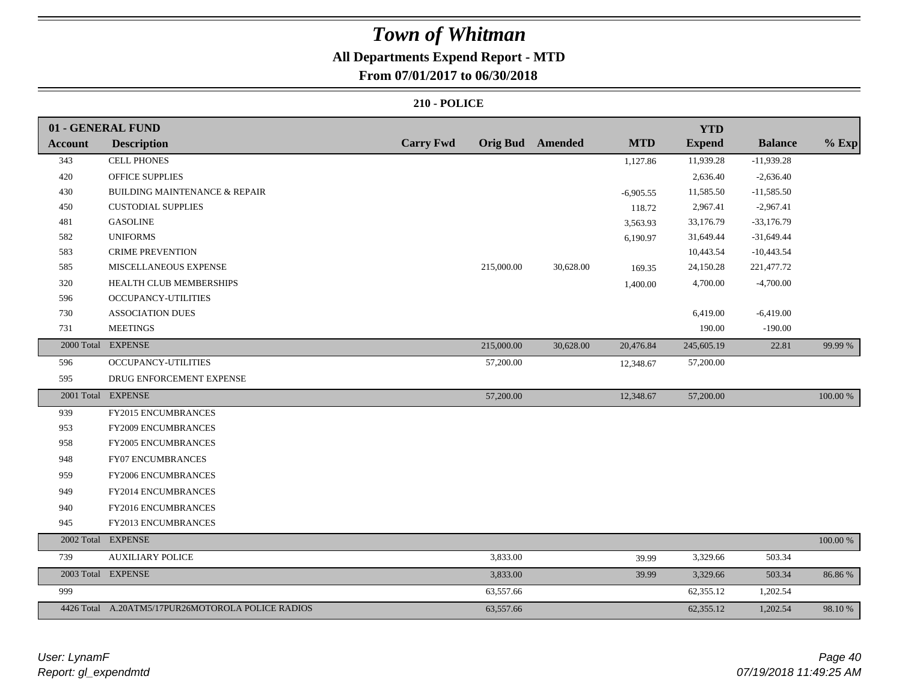# Town of Whitman

## All Departments Expend Report - MTD

### From 07/01/2017 to 06/30/2018

### 210 - POLICE

| 01 - GENERAL FUND | | | | | | YTD | | |
|---|---|---|---|---|---|---|---|---|
| **Account** | **Description** | **Carry Fwd** | **Orig Bud** | **Amended** | **MTD** | **Expend** | **Balance** | **% Exp** |
| 343 | CELL PHONES | | | | 1,127.86 | 11,939.28 | -11,939.28 | |
| 420 | OFFICE SUPPLIES | | | | | 2,636.40 | -2,636.40 | |
| 430 | BUILDING MAINTENANCE & REPAIR | | | | -6,905.55 | 11,585.50 | -11,585.50 | |
| 450 | CUSTODIAL SUPPLIES | | | | 118.72 | 2,967.41 | -2,967.41 | |
| 481 | GASOLINE | | | | 3,563.93 | 33,176.79 | -33,176.79 | |
| 582 | UNIFORMS | | | | 6,190.97 | 31,649.44 | -31,649.44 | |
| 583 | CRIME PREVENTION | | | | | 10,443.54 | -10,443.54 | |
| 585 | MISCELLANEOUS EXPENSE | | 215,000.00 | 30,628.00 | 169.35 | 24,150.28 | 221,477.72 | |
| 320 | HEALTH CLUB MEMBERSHIPS | | | | 1,400.00 | 4,700.00 | -4,700.00 | |
| 596 | OCCUPANCY-UTILITIES | | | | | | | |
| 730 | ASSOCIATION DUES | | | | | 6,419.00 | -6,419.00 | |
| 731 | MEETINGS | | | | | 190.00 | -190.00 | |
| 2000 Total | EXPENSE | | 215,000.00 | 30,628.00 | 20,476.84 | 245,605.19 | 22.81 | 99.99 % |
| 596 | OCCUPANCY-UTILITIES | | 57,200.00 | | 12,348.67 | 57,200.00 | | |
| 595 | DRUG ENFORCEMENT EXPENSE | | | | | | | |
| 2001 Total | EXPENSE | | 57,200.00 | | 12,348.67 | 57,200.00 | | 100.00 % |
| 939 | FY2015 ENCUMBRANCES | | | | | | | |
| 953 | FY2009 ENCUMBRANCES | | | | | | | |
| 958 | FY2005 ENCUMBRANCES | | | | | | | |
| 948 | FY07 ENCUMBRANCES | | | | | | | |
| 959 | FY2006 ENCUMBRANCES | | | | | | | |
| 949 | FY2014 ENCUMBRANCES | | | | | | | |
| 940 | FY2016 ENCUMBRANCES | | | | | | | |
| 945 | FY2013 ENCUMBRANCES | | | | | | | |
| 2002 Total | EXPENSE | | | | | | | 100.00 % |
| 739 | AUXILIARY POLICE | | 3,833.00 | | 39.99 | 3,329.66 | 503.34 | |
| 2003 Total | EXPENSE | | 3,833.00 | | 39.99 | 3,329.66 | 503.34 | 86.86 % |
| 999 | | | 63,557.66 | | | 62,355.12 | 1,202.54 | |
| 4426 Total | A.20ATM5/17PUR26MOTOROLA POLICE RADIOS | | 63,557.66 | | | 62,355.12 | 1,202.54 | 98.10 % |

*User: LynamF*
*Report: gl_expendmtd*

*07/19/2018 11:49:25 AM*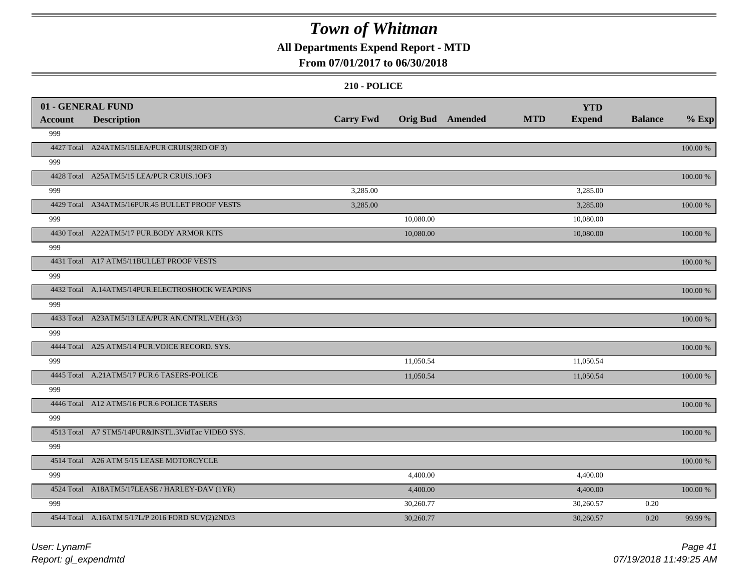# Town of Whitman

**All Departments Expend Report - MTD**

**From 07/01/2017 to 06/30/2018**

**210 - POLICE**

| 01 - GENERAL FUND Account | Description | Carry Fwd | Orig Bud | Amended | MTD | YTD Expend | Balance | % Exp |
|---|---|---|---|---|---|---|---|---|
| 999 | | | | | | | | |
| 4427 Total | A24ATM5/15LEA/PUR CRUIS(3RD OF 3) | | | | | | | 100.00 % |
| 999 | | | | | | | | |
| 4428 Total | A25ATM5/15 LEA/PUR CRUIS.1OF3 | | | | | | | 100.00 % |
| 999 | | 3,285.00 | | | | 3,285.00 | | |
| 4429 Total | A34ATM5/16PUR.45 BULLET PROOF VESTS | 3,285.00 | | | | 3,285.00 | | 100.00 % |
| 999 | | | 10,080.00 | | | 10,080.00 | | |
| 4430 Total | A22ATM5/17 PUR.BODY ARMOR KITS | | 10,080.00 | | | 10,080.00 | | 100.00 % |
| 999 | | | | | | | | |
| 4431 Total | A17 ATM5/11BULLET PROOF VESTS | | | | | | | 100.00 % |
| 999 | | | | | | | | |
| 4432 Total | A.14ATM5/14PUR.ELECTROSHOCK WEAPONS | | | | | | | 100.00 % |
| 999 | | | | | | | | |
| 4433 Total | A23ATM5/13 LEA/PUR AN.CNTRL.VEH.(3/3) | | | | | | | 100.00 % |
| 999 | | | | | | | | |
| 4444 Total | A25 ATM5/14 PUR.VOICE RECORD. SYS. | | | | | | | 100.00 % |
| 999 | | | 11,050.54 | | | 11,050.54 | | |
| 4445 Total | A.21ATM5/17 PUR.6 TASERS-POLICE | | 11,050.54 | | | 11,050.54 | | 100.00 % |
| 999 | | | | | | | | |
| 4446 Total | A12 ATM5/16 PUR.6 POLICE TASERS | | | | | | | 100.00 % |
| 999 | | | | | | | | |
| 4513 Total | A7 STM5/14PUR&INSTL.3VidTac VIDEO SYS. | | | | | | | 100.00 % |
| 999 | | | | | | | | |
| 4514 Total | A26 ATM 5/15 LEASE MOTORCYCLE | | | | | | | 100.00 % |
| 999 | | | 4,400.00 | | | 4,400.00 | | |
| 4524 Total | A18ATM5/17LEASE / HARLEY-DAV (1YR) | | 4,400.00 | | | 4,400.00 | | 100.00 % |
| 999 | | | 30,260.77 | | | 30,260.57 | 0.20 | |
| 4544 Total | A.16ATM 5/17L/P 2016 FORD SUV(2)2ND/3 | | 30,260.77 | | | 30,260.57 | 0.20 | 99.99 % |

*User: LynamF*

*Report: gl_expendmtd*

*07/19/2018 11:49:25 AM*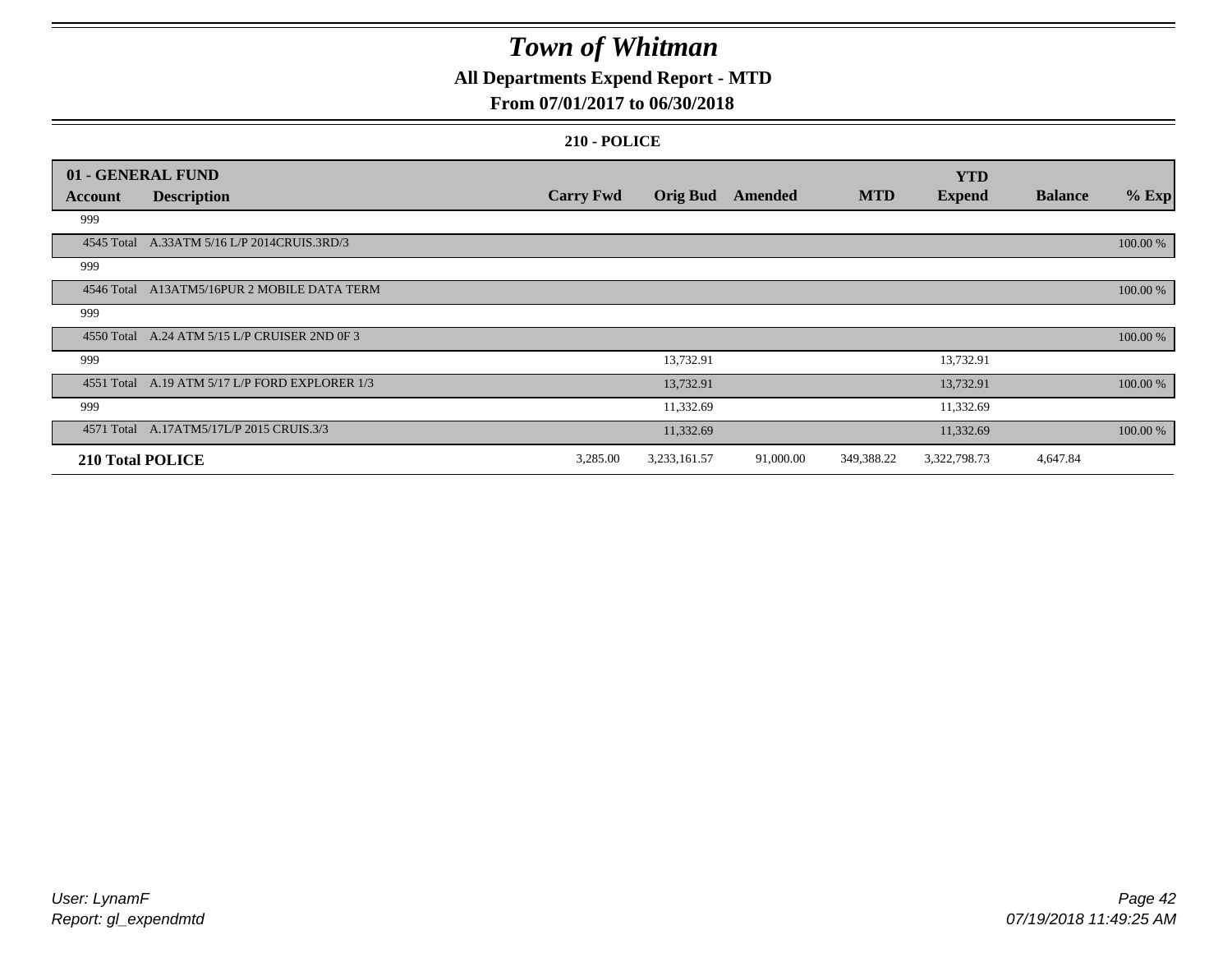# Town of Whitman

## All Departments Expend Report - MTD

## From 07/01/2017 to 06/30/2018

### 210 - POLICE

| 01 - GENERAL FUND | | | | | | YTD | | |
|---|---|---|---|---|---|---|---|---|
| **Account** | **Description** | **Carry Fwd** | **Orig Bud** | **Amended** | **MTD** | **Expend** | **Balance** | **% Exp** |
| 999 | | | | | | | | |
| 4545 Total | A.33ATM 5/16 L/P 2014CRUIS.3RD/3 | | | | | | | 100.00 % |
| 999 | | | | | | | | |
| 4546 Total | A13ATM5/16PUR 2 MOBILE DATA TERM | | | | | | | 100.00 % |
| 999 | | | | | | | | |
| 4550 Total | A.24 ATM 5/15 L/P CRUISER 2ND 0F 3 | | | | | | | 100.00 % |
| 999 | | | 13,732.91 | | | 13,732.91 | | |
| 4551 Total | A.19 ATM 5/17 L/P FORD EXPLORER 1/3 | | 13,732.91 | | | 13,732.91 | | 100.00 % |
| 999 | | | 11,332.69 | | | 11,332.69 | | |
| 4571 Total | A.17ATM5/17L/P 2015 CRUIS.3/3 | | 11,332.69 | | | 11,332.69 | | 100.00 % |
| **210 Total POLICE** | | 3,285.00 | 3,233,161.57 | 91,000.00 | 349,388.22 | 3,322,798.73 | 4,647.84 | |

*User: LynamF*
*Report: gl_expendmtd*

*07/19/2018 11:49:25 AM*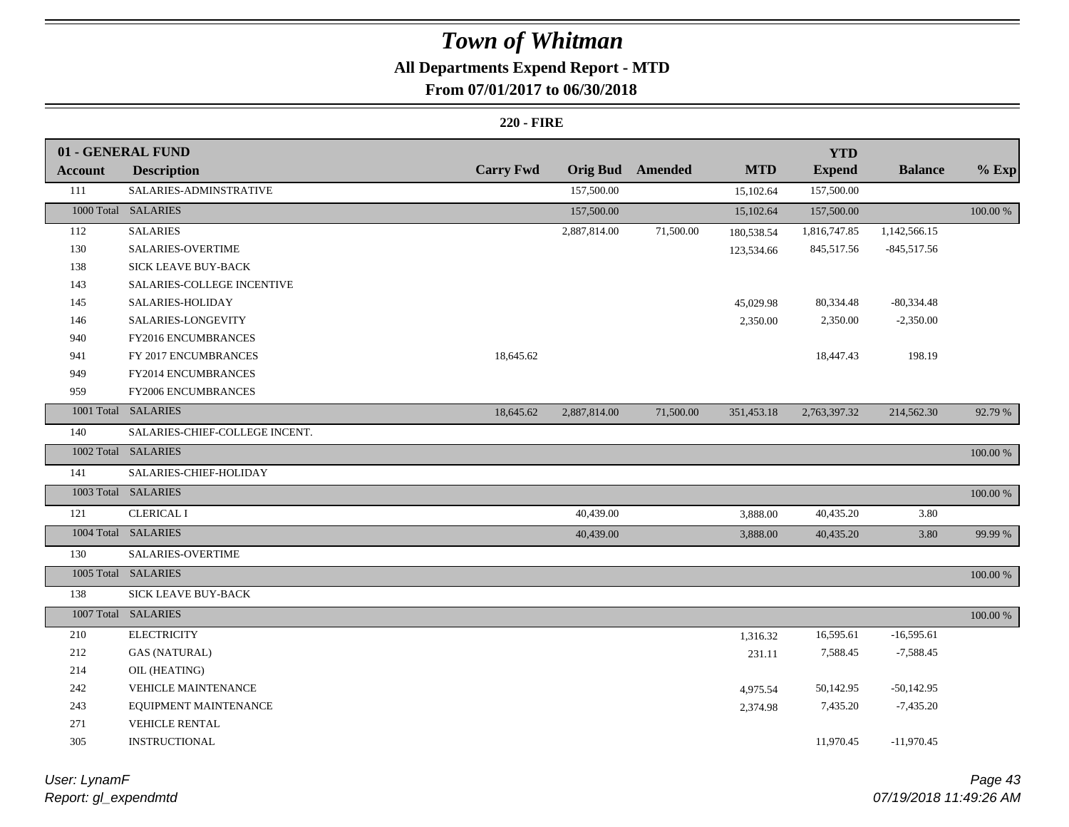# Town of Whitman

## All Departments Expend Report - MTD

### From 07/01/2017 to 06/30/2018

**220 - FIRE**

| 01 - GENERAL FUND | | | | | | | | |
|---|---|---|---|---|---|---|---|---|
| **Account** | **Description** | **Carry Fwd** | **Orig Bud** | **Amended** | **MTD** | **YTD Expend** | **Balance** | **% Exp** |
| 111 | SALARIES-ADMINSTRATIVE | | 157,500.00 | | 15,102.64 | 157,500.00 | | |
| 1000 Total | SALARIES | | 157,500.00 | | 15,102.64 | 157,500.00 | | 100.00 % |
| 112 | SALARIES | | 2,887,814.00 | 71,500.00 | 180,538.54 | 1,816,747.85 | 1,142,566.15 | |
| 130 | SALARIES-OVERTIME | | | | 123,534.66 | 845,517.56 | -845,517.56 | |
| 138 | SICK LEAVE BUY-BACK | | | | | | | |
| 143 | SALARIES-COLLEGE INCENTIVE | | | | | | | |
| 145 | SALARIES-HOLIDAY | | | | 45,029.98 | 80,334.48 | -80,334.48 | |
| 146 | SALARIES-LONGEVITY | | | | 2,350.00 | 2,350.00 | -2,350.00 | |
| 940 | FY2016 ENCUMBRANCES | | | | | | | |
| 941 | FY 2017 ENCUMBRANCES | 18,645.62 | | | | 18,447.43 | 198.19 | |
| 949 | FY2014 ENCUMBRANCES | | | | | | | |
| 959 | FY2006 ENCUMBRANCES | | | | | | | |
| 1001 Total | SALARIES | 18,645.62 | 2,887,814.00 | 71,500.00 | 351,453.18 | 2,763,397.32 | 214,562.30 | 92.79 % |
| 140 | SALARIES-CHIEF-COLLEGE INCENT. | | | | | | | |
| 1002 Total | SALARIES | | | | | | | 100.00 % |
| 141 | SALARIES-CHIEF-HOLIDAY | | | | | | | |
| 1003 Total | SALARIES | | | | | | | 100.00 % |
| 121 | CLERICAL I | | 40,439.00 | | 3,888.00 | 40,435.20 | 3.80 | |
| 1004 Total | SALARIES | | 40,439.00 | | 3,888.00 | 40,435.20 | 3.80 | 99.99 % |
| 130 | SALARIES-OVERTIME | | | | | | | |
| 1005 Total | SALARIES | | | | | | | 100.00 % |
| 138 | SICK LEAVE BUY-BACK | | | | | | | |
| 1007 Total | SALARIES | | | | | | | 100.00 % |
| 210 | ELECTRICITY | | | | 1,316.32 | 16,595.61 | -16,595.61 | |
| 212 | GAS (NATURAL) | | | | 231.11 | 7,588.45 | -7,588.45 | |
| 214 | OIL (HEATING) | | | | | | | |
| 242 | VEHICLE MAINTENANCE | | | | 4,975.54 | 50,142.95 | -50,142.95 | |
| 243 | EQUIPMENT MAINTENANCE | | | | 2,374.98 | 7,435.20 | -7,435.20 | |
| 271 | VEHICLE RENTAL | | | | | | | |
| 305 | INSTRUCTIONAL | | | | | 11,970.45 | -11,970.45 | |

User: LynamF
Report: gl_expendmtd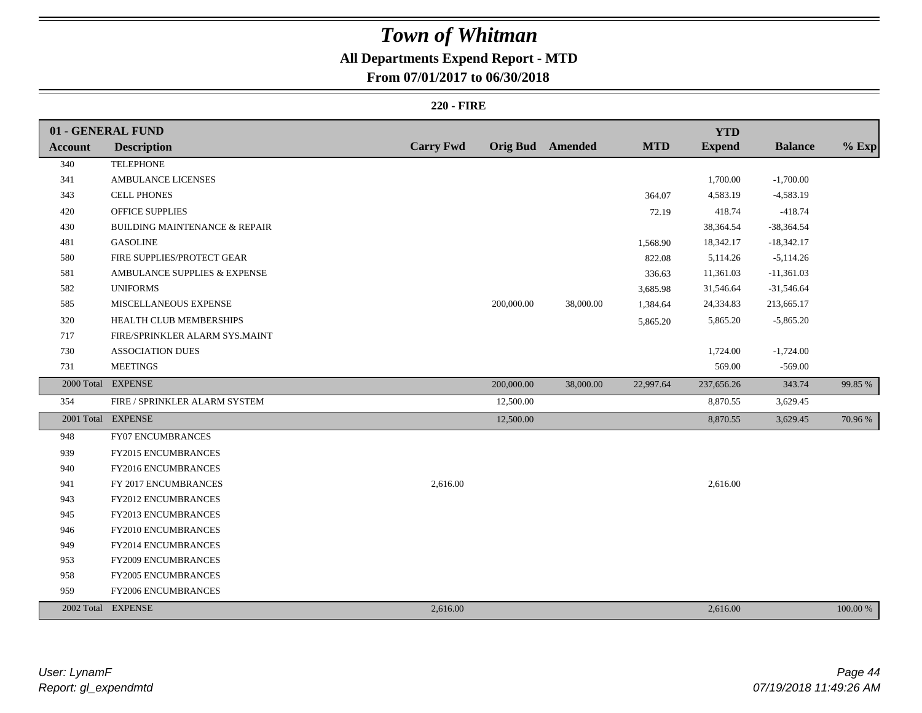# Town of Whitman

## All Departments Expend Report - MTD

### From 07/01/2017 to 06/30/2018

**220 - FIRE**

| 01 - GENERAL FUND | | | | | | YTD | | |
|---|---|---|---|---|---|---|---|---|
| **Account** | **Description** | **Carry Fwd** | **Orig Bud** | **Amended** | **MTD** | **Expend** | **Balance** | **% Exp** |
| 340 | TELEPHONE | | | | | | | |
| 341 | AMBULANCE LICENSES | | | | | 1,700.00 | -1,700.00 | |
| 343 | CELL PHONES | | | | 364.07 | 4,583.19 | -4,583.19 | |
| 420 | OFFICE SUPPLIES | | | | 72.19 | 418.74 | -418.74 | |
| 430 | BUILDING MAINTENANCE & REPAIR | | | | | 38,364.54 | -38,364.54 | |
| 481 | GASOLINE | | | | 1,568.90 | 18,342.17 | -18,342.17 | |
| 580 | FIRE SUPPLIES/PROTECT GEAR | | | | 822.08 | 5,114.26 | -5,114.26 | |
| 581 | AMBULANCE SUPPLIES & EXPENSE | | | | 336.63 | 11,361.03 | -11,361.03 | |
| 582 | UNIFORMS | | | | 3,685.98 | 31,546.64 | -31,546.64 | |
| 585 | MISCELLANEOUS EXPENSE | | 200,000.00 | 38,000.00 | 1,384.64 | 24,334.83 | 213,665.17 | |
| 320 | HEALTH CLUB MEMBERSHIPS | | | | 5,865.20 | 5,865.20 | -5,865.20 | |
| 717 | FIRE/SPRINKLER ALARM SYS.MAINT | | | | | | | |
| 730 | ASSOCIATION DUES | | | | | 1,724.00 | -1,724.00 | |
| 731 | MEETINGS | | | | | 569.00 | -569.00 | |
| 2000 Total | EXPENSE | | 200,000.00 | 38,000.00 | 22,997.64 | 237,656.26 | 343.74 | 99.85 % |
| 354 | FIRE / SPRINKLER ALARM SYSTEM | | 12,500.00 | | | 8,870.55 | 3,629.45 | |
| 2001 Total | EXPENSE | | 12,500.00 | | | 8,870.55 | 3,629.45 | 70.96 % |
| 948 | FY07 ENCUMBRANCES | | | | | | | |
| 939 | FY2015 ENCUMBRANCES | | | | | | | |
| 940 | FY2016 ENCUMBRANCES | | | | | | | |
| 941 | FY 2017 ENCUMBRANCES | 2,616.00 | | | | 2,616.00 | | |
| 943 | FY2012 ENCUMBRANCES | | | | | | | |
| 945 | FY2013 ENCUMBRANCES | | | | | | | |
| 946 | FY2010 ENCUMBRANCES | | | | | | | |
| 949 | FY2014 ENCUMBRANCES | | | | | | | |
| 953 | FY2009 ENCUMBRANCES | | | | | | | |
| 958 | FY2005 ENCUMBRANCES | | | | | | | |
| 959 | FY2006 ENCUMBRANCES | | | | | | | |
| 2002 Total | EXPENSE | 2,616.00 | | | | 2,616.00 | | 100.00 % |

*User: LynamF*
*Report: gl_expendmtd*

*07/19/2018 11:49:26 AM*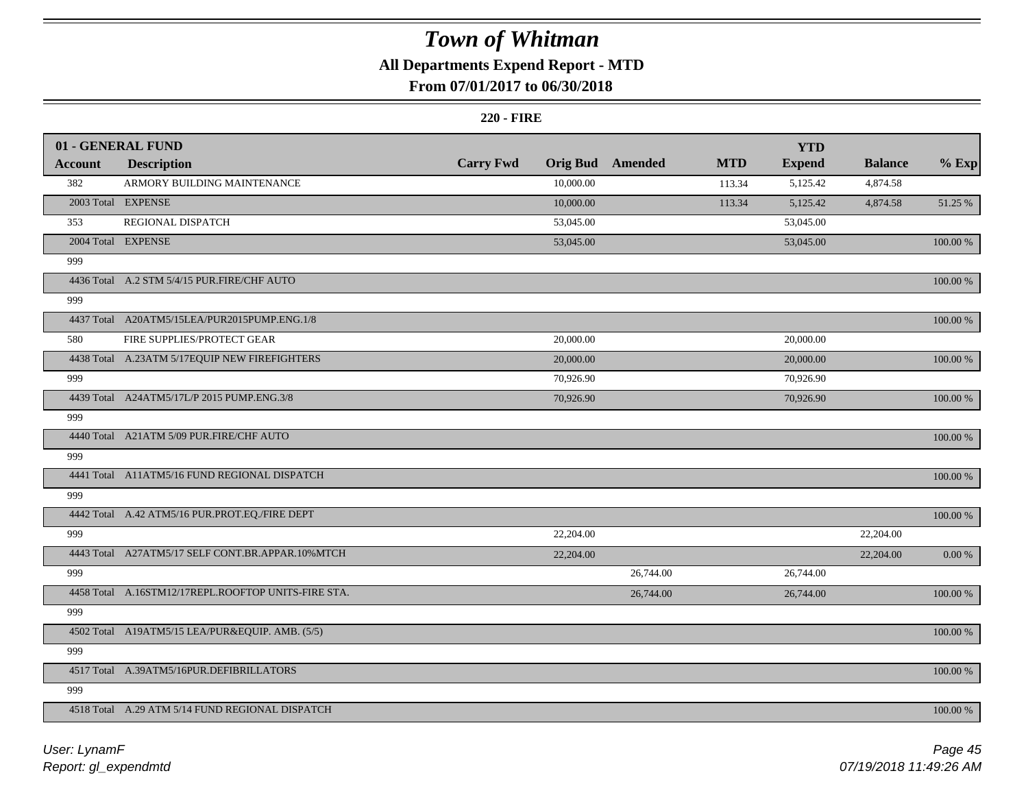# Town of Whitman

## All Departments Expend Report - MTD

### From 07/01/2017 to 06/30/2018

**220 - FIRE**

| 01 - GENERAL FUND | | | | | | YTD | | |
|---|---|---|---|---|---|---|---|---|
| **Account** | **Description** | **Carry Fwd** | **Orig Bud** | **Amended** | **MTD** | **Expend** | **Balance** | **% Exp** |
| 382 | ARMORY BUILDING MAINTENANCE | | 10,000.00 | | 113.34 | 5,125.42 | 4,874.58 | |
| 2003 Total | EXPENSE | | 10,000.00 | | 113.34 | 5,125.42 | 4,874.58 | 51.25 % |
| 353 | REGIONAL DISPATCH | | 53,045.00 | | | 53,045.00 | | |
| 2004 Total | EXPENSE | | 53,045.00 | | | 53,045.00 | | 100.00 % |
| 999 | | | | | | | | |
| 4436 Total | A.2 STM 5/4/15 PUR.FIRE/CHF AUTO | | | | | | | 100.00 % |
| 999 | | | | | | | | |
| 4437 Total | A20ATM5/15LEA/PUR2015PUMP.ENG.1/8 | | | | | | | 100.00 % |
| 580 | FIRE SUPPLIES/PROTECT GEAR | | 20,000.00 | | | 20,000.00 | | |
| 4438 Total | A.23ATM 5/17EQUIP NEW FIREFIGHTERS | | 20,000.00 | | | 20,000.00 | | 100.00 % |
| 999 | | | 70,926.90 | | | 70,926.90 | | |
| 4439 Total | A24ATM5/17L/P 2015 PUMP.ENG.3/8 | | 70,926.90 | | | 70,926.90 | | 100.00 % |
| 999 | | | | | | | | |
| 4440 Total | A21ATM 5/09 PUR.FIRE/CHF AUTO | | | | | | | 100.00 % |
| 999 | | | | | | | | |
| 4441 Total | A11ATM5/16 FUND REGIONAL DISPATCH | | | | | | | 100.00 % |
| 999 | | | | | | | | |
| 4442 Total | A.42 ATM5/16 PUR.PROT.EQ./FIRE DEPT | | | | | | | 100.00 % |
| 999 | | | 22,204.00 | | | | 22,204.00 | |
| 4443 Total | A27ATM5/17 SELF CONT.BR.APPAR.10%MTCH | | 22,204.00 | | | | 22,204.00 | 0.00 % |
| 999 | | | | 26,744.00 | | 26,744.00 | | |
| 4458 Total | A.16STM12/17REPL.ROOFTOP UNITS-FIRE STA. | | | 26,744.00 | | 26,744.00 | | 100.00 % |
| 999 | | | | | | | | |
| 4502 Total | A19ATM5/15 LEA/PUR&EQUIP. AMB. (5/5) | | | | | | | 100.00 % |
| 999 | | | | | | | | |
| 4517 Total | A.39ATM5/16PUR.DEFIBRILLATORS | | | | | | | 100.00 % |
| 999 | | | | | | | | |
| 4518 Total | A.29 ATM 5/14 FUND REGIONAL DISPATCH | | | | | | | 100.00 % |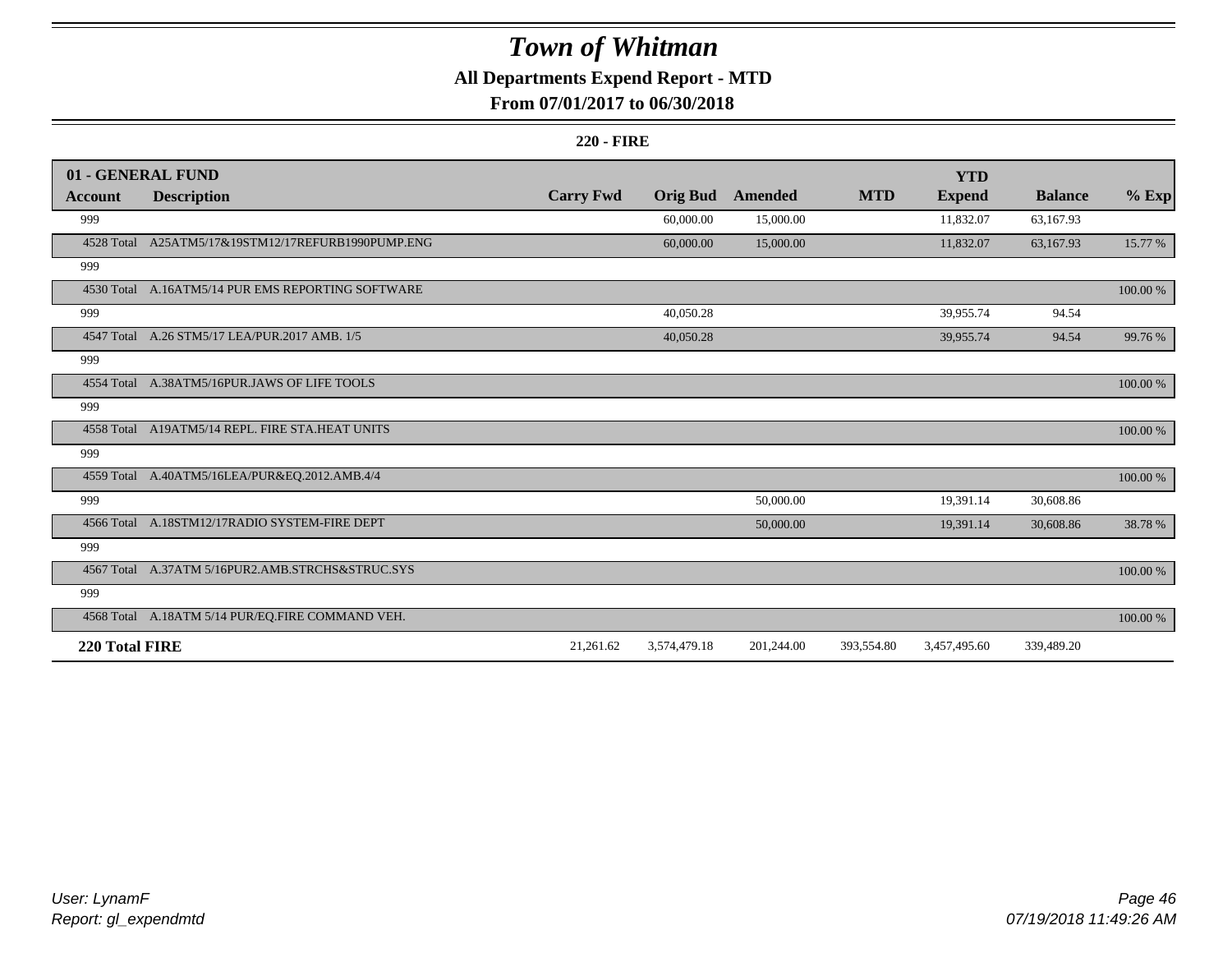# Town of Whitman

## All Departments Expend Report - MTD

### From 07/01/2017 to 06/30/2018

**220 - FIRE**

| 01 - GENERAL FUND | | | | | | | | |
|---|---|---|---|---|---|---|---|---|
| **Account** | **Description** | **Carry Fwd** | **Orig Bud** | **Amended** | **MTD** | **YTD Expend** | **Balance** | **% Exp** |
| 999 | | | 60,000.00 | 15,000.00 | | 11,832.07 | 63,167.93 | |
| 4528 Total | A25ATM5/17&19STM12/17REFURB1990PUMP.ENG | | 60,000.00 | 15,000.00 | | 11,832.07 | 63,167.93 | 15.77 % |
| 999 | | | | | | | | |
| 4530 Total | A.16ATM5/14 PUR EMS REPORTING SOFTWARE | | | | | | | 100.00 % |
| 999 | | | 40,050.28 | | | 39,955.74 | 94.54 | |
| 4547 Total | A.26 STM5/17 LEA/PUR.2017 AMB. 1/5 | | 40,050.28 | | | 39,955.74 | 94.54 | 99.76 % |
| 999 | | | | | | | | |
| 4554 Total | A.38ATM5/16PUR.JAWS OF LIFE TOOLS | | | | | | | 100.00 % |
| 999 | | | | | | | | |
| 4558 Total | A19ATM5/14 REPL. FIRE STA.HEAT UNITS | | | | | | | 100.00 % |
| 999 | | | | | | | | |
| 4559 Total | A.40ATM5/16LEA/PUR&EQ.2012.AMB.4/4 | | | | | | | 100.00 % |
| 999 | | | | 50,000.00 | | 19,391.14 | 30,608.86 | |
| 4566 Total | A.18STM12/17RADIO SYSTEM-FIRE DEPT | | | 50,000.00 | | 19,391.14 | 30,608.86 | 38.78 % |
| 999 | | | | | | | | |
| 4567 Total | A.37ATM 5/16PUR2.AMB.STRCHS&STRUC.SYS | | | | | | | 100.00 % |
| 999 | | | | | | | | |
| 4568 Total | A.18ATM 5/14 PUR/EQ.FIRE COMMAND VEH. | | | | | | | 100.00 % |
| **220 Total FIRE** | | 21,261.62 | 3,574,479.18 | 201,244.00 | 393,554.80 | 3,457,495.60 | 339,489.20 | |

*User: LynamF*
*Report: gl_expendmtd*

*07/19/2018 11:49:26 AM*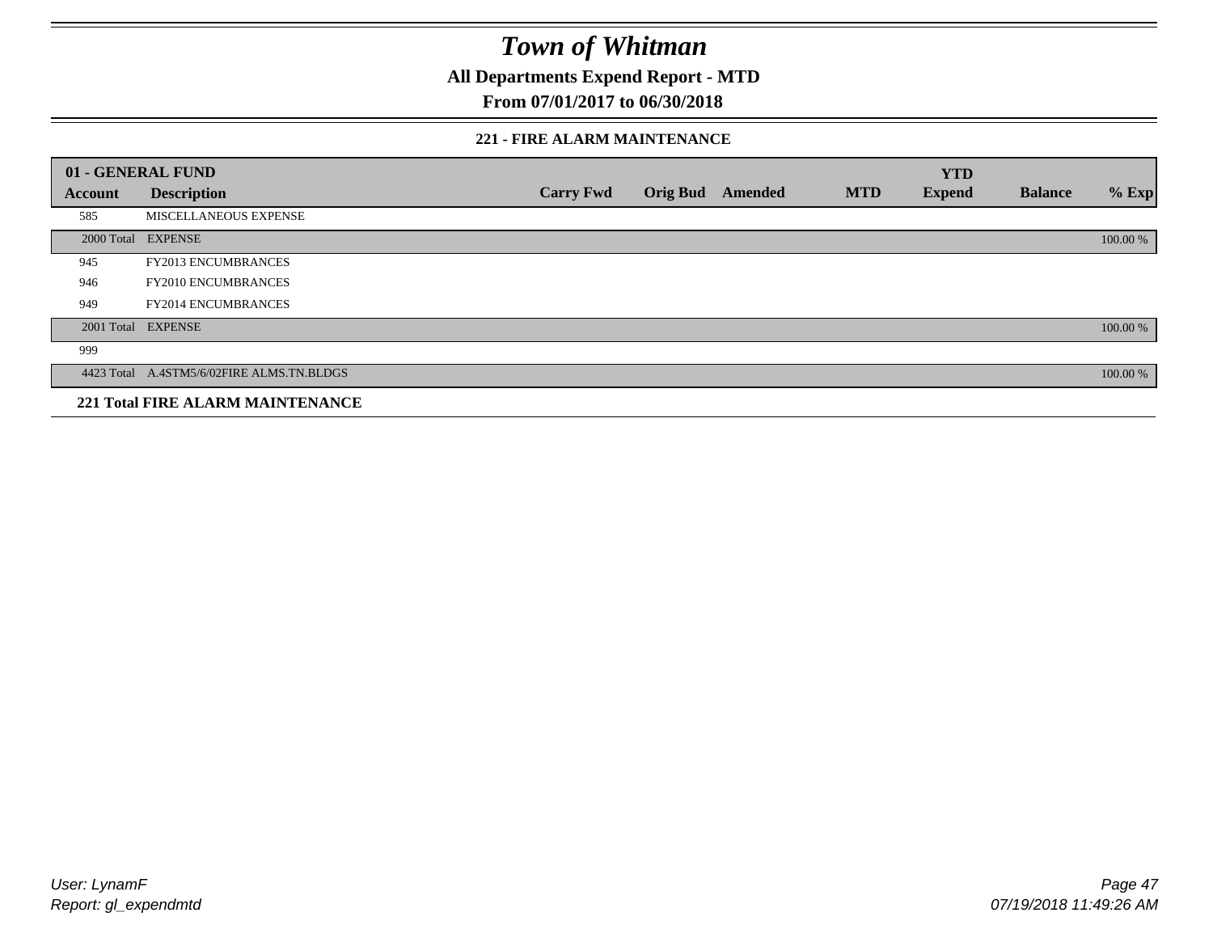# Town of Whitman

**All Departments Expend Report - MTD**

**From 07/01/2017 to 06/30/2018**

### 221 - FIRE ALARM MAINTENANCE

| 01 - GENERAL FUND | | | | | | YTD | | |
|---|---|---|---|---|---|---|---|---|
| **Account** | **Description** | **Carry Fwd** | **Orig Bud** | **Amended** | **MTD** | **Expend** | **Balance** | **% Exp** |
| 585 | MISCELLANEOUS EXPENSE | | | | | | | |
| 2000 Total | EXPENSE | | | | | | | 100.00 % |
| 945 | FY2013 ENCUMBRANCES | | | | | | | |
| 946 | FY2010 ENCUMBRANCES | | | | | | | |
| 949 | FY2014 ENCUMBRANCES | | | | | | | |
| 2001 Total | EXPENSE | | | | | | | 100.00 % |
| 999 | | | | | | | | |
| 4423 Total | A.4STM5/6/02FIRE ALMS.TN.BLDGS | | | | | | | 100.00 % |
| **221 Total FIRE ALARM MAINTENANCE** | | | | | | | | |

*User: LynamF*

*Report: gl_expendmtd*

*07/19/2018 11:49:26 AM*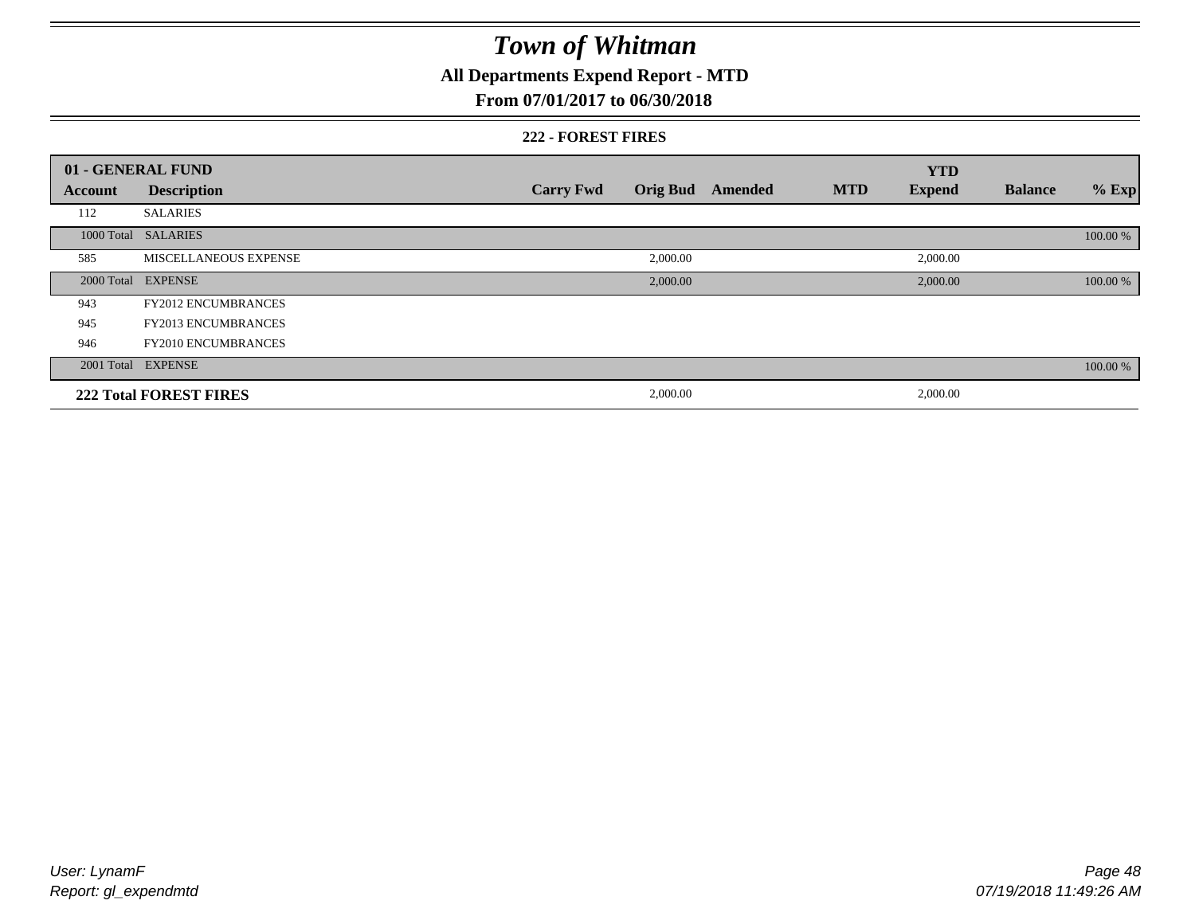# Town of Whitman

## All Departments Expend Report - MTD

### From 07/01/2017 to 06/30/2018

#### 222 - FOREST FIRES

| 01 - GENERAL FUND | | | | | | YTD | | |
|---|---|---|---|---|---|---|---|---|
| Account | Description | Carry Fwd | Orig Bud | Amended | MTD | Expend | Balance | % Exp |
| 112 | SALARIES | | | | | | | |
| 1000 Total | SALARIES | | | | | | | 100.00 % |
| 585 | MISCELLANEOUS EXPENSE | | 2,000.00 | | | 2,000.00 | | |
| 2000 Total | EXPENSE | | 2,000.00 | | | 2,000.00 | | 100.00 % |
| 943 | FY2012 ENCUMBRANCES | | | | | | | |
| 945 | FY2013 ENCUMBRANCES | | | | | | | |
| 946 | FY2010 ENCUMBRANCES | | | | | | | |
| 2001 Total | EXPENSE | | | | | | | 100.00 % |
| **222 Total FOREST FIRES** | | | 2,000.00 | | | 2,000.00 | | |

User: LynamF
Report: gl_expendmtd

07/19/2018 11:49:26 AM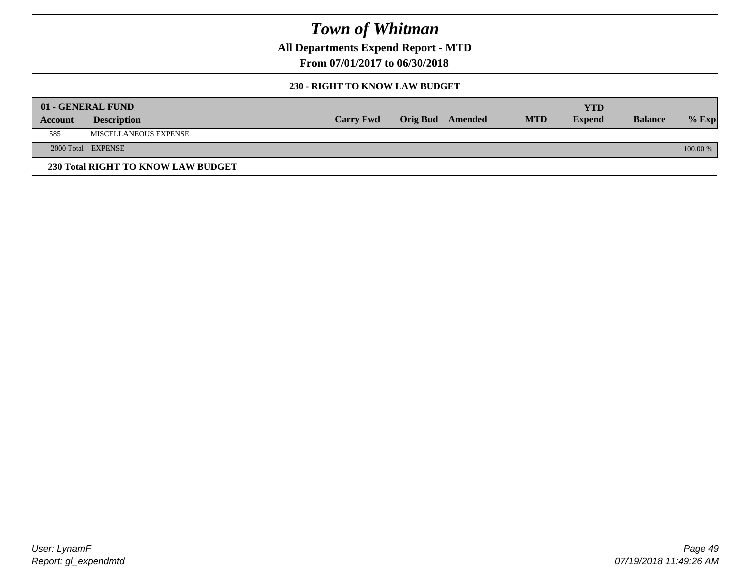# Town of Whitman

## All Departments Expend Report - MTD

## From 07/01/2017 to 06/30/2018

### 230 - RIGHT TO KNOW LAW BUDGET

| 01 - GENERAL FUND | | | | | | YTD | | |
|---|---|---|---|---|---|---|---|---|
| Account | Description | Carry Fwd | Orig Bud | Amended | MTD | Expend | Balance | % Exp |
| 585 | MISCELLANEOUS EXPENSE | | | | | | | |
| 2000 Total | EXPENSE | | | | | | | 100.00 % |

**230 Total RIGHT TO KNOW LAW BUDGET**

*User: LynamF*
*Report: gl_expendmtd*

*07/19/2018 11:49:26 AM*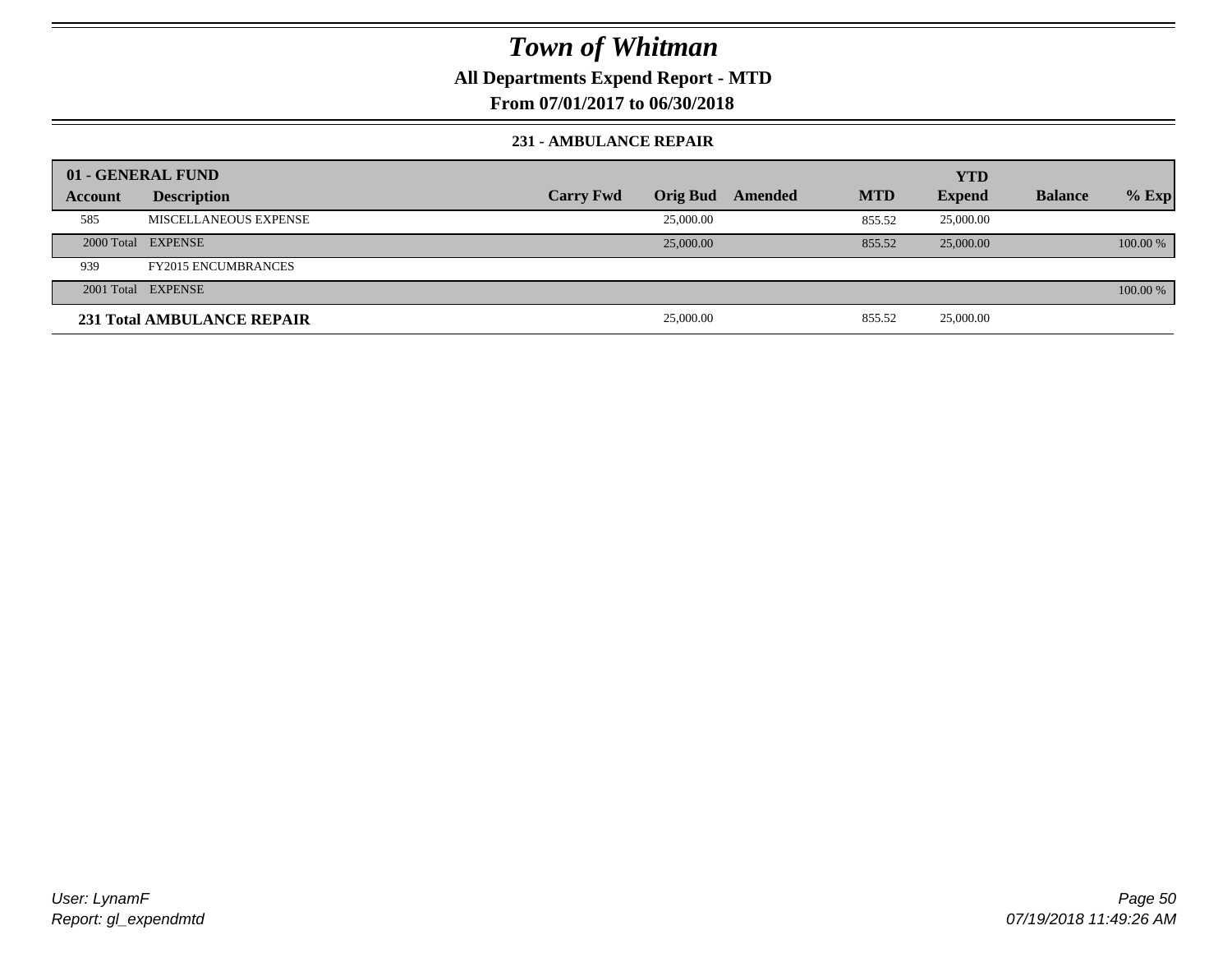# Town of Whitman

**All Departments Expend Report - MTD**

**From 07/01/2017 to 06/30/2018**

### 231 - AMBULANCE REPAIR

| 01 - GENERAL FUND | | | | | | YTD | | |
|---|---|---|---|---|---|---|---|---|
| **Account** | **Description** | **Carry Fwd** | **Orig Bud** | **Amended** | **MTD** | **Expend** | **Balance** | **% Exp** |
| 585 | MISCELLANEOUS EXPENSE | | 25,000.00 | | 855.52 | 25,000.00 | | |
| 2000 Total | EXPENSE | | 25,000.00 | | 855.52 | 25,000.00 | | 100.00 % |
| 939 | FY2015 ENCUMBRANCES | | | | | | | |
| 2001 Total | EXPENSE | | | | | | | 100.00 % |
| **231 Total AMBULANCE REPAIR** | | | 25,000.00 | | 855.52 | 25,000.00 | | |

*User: LynamF*
*Report: gl_expendmtd*

*07/19/2018 11:49:26 AM*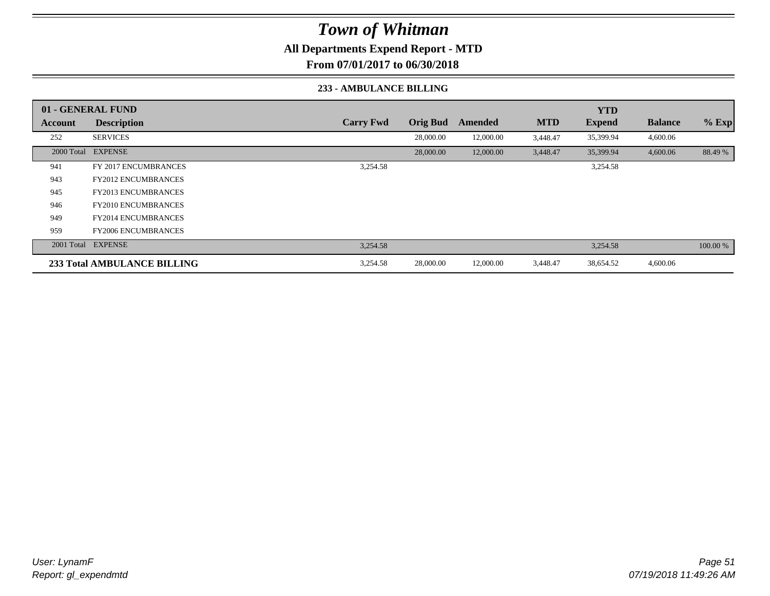# Town of Whitman

**All Departments Expend Report - MTD**

**From 07/01/2017 to 06/30/2018**

**233 - AMBULANCE BILLING**

| 01 - GENERAL FUND | | | | | | YTD | | |
|---|---|---|---|---|---|---|---|---|
| **Account** | **Description** | **Carry Fwd** | **Orig Bud** | **Amended** | **MTD** | **Expend** | **Balance** | **% Exp** |
| 252 | SERVICES | | 28,000.00 | 12,000.00 | 3,448.47 | 35,399.94 | 4,600.06 | |
| 2000 Total | EXPENSE | | 28,000.00 | 12,000.00 | 3,448.47 | 35,399.94 | 4,600.06 | 88.49 % |
| 941 | FY 2017 ENCUMBRANCES | 3,254.58 | | | | 3,254.58 | | |
| 943 | FY2012 ENCUMBRANCES | | | | | | | |
| 945 | FY2013 ENCUMBRANCES | | | | | | | |
| 946 | FY2010 ENCUMBRANCES | | | | | | | |
| 949 | FY2014 ENCUMBRANCES | | | | | | | |
| 959 | FY2006 ENCUMBRANCES | | | | | | | |
| 2001 Total | EXPENSE | 3,254.58 | | | | 3,254.58 | | 100.00 % |
| **233 Total AMBULANCE BILLING** | | 3,254.58 | 28,000.00 | 12,000.00 | 3,448.47 | 38,654.52 | 4,600.06 | |

*User: LynamF*
*Report: gl_expendmtd*

*07/19/2018 11:49:26 AM*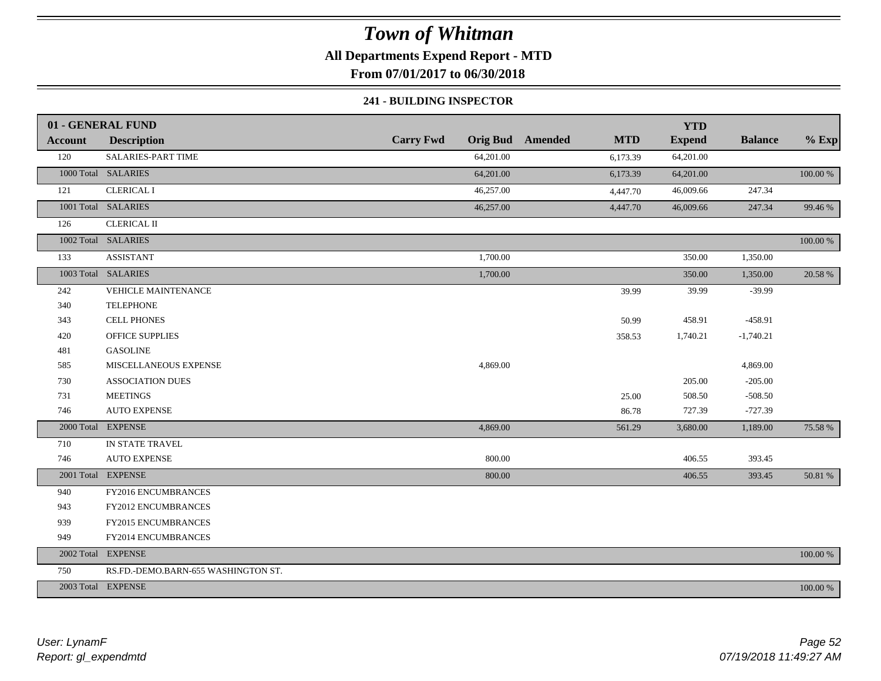# Town of Whitman

## All Departments Expend Report - MTD

## From 07/01/2017 to 06/30/2018

### 241 - BUILDING INSPECTOR

| 01 - GENERAL FUND | | | | | | | | |
|---|---|---|---|---|---|---|---|---|
| **Account** | **Description** | **Carry Fwd** | **Orig Bud** | **Amended** | **MTD** | **YTD Expend** | **Balance** | **% Exp** |
| 120 | SALARIES-PART TIME | | 64,201.00 | | 6,173.39 | 64,201.00 | | |
| 1000 Total | SALARIES | | 64,201.00 | | 6,173.39 | 64,201.00 | | 100.00 % |
| 121 | CLERICAL I | | 46,257.00 | | 4,447.70 | 46,009.66 | 247.34 | |
| 1001 Total | SALARIES | | 46,257.00 | | 4,447.70 | 46,009.66 | 247.34 | 99.46 % |
| 126 | CLERICAL II | | | | | | | |
| 1002 Total | SALARIES | | | | | | | 100.00 % |
| 133 | ASSISTANT | | 1,700.00 | | | 350.00 | 1,350.00 | |
| 1003 Total | SALARIES | | 1,700.00 | | | 350.00 | 1,350.00 | 20.58 % |
| 242 | VEHICLE MAINTENANCE | | | | 39.99 | 39.99 | -39.99 | |
| 340 | TELEPHONE | | | | | | | |
| 343 | CELL PHONES | | | | 50.99 | 458.91 | -458.91 | |
| 420 | OFFICE SUPPLIES | | | | 358.53 | 1,740.21 | -1,740.21 | |
| 481 | GASOLINE | | | | | | | |
| 585 | MISCELLANEOUS EXPENSE | | 4,869.00 | | | | 4,869.00 | |
| 730 | ASSOCIATION DUES | | | | | 205.00 | -205.00 | |
| 731 | MEETINGS | | | | 25.00 | 508.50 | -508.50 | |
| 746 | AUTO EXPENSE | | | | 86.78 | 727.39 | -727.39 | |
| 2000 Total | EXPENSE | | 4,869.00 | | 561.29 | 3,680.00 | 1,189.00 | 75.58 % |
| 710 | IN STATE TRAVEL | | | | | | | |
| 746 | AUTO EXPENSE | | 800.00 | | | 406.55 | 393.45 | |
| 2001 Total | EXPENSE | | 800.00 | | | 406.55 | 393.45 | 50.81 % |
| 940 | FY2016 ENCUMBRANCES | | | | | | | |
| 943 | FY2012 ENCUMBRANCES | | | | | | | |
| 939 | FY2015 ENCUMBRANCES | | | | | | | |
| 949 | FY2014 ENCUMBRANCES | | | | | | | |
| 2002 Total | EXPENSE | | | | | | | 100.00 % |
| 750 | RS.FD.-DEMO.BARN-655 WASHINGTON ST. | | | | | | | |
| 2003 Total | EXPENSE | | | | | | | 100.00 % |

*User: LynamF*
*Report: gl_expendmtd*

*07/19/2018 11:49:27 AM*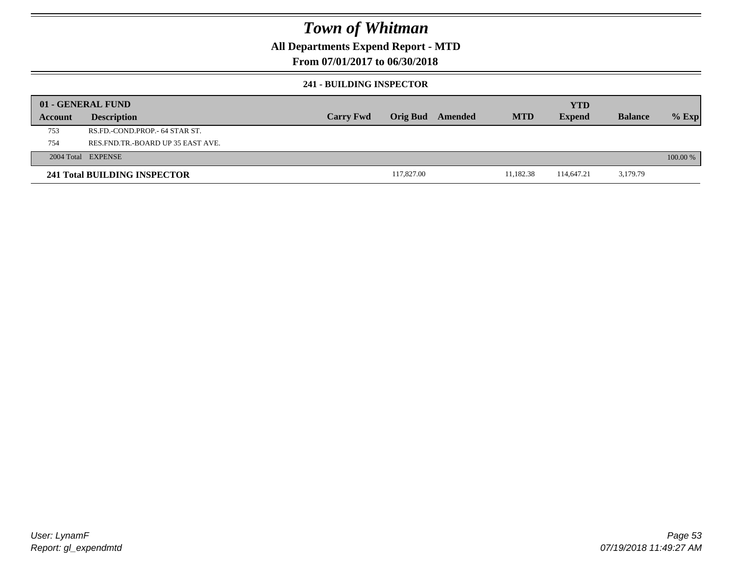# Town of Whitman

## All Departments Expend Report - MTD

## From 07/01/2017 to 06/30/2018

### 241 - BUILDING INSPECTOR

| 01 - GENERAL FUND | | | | | | YTD | | |
|---|---|---|---|---|---|---|---|---|
| Account | Description | Carry Fwd | Orig Bud | Amended | MTD | Expend | Balance | % Exp |
| 753 | RS.FD.-COND.PROP.- 64 STAR ST. | | | | | | | |
| 754 | RES.FND.TR.-BOARD UP 35 EAST AVE. | | | | | | | |
| 2004 Total | EXPENSE | | | | | | | 100.00 % |
| **241 Total BUILDING INSPECTOR** | | | 117,827.00 | | 11,182.38 | 114,647.21 | 3,179.79 | |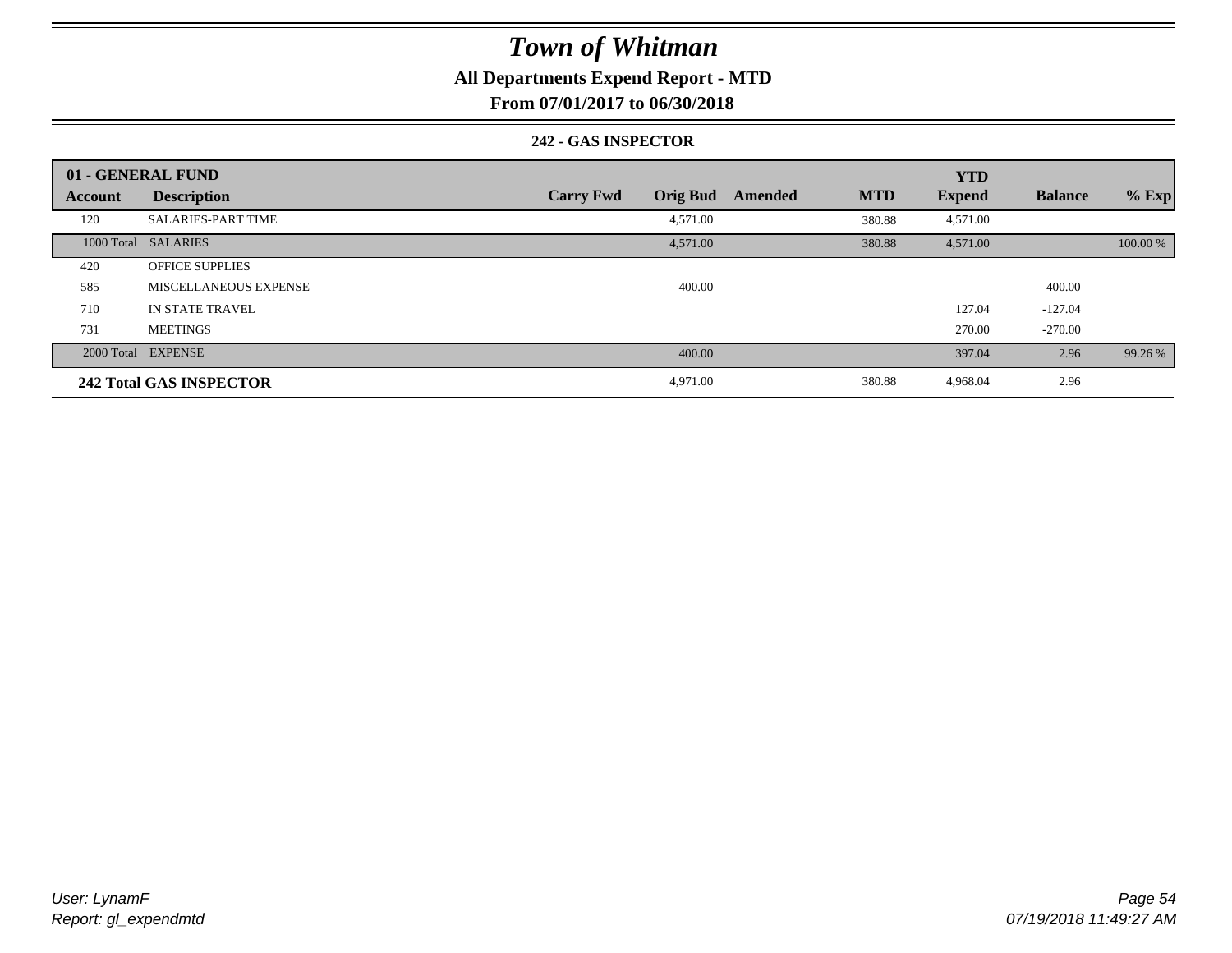# Town of Whitman

## All Departments Expend Report - MTD

### From 07/01/2017 to 06/30/2018

#### 242 - GAS INSPECTOR

| 01 - GENERAL FUND | | | | | | YTD | | |
|---|---|---|---|---|---|---|---|---|
| **Account** | **Description** | **Carry Fwd** | **Orig Bud** | **Amended** | **MTD** | **Expend** | **Balance** | **% Exp** |
| 120 | SALARIES-PART TIME | | 4,571.00 | | 380.88 | 4,571.00 | | |
| 1000 Total | SALARIES | | 4,571.00 | | 380.88 | 4,571.00 | | 100.00 % |
| 420 | OFFICE SUPPLIES | | | | | | | |
| 585 | MISCELLANEOUS EXPENSE | | 400.00 | | | | 400.00 | |
| 710 | IN STATE TRAVEL | | | | | 127.04 | -127.04 | |
| 731 | MEETINGS | | | | | 270.00 | -270.00 | |
| 2000 Total | EXPENSE | | 400.00 | | | 397.04 | 2.96 | 99.26 % |
| **242 Total GAS INSPECTOR** | | | 4,971.00 | | 380.88 | 4,968.04 | 2.96 | |

*User: LynamF*
*Report: gl_expendmtd*

*07/19/2018 11:49:27 AM*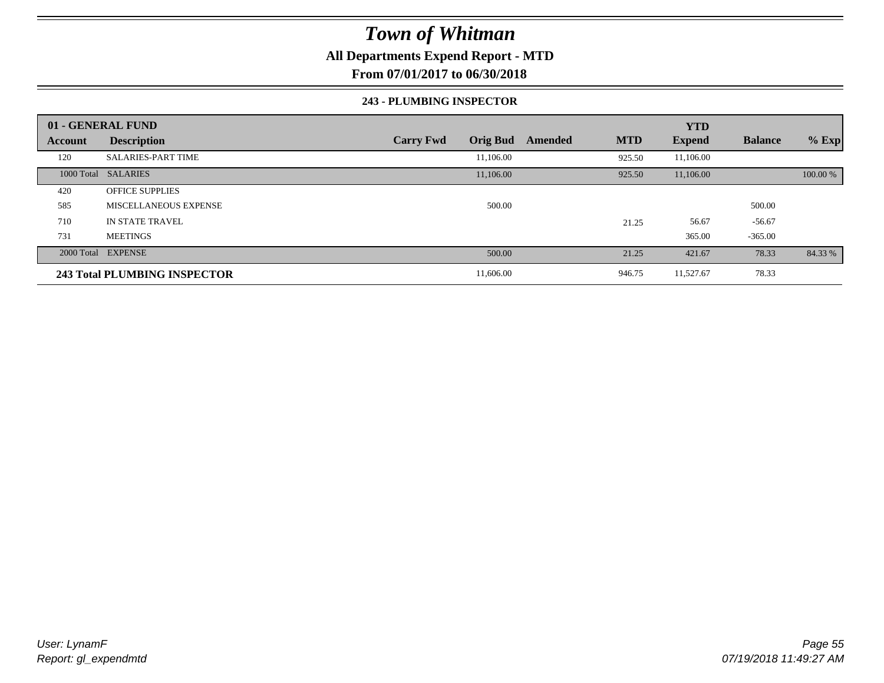# Town of Whitman

**All Departments Expend Report - MTD**

**From 07/01/2017 to 06/30/2018**

**243 - PLUMBING INSPECTOR**

| 01 - GENERAL FUND | | | | | | YTD | | |
|---|---|---|---|---|---|---|---|---|
| **Account** | **Description** | **Carry Fwd** | **Orig Bud** | **Amended** | **MTD** | **Expend** | **Balance** | **% Exp** |
| 120 | SALARIES-PART TIME | | 11,106.00 | | 925.50 | 11,106.00 | | |
| 1000 Total | SALARIES | | 11,106.00 | | 925.50 | 11,106.00 | | 100.00 % |
| 420 | OFFICE SUPPLIES | | | | | | | |
| 585 | MISCELLANEOUS EXPENSE | | 500.00 | | | | 500.00 | |
| 710 | IN STATE TRAVEL | | | | 21.25 | 56.67 | -56.67 | |
| 731 | MEETINGS | | | | | 365.00 | -365.00 | |
| 2000 Total | EXPENSE | | 500.00 | | 21.25 | 421.67 | 78.33 | 84.33 % |
| **243 Total PLUMBING INSPECTOR** | | | 11,606.00 | | 946.75 | 11,527.67 | 78.33 | |

*User: LynamF*
*Report: gl_expendmtd*

*07/19/2018 11:49:27 AM*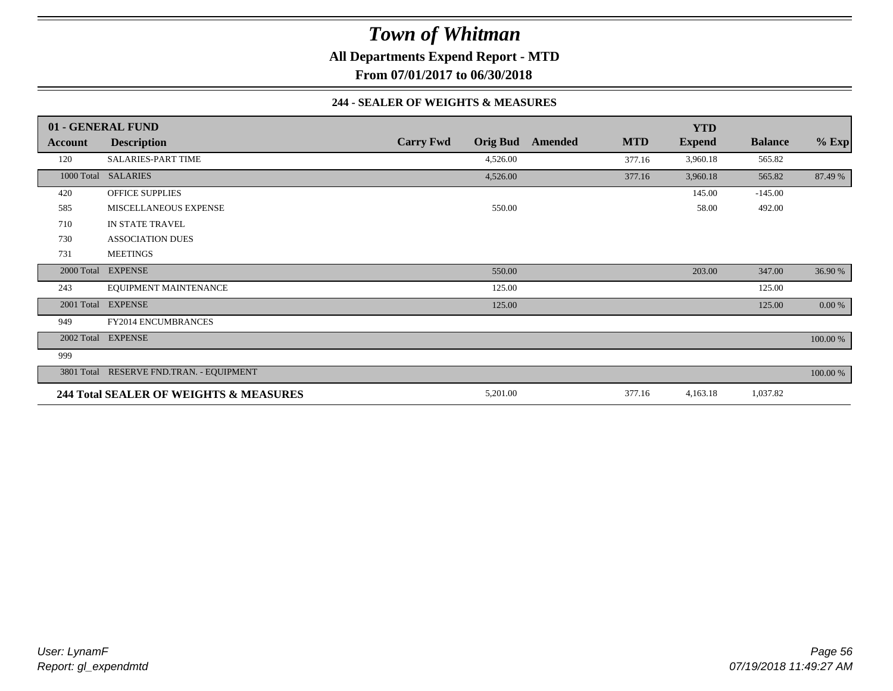# Town of Whitman

**All Departments Expend Report - MTD**

**From 07/01/2017 to 06/30/2018**

**244 - SEALER OF WEIGHTS & MEASURES**

| 01 - GENERAL FUND | | | | | | YTD | | |
|---|---|---|---|---|---|---|---|---|
| **Account** | **Description** | **Carry Fwd** | **Orig Bud** | **Amended** | **MTD** | **Expend** | **Balance** | **% Exp** |
| 120 | SALARIES-PART TIME | | 4,526.00 | | 377.16 | 3,960.18 | 565.82 | |
| 1000 Total | SALARIES | | 4,526.00 | | 377.16 | 3,960.18 | 565.82 | 87.49 % |
| 420 | OFFICE SUPPLIES | | | | | 145.00 | -145.00 | |
| 585 | MISCELLANEOUS EXPENSE | | 550.00 | | | 58.00 | 492.00 | |
| 710 | IN STATE TRAVEL | | | | | | | |
| 730 | ASSOCIATION DUES | | | | | | | |
| 731 | MEETINGS | | | | | | | |
| 2000 Total | EXPENSE | | 550.00 | | | 203.00 | 347.00 | 36.90 % |
| 243 | EQUIPMENT MAINTENANCE | | 125.00 | | | | 125.00 | |
| 2001 Total | EXPENSE | | 125.00 | | | | 125.00 | 0.00 % |
| 949 | FY2014 ENCUMBRANCES | | | | | | | |
| 2002 Total | EXPENSE | | | | | | | 100.00 % |
| 999 | | | | | | | | |
| 3801 Total | RESERVE FND.TRAN. - EQUIPMENT | | | | | | | 100.00 % |
| **244 Total SEALER OF WEIGHTS & MEASURES** | | | 5,201.00 | | 377.16 | 4,163.18 | 1,037.82 | |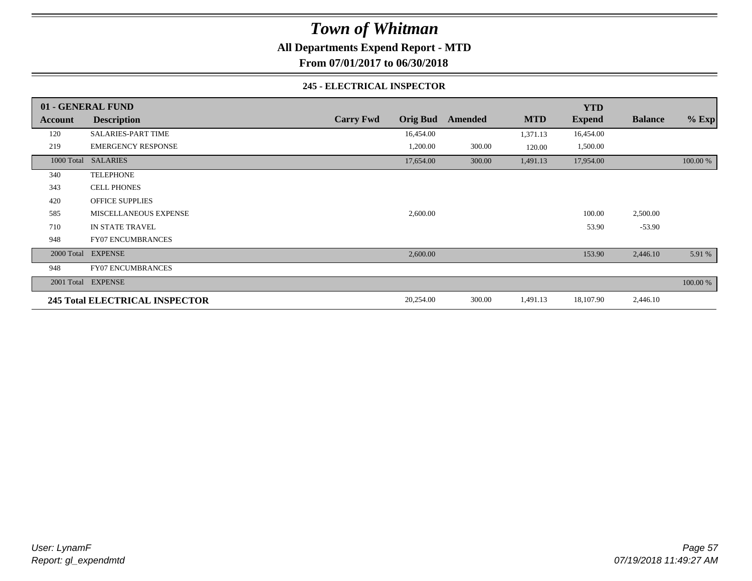# Town of Whitman

**All Departments Expend Report - MTD**

**From 07/01/2017 to 06/30/2018**

### 245 - ELECTRICAL INSPECTOR

| 01 - GENERAL FUND | | | | | | YTD | | |
|---|---|---|---|---|---|---|---|---|
| **Account** | **Description** | **Carry Fwd** | **Orig Bud** | **Amended** | **MTD** | **Expend** | **Balance** | **% Exp** |
| 120 | SALARIES-PART TIME | | 16,454.00 | | 1,371.13 | 16,454.00 | | |
| 219 | EMERGENCY RESPONSE | | 1,200.00 | 300.00 | 120.00 | 1,500.00 | | |
| 1000 Total | SALARIES | | 17,654.00 | 300.00 | 1,491.13 | 17,954.00 | | 100.00 % |
| 340 | TELEPHONE | | | | | | | |
| 343 | CELL PHONES | | | | | | | |
| 420 | OFFICE SUPPLIES | | | | | | | |
| 585 | MISCELLANEOUS EXPENSE | | 2,600.00 | | | 100.00 | 2,500.00 | |
| 710 | IN STATE TRAVEL | | | | | 53.90 | -53.90 | |
| 948 | FY07 ENCUMBRANCES | | | | | | | |
| 2000 Total | EXPENSE | | 2,600.00 | | | 153.90 | 2,446.10 | 5.91 % |
| 948 | FY07 ENCUMBRANCES | | | | | | | |
| 2001 Total | EXPENSE | | | | | | | 100.00 % |
| **245 Total ELECTRICAL INSPECTOR** | | | 20,254.00 | 300.00 | 1,491.13 | 18,107.90 | 2,446.10 | |

*User: LynamF*
*Report: gl_expendmtd*

*07/19/2018 11:49:27 AM*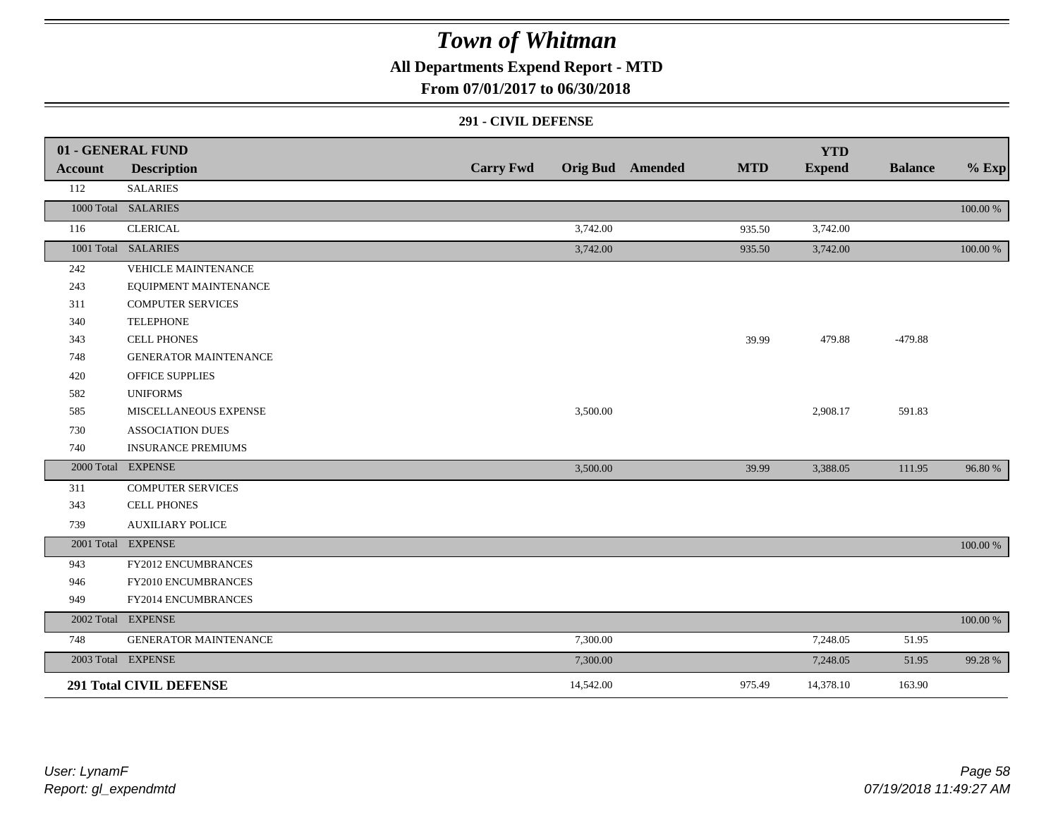# Town of Whitman

## All Departments Expend Report - MTD

## From 07/01/2017 to 06/30/2018

### 291 - CIVIL DEFENSE

| 01 - GENERAL FUND | | | | | | YTD | | |
|---|---|---|---|---|---|---|---|---|
| **Account** | **Description** | **Carry Fwd** | **Orig Bud** | **Amended** | **MTD** | **Expend** | **Balance** | **% Exp** |
| 112 | SALARIES | | | | | | | |
| 1000 Total | SALARIES | | | | | | | 100.00 % |
| 116 | CLERICAL | | 3,742.00 | | 935.50 | 3,742.00 | | |
| 1001 Total | SALARIES | | 3,742.00 | | 935.50 | 3,742.00 | | 100.00 % |
| 242 | VEHICLE MAINTENANCE | | | | | | | |
| 243 | EQUIPMENT MAINTENANCE | | | | | | | |
| 311 | COMPUTER SERVICES | | | | | | | |
| 340 | TELEPHONE | | | | | | | |
| 343 | CELL PHONES | | | | 39.99 | 479.88 | -479.88 | |
| 748 | GENERATOR MAINTENANCE | | | | | | | |
| 420 | OFFICE SUPPLIES | | | | | | | |
| 582 | UNIFORMS | | | | | | | |
| 585 | MISCELLANEOUS EXPENSE | | 3,500.00 | | | 2,908.17 | 591.83 | |
| 730 | ASSOCIATION DUES | | | | | | | |
| 740 | INSURANCE PREMIUMS | | | | | | | |
| 2000 Total | EXPENSE | | 3,500.00 | | 39.99 | 3,388.05 | 111.95 | 96.80 % |
| 311 | COMPUTER SERVICES | | | | | | | |
| 343 | CELL PHONES | | | | | | | |
| 739 | AUXILIARY POLICE | | | | | | | |
| 2001 Total | EXPENSE | | | | | | | 100.00 % |
| 943 | FY2012 ENCUMBRANCES | | | | | | | |
| 946 | FY2010 ENCUMBRANCES | | | | | | | |
| 949 | FY2014 ENCUMBRANCES | | | | | | | |
| 2002 Total | EXPENSE | | | | | | | 100.00 % |
| 748 | GENERATOR MAINTENANCE | | 7,300.00 | | | 7,248.05 | 51.95 | |
| 2003 Total | EXPENSE | | 7,300.00 | | | 7,248.05 | 51.95 | 99.28 % |
| **291 Total CIVIL DEFENSE** | | | 14,542.00 | | 975.49 | 14,378.10 | 163.90 | |

*User: LynamF*
*Report: gl_expendmtd*

*07/19/2018 11:49:27 AM*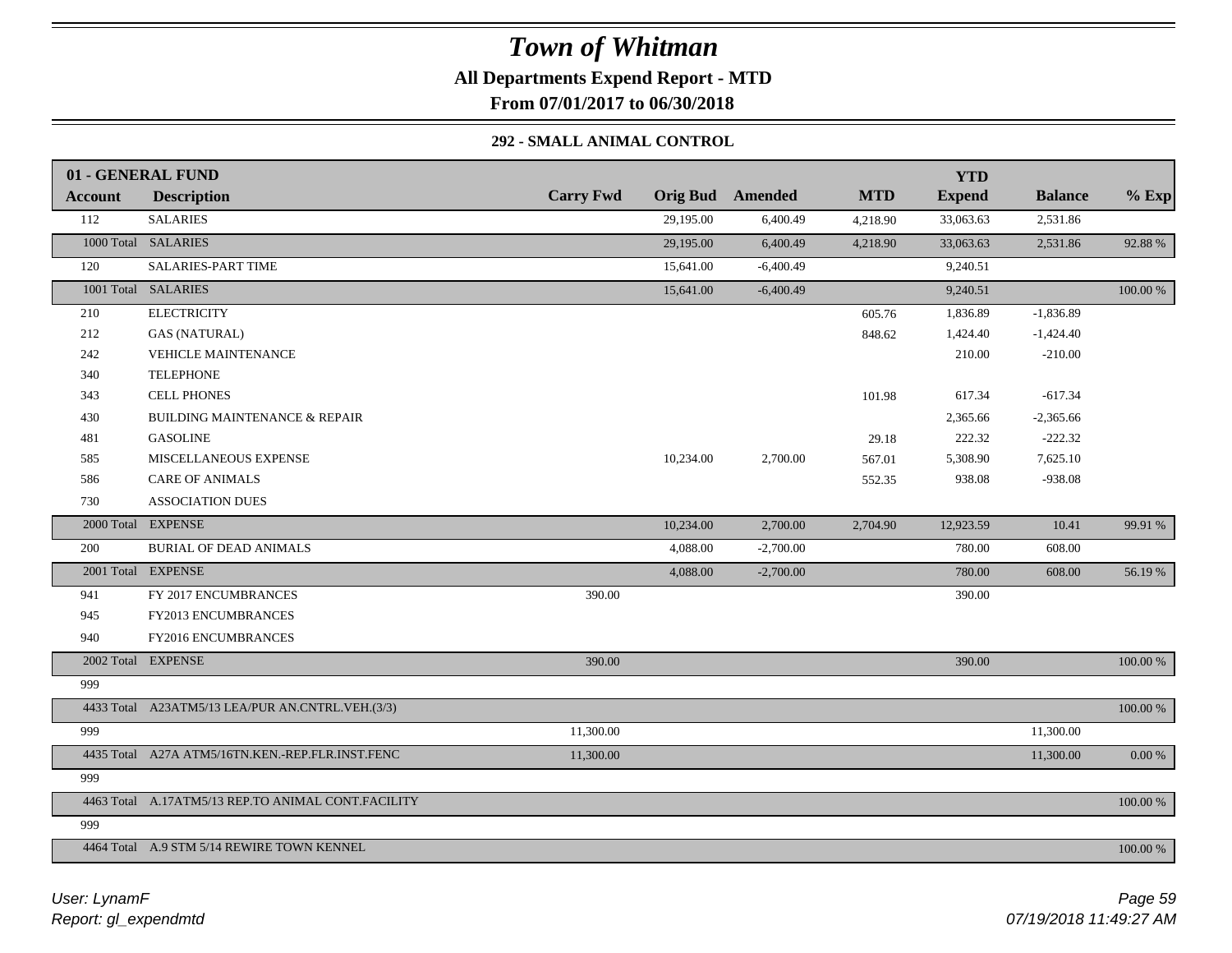# Town of Whitman

**All Departments Expend Report - MTD**

**From 07/01/2017 to 06/30/2018**

### 292 - SMALL ANIMAL CONTROL

| Account | Description | Carry Fwd | Orig Bud | Amended | MTD | YTD Expend | Balance | % Exp |
|---|---|---|---|---|---|---|---|---|
| **01 - GENERAL FUND** | | | | | | | | |
| 112 | SALARIES | | 29,195.00 | 6,400.49 | 4,218.90 | 33,063.63 | 2,531.86 | |
| 1000 Total | SALARIES | | 29,195.00 | 6,400.49 | 4,218.90 | 33,063.63 | 2,531.86 | 92.88 % |
| 120 | SALARIES-PART TIME | | 15,641.00 | -6,400.49 | | 9,240.51 | | |
| 1001 Total | SALARIES | | 15,641.00 | -6,400.49 | | 9,240.51 | | 100.00 % |
| 210 | ELECTRICITY | | | | 605.76 | 1,836.89 | -1,836.89 | |
| 212 | GAS (NATURAL) | | | | 848.62 | 1,424.40 | -1,424.40 | |
| 242 | VEHICLE MAINTENANCE | | | | | 210.00 | -210.00 | |
| 340 | TELEPHONE | | | | | | | |
| 343 | CELL PHONES | | | | 101.98 | 617.34 | -617.34 | |
| 430 | BUILDING MAINTENANCE & REPAIR | | | | | 2,365.66 | -2,365.66 | |
| 481 | GASOLINE | | | | 29.18 | 222.32 | -222.32 | |
| 585 | MISCELLANEOUS EXPENSE | | 10,234.00 | 2,700.00 | 567.01 | 5,308.90 | 7,625.10 | |
| 586 | CARE OF ANIMALS | | | | 552.35 | 938.08 | -938.08 | |
| 730 | ASSOCIATION DUES | | | | | | | |
| 2000 Total | EXPENSE | | 10,234.00 | 2,700.00 | 2,704.90 | 12,923.59 | 10.41 | 99.91 % |
| 200 | BURIAL OF DEAD ANIMALS | | 4,088.00 | -2,700.00 | | 780.00 | 608.00 | |
| 2001 Total | EXPENSE | | 4,088.00 | -2,700.00 | | 780.00 | 608.00 | 56.19 % |
| 941 | FY 2017 ENCUMBRANCES | 390.00 | | | | 390.00 | | |
| 945 | FY2013 ENCUMBRANCES | | | | | | | |
| 940 | FY2016 ENCUMBRANCES | | | | | | | |
| 2002 Total | EXPENSE | 390.00 | | | | 390.00 | | 100.00 % |
| 999 | | | | | | | | |
| 4433 Total | A23ATM5/13 LEA/PUR AN.CNTRL.VEH.(3/3) | | | | | | | 100.00 % |
| 999 | | 11,300.00 | | | | | 11,300.00 | |
| 4435 Total | A27A ATM5/16TN.KEN.-REP.FLR.INST.FENC | 11,300.00 | | | | | 11,300.00 | 0.00 % |
| 999 | | | | | | | | |
| 4463 Total | A.17ATM5/13 REP.TO ANIMAL CONT.FACILITY | | | | | | | 100.00 % |
| 999 | | | | | | | | |
| 4464 Total | A.9 STM 5/14 REWIRE TOWN KENNEL | | | | | | | 100.00 % |

*User: LynamF*
*Report: gl_expendmtd*

*07/19/2018 11:49:27 AM*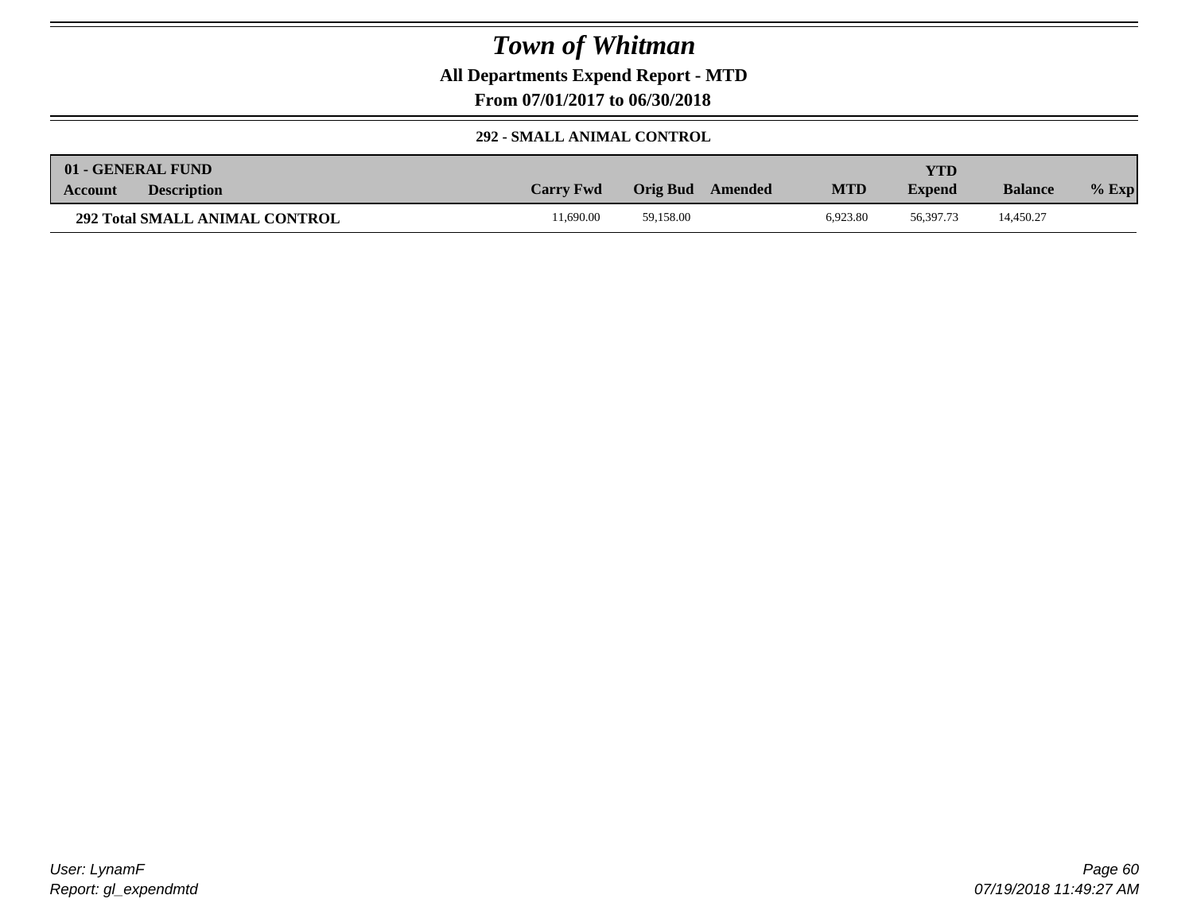# Town of Whitman

**All Departments Expend Report - MTD**

**From 07/01/2017 to 06/30/2018**

**292 - SMALL ANIMAL CONTROL**

| 01 - GENERAL FUND | | | | | | | | |
|---|---|---|---|---|---|---|---|---|
| **Account** | **Description** | **Carry Fwd** | **Orig Bud** | **Amended** | **MTD** | **YTD Expend** | **Balance** | **% Exp** |
| **292 Total SMALL ANIMAL CONTROL** | | 11,690.00 | 59,158.00 | | 6,923.80 | 56,397.73 | 14,450.27 | |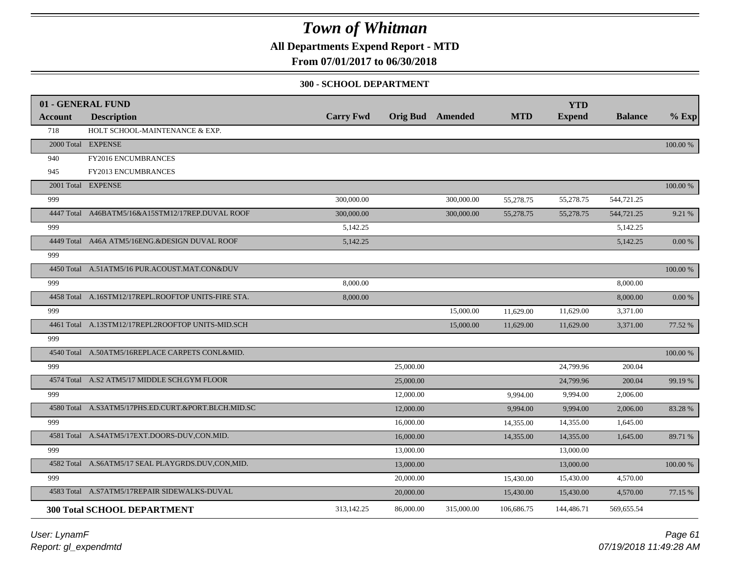# Town of Whitman

## All Departments Expend Report - MTD

### From 07/01/2017 to 06/30/2018

#### 300 - SCHOOL DEPARTMENT

| 01 - GENERAL FUND | | | | | | YTD | | |
|---|---|---|---|---|---|---|---|---|
| **Account** | **Description** | **Carry Fwd** | **Orig Bud** | **Amended** | **MTD** | **Expend** | **Balance** | **% Exp** |
| 718 | HOLT SCHOOL-MAINTENANCE & EXP. | | | | | | | |
| 2000 Total | EXPENSE | | | | | | | 100.00 % |
| 940 | FY2016 ENCUMBRANCES | | | | | | | |
| 945 | FY2013 ENCUMBRANCES | | | | | | | |
| 2001 Total | EXPENSE | | | | | | | 100.00 % |
| 999 | | 300,000.00 | | 300,000.00 | 55,278.75 | 55,278.75 | 544,721.25 | |
| 4447 Total | A46BATM5/16&A15STM12/17REP.DUVAL ROOF | 300,000.00 | | 300,000.00 | 55,278.75 | 55,278.75 | 544,721.25 | 9.21 % |
| 999 | | 5,142.25 | | | | | 5,142.25 | |
| 4449 Total | A46A ATM5/16ENG.&DESIGN DUVAL ROOF | 5,142.25 | | | | | 5,142.25 | 0.00 % |
| 999 | | | | | | | | |
| 4450 Total | A.51ATM5/16 PUR.ACOUST.MAT.CON&DUV | | | | | | | 100.00 % |
| 999 | | 8,000.00 | | | | | 8,000.00 | |
| 4458 Total | A.16STM12/17REPL.ROOFTOP UNITS-FIRE STA. | 8,000.00 | | | | | 8,000.00 | 0.00 % |
| 999 | | | | 15,000.00 | 11,629.00 | 11,629.00 | 3,371.00 | |
| 4461 Total | A.13STM12/17REPL2ROOFTOP UNITS-MID.SCH | | | 15,000.00 | 11,629.00 | 11,629.00 | 3,371.00 | 77.52 % |
| 999 | | | | | | | | |
| 4540 Total | A.50ATM5/16REPLACE CARPETS CONL&MID. | | | | | | | 100.00 % |
| 999 | | | 25,000.00 | | | 24,799.96 | 200.04 | |
| 4574 Total | A.S2 ATM5/17 MIDDLE SCH.GYM FLOOR | | 25,000.00 | | | 24,799.96 | 200.04 | 99.19 % |
| 999 | | | 12,000.00 | | 9,994.00 | 9,994.00 | 2,006.00 | |
| 4580 Total | A.S3ATM5/17PHS.ED.CURT.&PORT.BLCH.MID.SC | | 12,000.00 | | 9,994.00 | 9,994.00 | 2,006.00 | 83.28 % |
| 999 | | | 16,000.00 | | 14,355.00 | 14,355.00 | 1,645.00 | |
| 4581 Total | A.S4ATM5/17EXT.DOORS-DUV,CON.MID. | | 16,000.00 | | 14,355.00 | 14,355.00 | 1,645.00 | 89.71 % |
| 999 | | | 13,000.00 | | | 13,000.00 | | |
| 4582 Total | A.S6ATM5/17 SEAL PLAYGRDS.DUV,CON,MID. | | 13,000.00 | | | 13,000.00 | | 100.00 % |
| 999 | | | 20,000.00 | | 15,430.00 | 15,430.00 | 4,570.00 | |
| 4583 Total | A.S7ATM5/17REPAIR SIDEWALKS-DUVAL | | 20,000.00 | | 15,430.00 | 15,430.00 | 4,570.00 | 77.15 % |
| **300 Total SCHOOL DEPARTMENT** | | 313,142.25 | 86,000.00 | 315,000.00 | 106,686.75 | 144,486.71 | 569,655.54 | |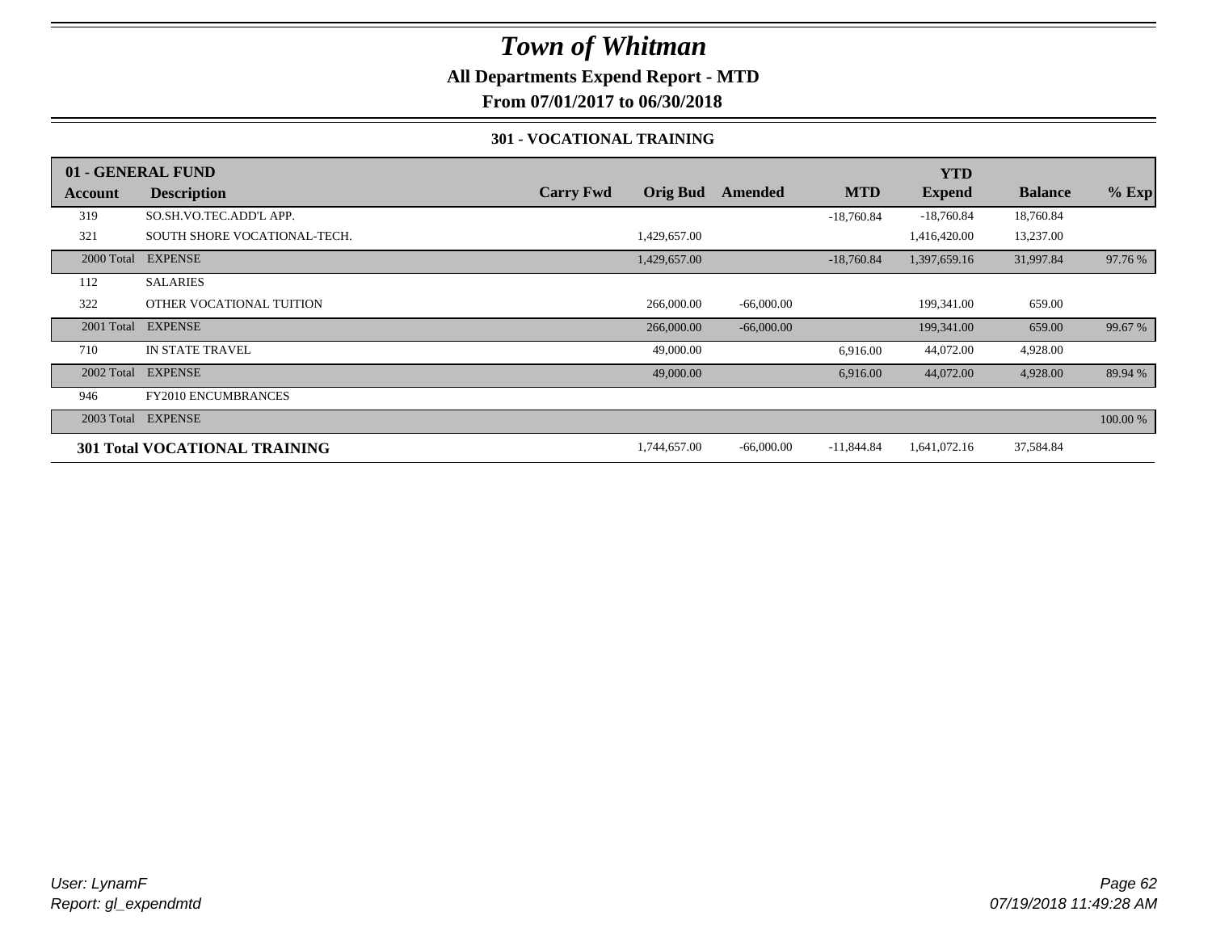# Town of Whitman

**All Departments Expend Report - MTD**

**From 07/01/2017 to 06/30/2018**

**301 - VOCATIONAL TRAINING**

| Account | Description | Carry Fwd | Orig Bud | Amended | MTD | YTD Expend | Balance | % Exp |
|---|---|---|---|---|---|---|---|---|
| **01 - GENERAL FUND** | | | | | | | | |
| 319 | SO.SH.VO.TEC.ADD'L APP. | | | | -18,760.84 | -18,760.84 | 18,760.84 | |
| 321 | SOUTH SHORE VOCATIONAL-TECH. | | 1,429,657.00 | | | 1,416,420.00 | 13,237.00 | |
| 2000 Total | EXPENSE | | 1,429,657.00 | | -18,760.84 | 1,397,659.16 | 31,997.84 | 97.76 % |
| 112 | SALARIES | | | | | | | |
| 322 | OTHER VOCATIONAL TUITION | | 266,000.00 | -66,000.00 | | 199,341.00 | 659.00 | |
| 2001 Total | EXPENSE | | 266,000.00 | -66,000.00 | | 199,341.00 | 659.00 | 99.67 % |
| 710 | IN STATE TRAVEL | | 49,000.00 | | 6,916.00 | 44,072.00 | 4,928.00 | |
| 2002 Total | EXPENSE | | 49,000.00 | | 6,916.00 | 44,072.00 | 4,928.00 | 89.94 % |
| 946 | FY2010 ENCUMBRANCES | | | | | | | |
| 2003 Total | EXPENSE | | | | | | | 100.00 % |
| **301 Total VOCATIONAL TRAINING** | | | 1,744,657.00 | -66,000.00 | -11,844.84 | 1,641,072.16 | 37,584.84 | |

*User: LynamF*
*Report: gl_expendmtd*

*07/19/2018 11:49:28 AM*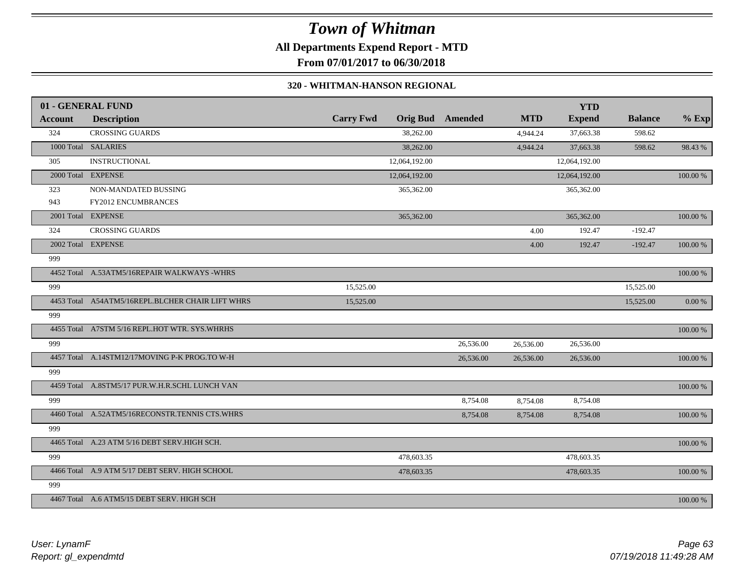# Town of Whitman

**All Departments Expend Report - MTD**

**From 07/01/2017 to 06/30/2018**

**320 - WHITMAN-HANSON REGIONAL**

| 01 - GENERAL FUND | | | | | | YTD | | |
|---|---|---|---|---|---|---|---|---|
| **Account** | **Description** | **Carry Fwd** | **Orig Bud** | **Amended** | **MTD** | **Expend** | **Balance** | **% Exp** |
| 324 | CROSSING GUARDS | | 38,262.00 | | 4,944.24 | 37,663.38 | 598.62 | |
| 1000 Total | SALARIES | | 38,262.00 | | 4,944.24 | 37,663.38 | 598.62 | 98.43 % |
| 305 | INSTRUCTIONAL | | 12,064,192.00 | | | 12,064,192.00 | | |
| 2000 Total | EXPENSE | | 12,064,192.00 | | | 12,064,192.00 | | 100.00 % |
| 323 | NON-MANDATED BUSSING | | 365,362.00 | | | 365,362.00 | | |
| 943 | FY2012 ENCUMBRANCES | | | | | | | |
| 2001 Total | EXPENSE | | 365,362.00 | | | 365,362.00 | | 100.00 % |
| 324 | CROSSING GUARDS | | | | 4.00 | 192.47 | -192.47 | |
| 2002 Total | EXPENSE | | | | 4.00 | 192.47 | -192.47 | 100.00 % |
| 999 | | | | | | | | |
| 4452 Total | A.53ATM5/16REPAIR WALKWAYS -WHRS | | | | | | | 100.00 % |
| 999 | | 15,525.00 | | | | | 15,525.00 | |
| 4453 Total | A54ATM5/16REPL.BLCHER CHAIR LIFT WHRS | 15,525.00 | | | | | 15,525.00 | 0.00 % |
| 999 | | | | | | | | |
| 4455 Total | A7STM 5/16 REPL.HOT WTR. SYS.WHRHS | | | | | | | 100.00 % |
| 999 | | | | 26,536.00 | 26,536.00 | 26,536.00 | | |
| 4457 Total | A.14STM12/17MOVING P-K PROG.TO W-H | | | 26,536.00 | 26,536.00 | 26,536.00 | | 100.00 % |
| 999 | | | | | | | | |
| 4459 Total | A.8STM5/17 PUR.W.H.R.SCHL LUNCH VAN | | | | | | | 100.00 % |
| 999 | | | | 8,754.08 | 8,754.08 | 8,754.08 | | |
| 4460 Total | A.52ATM5/16RECONSTR.TENNIS CTS.WHRS | | | 8,754.08 | 8,754.08 | 8,754.08 | | 100.00 % |
| 999 | | | | | | | | |
| 4465 Total | A.23 ATM 5/16 DEBT SERV.HIGH SCH. | | | | | | | 100.00 % |
| 999 | | | 478,603.35 | | | 478,603.35 | | |
| 4466 Total | A.9 ATM 5/17 DEBT SERV. HIGH SCHOOL | | 478,603.35 | | | 478,603.35 | | 100.00 % |
| 999 | | | | | | | | |
| 4467 Total | A.6 ATM5/15 DEBT SERV. HIGH SCH | | | | | | | 100.00 % |

*User: LynamF*
*Report: gl_expendmtd*

*07/19/2018 11:49:28 AM*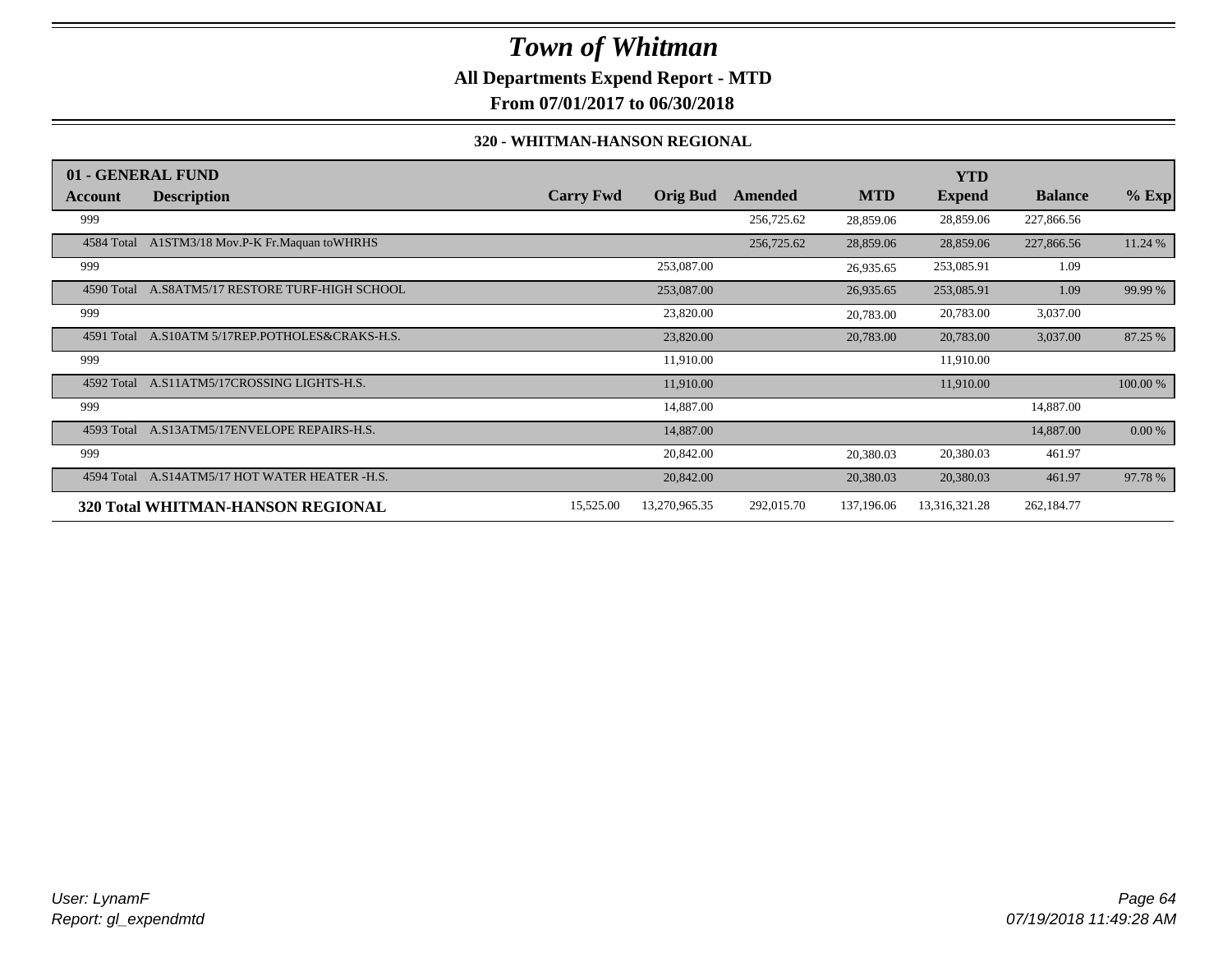# Town of Whitman

**All Departments Expend Report - MTD**

**From 07/01/2017 to 06/30/2018**

**320 - WHITMAN-HANSON REGIONAL**

| 01 - GENERAL FUND | | | | | | YTD | | |
|---|---|---|---|---|---|---|---|---|
| Account | Description | Carry Fwd | Orig Bud | Amended | MTD | Expend | Balance | % Exp |
| 999 | | | | 256,725.62 | 28,859.06 | 28,859.06 | 227,866.56 | |
| 4584 Total | A1STM3/18 Mov.P-K Fr.Maquan toWHRHS | | | 256,725.62 | 28,859.06 | 28,859.06 | 227,866.56 | 11.24 % |
| 999 | | | 253,087.00 | | 26,935.65 | 253,085.91 | 1.09 | |
| 4590 Total | A.S8ATM5/17 RESTORE TURF-HIGH SCHOOL | | 253,087.00 | | 26,935.65 | 253,085.91 | 1.09 | 99.99 % |
| 999 | | | 23,820.00 | | 20,783.00 | 20,783.00 | 3,037.00 | |
| 4591 Total | A.S10ATM 5/17REP.POTHOLES&CRAKS-H.S. | | 23,820.00 | | 20,783.00 | 20,783.00 | 3,037.00 | 87.25 % |
| 999 | | | 11,910.00 | | | 11,910.00 | | |
| 4592 Total | A.S11ATM5/17CROSSING LIGHTS-H.S. | | 11,910.00 | | | 11,910.00 | | 100.00 % |
| 999 | | | 14,887.00 | | | | 14,887.00 | |
| 4593 Total | A.S13ATM5/17ENVELOPE REPAIRS-H.S. | | 14,887.00 | | | | 14,887.00 | 0.00 % |
| 999 | | | 20,842.00 | | 20,380.03 | 20,380.03 | 461.97 | |
| 4594 Total | A.S14ATM5/17 HOT WATER HEATER -H.S. | | 20,842.00 | | 20,380.03 | 20,380.03 | 461.97 | 97.78 % |
| **320 Total WHITMAN-HANSON REGIONAL** | | 15,525.00 | 13,270,965.35 | 292,015.70 | 137,196.06 | 13,316,321.28 | 262,184.77 | |

*User: LynamF*
*Report: gl_expendmtd*

*07/19/2018 11:49:28 AM*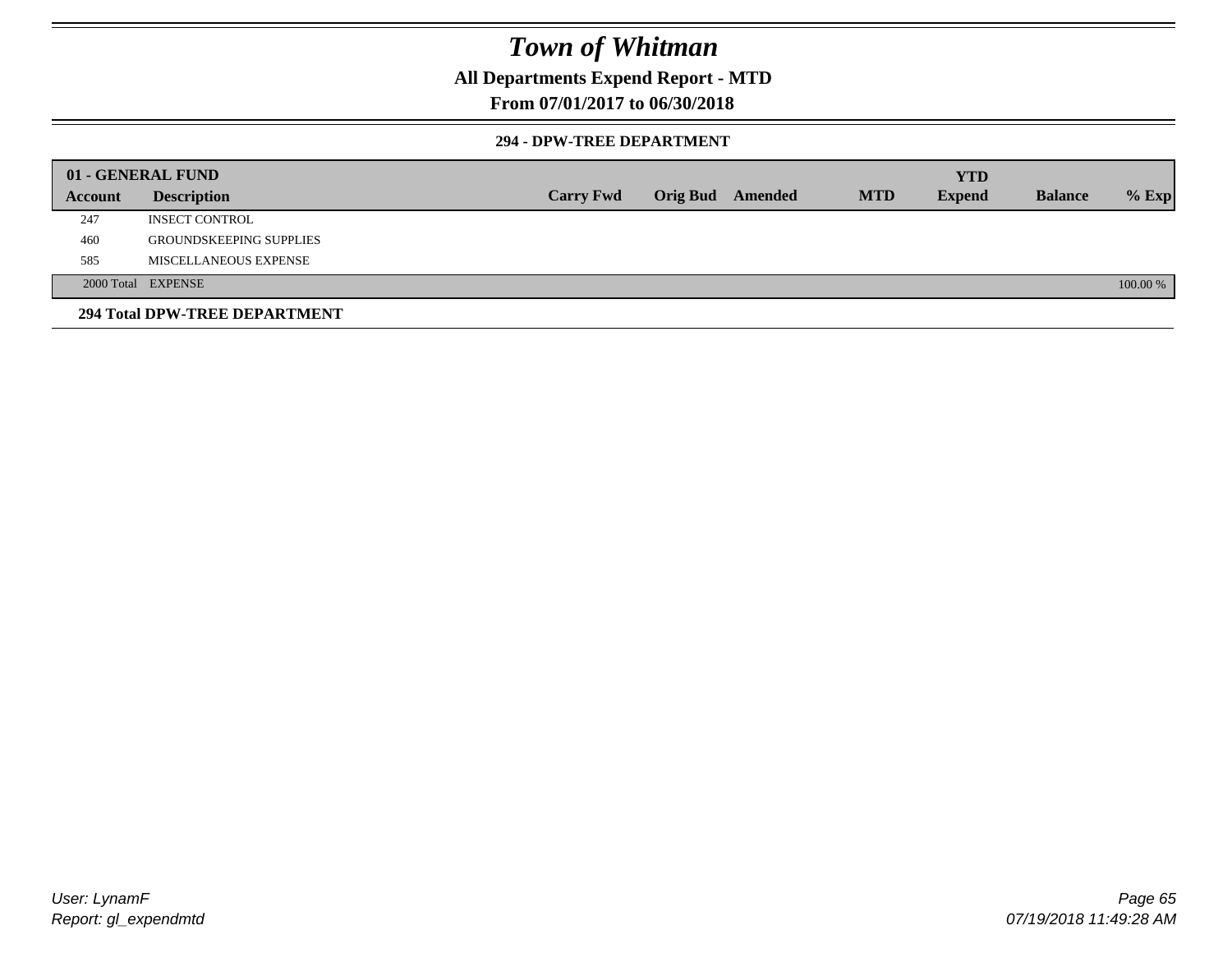# Town of Whitman

## All Departments Expend Report - MTD

## From 07/01/2017 to 06/30/2018

### 294 - DPW-TREE DEPARTMENT

| 01 - GENERAL FUND | | | | | | | | |
|---|---|---|---|---|---|---|---|---|
| **Account** | **Description** | **Carry Fwd** | **Orig Bud** | **Amended** | **MTD** | **YTD Expend** | **Balance** | **% Exp** |
| 247 | INSECT CONTROL | | | | | | | |
| 460 | GROUNDSKEEPING SUPPLIES | | | | | | | |
| 585 | MISCELLANEOUS EXPENSE | | | | | | | |
| 2000 Total | EXPENSE | | | | | | | 100.00 % |

**294 Total DPW-TREE DEPARTMENT**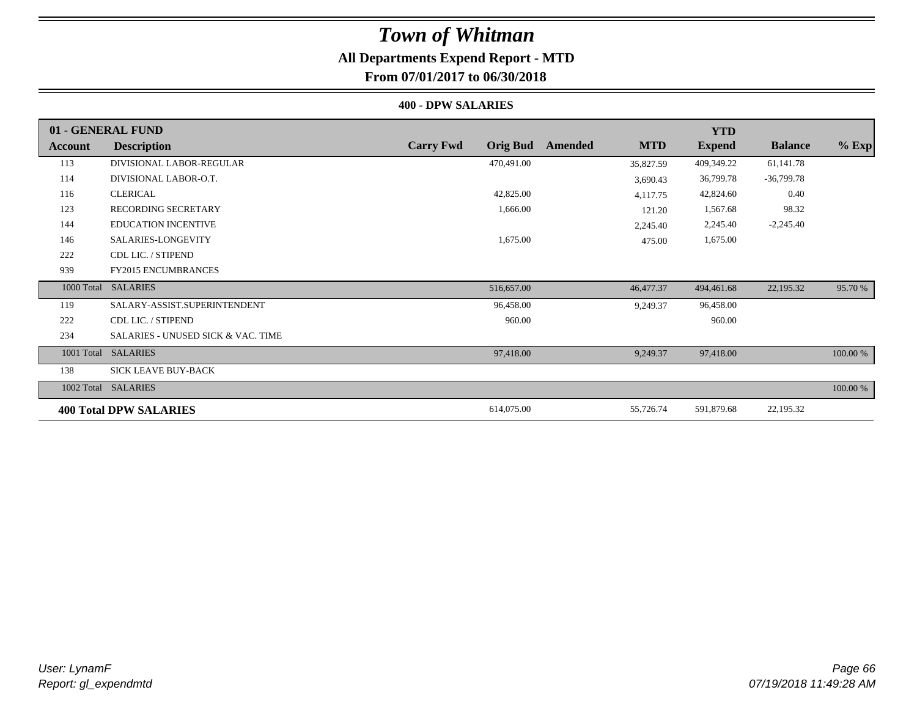# *Town of Whitman*

**All Departments Expend Report - MTD**

**From 07/01/2017 to 06/30/2018**

**400 - DPW SALARIES**

| 01 - GENERAL FUND | | | | | | YTD | | |
|---|---|---|---|---|---|---|---|---|
| **Account** | **Description** | **Carry Fwd** | **Orig Bud** | **Amended** | **MTD** | **Expend** | **Balance** | **% Exp** |
| 113 | DIVISIONAL LABOR-REGULAR | | 470,491.00 | | 35,827.59 | 409,349.22 | 61,141.78 | |
| 114 | DIVISIONAL LABOR-O.T. | | | | 3,690.43 | 36,799.78 | -36,799.78 | |
| 116 | CLERICAL | | 42,825.00 | | 4,117.75 | 42,824.60 | 0.40 | |
| 123 | RECORDING SECRETARY | | 1,666.00 | | 121.20 | 1,567.68 | 98.32 | |
| 144 | EDUCATION INCENTIVE | | | | 2,245.40 | 2,245.40 | -2,245.40 | |
| 146 | SALARIES-LONGEVITY | | 1,675.00 | | 475.00 | 1,675.00 | | |
| 222 | CDL LIC. / STIPEND | | | | | | | |
| 939 | FY2015 ENCUMBRANCES | | | | | | | |
| 1000 Total | SALARIES | | 516,657.00 | | 46,477.37 | 494,461.68 | 22,195.32 | 95.70 % |
| 119 | SALARY-ASSIST.SUPERINTENDENT | | 96,458.00 | | 9,249.37 | 96,458.00 | | |
| 222 | CDL LIC. / STIPEND | | 960.00 | | | 960.00 | | |
| 234 | SALARIES - UNUSED SICK & VAC. TIME | | | | | | | |
| 1001 Total | SALARIES | | 97,418.00 | | 9,249.37 | 97,418.00 | | 100.00 % |
| 138 | SICK LEAVE BUY-BACK | | | | | | | |
| 1002 Total | SALARIES | | | | | | | 100.00 % |
| **400 Total DPW SALARIES** | | | 614,075.00 | | 55,726.74 | 591,879.68 | 22,195.32 | |

*User: LynamF*
*Report: gl_expendmtd*

*07/19/2018 11:49:28 AM*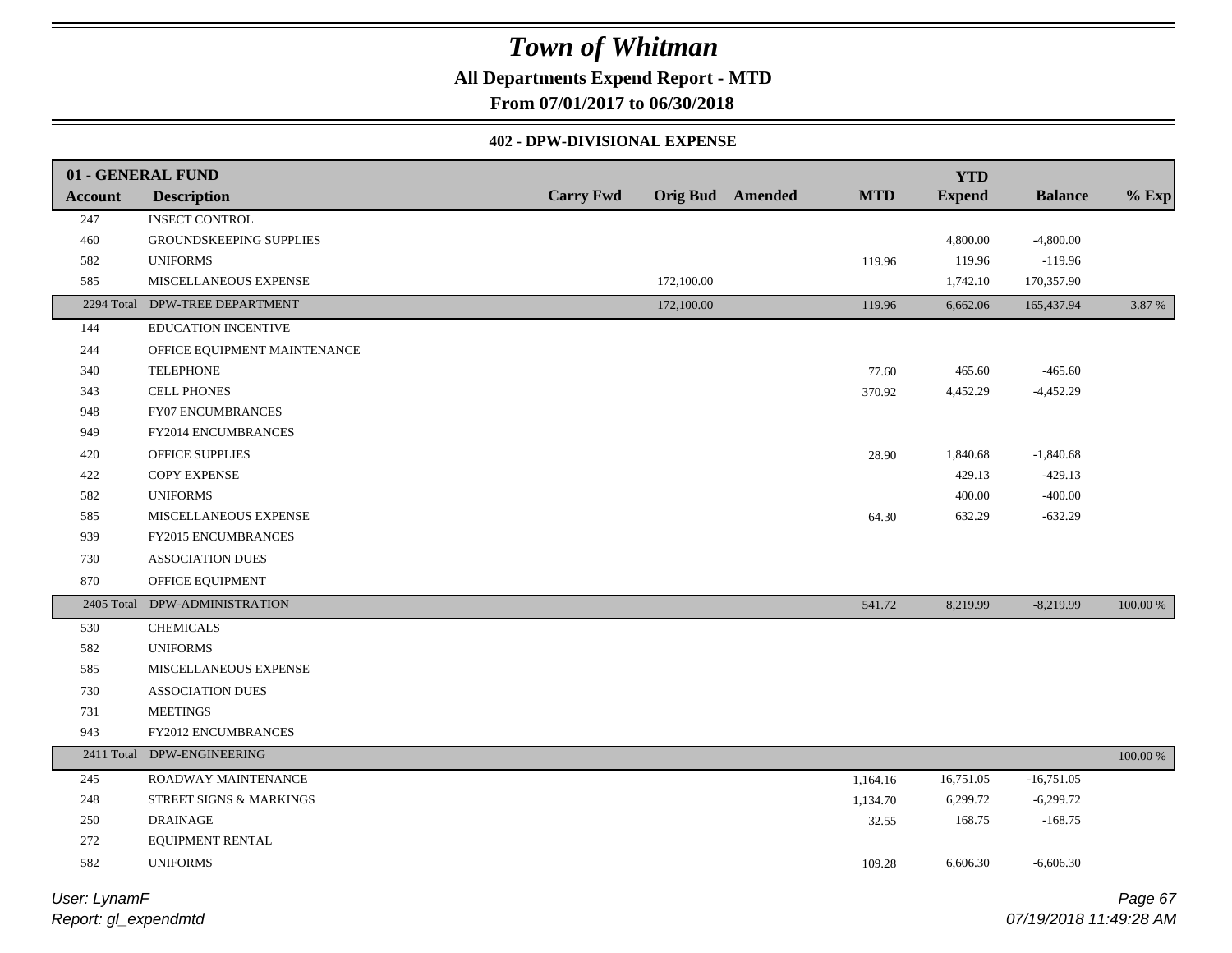# Town of Whitman

**All Departments Expend Report - MTD**

**From 07/01/2017 to 06/30/2018**

**402 - DPW-DIVISIONAL EXPENSE**

| Account | Description | Carry Fwd | Orig Bud | Amended | MTD | YTD Expend | Balance | % Exp |
|---|---|---|---|---|---|---|---|---|
| **01 - GENERAL FUND** | | | | | | | | |
| 247 | INSECT CONTROL | | | | | | | |
| 460 | GROUNDSKEEPING SUPPLIES | | | | | 4,800.00 | -4,800.00 | |
| 582 | UNIFORMS | | | | 119.96 | 119.96 | -119.96 | |
| 585 | MISCELLANEOUS EXPENSE | | 172,100.00 | | | 1,742.10 | 170,357.90 | |
| 2294 Total | DPW-TREE DEPARTMENT | | 172,100.00 | | 119.96 | 6,662.06 | 165,437.94 | 3.87 % |
| 144 | EDUCATION INCENTIVE | | | | | | | |
| 244 | OFFICE EQUIPMENT MAINTENANCE | | | | | | | |
| 340 | TELEPHONE | | | | 77.60 | 465.60 | -465.60 | |
| 343 | CELL PHONES | | | | 370.92 | 4,452.29 | -4,452.29 | |
| 948 | FY07 ENCUMBRANCES | | | | | | | |
| 949 | FY2014 ENCUMBRANCES | | | | | | | |
| 420 | OFFICE SUPPLIES | | | | 28.90 | 1,840.68 | -1,840.68 | |
| 422 | COPY EXPENSE | | | | | 429.13 | -429.13 | |
| 582 | UNIFORMS | | | | | 400.00 | -400.00 | |
| 585 | MISCELLANEOUS EXPENSE | | | | 64.30 | 632.29 | -632.29 | |
| 939 | FY2015 ENCUMBRANCES | | | | | | | |
| 730 | ASSOCIATION DUES | | | | | | | |
| 870 | OFFICE EQUIPMENT | | | | | | | |
| 2405 Total | DPW-ADMINISTRATION | | | | 541.72 | 8,219.99 | -8,219.99 | 100.00 % |
| 530 | CHEMICALS | | | | | | | |
| 582 | UNIFORMS | | | | | | | |
| 585 | MISCELLANEOUS EXPENSE | | | | | | | |
| 730 | ASSOCIATION DUES | | | | | | | |
| 731 | MEETINGS | | | | | | | |
| 943 | FY2012 ENCUMBRANCES | | | | | | | |
| 2411 Total | DPW-ENGINEERING | | | | | | | 100.00 % |
| 245 | ROADWAY MAINTENANCE | | | | 1,164.16 | 16,751.05 | -16,751.05 | |
| 248 | STREET SIGNS & MARKINGS | | | | 1,134.70 | 6,299.72 | -6,299.72 | |
| 250 | DRAINAGE | | | | 32.55 | 168.75 | -168.75 | |
| 272 | EQUIPMENT RENTAL | | | | | | | |
| 582 | UNIFORMS | | | | 109.28 | 6,606.30 | -6,606.30 | |

*User: LynamF*
*Report: gl_expendmtd*

*07/19/2018 11:49:28 AM*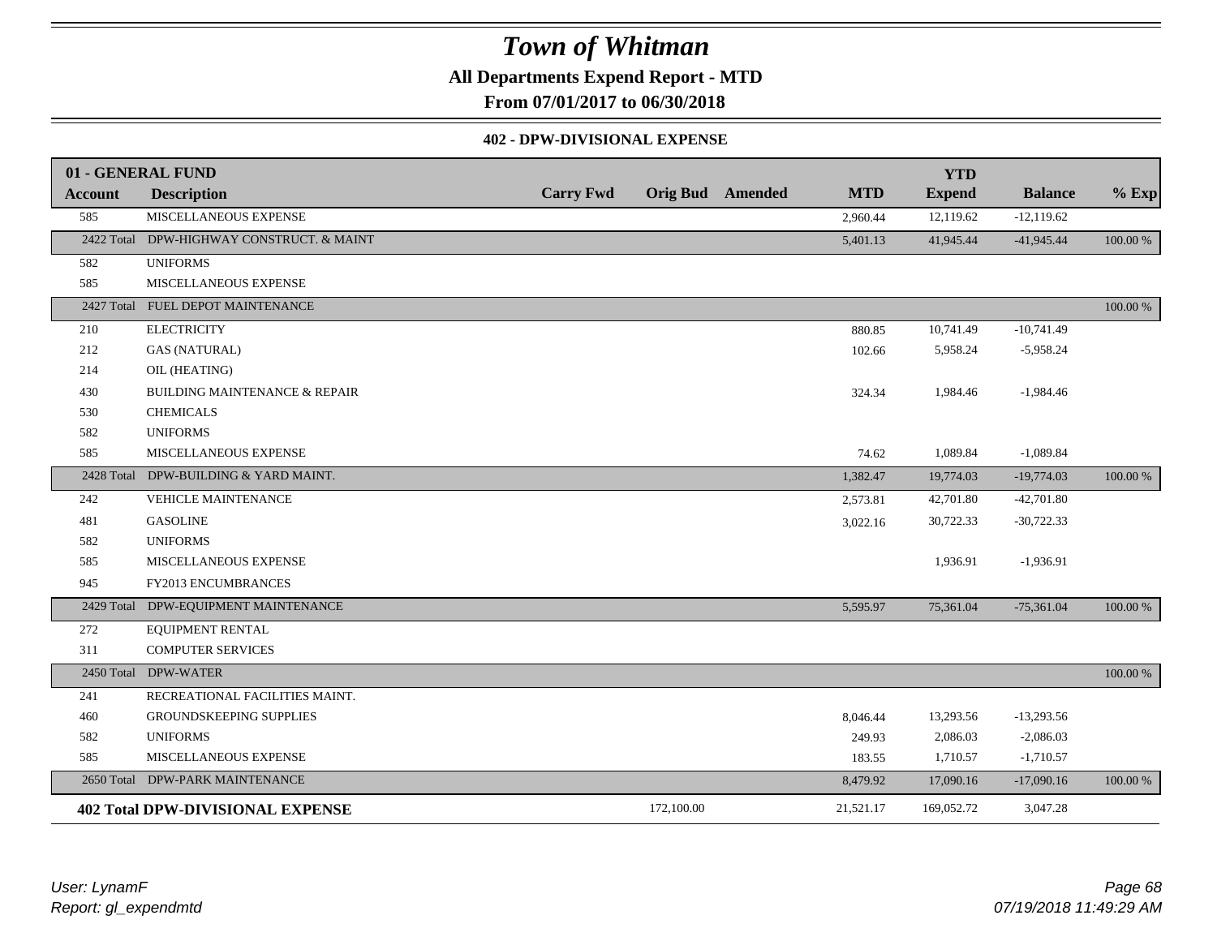# Town of Whitman

**All Departments Expend Report - MTD**

**From 07/01/2017 to 06/30/2018**

### 402 - DPW-DIVISIONAL EXPENSE

| 01 - GENERAL FUND | | | | | | YTD | | |
|---|---|---|---|---|---|---|---|---|
| **Account** | **Description** | **Carry Fwd** | **Orig Bud** | **Amended** | **MTD** | **Expend** | **Balance** | **% Exp** |
| 585 | MISCELLANEOUS EXPENSE | | | | 2,960.44 | 12,119.62 | -12,119.62 | |
| 2422 Total | DPW-HIGHWAY CONSTRUCT. & MAINT | | | | 5,401.13 | 41,945.44 | -41,945.44 | 100.00 % |
| 582 | UNIFORMS | | | | | | | |
| 585 | MISCELLANEOUS EXPENSE | | | | | | | |
| 2427 Total | FUEL DEPOT MAINTENANCE | | | | | | | 100.00 % |
| 210 | ELECTRICITY | | | | 880.85 | 10,741.49 | -10,741.49 | |
| 212 | GAS (NATURAL) | | | | 102.66 | 5,958.24 | -5,958.24 | |
| 214 | OIL (HEATING) | | | | | | | |
| 430 | BUILDING MAINTENANCE & REPAIR | | | | 324.34 | 1,984.46 | -1,984.46 | |
| 530 | CHEMICALS | | | | | | | |
| 582 | UNIFORMS | | | | | | | |
| 585 | MISCELLANEOUS EXPENSE | | | | 74.62 | 1,089.84 | -1,089.84 | |
| 2428 Total | DPW-BUILDING & YARD MAINT. | | | | 1,382.47 | 19,774.03 | -19,774.03 | 100.00 % |
| 242 | VEHICLE MAINTENANCE | | | | 2,573.81 | 42,701.80 | -42,701.80 | |
| 481 | GASOLINE | | | | 3,022.16 | 30,722.33 | -30,722.33 | |
| 582 | UNIFORMS | | | | | | | |
| 585 | MISCELLANEOUS EXPENSE | | | | | 1,936.91 | -1,936.91 | |
| 945 | FY2013 ENCUMBRANCES | | | | | | | |
| 2429 Total | DPW-EQUIPMENT MAINTENANCE | | | | 5,595.97 | 75,361.04 | -75,361.04 | 100.00 % |
| 272 | EQUIPMENT RENTAL | | | | | | | |
| 311 | COMPUTER SERVICES | | | | | | | |
| 2450 Total | DPW-WATER | | | | | | | 100.00 % |
| 241 | RECREATIONAL FACILITIES MAINT. | | | | | | | |
| 460 | GROUNDSKEEPING SUPPLIES | | | | 8,046.44 | 13,293.56 | -13,293.56 | |
| 582 | UNIFORMS | | | | 249.93 | 2,086.03 | -2,086.03 | |
| 585 | MISCELLANEOUS EXPENSE | | | | 183.55 | 1,710.57 | -1,710.57 | |
| 2650 Total | DPW-PARK MAINTENANCE | | | | 8,479.92 | 17,090.16 | -17,090.16 | 100.00 % |
| **402 Total DPW-DIVISIONAL EXPENSE** | | | 172,100.00 | | 21,521.17 | 169,052.72 | 3,047.28 | |

*User: LynamF*
*Report: gl_expendmtd*

*07/19/2018 11:49:29 AM*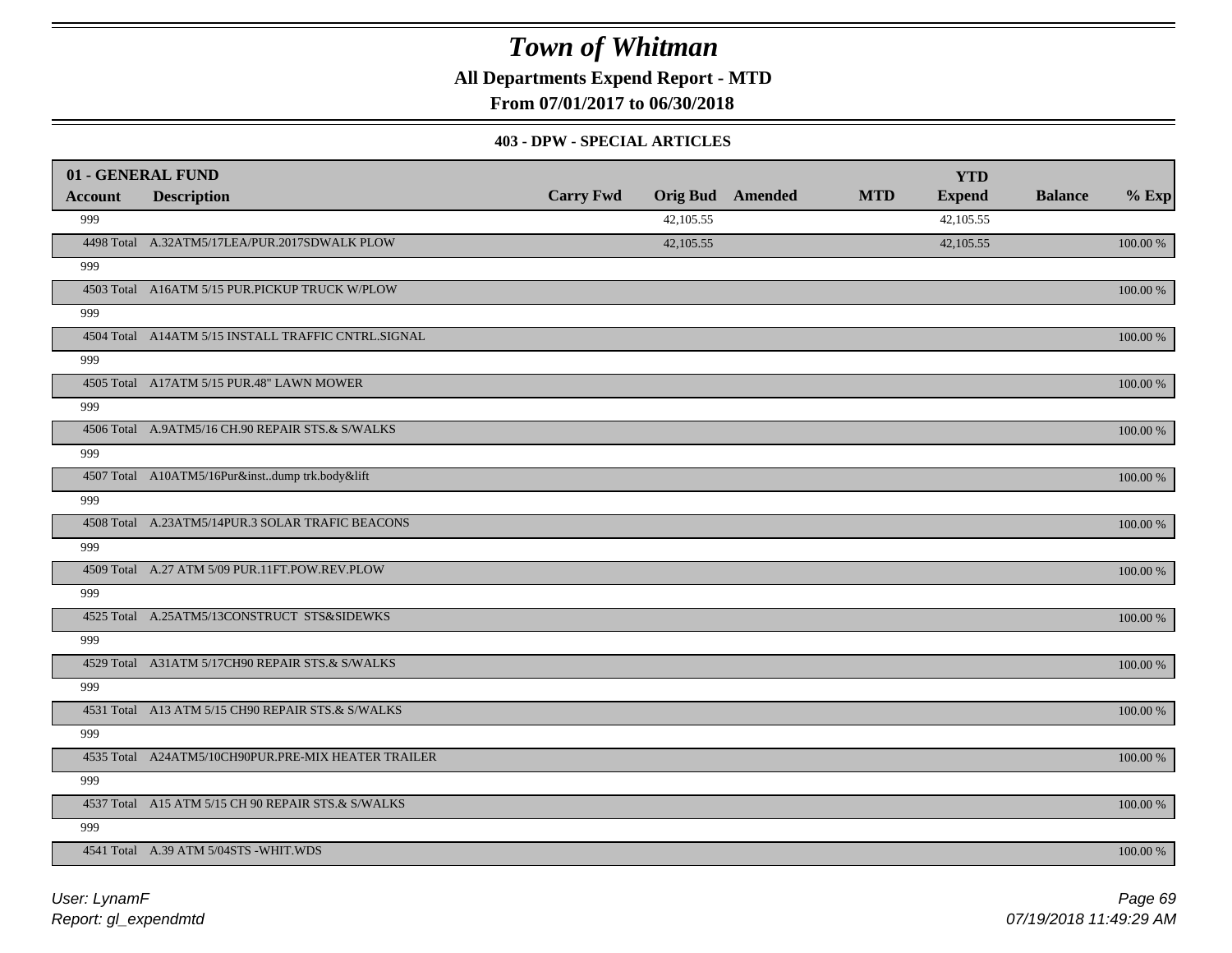# *Town of Whitman*

**All Departments Expend Report - MTD**

**From 07/01/2017 to 06/30/2018**

**403 - DPW - SPECIAL ARTICLES**

| 01 - GENERAL FUND | | | | | | | | |
|---|---|---|---|---|---|---|---|---|
| **Account** | **Description** | **Carry Fwd** | **Orig Bud** | **Amended** | **MTD** | **YTD Expend** | **Balance** | **% Exp** |
| 999 | | | 42,105.55 | | | 42,105.55 | | |
| 4498 Total | A.32ATM5/17LEA/PUR.2017SDWALK PLOW | | 42,105.55 | | | 42,105.55 | | 100.00 % |
| 999 | | | | | | | | |
| 4503 Total | A16ATM 5/15 PUR.PICKUP TRUCK W/PLOW | | | | | | | 100.00 % |
| 999 | | | | | | | | |
| 4504 Total | A14ATM 5/15 INSTALL TRAFFIC CNTRL.SIGNAL | | | | | | | 100.00 % |
| 999 | | | | | | | | |
| 4505 Total | A17ATM 5/15 PUR.48" LAWN MOWER | | | | | | | 100.00 % |
| 999 | | | | | | | | |
| 4506 Total | A.9ATM5/16 CH.90 REPAIR STS.& S/WALKS | | | | | | | 100.00 % |
| 999 | | | | | | | | |
| 4507 Total | A10ATM5/16Pur&inst..dump trk.body&lift | | | | | | | 100.00 % |
| 999 | | | | | | | | |
| 4508 Total | A.23ATM5/14PUR.3 SOLAR TRAFIC BEACONS | | | | | | | 100.00 % |
| 999 | | | | | | | | |
| 4509 Total | A.27 ATM 5/09 PUR.11FT.POW.REV.PLOW | | | | | | | 100.00 % |
| 999 | | | | | | | | |
| 4525 Total | A.25ATM5/13CONSTRUCT STS&SIDEWKS | | | | | | | 100.00 % |
| 999 | | | | | | | | |
| 4529 Total | A31ATM 5/17CH90 REPAIR STS.& S/WALKS | | | | | | | 100.00 % |
| 999 | | | | | | | | |
| 4531 Total | A13 ATM 5/15 CH90 REPAIR STS.& S/WALKS | | | | | | | 100.00 % |
| 999 | | | | | | | | |
| 4535 Total | A24ATM5/10CH90PUR.PRE-MIX HEATER TRAILER | | | | | | | 100.00 % |
| 999 | | | | | | | | |
| 4537 Total | A15 ATM 5/15 CH 90 REPAIR STS.& S/WALKS | | | | | | | 100.00 % |
| 999 | | | | | | | | |
| 4541 Total | A.39 ATM 5/04STS -WHIT.WDS | | | | | | | 100.00 % |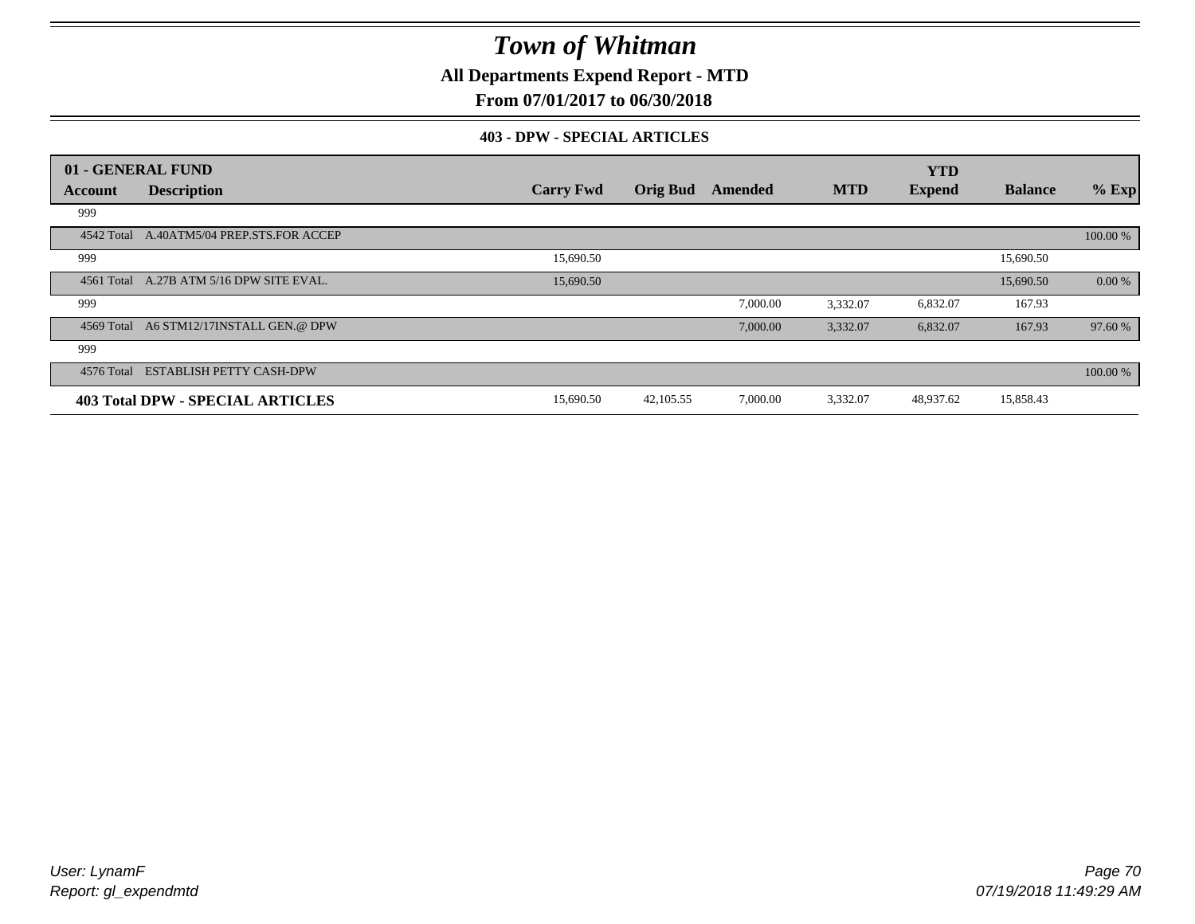# Town of Whitman

**All Departments Expend Report - MTD**

**From 07/01/2017 to 06/30/2018**

**403 - DPW - SPECIAL ARTICLES**

| 01 - GENERAL FUND | | | | | | | | |
|---|---|---|---|---|---|---|---|---|
| **Account** | **Description** | **Carry Fwd** | **Orig Bud** | **Amended** | **MTD** | **YTD Expend** | **Balance** | **% Exp** |
| 999 | | | | | | | | |
| 4542 Total | A.40ATM5/04 PREP.STS.FOR ACCEP | | | | | | | 100.00 % |
| 999 | | 15,690.50 | | | | | 15,690.50 | |
| 4561 Total | A.27B ATM 5/16 DPW SITE EVAL. | 15,690.50 | | | | | 15,690.50 | 0.00 % |
| 999 | | | | 7,000.00 | 3,332.07 | 6,832.07 | 167.93 | |
| 4569 Total | A6 STM12/17INSTALL GEN.@ DPW | | | 7,000.00 | 3,332.07 | 6,832.07 | 167.93 | 97.60 % |
| 999 | | | | | | | | |
| 4576 Total | ESTABLISH PETTY CASH-DPW | | | | | | | 100.00 % |
| **403 Total DPW - SPECIAL ARTICLES** | | 15,690.50 | 42,105.55 | 7,000.00 | 3,332.07 | 48,937.62 | 15,858.43 | |

*User: LynamF*
*Report: gl_expendmtd*

*07/19/2018 11:49:29 AM*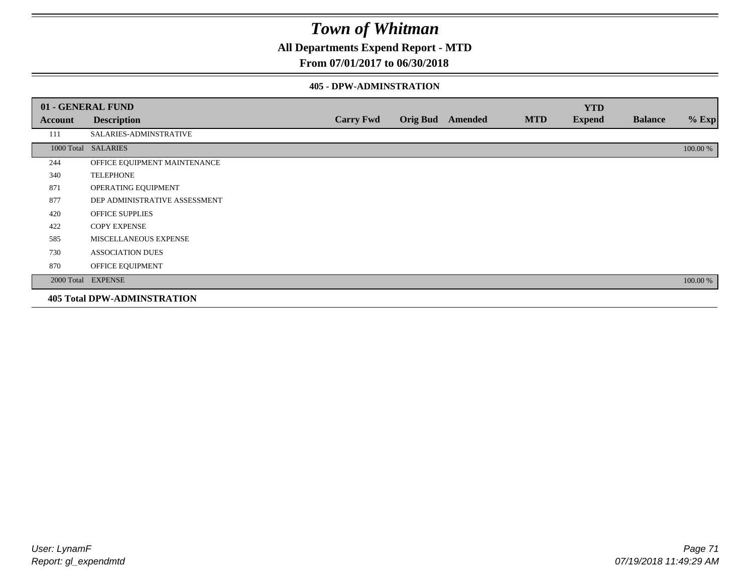# Town of Whitman

## All Departments Expend Report - MTD

### From 07/01/2017 to 06/30/2018

#### 405 - DPW-ADMINSTRATION

| 01 - GENERAL FUND | | | | | | | | |
|---|---|---|---|---|---|---|---|---|
| **Account** | **Description** | **Carry Fwd** | **Orig Bud** | **Amended** | **MTD** | **YTD Expend** | **Balance** | **% Exp** |
| 111 | SALARIES-ADMINSTRATIVE | | | | | | | |
| 1000 Total | SALARIES | | | | | | | 100.00 % |
| 244 | OFFICE EQUIPMENT MAINTENANCE | | | | | | | |
| 340 | TELEPHONE | | | | | | | |
| 871 | OPERATING EQUIPMENT | | | | | | | |
| 877 | DEP ADMINISTRATIVE ASSESSMENT | | | | | | | |
| 420 | OFFICE SUPPLIES | | | | | | | |
| 422 | COPY EXPENSE | | | | | | | |
| 585 | MISCELLANEOUS EXPENSE | | | | | | | |
| 730 | ASSOCIATION DUES | | | | | | | |
| 870 | OFFICE EQUIPMENT | | | | | | | |
| 2000 Total | EXPENSE | | | | | | | 100.00 % |
| **405 Total DPW-ADMINSTRATION** | | | | | | | | |

User: LynamF
Report: gl_expendmtd

07/19/2018 11:49:29 AM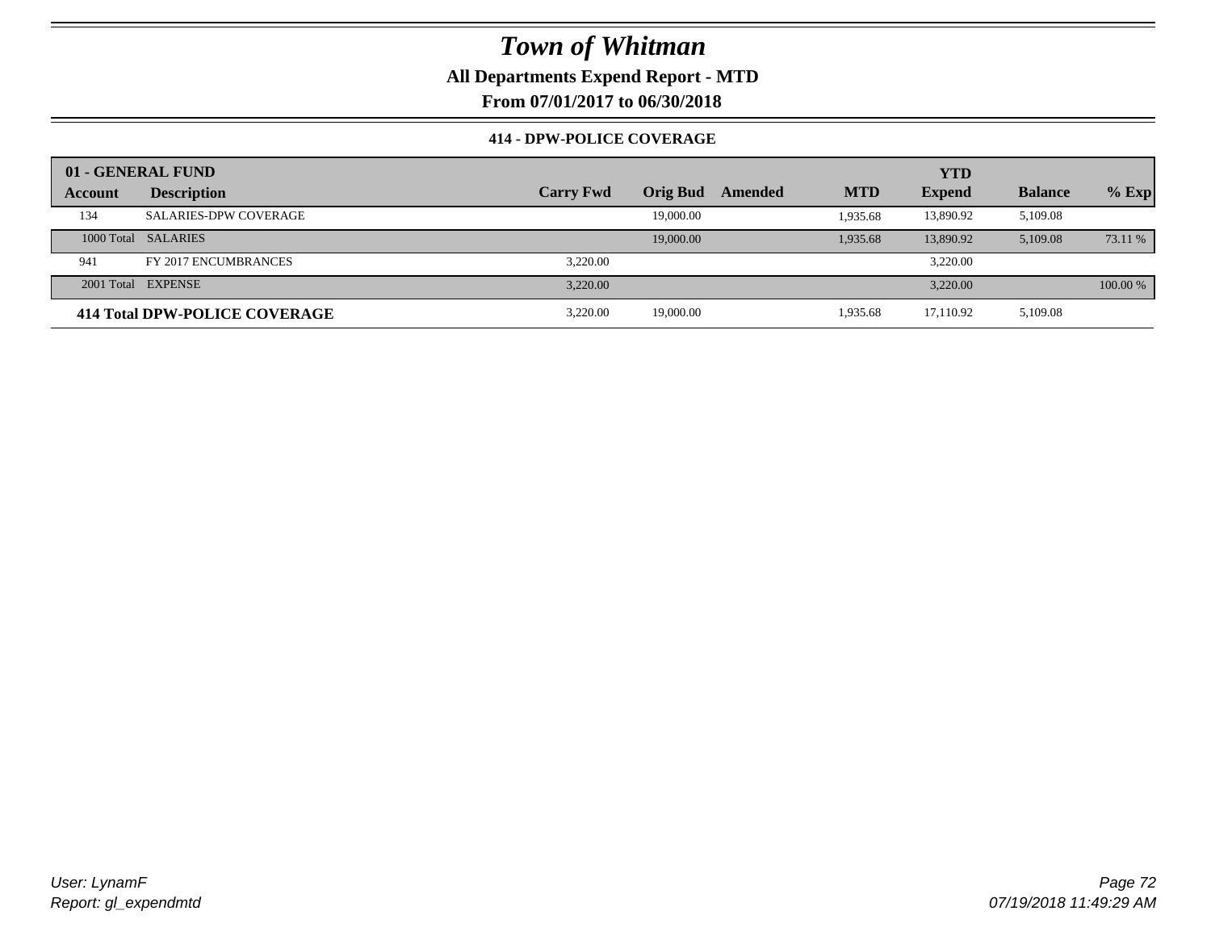# Town of Whitman

**All Departments Expend Report - MTD**

**From 07/01/2017 to 06/30/2018**

### 414 - DPW-POLICE COVERAGE

| 01 - GENERAL FUND | | | | | | YTD | | |
|---|---|---|---|---|---|---|---|---|
| **Account** | **Description** | **Carry Fwd** | **Orig Bud** | **Amended** | **MTD** | **Expend** | **Balance** | **% Exp** |
| 134 | SALARIES-DPW COVERAGE | | 19,000.00 | | 1,935.68 | 13,890.92 | 5,109.08 | |
| 1000 Total | SALARIES | | 19,000.00 | | 1,935.68 | 13,890.92 | 5,109.08 | 73.11 % |
| 941 | FY 2017 ENCUMBRANCES | 3,220.00 | | | | 3,220.00 | | |
| 2001 Total | EXPENSE | 3,220.00 | | | | 3,220.00 | | 100.00 % |
| **414 Total DPW-POLICE COVERAGE** | | 3,220.00 | 19,000.00 | | 1,935.68 | 17,110.92 | 5,109.08 | |

*User: LynamF*
*Report: gl_expendmtd*

*07/19/2018 11:49:29 AM*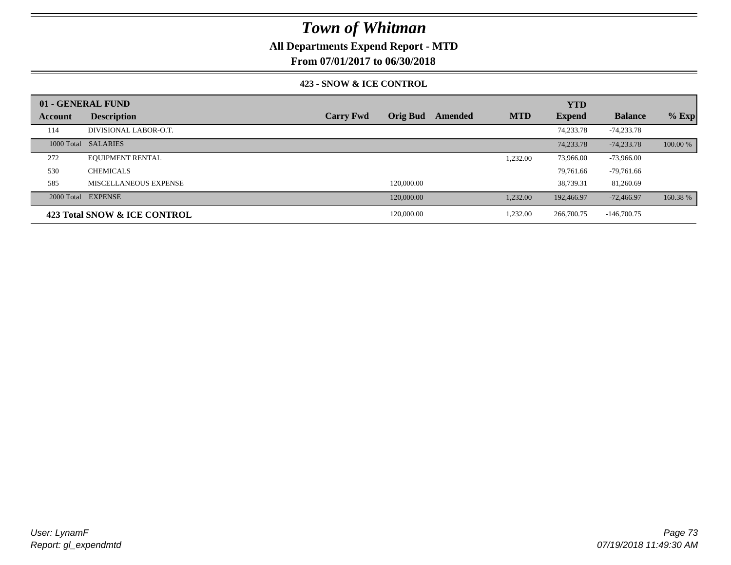# Town of Whitman

## All Departments Expend Report - MTD

### From 07/01/2017 to 06/30/2018

#### 423 - SNOW & ICE CONTROL

| 01 - GENERAL FUND | | | | | | YTD | | |
|---|---|---|---|---|---|---|---|---|
| **Account** | **Description** | **Carry Fwd** | **Orig Bud** | **Amended** | **MTD** | **Expend** | **Balance** | **% Exp** |
| 114 | DIVISIONAL LABOR-O.T. | | | | | 74,233.78 | -74,233.78 | |
| 1000 Total | SALARIES | | | | | 74,233.78 | -74,233.78 | 100.00 % |
| 272 | EQUIPMENT RENTAL | | | | 1,232.00 | 73,966.00 | -73,966.00 | |
| 530 | CHEMICALS | | | | | 79,761.66 | -79,761.66 | |
| 585 | MISCELLANEOUS EXPENSE | | 120,000.00 | | | 38,739.31 | 81,260.69 | |
| 2000 Total | EXPENSE | | 120,000.00 | | 1,232.00 | 192,466.97 | -72,466.97 | 160.38 % |
| **423 Total SNOW & ICE CONTROL** | | | 120,000.00 | | 1,232.00 | 266,700.75 | -146,700.75 | |

User: LynamF
Report: gl_expendmtd

07/19/2018 11:49:30 AM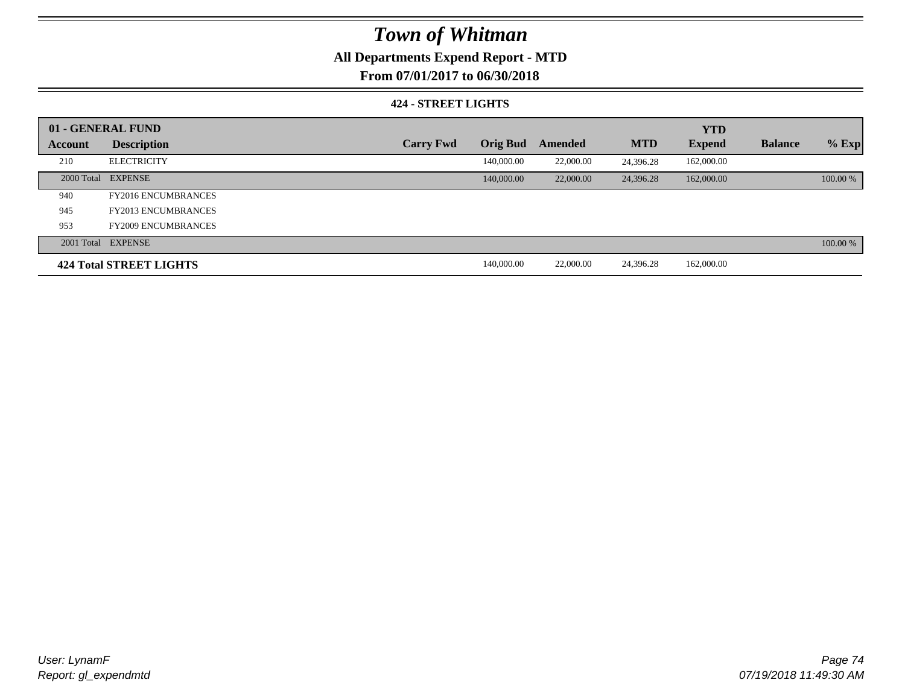# Town of Whitman

## All Departments Expend Report - MTD

## From 07/01/2017 to 06/30/2018

### 424 - STREET LIGHTS

| 01 - GENERAL FUND | | | | | | YTD | | |
|---|---|---|---|---|---|---|---|---|
| **Account** | **Description** | **Carry Fwd** | **Orig Bud** | **Amended** | **MTD** | **Expend** | **Balance** | **% Exp** |
| 210 | ELECTRICITY | | 140,000.00 | 22,000.00 | 24,396.28 | 162,000.00 | | |
| 2000 Total | EXPENSE | | 140,000.00 | 22,000.00 | 24,396.28 | 162,000.00 | | 100.00 % |
| 940 | FY2016 ENCUMBRANCES | | | | | | | |
| 945 | FY2013 ENCUMBRANCES | | | | | | | |
| 953 | FY2009 ENCUMBRANCES | | | | | | | |
| 2001 Total | EXPENSE | | | | | | | 100.00 % |
| **424 Total STREET LIGHTS** | | | 140,000.00 | 22,000.00 | 24,396.28 | 162,000.00 | | |

*User: LynamF*
*Report: gl_expendmtd*

*07/19/2018 11:49:30 AM*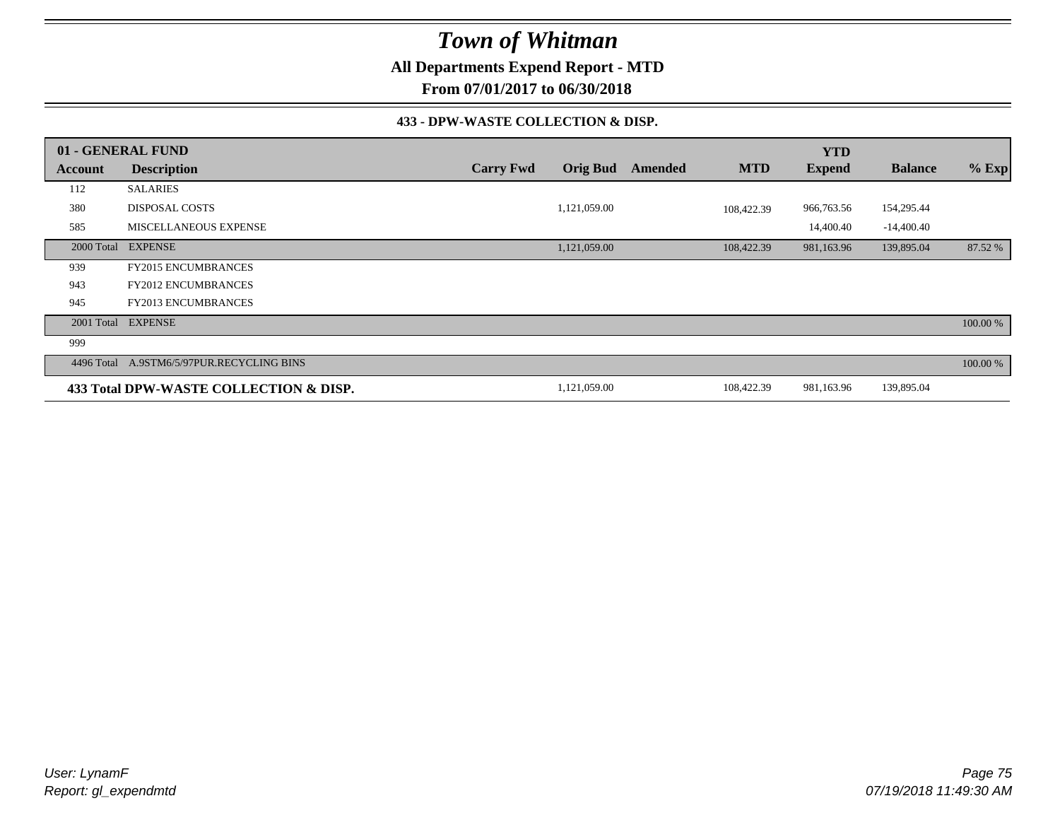# Town of Whitman

**All Departments Expend Report - MTD**

**From 07/01/2017 to 06/30/2018**

**433 - DPW-WASTE COLLECTION & DISP.**

| 01 - GENERAL FUND | | | | | | YTD | | |
|---|---|---|---|---|---|---|---|---|
| Account | Description | Carry Fwd | Orig Bud | Amended | MTD | Expend | Balance | % Exp |
| 112 | SALARIES | | | | | | | |
| 380 | DISPOSAL COSTS | | 1,121,059.00 | | 108,422.39 | 966,763.56 | 154,295.44 | |
| 585 | MISCELLANEOUS EXPENSE | | | | | 14,400.40 | -14,400.40 | |
| 2000 Total | EXPENSE | | 1,121,059.00 | | 108,422.39 | 981,163.96 | 139,895.04 | 87.52 % |
| 939 | FY2015 ENCUMBRANCES | | | | | | | |
| 943 | FY2012 ENCUMBRANCES | | | | | | | |
| 945 | FY2013 ENCUMBRANCES | | | | | | | |
| 2001 Total | EXPENSE | | | | | | | 100.00 % |
| 999 | | | | | | | | |
| 4496 Total | A.9STM6/5/97PUR.RECYCLING BINS | | | | | | | 100.00 % |
| **433 Total DPW-WASTE COLLECTION & DISP.** | | | 1,121,059.00 | | 108,422.39 | 981,163.96 | 139,895.04 | |

User: LynamF
Report: gl_expendmtd

07/19/2018 11:49:30 AM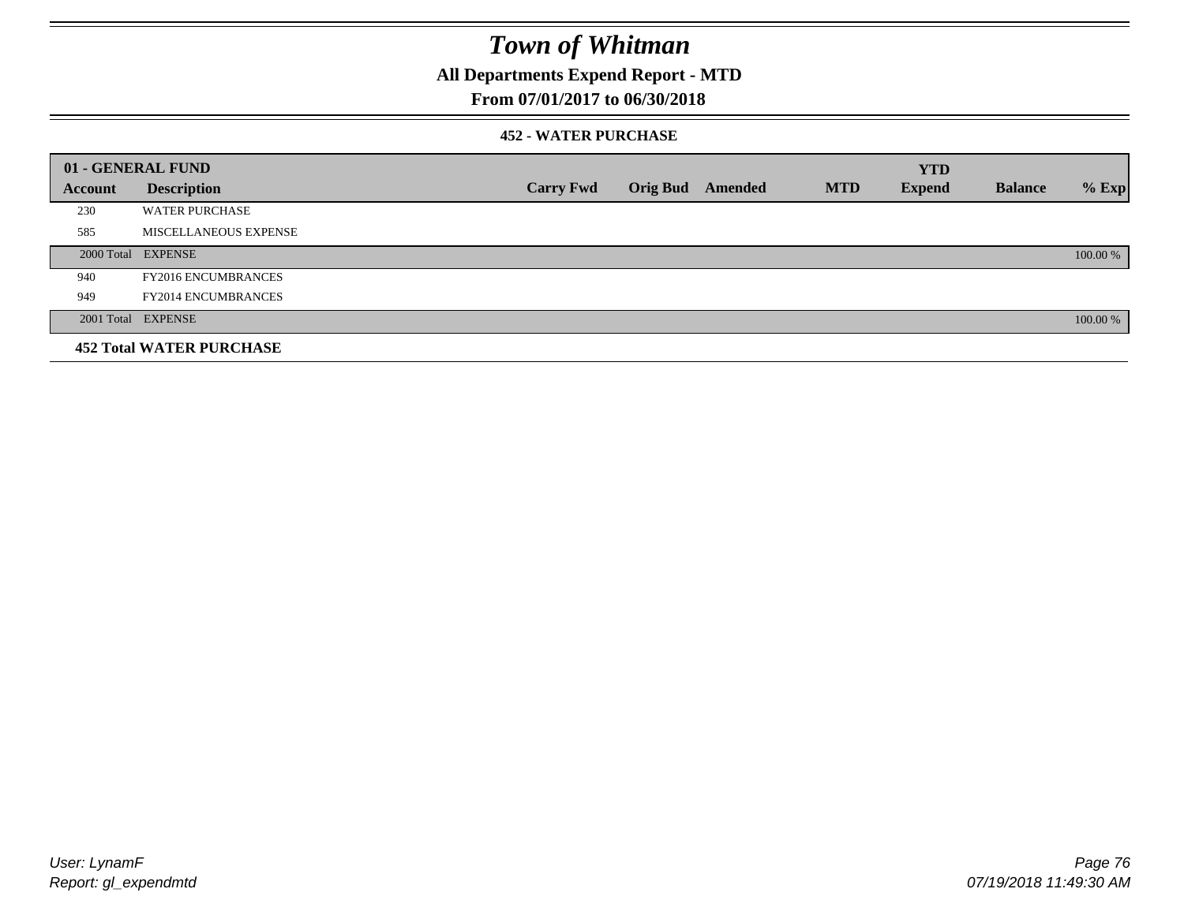# Town of Whitman

## All Departments Expend Report - MTD

### From 07/01/2017 to 06/30/2018

#### 452 - WATER PURCHASE

| 01 - GENERAL FUND | | | | | | YTD | | |
|---|---|---|---|---|---|---|---|---|
| Account | Description | Carry Fwd | Orig Bud | Amended | MTD | Expend | Balance | % Exp |
| 230 | WATER PURCHASE | | | | | | | |
| 585 | MISCELLANEOUS EXPENSE | | | | | | | |
| 2000 Total | EXPENSE | | | | | | | 100.00 % |
| 940 | FY2016 ENCUMBRANCES | | | | | | | |
| 949 | FY2014 ENCUMBRANCES | | | | | | | |
| 2001 Total | EXPENSE | | | | | | | 100.00 % |
| **452 Total WATER PURCHASE** | | | | | | | | |

*User: LynamF*
*Report: gl_expendmtd*

*07/19/2018 11:49:30 AM*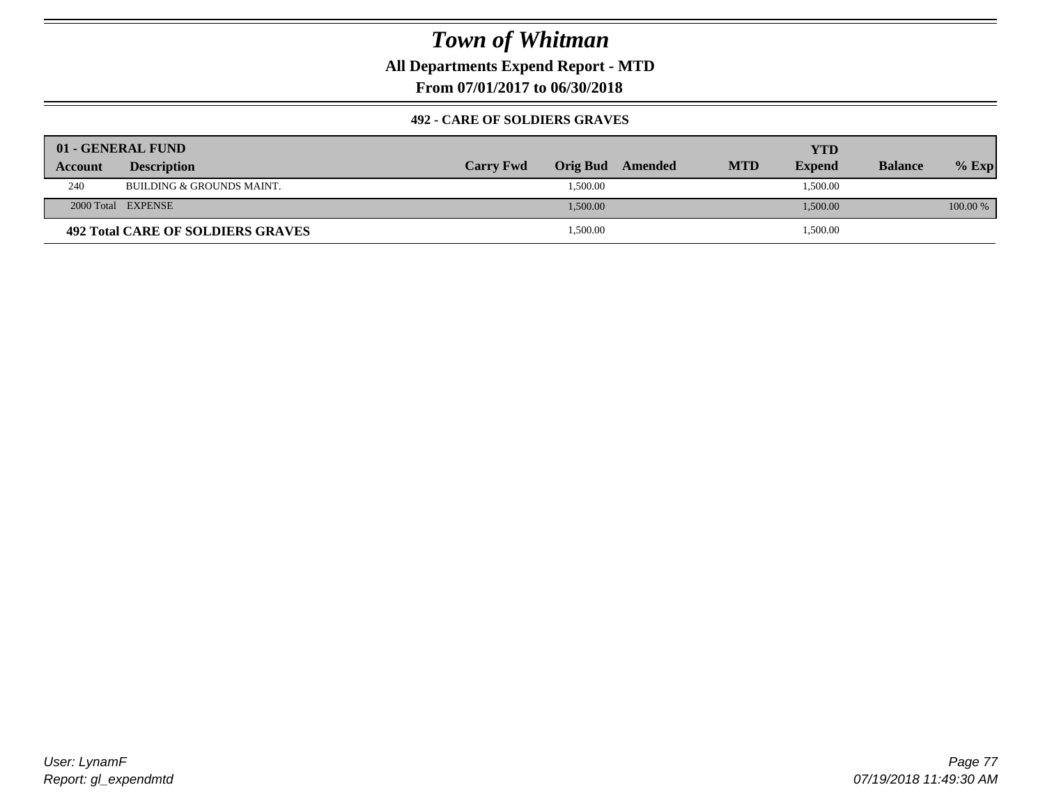# Town of Whitman

**All Departments Expend Report - MTD**

**From 07/01/2017 to 06/30/2018**

### 492 - CARE OF SOLDIERS GRAVES

| 01 - GENERAL FUND | | | | | | YTD | | |
|---|---|---|---|---|---|---|---|---|
| **Account** | **Description** | **Carry Fwd** | **Orig Bud** | **Amended** | **MTD** | **Expend** | **Balance** | **% Exp** |
| 240 | BUILDING & GROUNDS MAINT. | | 1,500.00 | | | 1,500.00 | | |
| 2000 Total | EXPENSE | | 1,500.00 | | | 1,500.00 | | 100.00 % |
| **492 Total CARE OF SOLDIERS GRAVES** | | | 1,500.00 | | | 1,500.00 | | |

*User: LynamF*
*Report: gl_expendmtd*

*07/19/2018 11:49:30 AM*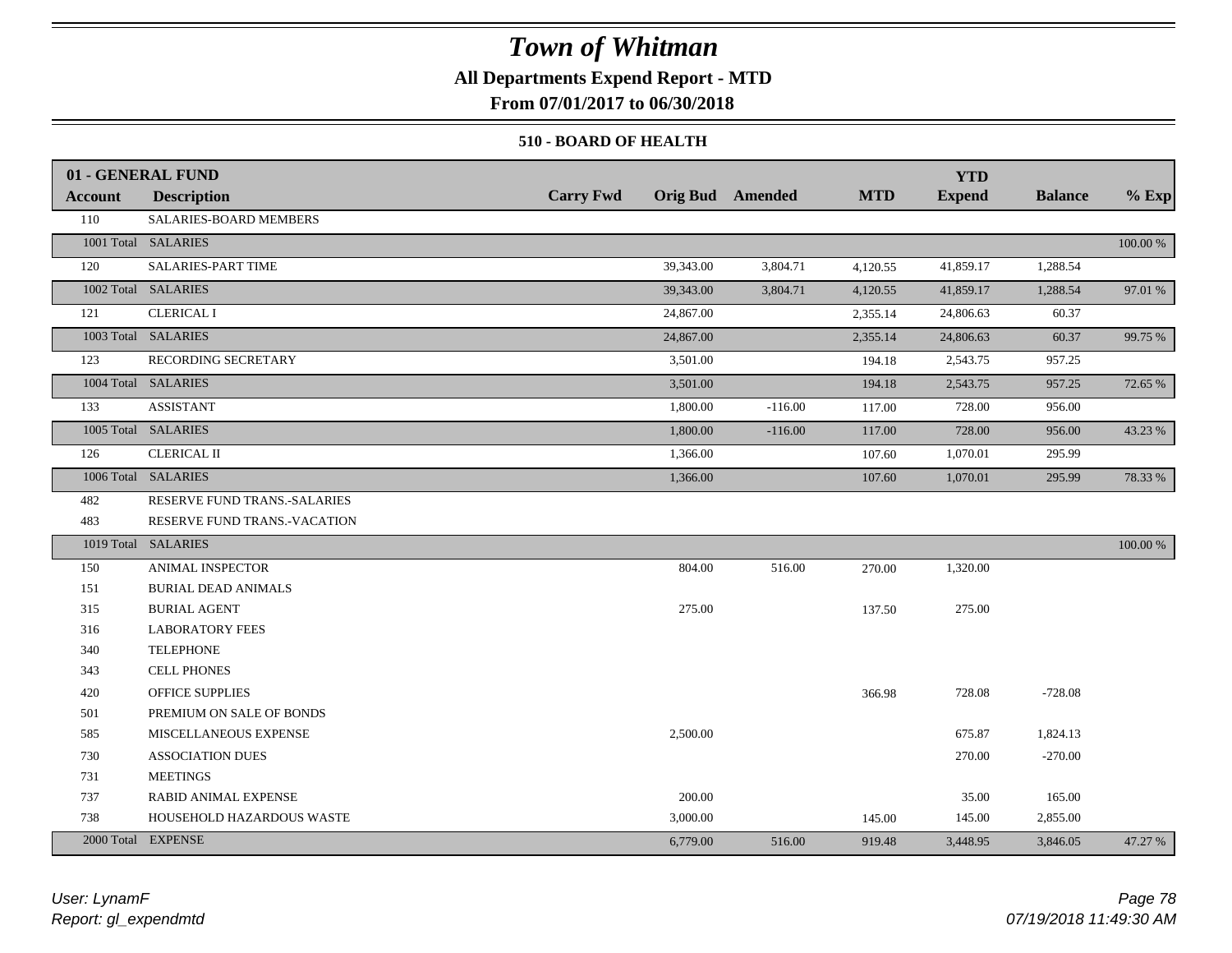# Town of Whitman

**All Departments Expend Report - MTD**

**From 07/01/2017 to 06/30/2018**

**510 - BOARD OF HEALTH**

| 01 - GENERAL FUND | | | | | | YTD | | |
|---|---|---|---|---|---|---|---|---|
| **Account** | **Description** | **Carry Fwd** | **Orig Bud** | **Amended** | **MTD** | **Expend** | **Balance** | **% Exp** |
| 110 | SALARIES-BOARD MEMBERS | | | | | | | |
| 1001 Total | SALARIES | | | | | | | 100.00 % |
| 120 | SALARIES-PART TIME | | 39,343.00 | 3,804.71 | 4,120.55 | 41,859.17 | 1,288.54 | |
| 1002 Total | SALARIES | | 39,343.00 | 3,804.71 | 4,120.55 | 41,859.17 | 1,288.54 | 97.01 % |
| 121 | CLERICAL I | | 24,867.00 | | 2,355.14 | 24,806.63 | 60.37 | |
| 1003 Total | SALARIES | | 24,867.00 | | 2,355.14 | 24,806.63 | 60.37 | 99.75 % |
| 123 | RECORDING SECRETARY | | 3,501.00 | | 194.18 | 2,543.75 | 957.25 | |
| 1004 Total | SALARIES | | 3,501.00 | | 194.18 | 2,543.75 | 957.25 | 72.65 % |
| 133 | ASSISTANT | | 1,800.00 | -116.00 | 117.00 | 728.00 | 956.00 | |
| 1005 Total | SALARIES | | 1,800.00 | -116.00 | 117.00 | 728.00 | 956.00 | 43.23 % |
| 126 | CLERICAL II | | 1,366.00 | | 107.60 | 1,070.01 | 295.99 | |
| 1006 Total | SALARIES | | 1,366.00 | | 107.60 | 1,070.01 | 295.99 | 78.33 % |
| 482 | RESERVE FUND TRANS.-SALARIES | | | | | | | |
| 483 | RESERVE FUND TRANS.-VACATION | | | | | | | |
| 1019 Total | SALARIES | | | | | | | 100.00 % |
| 150 | ANIMAL INSPECTOR | | 804.00 | 516.00 | 270.00 | 1,320.00 | | |
| 151 | BURIAL DEAD ANIMALS | | | | | | | |
| 315 | BURIAL AGENT | | 275.00 | | 137.50 | 275.00 | | |
| 316 | LABORATORY FEES | | | | | | | |
| 340 | TELEPHONE | | | | | | | |
| 343 | CELL PHONES | | | | | | | |
| 420 | OFFICE SUPPLIES | | | | 366.98 | 728.08 | -728.08 | |
| 501 | PREMIUM ON SALE OF BONDS | | | | | | | |
| 585 | MISCELLANEOUS EXPENSE | | 2,500.00 | | | 675.87 | 1,824.13 | |
| 730 | ASSOCIATION DUES | | | | | 270.00 | -270.00 | |
| 731 | MEETINGS | | | | | | | |
| 737 | RABID ANIMAL EXPENSE | | 200.00 | | | 35.00 | 165.00 | |
| 738 | HOUSEHOLD HAZARDOUS WASTE | | 3,000.00 | | 145.00 | 145.00 | 2,855.00 | |
| 2000 Total | EXPENSE | | 6,779.00 | 516.00 | 919.48 | 3,448.95 | 3,846.05 | 47.27 % |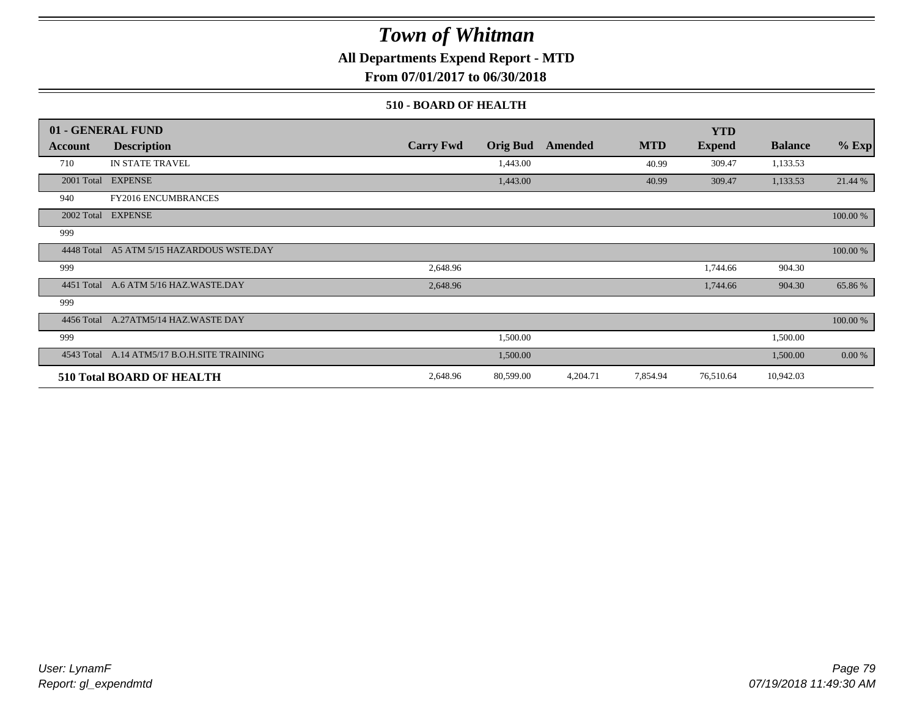# Town of Whitman

## All Departments Expend Report - MTD

### From 07/01/2017 to 06/30/2018

#### 510 - BOARD OF HEALTH

| 01 - GENERAL FUND | | | | | | YTD | | |
|---|---|---|---|---|---|---|---|---|
| **Account** | **Description** | **Carry Fwd** | **Orig Bud** | **Amended** | **MTD** | **Expend** | **Balance** | **% Exp** |
| 710 | IN STATE TRAVEL | | 1,443.00 | | 40.99 | 309.47 | 1,133.53 | |
| 2001 Total | EXPENSE | | 1,443.00 | | 40.99 | 309.47 | 1,133.53 | 21.44 % |
| 940 | FY2016 ENCUMBRANCES | | | | | | | |
| 2002 Total | EXPENSE | | | | | | | 100.00 % |
| 999 | | | | | | | | |
| 4448 Total | A5 ATM 5/15 HAZARDOUS WSTE.DAY | | | | | | | 100.00 % |
| 999 | | 2,648.96 | | | | 1,744.66 | 904.30 | |
| 4451 Total | A.6 ATM 5/16 HAZ.WASTE.DAY | 2,648.96 | | | | 1,744.66 | 904.30 | 65.86 % |
| 999 | | | | | | | | |
| 4456 Total | A.27ATM5/14 HAZ.WASTE DAY | | | | | | | 100.00 % |
| 999 | | | 1,500.00 | | | | 1,500.00 | |
| 4543 Total | A.14 ATM5/17 B.O.H.SITE TRAINING | | 1,500.00 | | | | 1,500.00 | 0.00 % |
| **510 Total BOARD OF HEALTH** | | 2,648.96 | 80,599.00 | 4,204.71 | 7,854.94 | 76,510.64 | 10,942.03 | |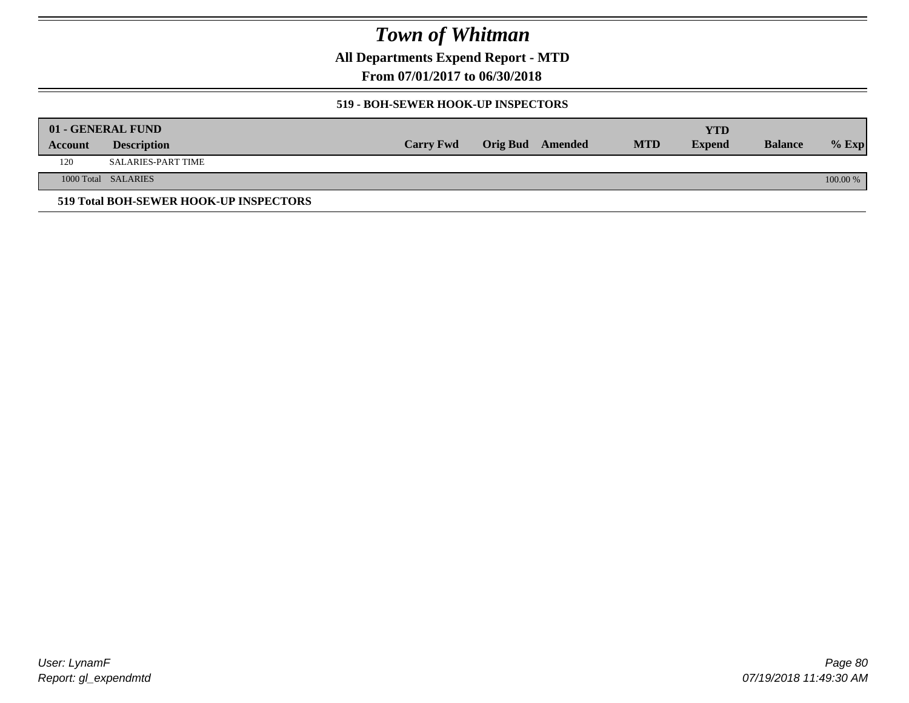# Town of Whitman

## All Departments Expend Report - MTD

### From 07/01/2017 to 06/30/2018

#### 519 - BOH-SEWER HOOK-UP INSPECTORS

| 01 - GENERAL FUND | | | | | | YTD | | |
|---|---|---|---|---|---|---|---|---|
| Account | Description | Carry Fwd | Orig Bud | Amended | MTD | Expend | Balance | % Exp |
| 120 | SALARIES-PART TIME | | | | | | | |
| 1000 Total | SALARIES | | | | | | | 100.00 % |

**519 Total BOH-SEWER HOOK-UP INSPECTORS**

*User: LynamF*
*Report: gl_expendmtd*

*07/19/2018 11:49:30 AM*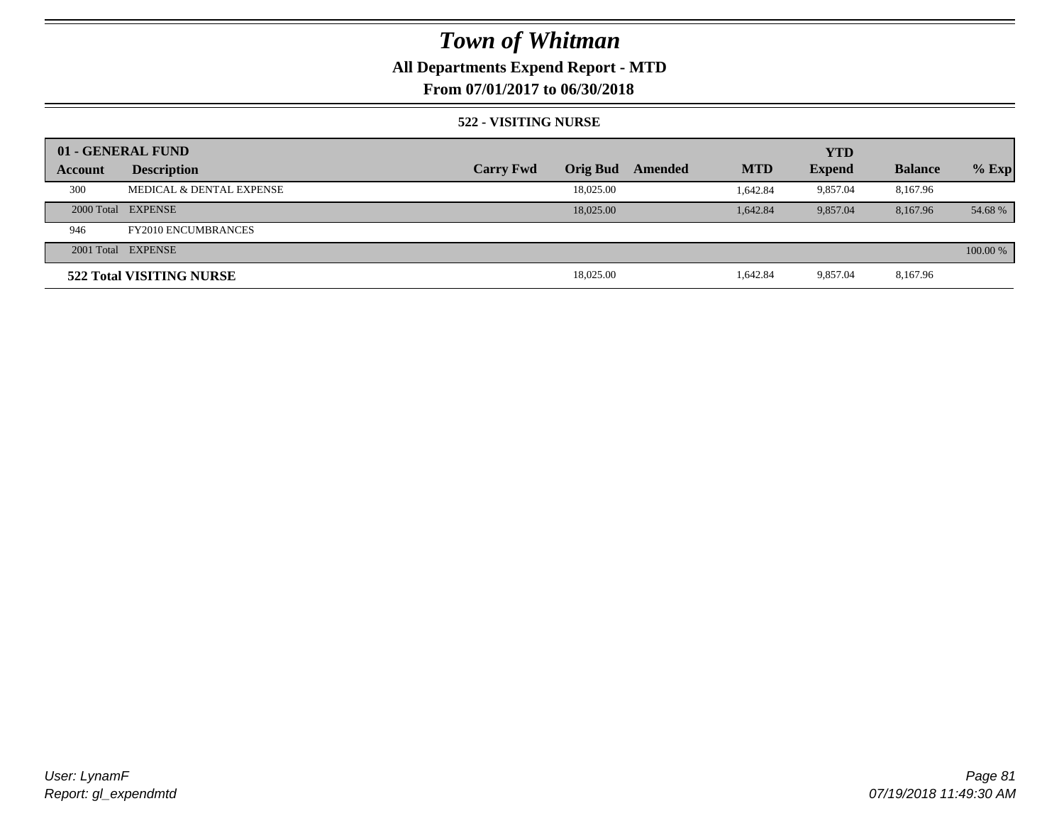# Town of Whitman

## All Departments Expend Report - MTD

### From 07/01/2017 to 06/30/2018

#### 522 - VISITING NURSE

| 01 - GENERAL FUND | | | | | | YTD | | |
|---|---|---|---|---|---|---|---|---|
| **Account** | **Description** | **Carry Fwd** | **Orig Bud** | **Amended** | **MTD** | **Expend** | **Balance** | **% Exp** |
| 300 | MEDICAL & DENTAL EXPENSE | | 18,025.00 | | 1,642.84 | 9,857.04 | 8,167.96 | |
| 2000 Total | EXPENSE | | 18,025.00 | | 1,642.84 | 9,857.04 | 8,167.96 | 54.68 % |
| 946 | FY2010 ENCUMBRANCES | | | | | | | |
| 2001 Total | EXPENSE | | | | | | | 100.00 % |
| **522 Total VISITING NURSE** | | | 18,025.00 | | 1,642.84 | 9,857.04 | 8,167.96 | |

User: LynamF
Report: gl_expendmtd

07/19/2018 11:49:30 AM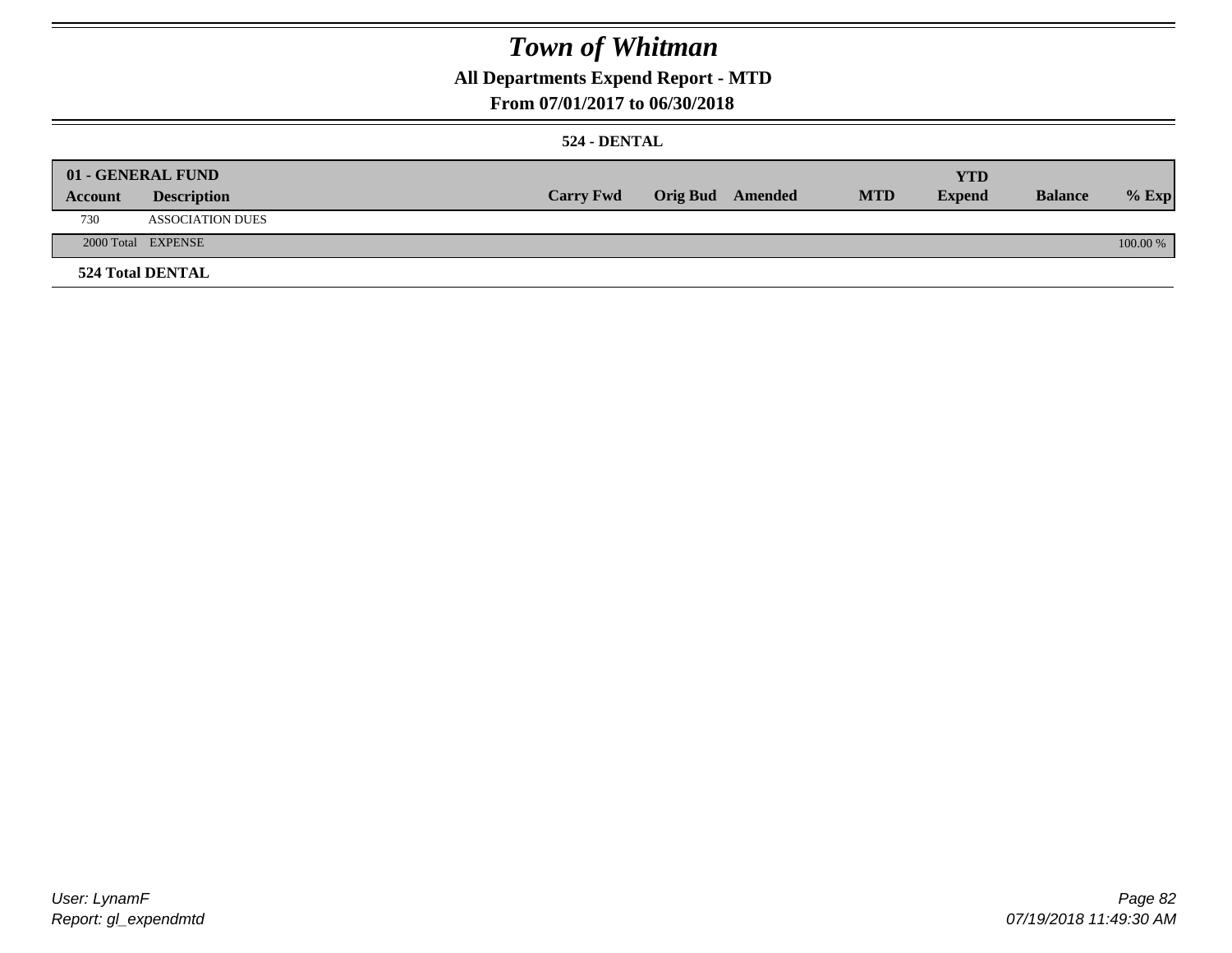# Town of Whitman

## All Departments Expend Report - MTD

### From 07/01/2017 to 06/30/2018

#### 524 - DENTAL

| 01 - GENERAL FUND | | | | | | YTD | | |
|---|---|---|---|---|---|---|---|---|
| **Account** | **Description** | **Carry Fwd** | **Orig Bud** | **Amended** | **MTD** | **Expend** | **Balance** | **% Exp** |
| 730 | ASSOCIATION DUES | | | | | | | |
| 2000 Total | EXPENSE | | | | | | | 100.00 % |
| **524 Total DENTAL** | | | | | | | | |

User: LynamF
Report: gl_expendmtd

07/19/2018 11:49:30 AM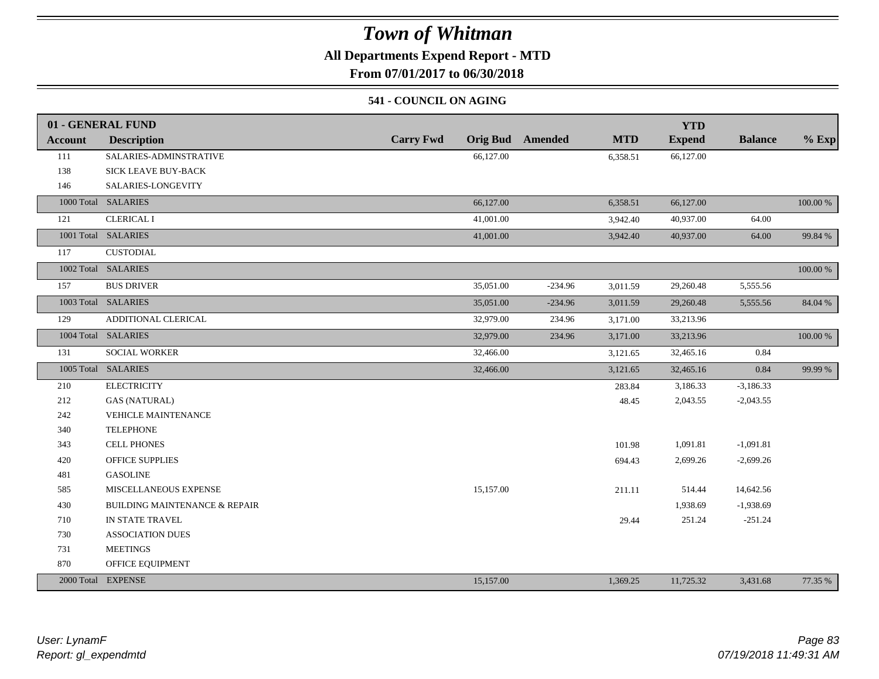# Town of Whitman

**All Departments Expend Report - MTD**

**From 07/01/2017 to 06/30/2018**

**541 - COUNCIL ON AGING**

| 01 - GENERAL FUND | | | | | | | | |
|---|---|---|---|---|---|---|---|---|
| **Account** | **Description** | **Carry Fwd** | **Orig Bud** | **Amended** | **MTD** | **YTD Expend** | **Balance** | **% Exp** |
| 111 | SALARIES-ADMINSTRATIVE | | 66,127.00 | | 6,358.51 | 66,127.00 | | |
| 138 | SICK LEAVE BUY-BACK | | | | | | | |
| 146 | SALARIES-LONGEVITY | | | | | | | |
| 1000 Total | SALARIES | | 66,127.00 | | 6,358.51 | 66,127.00 | | 100.00 % |
| 121 | CLERICAL I | | 41,001.00 | | 3,942.40 | 40,937.00 | 64.00 | |
| 1001 Total | SALARIES | | 41,001.00 | | 3,942.40 | 40,937.00 | 64.00 | 99.84 % |
| 117 | CUSTODIAL | | | | | | | |
| 1002 Total | SALARIES | | | | | | | 100.00 % |
| 157 | BUS DRIVER | | 35,051.00 | -234.96 | 3,011.59 | 29,260.48 | 5,555.56 | |
| 1003 Total | SALARIES | | 35,051.00 | -234.96 | 3,011.59 | 29,260.48 | 5,555.56 | 84.04 % |
| 129 | ADDITIONAL CLERICAL | | 32,979.00 | 234.96 | 3,171.00 | 33,213.96 | | |
| 1004 Total | SALARIES | | 32,979.00 | 234.96 | 3,171.00 | 33,213.96 | | 100.00 % |
| 131 | SOCIAL WORKER | | 32,466.00 | | 3,121.65 | 32,465.16 | 0.84 | |
| 1005 Total | SALARIES | | 32,466.00 | | 3,121.65 | 32,465.16 | 0.84 | 99.99 % |
| 210 | ELECTRICITY | | | | 283.84 | 3,186.33 | -3,186.33 | |
| 212 | GAS (NATURAL) | | | | 48.45 | 2,043.55 | -2,043.55 | |
| 242 | VEHICLE MAINTENANCE | | | | | | | |
| 340 | TELEPHONE | | | | | | | |
| 343 | CELL PHONES | | | | 101.98 | 1,091.81 | -1,091.81 | |
| 420 | OFFICE SUPPLIES | | | | 694.43 | 2,699.26 | -2,699.26 | |
| 481 | GASOLINE | | | | | | | |
| 585 | MISCELLANEOUS EXPENSE | | 15,157.00 | | 211.11 | 514.44 | 14,642.56 | |
| 430 | BUILDING MAINTENANCE & REPAIR | | | | | 1,938.69 | -1,938.69 | |
| 710 | IN STATE TRAVEL | | | | 29.44 | 251.24 | -251.24 | |
| 730 | ASSOCIATION DUES | | | | | | | |
| 731 | MEETINGS | | | | | | | |
| 870 | OFFICE EQUIPMENT | | | | | | | |
| 2000 Total | EXPENSE | | 15,157.00 | | 1,369.25 | 11,725.32 | 3,431.68 | 77.35 % |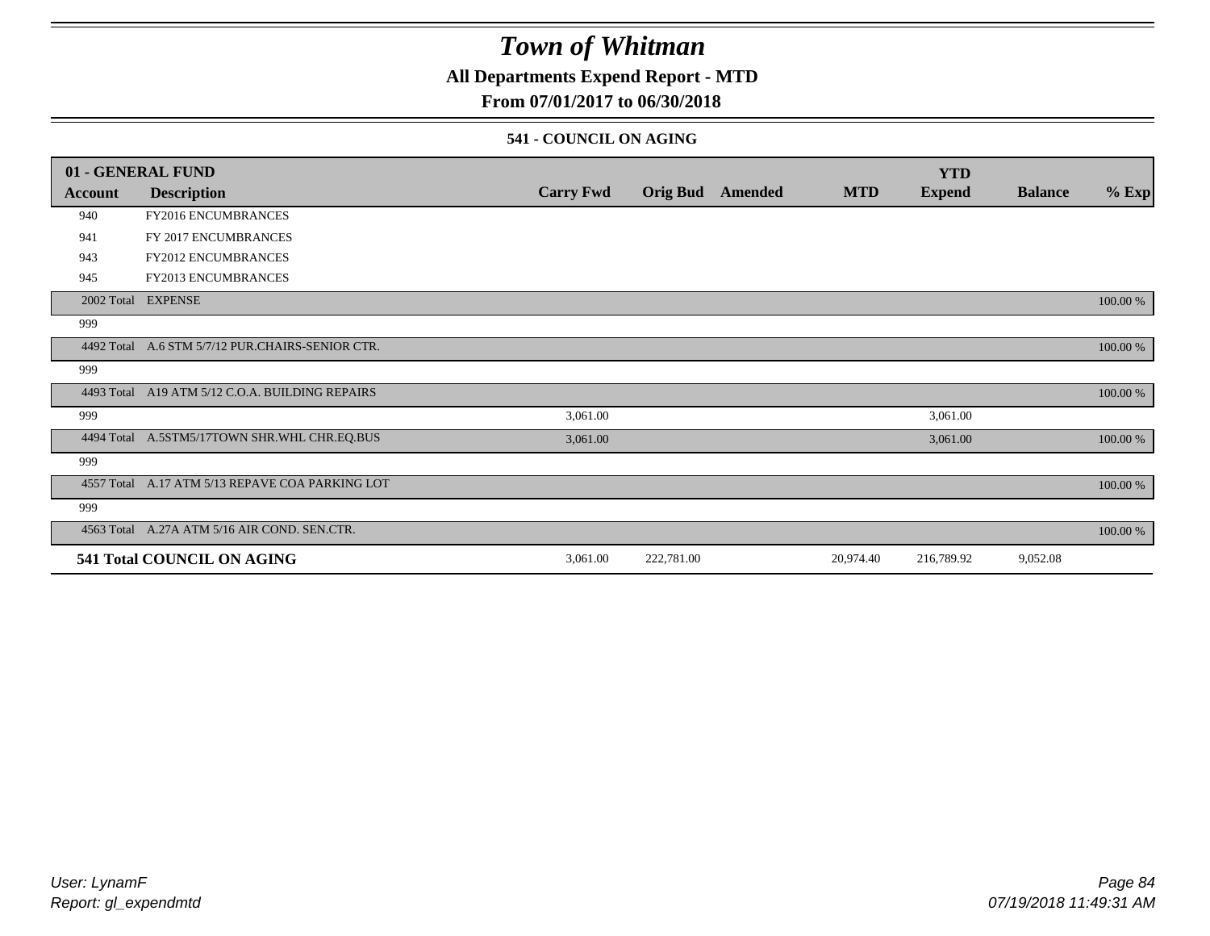# Town of Whitman

## All Departments Expend Report - MTD

## From 07/01/2017 to 06/30/2018

### 541 - COUNCIL ON AGING

| 01 - GENERAL FUND | | | | | | YTD | | |
|---|---|---|---|---|---|---|---|---|
| **Account** | **Description** | **Carry Fwd** | **Orig Bud** | **Amended** | **MTD** | **Expend** | **Balance** | **% Exp** |
| 940 | FY2016 ENCUMBRANCES | | | | | | | |
| 941 | FY 2017 ENCUMBRANCES | | | | | | | |
| 943 | FY2012 ENCUMBRANCES | | | | | | | |
| 945 | FY2013 ENCUMBRANCES | | | | | | | |
| 2002 Total | EXPENSE | | | | | | | 100.00 % |
| 999 | | | | | | | | |
| 4492 Total | A.6 STM 5/7/12 PUR.CHAIRS-SENIOR CTR. | | | | | | | 100.00 % |
| 999 | | | | | | | | |
| 4493 Total | A19 ATM 5/12 C.O.A. BUILDING REPAIRS | | | | | | | 100.00 % |
| 999 | | 3,061.00 | | | | 3,061.00 | | |
| 4494 Total | A.5STM5/17TOWN SHR.WHL CHR.EQ.BUS | 3,061.00 | | | | 3,061.00 | | 100.00 % |
| 999 | | | | | | | | |
| 4557 Total | A.17 ATM 5/13 REPAVE COA PARKING LOT | | | | | | | 100.00 % |
| 999 | | | | | | | | |
| 4563 Total | A.27A ATM 5/16 AIR COND. SEN.CTR. | | | | | | | 100.00 % |
| **541 Total COUNCIL ON AGING** | | 3,061.00 | 222,781.00 | | 20,974.40 | 216,789.92 | 9,052.08 | |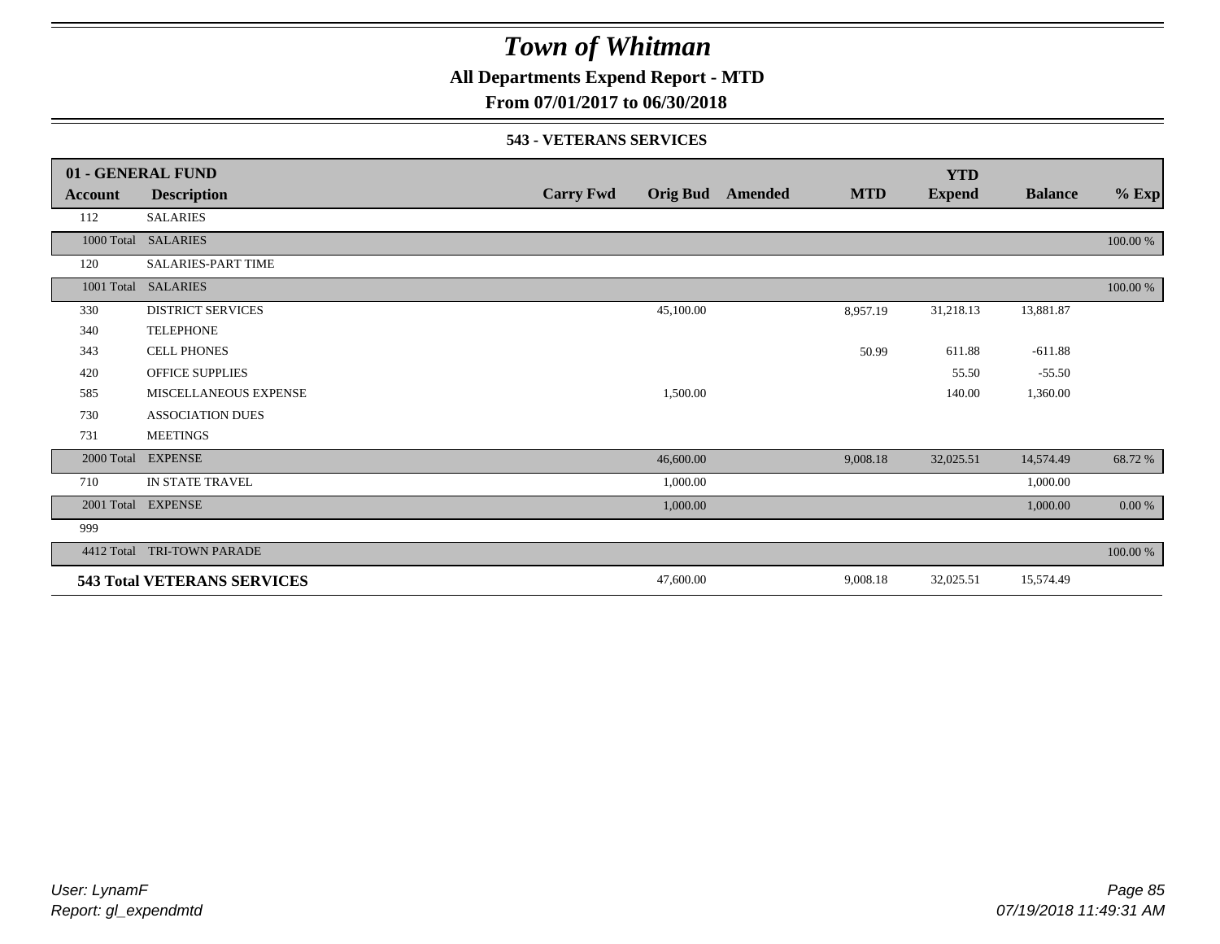# Town of Whitman

## All Departments Expend Report - MTD

### From 07/01/2017 to 06/30/2018

#### 543 - VETERANS SERVICES

| 01 - GENERAL FUND | | | | | | YTD | | |
|---|---|---|---|---|---|---|---|---|
| **Account** | **Description** | **Carry Fwd** | **Orig Bud** | **Amended** | **MTD** | **Expend** | **Balance** | **% Exp** |
| 112 | SALARIES | | | | | | | |
| 1000 Total | SALARIES | | | | | | | 100.00 % |
| 120 | SALARIES-PART TIME | | | | | | | |
| 1001 Total | SALARIES | | | | | | | 100.00 % |
| 330 | DISTRICT SERVICES | | 45,100.00 | | 8,957.19 | 31,218.13 | 13,881.87 | |
| 340 | TELEPHONE | | | | | | | |
| 343 | CELL PHONES | | | | 50.99 | 611.88 | -611.88 | |
| 420 | OFFICE SUPPLIES | | | | | 55.50 | -55.50 | |
| 585 | MISCELLANEOUS EXPENSE | | 1,500.00 | | | 140.00 | 1,360.00 | |
| 730 | ASSOCIATION DUES | | | | | | | |
| 731 | MEETINGS | | | | | | | |
| 2000 Total | EXPENSE | | 46,600.00 | | 9,008.18 | 32,025.51 | 14,574.49 | 68.72 % |
| 710 | IN STATE TRAVEL | | 1,000.00 | | | | 1,000.00 | |
| 2001 Total | EXPENSE | | 1,000.00 | | | | 1,000.00 | 0.00 % |
| 999 | | | | | | | | |
| 4412 Total | TRI-TOWN PARADE | | | | | | | 100.00 % |
| **543 Total VETERANS SERVICES** | | | 47,600.00 | | 9,008.18 | 32,025.51 | 15,574.49 | |

User: LynamF
Report: gl_expendmtd

07/19/2018 11:49:31 AM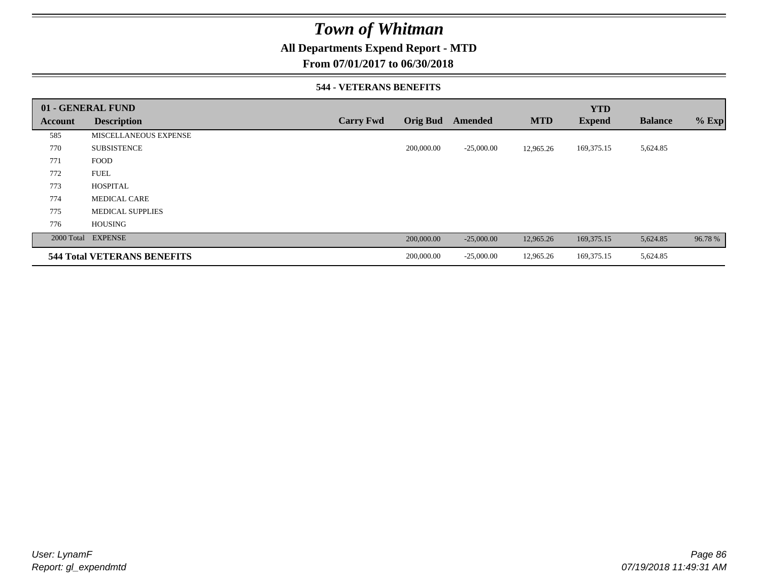# Town of Whitman

## All Departments Expend Report - MTD

### From 07/01/2017 to 06/30/2018

#### 544 - VETERANS BENEFITS

| 01 - GENERAL FUND | | | | | | YTD | | |
|---|---|---|---|---|---|---|---|---|
| **Account** | **Description** | **Carry Fwd** | **Orig Bud** | **Amended** | **MTD** | **Expend** | **Balance** | **% Exp** |
| 585 | MISCELLANEOUS EXPENSE | | | | | | | |
| 770 | SUBSISTENCE | | 200,000.00 | -25,000.00 | 12,965.26 | 169,375.15 | 5,624.85 | |
| 771 | FOOD | | | | | | | |
| 772 | FUEL | | | | | | | |
| 773 | HOSPITAL | | | | | | | |
| 774 | MEDICAL CARE | | | | | | | |
| 775 | MEDICAL SUPPLIES | | | | | | | |
| 776 | HOUSING | | | | | | | |
| 2000 Total | EXPENSE | | 200,000.00 | -25,000.00 | 12,965.26 | 169,375.15 | 5,624.85 | 96.78 % |
| **544 Total VETERANS BENEFITS** | | | 200,000.00 | -25,000.00 | 12,965.26 | 169,375.15 | 5,624.85 | |

*User: LynamF*
*Report: gl_expendmtd*

*07/19/2018 11:49:31 AM*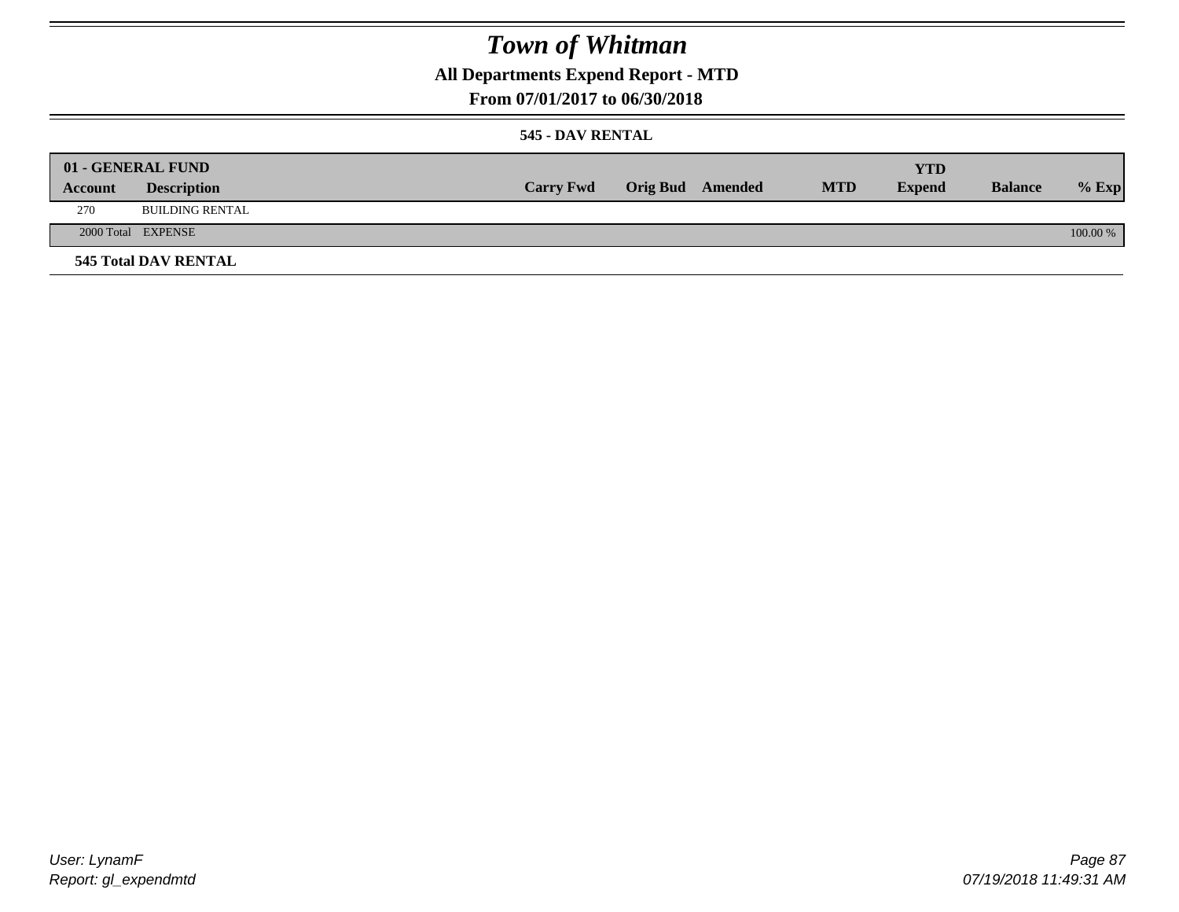# Town of Whitman

## All Departments Expend Report - MTD

## From 07/01/2017 to 06/30/2018

### 545 - DAV RENTAL

| 01 - GENERAL FUND | | | | | | YTD | | |
|---|---|---|---|---|---|---|---|---|
| **Account** | **Description** | **Carry Fwd** | **Orig Bud** | **Amended** | **MTD** | **Expend** | **Balance** | **% Exp** |
| 270 | BUILDING RENTAL | | | | | | | |
| 2000 Total | EXPENSE | | | | | | | 100.00 % |

**545 Total DAV RENTAL**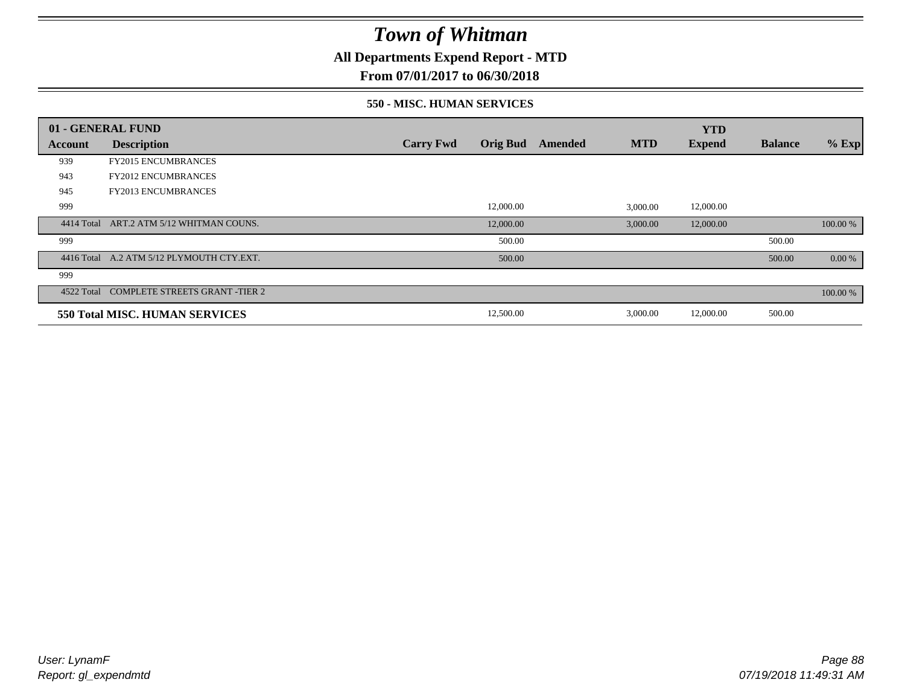# Town of Whitman

**All Departments Expend Report - MTD**

**From 07/01/2017 to 06/30/2018**

**550 - MISC. HUMAN SERVICES**

| 01 - GENERAL FUND | | | | | | YTD | | |
|---|---|---|---|---|---|---|---|---|
| **Account** | **Description** | **Carry Fwd** | **Orig Bud** | **Amended** | **MTD** | **Expend** | **Balance** | **% Exp** |
| 939 | FY2015 ENCUMBRANCES | | | | | | | |
| 943 | FY2012 ENCUMBRANCES | | | | | | | |
| 945 | FY2013 ENCUMBRANCES | | | | | | | |
| 999 | | | 12,000.00 | | 3,000.00 | 12,000.00 | | |
| 4414 Total | ART.2 ATM 5/12 WHITMAN COUNS. | | 12,000.00 | | 3,000.00 | 12,000.00 | | 100.00 % |
| 999 | | | 500.00 | | | | 500.00 | |
| 4416 Total | A.2 ATM 5/12 PLYMOUTH CTY.EXT. | | 500.00 | | | | 500.00 | 0.00 % |
| 999 | | | | | | | | |
| 4522 Total | COMPLETE STREETS GRANT -TIER 2 | | | | | | | 100.00 % |
| **550 Total MISC. HUMAN SERVICES** | | | 12,500.00 | | 3,000.00 | 12,000.00 | 500.00 | |

*User: LynamF*
*Report: gl_expendmtd*

*07/19/2018 11:49:31 AM*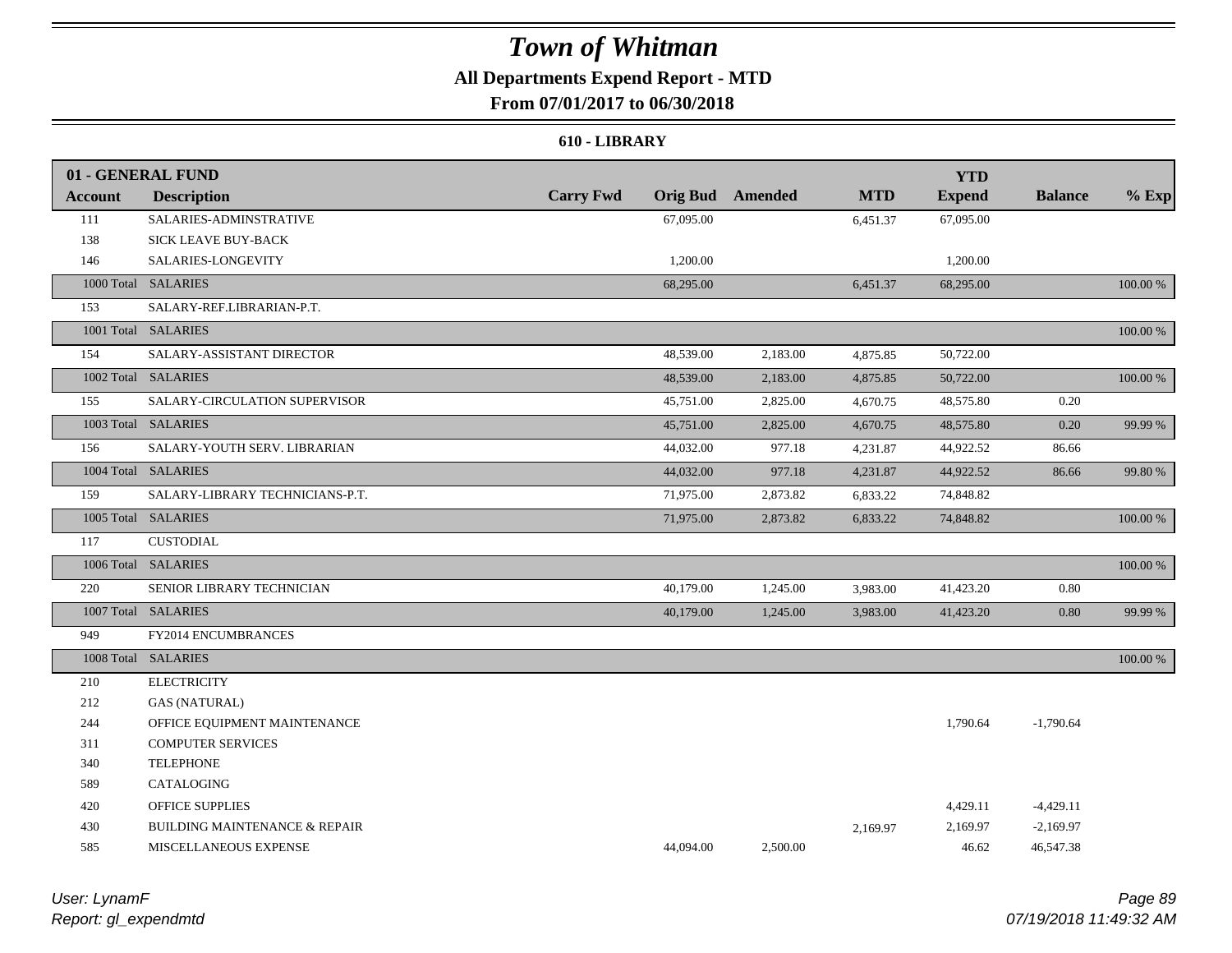# Town of Whitman

## All Departments Expend Report - MTD

### From 07/01/2017 to 06/30/2018

#### 610 - LIBRARY

| 01 - GENERAL FUND | | | | | | YTD | | |
|---|---|---|---|---|---|---|---|---|
| **Account** | **Description** | **Carry Fwd** | **Orig Bud** | **Amended** | **MTD** | **Expend** | **Balance** | **% Exp** |
| 111 | SALARIES-ADMINSTRATIVE | | 67,095.00 | | 6,451.37 | 67,095.00 | | |
| 138 | SICK LEAVE BUY-BACK | | | | | | | |
| 146 | SALARIES-LONGEVITY | | 1,200.00 | | | 1,200.00 | | |
| 1000 Total | SALARIES | | 68,295.00 | | 6,451.37 | 68,295.00 | | 100.00 % |
| 153 | SALARY-REF.LIBRARIAN-P.T. | | | | | | | |
| 1001 Total | SALARIES | | | | | | | 100.00 % |
| 154 | SALARY-ASSISTANT DIRECTOR | | 48,539.00 | 2,183.00 | 4,875.85 | 50,722.00 | | |
| 1002 Total | SALARIES | | 48,539.00 | 2,183.00 | 4,875.85 | 50,722.00 | | 100.00 % |
| 155 | SALARY-CIRCULATION SUPERVISOR | | 45,751.00 | 2,825.00 | 4,670.75 | 48,575.80 | 0.20 | |
| 1003 Total | SALARIES | | 45,751.00 | 2,825.00 | 4,670.75 | 48,575.80 | 0.20 | 99.99 % |
| 156 | SALARY-YOUTH SERV. LIBRARIAN | | 44,032.00 | 977.18 | 4,231.87 | 44,922.52 | 86.66 | |
| 1004 Total | SALARIES | | 44,032.00 | 977.18 | 4,231.87 | 44,922.52 | 86.66 | 99.80 % |
| 159 | SALARY-LIBRARY TECHNICIANS-P.T. | | 71,975.00 | 2,873.82 | 6,833.22 | 74,848.82 | | |
| 1005 Total | SALARIES | | 71,975.00 | 2,873.82 | 6,833.22 | 74,848.82 | | 100.00 % |
| 117 | CUSTODIAL | | | | | | | |
| 1006 Total | SALARIES | | | | | | | 100.00 % |
| 220 | SENIOR LIBRARY TECHNICIAN | | 40,179.00 | 1,245.00 | 3,983.00 | 41,423.20 | 0.80 | |
| 1007 Total | SALARIES | | 40,179.00 | 1,245.00 | 3,983.00 | 41,423.20 | 0.80 | 99.99 % |
| 949 | FY2014 ENCUMBRANCES | | | | | | | |
| 1008 Total | SALARIES | | | | | | | 100.00 % |
| 210 | ELECTRICITY | | | | | | | |
| 212 | GAS (NATURAL) | | | | | | | |
| 244 | OFFICE EQUIPMENT MAINTENANCE | | | | | 1,790.64 | -1,790.64 | |
| 311 | COMPUTER SERVICES | | | | | | | |
| 340 | TELEPHONE | | | | | | | |
| 589 | CATALOGING | | | | | | | |
| 420 | OFFICE SUPPLIES | | | | | 4,429.11 | -4,429.11 | |
| 430 | BUILDING MAINTENANCE & REPAIR | | | | 2,169.97 | 2,169.97 | -2,169.97 | |
| 585 | MISCELLANEOUS EXPENSE | | 44,094.00 | 2,500.00 | | 46.62 | 46,547.38 | |

User: LynamF
Report: gl_expendmtd

07/19/2018 11:49:32 AM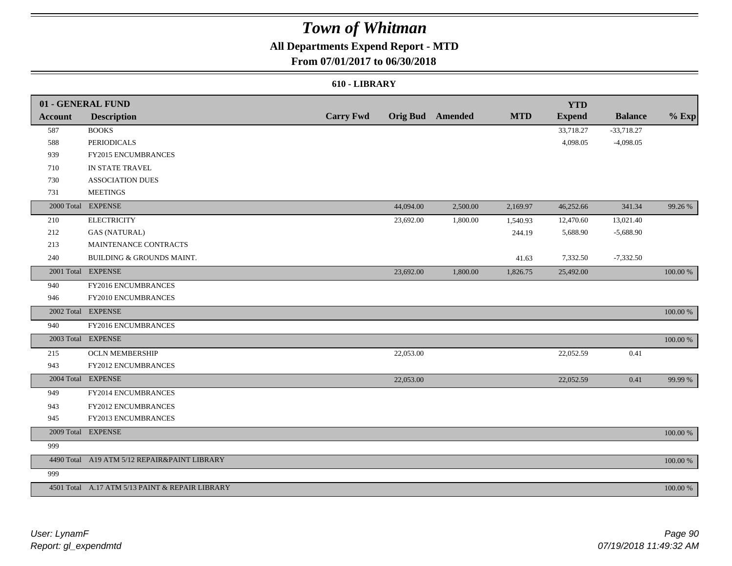# Town of Whitman

## All Departments Expend Report - MTD

### From 07/01/2017 to 06/30/2018

#### 610 - LIBRARY

| 01 - GENERAL FUND | | | | | | YTD | | |
|---|---|---|---|---|---|---|---|---|
| **Account** | **Description** | **Carry Fwd** | **Orig Bud** | **Amended** | **MTD** | **Expend** | **Balance** | **% Exp** |
| 587 | BOOKS | | | | | 33,718.27 | -33,718.27 | |
| 588 | PERIODICALS | | | | | 4,098.05 | -4,098.05 | |
| 939 | FY2015 ENCUMBRANCES | | | | | | | |
| 710 | IN STATE TRAVEL | | | | | | | |
| 730 | ASSOCIATION DUES | | | | | | | |
| 731 | MEETINGS | | | | | | | |
| 2000 Total | EXPENSE | | 44,094.00 | 2,500.00 | 2,169.97 | 46,252.66 | 341.34 | 99.26 % |
| 210 | ELECTRICITY | | 23,692.00 | 1,800.00 | 1,540.93 | 12,470.60 | 13,021.40 | |
| 212 | GAS (NATURAL) | | | | 244.19 | 5,688.90 | -5,688.90 | |
| 213 | MAINTENANCE CONTRACTS | | | | | | | |
| 240 | BUILDING & GROUNDS MAINT. | | | | 41.63 | 7,332.50 | -7,332.50 | |
| 2001 Total | EXPENSE | | 23,692.00 | 1,800.00 | 1,826.75 | 25,492.00 | | 100.00 % |
| 940 | FY2016 ENCUMBRANCES | | | | | | | |
| 946 | FY2010 ENCUMBRANCES | | | | | | | |
| 2002 Total | EXPENSE | | | | | | | 100.00 % |
| 940 | FY2016 ENCUMBRANCES | | | | | | | |
| 2003 Total | EXPENSE | | | | | | | 100.00 % |
| 215 | OCLN MEMBERSHIP | | 22,053.00 | | | 22,052.59 | 0.41 | |
| 943 | FY2012 ENCUMBRANCES | | | | | | | |
| 2004 Total | EXPENSE | | 22,053.00 | | | 22,052.59 | 0.41 | 99.99 % |
| 949 | FY2014 ENCUMBRANCES | | | | | | | |
| 943 | FY2012 ENCUMBRANCES | | | | | | | |
| 945 | FY2013 ENCUMBRANCES | | | | | | | |
| 2009 Total | EXPENSE | | | | | | | 100.00 % |
| 999 | | | | | | | | |
| 4490 Total | A19 ATM 5/12 REPAIR&PAINT LIBRARY | | | | | | | 100.00 % |
| 999 | | | | | | | | |
| 4501 Total | A.17 ATM 5/13 PAINT & REPAIR LIBRARY | | | | | | | 100.00 % |

User: LynamF
Report: gl_expendmtd

07/19/2018 11:49:32 AM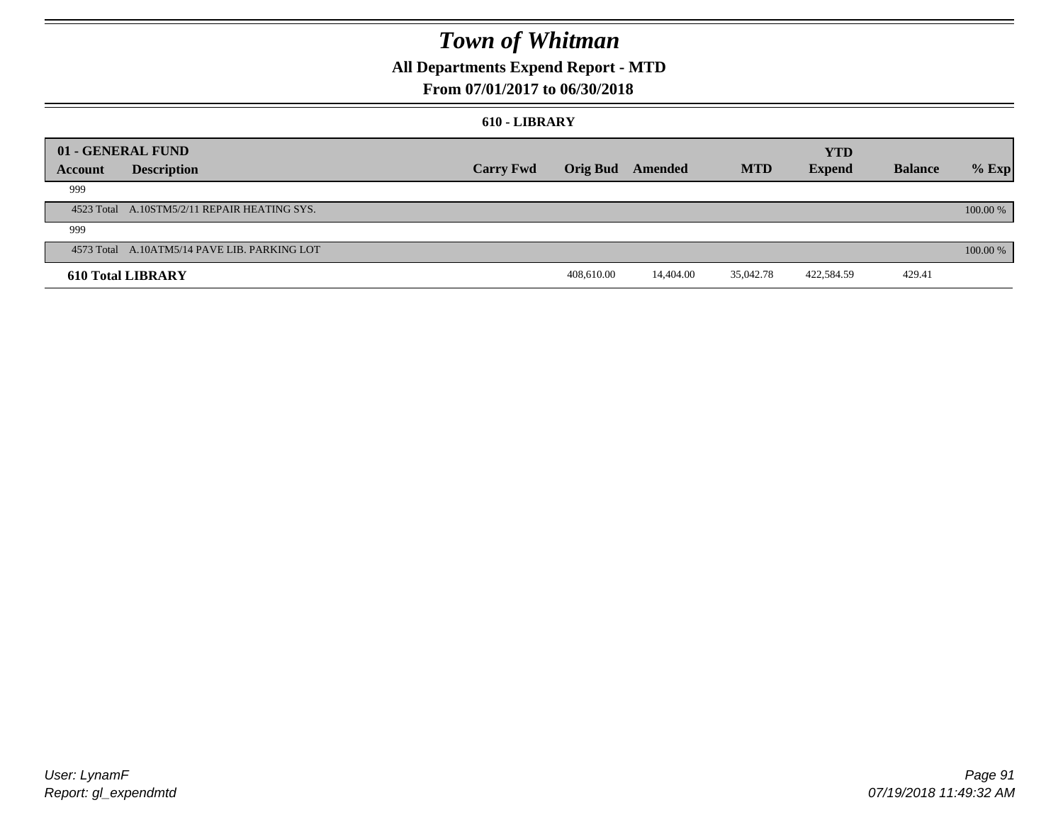# Town of Whitman

## All Departments Expend Report - MTD

### From 07/01/2017 to 06/30/2018

#### 610 - LIBRARY

| 01 - GENERAL FUND | | | | | | YTD | | |
|---|---|---|---|---|---|---|---|---|
| Account | Description | Carry Fwd | Orig Bud | Amended | MTD | Expend | Balance | % Exp |
| 999 | | | | | | | | |
| 4523 Total | A.10STM5/2/11 REPAIR HEATING SYS. | | | | | | | 100.00 % |
| 999 | | | | | | | | |
| 4573 Total | A.10ATM5/14 PAVE LIB. PARKING LOT | | | | | | | 100.00 % |
| **610 Total LIBRARY** | | | 408,610.00 | 14,404.00 | 35,042.78 | 422,584.59 | 429.41 | |

*User: LynamF*
*Report: gl_expendmtd*
*07/19/2018 11:49:32 AM*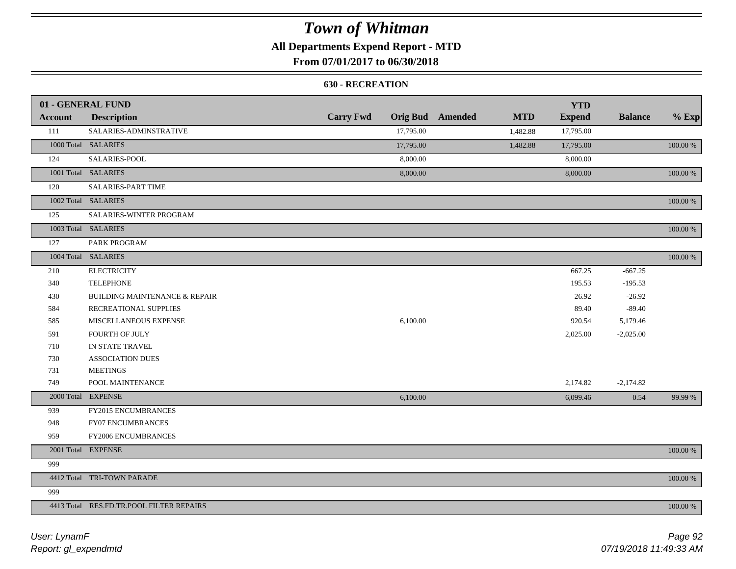# Town of Whitman

**All Departments Expend Report - MTD**

**From 07/01/2017 to 06/30/2018**

**630 - RECREATION**

| 01 - GENERAL FUND | | | | | | YTD | | |
|---|---|---|---|---|---|---|---|---|
| **Account** | **Description** | **Carry Fwd** | **Orig Bud** | **Amended** | **MTD** | **Expend** | **Balance** | **% Exp** |
| 111 | SALARIES-ADMINSTRATIVE | | 17,795.00 | | 1,482.88 | 17,795.00 | | |
| 1000 Total | SALARIES | | 17,795.00 | | 1,482.88 | 17,795.00 | | 100.00 % |
| 124 | SALARIES-POOL | | 8,000.00 | | | 8,000.00 | | |
| 1001 Total | SALARIES | | 8,000.00 | | | 8,000.00 | | 100.00 % |
| 120 | SALARIES-PART TIME | | | | | | | |
| 1002 Total | SALARIES | | | | | | | 100.00 % |
| 125 | SALARIES-WINTER PROGRAM | | | | | | | |
| 1003 Total | SALARIES | | | | | | | 100.00 % |
| 127 | PARK PROGRAM | | | | | | | |
| 1004 Total | SALARIES | | | | | | | 100.00 % |
| 210 | ELECTRICITY | | | | | 667.25 | -667.25 | |
| 340 | TELEPHONE | | | | | 195.53 | -195.53 | |
| 430 | BUILDING MAINTENANCE & REPAIR | | | | | 26.92 | -26.92 | |
| 584 | RECREATIONAL SUPPLIES | | | | | 89.40 | -89.40 | |
| 585 | MISCELLANEOUS EXPENSE | | 6,100.00 | | | 920.54 | 5,179.46 | |
| 591 | FOURTH OF JULY | | | | | 2,025.00 | -2,025.00 | |
| 710 | IN STATE TRAVEL | | | | | | | |
| 730 | ASSOCIATION DUES | | | | | | | |
| 731 | MEETINGS | | | | | | | |
| 749 | POOL MAINTENANCE | | | | | 2,174.82 | -2,174.82 | |
| 2000 Total | EXPENSE | | 6,100.00 | | | 6,099.46 | 0.54 | 99.99 % |
| 939 | FY2015 ENCUMBRANCES | | | | | | | |
| 948 | FY07 ENCUMBRANCES | | | | | | | |
| 959 | FY2006 ENCUMBRANCES | | | | | | | |
| 2001 Total | EXPENSE | | | | | | | 100.00 % |
| 999 | | | | | | | | |
| 4412 Total | TRI-TOWN PARADE | | | | | | | 100.00 % |
| 999 | | | | | | | | |
| 4413 Total | RES.FD.TR.POOL FILTER REPAIRS | | | | | | | 100.00 % |

*User: LynamF*
*Report: gl_expendmtd*

*07/19/2018 11:49:33 AM*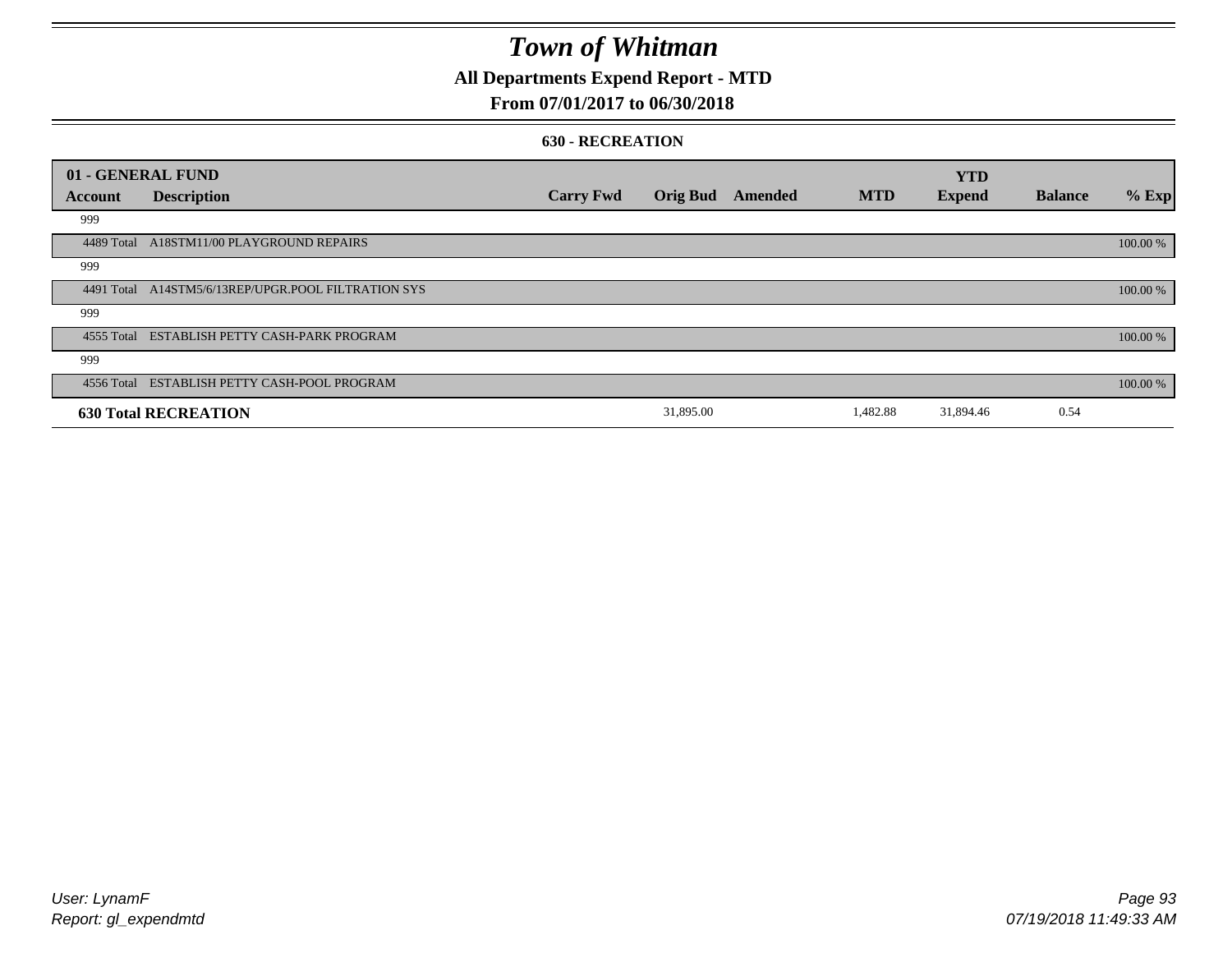# Town of Whitman

## All Departments Expend Report - MTD

## From 07/01/2017 to 06/30/2018

### 630 - RECREATION

| 01 - GENERAL FUND | | | | | | YTD | | |
|---|---|---|---|---|---|---|---|---|
| Account | Description | Carry Fwd | Orig Bud | Amended | MTD | Expend | Balance | % Exp |
| 999 | | | | | | | | |
| 4489 Total | A18STM11/00 PLAYGROUND REPAIRS | | | | | | | 100.00 % |
| 999 | | | | | | | | |
| 4491 Total | A14STM5/6/13REP/UPGR.POOL FILTRATION SYS | | | | | | | 100.00 % |
| 999 | | | | | | | | |
| 4555 Total | ESTABLISH PETTY CASH-PARK PROGRAM | | | | | | | 100.00 % |
| 999 | | | | | | | | |
| 4556 Total | ESTABLISH PETTY CASH-POOL PROGRAM | | | | | | | 100.00 % |
| **630 Total RECREATION** | | | 31,895.00 | | 1,482.88 | 31,894.46 | 0.54 | |

User: LynamF
Report: gl_expendmtd

07/19/2018 11:49:33 AM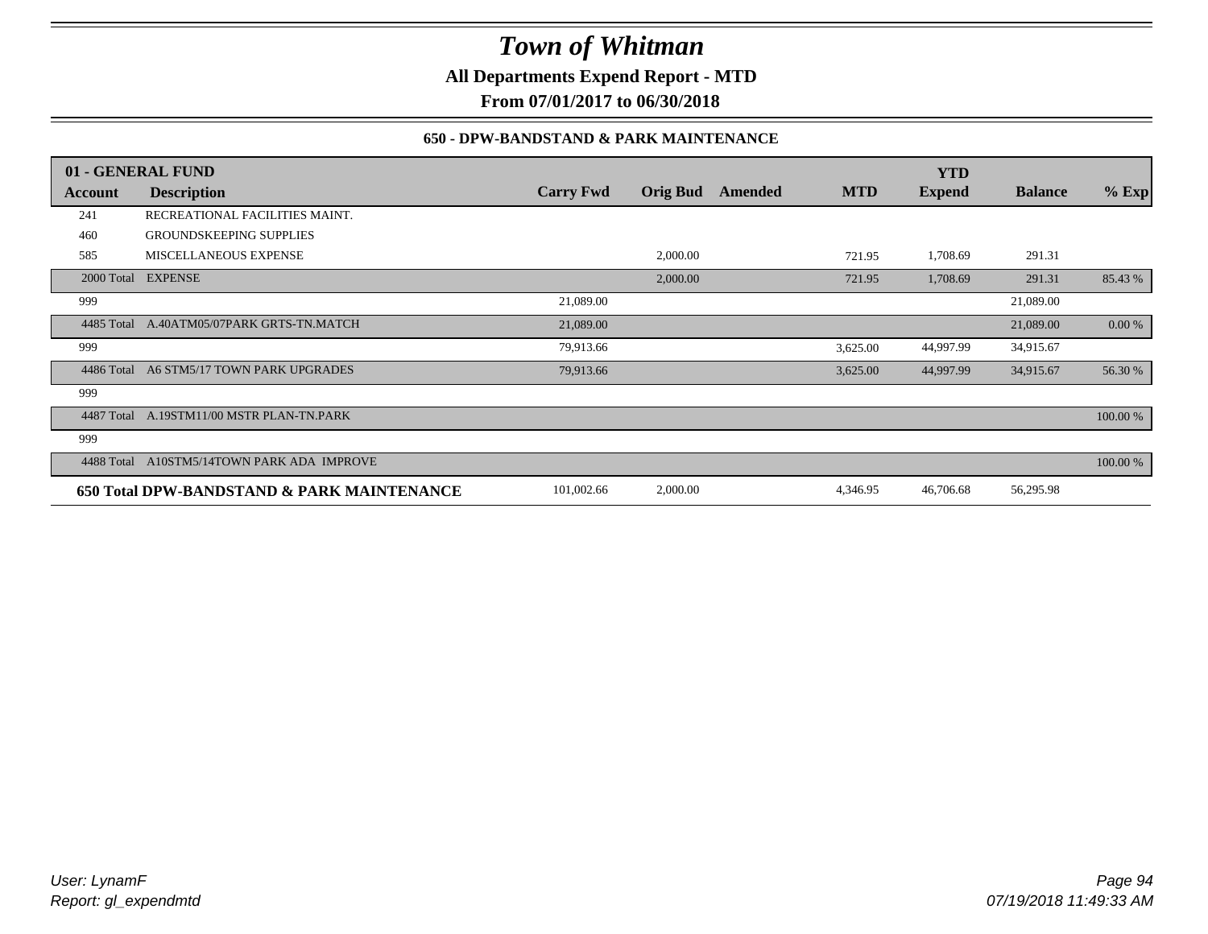# Town of Whitman

**All Departments Expend Report - MTD**

**From 07/01/2017 to 06/30/2018**

**650 - DPW-BANDSTAND & PARK MAINTENANCE**

| Account | Description | Carry Fwd | Orig Bud | Amended | MTD | YTD Expend | Balance | % Exp |
|---|---|---|---|---|---|---|---|---|
| **01 - GENERAL FUND** | | | | | | | | |
| 241 | RECREATIONAL FACILITIES MAINT. | | | | | | | |
| 460 | GROUNDSKEEPING SUPPLIES | | | | | | | |
| 585 | MISCELLANEOUS EXPENSE | | 2,000.00 | | 721.95 | 1,708.69 | 291.31 | |
| 2000 Total | EXPENSE | | 2,000.00 | | 721.95 | 1,708.69 | 291.31 | 85.43 % |
| 999 | | 21,089.00 | | | | | 21,089.00 | |
| 4485 Total | A.40ATM05/07PARK GRTS-TN.MATCH | 21,089.00 | | | | | 21,089.00 | 0.00 % |
| 999 | | 79,913.66 | | | 3,625.00 | 44,997.99 | 34,915.67 | |
| 4486 Total | A6 STM5/17 TOWN PARK UPGRADES | 79,913.66 | | | 3,625.00 | 44,997.99 | 34,915.67 | 56.30 % |
| 999 | | | | | | | | |
| 4487 Total | A.19STM11/00 MSTR PLAN-TN.PARK | | | | | | | 100.00 % |
| 999 | | | | | | | | |
| 4488 Total | A10STM5/14TOWN PARK ADA IMPROVE | | | | | | | 100.00 % |
| **650 Total DPW-BANDSTAND & PARK MAINTENANCE** | | 101,002.66 | 2,000.00 | | 4,346.95 | 46,706.68 | 56,295.98 | |

*User: LynamF*
*Report: gl_expendmtd*
*07/19/2018 11:49:33 AM*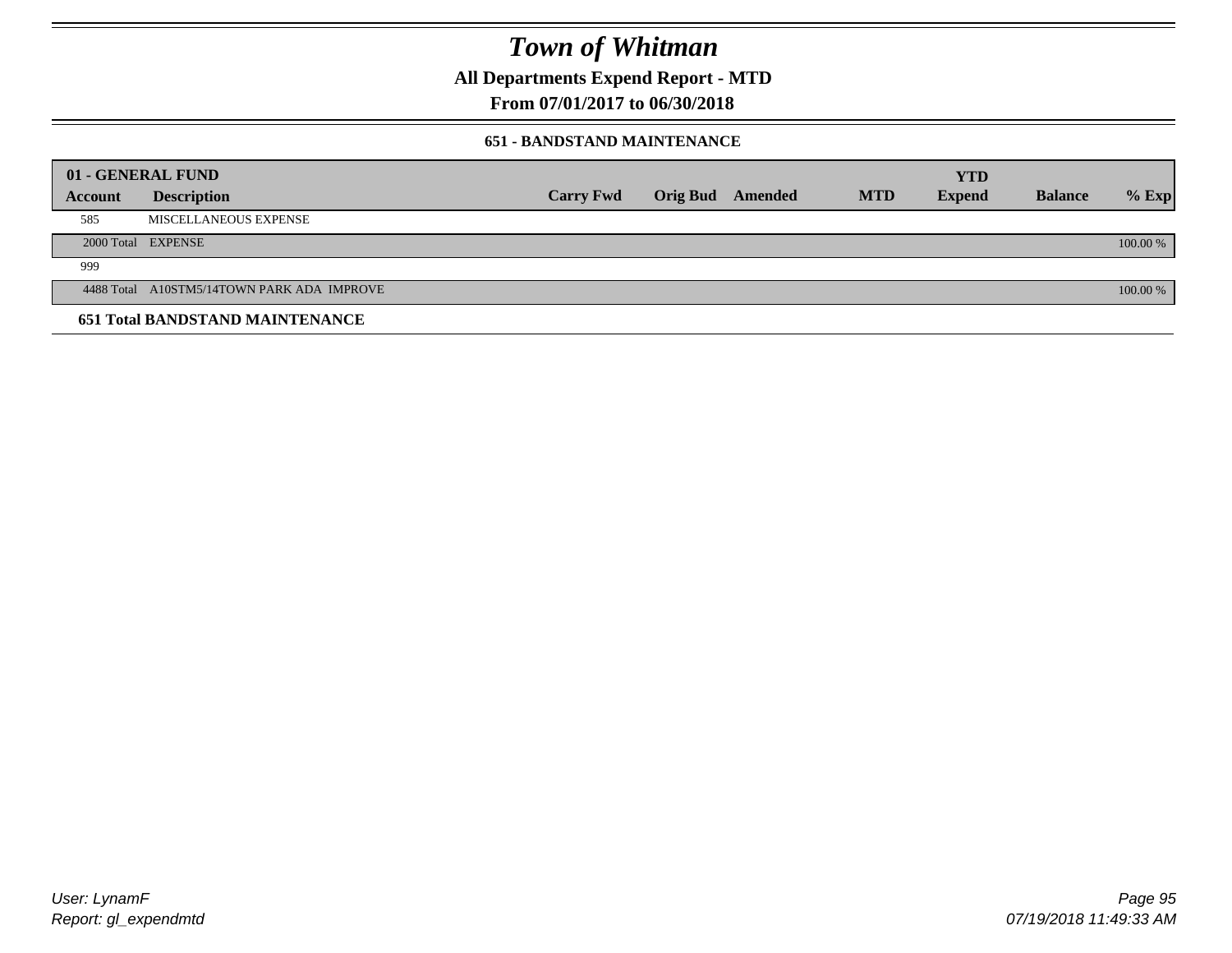# Town of Whitman

**All Departments Expend Report - MTD**

**From 07/01/2017 to 06/30/2018**

### 651 - BANDSTAND MAINTENANCE

| 01 - GENERAL FUND | | | | | | | | |
|---|---|---|---|---|---|---|---|---|
| **Account** | **Description** | **Carry Fwd** | **Orig Bud** | **Amended** | **MTD** | **YTD Expend** | **Balance** | **% Exp** |
| 585 | MISCELLANEOUS EXPENSE | | | | | | | |
| 2000 Total | EXPENSE | | | | | | | 100.00 % |
| 999 | | | | | | | | |
| 4488 Total | A10STM5/14TOWN PARK ADA IMPROVE | | | | | | | 100.00 % |
| **651 Total BANDSTAND MAINTENANCE** | | | | | | | | |

*User: LynamF*

*Report: gl_expendmtd*

*07/19/2018 11:49:33 AM*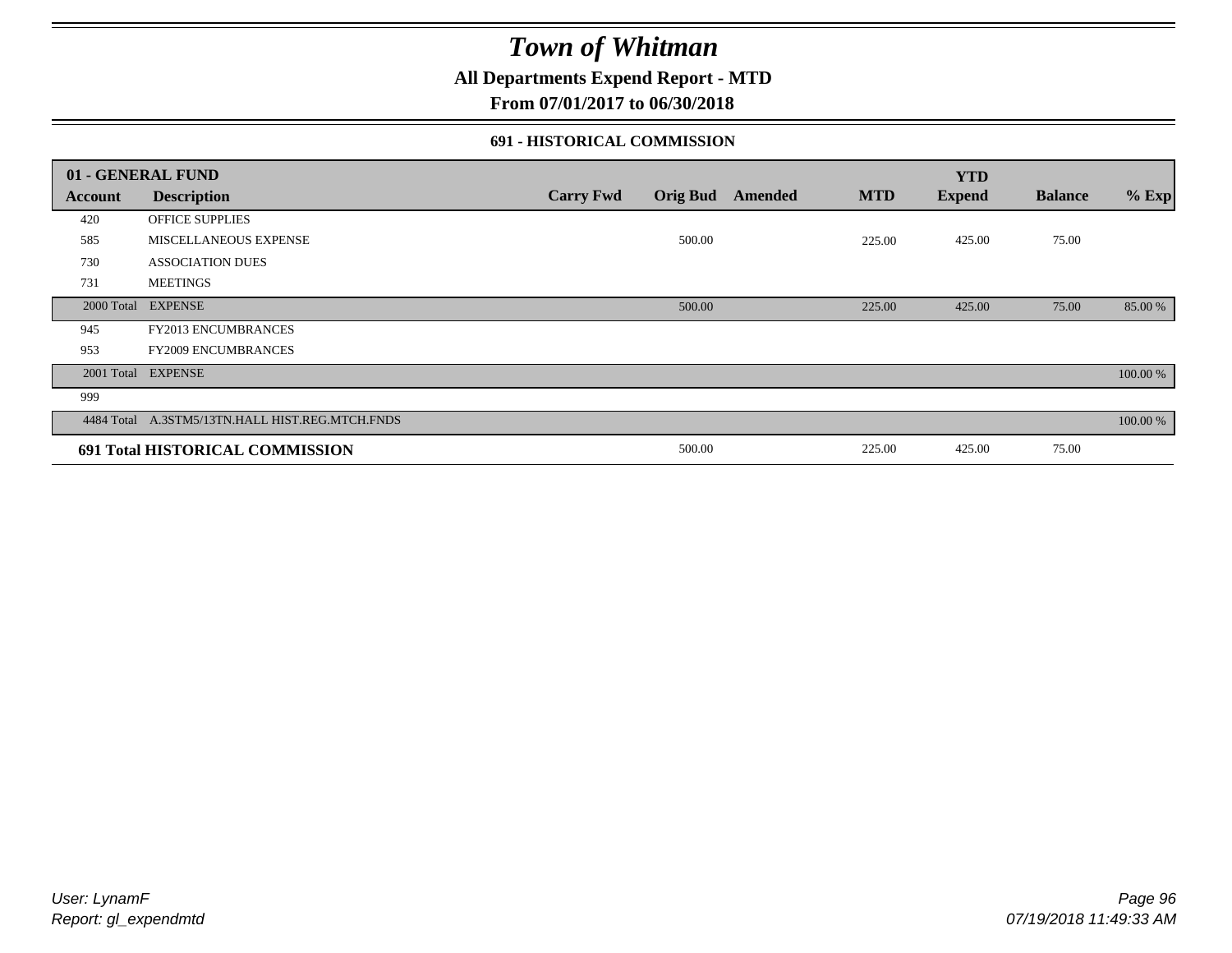# Town of Whitman

**All Departments Expend Report - MTD**

**From 07/01/2017 to 06/30/2018**

### 691 - HISTORICAL COMMISSION

| 01 - GENERAL FUND | | | | | | YTD | | |
|---|---|---|---|---|---|---|---|---|
| **Account** | **Description** | **Carry Fwd** | **Orig Bud** | **Amended** | **MTD** | **Expend** | **Balance** | **% Exp** |
| 420 | OFFICE SUPPLIES | | | | | | | |
| 585 | MISCELLANEOUS EXPENSE | | 500.00 | | 225.00 | 425.00 | 75.00 | |
| 730 | ASSOCIATION DUES | | | | | | | |
| 731 | MEETINGS | | | | | | | |
| 2000 Total | EXPENSE | | 500.00 | | 225.00 | 425.00 | 75.00 | 85.00 % |
| 945 | FY2013 ENCUMBRANCES | | | | | | | |
| 953 | FY2009 ENCUMBRANCES | | | | | | | |
| 2001 Total | EXPENSE | | | | | | | 100.00 % |
| 999 | | | | | | | | |
| 4484 Total | A.3STM5/13TN.HALL HIST.REG.MTCH.FNDS | | | | | | | 100.00 % |
| **691 Total HISTORICAL COMMISSION** | | | 500.00 | | 225.00 | 425.00 | 75.00 | |

User: LynamF
Report: gl_expendmtd

07/19/2018 11:49:33 AM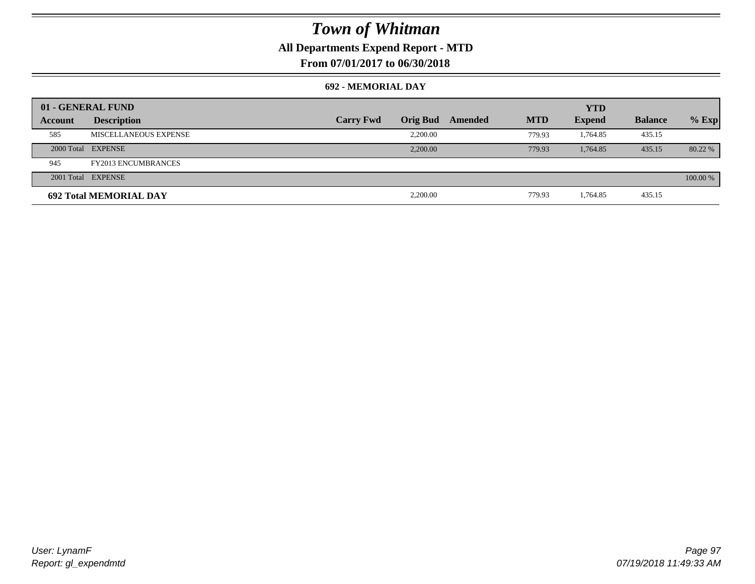# Town of Whitman

## All Departments Expend Report - MTD

### From 07/01/2017 to 06/30/2018

#### 692 - MEMORIAL DAY

| 01 - GENERAL FUND | | | | | | YTD | | |
|---|---|---|---|---|---|---|---|---|
| Account | Description | Carry Fwd | Orig Bud | Amended | MTD | Expend | Balance | % Exp |
| 585 | MISCELLANEOUS EXPENSE | | 2,200.00 | | 779.93 | 1,764.85 | 435.15 | |
| 2000 Total | EXPENSE | | 2,200.00 | | 779.93 | 1,764.85 | 435.15 | 80.22 % |
| 945 | FY2013 ENCUMBRANCES | | | | | | | |
| 2001 Total | EXPENSE | | | | | | | 100.00 % |
| **692 Total MEMORIAL DAY** | | | 2,200.00 | | 779.93 | 1,764.85 | 435.15 | |

User: LynamF
Report: gl_expendmtd

07/19/2018 11:49:33 AM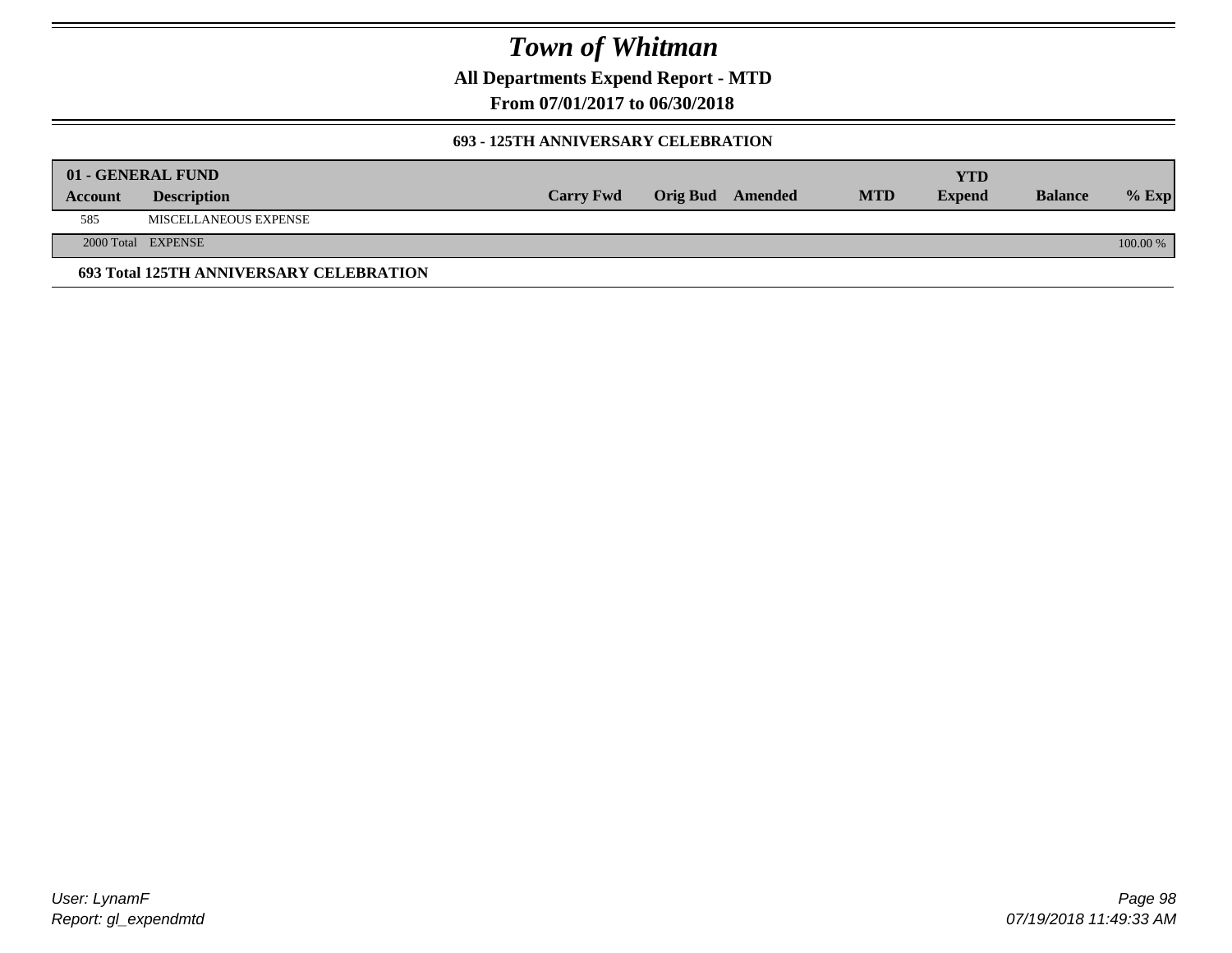# Town of Whitman

**All Departments Expend Report - MTD**

**From 07/01/2017 to 06/30/2018**

**693 - 125TH ANNIVERSARY CELEBRATION**

| 01 - GENERAL FUND | | | | | | YTD | | |
|---|---|---|---|---|---|---|---|---|
| **Account** | **Description** | **Carry Fwd** | **Orig Bud** | **Amended** | **MTD** | **Expend** | **Balance** | **% Exp** |
| 585 | MISCELLANEOUS EXPENSE | | | | | | | |
| 2000 Total | EXPENSE | | | | | | | 100.00 % |

**693 Total 125TH ANNIVERSARY CELEBRATION**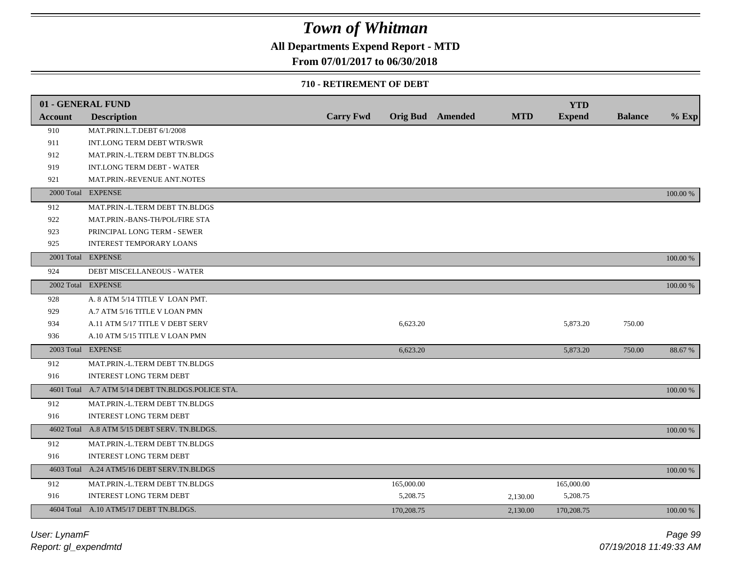# Town of Whitman

## All Departments Expend Report - MTD

## From 07/01/2017 to 06/30/2018

### 710 - RETIREMENT OF DEBT

| 01 - GENERAL FUND | | | | | | | | |
|---|---|---|---|---|---|---|---|---|
| **Account** | **Description** | **Carry Fwd** | **Orig Bud** | **Amended** | **MTD** | **YTD Expend** | **Balance** | **% Exp** |
| 910 | MAT.PRIN.L.T.DEBT 6/1/2008 | | | | | | | |
| 911 | INT.LONG TERM DEBT WTR/SWR | | | | | | | |
| 912 | MAT.PRIN.-L.TERM DEBT TN.BLDGS | | | | | | | |
| 919 | INT.LONG TERM DEBT - WATER | | | | | | | |
| 921 | MAT.PRIN.-REVENUE ANT.NOTES | | | | | | | |
| 2000 Total | EXPENSE | | | | | | | 100.00 % |
| 912 | MAT.PRIN.-L.TERM DEBT TN.BLDGS | | | | | | | |
| 922 | MAT.PRIN.-BANS-TH/POL/FIRE STA | | | | | | | |
| 923 | PRINCIPAL LONG TERM - SEWER | | | | | | | |
| 925 | INTEREST TEMPORARY LOANS | | | | | | | |
| 2001 Total | EXPENSE | | | | | | | 100.00 % |
| 924 | DEBT MISCELLANEOUS - WATER | | | | | | | |
| 2002 Total | EXPENSE | | | | | | | 100.00 % |
| 928 | A. 8 ATM 5/14 TITLE V LOAN PMT. | | | | | | | |
| 929 | A.7 ATM 5/16 TITLE V LOAN PMN | | | | | | | |
| 934 | A.11 ATM 5/17 TITLE V DEBT SERV | | 6,623.20 | | | 5,873.20 | 750.00 | |
| 936 | A.10 ATM 5/15 TITLE V LOAN PMN | | | | | | | |
| 2003 Total | EXPENSE | | 6,623.20 | | | 5,873.20 | 750.00 | 88.67 % |
| 912 | MAT.PRIN.-L.TERM DEBT TN.BLDGS | | | | | | | |
| 916 | INTEREST LONG TERM DEBT | | | | | | | |
| 4601 Total | A.7 ATM 5/14 DEBT TN.BLDGS.POLICE STA. | | | | | | | 100.00 % |
| 912 | MAT.PRIN.-L.TERM DEBT TN.BLDGS | | | | | | | |
| 916 | INTEREST LONG TERM DEBT | | | | | | | |
| 4602 Total | A.8 ATM 5/15 DEBT SERV. TN.BLDGS. | | | | | | | 100.00 % |
| 912 | MAT.PRIN.-L.TERM DEBT TN.BLDGS | | | | | | | |
| 916 | INTEREST LONG TERM DEBT | | | | | | | |
| 4603 Total | A.24 ATM5/16 DEBT SERV.TN.BLDGS | | | | | | | 100.00 % |
| 912 | MAT.PRIN.-L.TERM DEBT TN.BLDGS | | 165,000.00 | | | 165,000.00 | | |
| 916 | INTEREST LONG TERM DEBT | | 5,208.75 | | 2,130.00 | 5,208.75 | | |
| 4604 Total | A.10 ATM5/17 DEBT TN.BLDGS. | | 170,208.75 | | 2,130.00 | 170,208.75 | | 100.00 % |

User: LynamF
Report: gl_expendmtd

07/19/2018 11:49:33 AM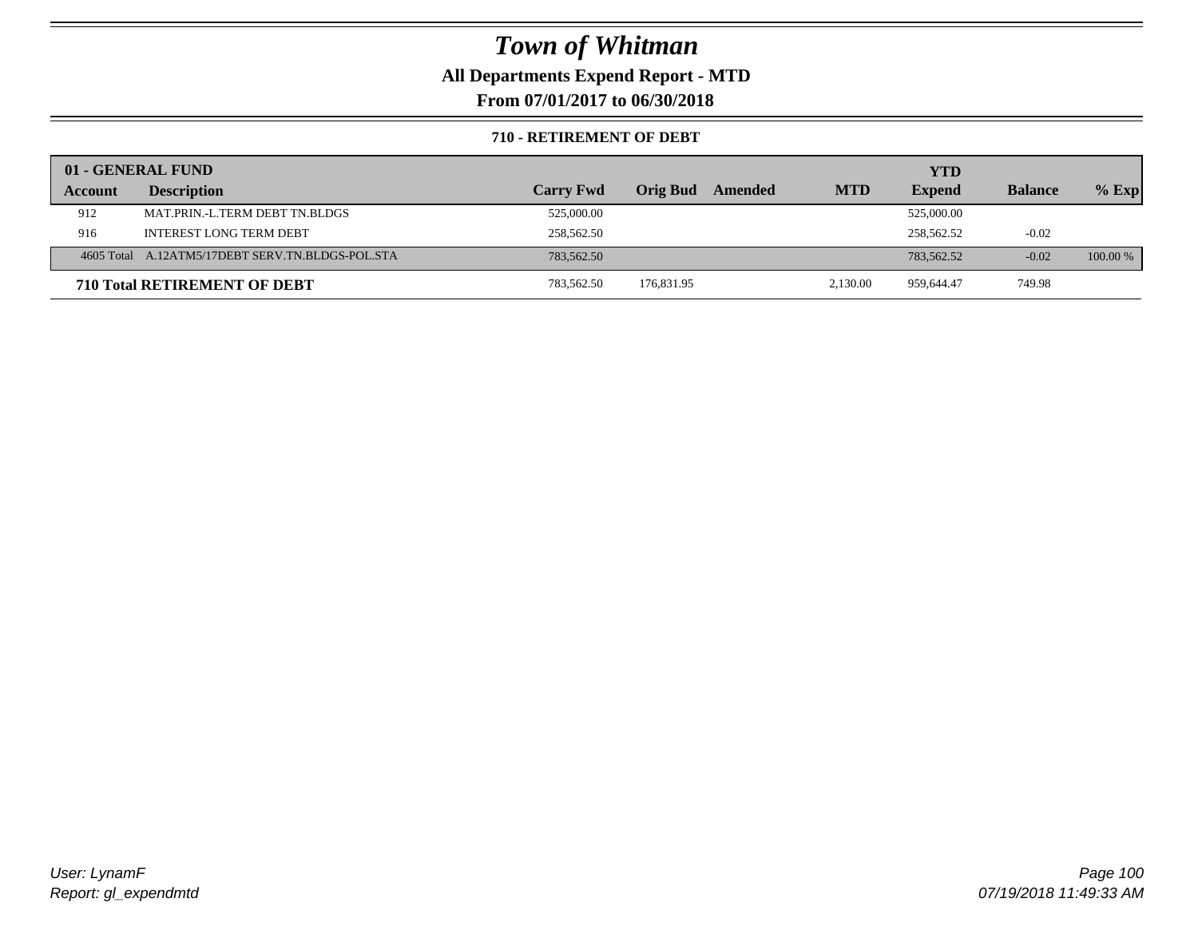# Town of Whitman

**All Departments Expend Report - MTD**

**From 07/01/2017 to 06/30/2018**

**710 - RETIREMENT OF DEBT**

| 01 - GENERAL FUND | | | | | | | | |
|---|---|---|---|---|---|---|---|---|
| **Account** | **Description** | **Carry Fwd** | **Orig Bud** | **Amended** | **MTD** | **YTD Expend** | **Balance** | **% Exp** |
| 912 | MAT.PRIN.-L.TERM DEBT TN.BLDGS | 525,000.00 | | | | 525,000.00 | | |
| 916 | INTEREST LONG TERM DEBT | 258,562.50 | | | | 258,562.52 | -0.02 | |
| 4605 Total | A.12ATM5/17DEBT SERV.TN.BLDGS-POL.STA | 783,562.50 | | | | 783,562.52 | -0.02 | 100.00 % |
| **710 Total RETIREMENT OF DEBT** | | 783,562.50 | 176,831.95 | | 2,130.00 | 959,644.47 | 749.98 | |

*User: LynamF*
*Report: gl_expendmtd*

*07/19/2018 11:49:33 AM*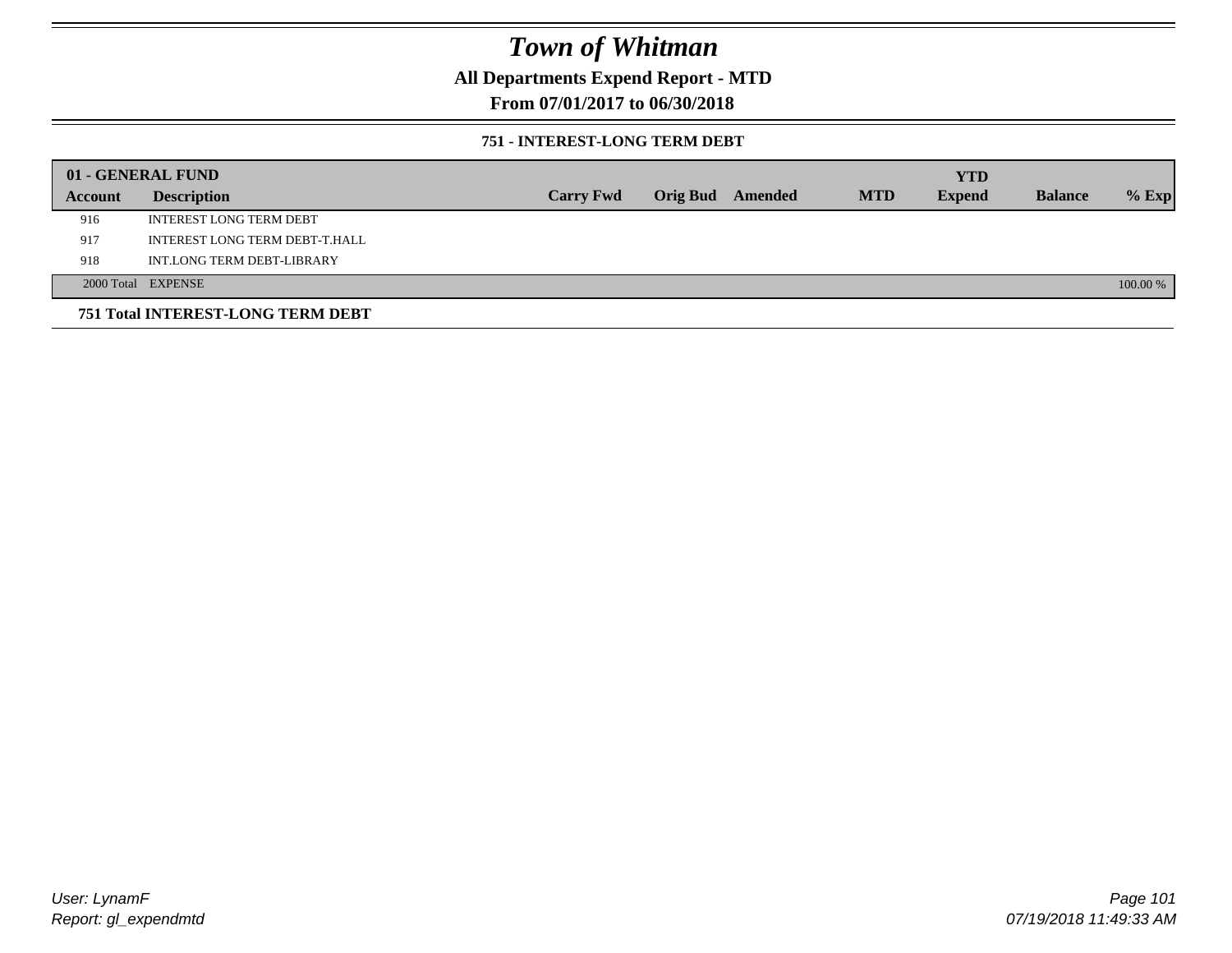# Town of Whitman

## All Departments Expend Report - MTD

## From 07/01/2017 to 06/30/2018

### 751 - INTEREST-LONG TERM DEBT

| 01 - GENERAL FUND | | | | | | YTD | | |
|---|---|---|---|---|---|---|---|---|
| **Account** | **Description** | **Carry Fwd** | **Orig Bud** | **Amended** | **MTD** | **Expend** | **Balance** | **% Exp** |
| 916 | INTEREST LONG TERM DEBT | | | | | | | |
| 917 | INTEREST LONG TERM DEBT-T.HALL | | | | | | | |
| 918 | INT.LONG TERM DEBT-LIBRARY | | | | | | | |
| 2000 Total | EXPENSE | | | | | | | 100.00 % |

**751 Total INTEREST-LONG TERM DEBT**

User: LynamF
Report: gl_expendmtd

07/19/2018 11:49:33 AM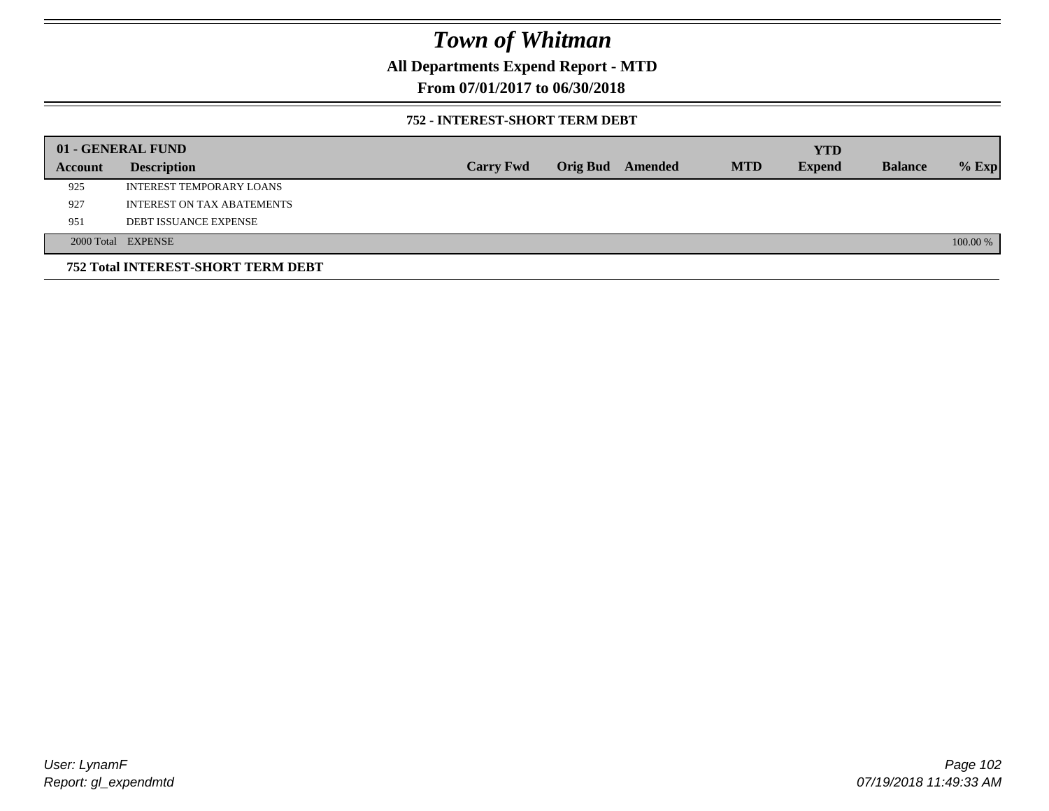# Town of Whitman

## All Departments Expend Report - MTD

## From 07/01/2017 to 06/30/2018

### 752 - INTEREST-SHORT TERM DEBT

| 01 - GENERAL FUND | | | | | | YTD | | |
|---|---|---|---|---|---|---|---|---|
| **Account** | **Description** | **Carry Fwd** | **Orig Bud** | **Amended** | **MTD** | **Expend** | **Balance** | **% Exp** |
| 925 | INTEREST TEMPORARY LOANS | | | | | | | |
| 927 | INTEREST ON TAX ABATEMENTS | | | | | | | |
| 951 | DEBT ISSUANCE EXPENSE | | | | | | | |
| 2000 Total | EXPENSE | | | | | | | 100.00 % |

**752 Total INTEREST-SHORT TERM DEBT**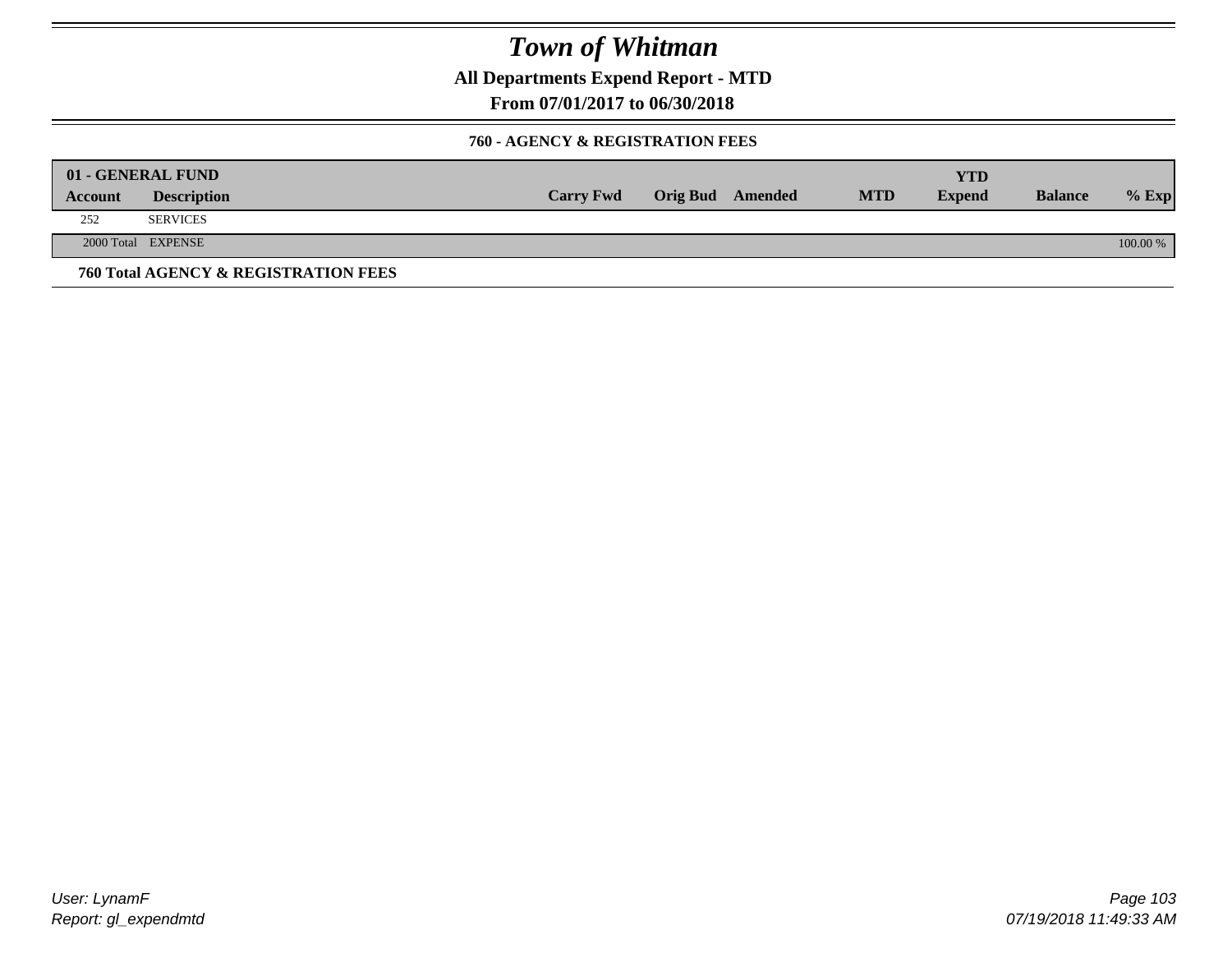# Town of Whitman

**All Departments Expend Report - MTD**

**From 07/01/2017 to 06/30/2018**

**760 - AGENCY & REGISTRATION FEES**

| 01 - GENERAL FUND | | | | | | | | |
|---|---|---|---|---|---|---|---|---|
| **Account** | **Description** | **Carry Fwd** | **Orig Bud** | **Amended** | **MTD** | **YTD Expend** | **Balance** | **% Exp** |
| 252 | SERVICES | | | | | | | |
| 2000 Total | EXPENSE | | | | | | | 100.00 % |

**760 Total AGENCY & REGISTRATION FEES**

*User: LynamF*
*Report: gl_expendmtd*

*07/19/2018 11:49:33 AM*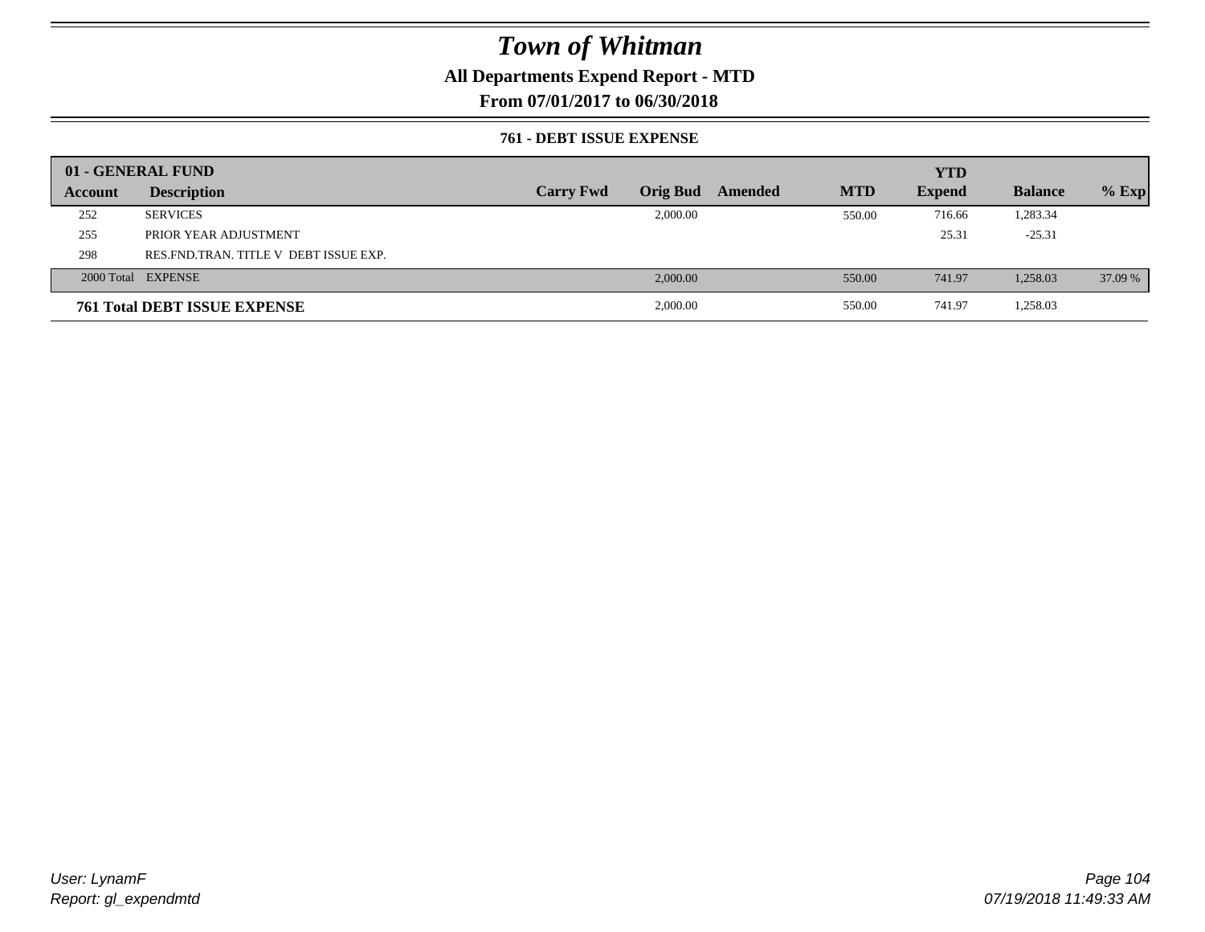# Town of Whitman

**All Departments Expend Report - MTD**

**From 07/01/2017 to 06/30/2018**

### 761 - DEBT ISSUE EXPENSE

| 01 - GENERAL FUND | | | | | | YTD | | |
|---|---|---|---|---|---|---|---|---|
| **Account** | **Description** | **Carry Fwd** | **Orig Bud** | **Amended** | **MTD** | **Expend** | **Balance** | **% Exp** |
| 252 | SERVICES | | 2,000.00 | | 550.00 | 716.66 | 1,283.34 | |
| 255 | PRIOR YEAR ADJUSTMENT | | | | | 25.31 | -25.31 | |
| 298 | RES.FND.TRAN. TITLE V DEBT ISSUE EXP. | | | | | | | |
| 2000 Total | EXPENSE | | 2,000.00 | | 550.00 | 741.97 | 1,258.03 | 37.09 % |
| **761 Total DEBT ISSUE EXPENSE** | | | 2,000.00 | | 550.00 | 741.97 | 1,258.03 | |

*User: LynamF*
*Report: gl_expendmtd*

*07/19/2018 11:49:33 AM*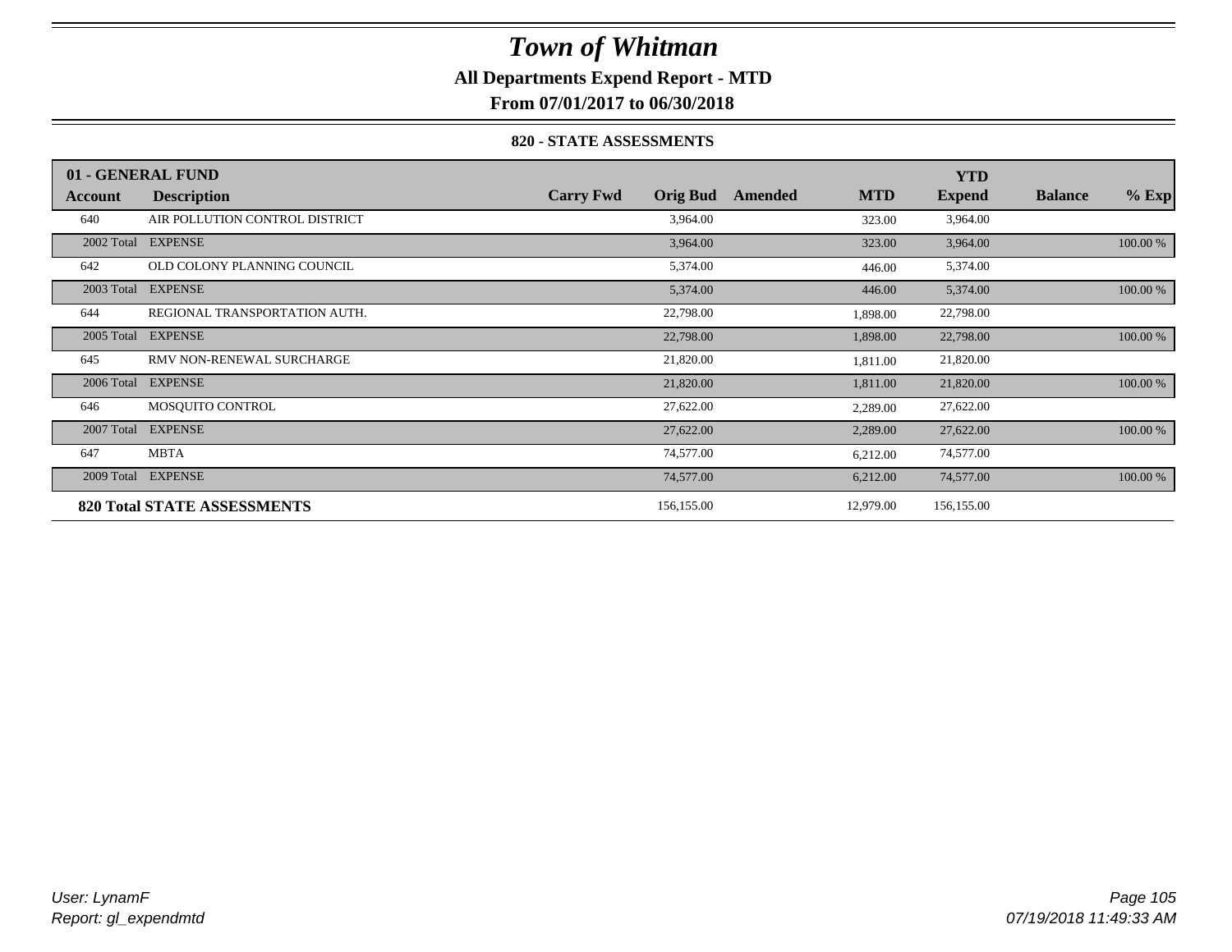# Town of Whitman

## All Departments Expend Report - MTD

## From 07/01/2017 to 06/30/2018

### 820 - STATE ASSESSMENTS

| 01 - GENERAL FUND | | | | | | YTD | | |
|---|---|---|---|---|---|---|---|---|
| **Account** | **Description** | **Carry Fwd** | **Orig Bud** | **Amended** | **MTD** | **Expend** | **Balance** | **% Exp** |
| 640 | AIR POLLUTION CONTROL DISTRICT | | 3,964.00 | | 323.00 | 3,964.00 | | |
| 2002 Total | EXPENSE | | 3,964.00 | | 323.00 | 3,964.00 | | 100.00 % |
| 642 | OLD COLONY PLANNING COUNCIL | | 5,374.00 | | 446.00 | 5,374.00 | | |
| 2003 Total | EXPENSE | | 5,374.00 | | 446.00 | 5,374.00 | | 100.00 % |
| 644 | REGIONAL TRANSPORTATION AUTH. | | 22,798.00 | | 1,898.00 | 22,798.00 | | |
| 2005 Total | EXPENSE | | 22,798.00 | | 1,898.00 | 22,798.00 | | 100.00 % |
| 645 | RMV NON-RENEWAL SURCHARGE | | 21,820.00 | | 1,811.00 | 21,820.00 | | |
| 2006 Total | EXPENSE | | 21,820.00 | | 1,811.00 | 21,820.00 | | 100.00 % |
| 646 | MOSQUITO CONTROL | | 27,622.00 | | 2,289.00 | 27,622.00 | | |
| 2007 Total | EXPENSE | | 27,622.00 | | 2,289.00 | 27,622.00 | | 100.00 % |
| 647 | MBTA | | 74,577.00 | | 6,212.00 | 74,577.00 | | |
| 2009 Total | EXPENSE | | 74,577.00 | | 6,212.00 | 74,577.00 | | 100.00 % |
| **820 Total STATE ASSESSMENTS** | | | 156,155.00 | | 12,979.00 | 156,155.00 | | |

User: LynamF
Report: gl_expendmtd

07/19/2018 11:49:33 AM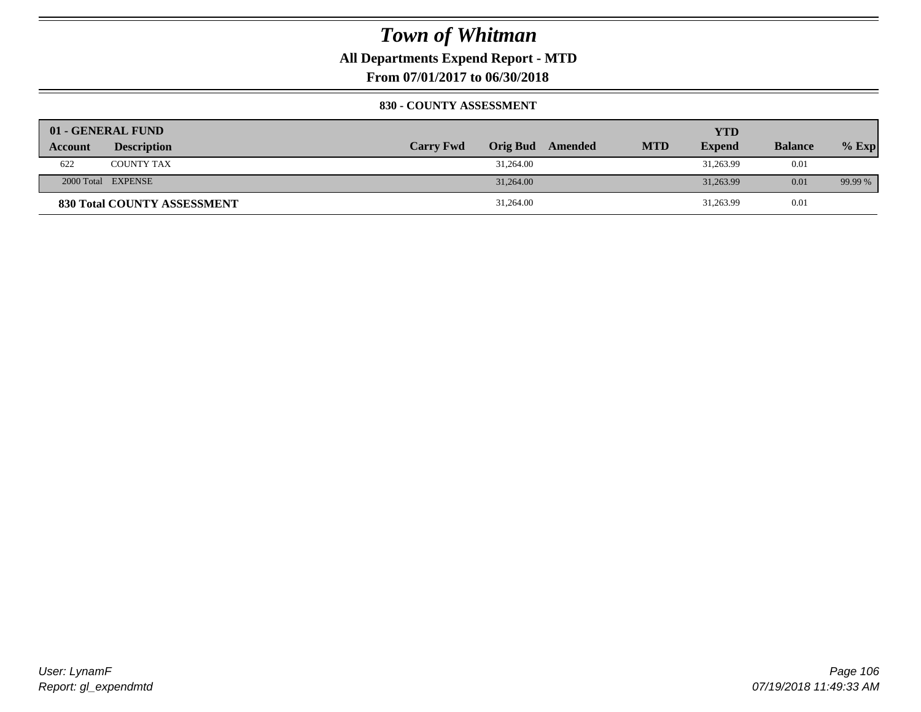# Town of Whitman

## All Departments Expend Report - MTD

### From 07/01/2017 to 06/30/2018

#### 830 - COUNTY ASSESSMENT

| 01 - GENERAL FUND | | | | | | YTD | | |
|---|---|---|---|---|---|---|---|---|
| Account | Description | Carry Fwd | Orig Bud | Amended | MTD | Expend | Balance | % Exp |
| 622 | COUNTY TAX | | 31,264.00 | | | 31,263.99 | 0.01 | |
| 2000 Total | EXPENSE | | 31,264.00 | | | 31,263.99 | 0.01 | 99.99 % |
| **830 Total COUNTY ASSESSMENT** | | | 31,264.00 | | | 31,263.99 | 0.01 | |

*User: LynamF*
*Report: gl_expendmtd*

*07/19/2018 11:49:33 AM*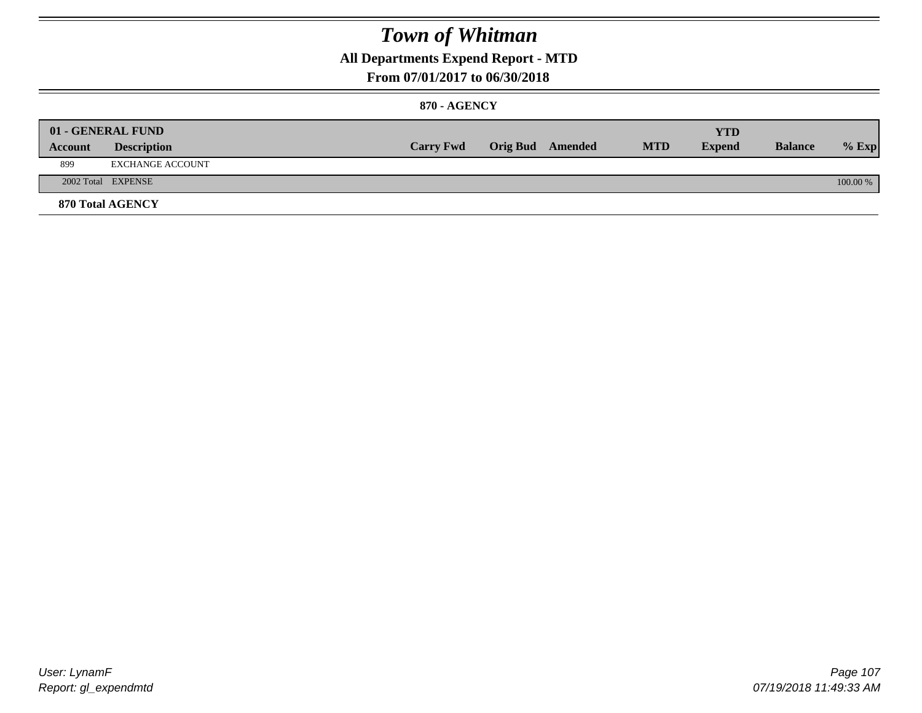# Town of Whitman

## All Departments Expend Report - MTD

### From 07/01/2017 to 06/30/2018

#### 870 - AGENCY

| 01 - GENERAL FUND | | | | | | YTD | | |
|---|---|---|---|---|---|---|---|---|
| **Account** | **Description** | **Carry Fwd** | **Orig Bud** | **Amended** | **MTD** | **Expend** | **Balance** | **% Exp** |
| 899 | EXCHANGE ACCOUNT | | | | | | | |
| 2002 Total | EXPENSE | | | | | | | 100.00 % |

**870 Total AGENCY**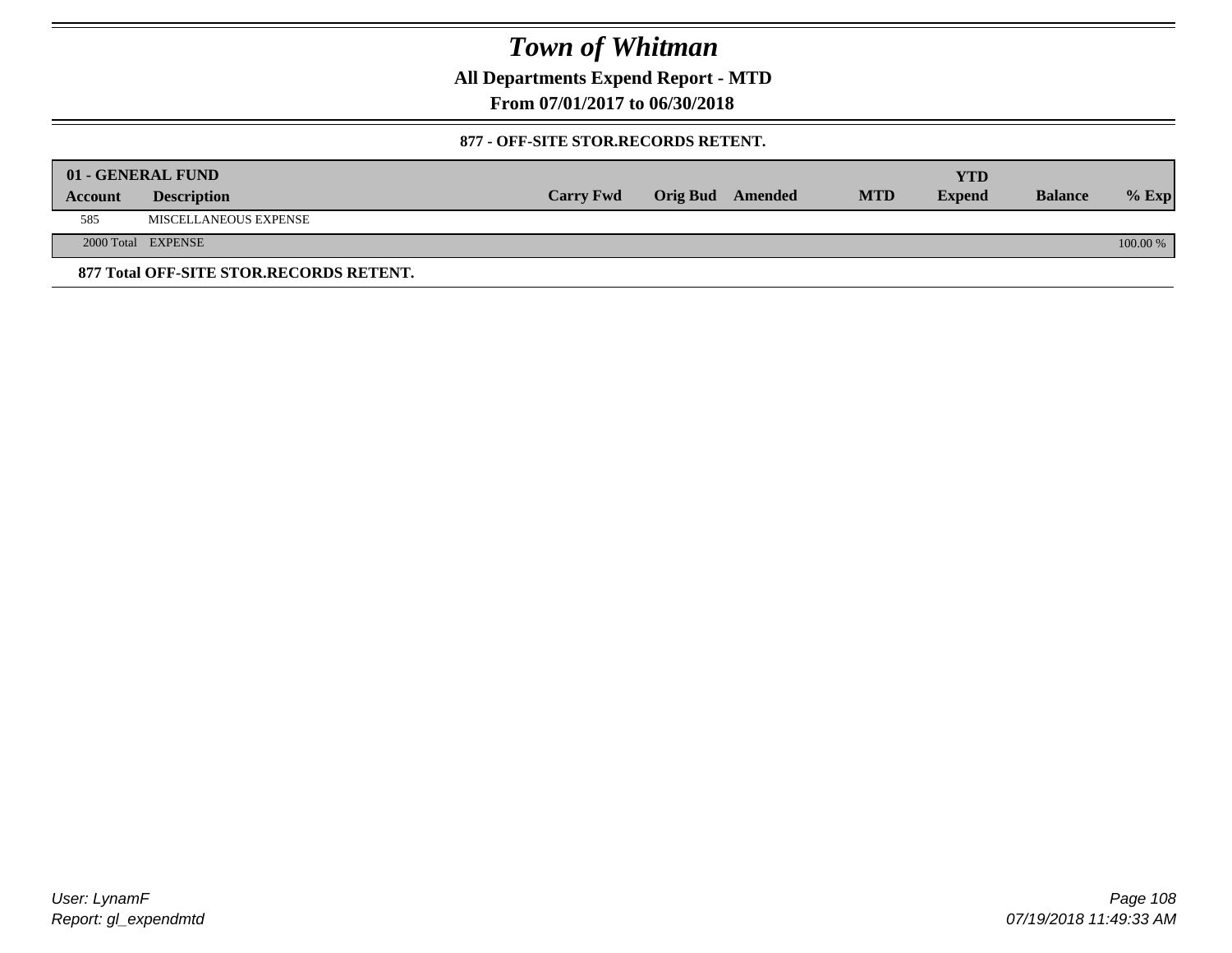# Town of Whitman

**All Departments Expend Report - MTD**

**From 07/01/2017 to 06/30/2018**

**877 - OFF-SITE STOR.RECORDS RETENT.**

| **01 - GENERAL FUND** | | | | | | | | |
|---|---|---|---|---|---|---|---|---|
| **Account** | **Description** | **Carry Fwd** | **Orig Bud** | **Amended** | **MTD** | **YTD Expend** | **Balance** | **% Exp** |
| 585 | MISCELLANEOUS EXPENSE | | | | | | | |
| 2000 Total | EXPENSE | | | | | | | 100.00 % |

**877 Total OFF-SITE STOR.RECORDS RETENT.**

*User: LynamF*
*Report: gl_expendmtd*

*07/19/2018 11:49:33 AM*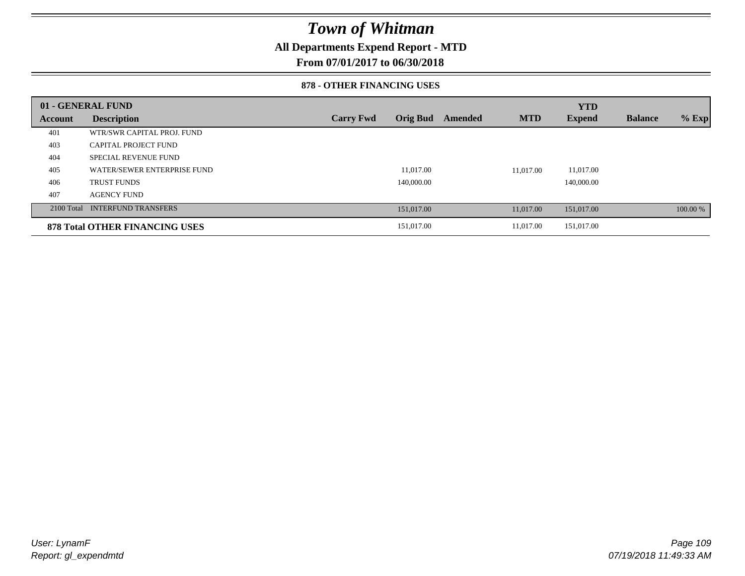# Town of Whitman

## All Departments Expend Report - MTD

## From 07/01/2017 to 06/30/2018

### 878 - OTHER FINANCING USES

| 01 - GENERAL FUND | | | | | | YTD | | |
|---|---|---|---|---|---|---|---|---|
| Account | Description | Carry Fwd | Orig Bud | Amended | MTD | Expend | Balance | % Exp |
| 401 | WTR/SWR CAPITAL PROJ. FUND | | | | | | | |
| 403 | CAPITAL PROJECT FUND | | | | | | | |
| 404 | SPECIAL REVENUE FUND | | | | | | | |
| 405 | WATER/SEWER ENTERPRISE FUND | | 11,017.00 | | 11,017.00 | 11,017.00 | | |
| 406 | TRUST FUNDS | | 140,000.00 | | | 140,000.00 | | |
| 407 | AGENCY FUND | | | | | | | |
| 2100 Total | INTERFUND TRANSFERS | | 151,017.00 | | 11,017.00 | 151,017.00 | | 100.00 % |
| **878 Total OTHER FINANCING USES** | | | 151,017.00 | | 11,017.00 | 151,017.00 | | |

User: LynamF
Report: gl_expendmtd

07/19/2018 11:49:33 AM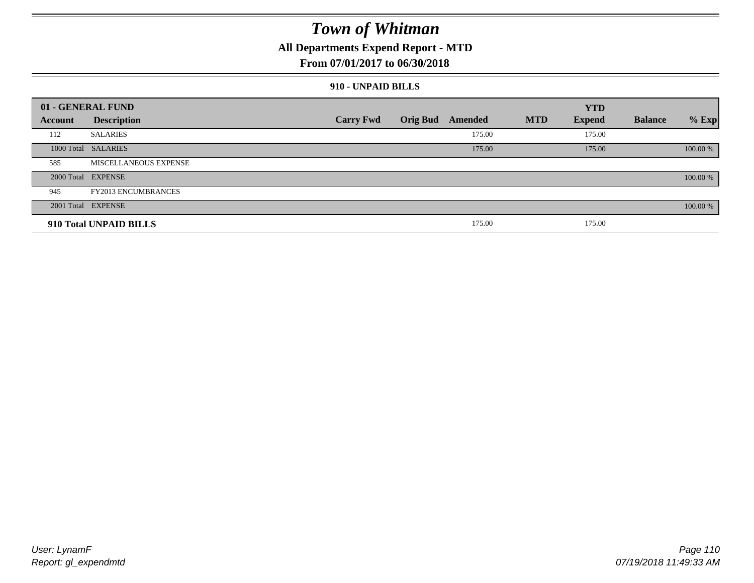# Town of Whitman

## All Departments Expend Report - MTD

### From 07/01/2017 to 06/30/2018

#### 910 - UNPAID BILLS

| 01 - GENERAL FUND | | | | | | YTD | | |
|---|---|---|---|---|---|---|---|---|
| **Account** | **Description** | **Carry Fwd** | **Orig Bud** | **Amended** | **MTD** | **Expend** | **Balance** | **% Exp** |
| 112 | SALARIES | | | 175.00 | | 175.00 | | |
| 1000 Total | SALARIES | | | 175.00 | | 175.00 | | 100.00 % |
| 585 | MISCELLANEOUS EXPENSE | | | | | | | |
| 2000 Total | EXPENSE | | | | | | | 100.00 % |
| 945 | FY2013 ENCUMBRANCES | | | | | | | |
| 2001 Total | EXPENSE | | | | | | | 100.00 % |
| **910 Total UNPAID BILLS** | | | | 175.00 | | 175.00 | | |

User: LynamF
Report: gl_expendmtd

07/19/2018 11:49:33 AM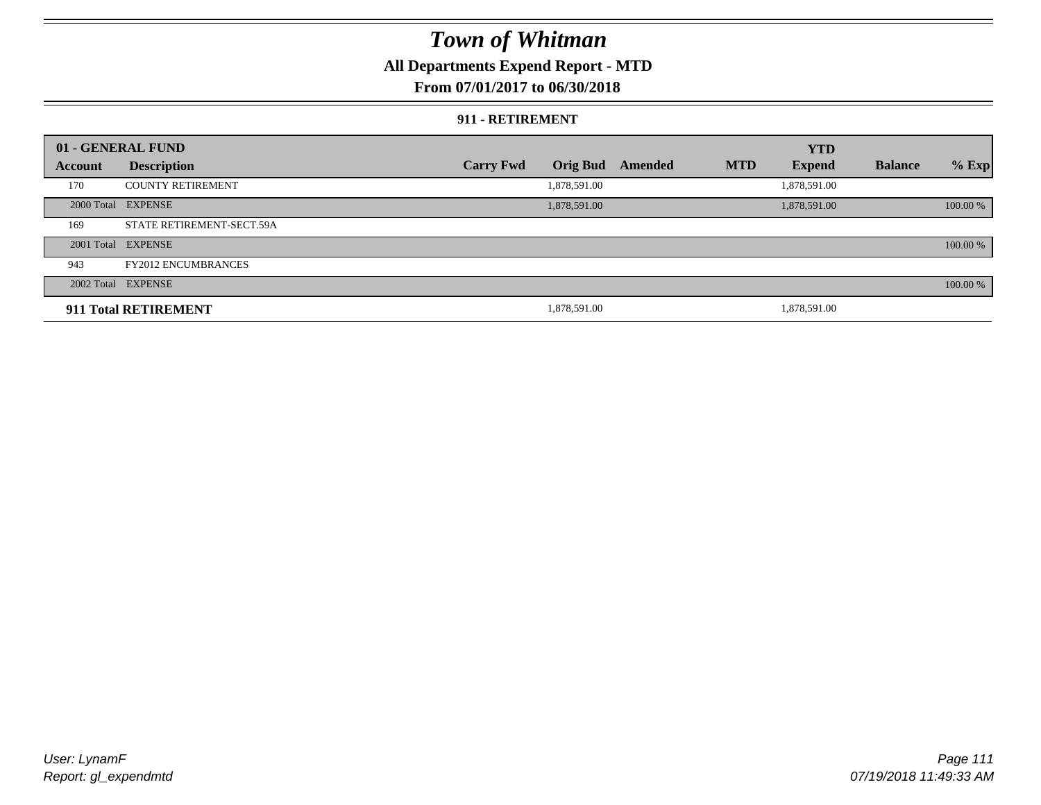# Town of Whitman

## All Departments Expend Report - MTD

## From 07/01/2017 to 06/30/2018

### 911 - RETIREMENT

| 01 - GENERAL FUND | | | | | | | | |
|---|---|---|---|---|---|---|---|---|
| **Account** | **Description** | **Carry Fwd** | **Orig Bud** | **Amended** | **MTD** | **YTD Expend** | **Balance** | **% Exp** |
| 170 | COUNTY RETIREMENT | | 1,878,591.00 | | | 1,878,591.00 | | |
| 2000 Total | EXPENSE | | 1,878,591.00 | | | 1,878,591.00 | | 100.00 % |
| 169 | STATE RETIREMENT-SECT.59A | | | | | | | |
| 2001 Total | EXPENSE | | | | | | | 100.00 % |
| 943 | FY2012 ENCUMBRANCES | | | | | | | |
| 2002 Total | EXPENSE | | | | | | | 100.00 % |
| **911 Total RETIREMENT** | | | 1,878,591.00 | | | 1,878,591.00 | | |

User: LynamF
Report: gl_expendmtd

07/19/2018 11:49:33 AM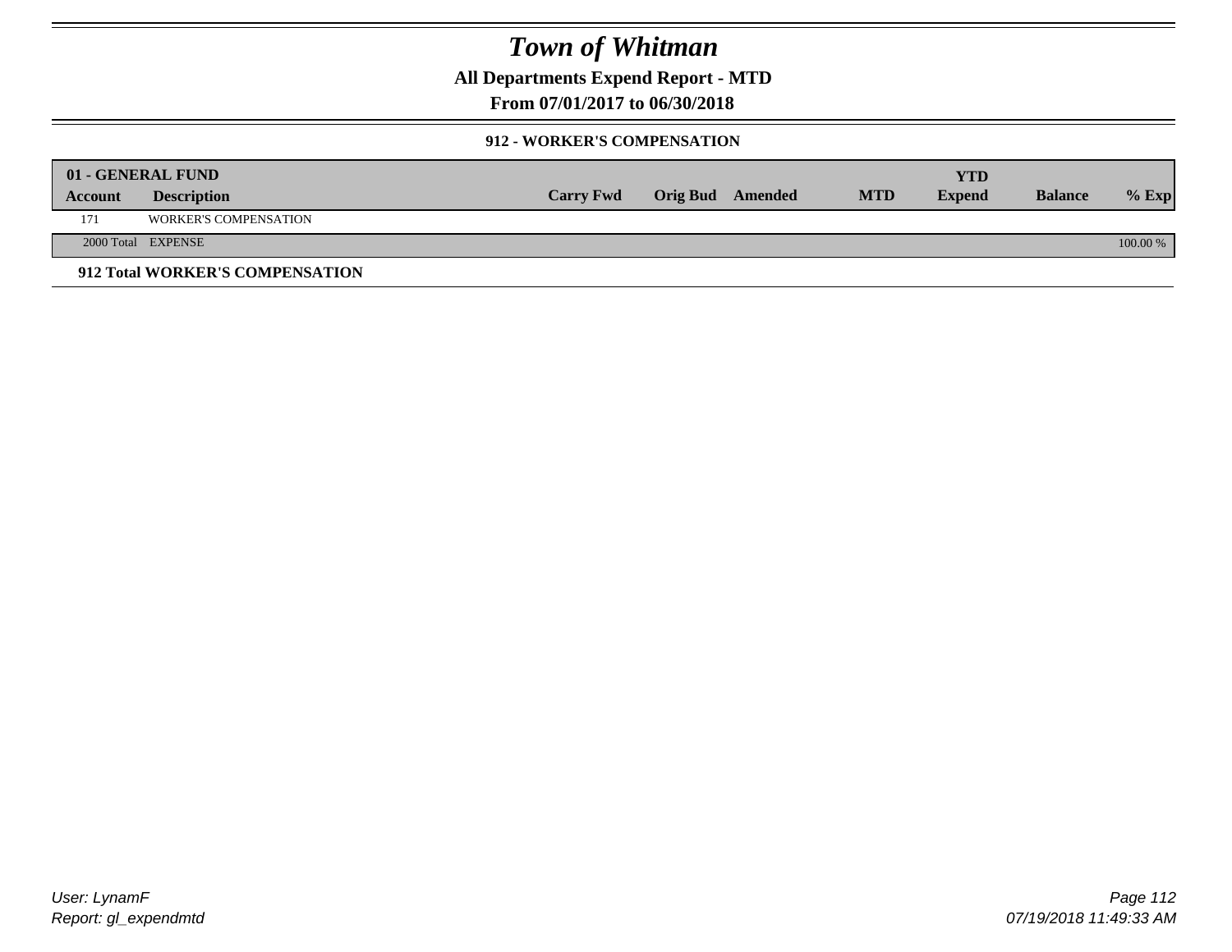# Town of Whitman

## All Departments Expend Report - MTD

### From 07/01/2017 to 06/30/2018

#### 912 - WORKER'S COMPENSATION

| 01 - GENERAL FUND | | | | | | | | |
|---|---|---|---|---|---|---|---|---|
| Account | Description | Carry Fwd | Orig Bud | Amended | MTD | YTD Expend | Balance | % Exp |
| 171 | WORKER'S COMPENSATION | | | | | | | |
| 2000 Total | EXPENSE | | | | | | | 100.00 % |

**912 Total WORKER'S COMPENSATION**

*User: LynamF*
*Report: gl_expendmtd*

*07/19/2018 11:49:33 AM*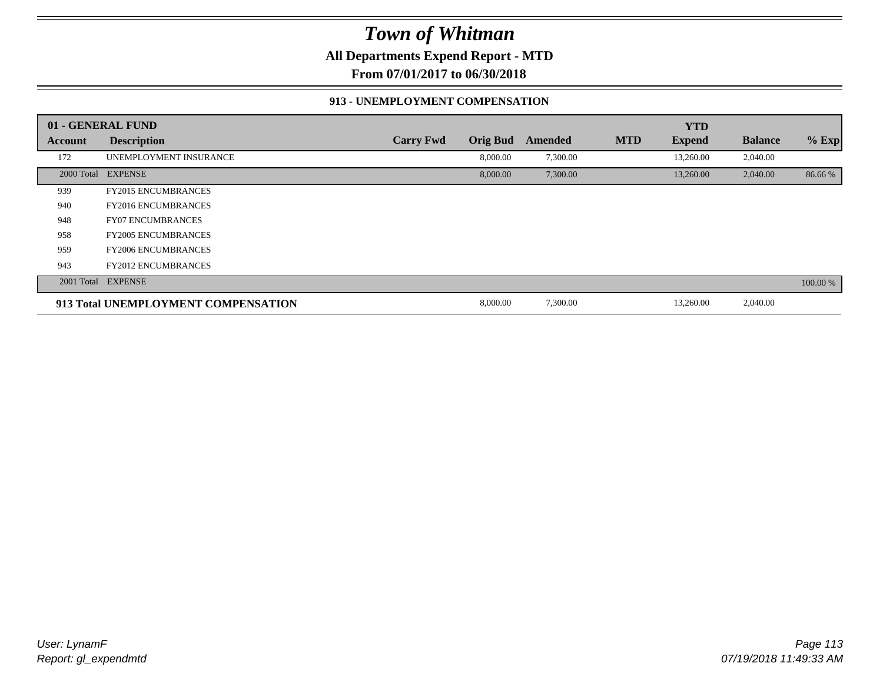# *Town of Whitman*

**All Departments Expend Report - MTD**

**From 07/01/2017 to 06/30/2018**

### 913 - UNEMPLOYMENT COMPENSATION

| 01 - GENERAL FUND | | | | | | YTD | | |
|---|---|---|---|---|---|---|---|---|
| **Account** | **Description** | **Carry Fwd** | **Orig Bud** | **Amended** | **MTD** | **Expend** | **Balance** | **% Exp** |
| 172 | UNEMPLOYMENT INSURANCE | | 8,000.00 | 7,300.00 | | 13,260.00 | 2,040.00 | |
| 2000 Total | EXPENSE | | 8,000.00 | 7,300.00 | | 13,260.00 | 2,040.00 | 86.66 % |
| 939 | FY2015 ENCUMBRANCES | | | | | | | |
| 940 | FY2016 ENCUMBRANCES | | | | | | | |
| 948 | FY07 ENCUMBRANCES | | | | | | | |
| 958 | FY2005 ENCUMBRANCES | | | | | | | |
| 959 | FY2006 ENCUMBRANCES | | | | | | | |
| 943 | FY2012 ENCUMBRANCES | | | | | | | |
| 2001 Total | EXPENSE | | | | | | | 100.00 % |
| **913 Total UNEMPLOYMENT COMPENSATION** | | | 8,000.00 | 7,300.00 | | 13,260.00 | 2,040.00 | |

*User: LynamF*
*Report: gl_expendmtd*

*07/19/2018 11:49:33 AM*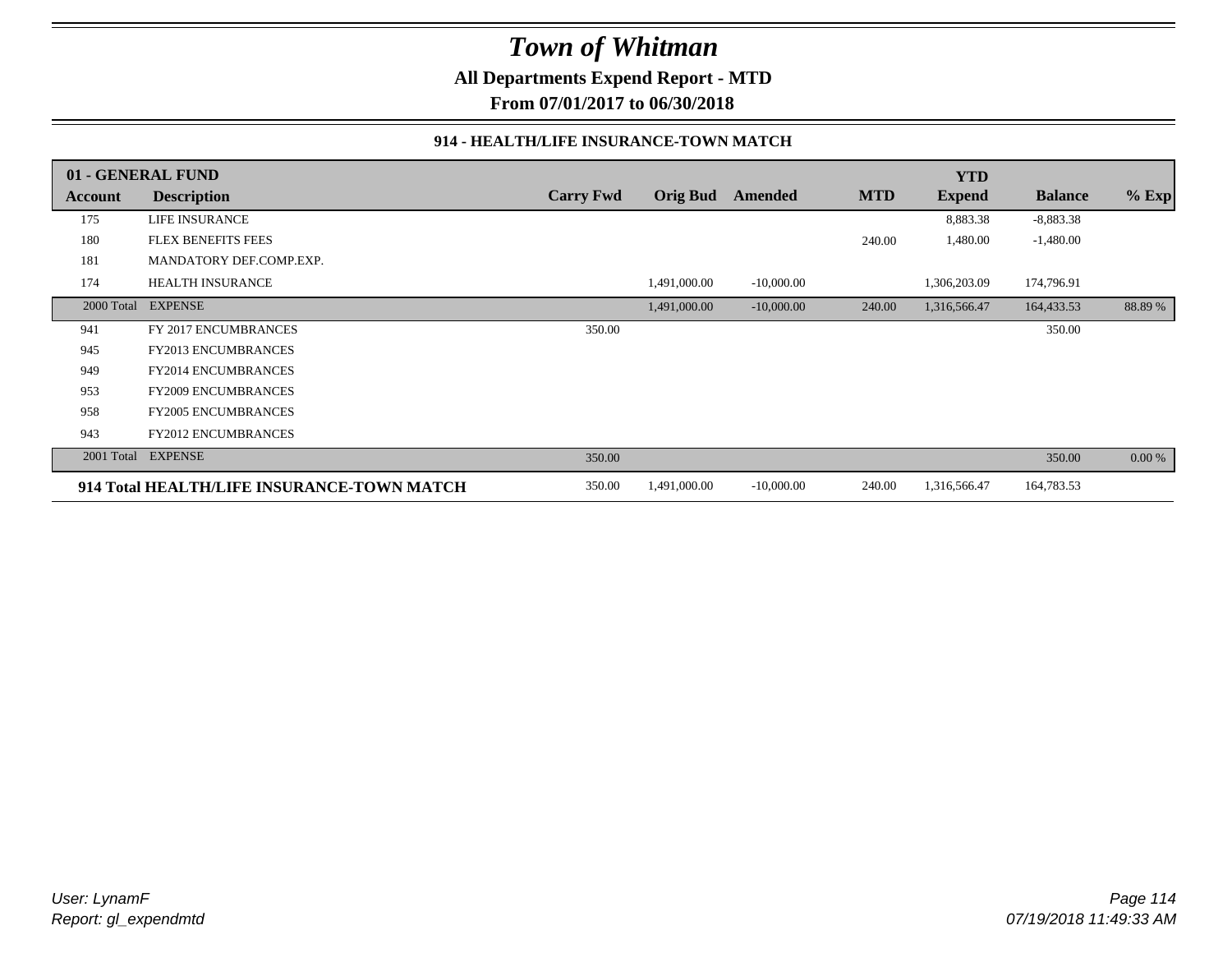# *Town of Whitman*

**All Departments Expend Report - MTD**

**From 07/01/2017 to 06/30/2018**

### 914 - HEALTH/LIFE INSURANCE-TOWN MATCH

| 01 - GENERAL FUND | | | | | | YTD | | |
|---|---|---|---|---|---|---|---|---|
| **Account** | **Description** | **Carry Fwd** | **Orig Bud** | **Amended** | **MTD** | **Expend** | **Balance** | **% Exp** |
| 175 | LIFE INSURANCE | | | | | 8,883.38 | -8,883.38 | |
| 180 | FLEX BENEFITS FEES | | | | 240.00 | 1,480.00 | -1,480.00 | |
| 181 | MANDATORY DEF.COMP.EXP. | | | | | | | |
| 174 | HEALTH INSURANCE | | 1,491,000.00 | -10,000.00 | | 1,306,203.09 | 174,796.91 | |
| 2000 Total | EXPENSE | | 1,491,000.00 | -10,000.00 | 240.00 | 1,316,566.47 | 164,433.53 | 88.89 % |
| 941 | FY 2017 ENCUMBRANCES | 350.00 | | | | | 350.00 | |
| 945 | FY2013 ENCUMBRANCES | | | | | | | |
| 949 | FY2014 ENCUMBRANCES | | | | | | | |
| 953 | FY2009 ENCUMBRANCES | | | | | | | |
| 958 | FY2005 ENCUMBRANCES | | | | | | | |
| 943 | FY2012 ENCUMBRANCES | | | | | | | |
| 2001 Total | EXPENSE | 350.00 | | | | | 350.00 | 0.00 % |
| **914 Total HEALTH/LIFE INSURANCE-TOWN MATCH** | | 350.00 | 1,491,000.00 | -10,000.00 | 240.00 | 1,316,566.47 | 164,783.53 | |

*User: LynamF*
*Report: gl_expendmtd*

*07/19/2018 11:49:33 AM*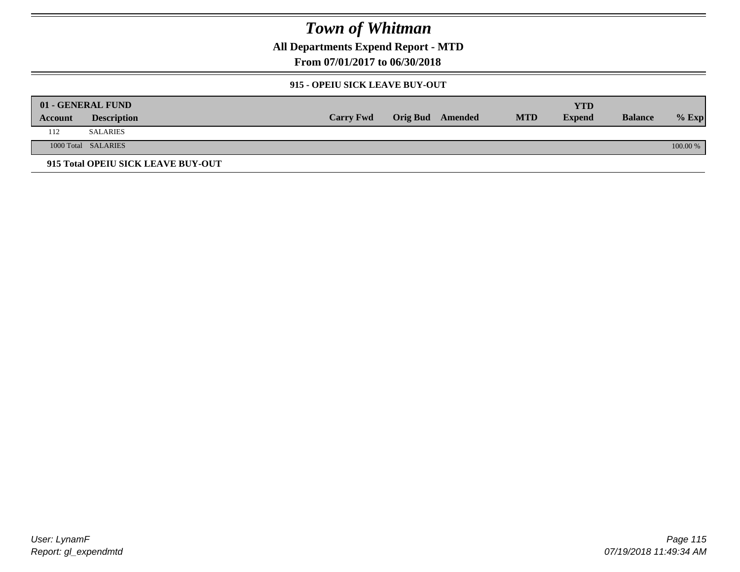# Town of Whitman

## All Departments Expend Report - MTD

## From 07/01/2017 to 06/30/2018

### 915 - OPEIU SICK LEAVE BUY-OUT

| 01 - GENERAL FUND | | | | | | YTD | | |
|---|---|---|---|---|---|---|---|---|
| Account | Description | Carry Fwd | Orig Bud | Amended | MTD | Expend | Balance | % Exp |
| 112 | SALARIES | | | | | | | |
| 1000 Total | SALARIES | | | | | | | 100.00 % |
| **915 Total OPEIU SICK LEAVE BUY-OUT** | | | | | | | | |

*User: LynamF*
*Report: gl_expendmtd*

*07/19/2018 11:49:34 AM*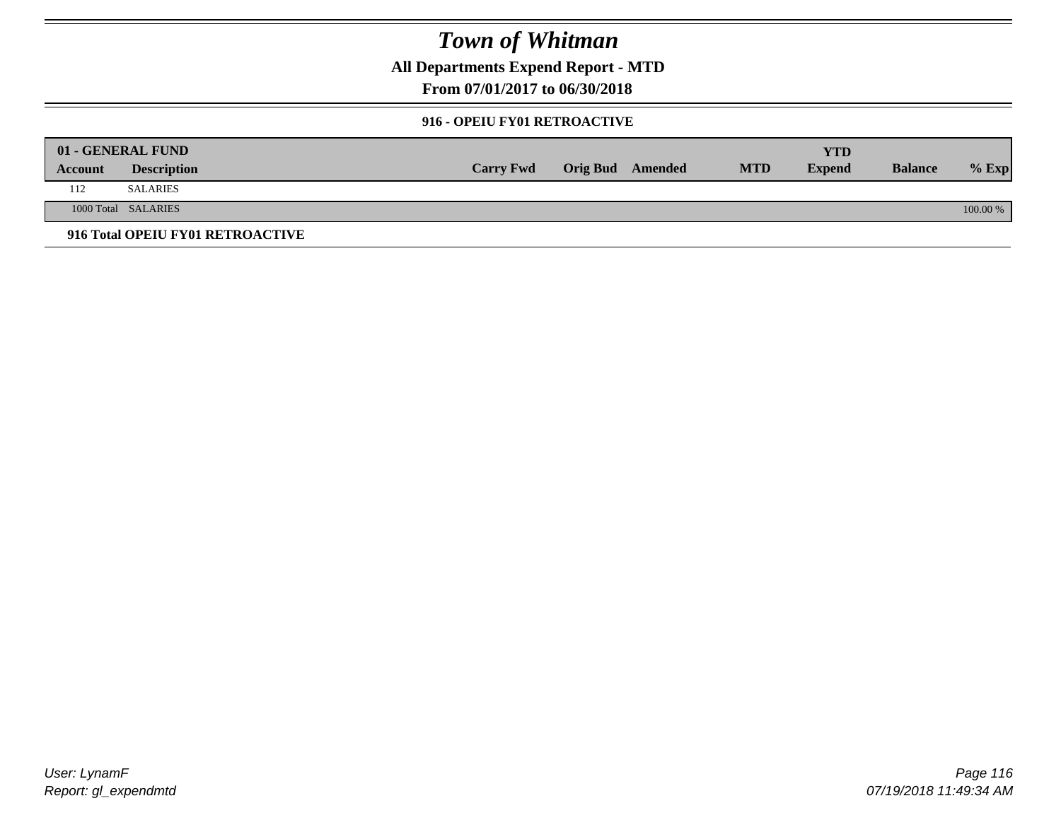# Town of Whitman

## All Departments Expend Report - MTD

### From 07/01/2017 to 06/30/2018

#### 916 - OPEIU FY01 RETROACTIVE

| 01 - GENERAL FUND | | | | | | | | |
|---|---|---|---|---|---|---|---|---|
| **Account** | **Description** | **Carry Fwd** | **Orig Bud** | **Amended** | **MTD** | **YTD Expend** | **Balance** | **% Exp** |
| 112 | SALARIES | | | | | | | |
| 1000 Total | SALARIES | | | | | | | 100.00 % |

**916 Total OPEIU FY01 RETROACTIVE**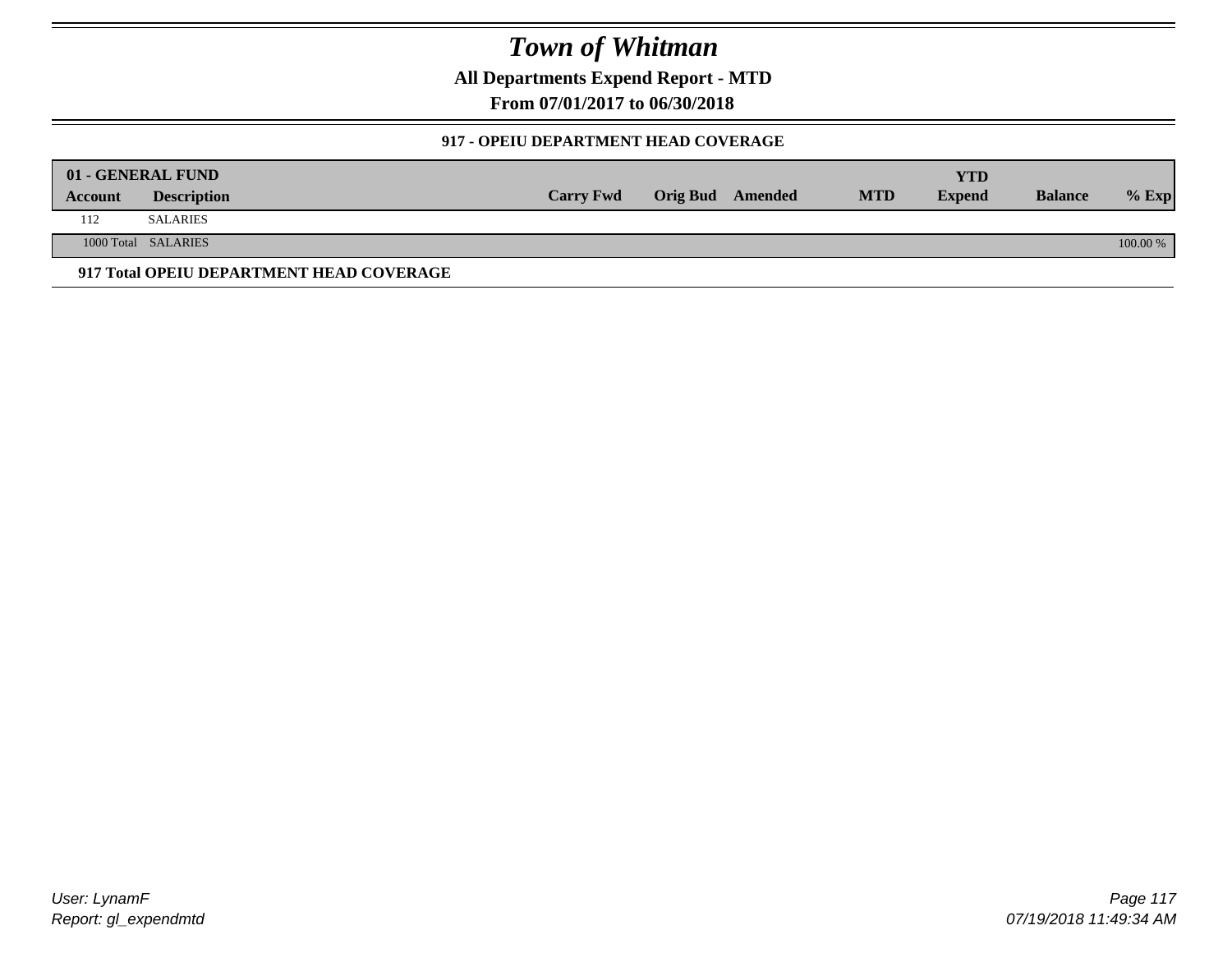# Town of Whitman

**All Departments Expend Report - MTD**

**From 07/01/2017 to 06/30/2018**

### 917 - OPEIU DEPARTMENT HEAD COVERAGE

| Account | Description | Carry Fwd | Orig Bud | Amended | MTD | YTD Expend | Balance | % Exp |
|---|---|---|---|---|---|---|---|---|
| **01 - GENERAL FUND** | | | | | | | | |
| 112 | SALARIES | | | | | | | |
| 1000 Total | SALARIES | | | | | | | 100.00 % |

**917 Total OPEIU DEPARTMENT HEAD COVERAGE**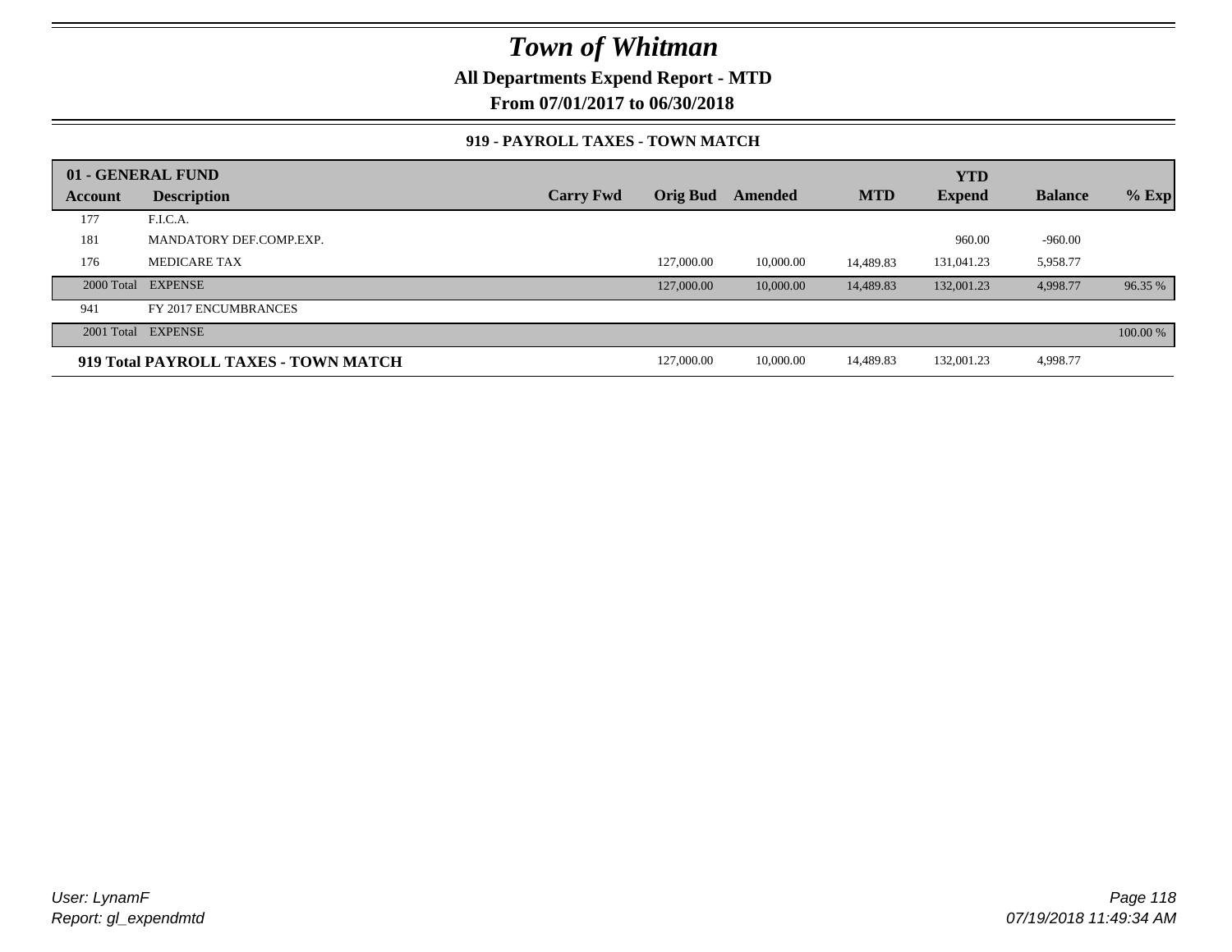# Town of Whitman

**All Departments Expend Report - MTD**

**From 07/01/2017 to 06/30/2018**

### 919 - PAYROLL TAXES - TOWN MATCH

| 01 - GENERAL FUND | | | | | | YTD | | |
|---|---|---|---|---|---|---|---|---|
| **Account** | **Description** | **Carry Fwd** | **Orig Bud** | **Amended** | **MTD** | **Expend** | **Balance** | **% Exp** |
| 177 | F.I.C.A. | | | | | | | |
| 181 | MANDATORY DEF.COMP.EXP. | | | | | 960.00 | -960.00 | |
| 176 | MEDICARE TAX | | 127,000.00 | 10,000.00 | 14,489.83 | 131,041.23 | 5,958.77 | |
| 2000 Total | EXPENSE | | 127,000.00 | 10,000.00 | 14,489.83 | 132,001.23 | 4,998.77 | 96.35 % |
| 941 | FY 2017 ENCUMBRANCES | | | | | | | |
| 2001 Total | EXPENSE | | | | | | | 100.00 % |
| **919 Total PAYROLL TAXES - TOWN MATCH** | | | 127,000.00 | 10,000.00 | 14,489.83 | 132,001.23 | 4,998.77 | |

*User: LynamF*
*Report: gl_expendmtd*

*07/19/2018 11:49:34 AM*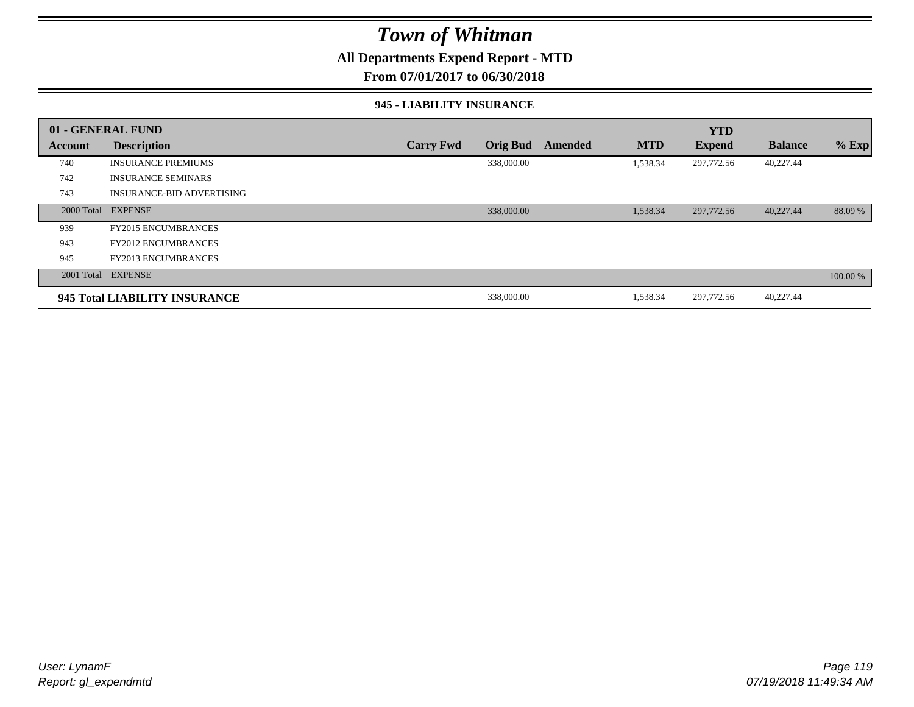# Town of Whitman

**All Departments Expend Report - MTD**

**From 07/01/2017 to 06/30/2018**

**945 - LIABILITY INSURANCE**

| 01 - GENERAL FUND | | | | | | YTD | | |
|---|---|---|---|---|---|---|---|---|
| **Account** | **Description** | **Carry Fwd** | **Orig Bud** | **Amended** | **MTD** | **Expend** | **Balance** | **% Exp** |
| 740 | INSURANCE PREMIUMS | | 338,000.00 | | 1,538.34 | 297,772.56 | 40,227.44 | |
| 742 | INSURANCE SEMINARS | | | | | | | |
| 743 | INSURANCE-BID ADVERTISING | | | | | | | |
| 2000 Total | EXPENSE | | 338,000.00 | | 1,538.34 | 297,772.56 | 40,227.44 | 88.09 % |
| 939 | FY2015 ENCUMBRANCES | | | | | | | |
| 943 | FY2012 ENCUMBRANCES | | | | | | | |
| 945 | FY2013 ENCUMBRANCES | | | | | | | |
| 2001 Total | EXPENSE | | | | | | | 100.00 % |
| **945 Total LIABILITY INSURANCE** | | | 338,000.00 | | 1,538.34 | 297,772.56 | 40,227.44 | |

*User: LynamF*
*Report: gl_expendmtd*

*07/19/2018 11:49:34 AM*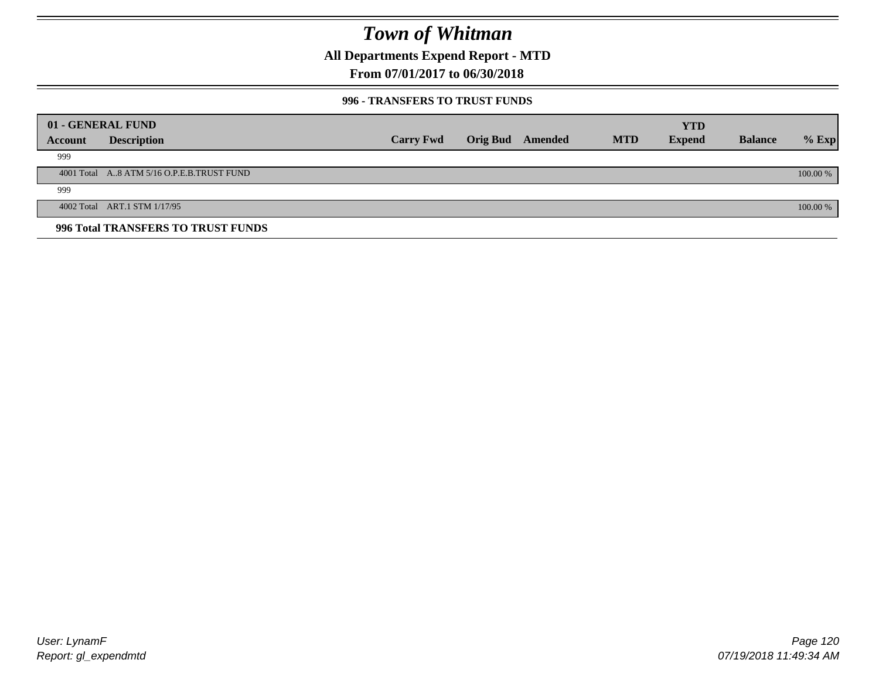# Town of Whitman

## All Departments Expend Report - MTD

### From 07/01/2017 to 06/30/2018

#### 996 - TRANSFERS TO TRUST FUNDS

| 01 - GENERAL FUND | | | | | | | | |
|---|---|---|---|---|---|---|---|---|
| **Account** | **Description** | **Carry Fwd** | **Orig Bud** | **Amended** | **MTD** | **YTD Expend** | **Balance** | **% Exp** |
| 999 | | | | | | | | |
| 4001 Total | A..8 ATM 5/16 O.P.E.B.TRUST FUND | | | | | | | 100.00 % |
| 999 | | | | | | | | |
| 4002 Total | ART.1 STM 1/17/95 | | | | | | | 100.00 % |
| **996 Total TRANSFERS TO TRUST FUNDS** | | | | | | | | |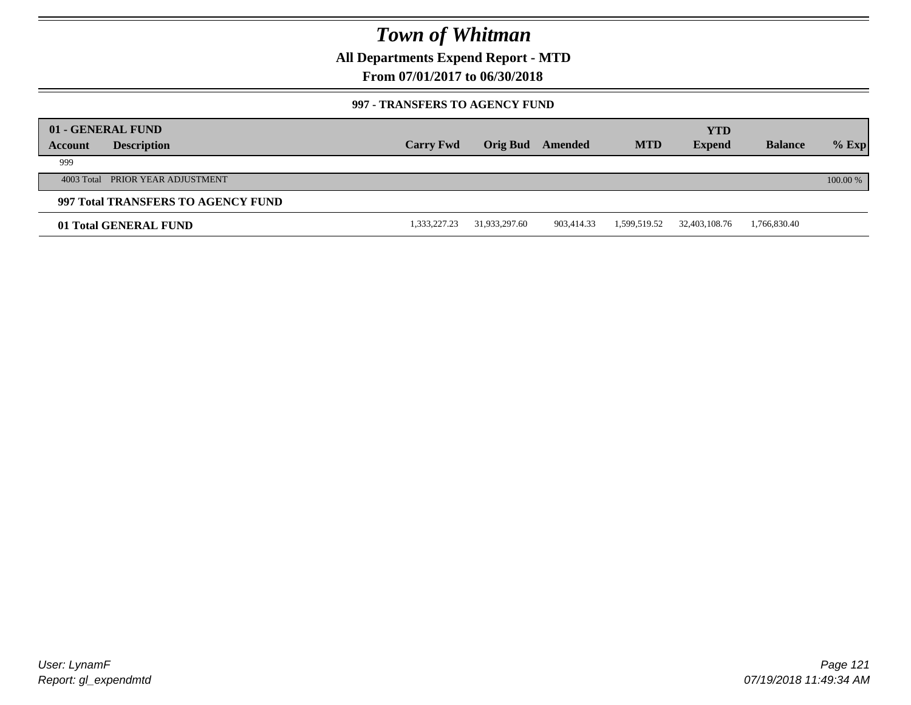# Town of Whitman

## All Departments Expend Report - MTD

### From 07/01/2017 to 06/30/2018

#### 997 - TRANSFERS TO AGENCY FUND

| 01 - GENERAL FUND | | | | | | | | |
|---|---|---|---|---|---|---|---|---|
| **Account** | **Description** | **Carry Fwd** | **Orig Bud** | **Amended** | **MTD** | **YTD Expend** | **Balance** | **% Exp** |
| 999 | | | | | | | | |
| 4003 Total | PRIOR YEAR ADJUSTMENT | | | | | | | 100.00 % |
| **997 Total TRANSFERS TO AGENCY FUND** | | | | | | | | |
| **01 Total GENERAL FUND** | | 1,333,227.23 | 31,933,297.60 | 903,414.33 | 1,599,519.52 | 32,403,108.76 | 1,766,830.40 | |

User: LynamF
Report: gl_expendmtd

07/19/2018 11:49:34 AM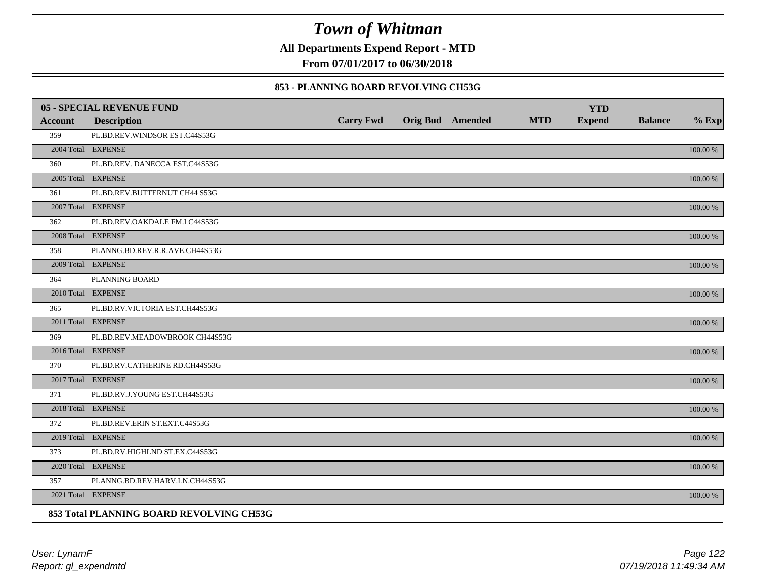# Town of Whitman

**All Departments Expend Report - MTD**

**From 07/01/2017 to 06/30/2018**

**853 - PLANNING BOARD REVOLVING CH53G**

| 05 - SPECIAL REVENUE FUND | | | | | | | | | |
|---|---|---|---|---|---|---|---|---|---|
| **Account** | **Description** | **Carry Fwd** | **Orig Bud** | **Amended** | **MTD** | **YTD Expend** | **Balance** | **% Exp** |
| 359 | PL.BD.REV.WINDSOR EST.C44S53G | | | | | | | |
| 2004 Total | EXPENSE | | | | | | | 100.00 % |
| 360 | PL.BD.REV. DANECCA EST.C44S53G | | | | | | | |
| 2005 Total | EXPENSE | | | | | | | 100.00 % |
| 361 | PL.BD.REV.BUTTERNUT CH44 S53G | | | | | | | |
| 2007 Total | EXPENSE | | | | | | | 100.00 % |
| 362 | PL.BD.REV.OAKDALE FM.I C44S53G | | | | | | | |
| 2008 Total | EXPENSE | | | | | | | 100.00 % |
| 358 | PLANNG.BD.REV.R.R.AVE.CH44S53G | | | | | | | |
| 2009 Total | EXPENSE | | | | | | | 100.00 % |
| 364 | PLANNING BOARD | | | | | | | |
| 2010 Total | EXPENSE | | | | | | | 100.00 % |
| 365 | PL.BD.RV.VICTORIA EST.CH44S53G | | | | | | | |
| 2011 Total | EXPENSE | | | | | | | 100.00 % |
| 369 | PL.BD.REV.MEADOWBROOK CH44S53G | | | | | | | |
| 2016 Total | EXPENSE | | | | | | | 100.00 % |
| 370 | PL.BD.RV.CATHERINE RD.CH44S53G | | | | | | | |
| 2017 Total | EXPENSE | | | | | | | 100.00 % |
| 371 | PL.BD.RV.J.YOUNG EST.CH44S53G | | | | | | | |
| 2018 Total | EXPENSE | | | | | | | 100.00 % |
| 372 | PL.BD.REV.ERIN ST.EXT.C44S53G | | | | | | | |
| 2019 Total | EXPENSE | | | | | | | 100.00 % |
| 373 | PL.BD.RV.HIGHLND ST.EX.C44S53G | | | | | | | |
| 2020 Total | EXPENSE | | | | | | | 100.00 % |
| 357 | PLANNG.BD.REV.HARV.LN.CH44S53G | | | | | | | |
| 2021 Total | EXPENSE | | | | | | | 100.00 % |

**853 Total PLANNING BOARD REVOLVING CH53G**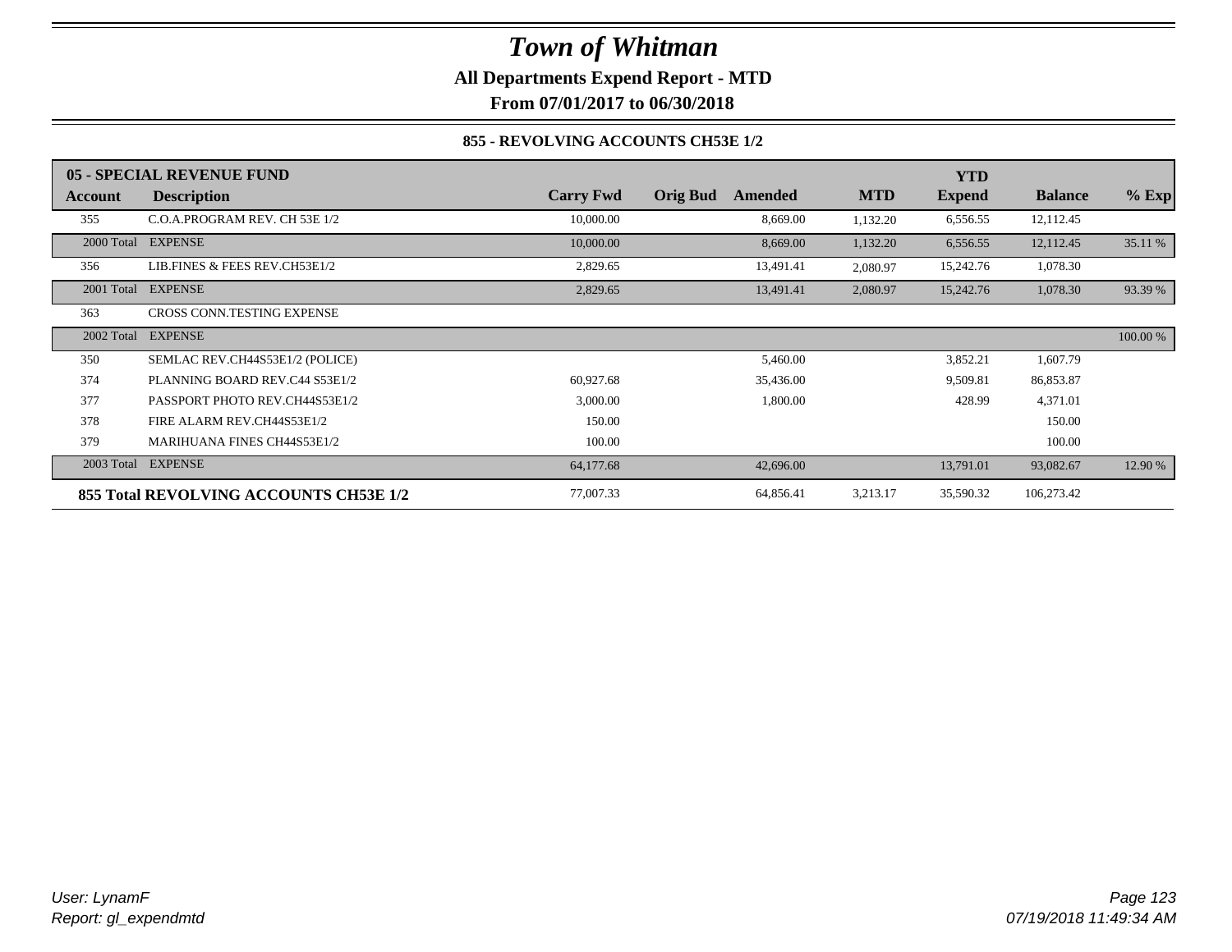# Town of Whitman

**All Departments Expend Report - MTD**

**From 07/01/2017 to 06/30/2018**

**855 - REVOLVING ACCOUNTS CH53E 1/2**

| 05 - SPECIAL REVENUE FUND | | | | | | YTD | | |
|---|---|---|---|---|---|---|---|---|
| **Account** | **Description** | **Carry Fwd** | **Orig Bud** | **Amended** | **MTD** | **Expend** | **Balance** | **% Exp** |
| 355 | C.O.A.PROGRAM REV. CH 53E 1/2 | 10,000.00 | | 8,669.00 | 1,132.20 | 6,556.55 | 12,112.45 | |
| 2000 Total | EXPENSE | 10,000.00 | | 8,669.00 | 1,132.20 | 6,556.55 | 12,112.45 | 35.11 % |
| 356 | LIB.FINES & FEES REV.CH53E1/2 | 2,829.65 | | 13,491.41 | 2,080.97 | 15,242.76 | 1,078.30 | |
| 2001 Total | EXPENSE | 2,829.65 | | 13,491.41 | 2,080.97 | 15,242.76 | 1,078.30 | 93.39 % |
| 363 | CROSS CONN.TESTING EXPENSE | | | | | | | |
| 2002 Total | EXPENSE | | | | | | | 100.00 % |
| 350 | SEMLAC REV.CH44S53E1/2 (POLICE) | | | 5,460.00 | | 3,852.21 | 1,607.79 | |
| 374 | PLANNING BOARD REV.C44 S53E1/2 | 60,927.68 | | 35,436.00 | | 9,509.81 | 86,853.87 | |
| 377 | PASSPORT PHOTO REV.CH44S53E1/2 | 3,000.00 | | 1,800.00 | | 428.99 | 4,371.01 | |
| 378 | FIRE ALARM REV.CH44S53E1/2 | 150.00 | | | | | 150.00 | |
| 379 | MARIHUANA FINES CH44S53E1/2 | 100.00 | | | | | 100.00 | |
| 2003 Total | EXPENSE | 64,177.68 | | 42,696.00 | | 13,791.01 | 93,082.67 | 12.90 % |
| **855 Total REVOLVING ACCOUNTS CH53E 1/2** | | 77,007.33 | | 64,856.41 | 3,213.17 | 35,590.32 | 106,273.42 | |

*User: LynamF*
*Report: gl_expendmtd*

*07/19/2018 11:49:34 AM*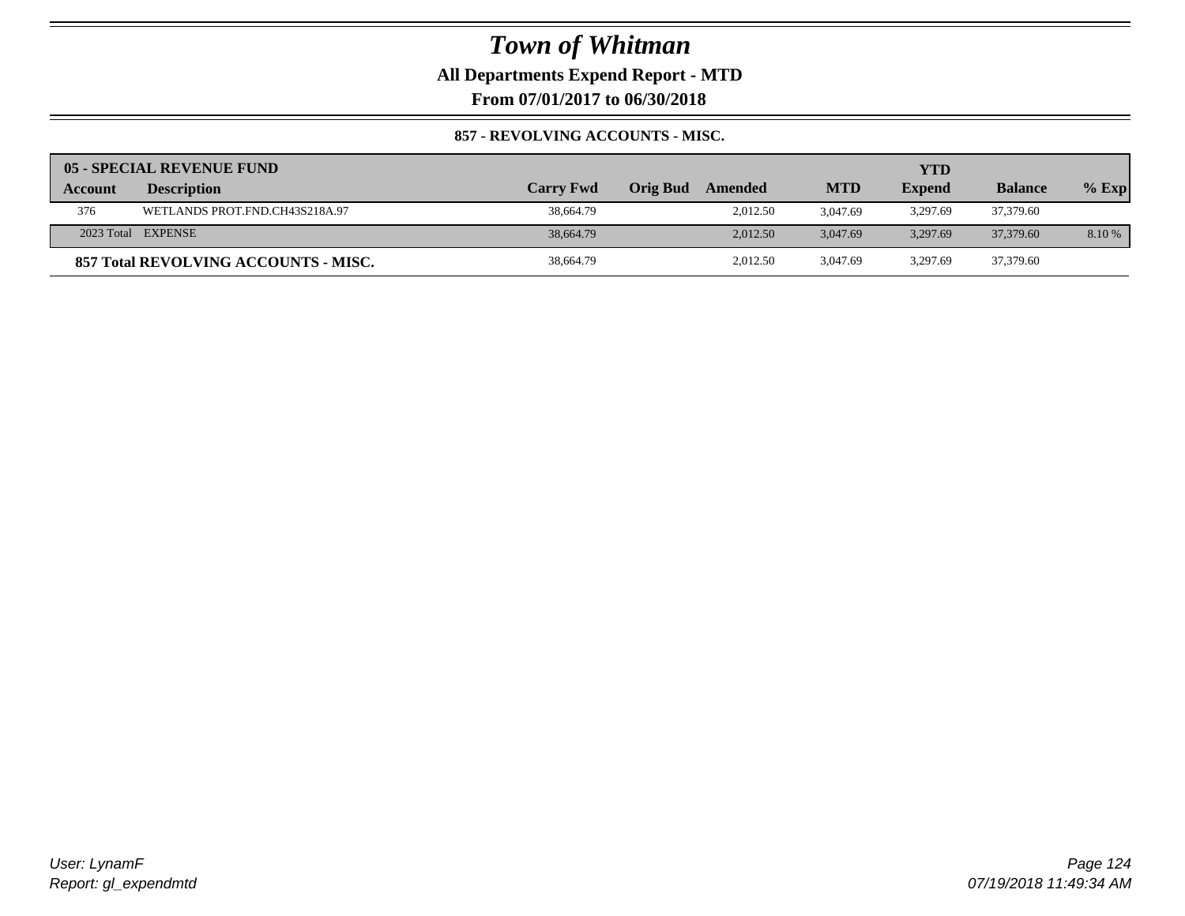# Town of Whitman

**All Departments Expend Report - MTD**

**From 07/01/2017 to 06/30/2018**

### 857 - REVOLVING ACCOUNTS - MISC.

| 05 - SPECIAL REVENUE FUND | | | | | | | | |
|---|---|---|---|---|---|---|---|---|
| **Account** | **Description** | **Carry Fwd** | **Orig Bud** | **Amended** | **MTD** | **YTD Expend** | **Balance** | **% Exp** |
| 376 | WETLANDS PROT.FND.CH43S218A.97 | 38,664.79 | | 2,012.50 | 3,047.69 | 3,297.69 | 37,379.60 | |
| 2023 Total | EXPENSE | 38,664.79 | | 2,012.50 | 3,047.69 | 3,297.69 | 37,379.60 | 8.10 % |
| **857 Total REVOLVING ACCOUNTS - MISC.** | | 38,664.79 | | 2,012.50 | 3,047.69 | 3,297.69 | 37,379.60 | |

*User: LynamF*
*Report: gl_expendmtd*

*07/19/2018 11:49:34 AM*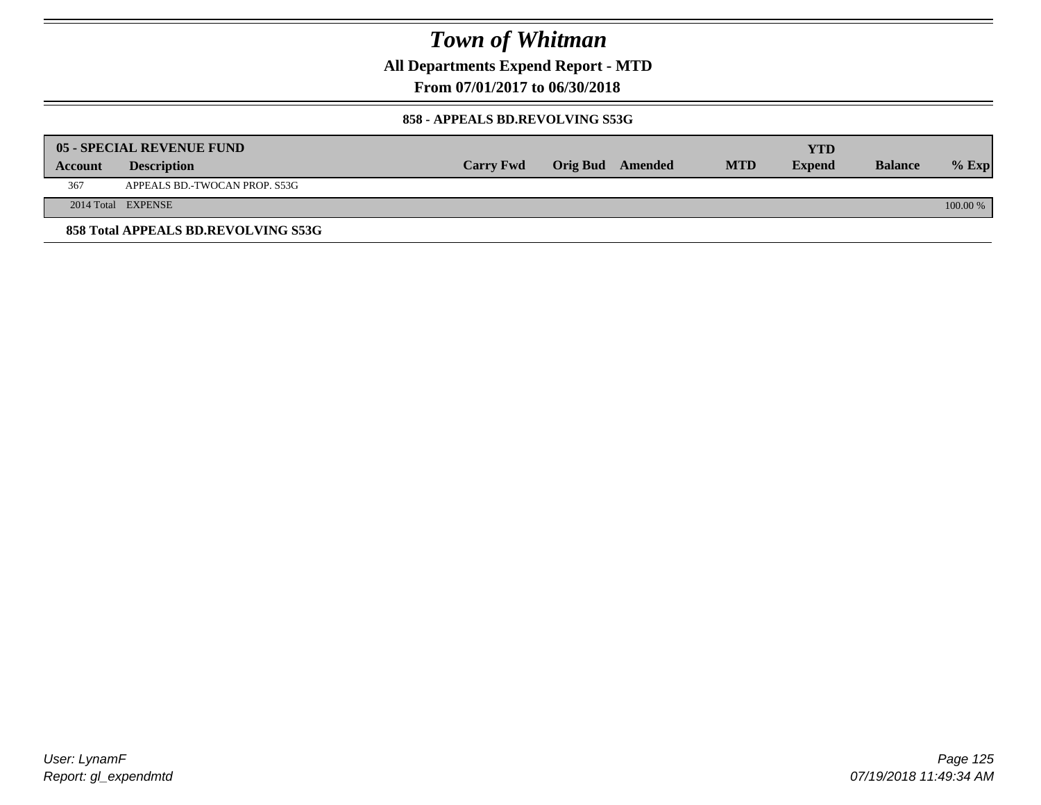# Town of Whitman

**All Departments Expend Report - MTD**

**From 07/01/2017 to 06/30/2018**

**858 - APPEALS BD.REVOLVING S53G**

| 05 - SPECIAL REVENUE FUND | | | | | | | | |
|---|---|---|---|---|---|---|---|---|
| **Account** | **Description** | **Carry Fwd** | **Orig Bud** | **Amended** | **MTD** | **YTD Expend** | **Balance** | **% Exp** |
| 367 | APPEALS BD.-TWOCAN PROP. S53G | | | | | | | |
| 2014 Total | EXPENSE | | | | | | | 100.00 % |

**858 Total APPEALS BD.REVOLVING S53G**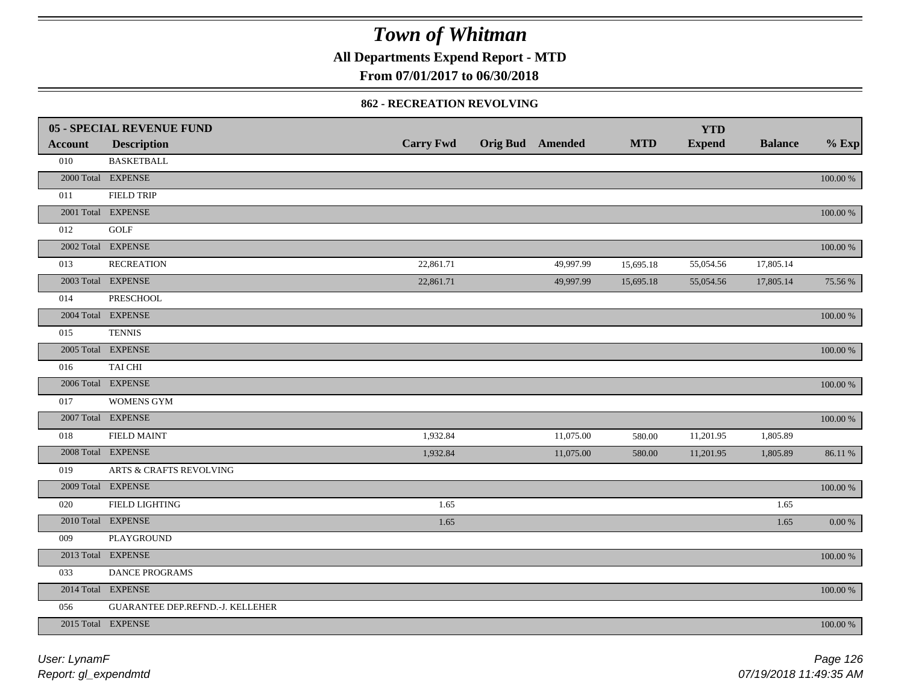# Town of Whitman

**All Departments Expend Report - MTD**

**From 07/01/2017 to 06/30/2018**

### 862 - RECREATION REVOLVING

| 05 - SPECIAL REVENUE FUND | | | | | | YTD | | |
|---|---|---|---|---|---|---|---|---|
| **Account** | **Description** | **Carry Fwd** | **Orig Bud** | **Amended** | **MTD** | **Expend** | **Balance** | **% Exp** |
| 010 | BASKETBALL | | | | | | | |
| 2000 Total | EXPENSE | | | | | | | 100.00 % |
| 011 | FIELD TRIP | | | | | | | |
| 2001 Total | EXPENSE | | | | | | | 100.00 % |
| 012 | GOLF | | | | | | | |
| 2002 Total | EXPENSE | | | | | | | 100.00 % |
| 013 | RECREATION | 22,861.71 | | 49,997.99 | 15,695.18 | 55,054.56 | 17,805.14 | |
| 2003 Total | EXPENSE | 22,861.71 | | 49,997.99 | 15,695.18 | 55,054.56 | 17,805.14 | 75.56 % |
| 014 | PRESCHOOL | | | | | | | |
| 2004 Total | EXPENSE | | | | | | | 100.00 % |
| 015 | TENNIS | | | | | | | |
| 2005 Total | EXPENSE | | | | | | | 100.00 % |
| 016 | TAI CHI | | | | | | | |
| 2006 Total | EXPENSE | | | | | | | 100.00 % |
| 017 | WOMENS GYM | | | | | | | |
| 2007 Total | EXPENSE | | | | | | | 100.00 % |
| 018 | FIELD MAINT | 1,932.84 | | 11,075.00 | 580.00 | 11,201.95 | 1,805.89 | |
| 2008 Total | EXPENSE | 1,932.84 | | 11,075.00 | 580.00 | 11,201.95 | 1,805.89 | 86.11 % |
| 019 | ARTS & CRAFTS REVOLVING | | | | | | | |
| 2009 Total | EXPENSE | | | | | | | 100.00 % |
| 020 | FIELD LIGHTING | 1.65 | | | | | 1.65 | |
| 2010 Total | EXPENSE | 1.65 | | | | | 1.65 | 0.00 % |
| 009 | PLAYGROUND | | | | | | | |
| 2013 Total | EXPENSE | | | | | | | 100.00 % |
| 033 | DANCE PROGRAMS | | | | | | | |
| 2014 Total | EXPENSE | | | | | | | 100.00 % |
| 056 | GUARANTEE DEP.REFND.-J. KELLEHER | | | | | | | |
| 2015 Total | EXPENSE | | | | | | | 100.00 % |

*User: LynamF*
*Report: gl_expendmtd*

*07/19/2018 11:49:35 AM*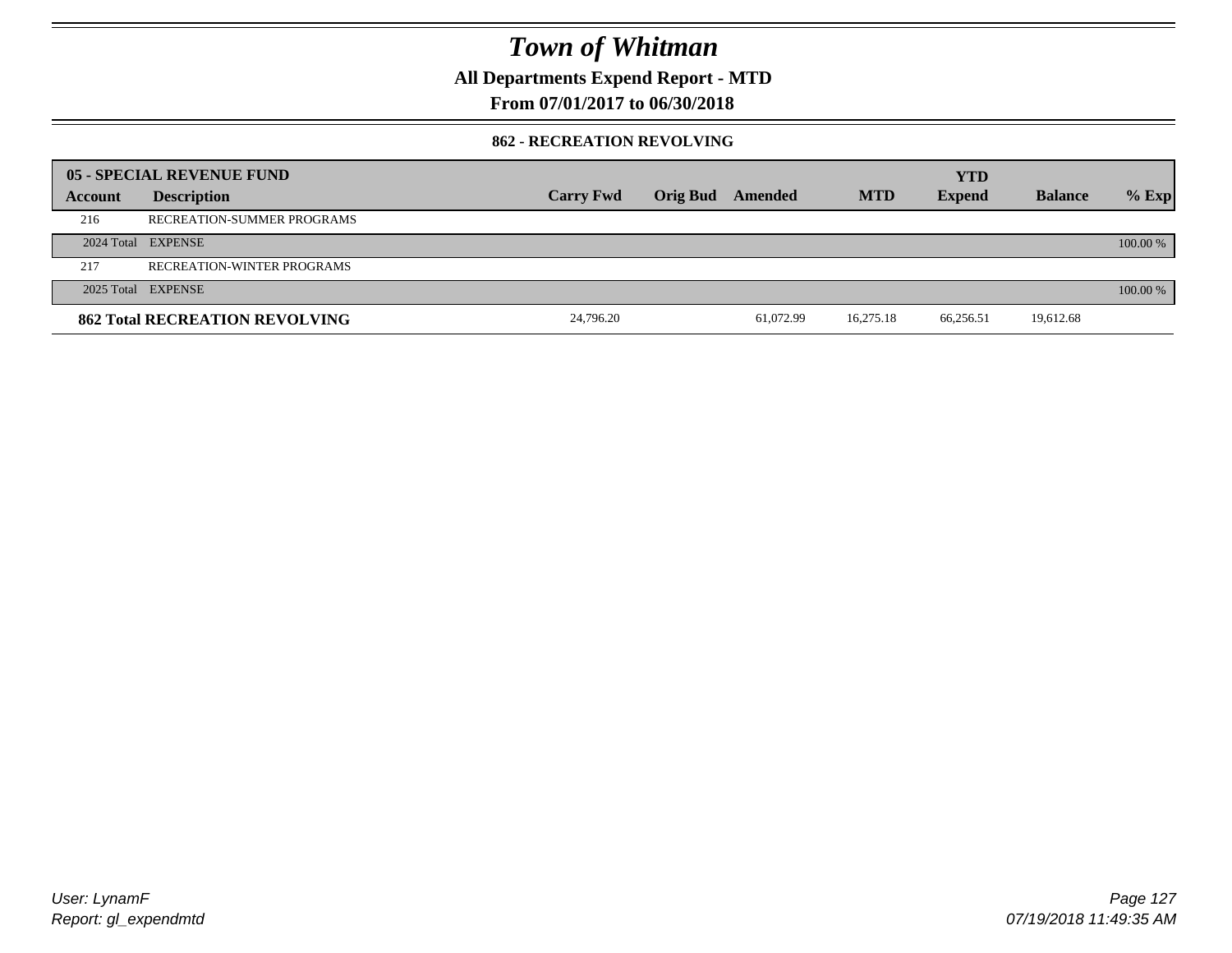# Town of Whitman

**All Departments Expend Report - MTD**

**From 07/01/2017 to 06/30/2018**

**862 - RECREATION REVOLVING**

| 05 - SPECIAL REVENUE FUND | | | | | | YTD | | |
|---|---|---|---|---|---|---|---|---|
| **Account** | **Description** | **Carry Fwd** | **Orig Bud** | **Amended** | **MTD** | **Expend** | **Balance** | **% Exp** |
| 216 | RECREATION-SUMMER PROGRAMS | | | | | | | |
| 2024 Total | EXPENSE | | | | | | | 100.00 % |
| 217 | RECREATION-WINTER PROGRAMS | | | | | | | |
| 2025 Total | EXPENSE | | | | | | | 100.00 % |
| **862 Total RECREATION REVOLVING** | | 24,796.20 | | 61,072.99 | 16,275.18 | 66,256.51 | 19,612.68 | |

*User: LynamF*
*Report: gl_expendmtd*

*07/19/2018 11:49:35 AM*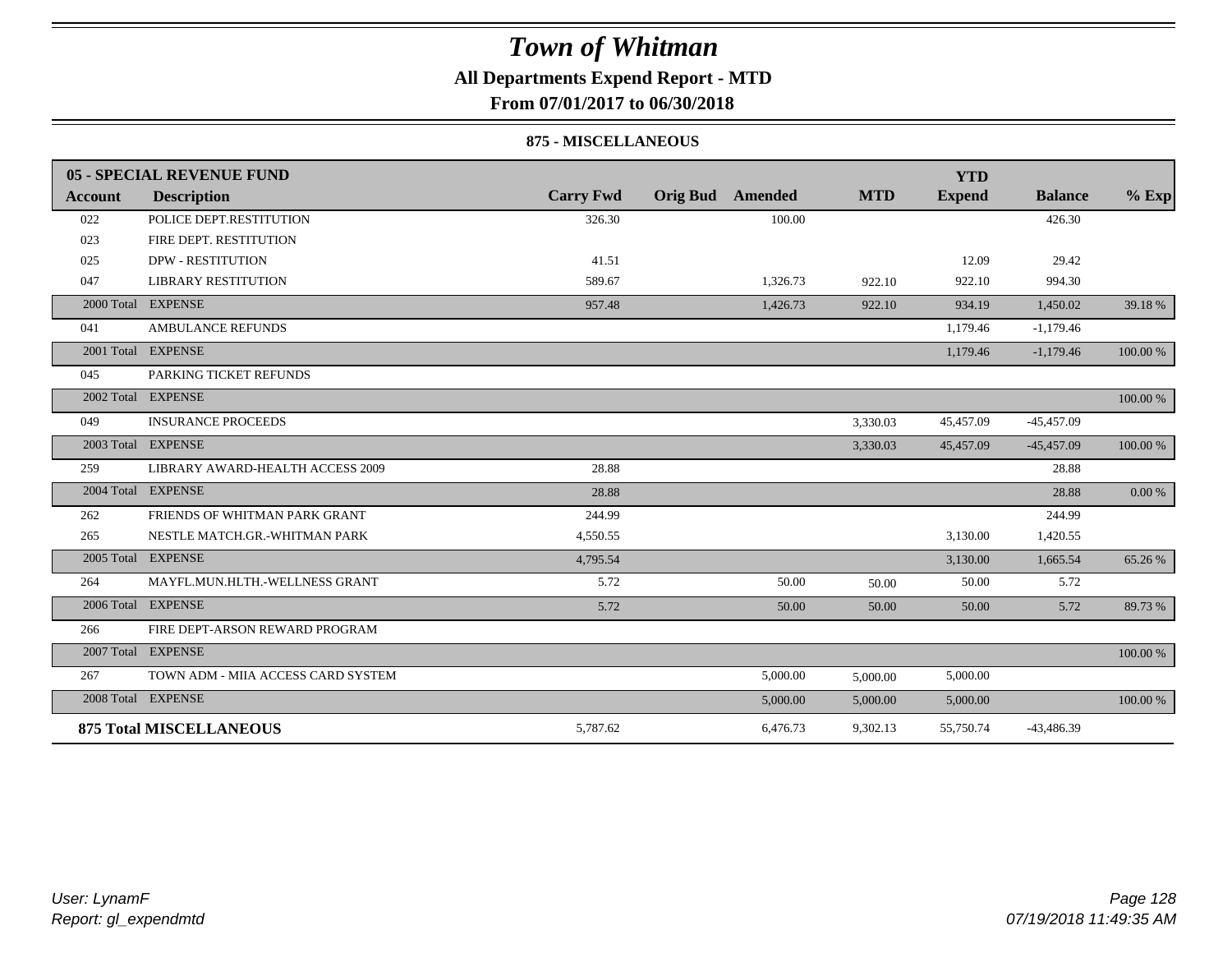# *Town of Whitman*

**All Departments Expend Report - MTD**

**From 07/01/2017 to 06/30/2018**

**875 - MISCELLANEOUS**

| **05 - SPECIAL REVENUE FUND** | | | | | | | | |
|---|---|---|---|---|---|---|---|---|
| **Account** | **Description** | **Carry Fwd** | **Orig Bud** | **Amended** | **MTD** | **YTD Expend** | **Balance** | **% Exp** |
| 022 | POLICE DEPT.RESTITUTION | 326.30 | | 100.00 | | | 426.30 | |
| 023 | FIRE DEPT. RESTITUTION | | | | | | | |
| 025 | DPW - RESTITUTION | 41.51 | | | | 12.09 | 29.42 | |
| 047 | LIBRARY RESTITUTION | 589.67 | | 1,326.73 | 922.10 | 922.10 | 994.30 | |
| 2000 Total | EXPENSE | 957.48 | | 1,426.73 | 922.10 | 934.19 | 1,450.02 | 39.18 % |
| 041 | AMBULANCE REFUNDS | | | | | 1,179.46 | -1,179.46 | |
| 2001 Total | EXPENSE | | | | | 1,179.46 | -1,179.46 | 100.00 % |
| 045 | PARKING TICKET REFUNDS | | | | | | | |
| 2002 Total | EXPENSE | | | | | | | 100.00 % |
| 049 | INSURANCE PROCEEDS | | | | 3,330.03 | 45,457.09 | -45,457.09 | |
| 2003 Total | EXPENSE | | | | 3,330.03 | 45,457.09 | -45,457.09 | 100.00 % |
| 259 | LIBRARY AWARD-HEALTH ACCESS 2009 | 28.88 | | | | | 28.88 | |
| 2004 Total | EXPENSE | 28.88 | | | | | 28.88 | 0.00 % |
| 262 | FRIENDS OF WHITMAN PARK GRANT | 244.99 | | | | | 244.99 | |
| 265 | NESTLE MATCH.GR.-WHITMAN PARK | 4,550.55 | | | | 3,130.00 | 1,420.55 | |
| 2005 Total | EXPENSE | 4,795.54 | | | | 3,130.00 | 1,665.54 | 65.26 % |
| 264 | MAYFL.MUN.HLTH.-WELLNESS GRANT | 5.72 | | 50.00 | 50.00 | 50.00 | 5.72 | |
| 2006 Total | EXPENSE | 5.72 | | 50.00 | 50.00 | 50.00 | 5.72 | 89.73 % |
| 266 | FIRE DEPT-ARSON REWARD PROGRAM | | | | | | | |
| 2007 Total | EXPENSE | | | | | | | 100.00 % |
| 267 | TOWN ADM - MIIA ACCESS CARD SYSTEM | | | 5,000.00 | 5,000.00 | 5,000.00 | | |
| 2008 Total | EXPENSE | | | 5,000.00 | 5,000.00 | 5,000.00 | | 100.00 % |
| **875 Total MISCELLANEOUS** | | 5,787.62 | | 6,476.73 | 9,302.13 | 55,750.74 | -43,486.39 | |

*User: LynamF*
*Report: gl_expendmtd*

*07/19/2018 11:49:35 AM*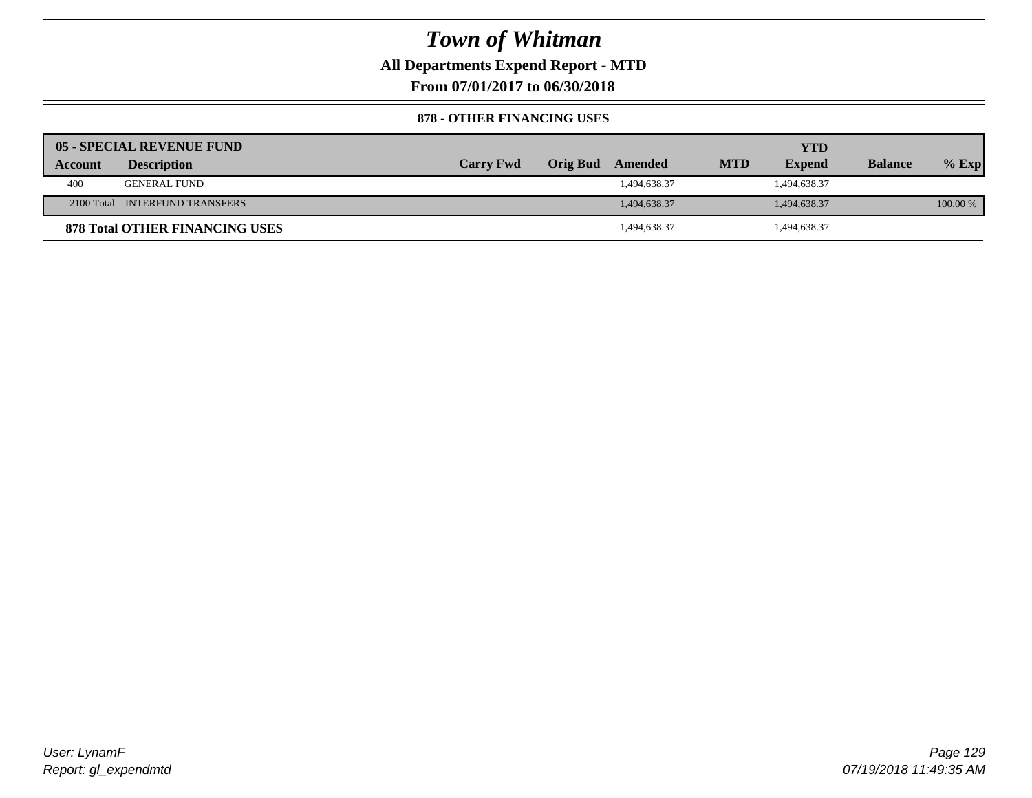# Town of Whitman

**All Departments Expend Report - MTD**

**From 07/01/2017 to 06/30/2018**

**878 - OTHER FINANCING USES**

| **05 - SPECIAL REVENUE FUND** | | | | | | | | |
|---|---|---|---|---|---|---|---|---|
| **Account** | **Description** | **Carry Fwd** | **Orig Bud** | **Amended** | **MTD** | **YTD Expend** | **Balance** | **% Exp** |
| 400 | GENERAL FUND | | | 1,494,638.37 | | 1,494,638.37 | | |
| 2100 Total | INTERFUND TRANSFERS | | | 1,494,638.37 | | 1,494,638.37 | | 100.00 % |
| **878 Total OTHER FINANCING USES** | | | | 1,494,638.37 | | 1,494,638.37 | | |

*User: LynamF*
*Report: gl_expendmtd*

*07/19/2018 11:49:35 AM*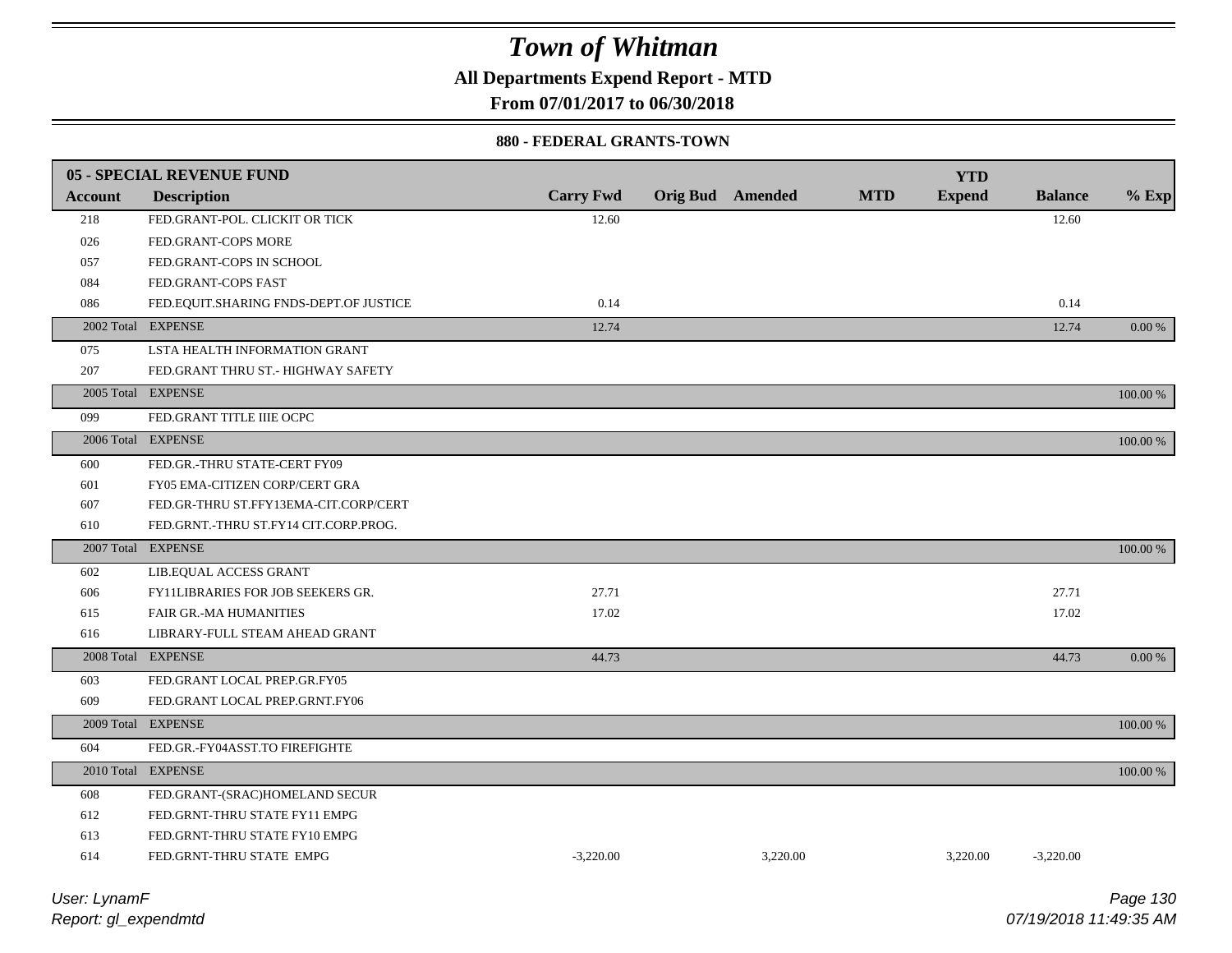# Town of Whitman

**All Departments Expend Report - MTD**

**From 07/01/2017 to 06/30/2018**

**880 - FEDERAL GRANTS-TOWN**

| 05 - SPECIAL REVENUE FUND | | | | | | YTD | | |
|---|---|---|---|---|---|---|---|---|
| **Account** | **Description** | **Carry Fwd** | **Orig Bud** | **Amended** | **MTD** | **Expend** | **Balance** | **% Exp** |
| 218 | FED.GRANT-POL. CLICKIT OR TICK | 12.60 | | | | | 12.60 | |
| 026 | FED.GRANT-COPS MORE | | | | | | | |
| 057 | FED.GRANT-COPS IN SCHOOL | | | | | | | |
| 084 | FED.GRANT-COPS FAST | | | | | | | |
| 086 | FED.EQUIT.SHARING FNDS-DEPT.OF JUSTICE | 0.14 | | | | | 0.14 | |
| 2002 Total | EXPENSE | 12.74 | | | | | 12.74 | 0.00 % |
| 075 | LSTA HEALTH INFORMATION GRANT | | | | | | | |
| 207 | FED.GRANT THRU ST.- HIGHWAY SAFETY | | | | | | | |
| 2005 Total | EXPENSE | | | | | | | 100.00 % |
| 099 | FED.GRANT TITLE IIIE OCPC | | | | | | | |
| 2006 Total | EXPENSE | | | | | | | 100.00 % |
| 600 | FED.GR.-THRU STATE-CERT FY09 | | | | | | | |
| 601 | FY05 EMA-CITIZEN CORP/CERT GRA | | | | | | | |
| 607 | FED.GR-THRU ST.FFY13EMA-CIT.CORP/CERT | | | | | | | |
| 610 | FED.GRNT.-THRU ST.FY14 CIT.CORP.PROG. | | | | | | | |
| 2007 Total | EXPENSE | | | | | | | 100.00 % |
| 602 | LIB.EQUAL ACCESS GRANT | | | | | | | |
| 606 | FY11LIBRARIES FOR JOB SEEKERS GR. | 27.71 | | | | | 27.71 | |
| 615 | FAIR GR.-MA HUMANITIES | 17.02 | | | | | 17.02 | |
| 616 | LIBRARY-FULL STEAM AHEAD GRANT | | | | | | | |
| 2008 Total | EXPENSE | 44.73 | | | | | 44.73 | 0.00 % |
| 603 | FED.GRANT LOCAL PREP.GR.FY05 | | | | | | | |
| 609 | FED.GRANT LOCAL PREP.GRNT.FY06 | | | | | | | |
| 2009 Total | EXPENSE | | | | | | | 100.00 % |
| 604 | FED.GR.-FY04ASST.TO FIREFIGHTE | | | | | | | |
| 2010 Total | EXPENSE | | | | | | | 100.00 % |
| 608 | FED.GRANT-(SRAC)HOMELAND SECUR | | | | | | | |
| 612 | FED.GRNT-THRU STATE FY11 EMPG | | | | | | | |
| 613 | FED.GRNT-THRU STATE FY10 EMPG | | | | | | | |
| 614 | FED.GRNT-THRU STATE EMPG | -3,220.00 | | 3,220.00 | | 3,220.00 | -3,220.00 | |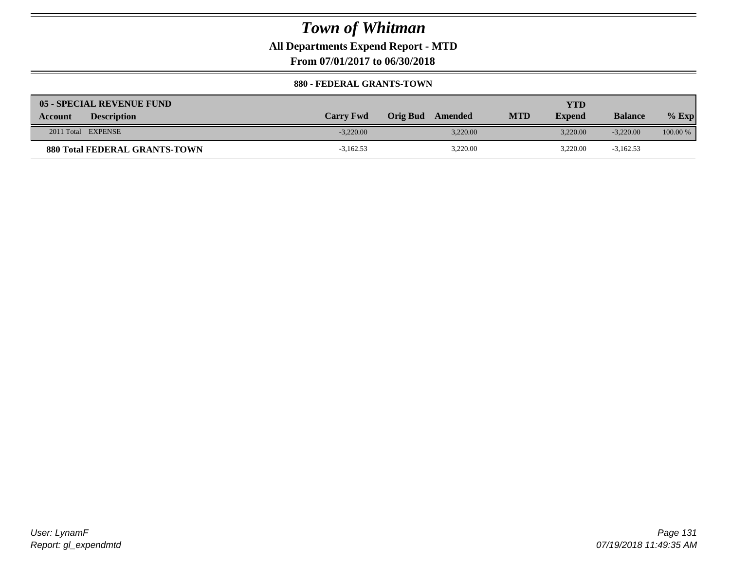# Town of Whitman

**All Departments Expend Report - MTD**

**From 07/01/2017 to 06/30/2018**

**880 - FEDERAL GRANTS-TOWN**

| 05 - SPECIAL REVENUE FUND | | | | | | YTD | | |
|---|---|---|---|---|---|---|---|---|
| **Account** | **Description** | **Carry Fwd** | **Orig Bud** | **Amended** | **MTD** | **Expend** | **Balance** | **% Exp** |
| 2011 Total | EXPENSE | -3,220.00 | | 3,220.00 | | 3,220.00 | -3,220.00 | 100.00 % |
| **880 Total FEDERAL GRANTS-TOWN** | | -3,162.53 | | 3,220.00 | | 3,220.00 | -3,162.53 | |

User: LynamF
Report: gl_expendmtd

07/19/2018 11:49:35 AM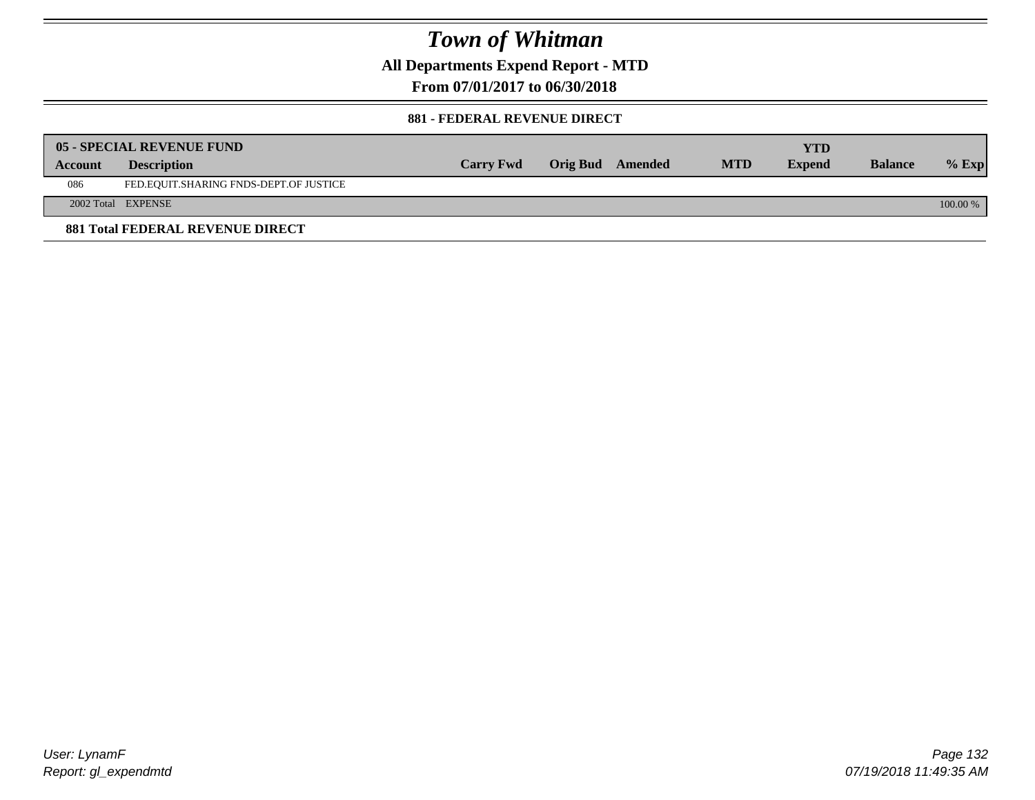# Town of Whitman

## All Departments Expend Report - MTD

## From 07/01/2017 to 06/30/2018

### 881 - FEDERAL REVENUE DIRECT

| 05 - SPECIAL REVENUE FUND | | | | | | YTD | | |
|---|---|---|---|---|---|---|---|---|
| **Account** | **Description** | **Carry Fwd** | **Orig Bud** | **Amended** | **MTD** | **Expend** | **Balance** | **% Exp** |
| 086 | FED.EQUIT.SHARING FNDS-DEPT.OF JUSTICE | | | | | | | |
| 2002 Total | EXPENSE | | | | | | | 100.00 % |

**881 Total FEDERAL REVENUE DIRECT**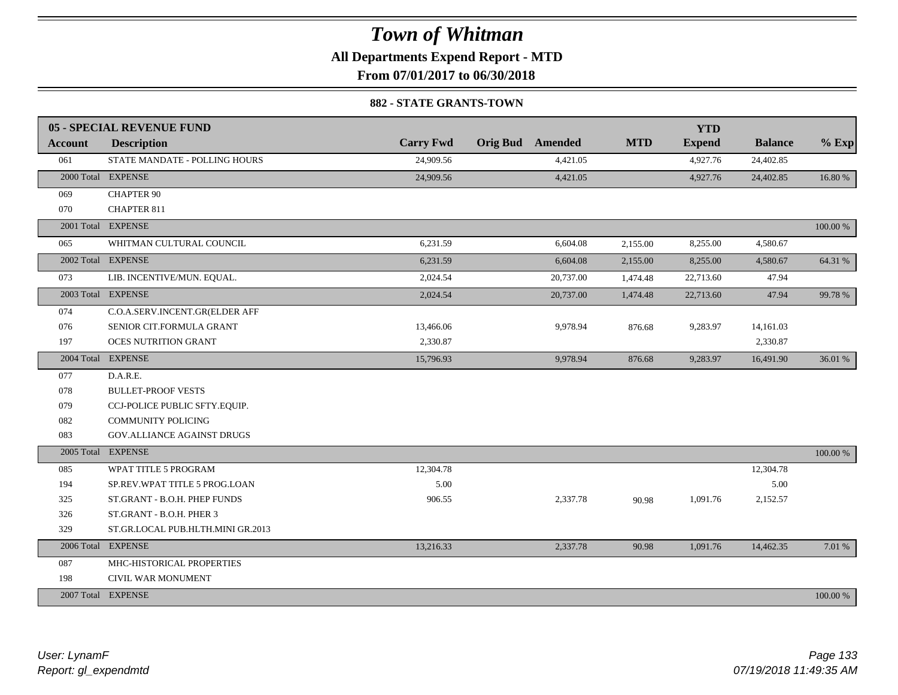# Town of Whitman

## All Departments Expend Report - MTD

## From 07/01/2017 to 06/30/2018

### 882 - STATE GRANTS-TOWN

| 05 - SPECIAL REVENUE FUND | | | | | | YTD | | |
|---|---|---|---|---|---|---|---|---|
| Account | Description | Carry Fwd | Orig Bud | Amended | MTD | Expend | Balance | % Exp |
| 061 | STATE MANDATE - POLLING HOURS | 24,909.56 | | 4,421.05 | | 4,927.76 | 24,402.85 | |
| 2000 Total | EXPENSE | 24,909.56 | | 4,421.05 | | 4,927.76 | 24,402.85 | 16.80 % |
| 069 | CHAPTER 90 | | | | | | | |
| 070 | CHAPTER 811 | | | | | | | |
| 2001 Total | EXPENSE | | | | | | | 100.00 % |
| 065 | WHITMAN CULTURAL COUNCIL | 6,231.59 | | 6,604.08 | 2,155.00 | 8,255.00 | 4,580.67 | |
| 2002 Total | EXPENSE | 6,231.59 | | 6,604.08 | 2,155.00 | 8,255.00 | 4,580.67 | 64.31 % |
| 073 | LIB. INCENTIVE/MUN. EQUAL. | 2,024.54 | | 20,737.00 | 1,474.48 | 22,713.60 | 47.94 | |
| 2003 Total | EXPENSE | 2,024.54 | | 20,737.00 | 1,474.48 | 22,713.60 | 47.94 | 99.78 % |
| 074 | C.O.A.SERV.INCENT.GR(ELDER AFF | | | | | | | |
| 076 | SENIOR CIT.FORMULA GRANT | 13,466.06 | | 9,978.94 | 876.68 | 9,283.97 | 14,161.03 | |
| 197 | OCES NUTRITION GRANT | 2,330.87 | | | | | 2,330.87 | |
| 2004 Total | EXPENSE | 15,796.93 | | 9,978.94 | 876.68 | 9,283.97 | 16,491.90 | 36.01 % |
| 077 | D.A.R.E. | | | | | | | |
| 078 | BULLET-PROOF VESTS | | | | | | | |
| 079 | CCJ-POLICE PUBLIC SFTY.EQUIP. | | | | | | | |
| 082 | COMMUNITY POLICING | | | | | | | |
| 083 | GOV.ALLIANCE AGAINST DRUGS | | | | | | | |
| 2005 Total | EXPENSE | | | | | | | 100.00 % |
| 085 | WPAT TITLE 5 PROGRAM | 12,304.78 | | | | | 12,304.78 | |
| 194 | SP.REV.WPAT TITLE 5 PROG.LOAN | 5.00 | | | | | 5.00 | |
| 325 | ST.GRANT - B.O.H. PHEP FUNDS | 906.55 | | 2,337.78 | 90.98 | 1,091.76 | 2,152.57 | |
| 326 | ST.GRANT - B.O.H. PHER 3 | | | | | | | |
| 329 | ST.GR.LOCAL PUB.HLTH.MINI GR.2013 | | | | | | | |
| 2006 Total | EXPENSE | 13,216.33 | | 2,337.78 | 90.98 | 1,091.76 | 14,462.35 | 7.01 % |
| 087 | MHC-HISTORICAL PROPERTIES | | | | | | | |
| 198 | CIVIL WAR MONUMENT | | | | | | | |
| 2007 Total | EXPENSE | | | | | | | 100.00 % |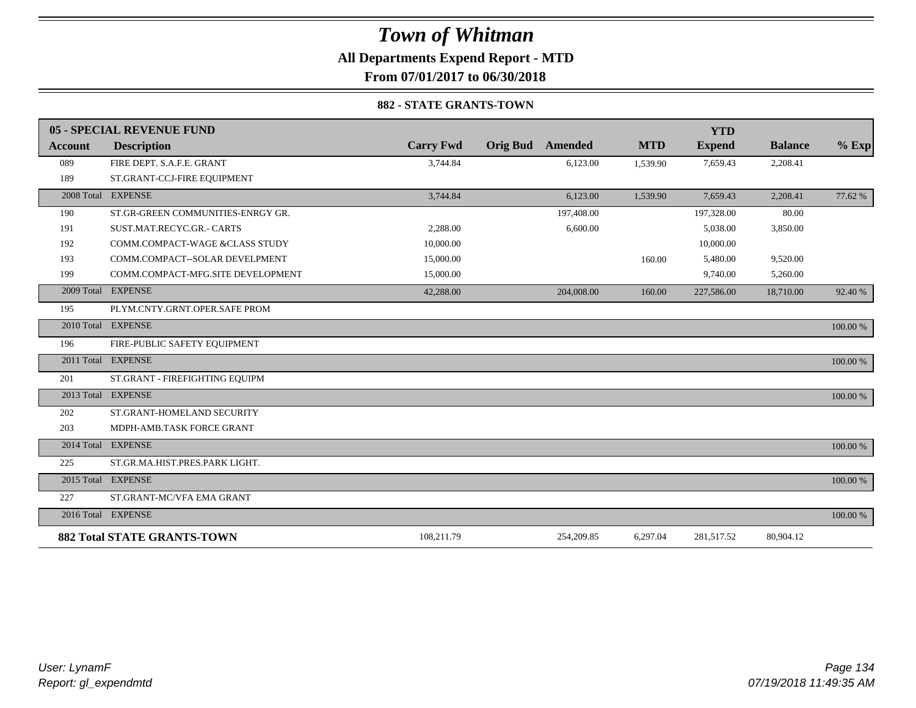# Town of Whitman

**All Departments Expend Report - MTD**

**From 07/01/2017 to 06/30/2018**

**882 - STATE GRANTS-TOWN**

| **05 - SPECIAL REVENUE FUND** | | | | | | **YTD** | | |
|---|---|---|---|---|---|---|---|---|
| **Account** | **Description** | **Carry Fwd** | **Orig Bud** | **Amended** | **MTD** | **Expend** | **Balance** | **% Exp** |
| 089 | FIRE DEPT. S.A.F.E. GRANT | 3,744.84 | | 6,123.00 | 1,539.90 | 7,659.43 | 2,208.41 | |
| 189 | ST.GRANT-CCJ-FIRE EQUIPMENT | | | | | | | |
| 2008 Total | EXPENSE | 3,744.84 | | 6,123.00 | 1,539.90 | 7,659.43 | 2,208.41 | 77.62 % |
| 190 | ST.GR-GREEN COMMUNITIES-ENRGY GR. | | | 197,408.00 | | 197,328.00 | 80.00 | |
| 191 | SUST.MAT.RECYC.GR.- CARTS | 2,288.00 | | 6,600.00 | | 5,038.00 | 3,850.00 | |
| 192 | COMM.COMPACT-WAGE &CLASS STUDY | 10,000.00 | | | | 10,000.00 | | |
| 193 | COMM.COMPACT--SOLAR DEVELPMENT | 15,000.00 | | | 160.00 | 5,480.00 | 9,520.00 | |
| 199 | COMM.COMPACT-MFG.SITE DEVELOPMENT | 15,000.00 | | | | 9,740.00 | 5,260.00 | |
| 2009 Total | EXPENSE | 42,288.00 | | 204,008.00 | 160.00 | 227,586.00 | 18,710.00 | 92.40 % |
| 195 | PLYM.CNTY.GRNT.OPER.SAFE PROM | | | | | | | |
| 2010 Total | EXPENSE | | | | | | | 100.00 % |
| 196 | FIRE-PUBLIC SAFETY EQUIPMENT | | | | | | | |
| 2011 Total | EXPENSE | | | | | | | 100.00 % |
| 201 | ST.GRANT - FIREFIGHTING EQUIPM | | | | | | | |
| 2013 Total | EXPENSE | | | | | | | 100.00 % |
| 202 | ST.GRANT-HOMELAND SECURITY | | | | | | | |
| 203 | MDPH-AMB.TASK FORCE GRANT | | | | | | | |
| 2014 Total | EXPENSE | | | | | | | 100.00 % |
| 225 | ST.GR.MA.HIST.PRES.PARK LIGHT. | | | | | | | |
| 2015 Total | EXPENSE | | | | | | | 100.00 % |
| 227 | ST.GRANT-MC/VFA EMA GRANT | | | | | | | |
| 2016 Total | EXPENSE | | | | | | | 100.00 % |
| **882 Total STATE GRANTS-TOWN** | | 108,211.79 | | 254,209.85 | 6,297.04 | 281,517.52 | 80,904.12 | |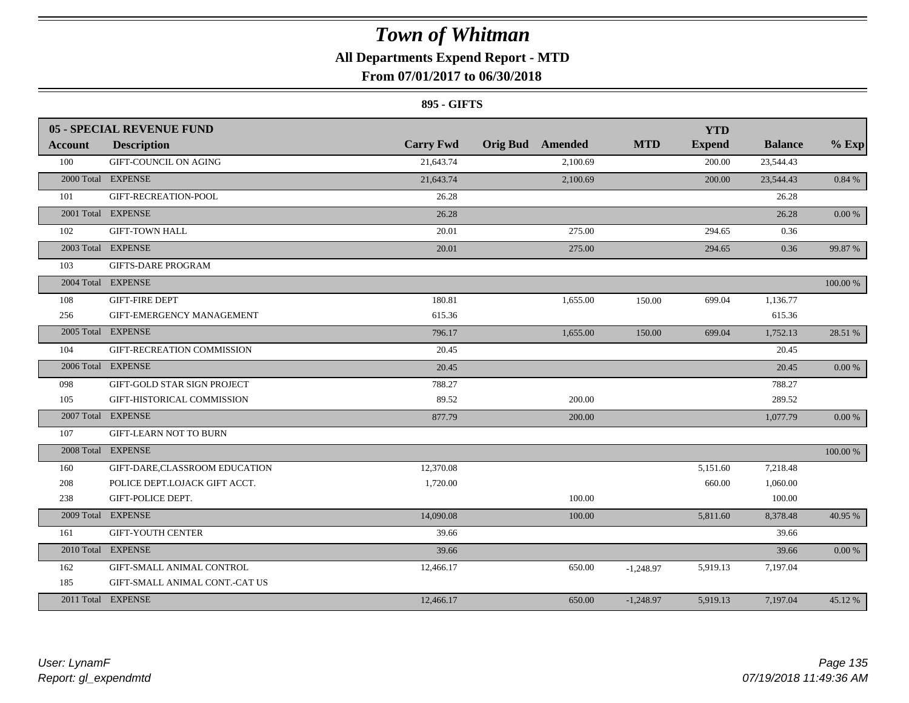# Town of Whitman

## All Departments Expend Report - MTD

### From 07/01/2017 to 06/30/2018

#### 895 - GIFTS

| Account | Description | Carry Fwd | Orig Bud | Amended | MTD | YTD Expend | Balance | % Exp |
|---|---|---|---|---|---|---|---|---|
| **05 - SPECIAL REVENUE FUND** | | | | | | | | |
| 100 | GIFT-COUNCIL ON AGING | 21,643.74 | | 2,100.69 | | 200.00 | 23,544.43 | |
| 2000 Total | EXPENSE | 21,643.74 | | 2,100.69 | | 200.00 | 23,544.43 | 0.84 % |
| 101 | GIFT-RECREATION-POOL | 26.28 | | | | | 26.28 | |
| 2001 Total | EXPENSE | 26.28 | | | | | 26.28 | 0.00 % |
| 102 | GIFT-TOWN HALL | 20.01 | | 275.00 | | 294.65 | 0.36 | |
| 2003 Total | EXPENSE | 20.01 | | 275.00 | | 294.65 | 0.36 | 99.87 % |
| 103 | GIFTS-DARE PROGRAM | | | | | | | |
| 2004 Total | EXPENSE | | | | | | | 100.00 % |
| 108 | GIFT-FIRE DEPT | 180.81 | | 1,655.00 | 150.00 | 699.04 | 1,136.77 | |
| 256 | GIFT-EMERGENCY MANAGEMENT | 615.36 | | | | | 615.36 | |
| 2005 Total | EXPENSE | 796.17 | | 1,655.00 | 150.00 | 699.04 | 1,752.13 | 28.51 % |
| 104 | GIFT-RECREATION COMMISSION | 20.45 | | | | | 20.45 | |
| 2006 Total | EXPENSE | 20.45 | | | | | 20.45 | 0.00 % |
| 098 | GIFT-GOLD STAR SIGN PROJECT | 788.27 | | | | | 788.27 | |
| 105 | GIFT-HISTORICAL COMMISSION | 89.52 | | 200.00 | | | 289.52 | |
| 2007 Total | EXPENSE | 877.79 | | 200.00 | | | 1,077.79 | 0.00 % |
| 107 | GIFT-LEARN NOT TO BURN | | | | | | | |
| 2008 Total | EXPENSE | | | | | | | 100.00 % |
| 160 | GIFT-DARE,CLASSROOM EDUCATION | 12,370.08 | | | | 5,151.60 | 7,218.48 | |
| 208 | POLICE DEPT.LOJACK GIFT ACCT. | 1,720.00 | | | | 660.00 | 1,060.00 | |
| 238 | GIFT-POLICE DEPT. | | | 100.00 | | | 100.00 | |
| 2009 Total | EXPENSE | 14,090.08 | | 100.00 | | 5,811.60 | 8,378.48 | 40.95 % |
| 161 | GIFT-YOUTH CENTER | 39.66 | | | | | 39.66 | |
| 2010 Total | EXPENSE | 39.66 | | | | | 39.66 | 0.00 % |
| 162 | GIFT-SMALL ANIMAL CONTROL | 12,466.17 | | 650.00 | -1,248.97 | 5,919.13 | 7,197.04 | |
| 185 | GIFT-SMALL ANIMAL CONT.-CAT US | | | | | | | |
| 2011 Total | EXPENSE | 12,466.17 | | 650.00 | -1,248.97 | 5,919.13 | 7,197.04 | 45.12 % |

User: LynamF
Report: gl_expendmtd
07/19/2018 11:49:36 AM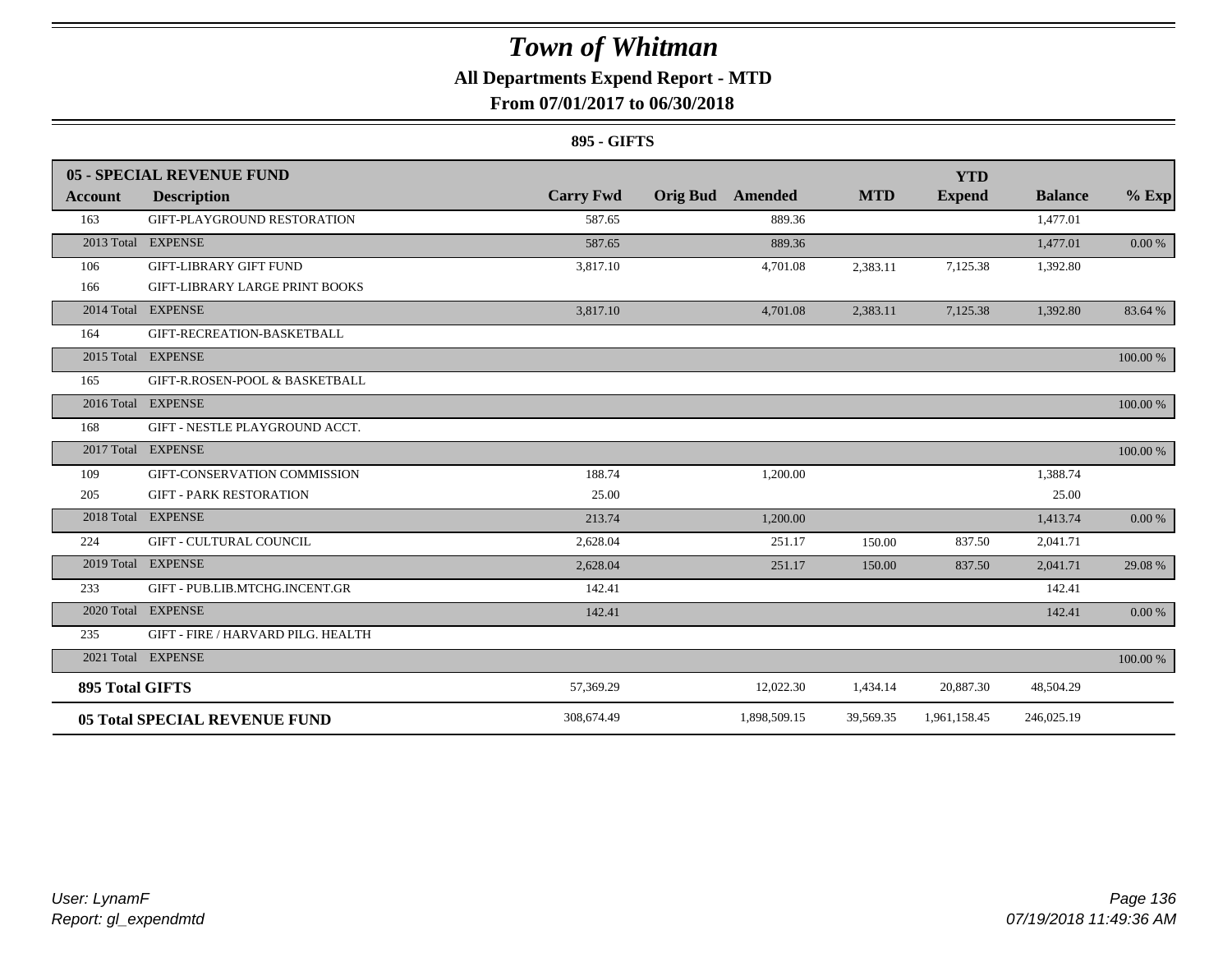# Town of Whitman

## All Departments Expend Report - MTD

### From 07/01/2017 to 06/30/2018

#### 895 - GIFTS

| 05 - SPECIAL REVENUE FUND | | | | | | YTD | | |
|---|---|---|---|---|---|---|---|---|
| **Account** | **Description** | **Carry Fwd** | **Orig Bud** | **Amended** | **MTD** | **Expend** | **Balance** | **% Exp** |
| 163 | GIFT-PLAYGROUND RESTORATION | 587.65 | | 889.36 | | | 1,477.01 | |
| 2013 Total | EXPENSE | 587.65 | | 889.36 | | | 1,477.01 | 0.00 % |
| 106 | GIFT-LIBRARY GIFT FUND | 3,817.10 | | 4,701.08 | 2,383.11 | 7,125.38 | 1,392.80 | |
| 166 | GIFT-LIBRARY LARGE PRINT BOOKS | | | | | | | |
| 2014 Total | EXPENSE | 3,817.10 | | 4,701.08 | 2,383.11 | 7,125.38 | 1,392.80 | 83.64 % |
| 164 | GIFT-RECREATION-BASKETBALL | | | | | | | |
| 2015 Total | EXPENSE | | | | | | | 100.00 % |
| 165 | GIFT-R.ROSEN-POOL & BASKETBALL | | | | | | | |
| 2016 Total | EXPENSE | | | | | | | 100.00 % |
| 168 | GIFT - NESTLE PLAYGROUND ACCT. | | | | | | | |
| 2017 Total | EXPENSE | | | | | | | 100.00 % |
| 109 | GIFT-CONSERVATION COMMISSION | 188.74 | | 1,200.00 | | | 1,388.74 | |
| 205 | GIFT - PARK RESTORATION | 25.00 | | | | | 25.00 | |
| 2018 Total | EXPENSE | 213.74 | | 1,200.00 | | | 1,413.74 | 0.00 % |
| 224 | GIFT - CULTURAL COUNCIL | 2,628.04 | | 251.17 | 150.00 | 837.50 | 2,041.71 | |
| 2019 Total | EXPENSE | 2,628.04 | | 251.17 | 150.00 | 837.50 | 2,041.71 | 29.08 % |
| 233 | GIFT - PUB.LIB.MTCHG.INCENT.GR | 142.41 | | | | | 142.41 | |
| 2020 Total | EXPENSE | 142.41 | | | | | 142.41 | 0.00 % |
| 235 | GIFT - FIRE / HARVARD PILG. HEALTH | | | | | | | |
| 2021 Total | EXPENSE | | | | | | | 100.00 % |
| **895 Total GIFTS** | | 57,369.29 | | 12,022.30 | 1,434.14 | 20,887.30 | 48,504.29 | |
| **05 Total SPECIAL REVENUE FUND** | | 308,674.49 | | 1,898,509.15 | 39,569.35 | 1,961,158.45 | 246,025.19 | |

*User: LynamF*
*Report: gl_expendmtd*

*07/19/2018 11:49:36 AM*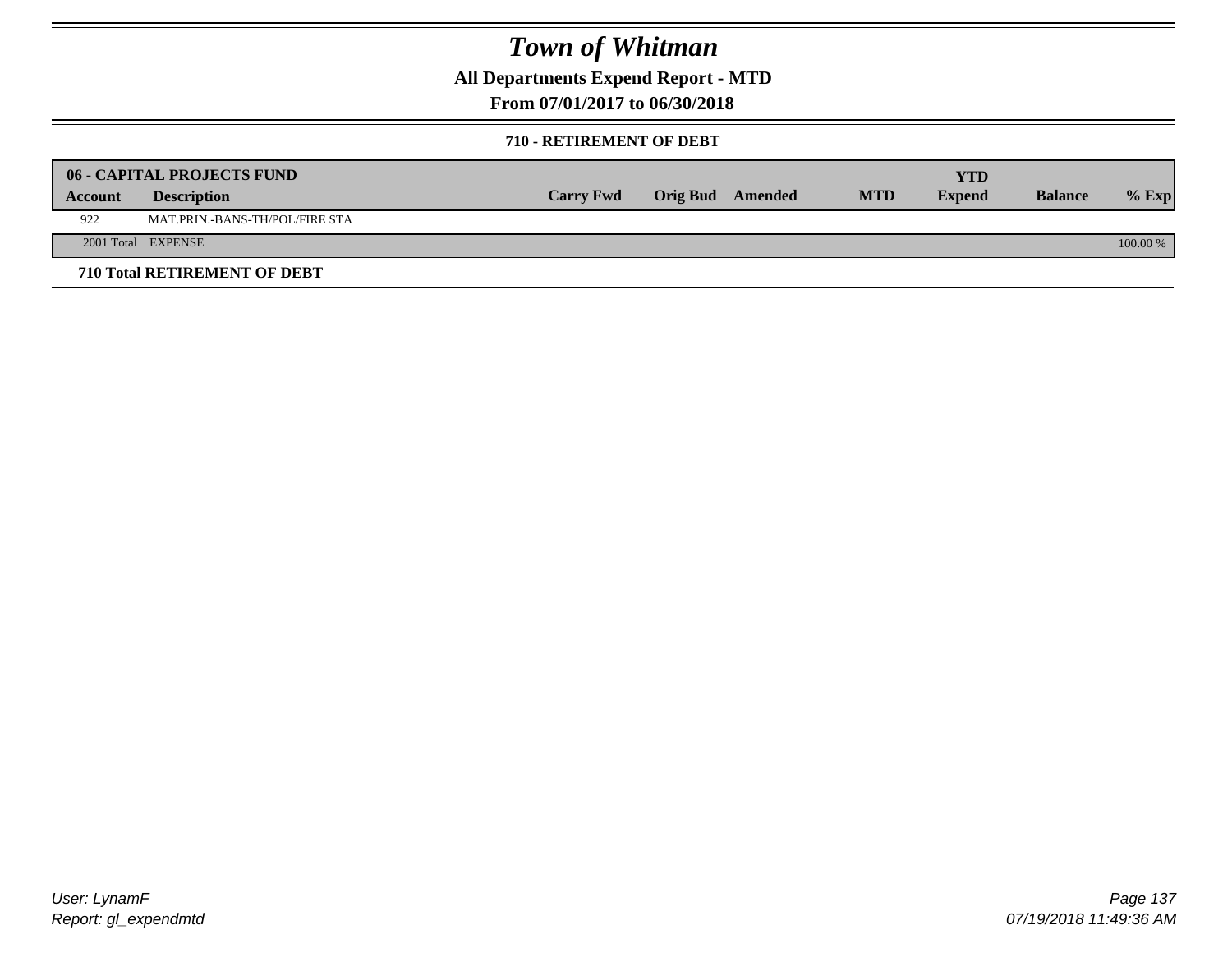# Town of Whitman

**All Departments Expend Report - MTD**

**From 07/01/2017 to 06/30/2018**

**710 - RETIREMENT OF DEBT**

| **06 - CAPITAL PROJECTS FUND** | | | | | | | | |
|---|---|---|---|---|---|---|---|---|
| **Account** | **Description** | **Carry Fwd** | **Orig Bud** | **Amended** | **MTD** | **YTD Expend** | **Balance** | **% Exp** |
| 922 | MAT.PRIN.-BANS-TH/POL/FIRE STA | | | | | | | |
| 2001 Total | EXPENSE | | | | | | | 100.00 % |

**710 Total RETIREMENT OF DEBT**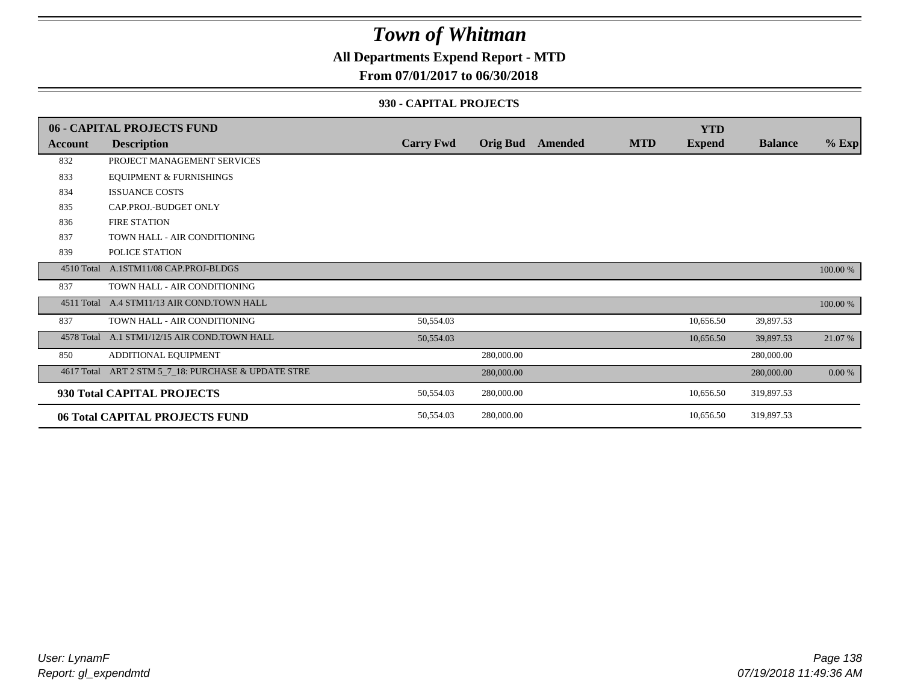# Town of Whitman

**All Departments Expend Report - MTD**

**From 07/01/2017 to 06/30/2018**

### 930 - CAPITAL PROJECTS

| 06 - CAPITAL PROJECTS FUND | | | | | | YTD | | |
|---|---|---|---|---|---|---|---|---|
| **Account** | **Description** | **Carry Fwd** | **Orig Bud** | **Amended** | **MTD** | **Expend** | **Balance** | **% Exp** |
| 832 | PROJECT MANAGEMENT SERVICES | | | | | | | |
| 833 | EQUIPMENT & FURNISHINGS | | | | | | | |
| 834 | ISSUANCE COSTS | | | | | | | |
| 835 | CAP.PROJ.-BUDGET ONLY | | | | | | | |
| 836 | FIRE STATION | | | | | | | |
| 837 | TOWN HALL - AIR CONDITIONING | | | | | | | |
| 839 | POLICE STATION | | | | | | | |
| 4510 Total | A.1STM11/08 CAP.PROJ-BLDGS | | | | | | | 100.00 % |
| 837 | TOWN HALL - AIR CONDITIONING | | | | | | | |
| 4511 Total | A.4 STM11/13 AIR COND.TOWN HALL | | | | | | | 100.00 % |
| 837 | TOWN HALL - AIR CONDITIONING | 50,554.03 | | | | 10,656.50 | 39,897.53 | |
| 4578 Total | A.1 STM1/12/15 AIR COND.TOWN HALL | 50,554.03 | | | | 10,656.50 | 39,897.53 | 21.07 % |
| 850 | ADDITIONAL EQUIPMENT | | 280,000.00 | | | | 280,000.00 | |
| 4617 Total | ART 2 STM 5_7_18: PURCHASE & UPDATE STRE | | 280,000.00 | | | | 280,000.00 | 0.00 % |
| **930 Total CAPITAL PROJECTS** | | 50,554.03 | 280,000.00 | | | 10,656.50 | 319,897.53 | |
| **06 Total CAPITAL PROJECTS FUND** | | 50,554.03 | 280,000.00 | | | 10,656.50 | 319,897.53 | |

*User: LynamF*
*Report: gl_expendmtd*

*07/19/2018 11:49:36 AM*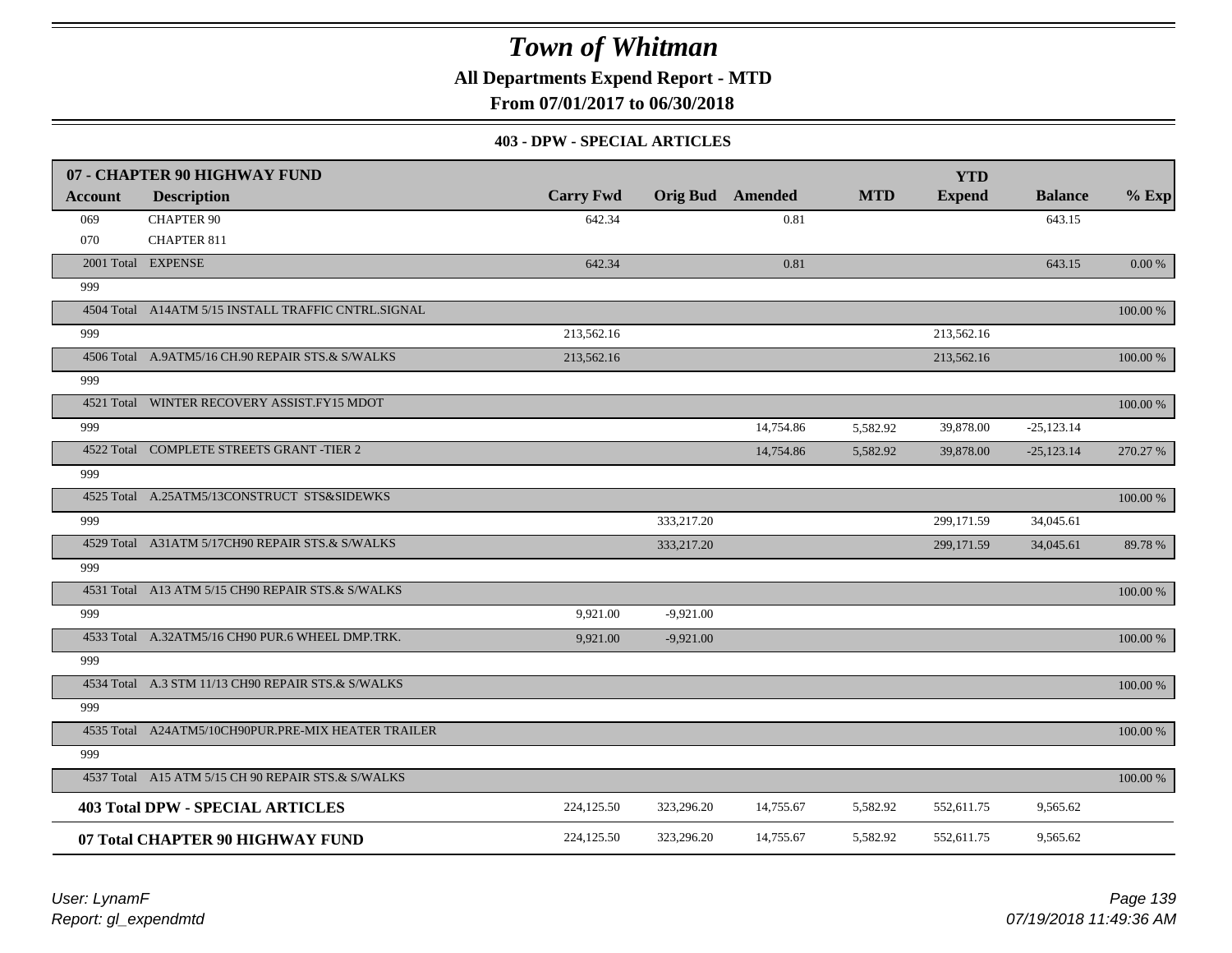# Town of Whitman

**All Departments Expend Report - MTD**

**From 07/01/2017 to 06/30/2018**

### 403 - DPW - SPECIAL ARTICLES

| 07 - CHAPTER 90 HIGHWAY FUND | | | | | | | | |
|---|---|---|---|---|---|---|---|---|
| **Account** | **Description** | **Carry Fwd** | **Orig Bud** | **Amended** | **MTD** | **YTD Expend** | **Balance** | **% Exp** |
| 069 | CHAPTER 90 | 642.34 | | 0.81 | | | 643.15 | |
| 070 | CHAPTER 811 | | | | | | | |
| 2001 Total | EXPENSE | 642.34 | | 0.81 | | | 643.15 | 0.00 % |
| 999 | | | | | | | | |
| 4504 Total | A14ATM 5/15 INSTALL TRAFFIC CNTRL.SIGNAL | | | | | | | 100.00 % |
| 999 | | 213,562.16 | | | | 213,562.16 | | |
| 4506 Total | A.9ATM5/16 CH.90 REPAIR STS.& S/WALKS | 213,562.16 | | | | 213,562.16 | | 100.00 % |
| 999 | | | | | | | | |
| 4521 Total | WINTER RECOVERY ASSIST.FY15 MDOT | | | | | | | 100.00 % |
| 999 | | | | 14,754.86 | 5,582.92 | 39,878.00 | -25,123.14 | |
| 4522 Total | COMPLETE STREETS GRANT -TIER 2 | | | 14,754.86 | 5,582.92 | 39,878.00 | -25,123.14 | 270.27 % |
| 999 | | | | | | | | |
| 4525 Total | A.25ATM5/13CONSTRUCT STS&SIDEWKS | | | | | | | 100.00 % |
| 999 | | | 333,217.20 | | | 299,171.59 | 34,045.61 | |
| 4529 Total | A31ATM 5/17CH90 REPAIR STS.& S/WALKS | | 333,217.20 | | | 299,171.59 | 34,045.61 | 89.78 % |
| 999 | | | | | | | | |
| 4531 Total | A13 ATM 5/15 CH90 REPAIR STS.& S/WALKS | | | | | | | 100.00 % |
| 999 | | 9,921.00 | -9,921.00 | | | | | |
| 4533 Total | A.32ATM5/16 CH90 PUR.6 WHEEL DMP.TRK. | 9,921.00 | -9,921.00 | | | | | 100.00 % |
| 999 | | | | | | | | |
| 4534 Total | A.3 STM 11/13 CH90 REPAIR STS.& S/WALKS | | | | | | | 100.00 % |
| 999 | | | | | | | | |
| 4535 Total | A24ATM5/10CH90PUR.PRE-MIX HEATER TRAILER | | | | | | | 100.00 % |
| 999 | | | | | | | | |
| 4537 Total | A15 ATM 5/15 CH 90 REPAIR STS.& S/WALKS | | | | | | | 100.00 % |
| **403 Total DPW - SPECIAL ARTICLES** | | 224,125.50 | 323,296.20 | 14,755.67 | 5,582.92 | 552,611.75 | 9,565.62 | |
| **07 Total CHAPTER 90 HIGHWAY FUND** | | 224,125.50 | 323,296.20 | 14,755.67 | 5,582.92 | 552,611.75 | 9,565.62 | |

*User: LynamF*
*Report: gl_expendmtd*
*07/19/2018 11:49:36 AM*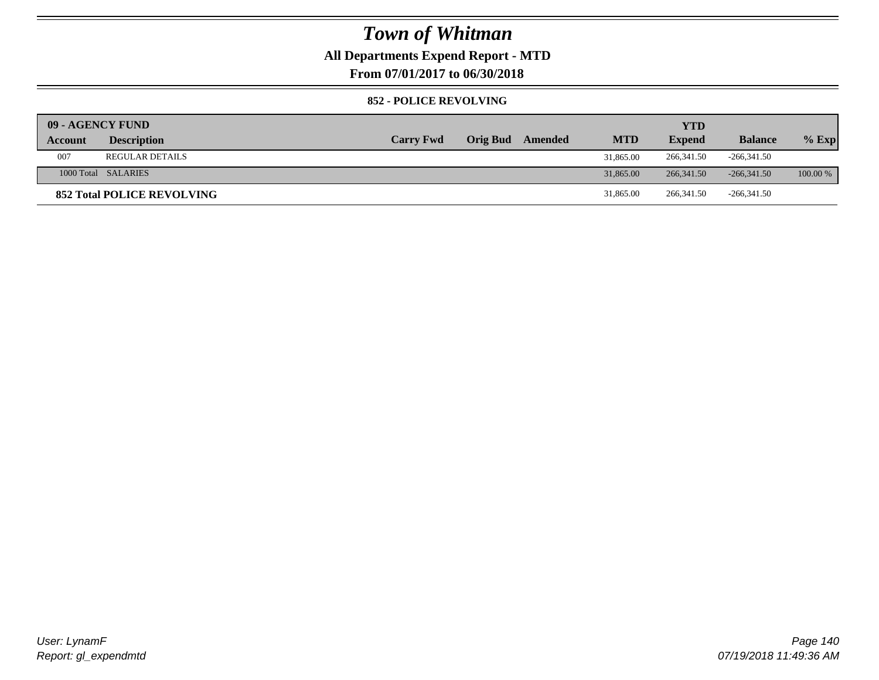# Town of Whitman

## All Departments Expend Report - MTD

### From 07/01/2017 to 06/30/2018

#### 852 - POLICE REVOLVING

| 09 - AGENCY FUND | | | | | | YTD | | |
|---|---|---|---|---|---|---|---|---|
| **Account** | **Description** | **Carry Fwd** | **Orig Bud** | **Amended** | **MTD** | **Expend** | **Balance** | **% Exp** |
| 007 | REGULAR DETAILS | | | | 31,865.00 | 266,341.50 | -266,341.50 | |
| 1000 Total | SALARIES | | | | 31,865.00 | 266,341.50 | -266,341.50 | 100.00 % |
| **852 Total POLICE REVOLVING** | | | | | 31,865.00 | 266,341.50 | -266,341.50 | |

*User: LynamF*
*Report: gl_expendmtd*

*07/19/2018 11:49:36 AM*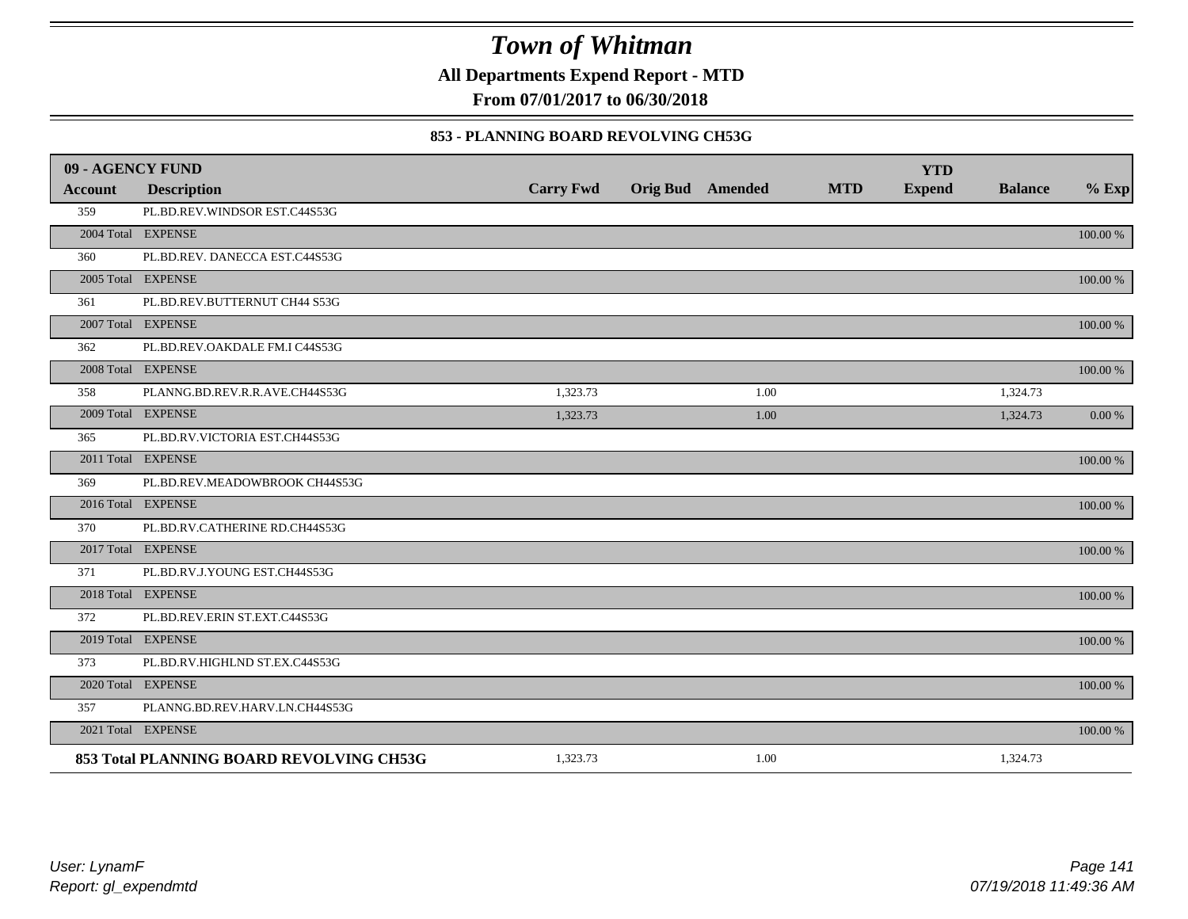# Town of Whitman

**All Departments Expend Report - MTD**

**From 07/01/2017 to 06/30/2018**

### 853 - PLANNING BOARD REVOLVING CH53G

| 09 - AGENCY FUND | | | | | | YTD | | |
|---|---|---|---|---|---|---|---|---|
| **Account** | **Description** | **Carry Fwd** | **Orig Bud** | **Amended** | **MTD** | **Expend** | **Balance** | **% Exp** |
| 359 | PL.BD.REV.WINDSOR EST.C44S53G | | | | | | | |
| 2004 Total | EXPENSE | | | | | | | 100.00 % |
| 360 | PL.BD.REV. DANECCA EST.C44S53G | | | | | | | |
| 2005 Total | EXPENSE | | | | | | | 100.00 % |
| 361 | PL.BD.REV.BUTTERNUT CH44 S53G | | | | | | | |
| 2007 Total | EXPENSE | | | | | | | 100.00 % |
| 362 | PL.BD.REV.OAKDALE FM.I C44S53G | | | | | | | |
| 2008 Total | EXPENSE | | | | | | | 100.00 % |
| 358 | PLANNG.BD.REV.R.R.AVE.CH44S53G | 1,323.73 | | 1.00 | | | 1,324.73 | |
| 2009 Total | EXPENSE | 1,323.73 | | 1.00 | | | 1,324.73 | 0.00 % |
| 365 | PL.BD.RV.VICTORIA EST.CH44S53G | | | | | | | |
| 2011 Total | EXPENSE | | | | | | | 100.00 % |
| 369 | PL.BD.REV.MEADOWBROOK CH44S53G | | | | | | | |
| 2016 Total | EXPENSE | | | | | | | 100.00 % |
| 370 | PL.BD.RV.CATHERINE RD.CH44S53G | | | | | | | |
| 2017 Total | EXPENSE | | | | | | | 100.00 % |
| 371 | PL.BD.RV.J.YOUNG EST.CH44S53G | | | | | | | |
| 2018 Total | EXPENSE | | | | | | | 100.00 % |
| 372 | PL.BD.REV.ERIN ST.EXT.C44S53G | | | | | | | |
| 2019 Total | EXPENSE | | | | | | | 100.00 % |
| 373 | PL.BD.RV.HIGHLND ST.EX.C44S53G | | | | | | | |
| 2020 Total | EXPENSE | | | | | | | 100.00 % |
| 357 | PLANNG.BD.REV.HARV.LN.CH44S53G | | | | | | | |
| 2021 Total | EXPENSE | | | | | | | 100.00 % |
| **853 Total PLANNING BOARD REVOLVING CH53G** | | 1,323.73 | | 1.00 | | | 1,324.73 | |

*User: LynamF*

*Report: gl_expendmtd*

*07/19/2018 11:49:36 AM*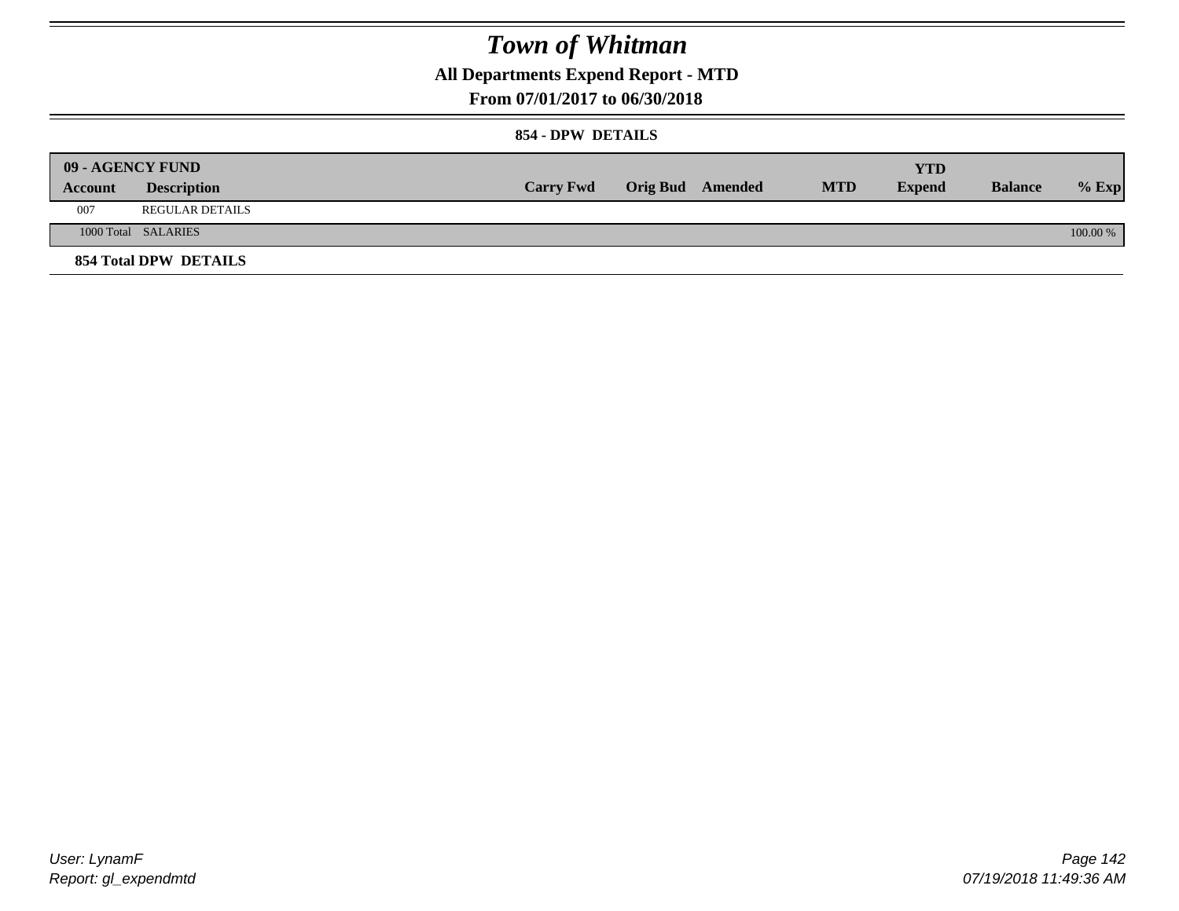# Town of Whitman

## All Departments Expend Report - MTD

### From 07/01/2017 to 06/30/2018

#### 854 - DPW DETAILS

| 09 - AGENCY FUND | | | | | | | | |
|---|---|---|---|---|---|---|---|---|
| **Account** | **Description** | **Carry Fwd** | **Orig Bud** | **Amended** | **MTD** | **YTD Expend** | **Balance** | **% Exp** |
| 007 | REGULAR DETAILS | | | | | | | |
| 1000 Total | SALARIES | | | | | | | 100.00 % |

**854 Total DPW DETAILS**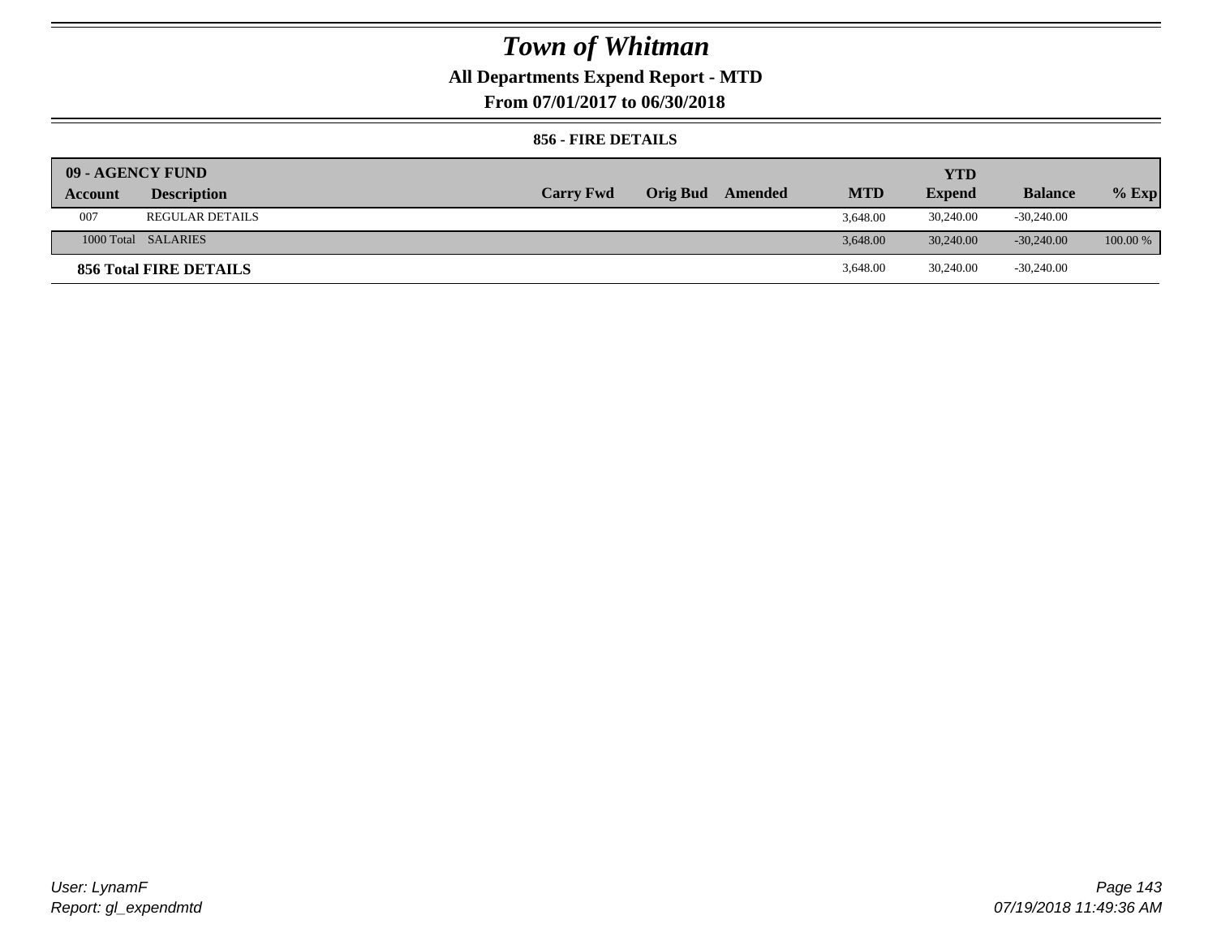# Town of Whitman

**All Departments Expend Report - MTD**

**From 07/01/2017 to 06/30/2018**

**856 - FIRE DETAILS**

| 09 - AGENCY FUND | | | | | | YTD | | |
|---|---|---|---|---|---|---|---|---|
| **Account** | **Description** | **Carry Fwd** | **Orig Bud** | **Amended** | **MTD** | **Expend** | **Balance** | **% Exp** |
| 007 | REGULAR DETAILS | | | | 3,648.00 | 30,240.00 | -30,240.00 | |
| 1000 Total | SALARIES | | | | 3,648.00 | 30,240.00 | -30,240.00 | 100.00 % |
| **856 Total FIRE DETAILS** | | | | | 3,648.00 | 30,240.00 | -30,240.00 | |

*User: LynamF*

*Report: gl_expendmtd*

*07/19/2018 11:49:36 AM*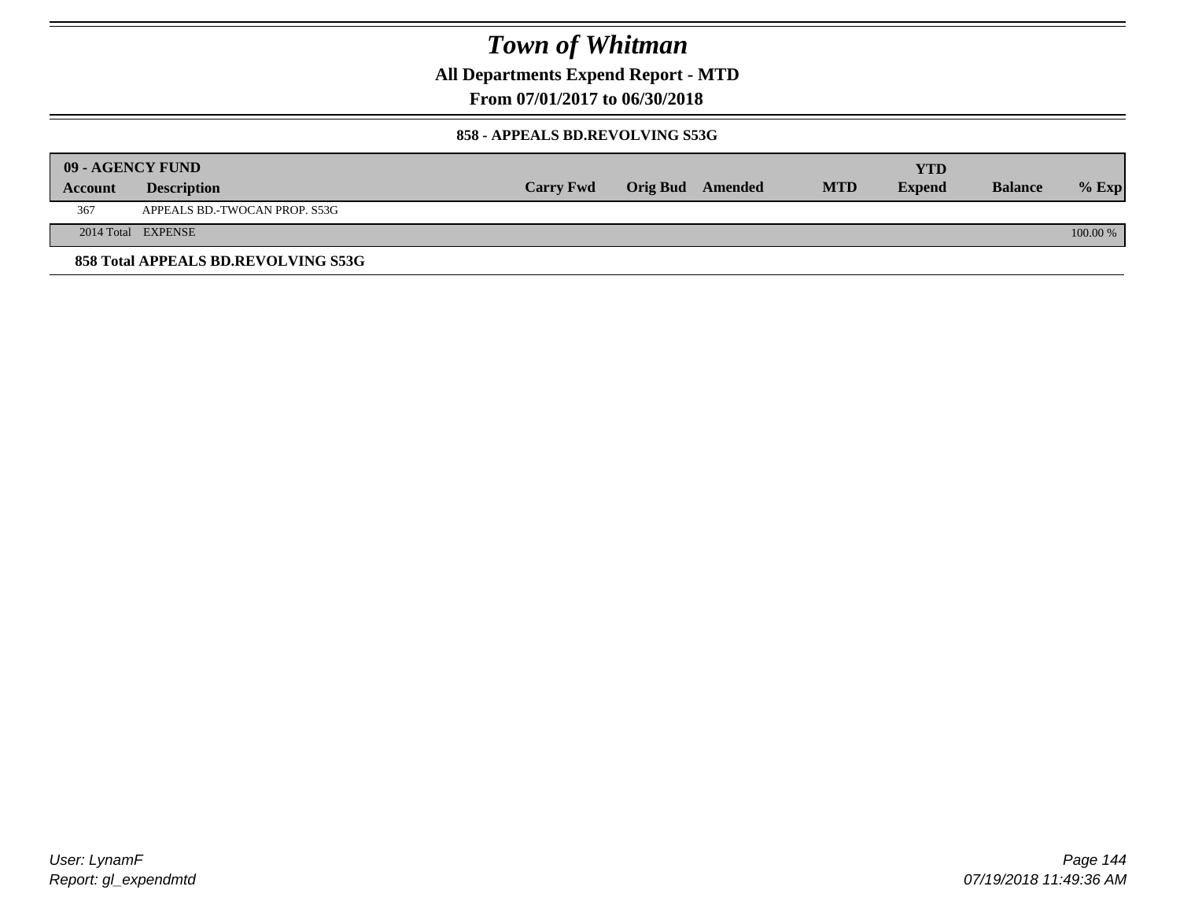# Town of Whitman

**All Departments Expend Report - MTD**

**From 07/01/2017 to 06/30/2018**

**858 - APPEALS BD.REVOLVING S53G**

| 09 - AGENCY FUND | | | | | | YTD | | |
|---|---|---|---|---|---|---|---|---|
| **Account** | **Description** | **Carry Fwd** | **Orig Bud** | **Amended** | **MTD** | **Expend** | **Balance** | **% Exp** |
| 367 | APPEALS BD.-TWOCAN PROP. S53G | | | | | | | |
| 2014 Total | EXPENSE | | | | | | | 100.00 % |

**858 Total APPEALS BD.REVOLVING S53G**

User: LynamF
Report: gl_expendmtd

07/19/2018 11:49:36 AM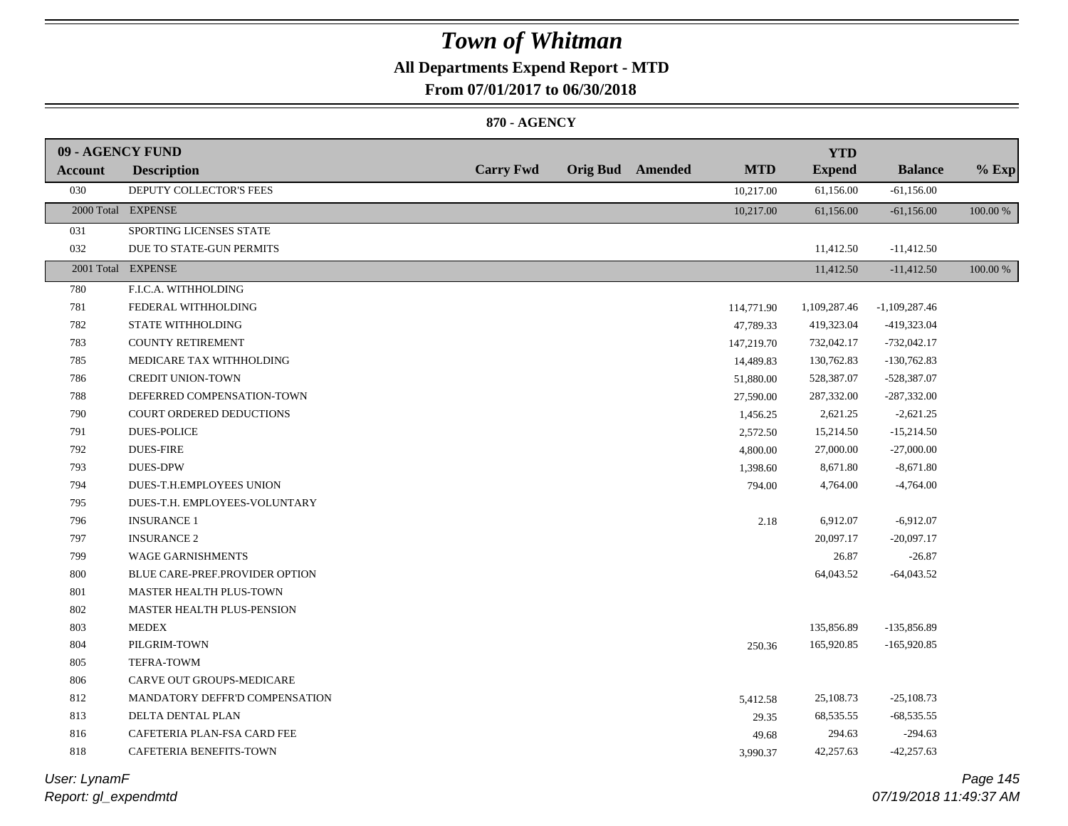# *Town of Whitman*

**All Departments Expend Report - MTD**

**From 07/01/2017 to 06/30/2018**

**870 - AGENCY**

| 09 - AGENCY FUND | | | | | | | | |
|---|---|---|---|---|---|---|---|---|
| **Account** | **Description** | **Carry Fwd** | **Orig Bud** | **Amended** | **MTD** | **YTD Expend** | **Balance** | **% Exp** |
| 030 | DEPUTY COLLECTOR'S FEES | | | | 10,217.00 | 61,156.00 | -61,156.00 | |
| 2000 Total | EXPENSE | | | | 10,217.00 | 61,156.00 | -61,156.00 | 100.00 % |
| 031 | SPORTING LICENSES STATE | | | | | | | |
| 032 | DUE TO STATE-GUN PERMITS | | | | | 11,412.50 | -11,412.50 | |
| 2001 Total | EXPENSE | | | | | 11,412.50 | -11,412.50 | 100.00 % |
| 780 | F.I.C.A. WITHHOLDING | | | | | | | |
| 781 | FEDERAL WITHHOLDING | | | | 114,771.90 | 1,109,287.46 | -1,109,287.46 | |
| 782 | STATE WITHHOLDING | | | | 47,789.33 | 419,323.04 | -419,323.04 | |
| 783 | COUNTY RETIREMENT | | | | 147,219.70 | 732,042.17 | -732,042.17 | |
| 785 | MEDICARE TAX WITHHOLDING | | | | 14,489.83 | 130,762.83 | -130,762.83 | |
| 786 | CREDIT UNION-TOWN | | | | 51,880.00 | 528,387.07 | -528,387.07 | |
| 788 | DEFERRED COMPENSATION-TOWN | | | | 27,590.00 | 287,332.00 | -287,332.00 | |
| 790 | COURT ORDERED DEDUCTIONS | | | | 1,456.25 | 2,621.25 | -2,621.25 | |
| 791 | DUES-POLICE | | | | 2,572.50 | 15,214.50 | -15,214.50 | |
| 792 | DUES-FIRE | | | | 4,800.00 | 27,000.00 | -27,000.00 | |
| 793 | DUES-DPW | | | | 1,398.60 | 8,671.80 | -8,671.80 | |
| 794 | DUES-T.H.EMPLOYEES UNION | | | | 794.00 | 4,764.00 | -4,764.00 | |
| 795 | DUES-T.H. EMPLOYEES-VOLUNTARY | | | | | | | |
| 796 | INSURANCE 1 | | | | 2.18 | 6,912.07 | -6,912.07 | |
| 797 | INSURANCE 2 | | | | | 20,097.17 | -20,097.17 | |
| 799 | WAGE GARNISHMENTS | | | | | 26.87 | -26.87 | |
| 800 | BLUE CARE-PREF.PROVIDER OPTION | | | | | 64,043.52 | -64,043.52 | |
| 801 | MASTER HEALTH PLUS-TOWN | | | | | | | |
| 802 | MASTER HEALTH PLUS-PENSION | | | | | | | |
| 803 | MEDEX | | | | | 135,856.89 | -135,856.89 | |
| 804 | PILGRIM-TOWN | | | | 250.36 | 165,920.85 | -165,920.85 | |
| 805 | TEFRA-TOWM | | | | | | | |
| 806 | CARVE OUT GROUPS-MEDICARE | | | | | | | |
| 812 | MANDATORY DEFFR'D COMPENSATION | | | | 5,412.58 | 25,108.73 | -25,108.73 | |
| 813 | DELTA DENTAL PLAN | | | | 29.35 | 68,535.55 | -68,535.55 | |
| 816 | CAFETERIA PLAN-FSA CARD FEE | | | | 49.68 | 294.63 | -294.63 | |
| 818 | CAFETERIA BENEFITS-TOWN | | | | 3,990.37 | 42,257.63 | -42,257.63 | |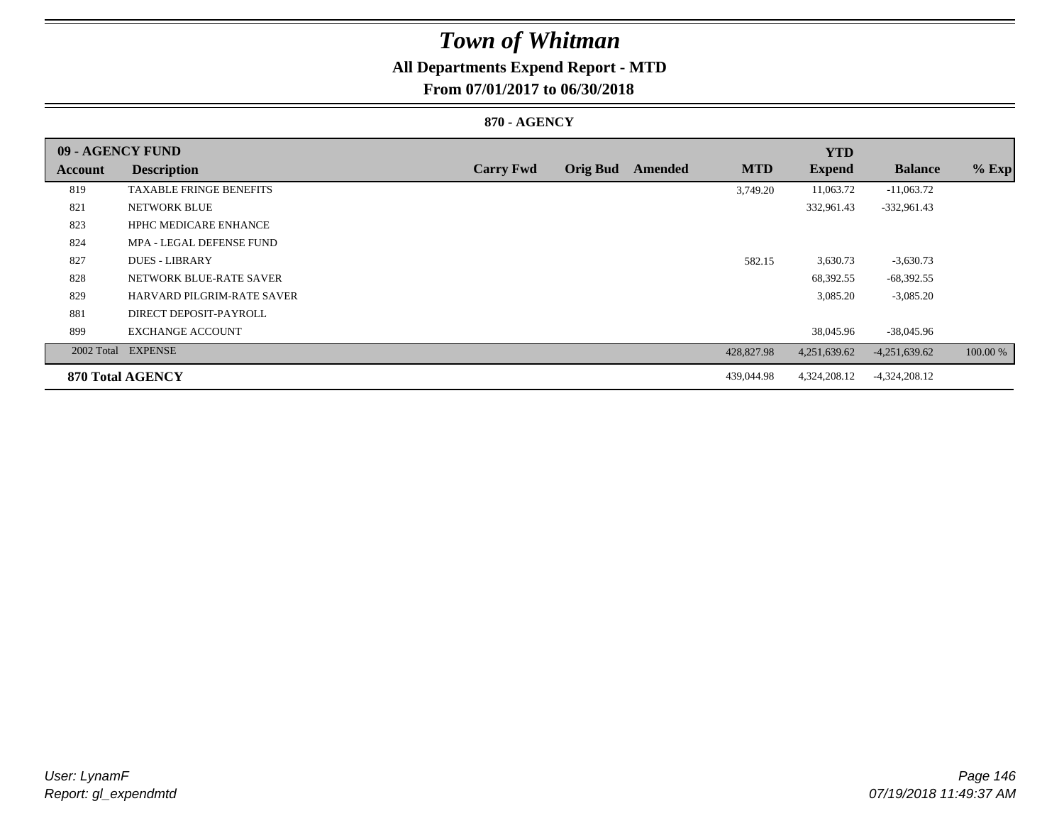# Town of Whitman

## All Departments Expend Report - MTD

### From 07/01/2017 to 06/30/2018

#### 870 - AGENCY

| 09 - AGENCY FUND | | | | | | | YTD | | |
|---|---|---|---|---|---|---|---|---|---|
| **Account** | **Description** | **Carry Fwd** | **Orig Bud** | **Amended** | **MTD** | | **Expend** | **Balance** | **% Exp** |
| 819 | TAXABLE FRINGE BENEFITS | | | | 3,749.20 | | 11,063.72 | -11,063.72 | |
| 821 | NETWORK BLUE | | | | | | 332,961.43 | -332,961.43 | |
| 823 | HPHC MEDICARE ENHANCE | | | | | | | | |
| 824 | MPA - LEGAL DEFENSE FUND | | | | | | | | |
| 827 | DUES - LIBRARY | | | | 582.15 | | 3,630.73 | -3,630.73 | |
| 828 | NETWORK BLUE-RATE SAVER | | | | | | 68,392.55 | -68,392.55 | |
| 829 | HARVARD PILGRIM-RATE SAVER | | | | | | 3,085.20 | -3,085.20 | |
| 881 | DIRECT DEPOSIT-PAYROLL | | | | | | | | |
| 899 | EXCHANGE ACCOUNT | | | | | | 38,045.96 | -38,045.96 | |
| 2002 Total | EXPENSE | | | | 428,827.98 | | 4,251,639.62 | -4,251,639.62 | 100.00 % |
| **870 Total AGENCY** | | | | | 439,044.98 | | 4,324,208.12 | -4,324,208.12 | |

*User: LynamF*
*Report: gl_expendmtd*

*07/19/2018 11:49:37 AM*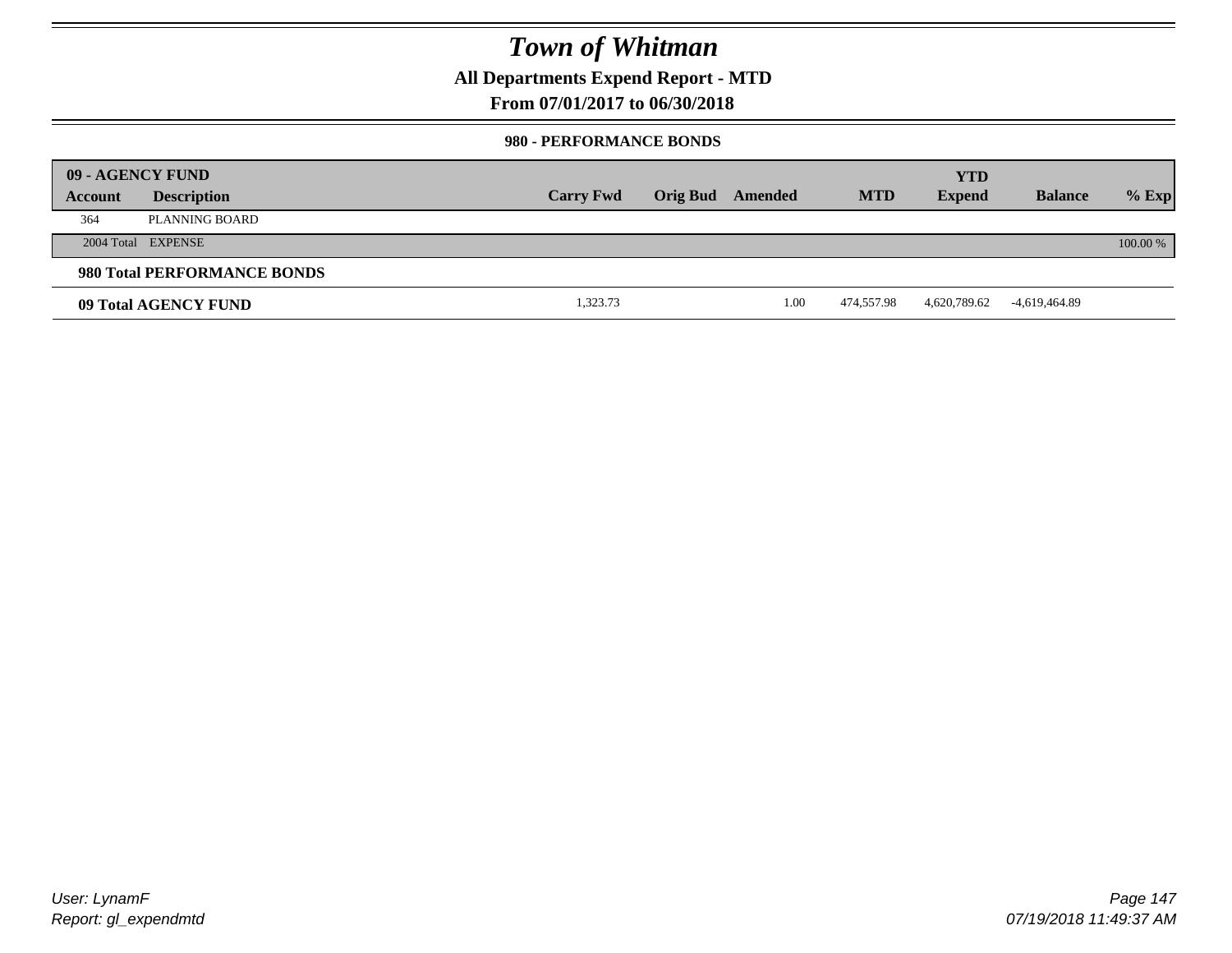# Town of Whitman

## All Departments Expend Report - MTD

### From 07/01/2017 to 06/30/2018

#### 980 - PERFORMANCE BONDS

| 09 - AGENCY FUND | | | | | | YTD | | |
|---|---|---|---|---|---|---|---|---|
| **Account** | **Description** | **Carry Fwd** | **Orig Bud** | **Amended** | **MTD** | **Expend** | **Balance** | **% Exp** |
| 364 | PLANNING BOARD | | | | | | | |
| 2004 Total | EXPENSE | | | | | | | 100.00 % |
| **980 Total PERFORMANCE BONDS** | | | | | | | | |
| **09 Total AGENCY FUND** | | 1,323.73 | | 1.00 | 474,557.98 | 4,620,789.62 | -4,619,464.89 | |

*User: LynamF*
*Report: gl_expendmtd*

*07/19/2018 11:49:37 AM*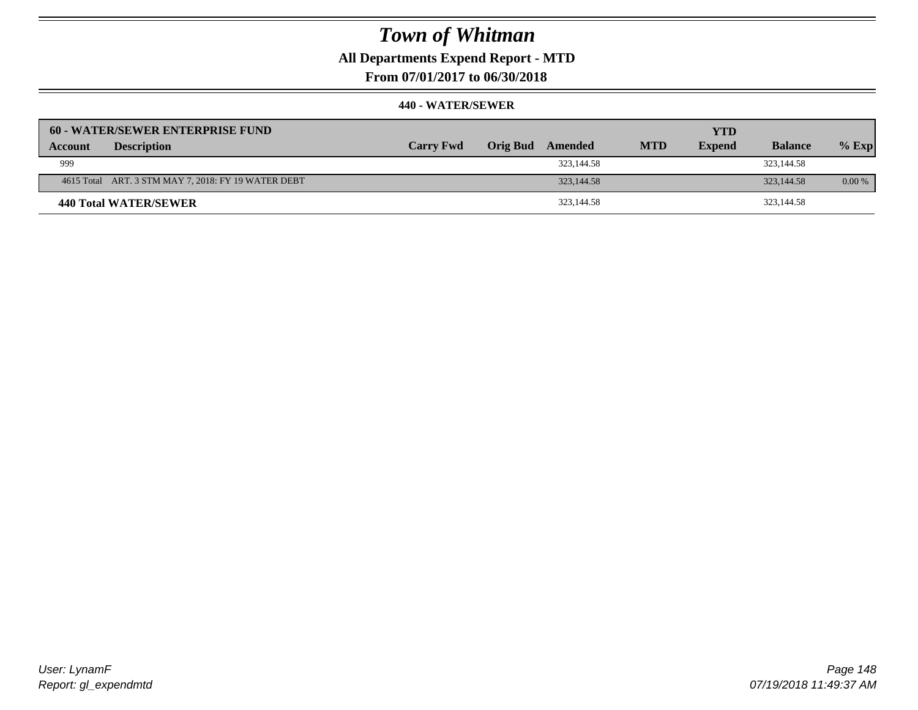# Town of Whitman

## All Departments Expend Report - MTD

### From 07/01/2017 to 06/30/2018

#### 440 - WATER/SEWER

| 60 - WATER/SEWER ENTERPRISE FUND | | | | | | YTD | | |
|---|---|---|---|---|---|---|---|---|
| Account | Description | Carry Fwd | Orig Bud | Amended | MTD | Expend | Balance | % Exp |
| 999 | | | | 323,144.58 | | | 323,144.58 | |
| 4615 Total | ART. 3 STM MAY 7, 2018: FY 19 WATER DEBT | | | 323,144.58 | | | 323,144.58 | 0.00 % |
| **440 Total WATER/SEWER** | | | | 323,144.58 | | | 323,144.58 | |

*User: LynamF*
*Report: gl_expendmtd*

*07/19/2018 11:49:37 AM*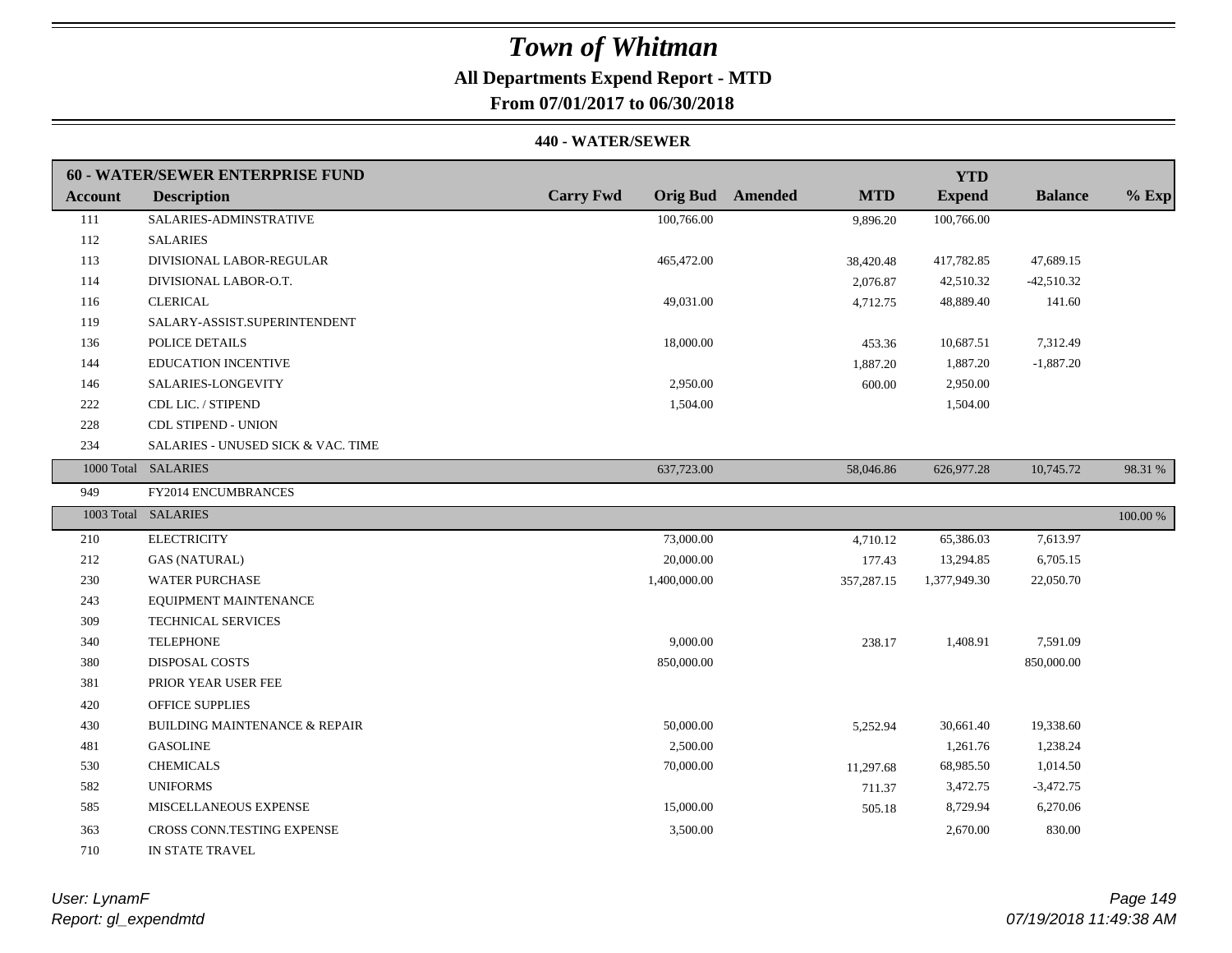# Town of Whitman

**All Departments Expend Report - MTD**

**From 07/01/2017 to 06/30/2018**

**440 - WATER/SEWER**

| 60 - WATER/SEWER ENTERPRISE FUND | | | | | | YTD | | |
|---|---|---|---|---|---|---|---|---|
| **Account** | **Description** | **Carry Fwd** | **Orig Bud** | **Amended** | **MTD** | **Expend** | **Balance** | **% Exp** |
| 111 | SALARIES-ADMINSTRATIVE | | 100,766.00 | | 9,896.20 | 100,766.00 | | |
| 112 | SALARIES | | | | | | | |
| 113 | DIVISIONAL LABOR-REGULAR | | 465,472.00 | | 38,420.48 | 417,782.85 | 47,689.15 | |
| 114 | DIVISIONAL LABOR-O.T. | | | | 2,076.87 | 42,510.32 | -42,510.32 | |
| 116 | CLERICAL | | 49,031.00 | | 4,712.75 | 48,889.40 | 141.60 | |
| 119 | SALARY-ASSIST.SUPERINTENDENT | | | | | | | |
| 136 | POLICE DETAILS | | 18,000.00 | | 453.36 | 10,687.51 | 7,312.49 | |
| 144 | EDUCATION INCENTIVE | | | | 1,887.20 | 1,887.20 | -1,887.20 | |
| 146 | SALARIES-LONGEVITY | | 2,950.00 | | 600.00 | 2,950.00 | | |
| 222 | CDL LIC. / STIPEND | | 1,504.00 | | | 1,504.00 | | |
| 228 | CDL STIPEND - UNION | | | | | | | |
| 234 | SALARIES - UNUSED SICK & VAC. TIME | | | | | | | |
| 1000 Total | SALARIES | | 637,723.00 | | 58,046.86 | 626,977.28 | 10,745.72 | 98.31 % |
| 949 | FY2014 ENCUMBRANCES | | | | | | | |
| 1003 Total | SALARIES | | | | | | | 100.00 % |
| 210 | ELECTRICITY | | 73,000.00 | | 4,710.12 | 65,386.03 | 7,613.97 | |
| 212 | GAS (NATURAL) | | 20,000.00 | | 177.43 | 13,294.85 | 6,705.15 | |
| 230 | WATER PURCHASE | | 1,400,000.00 | | 357,287.15 | 1,377,949.30 | 22,050.70 | |
| 243 | EQUIPMENT MAINTENANCE | | | | | | | |
| 309 | TECHNICAL SERVICES | | | | | | | |
| 340 | TELEPHONE | | 9,000.00 | | 238.17 | 1,408.91 | 7,591.09 | |
| 380 | DISPOSAL COSTS | | 850,000.00 | | | | 850,000.00 | |
| 381 | PRIOR YEAR USER FEE | | | | | | | |
| 420 | OFFICE SUPPLIES | | | | | | | |
| 430 | BUILDING MAINTENANCE & REPAIR | | 50,000.00 | | 5,252.94 | 30,661.40 | 19,338.60 | |
| 481 | GASOLINE | | 2,500.00 | | | 1,261.76 | 1,238.24 | |
| 530 | CHEMICALS | | 70,000.00 | | 11,297.68 | 68,985.50 | 1,014.50 | |
| 582 | UNIFORMS | | | | 711.37 | 3,472.75 | -3,472.75 | |
| 585 | MISCELLANEOUS EXPENSE | | 15,000.00 | | 505.18 | 8,729.94 | 6,270.06 | |
| 363 | CROSS CONN.TESTING EXPENSE | | 3,500.00 | | | 2,670.00 | 830.00 | |
| 710 | IN STATE TRAVEL | | | | | | | |

*User: LynamF*
*Report: gl_expendmtd*

*07/19/2018 11:49:38 AM*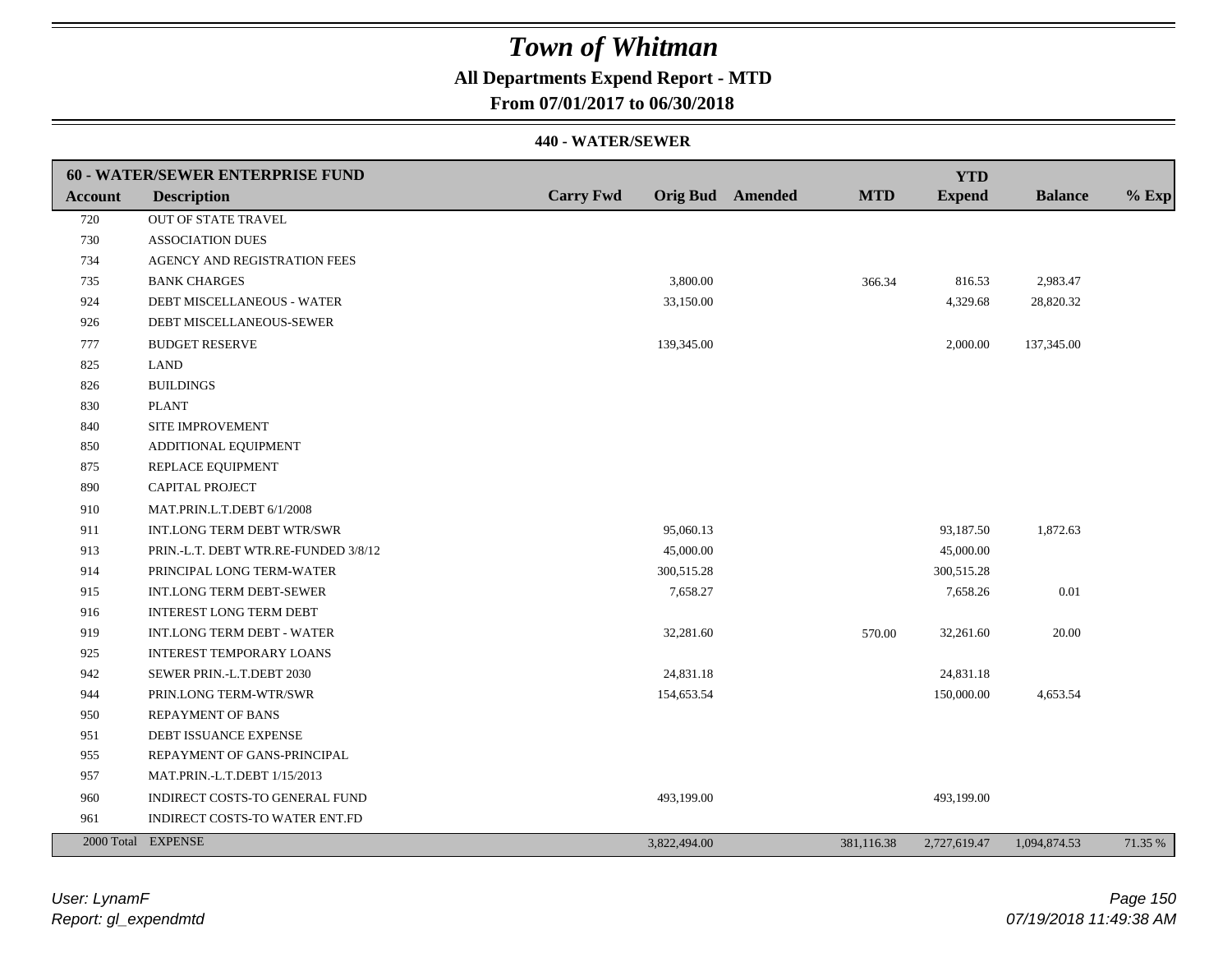# Town of Whitman

**All Departments Expend Report - MTD**

**From 07/01/2017 to 06/30/2018**

**440 - WATER/SEWER**

| **60 - WATER/SEWER ENTERPRISE FUND** | | | | | | | | |
|---|---|---|---|---|---|---|---|---|
| **Account** | **Description** | **Carry Fwd** | **Orig Bud** | **Amended** | **MTD** | **YTD Expend** | **Balance** | **% Exp** |
| 720 | OUT OF STATE TRAVEL | | | | | | | |
| 730 | ASSOCIATION DUES | | | | | | | |
| 734 | AGENCY AND REGISTRATION FEES | | | | | | | |
| 735 | BANK CHARGES | | 3,800.00 | | 366.34 | 816.53 | 2,983.47 | |
| 924 | DEBT MISCELLANEOUS - WATER | | 33,150.00 | | | 4,329.68 | 28,820.32 | |
| 926 | DEBT MISCELLANEOUS-SEWER | | | | | | | |
| 777 | BUDGET RESERVE | | 139,345.00 | | | 2,000.00 | 137,345.00 | |
| 825 | LAND | | | | | | | |
| 826 | BUILDINGS | | | | | | | |
| 830 | PLANT | | | | | | | |
| 840 | SITE IMPROVEMENT | | | | | | | |
| 850 | ADDITIONAL EQUIPMENT | | | | | | | |
| 875 | REPLACE EQUIPMENT | | | | | | | |
| 890 | CAPITAL PROJECT | | | | | | | |
| 910 | MAT.PRIN.L.T.DEBT 6/1/2008 | | | | | | | |
| 911 | INT.LONG TERM DEBT WTR/SWR | | 95,060.13 | | | 93,187.50 | 1,872.63 | |
| 913 | PRIN.-L.T. DEBT WTR.RE-FUNDED 3/8/12 | | 45,000.00 | | | 45,000.00 | | |
| 914 | PRINCIPAL LONG TERM-WATER | | 300,515.28 | | | 300,515.28 | | |
| 915 | INT.LONG TERM DEBT-SEWER | | 7,658.27 | | | 7,658.26 | 0.01 | |
| 916 | INTEREST LONG TERM DEBT | | | | | | | |
| 919 | INT.LONG TERM DEBT - WATER | | 32,281.60 | | 570.00 | 32,261.60 | 20.00 | |
| 925 | INTEREST TEMPORARY LOANS | | | | | | | |
| 942 | SEWER PRIN.-L.T.DEBT 2030 | | 24,831.18 | | | 24,831.18 | | |
| 944 | PRIN.LONG TERM-WTR/SWR | | 154,653.54 | | | 150,000.00 | 4,653.54 | |
| 950 | REPAYMENT OF BANS | | | | | | | |
| 951 | DEBT ISSUANCE EXPENSE | | | | | | | |
| 955 | REPAYMENT OF GANS-PRINCIPAL | | | | | | | |
| 957 | MAT.PRIN.-L.T.DEBT 1/15/2013 | | | | | | | |
| 960 | INDIRECT COSTS-TO GENERAL FUND | | 493,199.00 | | | 493,199.00 | | |
| 961 | INDIRECT COSTS-TO WATER ENT.FD | | | | | | | |
| 2000 Total | EXPENSE | | 3,822,494.00 | | 381,116.38 | 2,727,619.47 | 1,094,874.53 | 71.35 % |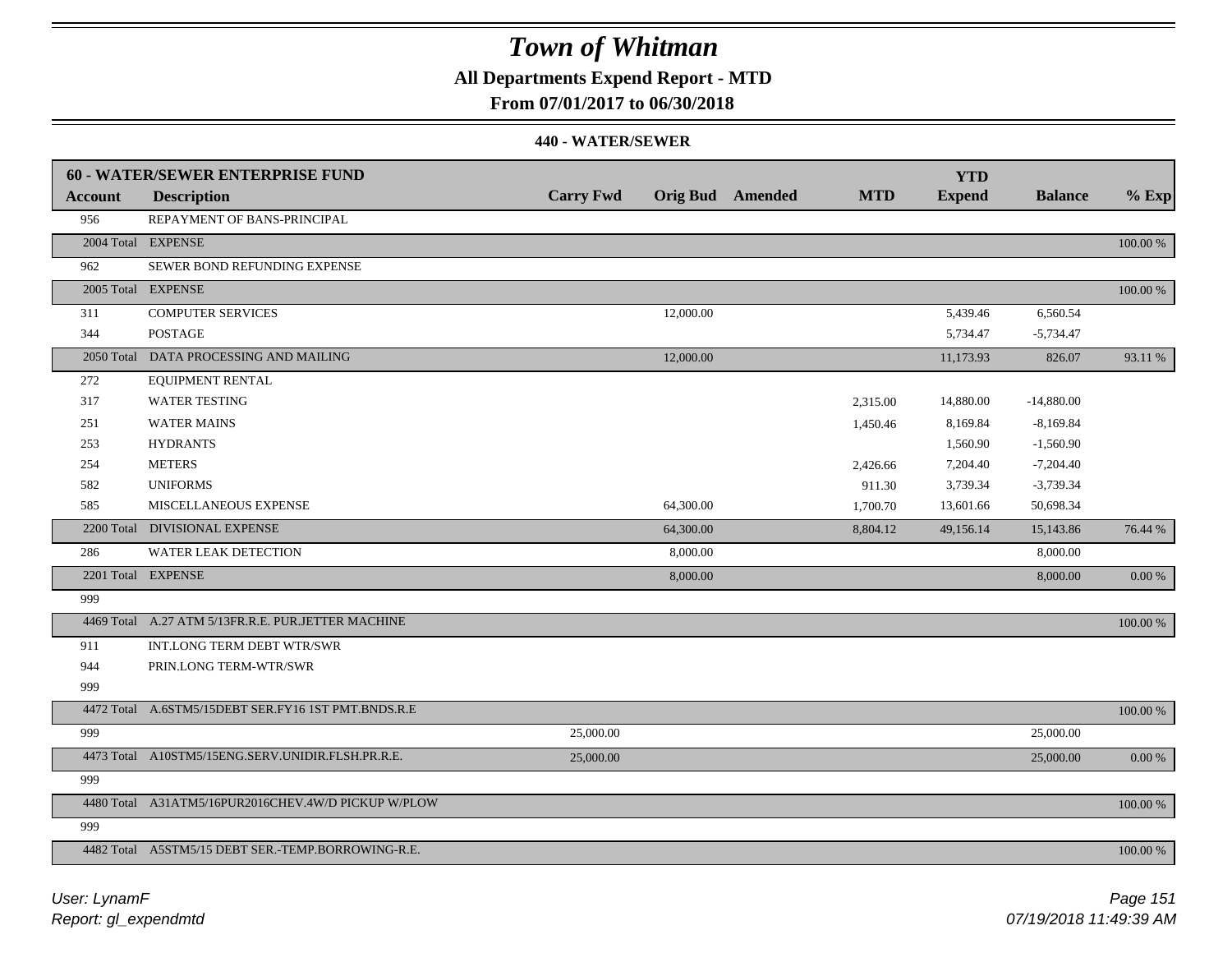# Town of Whitman

**All Departments Expend Report - MTD**

**From 07/01/2017 to 06/30/2018**

**440 - WATER/SEWER**

| Account | Description | Carry Fwd | Orig Bud | Amended | MTD | YTD Expend | Balance | % Exp |
|---|---|---|---|---|---|---|---|---|
| **60 - WATER/SEWER ENTERPRISE FUND** | | | | | | | | |
| 956 | REPAYMENT OF BANS-PRINCIPAL | | | | | | | |
| 2004 Total | EXPENSE | | | | | | | 100.00 % |
| 962 | SEWER BOND REFUNDING EXPENSE | | | | | | | |
| 2005 Total | EXPENSE | | | | | | | 100.00 % |
| 311 | COMPUTER SERVICES | | 12,000.00 | | | 5,439.46 | 6,560.54 | |
| 344 | POSTAGE | | | | | 5,734.47 | -5,734.47 | |
| 2050 Total | DATA PROCESSING AND MAILING | | 12,000.00 | | | 11,173.93 | 826.07 | 93.11 % |
| 272 | EQUIPMENT RENTAL | | | | | | | |
| 317 | WATER TESTING | | | | 2,315.00 | 14,880.00 | -14,880.00 | |
| 251 | WATER MAINS | | | | 1,450.46 | 8,169.84 | -8,169.84 | |
| 253 | HYDRANTS | | | | | 1,560.90 | -1,560.90 | |
| 254 | METERS | | | | 2,426.66 | 7,204.40 | -7,204.40 | |
| 582 | UNIFORMS | | | | 911.30 | 3,739.34 | -3,739.34 | |
| 585 | MISCELLANEOUS EXPENSE | | 64,300.00 | | 1,700.70 | 13,601.66 | 50,698.34 | |
| 2200 Total | DIVISIONAL EXPENSE | | 64,300.00 | | 8,804.12 | 49,156.14 | 15,143.86 | 76.44 % |
| 286 | WATER LEAK DETECTION | | 8,000.00 | | | | 8,000.00 | |
| 2201 Total | EXPENSE | | 8,000.00 | | | | 8,000.00 | 0.00 % |
| 999 | | | | | | | | |
| 4469 Total | A.27 ATM 5/13FR.R.E. PUR.JETTER MACHINE | | | | | | | 100.00 % |
| 911 | INT.LONG TERM DEBT WTR/SWR | | | | | | | |
| 944 | PRIN.LONG TERM-WTR/SWR | | | | | | | |
| 999 | | | | | | | | |
| 4472 Total | A.6STM5/15DEBT SER.FY16 1ST PMT.BNDS.R.E | | | | | | | 100.00 % |
| 999 | | 25,000.00 | | | | | 25,000.00 | |
| 4473 Total | A10STM5/15ENG.SERV.UNIDIR.FLSH.PR.R.E. | 25,000.00 | | | | | 25,000.00 | 0.00 % |
| 999 | | | | | | | | |
| 4480 Total | A31ATM5/16PUR2016CHEV.4W/D PICKUP W/PLOW | | | | | | | 100.00 % |
| 999 | | | | | | | | |
| 4482 Total | A5STM5/15 DEBT SER.-TEMP.BORROWING-R.E. | | | | | | | 100.00 % |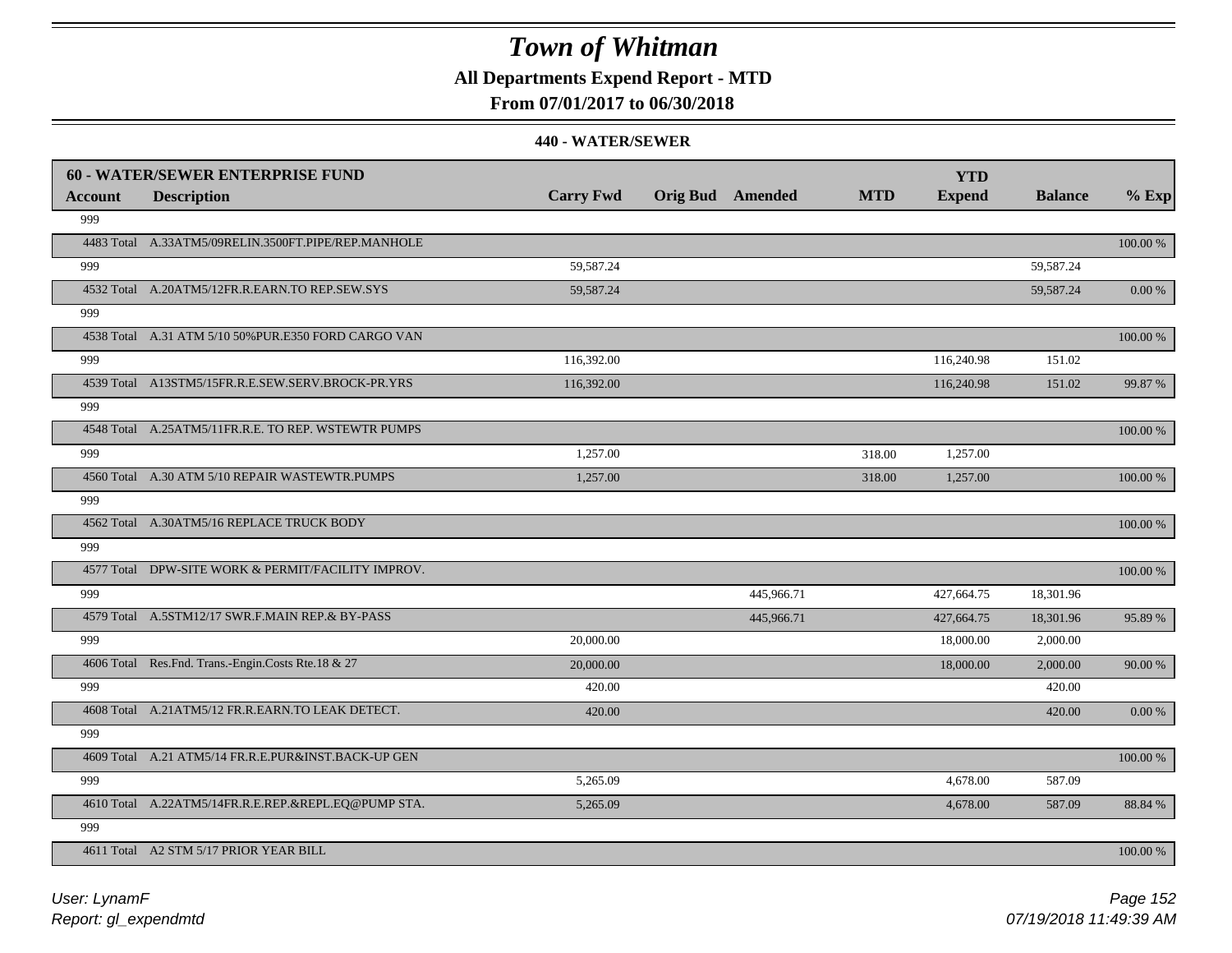# Town of Whitman

**All Departments Expend Report - MTD**

**From 07/01/2017 to 06/30/2018**

**440 - WATER/SEWER**

| 60 - WATER/SEWER ENTERPRISE FUND | | | | | | YTD | | |
|---|---|---|---|---|---|---|---|---|
| **Account** | **Description** | **Carry Fwd** | **Orig Bud** | **Amended** | **MTD** | **Expend** | **Balance** | **% Exp** |
| 999 | | | | | | | | |
| 4483 Total | A.33ATM5/09RELIN.3500FT.PIPE/REP.MANHOLE | | | | | | | 100.00 % |
| 999 | | 59,587.24 | | | | | 59,587.24 | |
| 4532 Total | A.20ATM5/12FR.R.EARN.TO REP.SEW.SYS | 59,587.24 | | | | | 59,587.24 | 0.00 % |
| 999 | | | | | | | | |
| 4538 Total | A.31 ATM 5/10 50%PUR.E350 FORD CARGO VAN | | | | | | | 100.00 % |
| 999 | | 116,392.00 | | | | 116,240.98 | 151.02 | |
| 4539 Total | A13STM5/15FR.R.E.SEW.SERV.BROCK-PR.YRS | 116,392.00 | | | | 116,240.98 | 151.02 | 99.87 % |
| 999 | | | | | | | | |
| 4548 Total | A.25ATM5/11FR.R.E. TO REP. WSTEWTR PUMPS | | | | | | | 100.00 % |
| 999 | | 1,257.00 | | | 318.00 | 1,257.00 | | |
| 4560 Total | A.30 ATM 5/10 REPAIR WASTEWTR.PUMPS | 1,257.00 | | | 318.00 | 1,257.00 | | 100.00 % |
| 999 | | | | | | | | |
| 4562 Total | A.30ATM5/16 REPLACE TRUCK BODY | | | | | | | 100.00 % |
| 999 | | | | | | | | |
| 4577 Total | DPW-SITE WORK & PERMIT/FACILITY IMPROV. | | | | | | | 100.00 % |
| 999 | | | | 445,966.71 | | 427,664.75 | 18,301.96 | |
| 4579 Total | A.5STM12/17 SWR.F.MAIN REP.& BY-PASS | | | 445,966.71 | | 427,664.75 | 18,301.96 | 95.89 % |
| 999 | | 20,000.00 | | | | 18,000.00 | 2,000.00 | |
| 4606 Total | Res.Fnd. Trans.-Engin.Costs Rte.18 & 27 | 20,000.00 | | | | 18,000.00 | 2,000.00 | 90.00 % |
| 999 | | 420.00 | | | | | 420.00 | |
| 4608 Total | A.21ATM5/12 FR.R.EARN.TO LEAK DETECT. | 420.00 | | | | | 420.00 | 0.00 % |
| 999 | | | | | | | | |
| 4609 Total | A.21 ATM5/14 FR.R.E.PUR&INST.BACK-UP GEN | | | | | | | 100.00 % |
| 999 | | 5,265.09 | | | | 4,678.00 | 587.09 | |
| 4610 Total | A.22ATM5/14FR.R.E.REP.&REPL.EQ@PUMP STA. | 5,265.09 | | | | 4,678.00 | 587.09 | 88.84 % |
| 999 | | | | | | | | |
| 4611 Total | A2 STM 5/17 PRIOR YEAR BILL | | | | | | | 100.00 % |

*User: LynamF*

*Report: gl_expendmtd*

*07/19/2018 11:49:39 AM*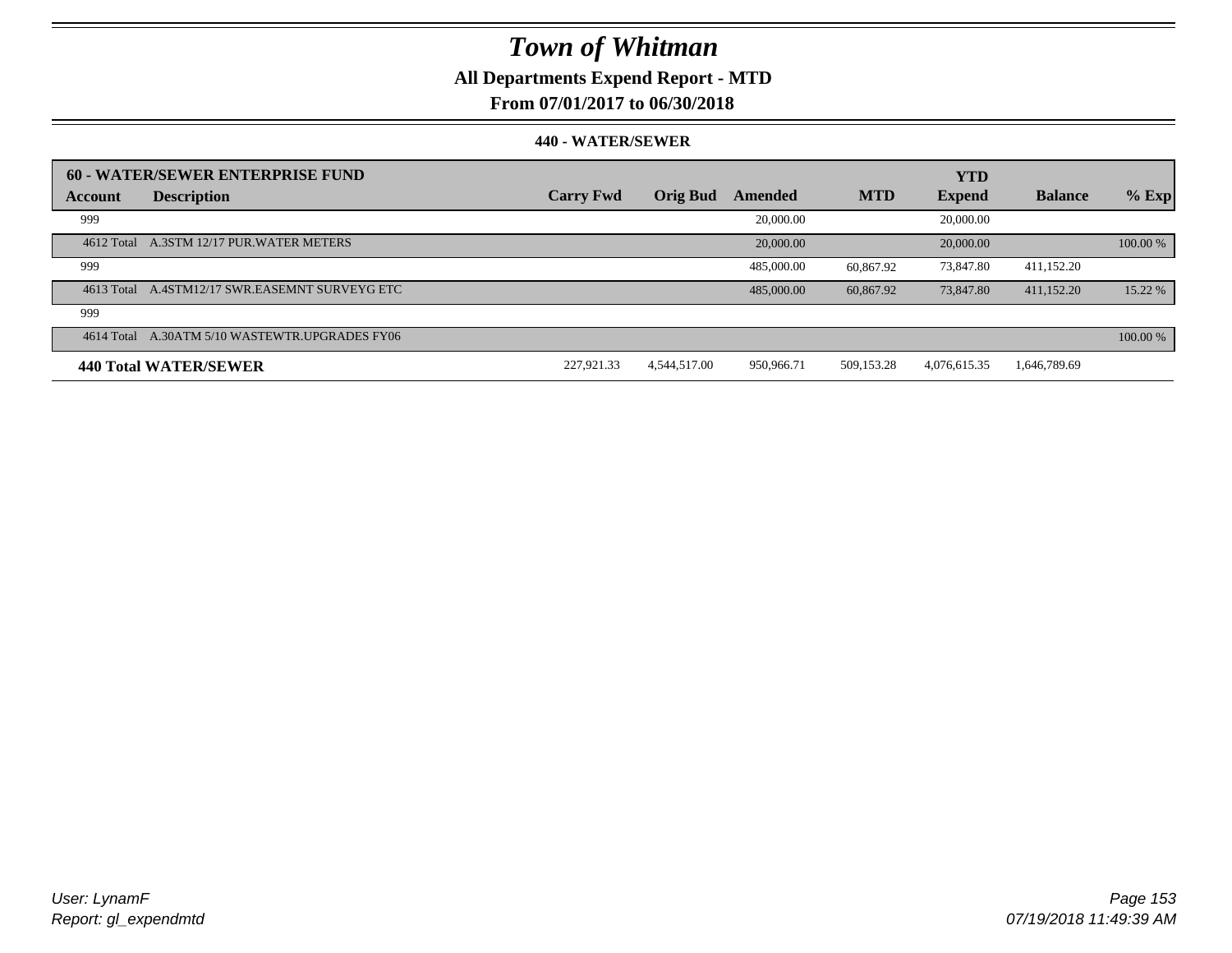# Town of Whitman

## All Departments Expend Report - MTD

### From 07/01/2017 to 06/30/2018

#### 440 - WATER/SEWER

| 60 - WATER/SEWER ENTERPRISE FUND | | | | | | | | |
|---|---|---|---|---|---|---|---|---|
| **Account** | **Description** | **Carry Fwd** | **Orig Bud** | **Amended** | **MTD** | **YTD Expend** | **Balance** | **% Exp** |
| 999 | | | | 20,000.00 | | 20,000.00 | | |
| 4612 Total | A.3STM 12/17 PUR.WATER METERS | | | 20,000.00 | | 20,000.00 | | 100.00 % |
| 999 | | | | 485,000.00 | 60,867.92 | 73,847.80 | 411,152.20 | |
| 4613 Total | A.4STM12/17 SWR.EASEMNT SURVEYG ETC | | | 485,000.00 | 60,867.92 | 73,847.80 | 411,152.20 | 15.22 % |
| 999 | | | | | | | | |
| 4614 Total | A.30ATM 5/10 WASTEWTR.UPGRADES FY06 | | | | | | | 100.00 % |
| **440 Total WATER/SEWER** | | 227,921.33 | 4,544,517.00 | 950,966.71 | 509,153.28 | 4,076,615.35 | 1,646,789.69 | |

User: LynamF
Report: gl_expendmtd

07/19/2018 11:49:39 AM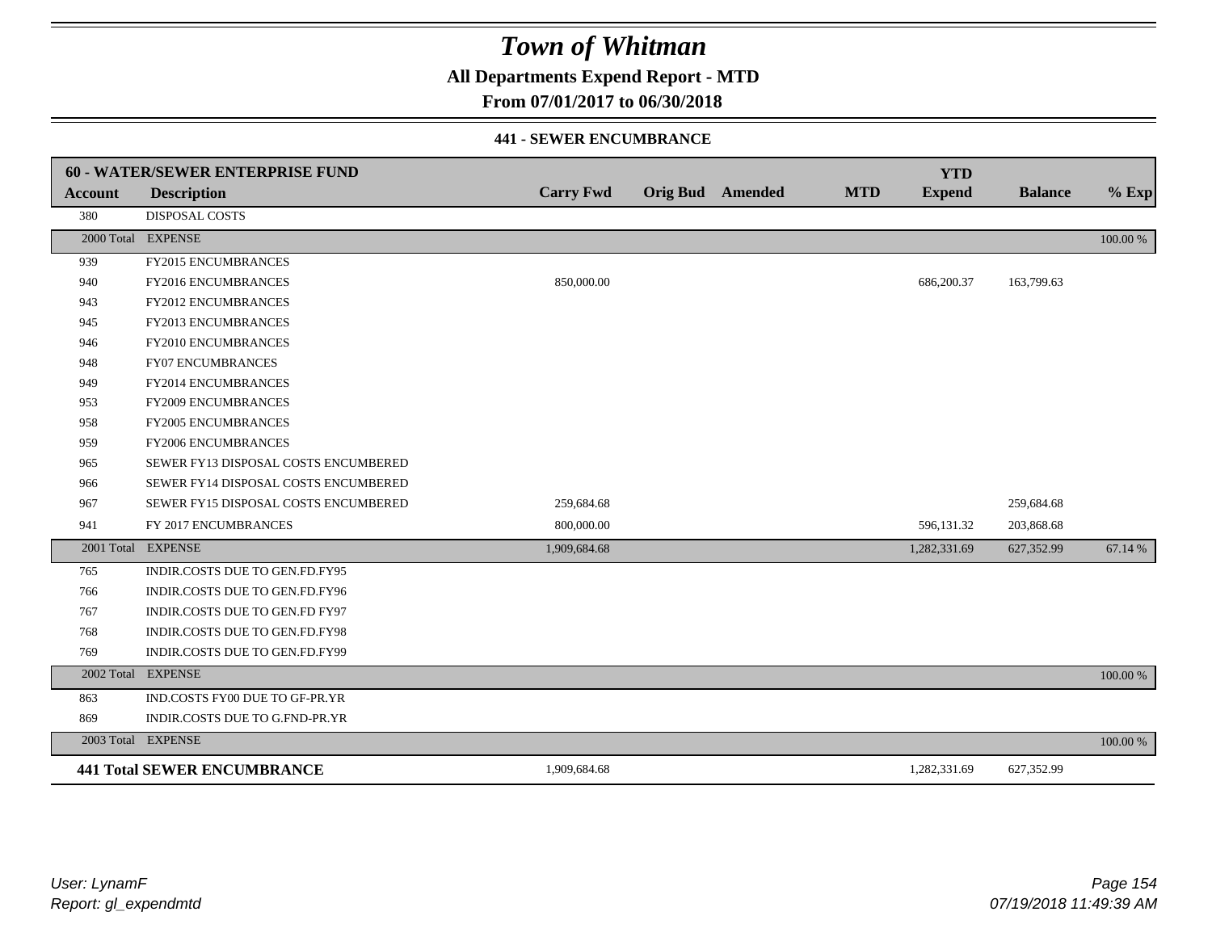# Town of Whitman

## All Departments Expend Report - MTD

## From 07/01/2017 to 06/30/2018

### 441 - SEWER ENCUMBRANCE

| 60 - WATER/SEWER ENTERPRISE FUND | | | | | | YTD | | |
|---|---|---|---|---|---|---|---|---|
| **Account** | **Description** | **Carry Fwd** | **Orig Bud** | **Amended** | **MTD** | **Expend** | **Balance** | **% Exp** |
| 380 | DISPOSAL COSTS | | | | | | | |
| 2000 Total | EXPENSE | | | | | | | 100.00 % |
| 939 | FY2015 ENCUMBRANCES | | | | | | | |
| 940 | FY2016 ENCUMBRANCES | 850,000.00 | | | | 686,200.37 | 163,799.63 | |
| 943 | FY2012 ENCUMBRANCES | | | | | | | |
| 945 | FY2013 ENCUMBRANCES | | | | | | | |
| 946 | FY2010 ENCUMBRANCES | | | | | | | |
| 948 | FY07 ENCUMBRANCES | | | | | | | |
| 949 | FY2014 ENCUMBRANCES | | | | | | | |
| 953 | FY2009 ENCUMBRANCES | | | | | | | |
| 958 | FY2005 ENCUMBRANCES | | | | | | | |
| 959 | FY2006 ENCUMBRANCES | | | | | | | |
| 965 | SEWER FY13 DISPOSAL COSTS ENCUMBERED | | | | | | | |
| 966 | SEWER FY14 DISPOSAL COSTS ENCUMBERED | | | | | | | |
| 967 | SEWER FY15 DISPOSAL COSTS ENCUMBERED | 259,684.68 | | | | | 259,684.68 | |
| 941 | FY 2017 ENCUMBRANCES | 800,000.00 | | | | 596,131.32 | 203,868.68 | |
| 2001 Total | EXPENSE | 1,909,684.68 | | | | 1,282,331.69 | 627,352.99 | 67.14 % |
| 765 | INDIR.COSTS DUE TO GEN.FD.FY95 | | | | | | | |
| 766 | INDIR.COSTS DUE TO GEN.FD.FY96 | | | | | | | |
| 767 | INDIR.COSTS DUE TO GEN.FD FY97 | | | | | | | |
| 768 | INDIR.COSTS DUE TO GEN.FD.FY98 | | | | | | | |
| 769 | INDIR.COSTS DUE TO GEN.FD.FY99 | | | | | | | |
| 2002 Total | EXPENSE | | | | | | | 100.00 % |
| 863 | IND.COSTS FY00 DUE TO GF-PR.YR | | | | | | | |
| 869 | INDIR.COSTS DUE TO G.FND-PR.YR | | | | | | | |
| 2003 Total | EXPENSE | | | | | | | 100.00 % |
| **441 Total SEWER ENCUMBRANCE** | | 1,909,684.68 | | | | 1,282,331.69 | 627,352.99 | |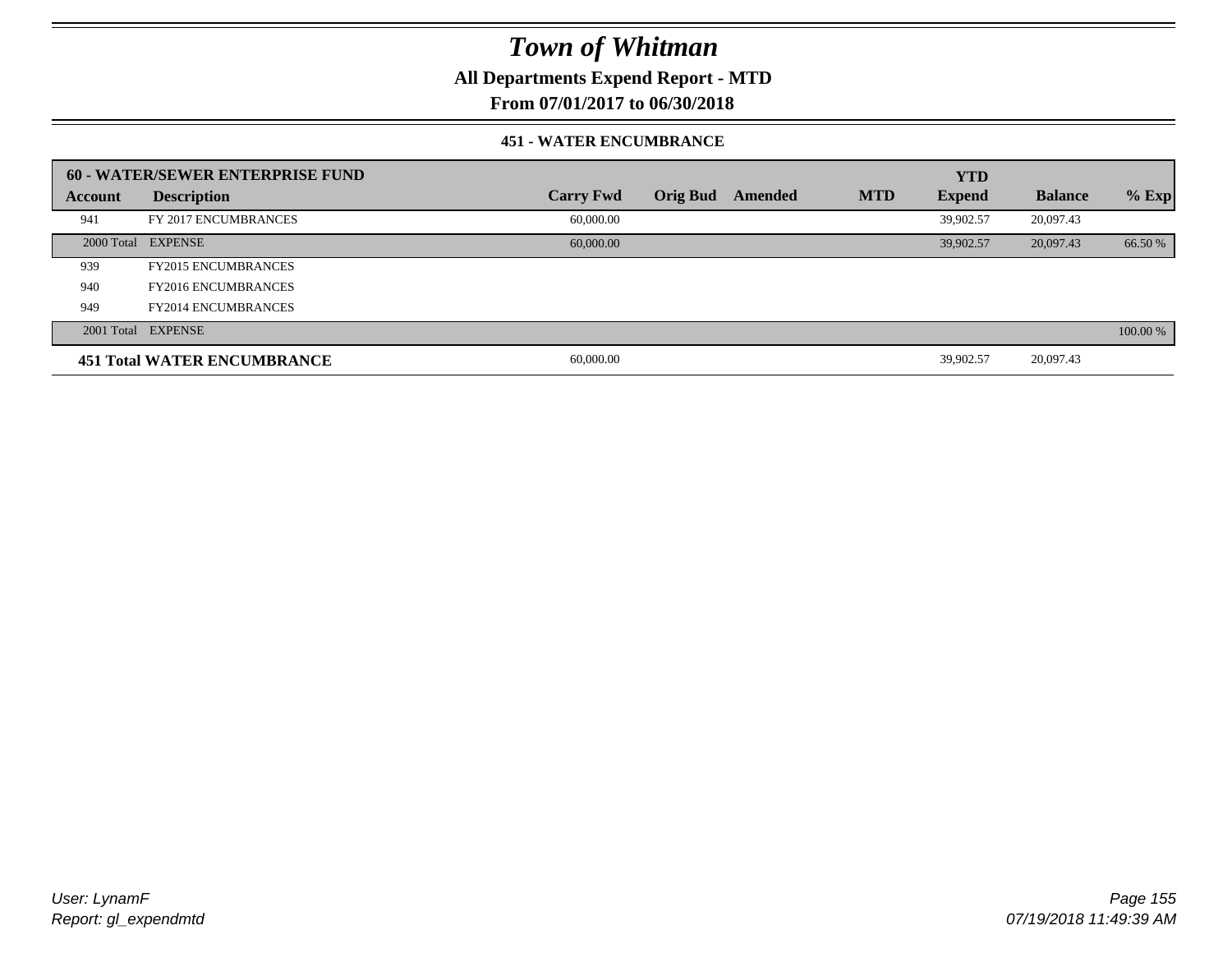# Town of Whitman

## All Departments Expend Report - MTD

## From 07/01/2017 to 06/30/2018

### 451 - WATER ENCUMBRANCE

| 60 - WATER/SEWER ENTERPRISE FUND | | | | | | YTD | | |
|---|---|---|---|---|---|---|---|---|
| **Account** | **Description** | **Carry Fwd** | **Orig Bud** | **Amended** | **MTD** | **Expend** | **Balance** | **% Exp** |
| 941 | FY 2017 ENCUMBRANCES | 60,000.00 | | | | 39,902.57 | 20,097.43 | |
| 2000 Total | EXPENSE | 60,000.00 | | | | 39,902.57 | 20,097.43 | 66.50 % |
| 939 | FY2015 ENCUMBRANCES | | | | | | | |
| 940 | FY2016 ENCUMBRANCES | | | | | | | |
| 949 | FY2014 ENCUMBRANCES | | | | | | | |
| 2001 Total | EXPENSE | | | | | | | 100.00 % |
| **451 Total WATER ENCUMBRANCE** | | 60,000.00 | | | | 39,902.57 | 20,097.43 | |

*User: LynamF*
*Report: gl_expendmtd*

*07/19/2018 11:49:39 AM*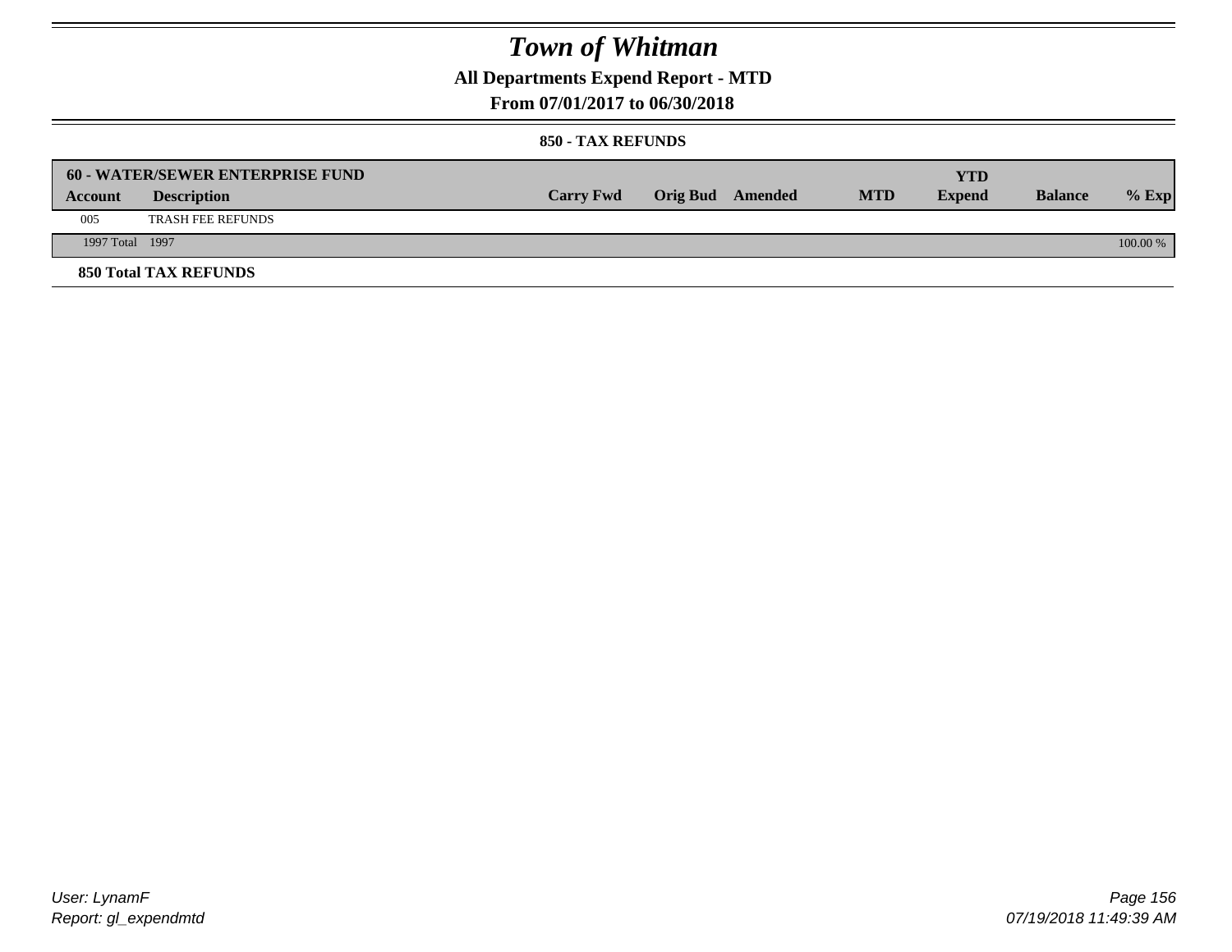# Town of Whitman

## All Departments Expend Report - MTD

## From 07/01/2017 to 06/30/2018

### 850 - TAX REFUNDS

| 60 - WATER/SEWER ENTERPRISE FUND | | | | | | YTD | | |
|---|---|---|---|---|---|---|---|---|
| **Account** | **Description** | **Carry Fwd** | **Orig Bud** | **Amended** | **MTD** | **Expend** | **Balance** | **% Exp** |
| 005 | TRASH FEE REFUNDS | | | | | | | |
| 1997 Total | 1997 | | | | | | | 100.00 % |

**850 Total TAX REFUNDS**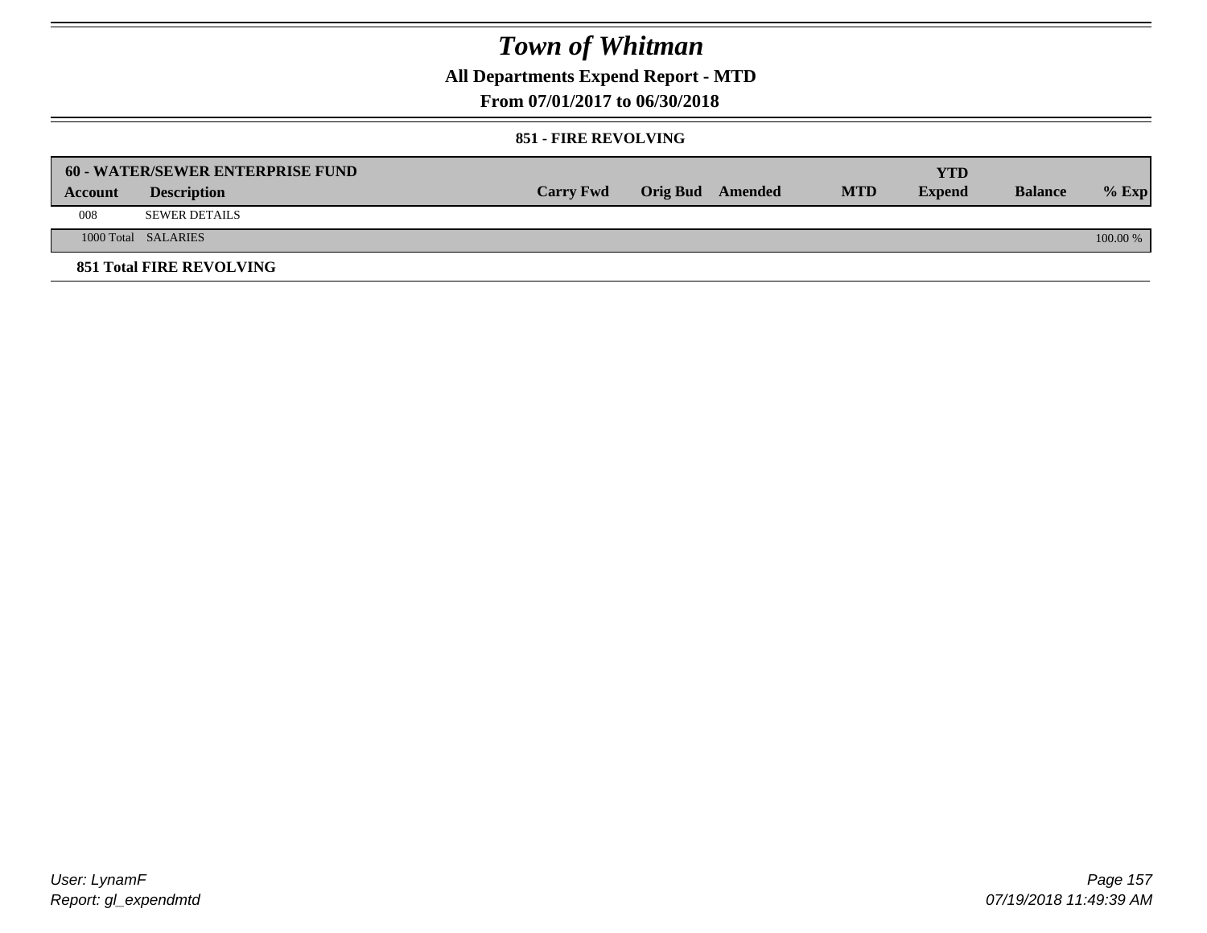# Town of Whitman

## All Departments Expend Report - MTD

## From 07/01/2017 to 06/30/2018

### 851 - FIRE REVOLVING

| 60 - WATER/SEWER ENTERPRISE FUND | | | | | | YTD | | |
|---|---|---|---|---|---|---|---|---|
| Account | Description | Carry Fwd | Orig Bud | Amended | MTD | Expend | Balance | % Exp |
| 008 | SEWER DETAILS | | | | | | | |
| 1000 Total | SALARIES | | | | | | | 100.00 % |

**851 Total FIRE REVOLVING**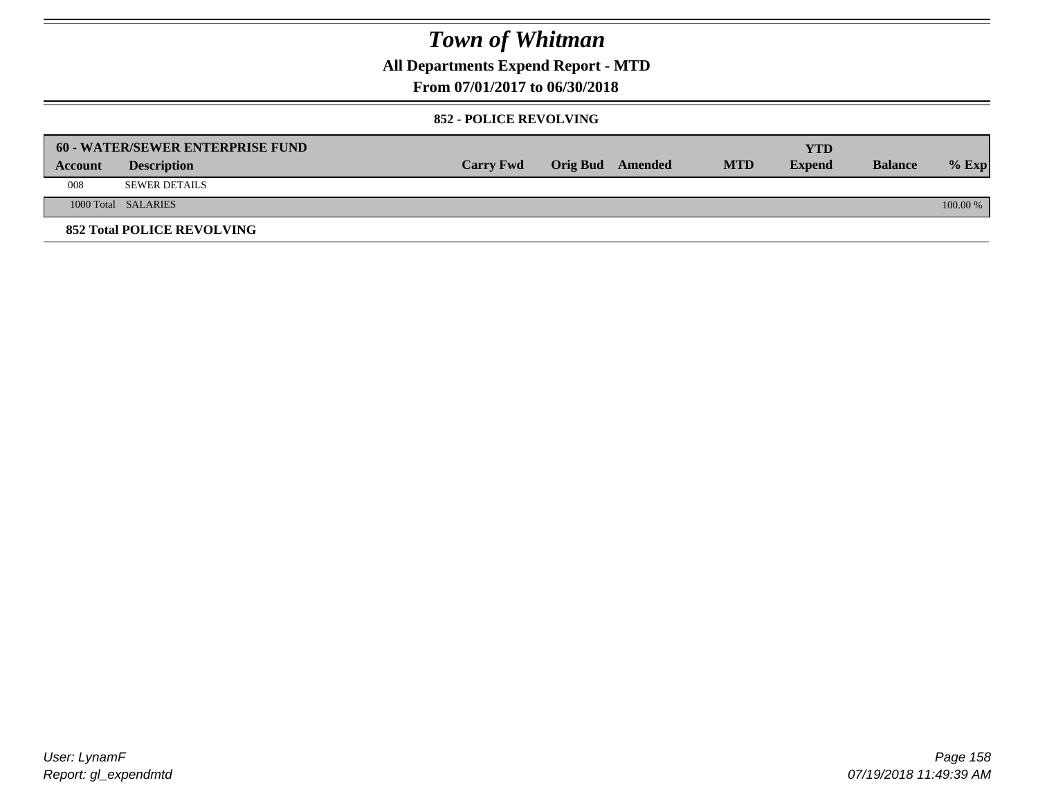# Town of Whitman

## All Departments Expend Report - MTD

### From 07/01/2017 to 06/30/2018

#### 852 - POLICE REVOLVING

| 60 - WATER/SEWER ENTERPRISE FUND | | | | | | | | |
|---|---|---|---|---|---|---|---|---|
| **Account** | **Description** | **Carry Fwd** | **Orig Bud** | **Amended** | **MTD** | **YTD Expend** | **Balance** | **% Exp** |
| 008 | SEWER DETAILS | | | | | | | |
| 1000 Total | SALARIES | | | | | | | 100.00 % |

**852 Total POLICE REVOLVING**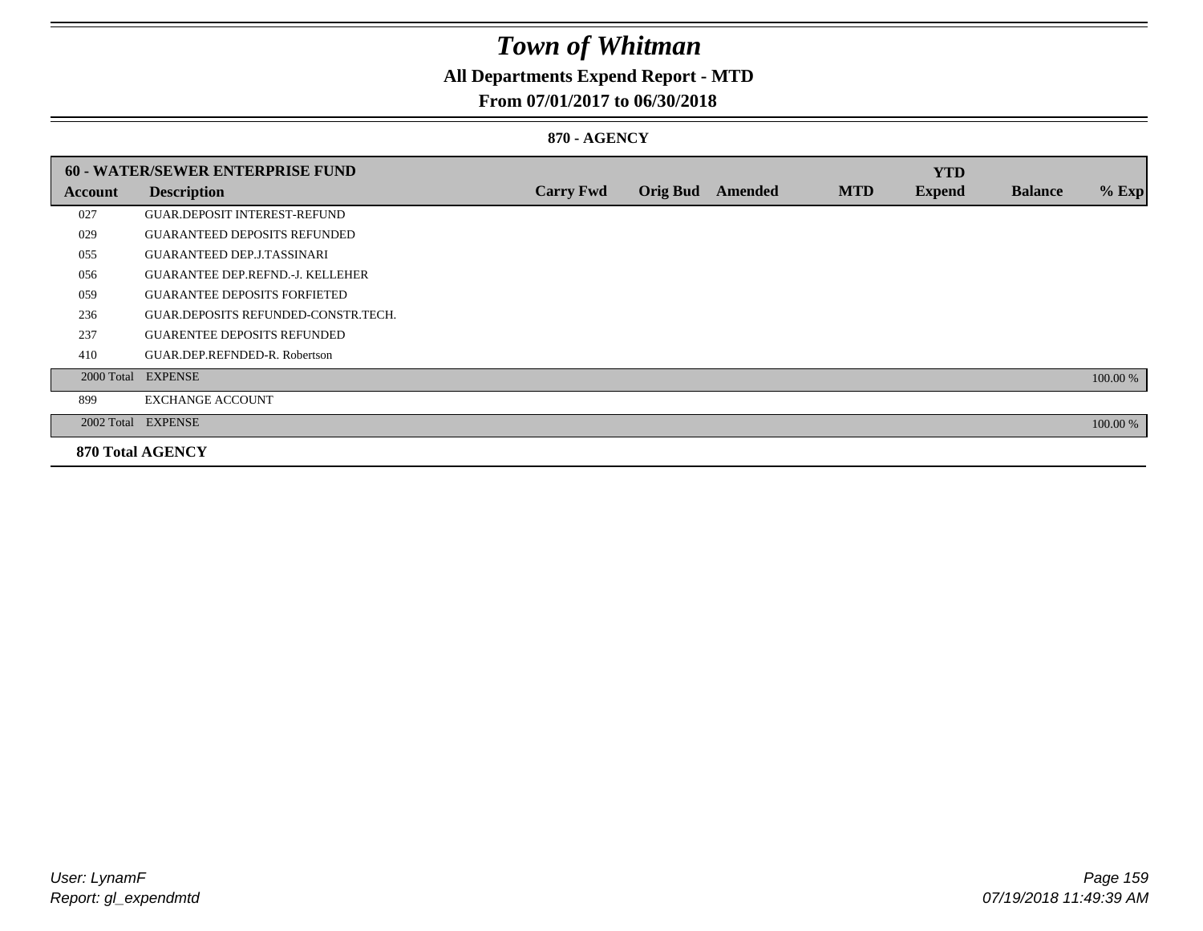# Town of Whitman

**All Departments Expend Report - MTD**

**From 07/01/2017 to 06/30/2018**

**870 - AGENCY**

| **60 - WATER/SEWER ENTERPRISE FUND** | | | | | | | | |
|---|---|---|---|---|---|---|---|---|
| **Account** | **Description** | **Carry Fwd** | **Orig Bud** | **Amended** | **MTD** | **YTD Expend** | **Balance** | **% Exp** |
| 027 | GUAR.DEPOSIT INTEREST-REFUND | | | | | | | |
| 029 | GUARANTEED DEPOSITS REFUNDED | | | | | | | |
| 055 | GUARANTEED DEP.J.TASSINARI | | | | | | | |
| 056 | GUARANTEE DEP.REFND.-J. KELLEHER | | | | | | | |
| 059 | GUARANTEE DEPOSITS FORFIETED | | | | | | | |
| 236 | GUAR.DEPOSITS REFUNDED-CONSTR.TECH. | | | | | | | |
| 237 | GUARENTEE DEPOSITS REFUNDED | | | | | | | |
| 410 | GUAR.DEP.REFNDED-R. Robertson | | | | | | | |
| 2000 Total | EXPENSE | | | | | | | 100.00 % |
| 899 | EXCHANGE ACCOUNT | | | | | | | |
| 2002 Total | EXPENSE | | | | | | | 100.00 % |
| **870 Total AGENCY** | | | | | | | | |

*User: LynamF*
*Report: gl_expendmtd*

*07/19/2018 11:49:39 AM*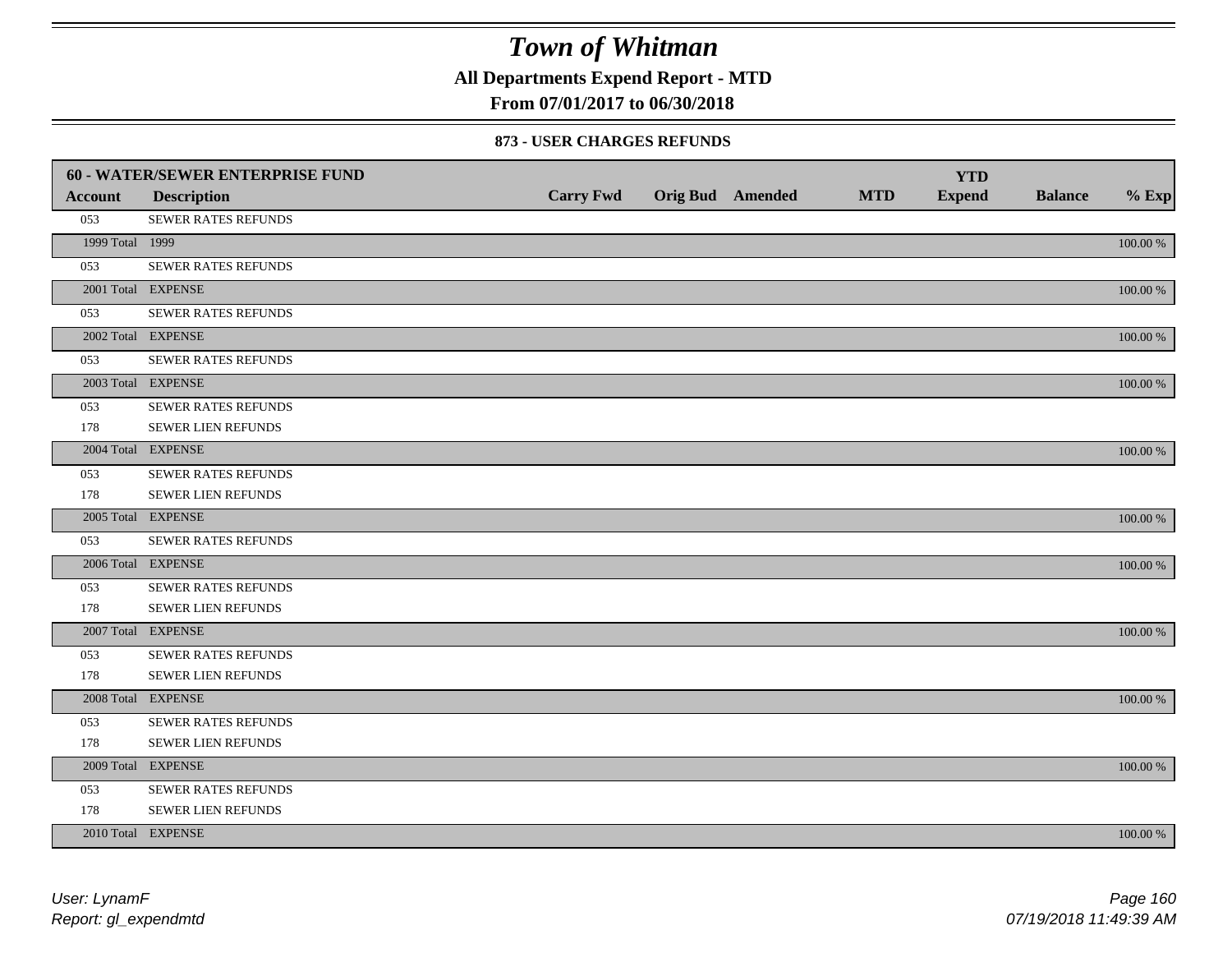# Town of Whitman

**All Departments Expend Report - MTD**

**From 07/01/2017 to 06/30/2018**

### 873 - USER CHARGES REFUNDS

| 60 - WATER/SEWER ENTERPRISE FUND | | | | | | YTD | | |
|---|---|---|---|---|---|---|---|---|
| **Account** | **Description** | **Carry Fwd** | **Orig Bud** | **Amended** | **MTD** | **Expend** | **Balance** | **% Exp** |
| 053 | SEWER RATES REFUNDS | | | | | | | |
| 1999 Total | 1999 | | | | | | | 100.00 % |
| 053 | SEWER RATES REFUNDS | | | | | | | |
| 2001 Total | EXPENSE | | | | | | | 100.00 % |
| 053 | SEWER RATES REFUNDS | | | | | | | |
| 2002 Total | EXPENSE | | | | | | | 100.00 % |
| 053 | SEWER RATES REFUNDS | | | | | | | |
| 2003 Total | EXPENSE | | | | | | | 100.00 % |
| 053 | SEWER RATES REFUNDS | | | | | | | |
| 178 | SEWER LIEN REFUNDS | | | | | | | |
| 2004 Total | EXPENSE | | | | | | | 100.00 % |
| 053 | SEWER RATES REFUNDS | | | | | | | |
| 178 | SEWER LIEN REFUNDS | | | | | | | |
| 2005 Total | EXPENSE | | | | | | | 100.00 % |
| 053 | SEWER RATES REFUNDS | | | | | | | |
| 2006 Total | EXPENSE | | | | | | | 100.00 % |
| 053 | SEWER RATES REFUNDS | | | | | | | |
| 178 | SEWER LIEN REFUNDS | | | | | | | |
| 2007 Total | EXPENSE | | | | | | | 100.00 % |
| 053 | SEWER RATES REFUNDS | | | | | | | |
| 178 | SEWER LIEN REFUNDS | | | | | | | |
| 2008 Total | EXPENSE | | | | | | | 100.00 % |
| 053 | SEWER RATES REFUNDS | | | | | | | |
| 178 | SEWER LIEN REFUNDS | | | | | | | |
| 2009 Total | EXPENSE | | | | | | | 100.00 % |
| 053 | SEWER RATES REFUNDS | | | | | | | |
| 178 | SEWER LIEN REFUNDS | | | | | | | |
| 2010 Total | EXPENSE | | | | | | | 100.00 % |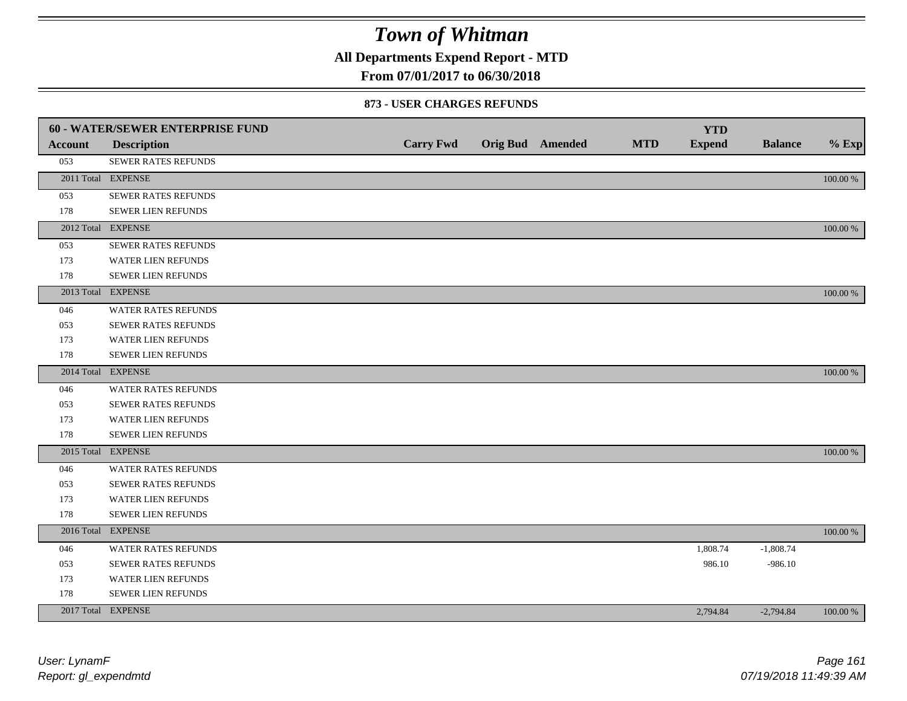# Town of Whitman

**All Departments Expend Report - MTD**

**From 07/01/2017 to 06/30/2018**

### 873 - USER CHARGES REFUNDS

| 60 - WATER/SEWER ENTERPRISE FUND | | | | | | YTD | | |
|---|---|---|---|---|---|---|---|---|
| **Account** | **Description** | **Carry Fwd** | **Orig Bud** | **Amended** | **MTD** | **Expend** | **Balance** | **% Exp** |
| 053 | SEWER RATES REFUNDS | | | | | | | |
| 2011 Total | EXPENSE | | | | | | | 100.00 % |
| 053 | SEWER RATES REFUNDS | | | | | | | |
| 178 | SEWER LIEN REFUNDS | | | | | | | |
| 2012 Total | EXPENSE | | | | | | | 100.00 % |
| 053 | SEWER RATES REFUNDS | | | | | | | |
| 173 | WATER LIEN REFUNDS | | | | | | | |
| 178 | SEWER LIEN REFUNDS | | | | | | | |
| 2013 Total | EXPENSE | | | | | | | 100.00 % |
| 046 | WATER RATES REFUNDS | | | | | | | |
| 053 | SEWER RATES REFUNDS | | | | | | | |
| 173 | WATER LIEN REFUNDS | | | | | | | |
| 178 | SEWER LIEN REFUNDS | | | | | | | |
| 2014 Total | EXPENSE | | | | | | | 100.00 % |
| 046 | WATER RATES REFUNDS | | | | | | | |
| 053 | SEWER RATES REFUNDS | | | | | | | |
| 173 | WATER LIEN REFUNDS | | | | | | | |
| 178 | SEWER LIEN REFUNDS | | | | | | | |
| 2015 Total | EXPENSE | | | | | | | 100.00 % |
| 046 | WATER RATES REFUNDS | | | | | | | |
| 053 | SEWER RATES REFUNDS | | | | | | | |
| 173 | WATER LIEN REFUNDS | | | | | | | |
| 178 | SEWER LIEN REFUNDS | | | | | | | |
| 2016 Total | EXPENSE | | | | | | | 100.00 % |
| 046 | WATER RATES REFUNDS | | | | | 1,808.74 | -1,808.74 | |
| 053 | SEWER RATES REFUNDS | | | | | 986.10 | -986.10 | |
| 173 | WATER LIEN REFUNDS | | | | | | | |
| 178 | SEWER LIEN REFUNDS | | | | | | | |
| 2017 Total | EXPENSE | | | | | 2,794.84 | -2,794.84 | 100.00 % |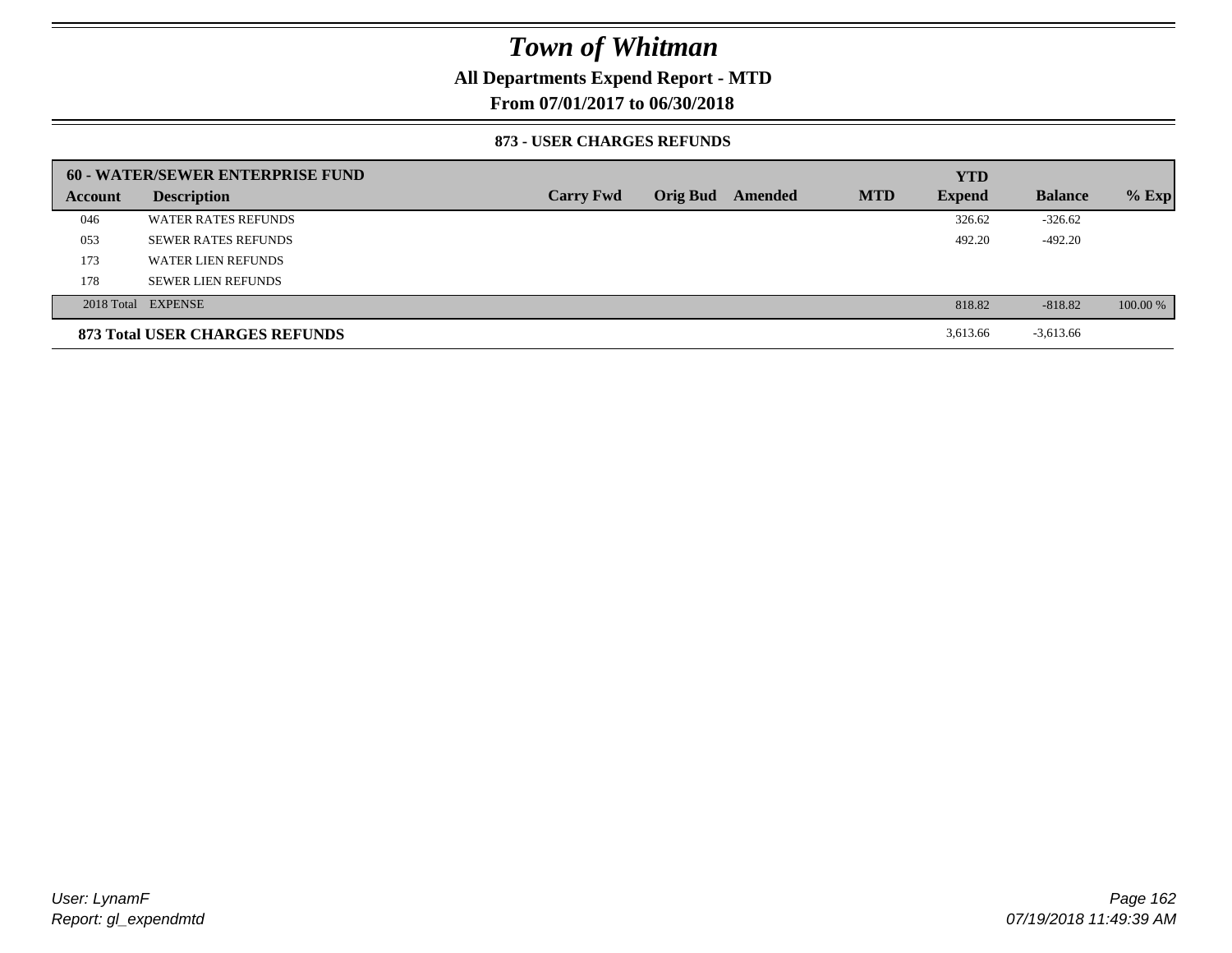# Town of Whitman

**All Departments Expend Report - MTD**

**From 07/01/2017 to 06/30/2018**

**873 - USER CHARGES REFUNDS**

| 60 - WATER/SEWER ENTERPRISE FUND | | | | | | YTD | | |
|---|---|---|---|---|---|---|---|---|
| Account | Description | Carry Fwd | Orig Bud | Amended | MTD | Expend | Balance | % Exp |
| 046 | WATER RATES REFUNDS | | | | | 326.62 | -326.62 | |
| 053 | SEWER RATES REFUNDS | | | | | 492.20 | -492.20 | |
| 173 | WATER LIEN REFUNDS | | | | | | | |
| 178 | SEWER LIEN REFUNDS | | | | | | | |
| 2018 Total | EXPENSE | | | | | 818.82 | -818.82 | 100.00 % |
| **873 Total USER CHARGES REFUNDS** | | | | | | 3,613.66 | -3,613.66 | |

User: LynamF
Report: gl_expendmtd

07/19/2018 11:49:39 AM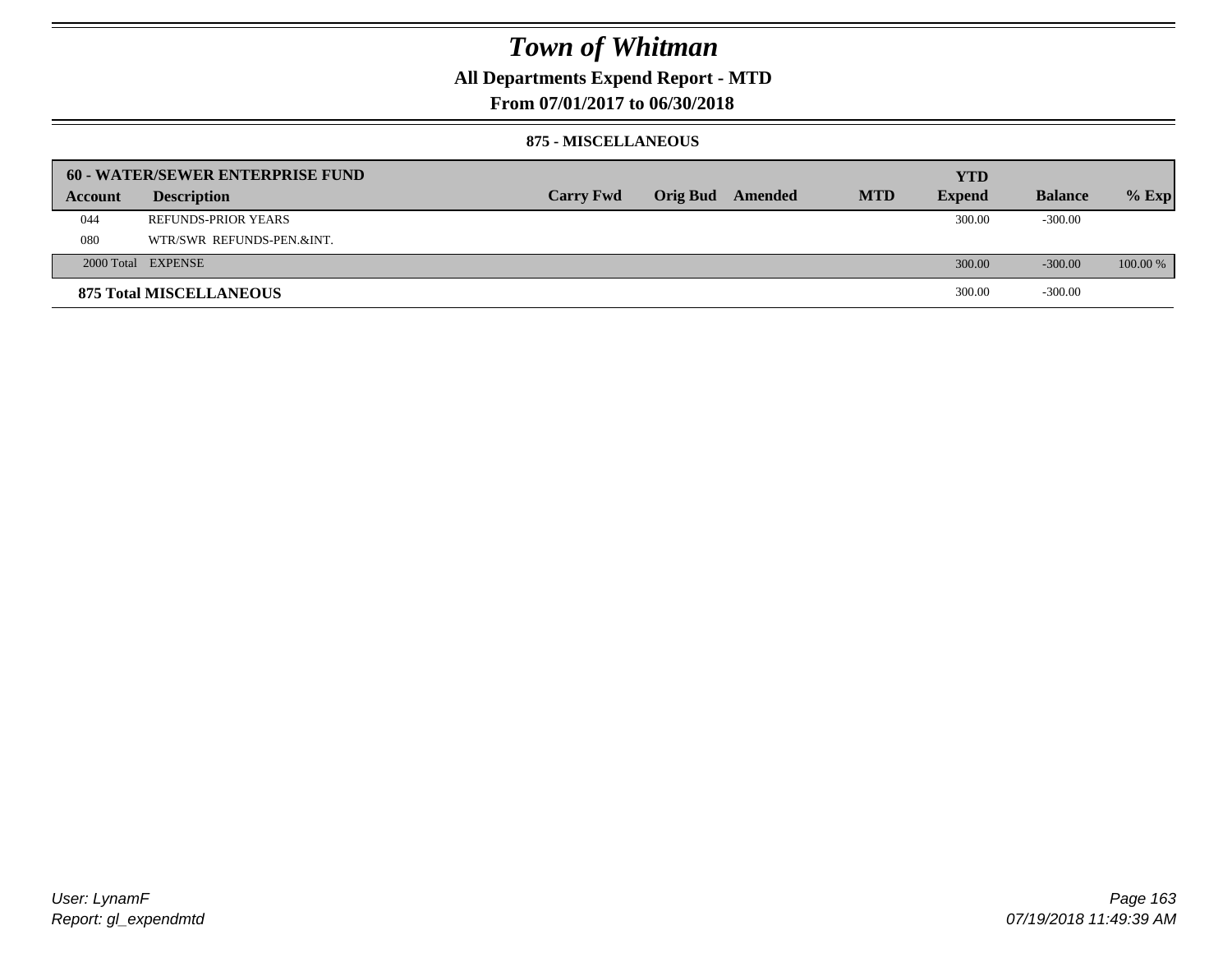# Town of Whitman

## All Departments Expend Report - MTD

## From 07/01/2017 to 06/30/2018

### 875 - MISCELLANEOUS

| 60 - WATER/SEWER ENTERPRISE FUND | | | | | | | | |
|---|---|---|---|---|---|---|---|---|
| **Account** | **Description** | **Carry Fwd** | **Orig Bud** | **Amended** | **MTD** | **YTD Expend** | **Balance** | **% Exp** |
| 044 | REFUNDS-PRIOR YEARS | | | | | 300.00 | -300.00 | |
| 080 | WTR/SWR REFUNDS-PEN.&INT. | | | | | | | |
| 2000 Total | EXPENSE | | | | | 300.00 | -300.00 | 100.00 % |
| **875 Total MISCELLANEOUS** | | | | | | 300.00 | -300.00 | |

User: LynamF
Report: gl_expendmtd

07/19/2018 11:49:39 AM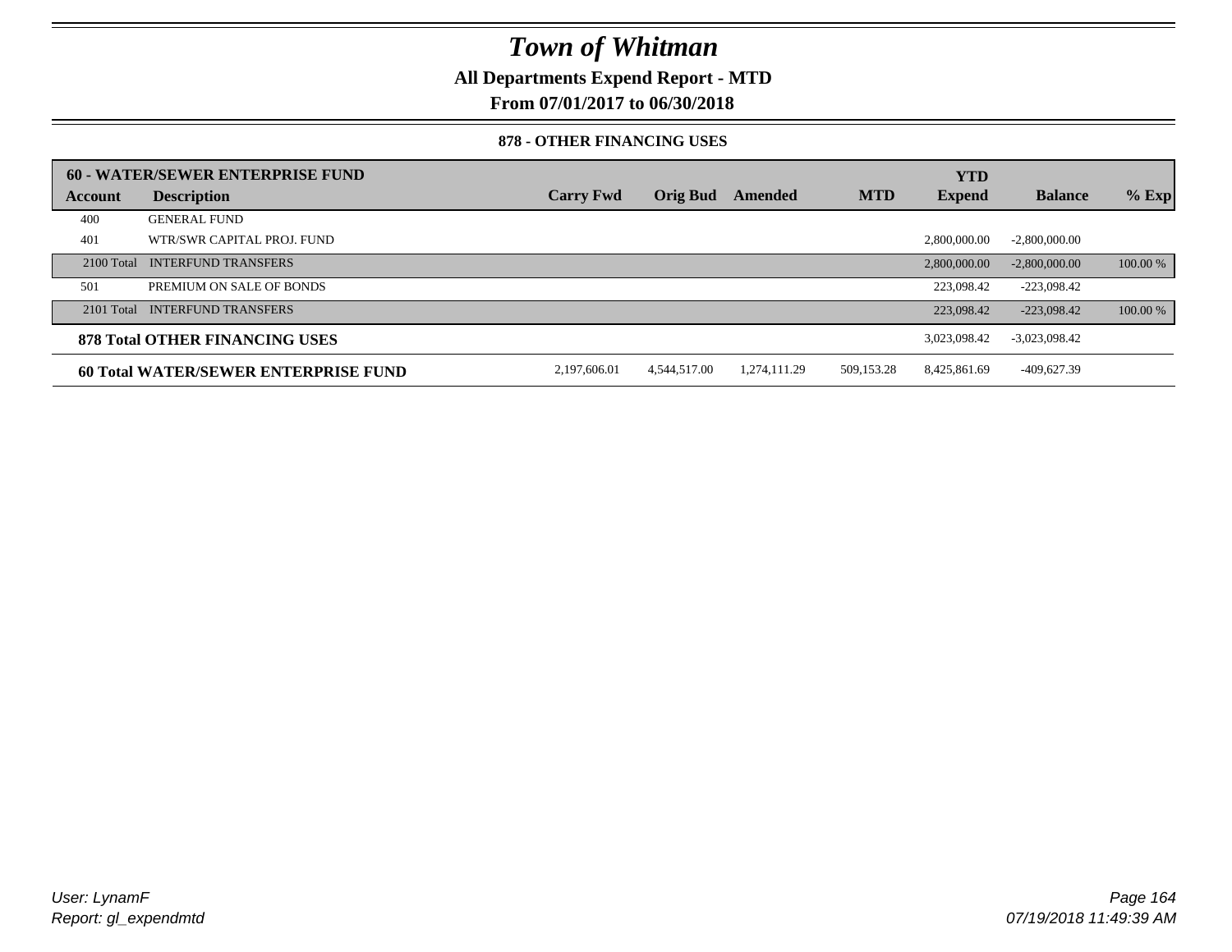# Town of Whitman

**All Departments Expend Report - MTD**

**From 07/01/2017 to 06/30/2018**

**878 - OTHER FINANCING USES**

| 60 - WATER/SEWER ENTERPRISE FUND | | | | | | | | |
|---|---|---|---|---|---|---|---|---|
| **Account** | **Description** | **Carry Fwd** | **Orig Bud** | **Amended** | **MTD** | **YTD Expend** | **Balance** | **% Exp** |
| 400 | GENERAL FUND | | | | | | | |
| 401 | WTR/SWR CAPITAL PROJ. FUND | | | | | 2,800,000.00 | -2,800,000.00 | |
| 2100 Total | INTERFUND TRANSFERS | | | | | 2,800,000.00 | -2,800,000.00 | 100.00 % |
| 501 | PREMIUM ON SALE OF BONDS | | | | | 223,098.42 | -223,098.42 | |
| 2101 Total | INTERFUND TRANSFERS | | | | | 223,098.42 | -223,098.42 | 100.00 % |
| **878 Total OTHER FINANCING USES** | | | | | | 3,023,098.42 | -3,023,098.42 | |
| **60 Total WATER/SEWER ENTERPRISE FUND** | | 2,197,606.01 | 4,544,517.00 | 1,274,111.29 | 509,153.28 | 8,425,861.69 | -409,627.39 | |

*User: LynamF*
*Report: gl_expendmtd*

*07/19/2018 11:49:39 AM*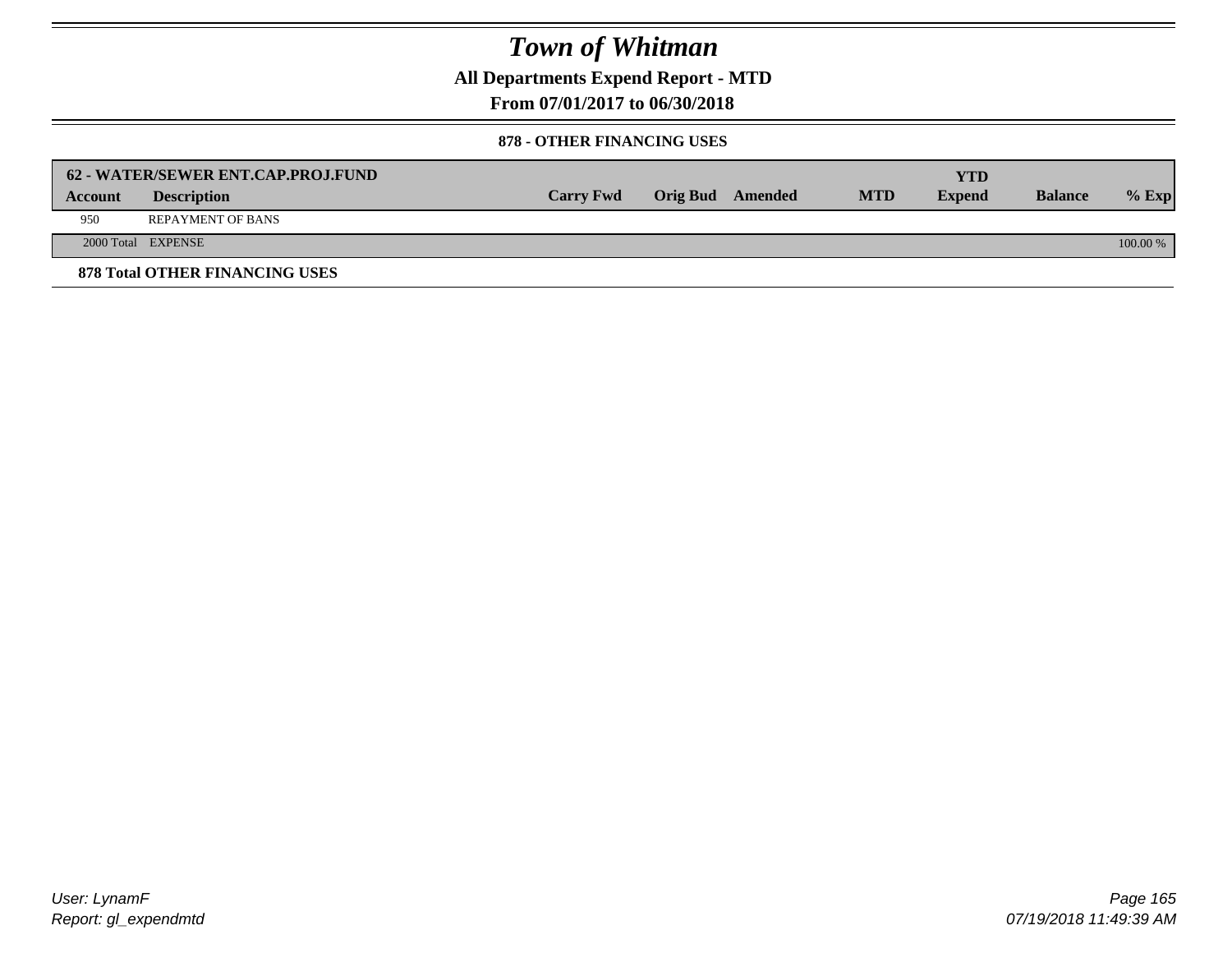# Town of Whitman

## All Departments Expend Report - MTD

## From 07/01/2017 to 06/30/2018

### 878 - OTHER FINANCING USES

| 62 - WATER/SEWER ENT.CAP.PROJ.FUND | | | | | | YTD | | |
|---|---|---|---|---|---|---|---|---|
| **Account** | **Description** | **Carry Fwd** | **Orig Bud** | **Amended** | **MTD** | **Expend** | **Balance** | **% Exp** |
| 950 | REPAYMENT OF BANS | | | | | | | |
| 2000 Total | EXPENSE | | | | | | | 100.00 % |

**878 Total OTHER FINANCING USES**

User: LynamF
Report: gl_expendmtd

07/19/2018 11:49:39 AM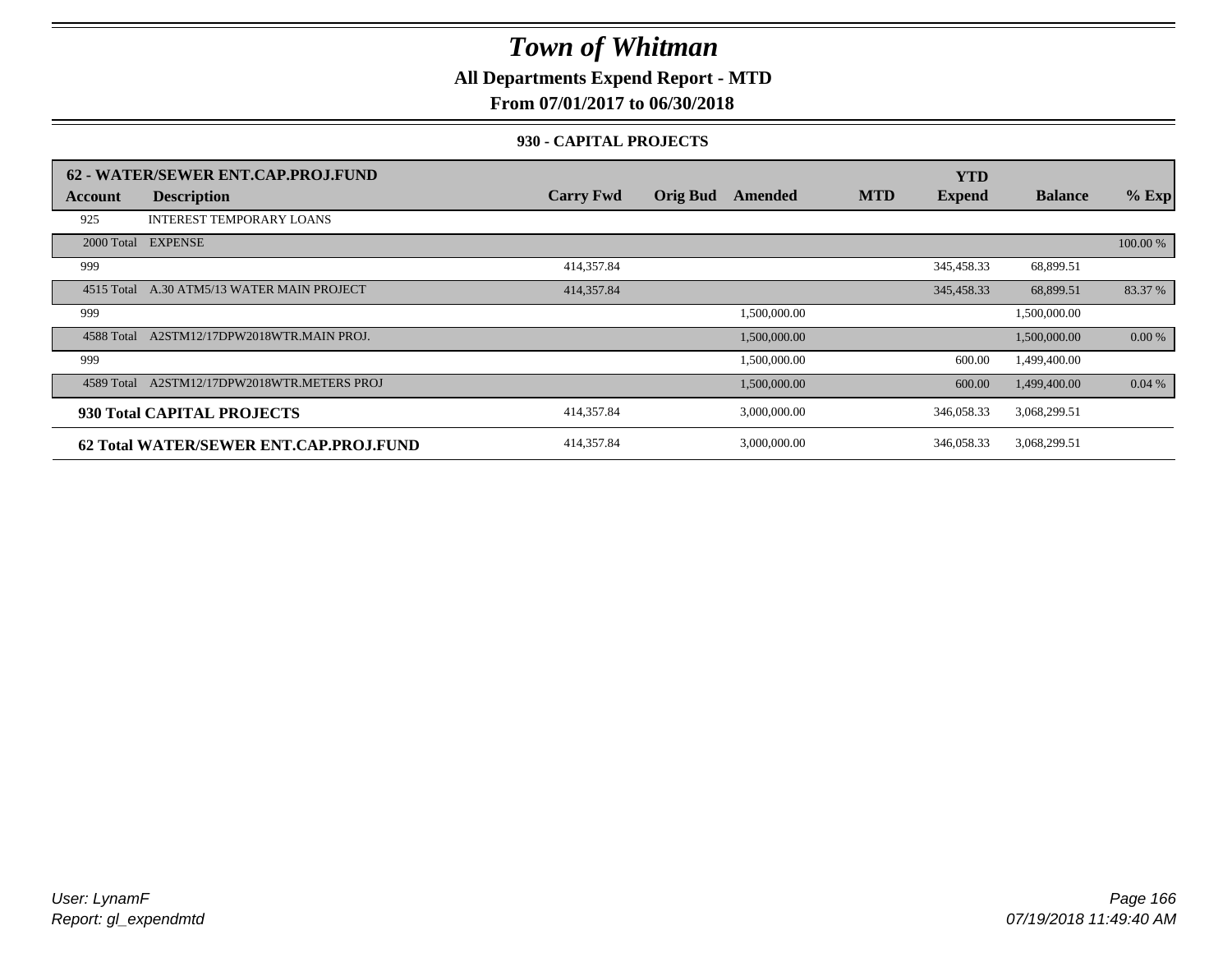# Town of Whitman

**All Departments Expend Report - MTD**

**From 07/01/2017 to 06/30/2018**

**930 - CAPITAL PROJECTS**

| **62 - WATER/SEWER ENT.CAP.PROJ.FUND** | | | | | | | | |
|---|---|---|---|---|---|---|---|---|
| **Account** | **Description** | **Carry Fwd** | **Orig Bud** | **Amended** | **MTD** | **YTD Expend** | **Balance** | **% Exp** |
| 925 | INTEREST TEMPORARY LOANS | | | | | | | |
| 2000 Total | EXPENSE | | | | | | | 100.00 % |
| 999 | | 414,357.84 | | | | 345,458.33 | 68,899.51 | |
| 4515 Total | A.30 ATM5/13 WATER MAIN PROJECT | 414,357.84 | | | | 345,458.33 | 68,899.51 | 83.37 % |
| 999 | | | | 1,500,000.00 | | | 1,500,000.00 | |
| 4588 Total | A2STM12/17DPW2018WTR.MAIN PROJ. | | | 1,500,000.00 | | | 1,500,000.00 | 0.00 % |
| 999 | | | | 1,500,000.00 | | 600.00 | 1,499,400.00 | |
| 4589 Total | A2STM12/17DPW2018WTR.METERS PROJ | | | 1,500,000.00 | | 600.00 | 1,499,400.00 | 0.04 % |
| **930 Total CAPITAL PROJECTS** | | 414,357.84 | | 3,000,000.00 | | 346,058.33 | 3,068,299.51 | |
| **62 Total WATER/SEWER ENT.CAP.PROJ.FUND** | | 414,357.84 | | 3,000,000.00 | | 346,058.33 | 3,068,299.51 | |

*User: LynamF*
*Report: gl_expendmtd*

*07/19/2018 11:49:40 AM*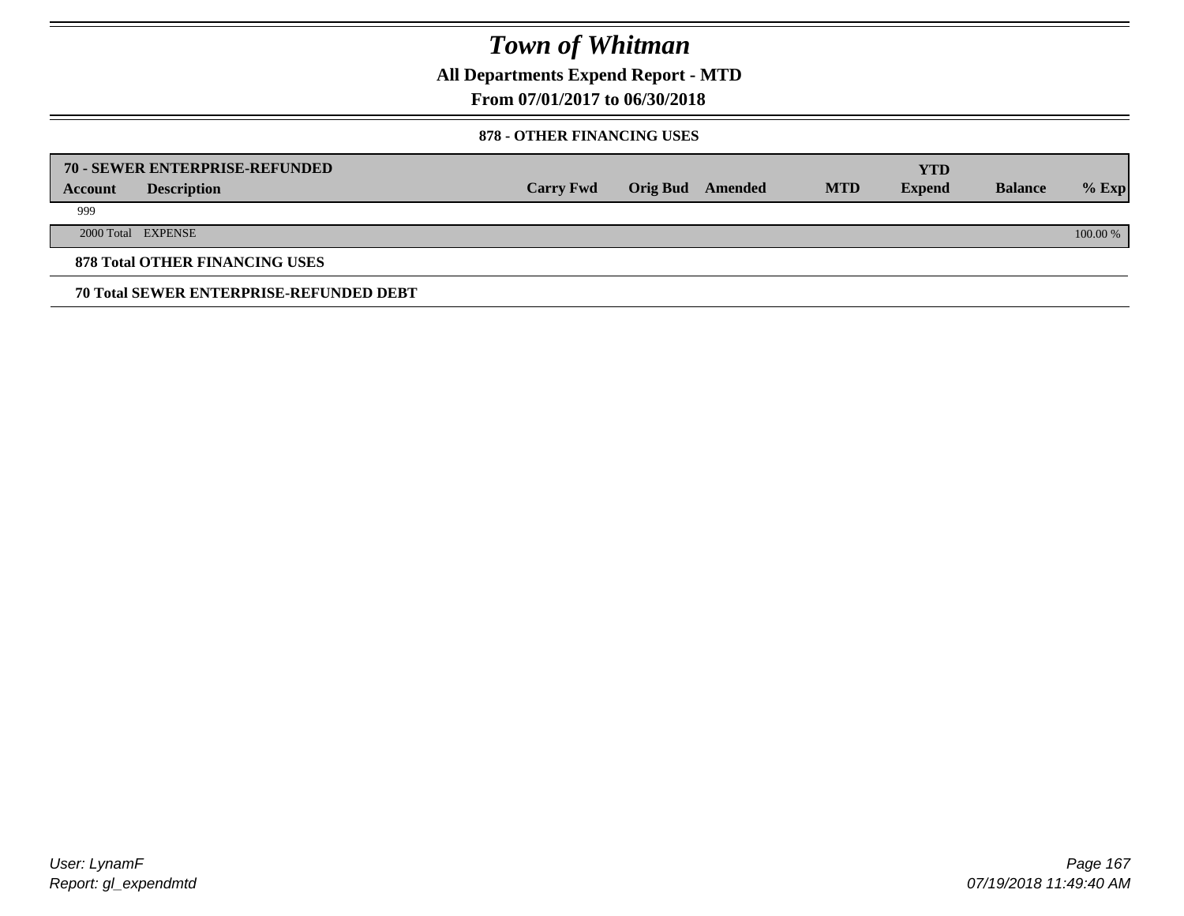# Town of Whitman

## All Departments Expend Report - MTD

## From 07/01/2017 to 06/30/2018

### 878 - OTHER FINANCING USES

| 70 - SEWER ENTERPRISE-REFUNDED | | | | | | YTD | | |
|---|---|---|---|---|---|---|---|---|
| Account | Description | Carry Fwd | Orig Bud | Amended | MTD | Expend | Balance | % Exp |
| 999 | | | | | | | | |
| 2000 Total | EXPENSE | | | | | | | 100.00 % |

**878 Total OTHER FINANCING USES**

**70 Total SEWER ENTERPRISE-REFUNDED DEBT**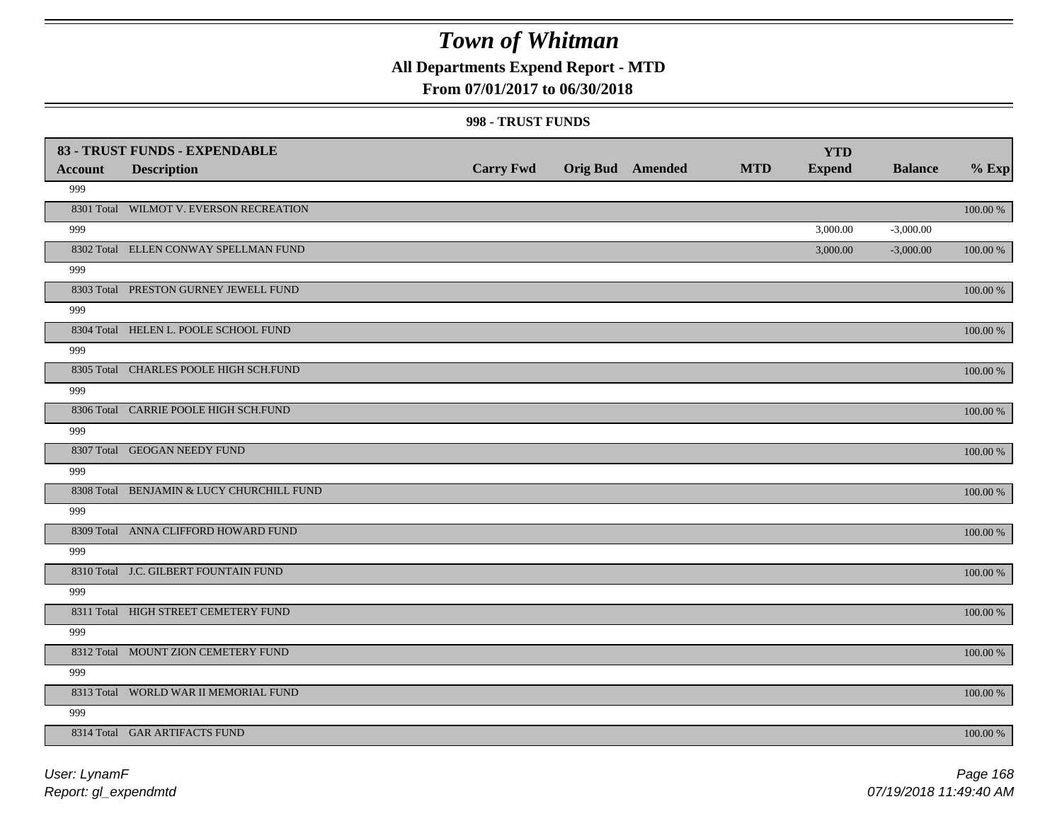# Town of Whitman

## All Departments Expend Report - MTD

## From 07/01/2017 to 06/30/2018

### 998 - TRUST FUNDS

| 83 - TRUST FUNDS - EXPENDABLE | | | | | | YTD | | |
|---|---|---|---|---|---|---|---|---|
| **Account** | **Description** | **Carry Fwd** | **Orig Bud** | **Amended** | **MTD** | **Expend** | **Balance** | **% Exp** |
| 999 | | | | | | | | |
| 8301 Total | WILMOT V. EVERSON RECREATION | | | | | | | 100.00 % |
| 999 | | | | | | 3,000.00 | -3,000.00 | |
| 8302 Total | ELLEN CONWAY SPELLMAN FUND | | | | | 3,000.00 | -3,000.00 | 100.00 % |
| 999 | | | | | | | | |
| 8303 Total | PRESTON GURNEY JEWELL FUND | | | | | | | 100.00 % |
| 999 | | | | | | | | |
| 8304 Total | HELEN L. POOLE SCHOOL FUND | | | | | | | 100.00 % |
| 999 | | | | | | | | |
| 8305 Total | CHARLES POOLE HIGH SCH.FUND | | | | | | | 100.00 % |
| 999 | | | | | | | | |
| 8306 Total | CARRIE POOLE HIGH SCH.FUND | | | | | | | 100.00 % |
| 999 | | | | | | | | |
| 8307 Total | GEOGAN NEEDY FUND | | | | | | | 100.00 % |
| 999 | | | | | | | | |
| 8308 Total | BENJAMIN & LUCY CHURCHILL FUND | | | | | | | 100.00 % |
| 999 | | | | | | | | |
| 8309 Total | ANNA CLIFFORD HOWARD FUND | | | | | | | 100.00 % |
| 999 | | | | | | | | |
| 8310 Total | J.C. GILBERT FOUNTAIN FUND | | | | | | | 100.00 % |
| 999 | | | | | | | | |
| 8311 Total | HIGH STREET CEMETERY FUND | | | | | | | 100.00 % |
| 999 | | | | | | | | |
| 8312 Total | MOUNT ZION CEMETERY FUND | | | | | | | 100.00 % |
| 999 | | | | | | | | |
| 8313 Total | WORLD WAR II MEMORIAL FUND | | | | | | | 100.00 % |
| 999 | | | | | | | | |
| 8314 Total | GAR ARTIFACTS FUND | | | | | | | 100.00 % |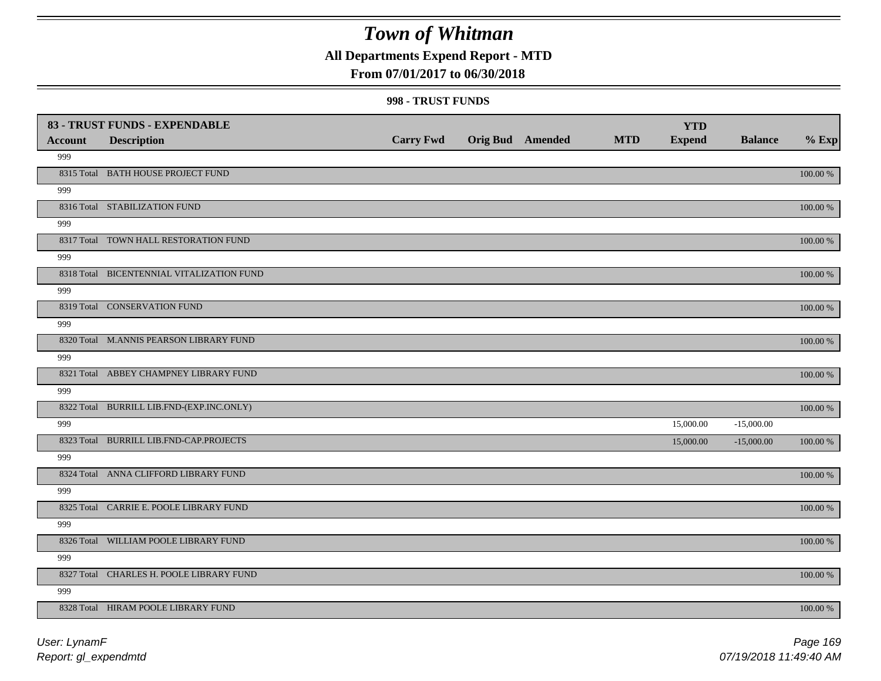# Town of Whitman

## All Departments Expend Report - MTD

### From 07/01/2017 to 06/30/2018

#### 998 - TRUST FUNDS

| 83 - TRUST FUNDS - EXPENDABLE<br>Account | Description | Carry Fwd | Orig Bud | Amended | MTD | YTD<br>Expend | Balance | % Exp |
|---|---|---|---|---|---|---|---|---|
| 999 | | | | | | | | |
| 8315 Total | BATH HOUSE PROJECT FUND | | | | | | | 100.00 % |
| 999 | | | | | | | | |
| 8316 Total | STABILIZATION FUND | | | | | | | 100.00 % |
| 999 | | | | | | | | |
| 8317 Total | TOWN HALL RESTORATION FUND | | | | | | | 100.00 % |
| 999 | | | | | | | | |
| 8318 Total | BICENTENNIAL VITALIZATION FUND | | | | | | | 100.00 % |
| 999 | | | | | | | | |
| 8319 Total | CONSERVATION FUND | | | | | | | 100.00 % |
| 999 | | | | | | | | |
| 8320 Total | M.ANNIS PEARSON LIBRARY FUND | | | | | | | 100.00 % |
| 999 | | | | | | | | |
| 8321 Total | ABBEY CHAMPNEY LIBRARY FUND | | | | | | | 100.00 % |
| 999 | | | | | | | | |
| 8322 Total | BURRILL LIB.FND-(EXP.INC.ONLY) | | | | | | | 100.00 % |
| 999 | | | | | | 15,000.00 | -15,000.00 | |
| 8323 Total | BURRILL LIB.FND-CAP.PROJECTS | | | | | 15,000.00 | -15,000.00 | 100.00 % |
| 999 | | | | | | | | |
| 8324 Total | ANNA CLIFFORD LIBRARY FUND | | | | | | | 100.00 % |
| 999 | | | | | | | | |
| 8325 Total | CARRIE E. POOLE LIBRARY FUND | | | | | | | 100.00 % |
| 999 | | | | | | | | |
| 8326 Total | WILLIAM POOLE LIBRARY FUND | | | | | | | 100.00 % |
| 999 | | | | | | | | |
| 8327 Total | CHARLES H. POOLE LIBRARY FUND | | | | | | | 100.00 % |
| 999 | | | | | | | | |
| 8328 Total | HIRAM POOLE LIBRARY FUND | | | | | | | 100.00 % |

User: LynamF
Report: gl_expendmtd

07/19/2018 11:49:40 AM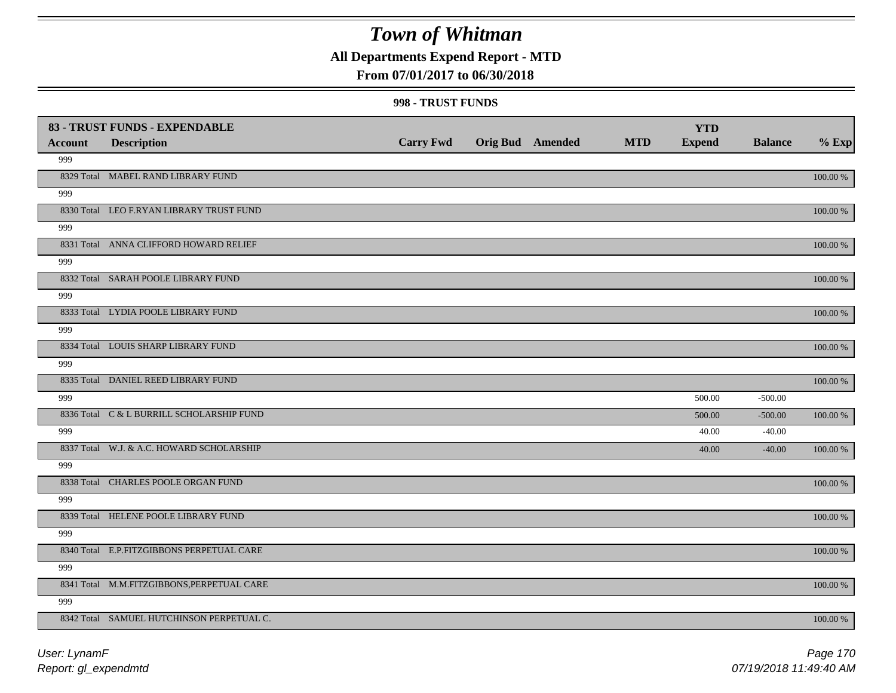# Town of Whitman

## All Departments Expend Report - MTD

### From 07/01/2017 to 06/30/2018

#### 998 - TRUST FUNDS

| 83 - TRUST FUNDS - EXPENDABLE | | | | | | YTD | | |
|---|---|---|---|---|---|---|---|---|
| **Account** | **Description** | **Carry Fwd** | **Orig Bud** | **Amended** | **MTD** | **Expend** | **Balance** | **% Exp** |
| 999 | | | | | | | | |
| 8329 Total | MABEL RAND LIBRARY FUND | | | | | | | 100.00 % |
| 999 | | | | | | | | |
| 8330 Total | LEO F.RYAN LIBRARY TRUST FUND | | | | | | | 100.00 % |
| 999 | | | | | | | | |
| 8331 Total | ANNA CLIFFORD HOWARD RELIEF | | | | | | | 100.00 % |
| 999 | | | | | | | | |
| 8332 Total | SARAH POOLE LIBRARY FUND | | | | | | | 100.00 % |
| 999 | | | | | | | | |
| 8333 Total | LYDIA POOLE LIBRARY FUND | | | | | | | 100.00 % |
| 999 | | | | | | | | |
| 8334 Total | LOUIS SHARP LIBRARY FUND | | | | | | | 100.00 % |
| 999 | | | | | | | | |
| 8335 Total | DANIEL REED LIBRARY FUND | | | | | | | 100.00 % |
| 999 | | | | | | 500.00 | -500.00 | |
| 8336 Total | C & L BURRILL SCHOLARSHIP FUND | | | | | 500.00 | -500.00 | 100.00 % |
| 999 | | | | | | 40.00 | -40.00 | |
| 8337 Total | W.J. & A.C. HOWARD SCHOLARSHIP | | | | | 40.00 | -40.00 | 100.00 % |
| 999 | | | | | | | | |
| 8338 Total | CHARLES POOLE ORGAN FUND | | | | | | | 100.00 % |
| 999 | | | | | | | | |
| 8339 Total | HELENE POOLE LIBRARY FUND | | | | | | | 100.00 % |
| 999 | | | | | | | | |
| 8340 Total | E.P.FITZGIBBONS PERPETUAL CARE | | | | | | | 100.00 % |
| 999 | | | | | | | | |
| 8341 Total | M.M.FITZGIBBONS,PERPETUAL CARE | | | | | | | 100.00 % |
| 999 | | | | | | | | |
| 8342 Total | SAMUEL HUTCHINSON PERPETUAL C. | | | | | | | 100.00 % |

*User: LynamF*
*Report: gl_expendmtd*
*07/19/2018 11:49:40 AM*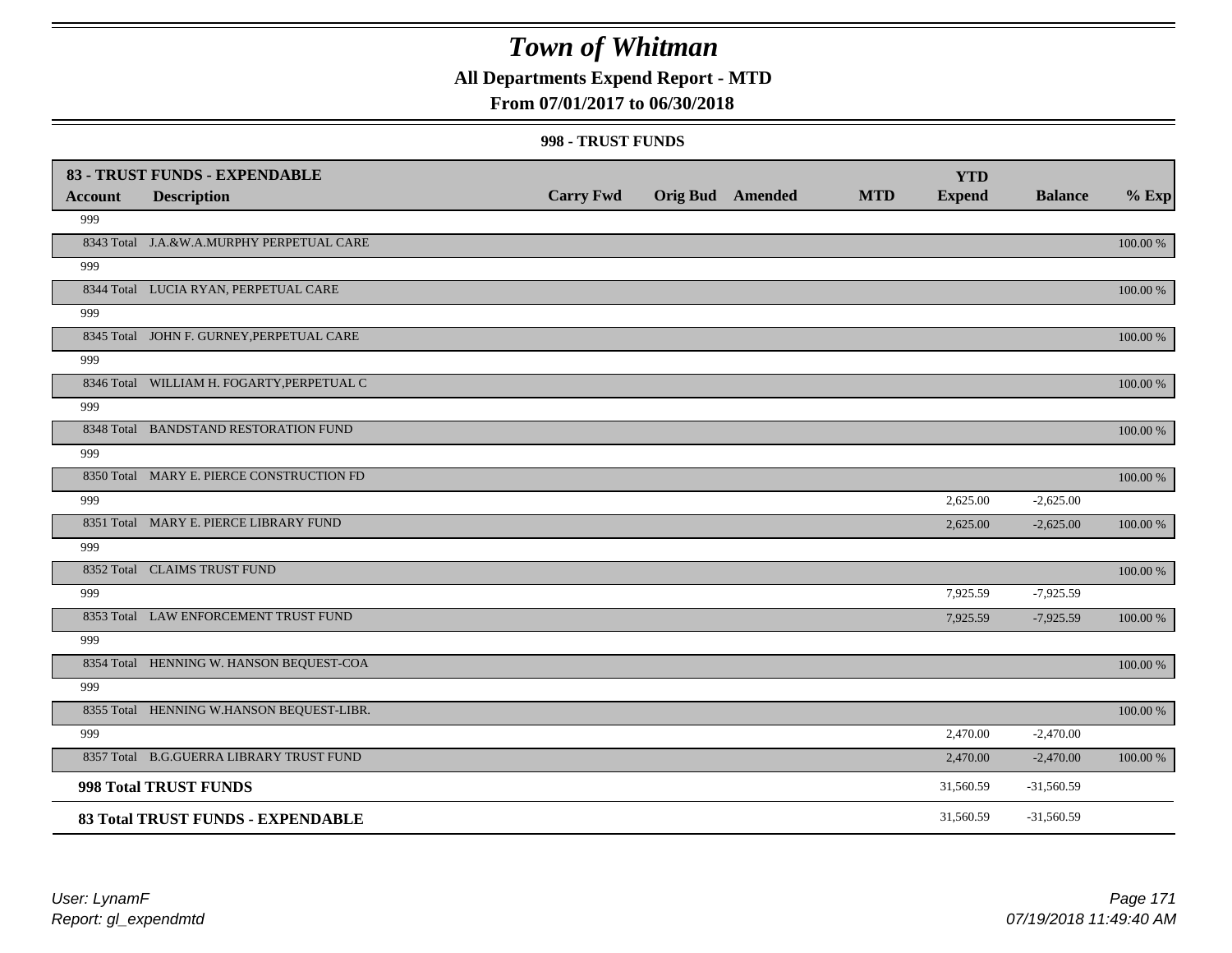# Town of Whitman

**All Departments Expend Report - MTD**

**From 07/01/2017 to 06/30/2018**

**998 - TRUST FUNDS**

| Account | Description | Carry Fwd | Orig Bud | Amended | MTD | YTD Expend | Balance | % Exp |
|---|---|---|---|---|---|---|---|---|
| **83 - TRUST FUNDS - EXPENDABLE** | | | | | | | | |
| 999 | | | | | | | | |
| 8343 Total | J.A.&W.A.MURPHY PERPETUAL CARE | | | | | | | 100.00 % |
| 999 | | | | | | | | |
| 8344 Total | LUCIA RYAN, PERPETUAL CARE | | | | | | | 100.00 % |
| 999 | | | | | | | | |
| 8345 Total | JOHN F. GURNEY,PERPETUAL CARE | | | | | | | 100.00 % |
| 999 | | | | | | | | |
| 8346 Total | WILLIAM H. FOGARTY,PERPETUAL C | | | | | | | 100.00 % |
| 999 | | | | | | | | |
| 8348 Total | BANDSTAND RESTORATION FUND | | | | | | | 100.00 % |
| 999 | | | | | | | | |
| 8350 Total | MARY E. PIERCE CONSTRUCTION FD | | | | | | | 100.00 % |
| 999 | | | | | | 2,625.00 | -2,625.00 | |
| 8351 Total | MARY E. PIERCE LIBRARY FUND | | | | | 2,625.00 | -2,625.00 | 100.00 % |
| 999 | | | | | | | | |
| 8352 Total | CLAIMS TRUST FUND | | | | | | | 100.00 % |
| 999 | | | | | | 7,925.59 | -7,925.59 | |
| 8353 Total | LAW ENFORCEMENT TRUST FUND | | | | | 7,925.59 | -7,925.59 | 100.00 % |
| 999 | | | | | | | | |
| 8354 Total | HENNING W. HANSON BEQUEST-COA | | | | | | | 100.00 % |
| 999 | | | | | | | | |
| 8355 Total | HENNING W.HANSON BEQUEST-LIBR. | | | | | | | 100.00 % |
| 999 | | | | | | 2,470.00 | -2,470.00 | |
| 8357 Total | B.G.GUERRA LIBRARY TRUST FUND | | | | | 2,470.00 | -2,470.00 | 100.00 % |
| **998 Total TRUST FUNDS** | | | | | | 31,560.59 | -31,560.59 | |
| **83 Total TRUST FUNDS - EXPENDABLE** | | | | | | 31,560.59 | -31,560.59 | |

*User: LynamF*
*Report: gl_expendmtd*
*07/19/2018 11:49:40 AM*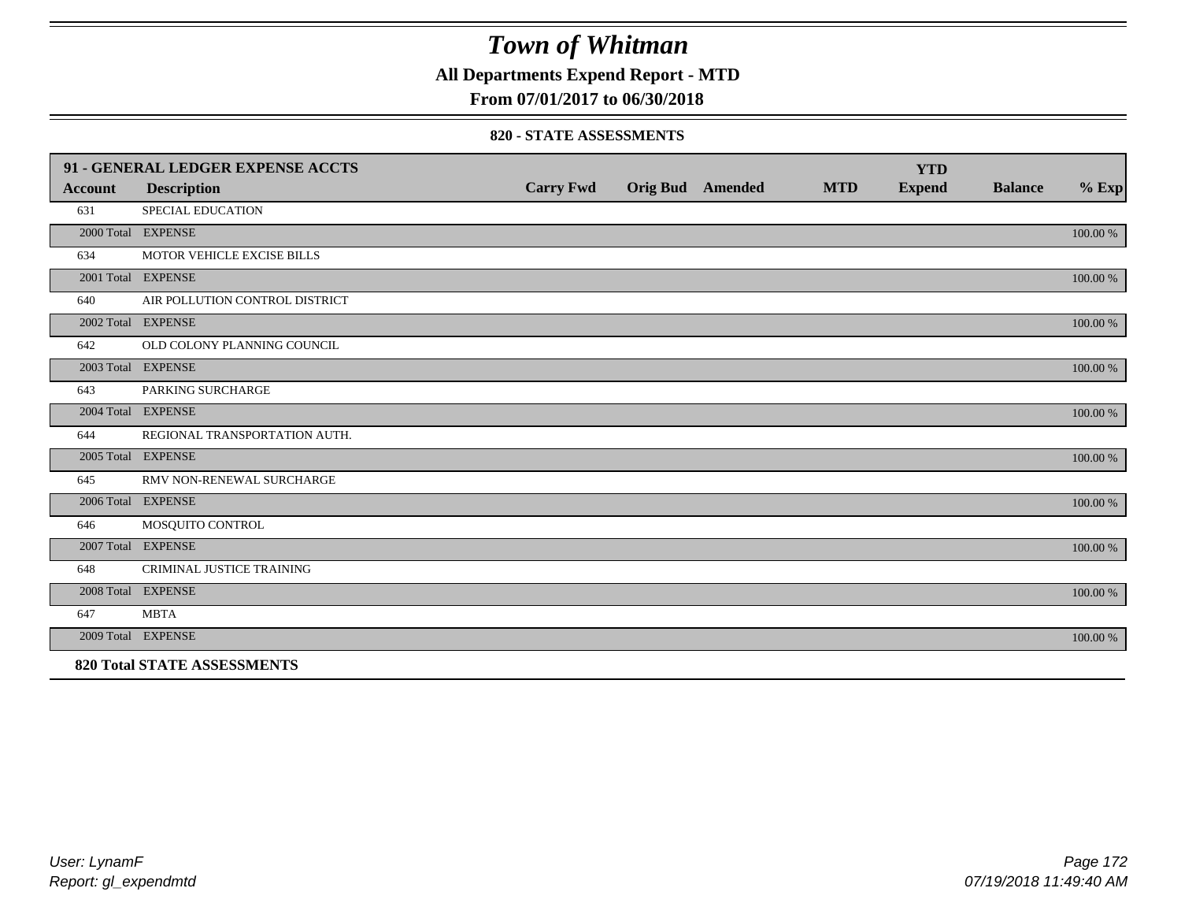# Town of Whitman

**All Departments Expend Report - MTD**

**From 07/01/2017 to 06/30/2018**

### 820 - STATE ASSESSMENTS

| 91 - GENERAL LEDGER EXPENSE ACCTS | | | | | | YTD | | |
|---|---|---|---|---|---|---|---|---|
| **Account** | **Description** | **Carry Fwd** | **Orig Bud** | **Amended** | **MTD** | **Expend** | **Balance** | **% Exp** |
| 631 | SPECIAL EDUCATION | | | | | | | |
| 2000 Total | EXPENSE | | | | | | | 100.00 % |
| 634 | MOTOR VEHICLE EXCISE BILLS | | | | | | | |
| 2001 Total | EXPENSE | | | | | | | 100.00 % |
| 640 | AIR POLLUTION CONTROL DISTRICT | | | | | | | |
| 2002 Total | EXPENSE | | | | | | | 100.00 % |
| 642 | OLD COLONY PLANNING COUNCIL | | | | | | | |
| 2003 Total | EXPENSE | | | | | | | 100.00 % |
| 643 | PARKING SURCHARGE | | | | | | | |
| 2004 Total | EXPENSE | | | | | | | 100.00 % |
| 644 | REGIONAL TRANSPORTATION AUTH. | | | | | | | |
| 2005 Total | EXPENSE | | | | | | | 100.00 % |
| 645 | RMV NON-RENEWAL SURCHARGE | | | | | | | |
| 2006 Total | EXPENSE | | | | | | | 100.00 % |
| 646 | MOSQUITO CONTROL | | | | | | | |
| 2007 Total | EXPENSE | | | | | | | 100.00 % |
| 648 | CRIMINAL JUSTICE TRAINING | | | | | | | |
| 2008 Total | EXPENSE | | | | | | | 100.00 % |
| 647 | MBTA | | | | | | | |
| 2009 Total | EXPENSE | | | | | | | 100.00 % |
| **820 Total STATE ASSESSMENTS** | | | | | | | | |

*User: LynamF*
*Report: gl_expendmtd*

*07/19/2018 11:49:40 AM*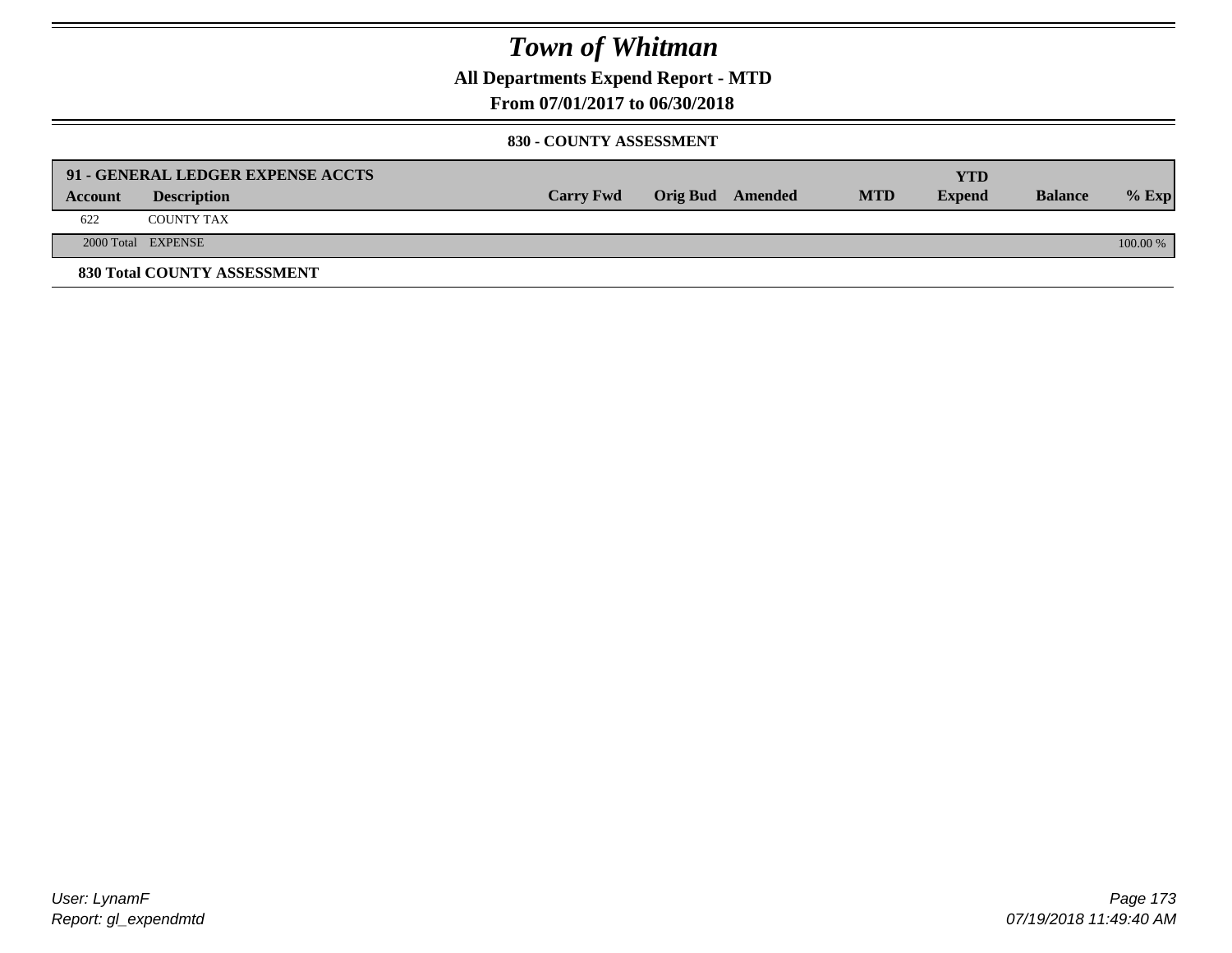# Town of Whitman

**All Departments Expend Report - MTD**

**From 07/01/2017 to 06/30/2018**

**830 - COUNTY ASSESSMENT**

| **91 - GENERAL LEDGER EXPENSE ACCTS** | | | | | | | | | |
|---|---|---|---|---|---|---|---|---|---|
| **Account** | **Description** | **Carry Fwd** | **Orig Bud** | **Amended** | **MTD** | **YTD Expend** | **Balance** | **% Exp** |
| 622 | COUNTY TAX | | | | | | | |
| 2000 Total | EXPENSE | | | | | | | 100.00 % |

**830 Total COUNTY ASSESSMENT**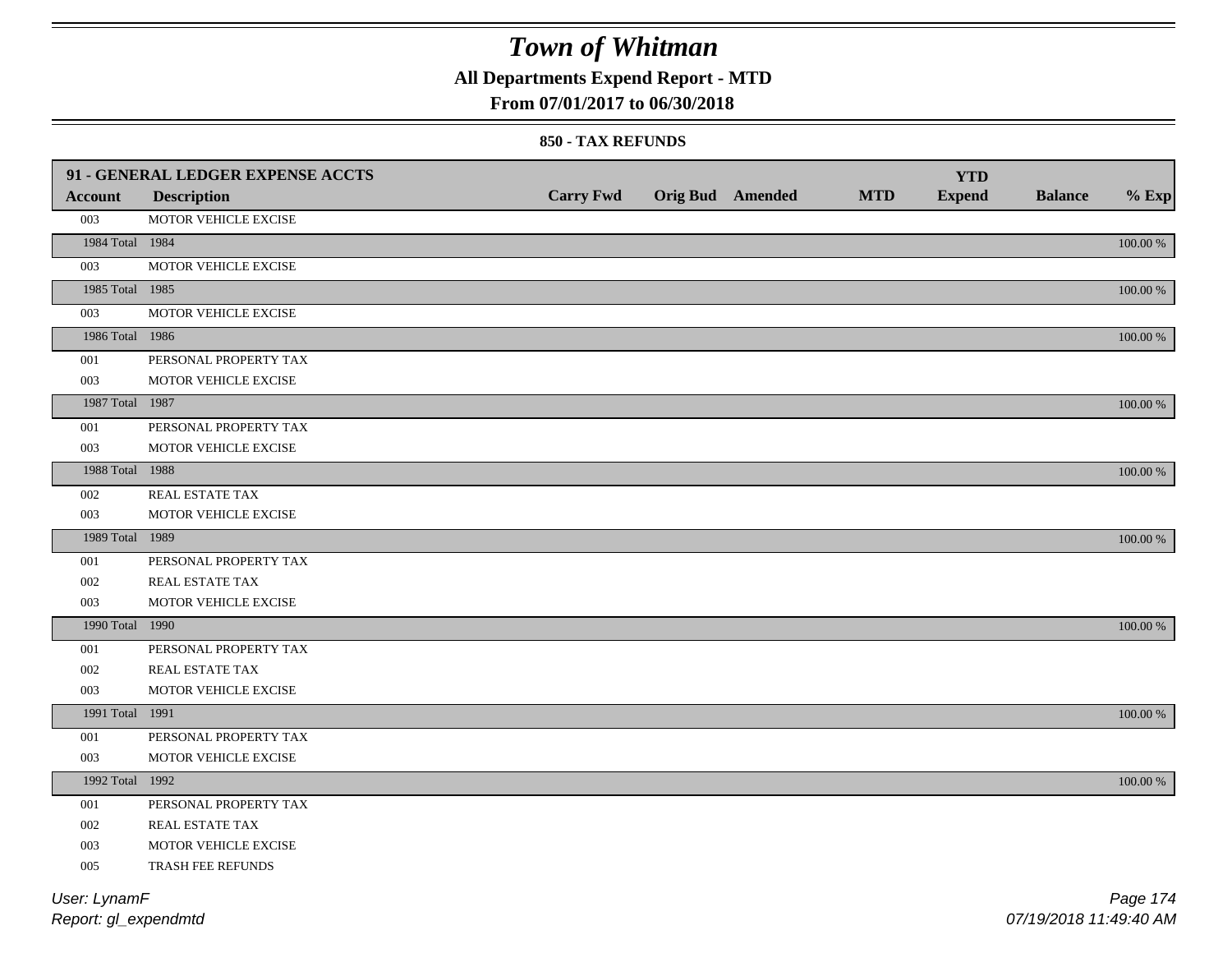# Town of Whitman

## All Departments Expend Report - MTD

### From 07/01/2017 to 06/30/2018

#### 850 - TAX REFUNDS

| 91 - GENERAL LEDGER EXPENSE ACCTS | | | | | | | | |
|---|---|---|---|---|---|---|---|---|
| **Account** | **Description** | **Carry Fwd** | **Orig Bud** | **Amended** | **MTD** | **YTD Expend** | **Balance** | **% Exp** |
| 003 | MOTOR VEHICLE EXCISE | | | | | | | |
| 1984 Total | 1984 | | | | | | | 100.00 % |
| 003 | MOTOR VEHICLE EXCISE | | | | | | | |
| 1985 Total | 1985 | | | | | | | 100.00 % |
| 003 | MOTOR VEHICLE EXCISE | | | | | | | |
| 1986 Total | 1986 | | | | | | | 100.00 % |
| 001 | PERSONAL PROPERTY TAX | | | | | | | |
| 003 | MOTOR VEHICLE EXCISE | | | | | | | |
| 1987 Total | 1987 | | | | | | | 100.00 % |
| 001 | PERSONAL PROPERTY TAX | | | | | | | |
| 003 | MOTOR VEHICLE EXCISE | | | | | | | |
| 1988 Total | 1988 | | | | | | | 100.00 % |
| 002 | REAL ESTATE TAX | | | | | | | |
| 003 | MOTOR VEHICLE EXCISE | | | | | | | |
| 1989 Total | 1989 | | | | | | | 100.00 % |
| 001 | PERSONAL PROPERTY TAX | | | | | | | |
| 002 | REAL ESTATE TAX | | | | | | | |
| 003 | MOTOR VEHICLE EXCISE | | | | | | | |
| 1990 Total | 1990 | | | | | | | 100.00 % |
| 001 | PERSONAL PROPERTY TAX | | | | | | | |
| 002 | REAL ESTATE TAX | | | | | | | |
| 003 | MOTOR VEHICLE EXCISE | | | | | | | |
| 1991 Total | 1991 | | | | | | | 100.00 % |
| 001 | PERSONAL PROPERTY TAX | | | | | | | |
| 003 | MOTOR VEHICLE EXCISE | | | | | | | |
| 1992 Total | 1992 | | | | | | | 100.00 % |
| 001 | PERSONAL PROPERTY TAX | | | | | | | |
| 002 | REAL ESTATE TAX | | | | | | | |
| 003 | MOTOR VEHICLE EXCISE | | | | | | | |
| 005 | TRASH FEE REFUNDS | | | | | | | |

User: LynamF
Report: gl_expendmtd

07/19/2018 11:49:40 AM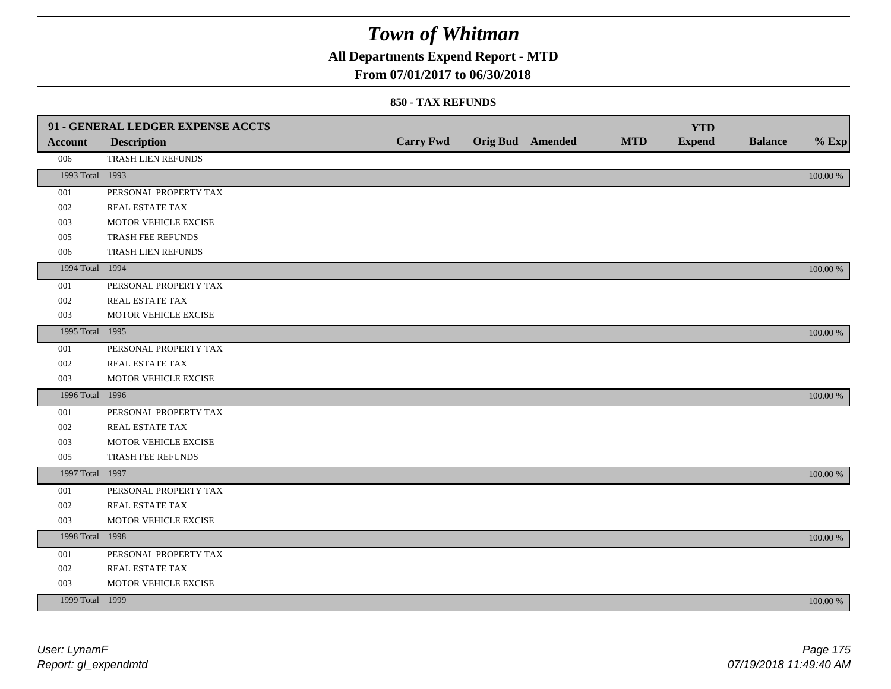# Town of Whitman

## All Departments Expend Report - MTD

## From 07/01/2017 to 06/30/2018

### 850 - TAX REFUNDS

| 91 - GENERAL LEDGER EXPENSE ACCTS | | | | | | YTD | | |
|---|---|---|---|---|---|---|---|---|
| **Account** | **Description** | **Carry Fwd** | **Orig Bud** | **Amended** | **MTD** | **Expend** | **Balance** | **% Exp** |
| 006 | TRASH LIEN REFUNDS | | | | | | | |
| 1993 Total | 1993 | | | | | | | 100.00 % |
| 001 | PERSONAL PROPERTY TAX | | | | | | | |
| 002 | REAL ESTATE TAX | | | | | | | |
| 003 | MOTOR VEHICLE EXCISE | | | | | | | |
| 005 | TRASH FEE REFUNDS | | | | | | | |
| 006 | TRASH LIEN REFUNDS | | | | | | | |
| 1994 Total | 1994 | | | | | | | 100.00 % |
| 001 | PERSONAL PROPERTY TAX | | | | | | | |
| 002 | REAL ESTATE TAX | | | | | | | |
| 003 | MOTOR VEHICLE EXCISE | | | | | | | |
| 1995 Total | 1995 | | | | | | | 100.00 % |
| 001 | PERSONAL PROPERTY TAX | | | | | | | |
| 002 | REAL ESTATE TAX | | | | | | | |
| 003 | MOTOR VEHICLE EXCISE | | | | | | | |
| 1996 Total | 1996 | | | | | | | 100.00 % |
| 001 | PERSONAL PROPERTY TAX | | | | | | | |
| 002 | REAL ESTATE TAX | | | | | | | |
| 003 | MOTOR VEHICLE EXCISE | | | | | | | |
| 005 | TRASH FEE REFUNDS | | | | | | | |
| 1997 Total | 1997 | | | | | | | 100.00 % |
| 001 | PERSONAL PROPERTY TAX | | | | | | | |
| 002 | REAL ESTATE TAX | | | | | | | |
| 003 | MOTOR VEHICLE EXCISE | | | | | | | |
| 1998 Total | 1998 | | | | | | | 100.00 % |
| 001 | PERSONAL PROPERTY TAX | | | | | | | |
| 002 | REAL ESTATE TAX | | | | | | | |
| 003 | MOTOR VEHICLE EXCISE | | | | | | | |
| 1999 Total | 1999 | | | | | | | 100.00 % |

*User: LynamF*
*Report: gl_expendmtd*

*07/19/2018 11:49:40 AM*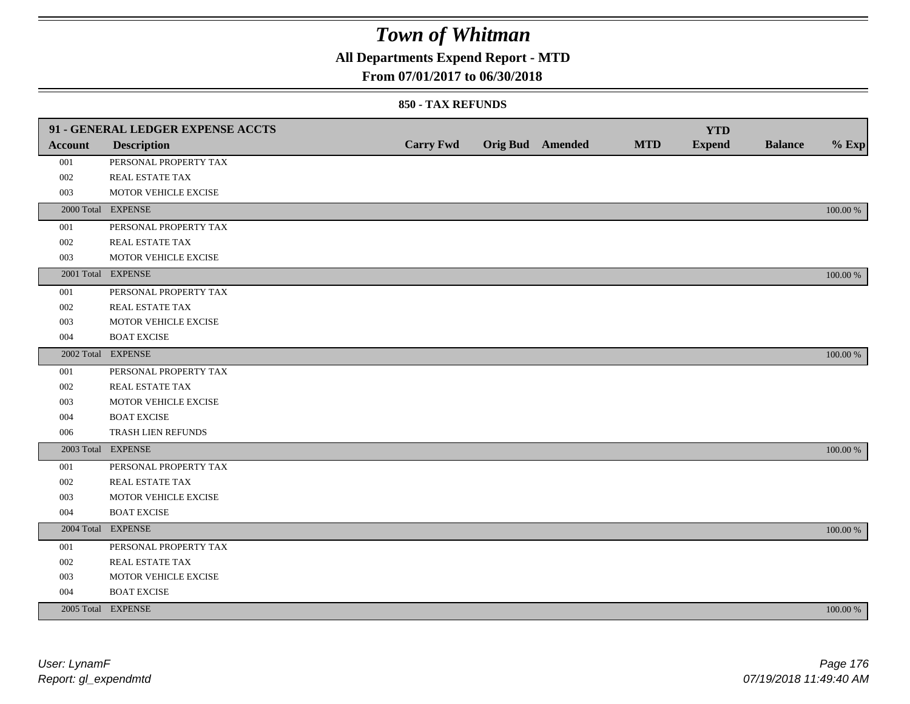# Town of Whitman

## All Departments Expend Report - MTD

### From 07/01/2017 to 06/30/2018

#### 850 - TAX REFUNDS

| 91 - GENERAL LEDGER EXPENSE ACCTS | | | | | | YTD | | |
|---|---|---|---|---|---|---|---|---|
| **Account** | **Description** | **Carry Fwd** | **Orig Bud** | **Amended** | **MTD** | **Expend** | **Balance** | **% Exp** |
| 001 | PERSONAL PROPERTY TAX | | | | | | | |
| 002 | REAL ESTATE TAX | | | | | | | |
| 003 | MOTOR VEHICLE EXCISE | | | | | | | |
| 2000 Total | EXPENSE | | | | | | | 100.00 % |
| 001 | PERSONAL PROPERTY TAX | | | | | | | |
| 002 | REAL ESTATE TAX | | | | | | | |
| 003 | MOTOR VEHICLE EXCISE | | | | | | | |
| 2001 Total | EXPENSE | | | | | | | 100.00 % |
| 001 | PERSONAL PROPERTY TAX | | | | | | | |
| 002 | REAL ESTATE TAX | | | | | | | |
| 003 | MOTOR VEHICLE EXCISE | | | | | | | |
| 004 | BOAT EXCISE | | | | | | | |
| 2002 Total | EXPENSE | | | | | | | 100.00 % |
| 001 | PERSONAL PROPERTY TAX | | | | | | | |
| 002 | REAL ESTATE TAX | | | | | | | |
| 003 | MOTOR VEHICLE EXCISE | | | | | | | |
| 004 | BOAT EXCISE | | | | | | | |
| 006 | TRASH LIEN REFUNDS | | | | | | | |
| 2003 Total | EXPENSE | | | | | | | 100.00 % |
| 001 | PERSONAL PROPERTY TAX | | | | | | | |
| 002 | REAL ESTATE TAX | | | | | | | |
| 003 | MOTOR VEHICLE EXCISE | | | | | | | |
| 004 | BOAT EXCISE | | | | | | | |
| 2004 Total | EXPENSE | | | | | | | 100.00 % |
| 001 | PERSONAL PROPERTY TAX | | | | | | | |
| 002 | REAL ESTATE TAX | | | | | | | |
| 003 | MOTOR VEHICLE EXCISE | | | | | | | |
| 004 | BOAT EXCISE | | | | | | | |
| 2005 Total | EXPENSE | | | | | | | 100.00 % |

*User: LynamF*
*Report: gl_expendmtd*

*07/19/2018 11:49:40 AM*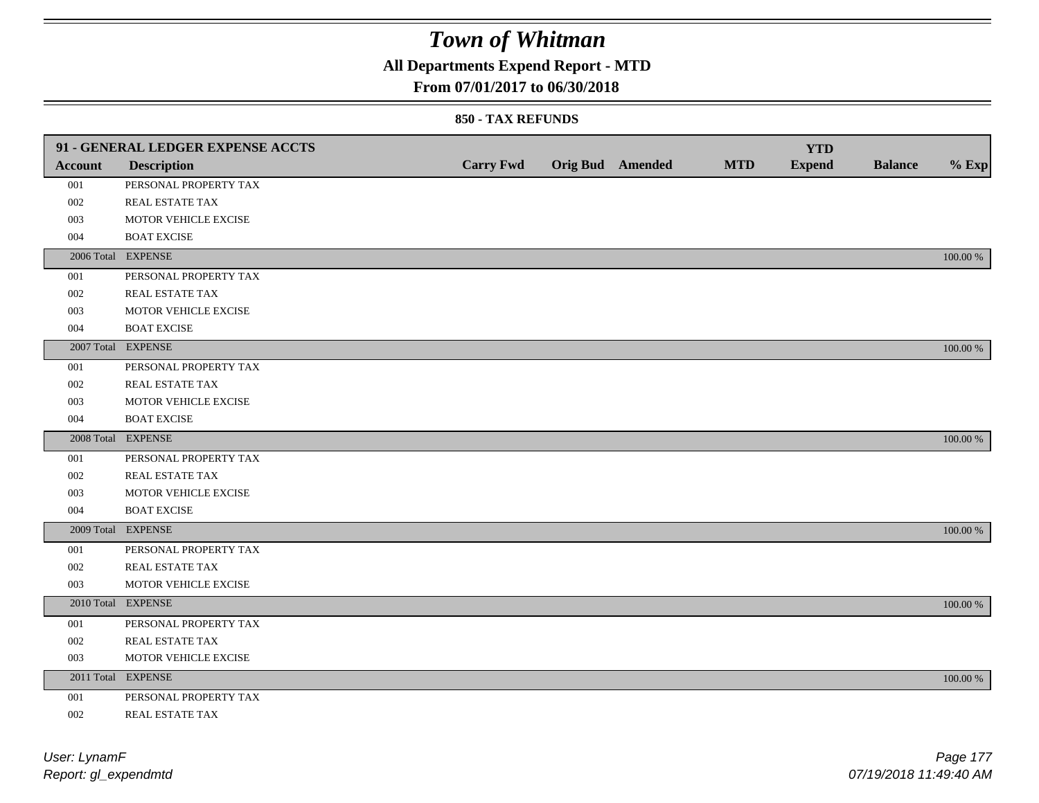# Town of Whitman

## All Departments Expend Report - MTD

### From 07/01/2017 to 06/30/2018

#### 850 - TAX REFUNDS

| 91 - GENERAL LEDGER EXPENSE ACCTS | | | | | | | | |
|---|---|---|---|---|---|---|---|---|
| **Account** | **Description** | **Carry Fwd** | **Orig Bud** | **Amended** | **MTD** | **YTD Expend** | **Balance** | **% Exp** |
| 001 | PERSONAL PROPERTY TAX | | | | | | | |
| 002 | REAL ESTATE TAX | | | | | | | |
| 003 | MOTOR VEHICLE EXCISE | | | | | | | |
| 004 | BOAT EXCISE | | | | | | | |
| 2006 Total | EXPENSE | | | | | | | 100.00 % |
| 001 | PERSONAL PROPERTY TAX | | | | | | | |
| 002 | REAL ESTATE TAX | | | | | | | |
| 003 | MOTOR VEHICLE EXCISE | | | | | | | |
| 004 | BOAT EXCISE | | | | | | | |
| 2007 Total | EXPENSE | | | | | | | 100.00 % |
| 001 | PERSONAL PROPERTY TAX | | | | | | | |
| 002 | REAL ESTATE TAX | | | | | | | |
| 003 | MOTOR VEHICLE EXCISE | | | | | | | |
| 004 | BOAT EXCISE | | | | | | | |
| 2008 Total | EXPENSE | | | | | | | 100.00 % |
| 001 | PERSONAL PROPERTY TAX | | | | | | | |
| 002 | REAL ESTATE TAX | | | | | | | |
| 003 | MOTOR VEHICLE EXCISE | | | | | | | |
| 004 | BOAT EXCISE | | | | | | | |
| 2009 Total | EXPENSE | | | | | | | 100.00 % |
| 001 | PERSONAL PROPERTY TAX | | | | | | | |
| 002 | REAL ESTATE TAX | | | | | | | |
| 003 | MOTOR VEHICLE EXCISE | | | | | | | |
| 2010 Total | EXPENSE | | | | | | | 100.00 % |
| 001 | PERSONAL PROPERTY TAX | | | | | | | |
| 002 | REAL ESTATE TAX | | | | | | | |
| 003 | MOTOR VEHICLE EXCISE | | | | | | | |
| 2011 Total | EXPENSE | | | | | | | 100.00 % |
| 001 | PERSONAL PROPERTY TAX | | | | | | | |
| 002 | REAL ESTATE TAX | | | | | | | |

*User: LynamF*
*Report: gl_expendmtd*
*07/19/2018 11:49:40 AM*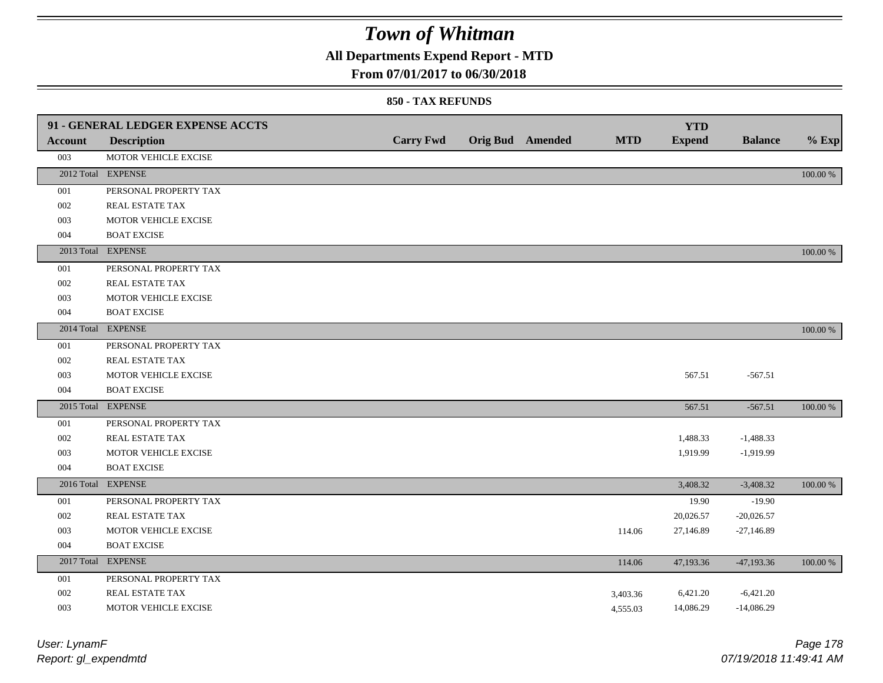# Town of Whitman

**All Departments Expend Report - MTD**

**From 07/01/2017 to 06/30/2018**

**850 - TAX REFUNDS**

| 91 - GENERAL LEDGER EXPENSE ACCTS | | | | | | | | |
|---|---|---|---|---|---|---|---|---|
| **Account** | **Description** | **Carry Fwd** | **Orig Bud** | **Amended** | **MTD** | **YTD Expend** | **Balance** | **% Exp** |
| 003 | MOTOR VEHICLE EXCISE | | | | | | | |
| 2012 Total | EXPENSE | | | | | | | 100.00 % |
| 001 | PERSONAL PROPERTY TAX | | | | | | | |
| 002 | REAL ESTATE TAX | | | | | | | |
| 003 | MOTOR VEHICLE EXCISE | | | | | | | |
| 004 | BOAT EXCISE | | | | | | | |
| 2013 Total | EXPENSE | | | | | | | 100.00 % |
| 001 | PERSONAL PROPERTY TAX | | | | | | | |
| 002 | REAL ESTATE TAX | | | | | | | |
| 003 | MOTOR VEHICLE EXCISE | | | | | | | |
| 004 | BOAT EXCISE | | | | | | | |
| 2014 Total | EXPENSE | | | | | | | 100.00 % |
| 001 | PERSONAL PROPERTY TAX | | | | | | | |
| 002 | REAL ESTATE TAX | | | | | | | |
| 003 | MOTOR VEHICLE EXCISE | | | | | 567.51 | -567.51 | |
| 004 | BOAT EXCISE | | | | | | | |
| 2015 Total | EXPENSE | | | | | 567.51 | -567.51 | 100.00 % |
| 001 | PERSONAL PROPERTY TAX | | | | | | | |
| 002 | REAL ESTATE TAX | | | | | 1,488.33 | -1,488.33 | |
| 003 | MOTOR VEHICLE EXCISE | | | | | 1,919.99 | -1,919.99 | |
| 004 | BOAT EXCISE | | | | | | | |
| 2016 Total | EXPENSE | | | | | 3,408.32 | -3,408.32 | 100.00 % |
| 001 | PERSONAL PROPERTY TAX | | | | | 19.90 | -19.90 | |
| 002 | REAL ESTATE TAX | | | | | 20,026.57 | -20,026.57 | |
| 003 | MOTOR VEHICLE EXCISE | | | | 114.06 | 27,146.89 | -27,146.89 | |
| 004 | BOAT EXCISE | | | | | | | |
| 2017 Total | EXPENSE | | | | 114.06 | 47,193.36 | -47,193.36 | 100.00 % |
| 001 | PERSONAL PROPERTY TAX | | | | | | | |
| 002 | REAL ESTATE TAX | | | | 3,403.36 | 6,421.20 | -6,421.20 | |
| 003 | MOTOR VEHICLE EXCISE | | | | 4,555.03 | 14,086.29 | -14,086.29 | |

*User: LynamF*
*Report: gl_expendmtd*

*07/19/2018 11:49:41 AM*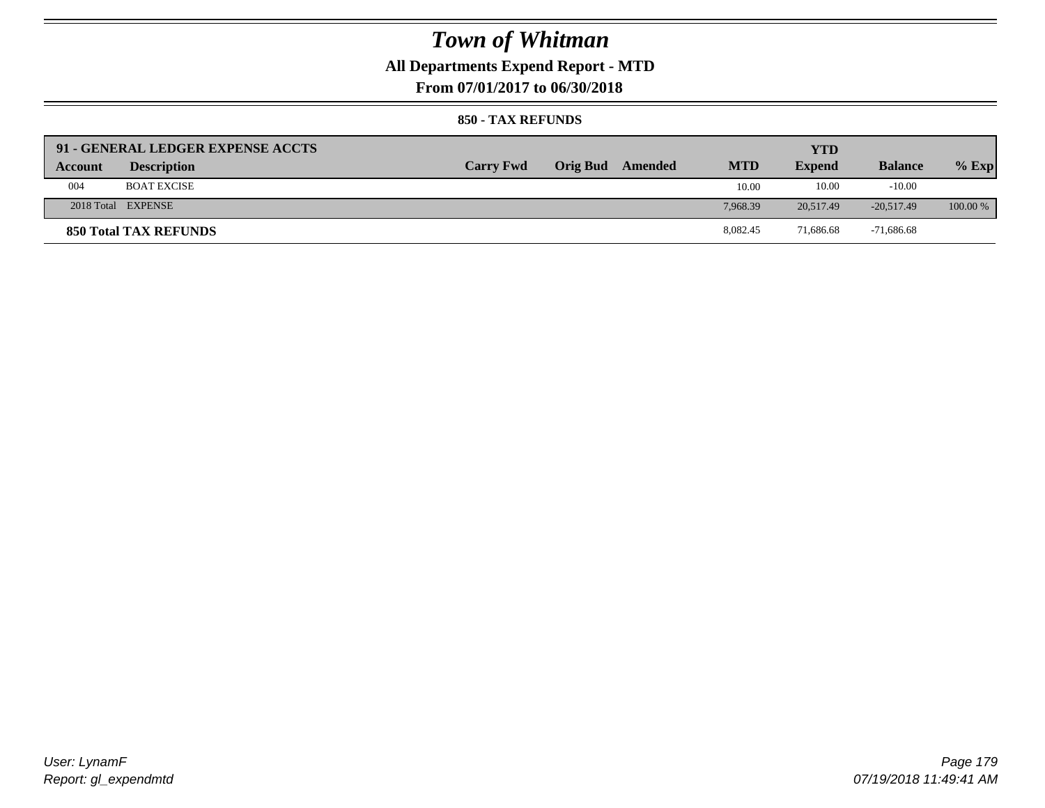# Town of Whitman

## All Departments Expend Report - MTD

## From 07/01/2017 to 06/30/2018

### 850 - TAX REFUNDS

| 91 - GENERAL LEDGER EXPENSE ACCTS | | | | | | YTD | | |
|---|---|---|---|---|---|---|---|---|
| **Account** | **Description** | **Carry Fwd** | **Orig Bud** | **Amended** | **MTD** | **Expend** | **Balance** | **% Exp** |
| 004 | BOAT EXCISE | | | | 10.00 | 10.00 | -10.00 | |
| 2018 Total | EXPENSE | | | | 7,968.39 | 20,517.49 | -20,517.49 | 100.00 % |
| **850 Total TAX REFUNDS** | | | | | 8,082.45 | 71,686.68 | -71,686.68 | |

*User: LynamF*
*Report: gl_expendmtd*

*07/19/2018 11:49:41 AM*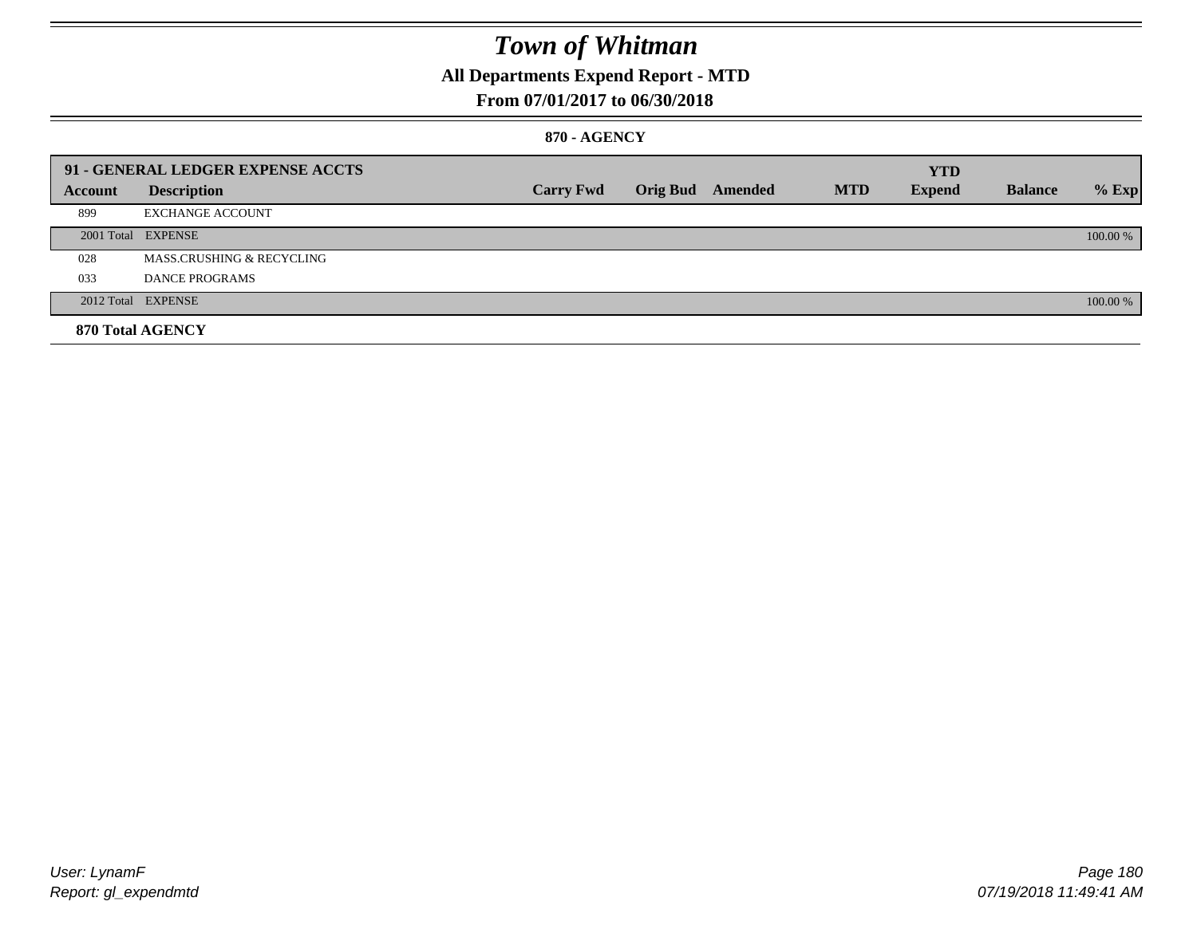# Town of Whitman

## All Departments Expend Report - MTD

### From 07/01/2017 to 06/30/2018

#### 870 - AGENCY

| 91 - GENERAL LEDGER EXPENSE ACCTS | | | | | | YTD | | |
|---|---|---|---|---|---|---|---|---|
| **Account** | **Description** | **Carry Fwd** | **Orig Bud** | **Amended** | **MTD** | **Expend** | **Balance** | **% Exp** |
| 899 | EXCHANGE ACCOUNT | | | | | | | |
| 2001 Total | EXPENSE | | | | | | | 100.00 % |
| 028 | MASS.CRUSHING & RECYCLING | | | | | | | |
| 033 | DANCE PROGRAMS | | | | | | | |
| 2012 Total | EXPENSE | | | | | | | 100.00 % |
| **870 Total AGENCY** | | | | | | | | |

User: LynamF
Report: gl_expendmtd

07/19/2018 11:49:41 AM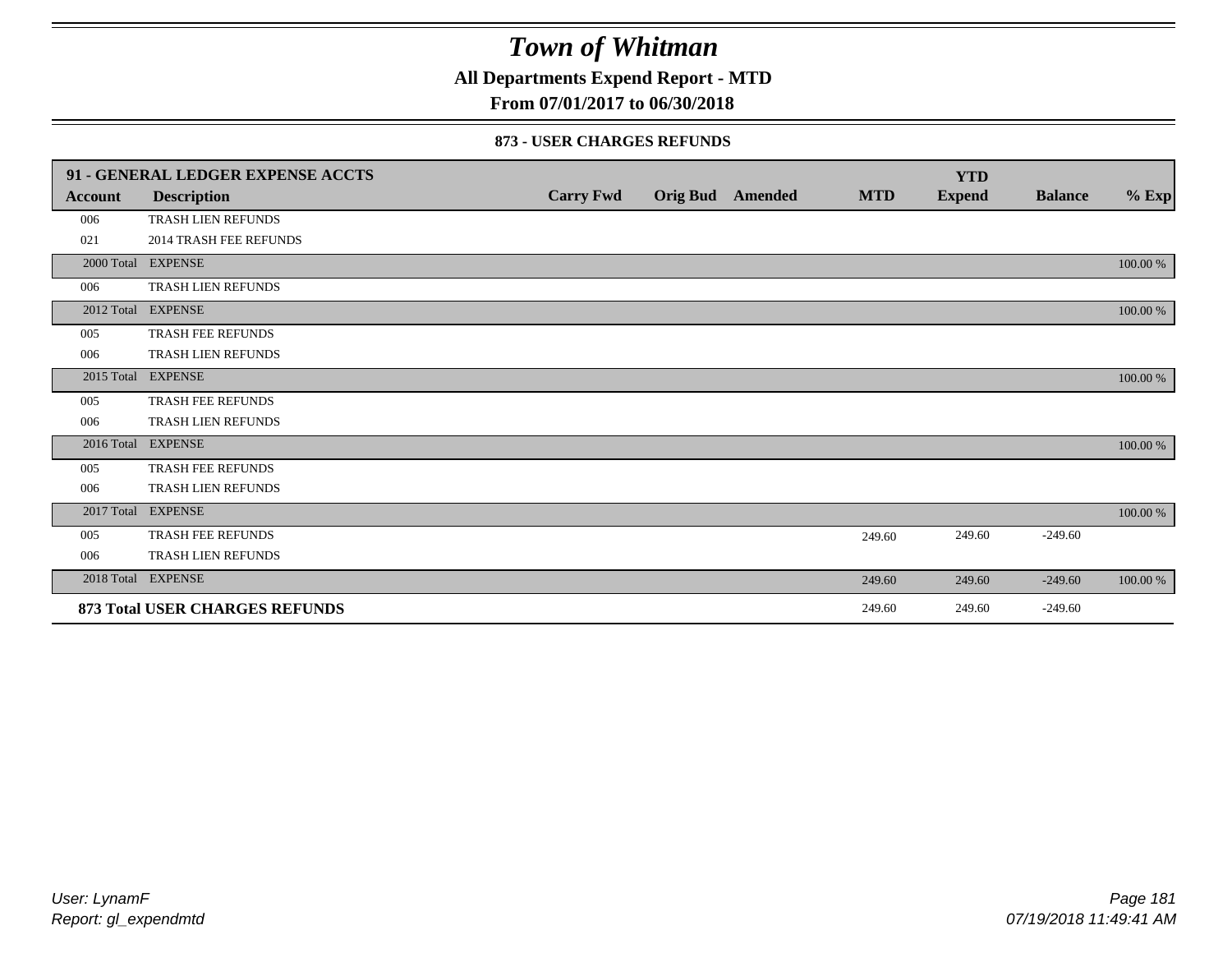# Town of Whitman

## All Departments Expend Report - MTD

## From 07/01/2017 to 06/30/2018

### 873 - USER CHARGES REFUNDS

| 91 - GENERAL LEDGER EXPENSE ACCTS | | | | | | YTD | | |
|---|---|---|---|---|---|---|---|---|
| Account | Description | Carry Fwd | Orig Bud | Amended | MTD | Expend | Balance | % Exp |
| 006 | TRASH LIEN REFUNDS | | | | | | | |
| 021 | 2014 TRASH FEE REFUNDS | | | | | | | |
| 2000 Total | EXPENSE | | | | | | | 100.00 % |
| 006 | TRASH LIEN REFUNDS | | | | | | | |
| 2012 Total | EXPENSE | | | | | | | 100.00 % |
| 005 | TRASH FEE REFUNDS | | | | | | | |
| 006 | TRASH LIEN REFUNDS | | | | | | | |
| 2015 Total | EXPENSE | | | | | | | 100.00 % |
| 005 | TRASH FEE REFUNDS | | | | | | | |
| 006 | TRASH LIEN REFUNDS | | | | | | | |
| 2016 Total | EXPENSE | | | | | | | 100.00 % |
| 005 | TRASH FEE REFUNDS | | | | | | | |
| 006 | TRASH LIEN REFUNDS | | | | | | | |
| 2017 Total | EXPENSE | | | | | | | 100.00 % |
| 005 | TRASH FEE REFUNDS | | | | 249.60 | 249.60 | -249.60 | |
| 006 | TRASH LIEN REFUNDS | | | | | | | |
| 2018 Total | EXPENSE | | | | 249.60 | 249.60 | -249.60 | 100.00 % |
| **873 Total USER CHARGES REFUNDS** | | | | | 249.60 | 249.60 | -249.60 | |

*User: LynamF*
*Report: gl_expendmtd*

*07/19/2018 11:49:41 AM*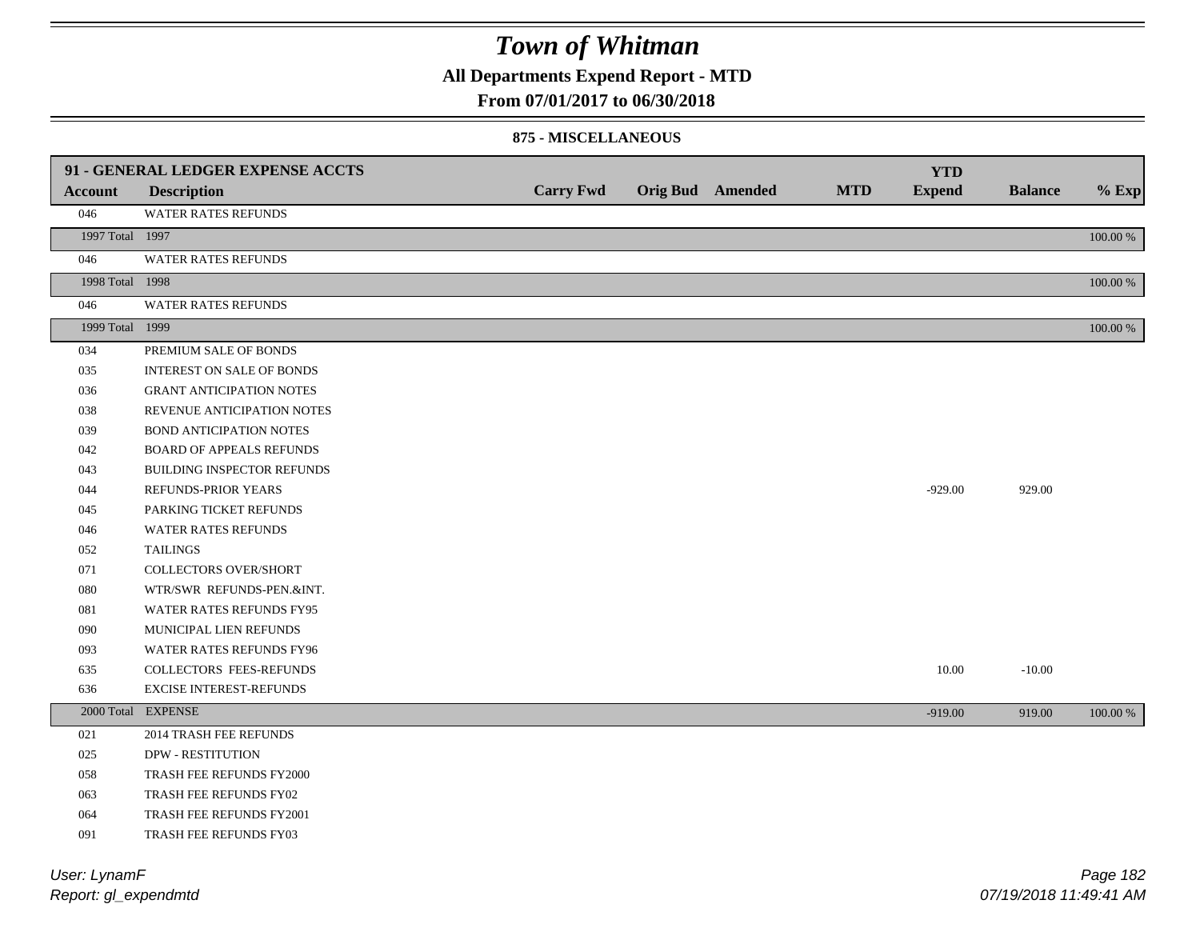# Town of Whitman

**All Departments Expend Report - MTD**

**From 07/01/2017 to 06/30/2018**

**875 - MISCELLANEOUS**

| Account | 91 - GENERAL LEDGER EXPENSE ACCTS Description | Carry Fwd | Orig Bud | Amended | MTD | YTD Expend | Balance | % Exp |
|---|---|---|---|---|---|---|---|---|
| 046 | WATER RATES REFUNDS | | | | | | | |
| 1997 Total | 1997 | | | | | | | 100.00 % |
| 046 | WATER RATES REFUNDS | | | | | | | |
| 1998 Total | 1998 | | | | | | | 100.00 % |
| 046 | WATER RATES REFUNDS | | | | | | | |
| 1999 Total | 1999 | | | | | | | 100.00 % |
| 034 | PREMIUM SALE OF BONDS | | | | | | | |
| 035 | INTEREST ON SALE OF BONDS | | | | | | | |
| 036 | GRANT ANTICIPATION NOTES | | | | | | | |
| 038 | REVENUE ANTICIPATION NOTES | | | | | | | |
| 039 | BOND ANTICIPATION NOTES | | | | | | | |
| 042 | BOARD OF APPEALS REFUNDS | | | | | | | |
| 043 | BUILDING INSPECTOR REFUNDS | | | | | | | |
| 044 | REFUNDS-PRIOR YEARS | | | | | -929.00 | 929.00 | |
| 045 | PARKING TICKET REFUNDS | | | | | | | |
| 046 | WATER RATES REFUNDS | | | | | | | |
| 052 | TAILINGS | | | | | | | |
| 071 | COLLECTORS OVER/SHORT | | | | | | | |
| 080 | WTR/SWR REFUNDS-PEN.&INT. | | | | | | | |
| 081 | WATER RATES REFUNDS FY95 | | | | | | | |
| 090 | MUNICIPAL LIEN REFUNDS | | | | | | | |
| 093 | WATER RATES REFUNDS FY96 | | | | | | | |
| 635 | COLLECTORS FEES-REFUNDS | | | | | 10.00 | -10.00 | |
| 636 | EXCISE INTEREST-REFUNDS | | | | | | | |
| 2000 Total | EXPENSE | | | | | -919.00 | 919.00 | 100.00 % |
| 021 | 2014 TRASH FEE REFUNDS | | | | | | | |
| 025 | DPW - RESTITUTION | | | | | | | |
| 058 | TRASH FEE REFUNDS FY2000 | | | | | | | |
| 063 | TRASH FEE REFUNDS FY02 | | | | | | | |
| 064 | TRASH FEE REFUNDS FY2001 | | | | | | | |
| 091 | TRASH FEE REFUNDS FY03 | | | | | | | |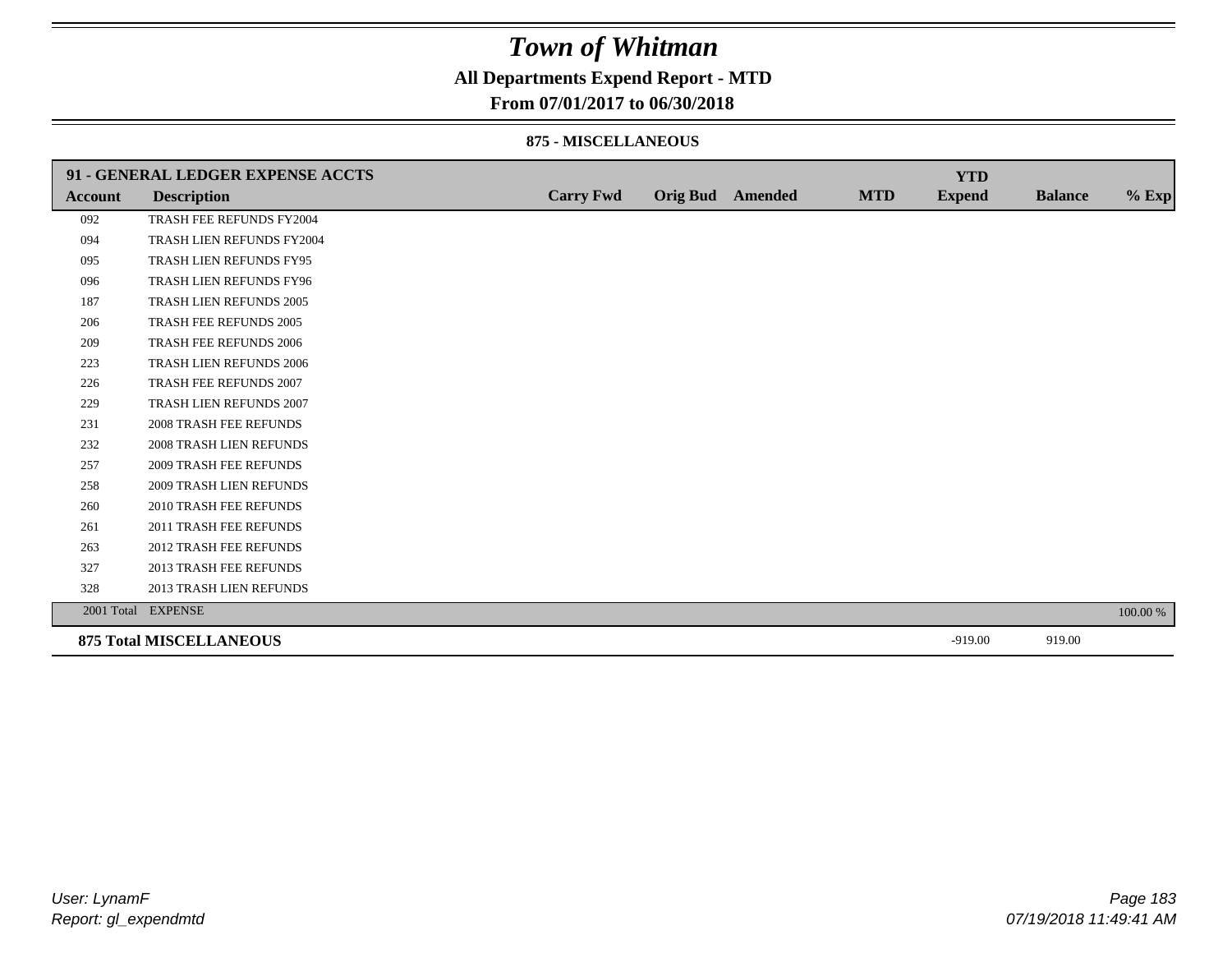# Town of Whitman

## All Departments Expend Report - MTD

### From 07/01/2017 to 06/30/2018

#### 875 - MISCELLANEOUS

| 91 - GENERAL LEDGER EXPENSE ACCTS | | | | | | YTD | | |
|---|---|---|---|---|---|---|---|---|
| **Account** | **Description** | **Carry Fwd** | **Orig Bud** | **Amended** | **MTD** | **Expend** | **Balance** | **% Exp** |
| 092 | TRASH FEE REFUNDS FY2004 | | | | | | | |
| 094 | TRASH LIEN REFUNDS FY2004 | | | | | | | |
| 095 | TRASH LIEN REFUNDS FY95 | | | | | | | |
| 096 | TRASH LIEN REFUNDS FY96 | | | | | | | |
| 187 | TRASH LIEN REFUNDS 2005 | | | | | | | |
| 206 | TRASH FEE REFUNDS 2005 | | | | | | | |
| 209 | TRASH FEE REFUNDS 2006 | | | | | | | |
| 223 | TRASH LIEN REFUNDS 2006 | | | | | | | |
| 226 | TRASH FEE REFUNDS 2007 | | | | | | | |
| 229 | TRASH LIEN REFUNDS 2007 | | | | | | | |
| 231 | 2008 TRASH FEE REFUNDS | | | | | | | |
| 232 | 2008 TRASH LIEN REFUNDS | | | | | | | |
| 257 | 2009 TRASH FEE REFUNDS | | | | | | | |
| 258 | 2009 TRASH LIEN REFUNDS | | | | | | | |
| 260 | 2010 TRASH FEE REFUNDS | | | | | | | |
| 261 | 2011 TRASH FEE REFUNDS | | | | | | | |
| 263 | 2012 TRASH FEE REFUNDS | | | | | | | |
| 327 | 2013 TRASH FEE REFUNDS | | | | | | | |
| 328 | 2013 TRASH LIEN REFUNDS | | | | | | | |
| 2001 Total | EXPENSE | | | | | | | 100.00 % |
| **875 Total MISCELLANEOUS** | | | | | | -919.00 | 919.00 | |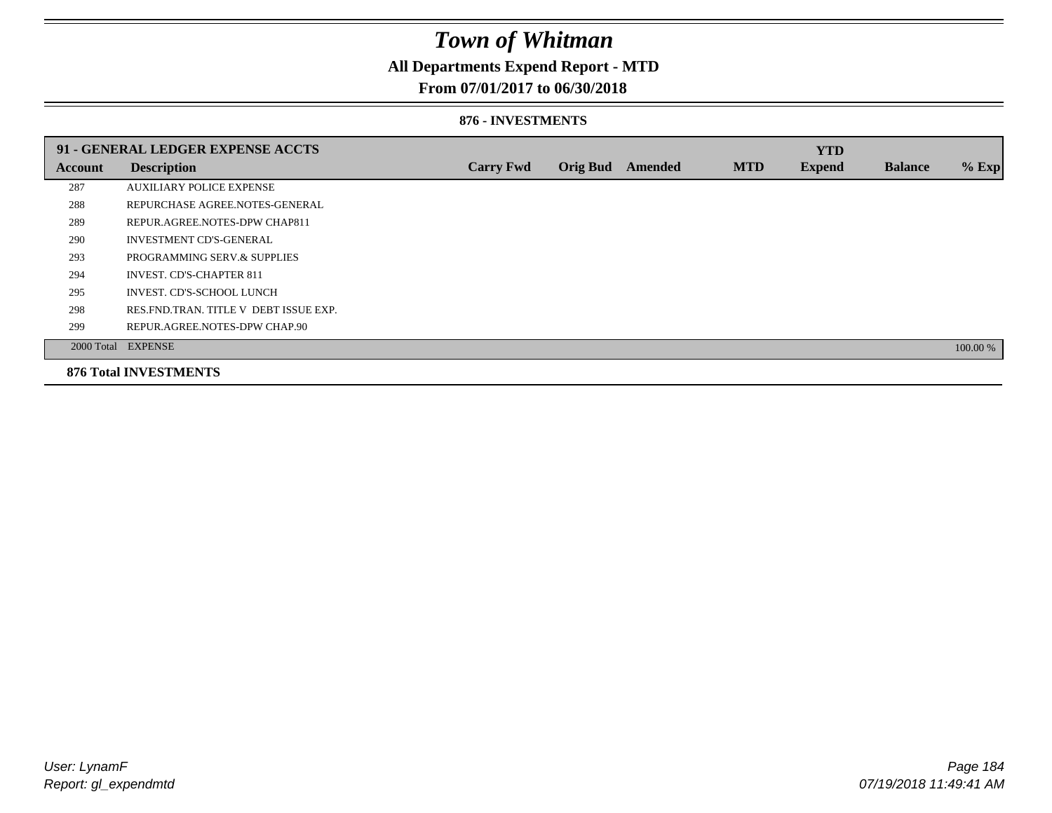# Town of Whitman

**All Departments Expend Report - MTD**

**From 07/01/2017 to 06/30/2018**

**876 - INVESTMENTS**

| 91 - GENERAL LEDGER EXPENSE ACCTS | | | | | | YTD | | |
|---|---|---|---|---|---|---|---|---|
| **Account** | **Description** | **Carry Fwd** | **Orig Bud** | **Amended** | **MTD** | **Expend** | **Balance** | **% Exp** |
| 287 | AUXILIARY POLICE EXPENSE | | | | | | | |
| 288 | REPURCHASE AGREE.NOTES-GENERAL | | | | | | | |
| 289 | REPUR.AGREE.NOTES-DPW CHAP811 | | | | | | | |
| 290 | INVESTMENT CD'S-GENERAL | | | | | | | |
| 293 | PROGRAMMING SERV.& SUPPLIES | | | | | | | |
| 294 | INVEST. CD'S-CHAPTER 811 | | | | | | | |
| 295 | INVEST. CD'S-SCHOOL LUNCH | | | | | | | |
| 298 | RES.FND.TRAN. TITLE V DEBT ISSUE EXP. | | | | | | | |
| 299 | REPUR.AGREE.NOTES-DPW CHAP.90 | | | | | | | |
| 2000 Total | EXPENSE | | | | | | | 100.00 % |

**876 Total INVESTMENTS**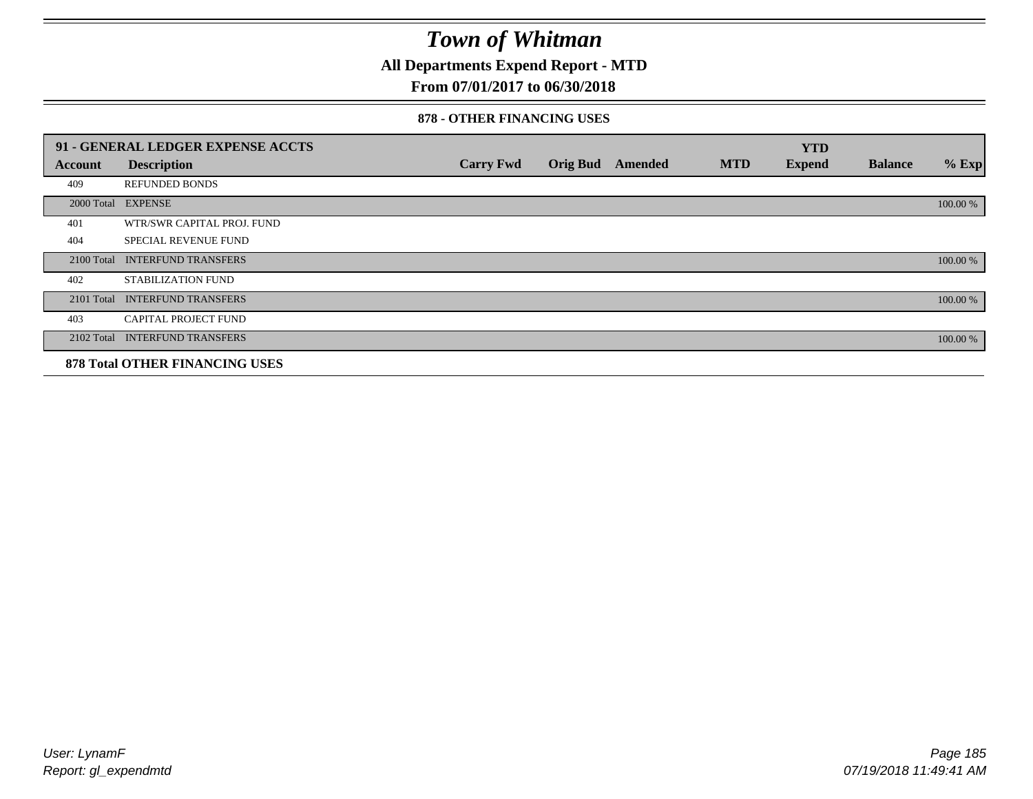# Town of Whitman

**All Departments Expend Report - MTD**

**From 07/01/2017 to 06/30/2018**

**878 - OTHER FINANCING USES**

| 91 - GENERAL LEDGER EXPENSE ACCTS | | | | | | YTD | | |
|---|---|---|---|---|---|---|---|---|
| **Account** | **Description** | **Carry Fwd** | **Orig Bud** | **Amended** | **MTD** | **Expend** | **Balance** | **% Exp** |
| 409 | REFUNDED BONDS | | | | | | | |
| 2000 Total | EXPENSE | | | | | | | 100.00 % |
| 401 | WTR/SWR CAPITAL PROJ. FUND | | | | | | | |
| 404 | SPECIAL REVENUE FUND | | | | | | | |
| 2100 Total | INTERFUND TRANSFERS | | | | | | | 100.00 % |
| 402 | STABILIZATION FUND | | | | | | | |
| 2101 Total | INTERFUND TRANSFERS | | | | | | | 100.00 % |
| 403 | CAPITAL PROJECT FUND | | | | | | | |
| 2102 Total | INTERFUND TRANSFERS | | | | | | | 100.00 % |
| **878 Total OTHER FINANCING USES** | | | | | | | | |

*User: LynamF*
*Report: gl_expendmtd*

*07/19/2018 11:49:41 AM*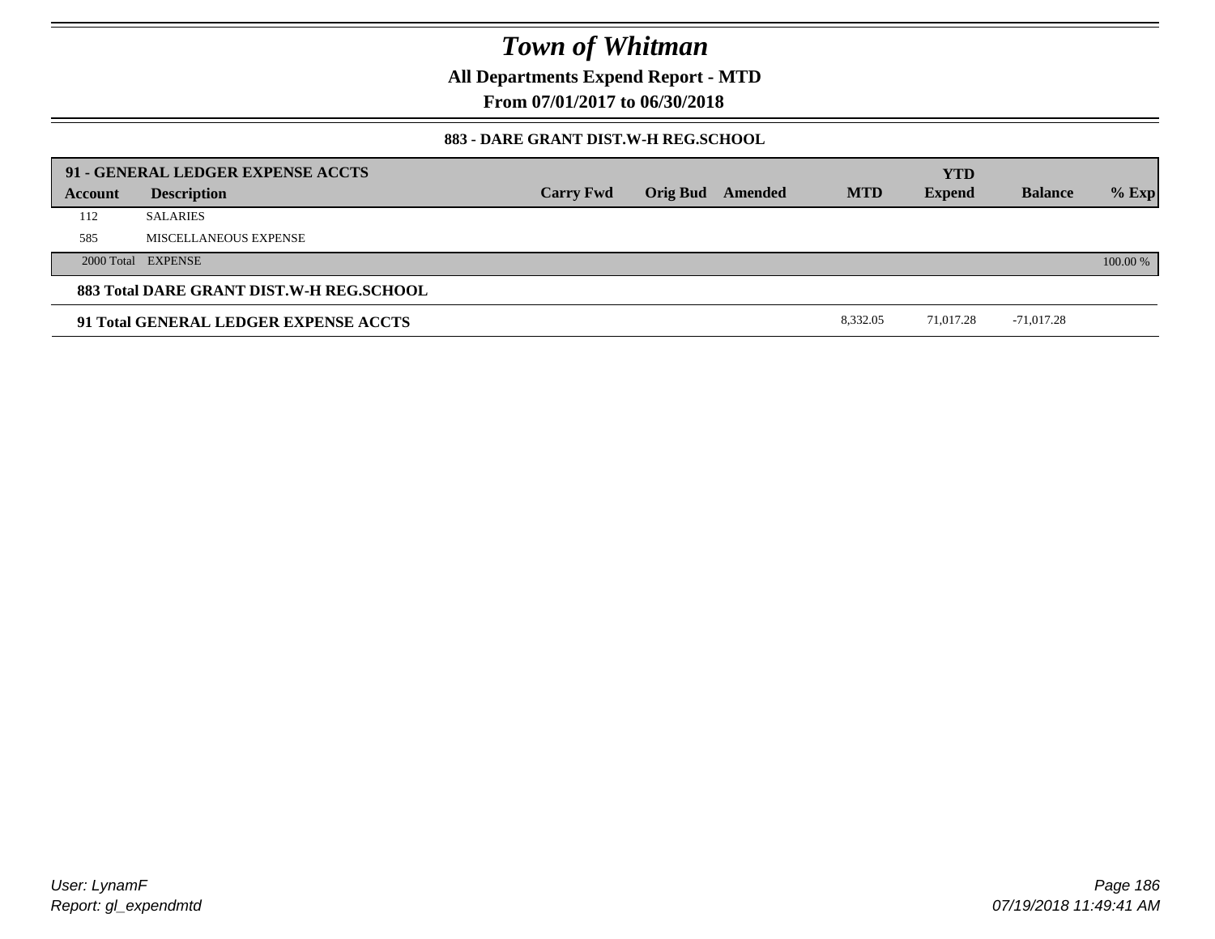# Town of Whitman

**All Departments Expend Report - MTD**

**From 07/01/2017 to 06/30/2018**

**883 - DARE GRANT DIST.W-H REG.SCHOOL**

| **91 - GENERAL LEDGER EXPENSE ACCTS** | | | | | | | | | |
|---|---|---|---|---|---|---|---|---|---|
| **Account** | **Description** | **Carry Fwd** | **Orig Bud** | **Amended** | **MTD** | **YTD Expend** | **Balance** | **% Exp** |
| 112 | SALARIES | | | | | | | |
| 585 | MISCELLANEOUS EXPENSE | | | | | | | |
| 2000 Total | EXPENSE | | | | | | | 100.00 % |
| **883 Total DARE GRANT DIST.W-H REG.SCHOOL** | | | | | | | | |
| **91 Total GENERAL LEDGER EXPENSE ACCTS** | | | | | 8,332.05 | 71,017.28 | -71,017.28 | |

*User: LynamF*

*Report: gl_expendmtd*

*07/19/2018 11:49:41 AM*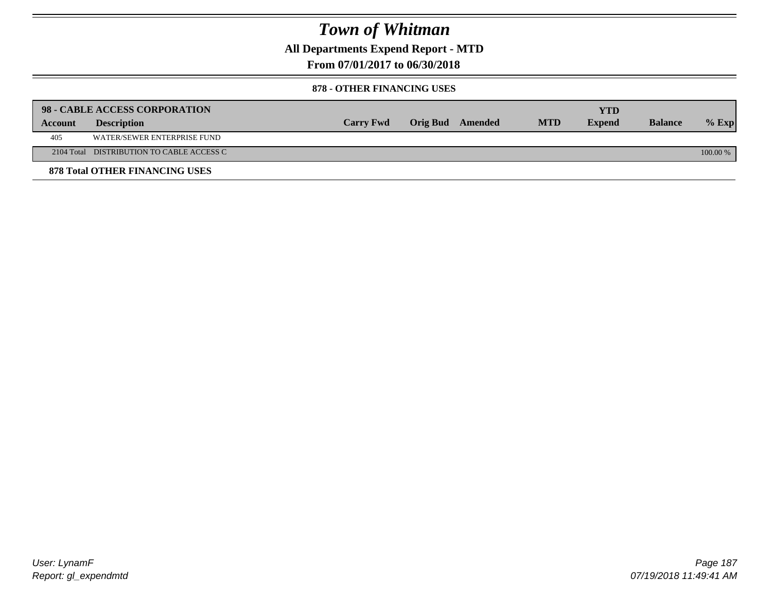# Town of Whitman

**All Departments Expend Report - MTD**

**From 07/01/2017 to 06/30/2018**

### 878 - OTHER FINANCING USES

| 98 - CABLE ACCESS CORPORATION | | | | | | | | |
|---|---|---|---|---|---|---|---|---|
| **Account** | **Description** | **Carry Fwd** | **Orig Bud** | **Amended** | **MTD** | **YTD Expend** | **Balance** | **% Exp** |
| 405 | WATER/SEWER ENTERPRISE FUND | | | | | | | |
| 2104 Total | DISTRIBUTION TO CABLE ACCESS C | | | | | | | 100.00 % |

**878 Total OTHER FINANCING USES**

*User: LynamF*
*Report: gl_expendmtd*

*07/19/2018 11:49:41 AM*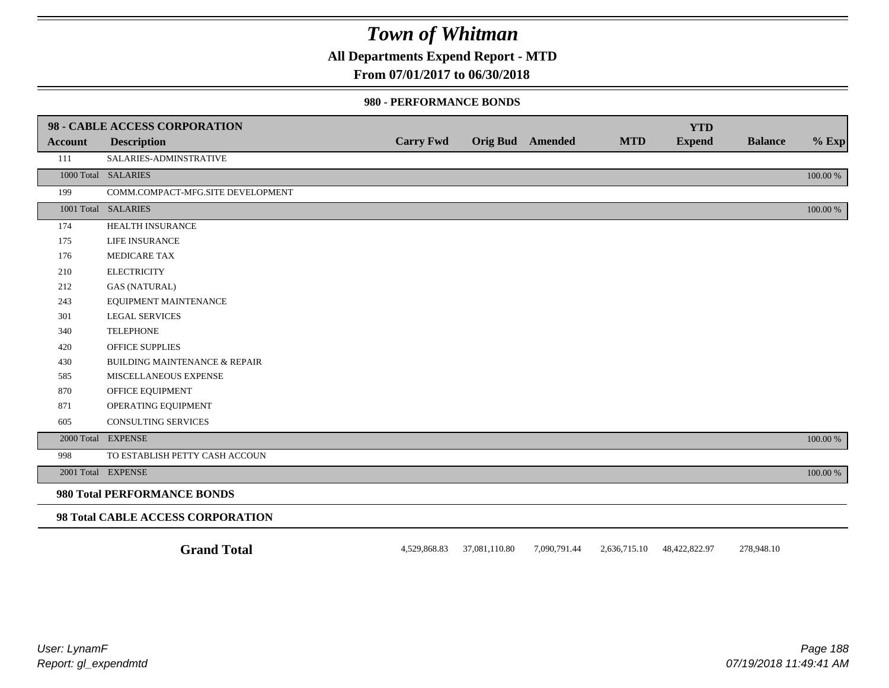# *Town of Whitman*

**All Departments Expend Report - MTD**

**From 07/01/2017 to 06/30/2018**

**980 - PERFORMANCE BONDS**

| **98 - CABLE ACCESS CORPORATION** | | | | | | | | |
|---|---|---|---|---|---|---|---|---|
| **Account** | **Description** | **Carry Fwd** | **Orig Bud** | **Amended** | **MTD** | **YTD Expend** | **Balance** | **% Exp** |
| 111 | SALARIES-ADMINSTRATIVE | | | | | | | |
| 1000 Total | SALARIES | | | | | | | 100.00 % |
| 199 | COMM.COMPACT-MFG.SITE DEVELOPMENT | | | | | | | |
| 1001 Total | SALARIES | | | | | | | 100.00 % |
| 174 | HEALTH INSURANCE | | | | | | | |
| 175 | LIFE INSURANCE | | | | | | | |
| 176 | MEDICARE TAX | | | | | | | |
| 210 | ELECTRICITY | | | | | | | |
| 212 | GAS (NATURAL) | | | | | | | |
| 243 | EQUIPMENT MAINTENANCE | | | | | | | |
| 301 | LEGAL SERVICES | | | | | | | |
| 340 | TELEPHONE | | | | | | | |
| 420 | OFFICE SUPPLIES | | | | | | | |
| 430 | BUILDING MAINTENANCE & REPAIR | | | | | | | |
| 585 | MISCELLANEOUS EXPENSE | | | | | | | |
| 870 | OFFICE EQUIPMENT | | | | | | | |
| 871 | OPERATING EQUIPMENT | | | | | | | |
| 605 | CONSULTING SERVICES | | | | | | | |
| 2000 Total | EXPENSE | | | | | | | 100.00 % |
| 998 | TO ESTABLISH PETTY CASH ACCOUN | | | | | | | |
| 2001 Total | EXPENSE | | | | | | | 100.00 % |
| **980 Total PERFORMANCE BONDS** | | | | | | | | |
| **98 Total CABLE ACCESS CORPORATION** | | | | | | | | |
| | **Grand Total** | 4,529,868.83 | 37,081,110.80 | 7,090,791.44 | 2,636,715.10 | 48,422,822.97 | 278,948.10 | |

*User: LynamF*
*Report: gl_expendmtd*

*07/19/2018 11:49:41 AM*